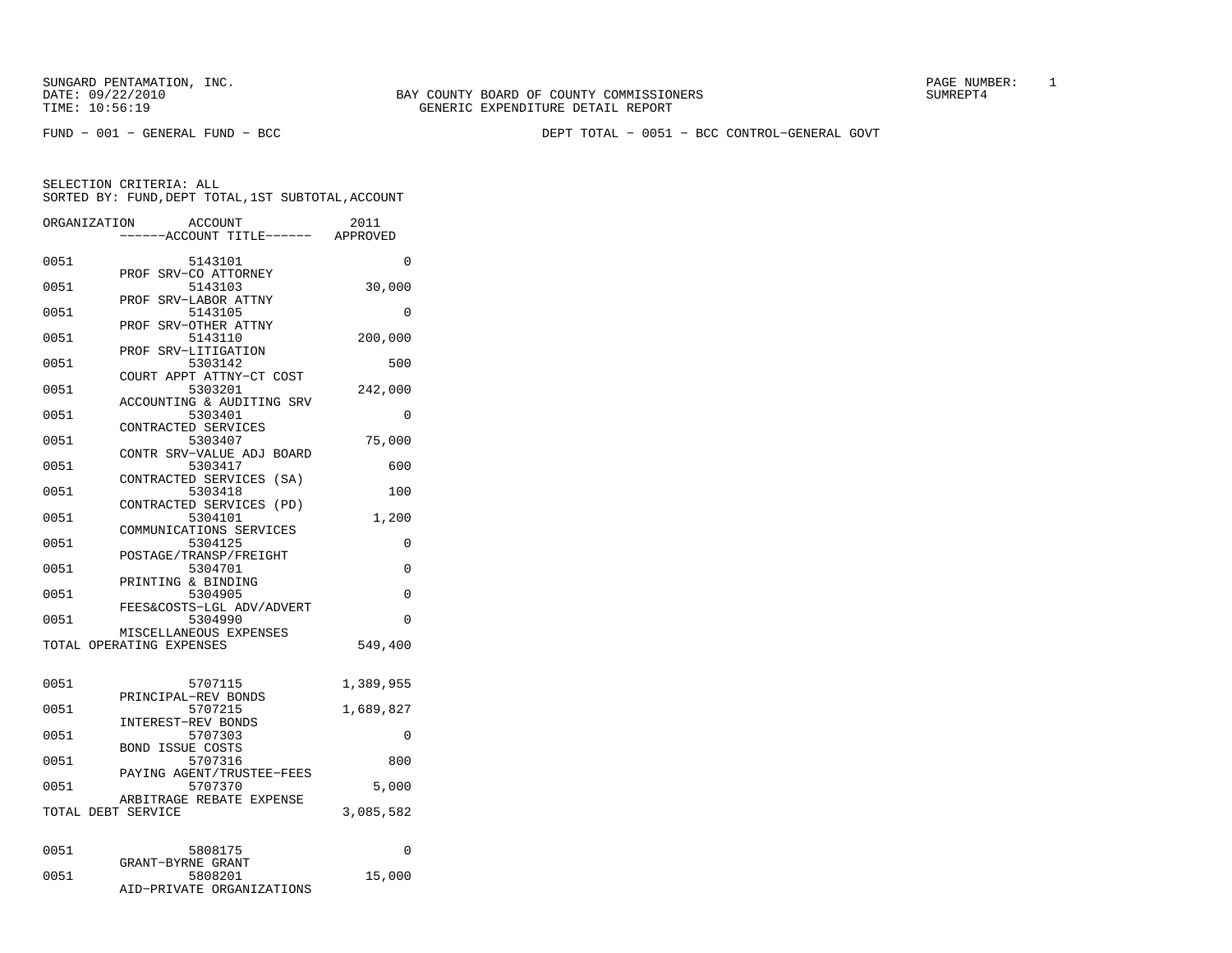SUNGARD PENTAMATION, INC.
DATE: 09/22/2010
TIME: 10:56:19

BAY COUNTY BOARD OF COUNTY COMMISSIONERS
GENERIC EXPENDITURE DETAIL REPORT

PAGE NUMBER: 1
SUMREPT4

FUND - 001 - GENERAL FUND - BCC

DEPT TOTAL - 0051 - BCC CONTROL-GENERAL GOVT

SELECTION CRITERIA: ALL
SORTED BY: FUND,DEPT TOTAL,1ST SUBTOTAL,ACCOUNT

| ORGANIZATION | ACCOUNT / ACCOUNT TITLE | 2011 APPROVED |
|---|---|---|
| 0051 | 5143101 PROF SRV-CO ATTORNEY | 0 |
| 0051 | 5143103 PROF SRV-LABOR ATTNY | 30,000 |
| 0051 | 5143105 PROF SRV-OTHER ATTNY | 0 |
| 0051 | 5143110 PROF SRV-LITIGATION | 200,000 |
| 0051 | 5303142 COURT APPT ATTNY-CT COST | 500 |
| 0051 | 5303201 ACCOUNTING & AUDITING SRV | 242,000 |
| 0051 | 5303401 CONTRACTED SERVICES | 0 |
| 0051 | 5303407 CONTR SRV-VALUE ADJ BOARD | 75,000 |
| 0051 | 5303417 CONTRACTED SERVICES (SA) | 600 |
| 0051 | 5303418 CONTRACTED SERVICES (PD) | 100 |
| 0051 | 5304101 COMMUNICATIONS SERVICES | 1,200 |
| 0051 | 5304125 POSTAGE/TRANSP/FREIGHT | 0 |
| 0051 | 5304701 PRINTING & BINDING | 0 |
| 0051 | 5304905 FEES&COSTS-LGL ADV/ADVERT | 0 |
| 0051 | 5304990 MISCELLANEOUS EXPENSES | 0 |
| TOTAL OPERATING EXPENSES | | 549,400 |
| 0051 | 5707115 PRINCIPAL-REV BONDS | 1,389,955 |
| 0051 | 5707215 INTEREST-REV BONDS | 1,689,827 |
| 0051 | 5707303 BOND ISSUE COSTS | 0 |
| 0051 | 5707316 PAYING AGENT/TRUSTEE-FEES | 800 |
| 0051 | 5707370 ARBITRAGE REBATE EXPENSE | 5,000 |
| TOTAL DEBT SERVICE | | 3,085,582 |
| 0051 | 5808175 GRANT-BYRNE GRANT | 0 |
| 0051 | 5808201 AID-PRIVATE ORGANIZATIONS | 15,000 |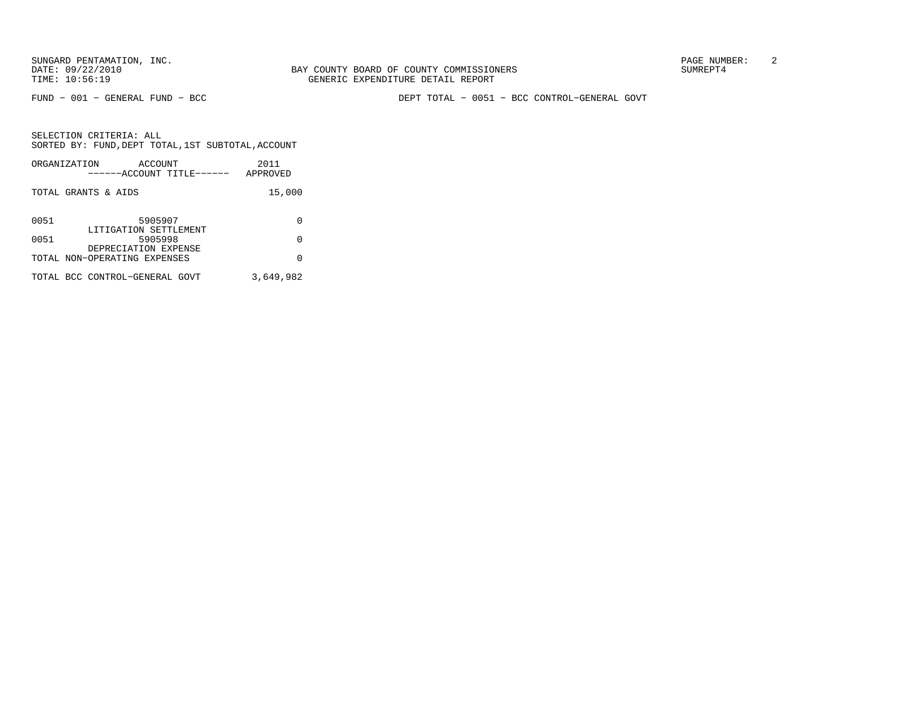BAY COUNTY BOARD OF COUNTY COMMISSIONERS
GENERIC EXPENDITURE DETAIL REPORT

SUNGARD PENTAMATION, INC.
DATE: 09/22/2010
TIME: 10:56:19

SUMREPT4

FUND − 001 − GENERAL FUND − BCC

DEPT TOTAL − 0051 − BCC CONTROL−GENERAL GOVT

SELECTION CRITERIA: ALL
SORTED BY: FUND,DEPT TOTAL,1ST SUBTOTAL,ACCOUNT

| ORGANIZATION | ACCOUNT<br>------ACCOUNT TITLE------ | 2011<br>APPROVED |
|---|---|---|
| TOTAL GRANTS & AIDS | | 15,000 |
| 0051 | 5905907<br>LITIGATION SETTLEMENT | 0 |
| 0051 | 5905998<br>DEPRECIATION EXPENSE | 0 |
| TOTAL NON−OPERATING EXPENSES | | 0 |
| TOTAL BCC CONTROL−GENERAL GOVT | | 3,649,982 |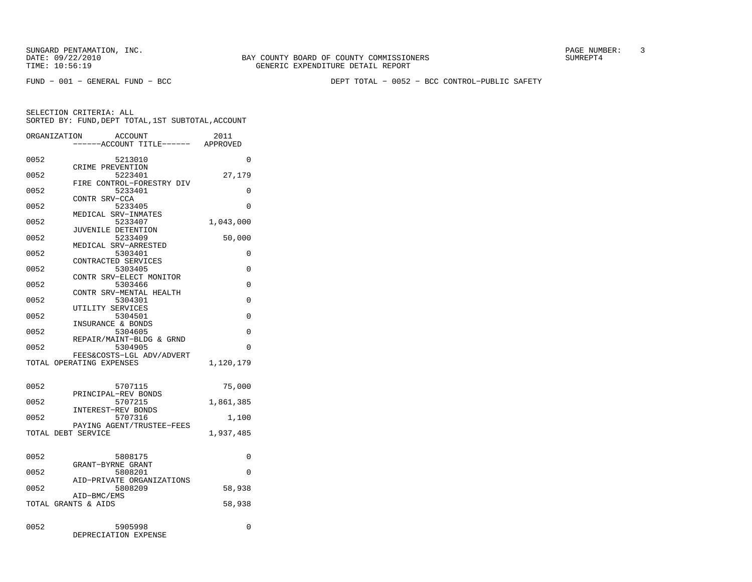SUNGARD PENTAMATION, INC.
DATE: 09/22/2010
TIME: 10:56:19

BAY COUNTY BOARD OF COUNTY COMMISSIONERS
GENERIC EXPENDITURE DETAIL REPORT

SUMREPT4

FUND − 001 − GENERAL FUND − BCC

DEPT TOTAL − 0052 − BCC CONTROL−PUBLIC SAFETY

SELECTION CRITERIA: ALL
SORTED BY: FUND,DEPT TOTAL,1ST SUBTOTAL,ACCOUNT

| ORGANIZATION | ACCOUNT / ------ACCOUNT TITLE------ | 2011 APPROVED |
|---|---|---|
| 0052 | 5213010 CRIME PREVENTION | 0 |
| 0052 | 5223401 FIRE CONTROL−FORESTRY DIV | 27,179 |
| 0052 | 5233401 CONTR SRV−CCA | 0 |
| 0052 | 5233405 MEDICAL SRV−INMATES | 0 |
| 0052 | 5233407 JUVENILE DETENTION | 1,043,000 |
| 0052 | 5233409 MEDICAL SRV−ARRESTED | 50,000 |
| 0052 | 5303401 CONTRACTED SERVICES | 0 |
| 0052 | 5303405 CONTR SRV−ELECT MONITOR | 0 |
| 0052 | 5303466 CONTR SRV−MENTAL HEALTH | 0 |
| 0052 | 5304301 UTILITY SERVICES | 0 |
| 0052 | 5304501 INSURANCE & BONDS | 0 |
| 0052 | 5304605 REPAIR/MAINT−BLDG & GRND | 0 |
| 0052 | 5304905 FEES&COSTS−LGL ADV/ADVERT | 0 |
| TOTAL OPERATING EXPENSES | | 1,120,179 |
| 0052 | 5707115 PRINCIPAL−REV BONDS | 75,000 |
| 0052 | 5707215 INTEREST−REV BONDS | 1,861,385 |
| 0052 | 5707316 PAYING AGENT/TRUSTEE−FEES | 1,100 |
| TOTAL DEBT SERVICE | | 1,937,485 |
| 0052 | 5808175 GRANT−BYRNE GRANT | 0 |
| 0052 | 5808201 AID−PRIVATE ORGANIZATIONS | 0 |
| 0052 | 5808209 AID−BMC/EMS | 58,938 |
| TOTAL GRANTS & AIDS | | 58,938 |
| 0052 | 5905998 DEPRECIATION EXPENSE | 0 |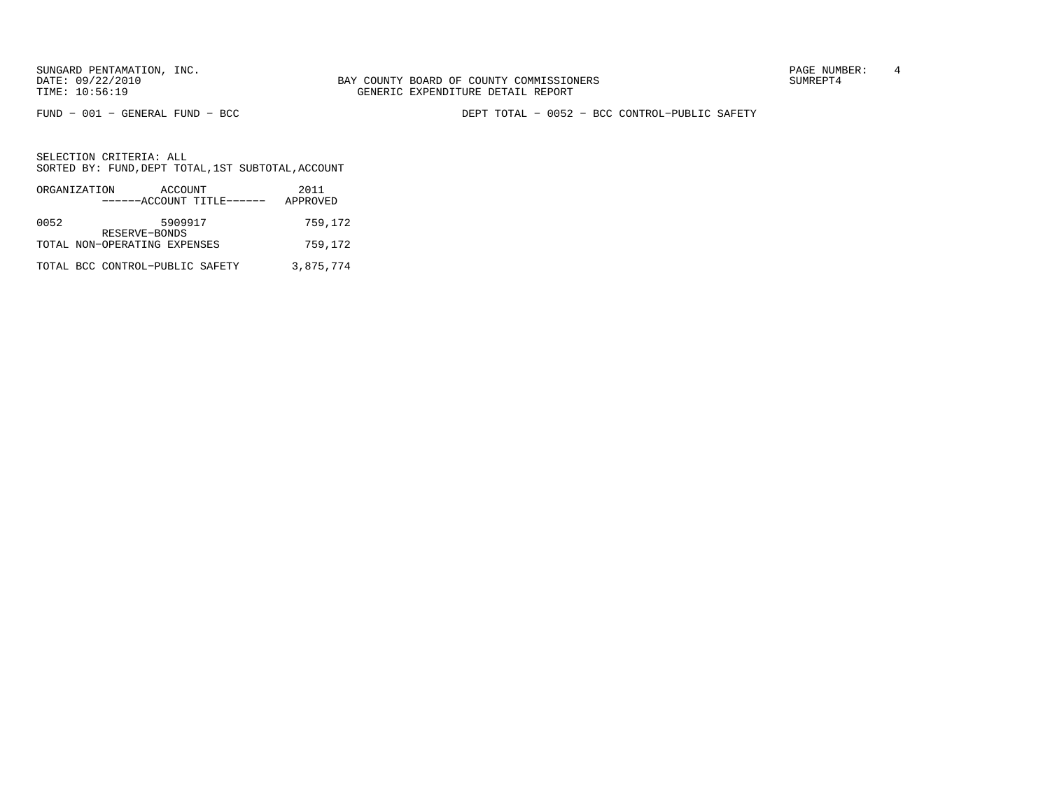BAY COUNTY BOARD OF COUNTY COMMISSIONERS
GENERIC EXPENDITURE DETAIL REPORT

FUND - 001 - GENERAL FUND - BCC

DEPT TOTAL - 0052 - BCC CONTROL-PUBLIC SAFETY

SELECTION CRITERIA: ALL
SORTED BY: FUND,DEPT TOTAL,1ST SUBTOTAL,ACCOUNT

| ORGANIZATION | ACCOUNT ------ACCOUNT TITLE------ | 2011 APPROVED |
|---|---|---|
| 0052 | 5909917 RESERVE-BONDS | 759,172 |
| TOTAL NON-OPERATING EXPENSES | | 759,172 |
| TOTAL BCC CONTROL-PUBLIC SAFETY | | 3,875,774 |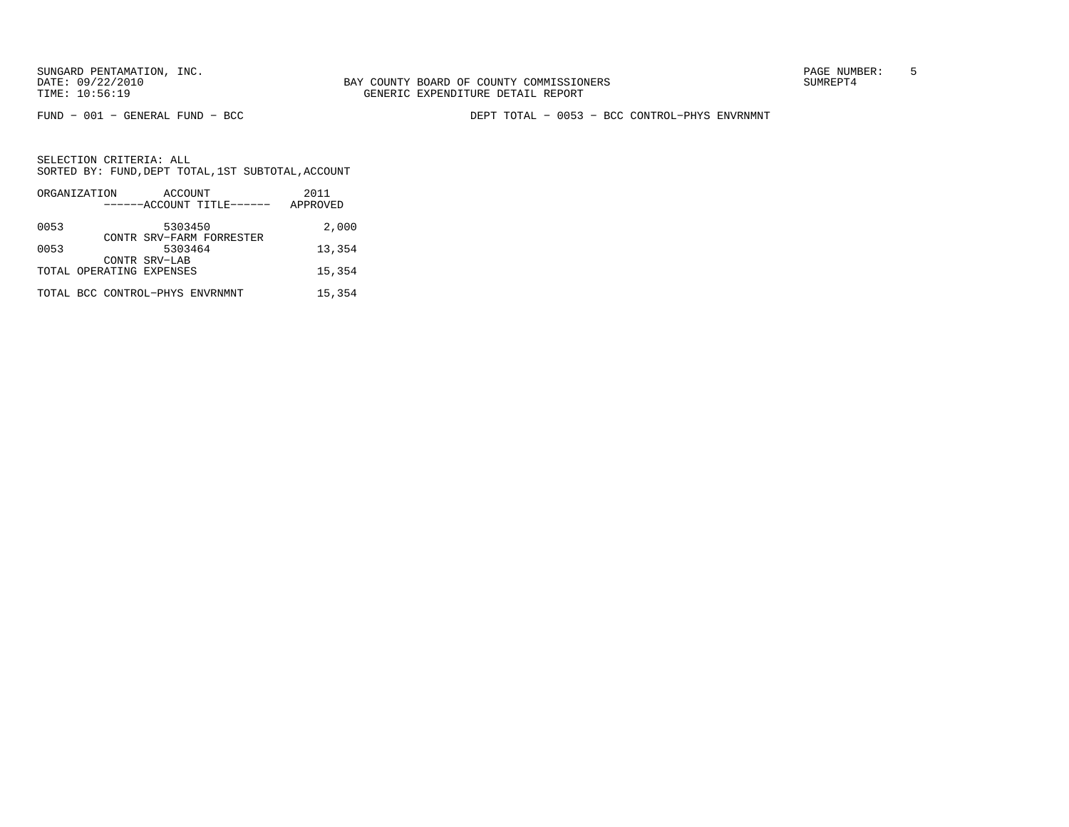SUNGARD PENTAMATION, INC.
DATE: 09/22/2010
TIME: 10:56:19

BAY COUNTY BOARD OF COUNTY COMMISSIONERS
GENERIC EXPENDITURE DETAIL REPORT

SUMREPT4

FUND − 001 − GENERAL FUND − BCC

DEPT TOTAL − 0053 − BCC CONTROL−PHYS ENVRNMNT

SELECTION CRITERIA: ALL
SORTED BY: FUND,DEPT TOTAL,1ST SUBTOTAL,ACCOUNT

| ORGANIZATION | ACCOUNT<br>------ACCOUNT TITLE------ | 2011<br>APPROVED |
|---|---|---|
| 0053 | 5303450<br>CONTR SRV−FARM FORRESTER | 2,000 |
| 0053 | 5303464<br>CONTR SRV−LAB | 13,354 |
| TOTAL OPERATING EXPENSES | | 15,354 |
| TOTAL BCC CONTROL−PHYS ENVRNMNT | | 15,354 |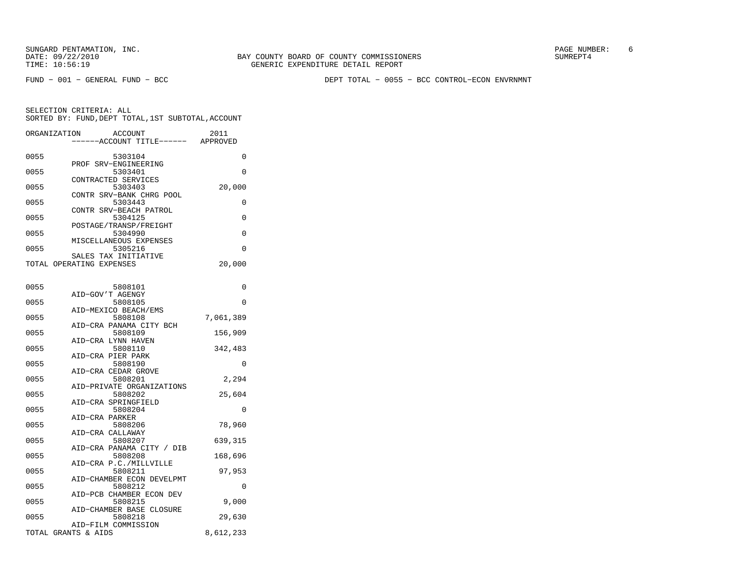SUNGARD PENTAMATION, INC.
DATE: 09/22/2010
TIME: 10:56:19

BAY COUNTY BOARD OF COUNTY COMMISSIONERS
GENERIC EXPENDITURE DETAIL REPORT

SUMREPT4

FUND - 001 - GENERAL FUND - BCC

DEPT TOTAL - 0055 - BCC CONTROL-ECON ENVRNMNT

SELECTION CRITERIA: ALL
SORTED BY: FUND,DEPT TOTAL,1ST SUBTOTAL,ACCOUNT

| ORGANIZATION | ACCOUNT | ------ACCOUNT TITLE------ | 2011 APPROVED |
|---|---|---|---|
| 0055 | 5303104 | PROF SRV-ENGINEERING | 0 |
| 0055 | 5303401 | CONTRACTED SERVICES | 0 |
| 0055 | 5303403 | CONTR SRV-BANK CHRG POOL | 20,000 |
| 0055 | 5303443 | CONTR SRV-BEACH PATROL | 0 |
| 0055 | 5304125 | POSTAGE/TRANSP/FREIGHT | 0 |
| 0055 | 5304990 | MISCELLANEOUS EXPENSES | 0 |
| 0055 | 5305216 | SALES TAX INITIATIVE | 0 |
| TOTAL OPERATING EXPENSES | | | 20,000 |
| 0055 | 5808101 | AID-GOV'T AGENGY | 0 |
| 0055 | 5808105 | AID-MEXICO BEACH/EMS | 0 |
| 0055 | 5808108 | AID-CRA PANAMA CITY BCH | 7,061,389 |
| 0055 | 5808109 | AID-CRA LYNN HAVEN | 156,909 |
| 0055 | 5808110 | AID-CRA PIER PARK | 342,483 |
| 0055 | 5808190 | AID-CRA CEDAR GROVE | 0 |
| 0055 | 5808201 | AID-PRIVATE ORGANIZATIONS | 2,294 |
| 0055 | 5808202 | AID-CRA SPRINGFIELD | 25,604 |
| 0055 | 5808204 | AID-CRA PARKER | 0 |
| 0055 | 5808206 | AID-CRA CALLAWAY | 78,960 |
| 0055 | 5808207 | AID-CRA PANAMA CITY / DIB | 639,315 |
| 0055 | 5808208 | AID-CRA P.C./MILLVILLE | 168,696 |
| 0055 | 5808211 | AID-CHAMBER ECON DEVELPMT | 97,953 |
| 0055 | 5808212 | AID-PCB CHAMBER ECON DEV | 0 |
| 0055 | 5808215 | AID-CHAMBER BASE CLOSURE | 9,000 |
| 0055 | 5808218 | AID-FILM COMMISSION | 29,630 |
| TOTAL GRANTS & AIDS | | | 8,612,233 |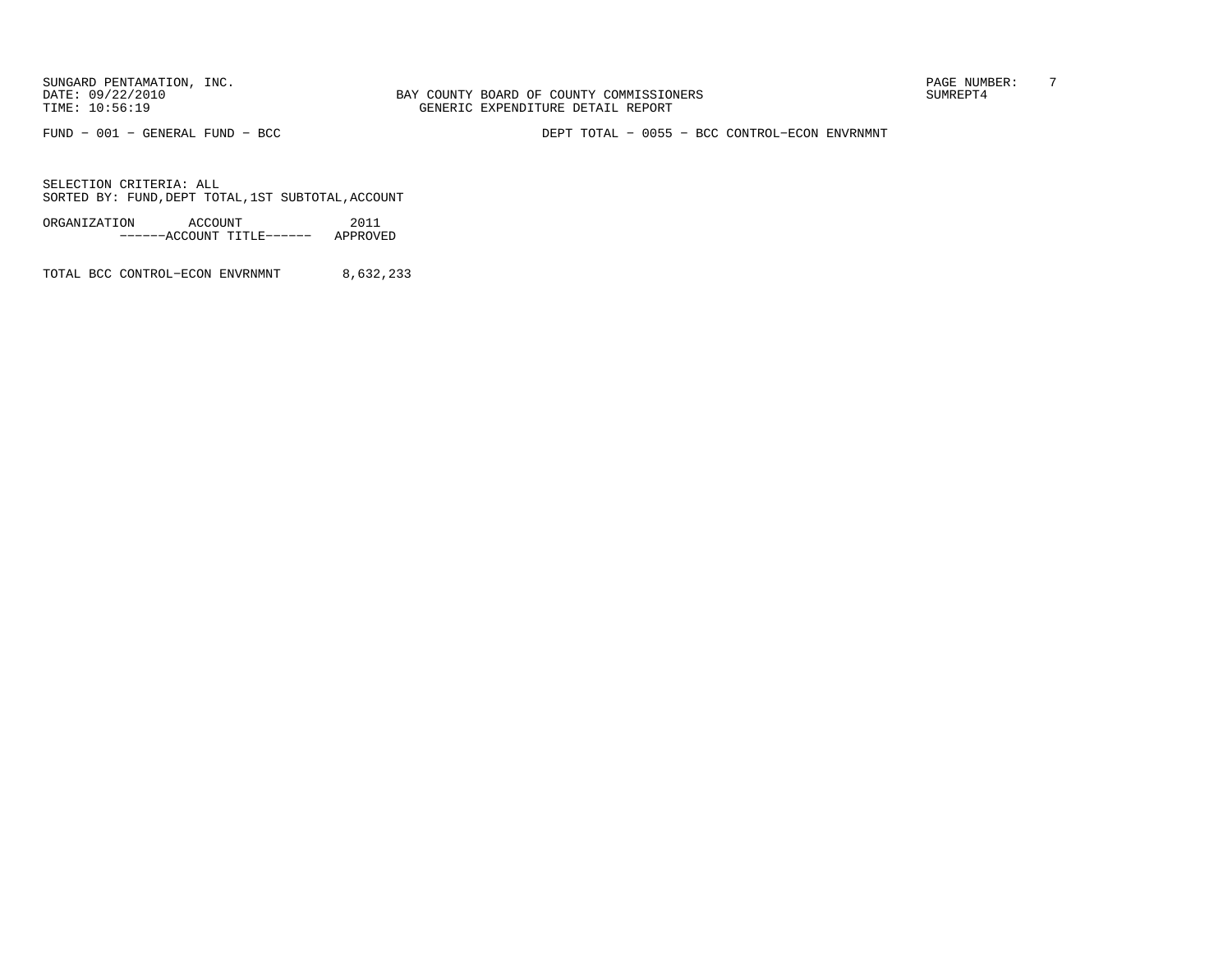FUND − 001 − GENERAL FUND − BCC

DEPT TOTAL − 0055 − BCC CONTROL−ECON ENVRNMNT

SELECTION CRITERIA: ALL
SORTED BY: FUND,DEPT TOTAL,1ST SUBTOTAL,ACCOUNT

| ORGANIZATION ACCOUNT ------ACCOUNT TITLE------ | 2011 APPROVED |
|---|---|
| TOTAL BCC CONTROL−ECON ENVRNMNT | 8,632,233 |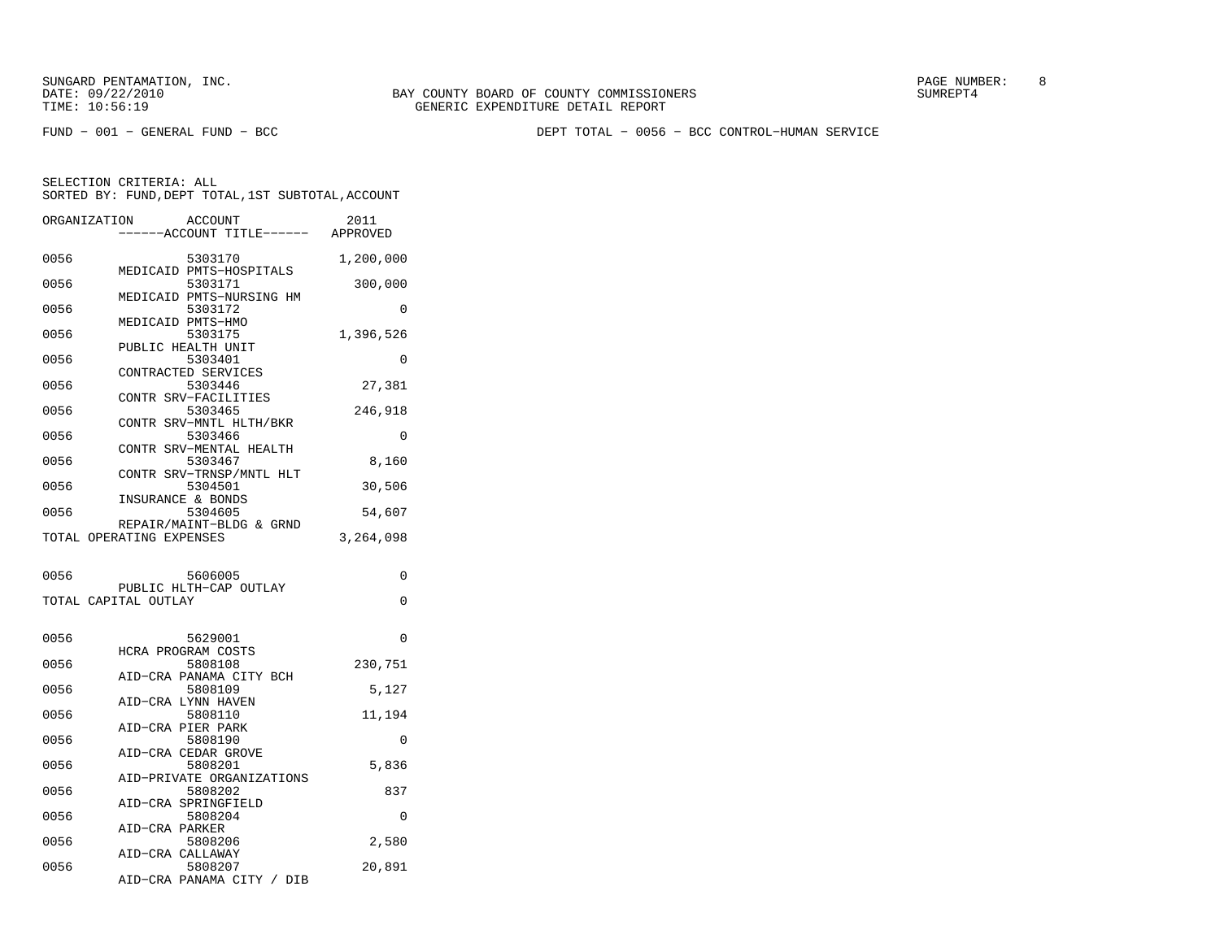SUNGARD PENTAMATION, INC.
DATE: 09/22/2010
TIME: 10:56:19

BAY COUNTY BOARD OF COUNTY COMMISSIONERS
GENERIC EXPENDITURE DETAIL REPORT

SUMREPT4

FUND - 001 - GENERAL FUND - BCC

DEPT TOTAL - 0056 - BCC CONTROL-HUMAN SERVICE

SELECTION CRITERIA: ALL
SORTED BY: FUND,DEPT TOTAL,1ST SUBTOTAL,ACCOUNT

| ORGANIZATION | ACCOUNT / ------ACCOUNT TITLE------ | 2011 APPROVED |
|---|---|---|
| 0056 | 5303170 MEDICAID PMTS-HOSPITALS | 1,200,000 |
| 0056 | 5303171 MEDICAID PMTS-NURSING HM | 300,000 |
| 0056 | 5303172 MEDICAID PMTS-HMO | 0 |
| 0056 | 5303175 PUBLIC HEALTH UNIT | 1,396,526 |
| 0056 | 5303401 CONTRACTED SERVICES | 0 |
| 0056 | 5303446 CONTR SRV-FACILITIES | 27,381 |
| 0056 | 5303465 CONTR SRV-MNTL HLTH/BKR | 246,918 |
| 0056 | 5303466 CONTR SRV-MENTAL HEALTH | 0 |
| 0056 | 5303467 CONTR SRV-TRNSP/MNTL HLT | 8,160 |
| 0056 | 5304501 INSURANCE & BONDS | 30,506 |
| 0056 | 5304605 REPAIR/MAINT-BLDG & GRND | 54,607 |
| TOTAL OPERATING EXPENSES | | 3,264,098 |
| 0056 | 5606005 PUBLIC HLTH-CAP OUTLAY | 0 |
| TOTAL CAPITAL OUTLAY | | 0 |
| 0056 | 5629001 HCRA PROGRAM COSTS | 0 |
| 0056 | 5808108 AID-CRA PANAMA CITY BCH | 230,751 |
| 0056 | 5808109 AID-CRA LYNN HAVEN | 5,127 |
| 0056 | 5808110 AID-CRA PIER PARK | 11,194 |
| 0056 | 5808190 AID-CRA CEDAR GROVE | 0 |
| 0056 | 5808201 AID-PRIVATE ORGANIZATIONS | 5,836 |
| 0056 | 5808202 AID-CRA SPRINGFIELD | 837 |
| 0056 | 5808204 AID-CRA PARKER | 0 |
| 0056 | 5808206 AID-CRA CALLAWAY | 2,580 |
| 0056 | 5808207 AID-CRA PANAMA CITY / DIB | 20,891 |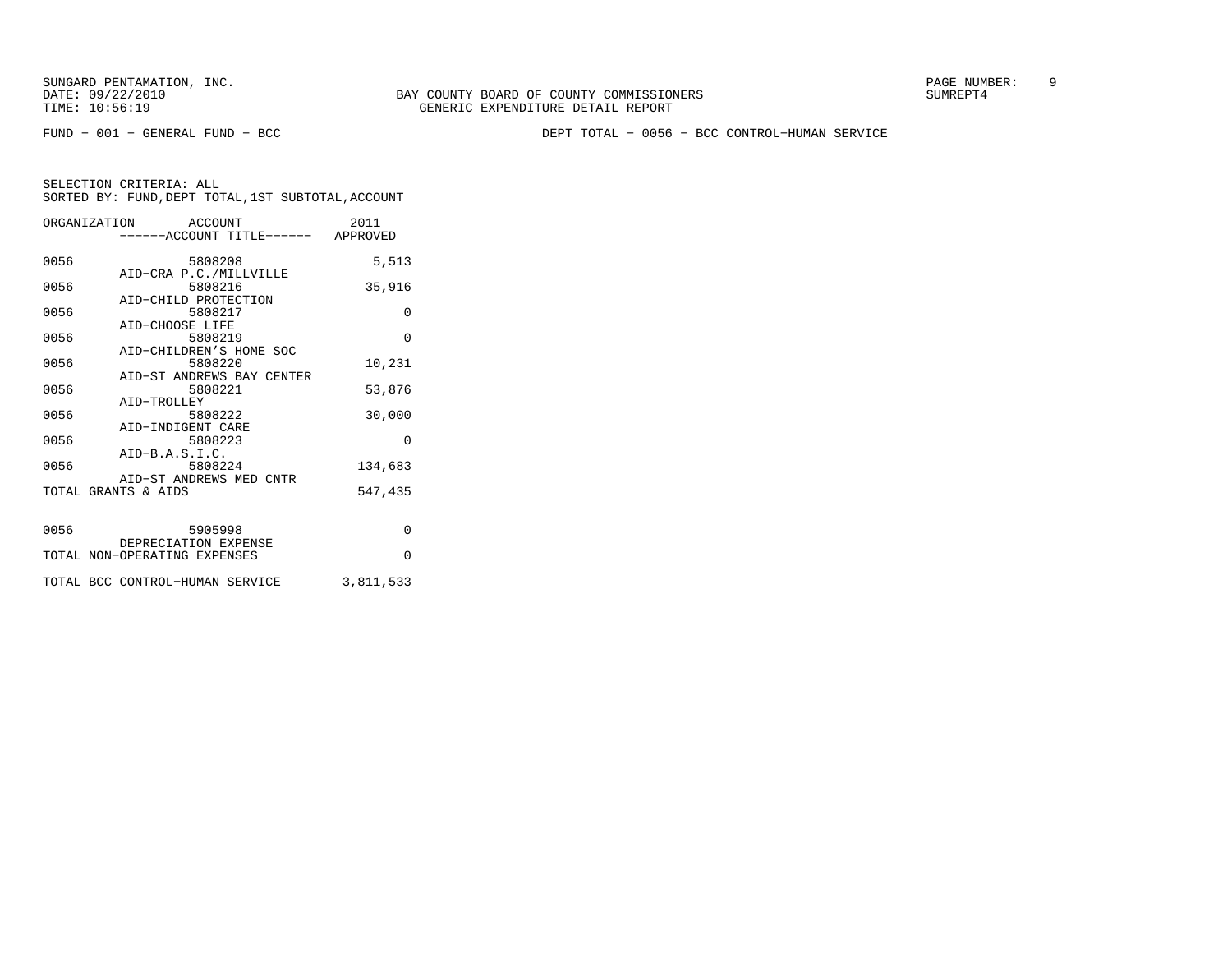BAY COUNTY BOARD OF COUNTY COMMISSIONERS
GENERIC EXPENDITURE DETAIL REPORT

FUND − 001 − GENERAL FUND − BCC

DEPT TOTAL − 0056 − BCC CONTROL−HUMAN SERVICE

SELECTION CRITERIA: ALL
SORTED BY: FUND,DEPT TOTAL,1ST SUBTOTAL,ACCOUNT

| ORGANIZATION | ACCOUNT / ACCOUNT TITLE | 2011 APPROVED |
|---|---|---|
| 0056 | 5808208 AID−CRA P.C./MILLVILLE | 5,513 |
| 0056 | 5808216 AID−CHILD PROTECTION | 35,916 |
| 0056 | 5808217 AID−CHOOSE LIFE | 0 |
| 0056 | 5808219 AID−CHILDREN'S HOME SOC | 0 |
| 0056 | 5808220 AID−ST ANDREWS BAY CENTER | 10,231 |
| 0056 | 5808221 AID−TROLLEY | 53,876 |
| 0056 | 5808222 AID−INDIGENT CARE | 30,000 |
| 0056 | 5808223 AID−B.A.S.I.C. | 0 |
| 0056 | 5808224 AID−ST ANDREWS MED CNTR | 134,683 |
| TOTAL GRANTS & AIDS | | 547,435 |
| 0056 | 5905998 DEPRECIATION EXPENSE | 0 |
| TOTAL NON−OPERATING EXPENSES | | 0 |
| TOTAL BCC CONTROL−HUMAN SERVICE | | 3,811,533 |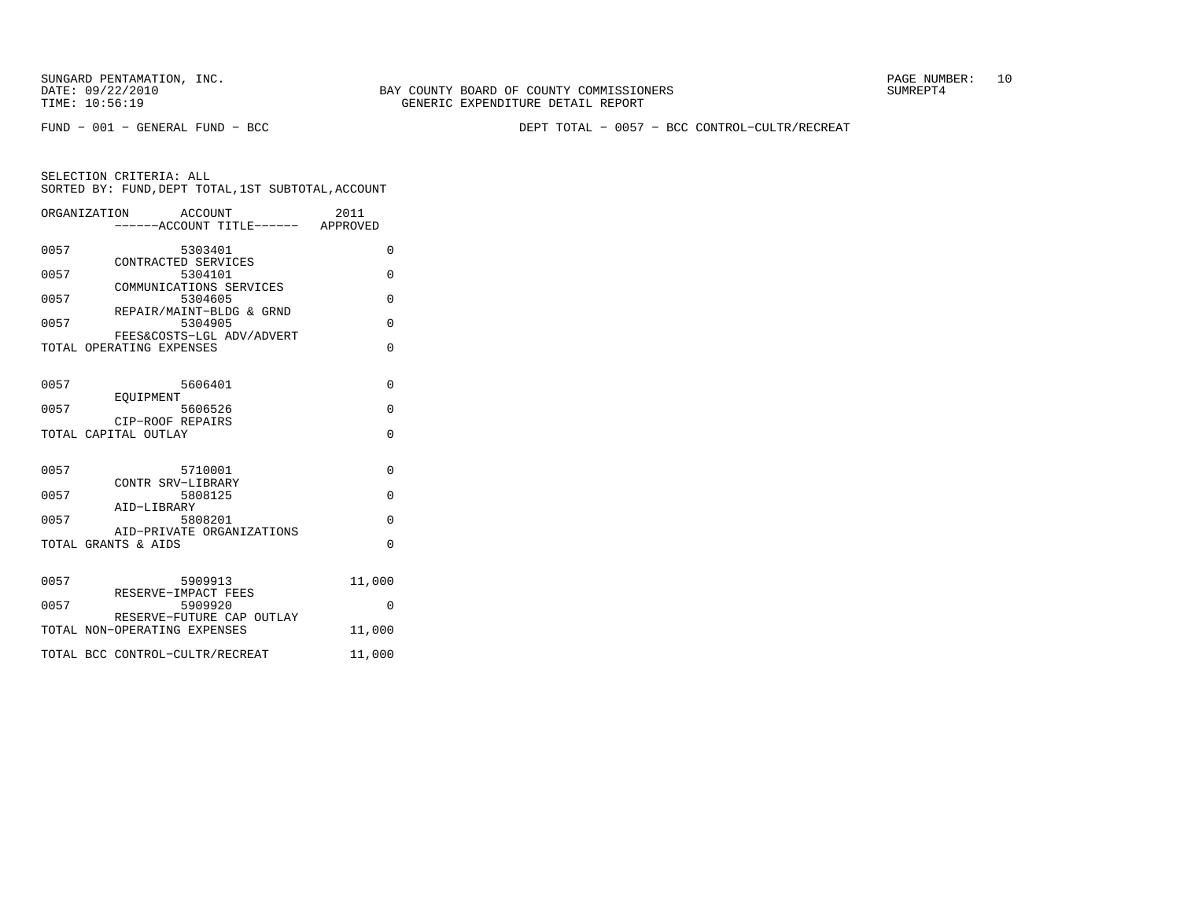BAY COUNTY BOARD OF COUNTY COMMISSIONERS
GENERIC EXPENDITURE DETAIL REPORT

SUNGARD PENTAMATION, INC.
DATE: 09/22/2010
TIME: 10:56:19

SUMREPT4

FUND − 001 − GENERAL FUND − BCC

DEPT TOTAL − 0057 − BCC CONTROL−CULTR/RECREAT

SELECTION CRITERIA: ALL
SORTED BY: FUND,DEPT TOTAL,1ST SUBTOTAL,ACCOUNT

| ORGANIZATION | ACCOUNT / ------ACCOUNT TITLE------ | 2011 APPROVED |
|---|---|---|
| 0057 | 5303401 CONTRACTED SERVICES | 0 |
| 0057 | 5304101 COMMUNICATIONS SERVICES | 0 |
| 0057 | 5304605 REPAIR/MAINT−BLDG & GRND | 0 |
| 0057 | 5304905 FEES&COSTS−LGL ADV/ADVERT | 0 |
| TOTAL OPERATING EXPENSES | | 0 |
| 0057 | 5606401 EQUIPMENT | 0 |
| 0057 | 5606526 CIP−ROOF REPAIRS | 0 |
| TOTAL CAPITAL OUTLAY | | 0 |
| 0057 | 5710001 CONTR SRV−LIBRARY | 0 |
| 0057 | 5808125 AID−LIBRARY | 0 |
| 0057 | 5808201 AID−PRIVATE ORGANIZATIONS | 0 |
| TOTAL GRANTS & AIDS | | 0 |
| 0057 | 5909913 RESERVE−IMPACT FEES | 11,000 |
| 0057 | 5909920 RESERVE−FUTURE CAP OUTLAY | 0 |
| TOTAL NON−OPERATING EXPENSES | | 11,000 |
| TOTAL BCC CONTROL−CULTR/RECREAT | | 11,000 |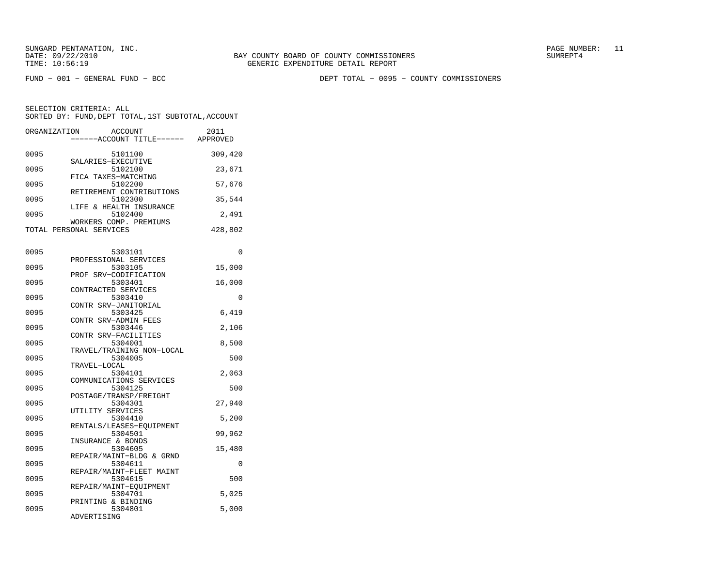SUNGARD PENTAMATION, INC.
DATE: 09/22/2010
TIME: 10:56:19

BAY COUNTY BOARD OF COUNTY COMMISSIONERS
GENERIC EXPENDITURE DETAIL REPORT

SUMREPT4

FUND - 001 - GENERAL FUND - BCC

DEPT TOTAL - 0095 - COUNTY COMMISSIONERS

SELECTION CRITERIA: ALL
SORTED BY: FUND,DEPT TOTAL,1ST SUBTOTAL,ACCOUNT

| ORGANIZATION | ACCOUNT / ACCOUNT TITLE | 2011 APPROVED |
|---|---|---|
| 0095 | 5101100 SALARIES-EXECUTIVE | 309,420 |
| 0095 | 5102100 FICA TAXES-MATCHING | 23,671 |
| 0095 | 5102200 RETIREMENT CONTRIBUTIONS | 57,676 |
| 0095 | 5102300 LIFE & HEALTH INSURANCE | 35,544 |
| 0095 | 5102400 WORKERS COMP. PREMIUMS | 2,491 |
| TOTAL PERSONAL SERVICES | | 428,802 |
| 0095 | 5303101 PROFESSIONAL SERVICES | 0 |
| 0095 | 5303105 PROF SRV-CODIFICATION | 15,000 |
| 0095 | 5303401 CONTRACTED SERVICES | 16,000 |
| 0095 | 5303410 CONTR SRV-JANITORIAL | 0 |
| 0095 | 5303425 CONTR SRV-ADMIN FEES | 6,419 |
| 0095 | 5303446 CONTR SRV-FACILITIES | 2,106 |
| 0095 | 5304001 TRAVEL/TRAINING NON-LOCAL | 8,500 |
| 0095 | 5304005 TRAVEL-LOCAL | 500 |
| 0095 | 5304101 COMMUNICATIONS SERVICES | 2,063 |
| 0095 | 5304125 POSTAGE/TRANSP/FREIGHT | 500 |
| 0095 | 5304301 UTILITY SERVICES | 27,940 |
| 0095 | 5304410 RENTALS/LEASES-EQUIPMENT | 5,200 |
| 0095 | 5304501 INSURANCE & BONDS | 99,962 |
| 0095 | 5304605 REPAIR/MAINT-BLDG & GRND | 15,480 |
| 0095 | 5304611 REPAIR/MAINT-FLEET MAINT | 0 |
| 0095 | 5304615 REPAIR/MAINT-EQUIPMENT | 500 |
| 0095 | 5304701 PRINTING & BINDING | 5,025 |
| 0095 | 5304801 ADVERTISING | 5,000 |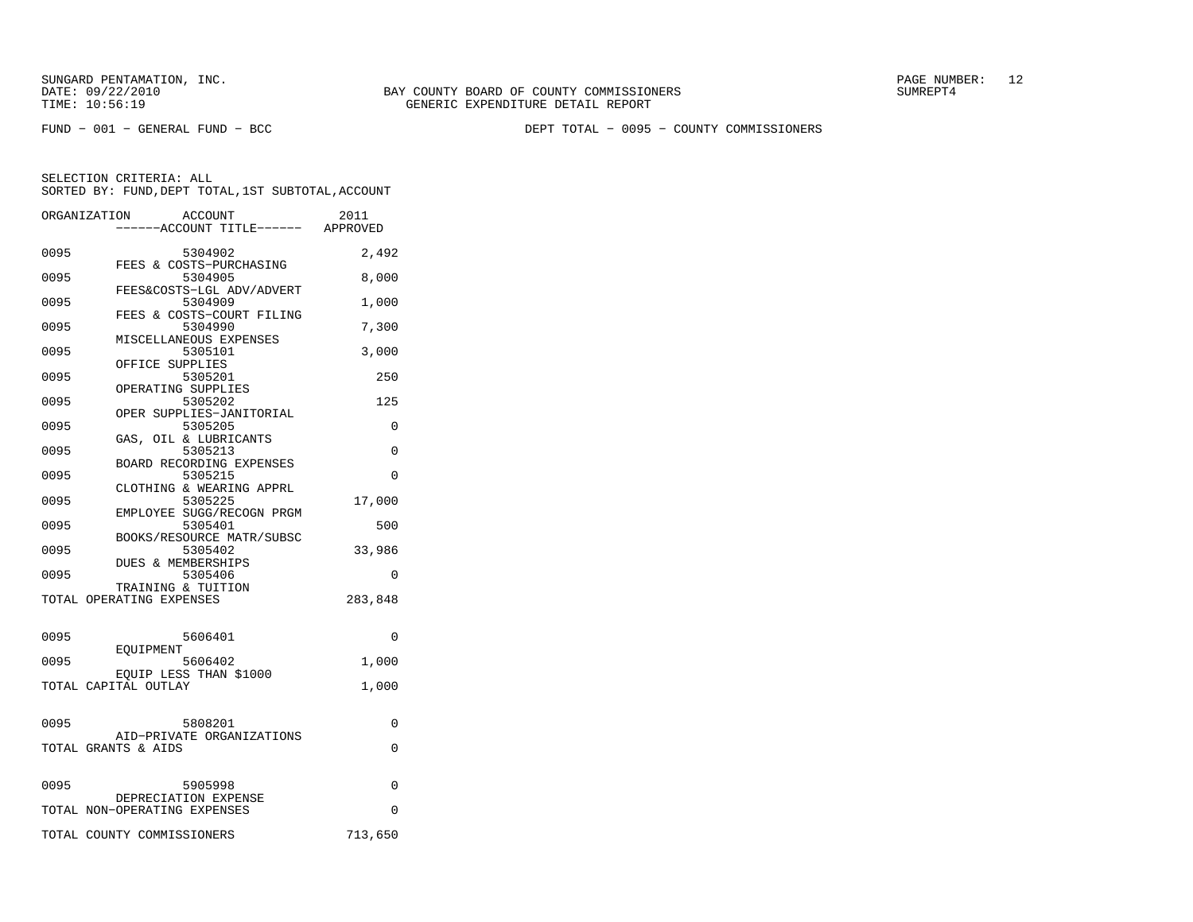SUNGARD PENTAMATION, INC.
DATE: 09/22/2010
TIME: 10:56:19

BAY COUNTY BOARD OF COUNTY COMMISSIONERS
GENERIC EXPENDITURE DETAIL REPORT

SUMREPT4

FUND − 001 − GENERAL FUND − BCC

DEPT TOTAL − 0095 − COUNTY COMMISSIONERS

SELECTION CRITERIA: ALL
SORTED BY: FUND,DEPT TOTAL,1ST SUBTOTAL,ACCOUNT

| ORGANIZATION | ACCOUNT / ACCOUNT TITLE | 2011 APPROVED |
|---|---|---|
| 0095 | 5304902 FEES & COSTS−PURCHASING | 2,492 |
| 0095 | 5304905 FEES&COSTS−LGL ADV/ADVERT | 8,000 |
| 0095 | 5304909 FEES & COSTS−COURT FILING | 1,000 |
| 0095 | 5304990 MISCELLANEOUS EXPENSES | 7,300 |
| 0095 | 5305101 OFFICE SUPPLIES | 3,000 |
| 0095 | 5305201 OPERATING SUPPLIES | 250 |
| 0095 | 5305202 OPER SUPPLIES−JANITORIAL | 125 |
| 0095 | 5305205 GAS, OIL & LUBRICANTS | 0 |
| 0095 | 5305213 BOARD RECORDING EXPENSES | 0 |
| 0095 | 5305215 CLOTHING & WEARING APPRL | 0 |
| 0095 | 5305225 EMPLOYEE SUGG/RECOGN PRGM | 17,000 |
| 0095 | 5305401 BOOKS/RESOURCE MATR/SUBSC | 500 |
| 0095 | 5305402 DUES & MEMBERSHIPS | 33,986 |
| 0095 | 5305406 TRAINING & TUITION | 0 |
| TOTAL OPERATING EXPENSES | | 283,848 |
| 0095 | 5606401 EQUIPMENT | 0 |
| 0095 | 5606402 EQUIP LESS THAN $1000 | 1,000 |
| TOTAL CAPITAL OUTLAY | | 1,000 |
| 0095 | 5808201 AID−PRIVATE ORGANIZATIONS | 0 |
| TOTAL GRANTS & AIDS | | 0 |
| 0095 | 5905998 DEPRECIATION EXPENSE | 0 |
| TOTAL NON−OPERATING EXPENSES | | 0 |
| TOTAL COUNTY COMMISSIONERS | | 713,650 |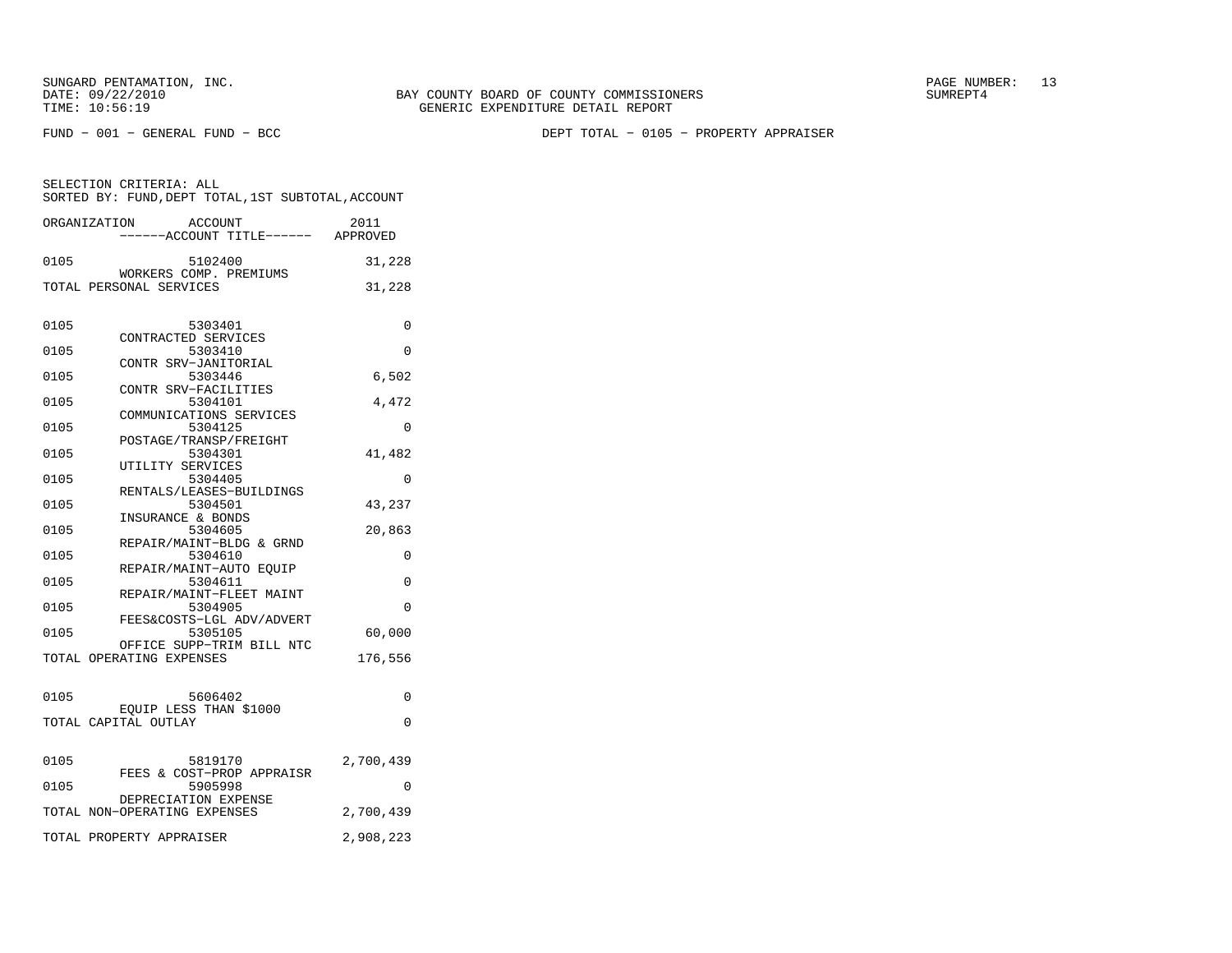FUND − 001 − GENERAL FUND − BCC

DEPT TOTAL − 0105 − PROPERTY APPRAISER

SELECTION CRITERIA: ALL
SORTED BY: FUND,DEPT TOTAL,1ST SUBTOTAL,ACCOUNT

| ORGANIZATION | ACCOUNT / ACCOUNT TITLE | 2011 APPROVED |
|---|---|---|
| 0105 | 5102400 WORKERS COMP. PREMIUMS | 31,228 |
| TOTAL PERSONAL SERVICES | | 31,228 |
| 0105 | 5303401 CONTRACTED SERVICES | 0 |
| 0105 | 5303410 CONTR SRV−JANITORIAL | 0 |
| 0105 | 5303446 CONTR SRV−FACILITIES | 6,502 |
| 0105 | 5304101 COMMUNICATIONS SERVICES | 4,472 |
| 0105 | 5304125 POSTAGE/TRANSP/FREIGHT | 0 |
| 0105 | 5304301 UTILITY SERVICES | 41,482 |
| 0105 | 5304405 RENTALS/LEASES−BUILDINGS | 0 |
| 0105 | 5304501 INSURANCE & BONDS | 43,237 |
| 0105 | 5304605 REPAIR/MAINT−BLDG & GRND | 20,863 |
| 0105 | 5304610 REPAIR/MAINT−AUTO EQUIP | 0 |
| 0105 | 5304611 REPAIR/MAINT−FLEET MAINT | 0 |
| 0105 | 5304905 FEES&COSTS−LGL ADV/ADVERT | 0 |
| 0105 | 5305105 OFFICE SUPP−TRIM BILL NTC | 60,000 |
| TOTAL OPERATING EXPENSES | | 176,556 |
| 0105 | 5606402 EQUIP LESS THAN $1000 | 0 |
| TOTAL CAPITAL OUTLAY | | 0 |
| 0105 | 5819170 FEES & COST−PROP APPRAISR | 2,700,439 |
| 0105 | 5905998 DEPRECIATION EXPENSE | 0 |
| TOTAL NON−OPERATING EXPENSES | | 2,700,439 |
| TOTAL PROPERTY APPRAISER | | 2,908,223 |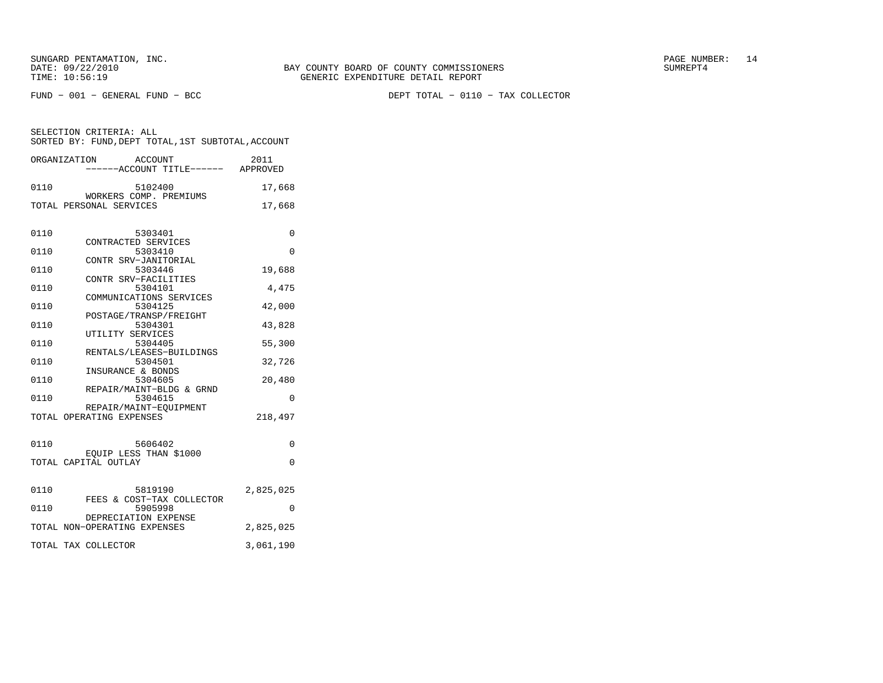BAY COUNTY BOARD OF COUNTY COMMISSIONERS
GENERIC EXPENDITURE DETAIL REPORT

FUND - 001 - GENERAL FUND - BCC

DEPT TOTAL - 0110 - TAX COLLECTOR

SELECTION CRITERIA: ALL
SORTED BY: FUND,DEPT TOTAL,1ST SUBTOTAL,ACCOUNT

| ORGANIZATION | ACCOUNT / ------ACCOUNT TITLE------ | 2011 APPROVED |
|---|---|---|
| 0110 | 5102400 WORKERS COMP. PREMIUMS | 17,668 |
| TOTAL PERSONAL SERVICES | | 17,668 |
| 0110 | 5303401 CONTRACTED SERVICES | 0 |
| 0110 | 5303410 CONTR SRV-JANITORIAL | 0 |
| 0110 | 5303446 CONTR SRV-FACILITIES | 19,688 |
| 0110 | 5304101 COMMUNICATIONS SERVICES | 4,475 |
| 0110 | 5304125 POSTAGE/TRANSP/FREIGHT | 42,000 |
| 0110 | 5304301 UTILITY SERVICES | 43,828 |
| 0110 | 5304405 RENTALS/LEASES-BUILDINGS | 55,300 |
| 0110 | 5304501 INSURANCE & BONDS | 32,726 |
| 0110 | 5304605 REPAIR/MAINT-BLDG & GRND | 20,480 |
| 0110 | 5304615 REPAIR/MAINT-EQUIPMENT | 0 |
| TOTAL OPERATING EXPENSES | | 218,497 |
| 0110 | 5606402 EQUIP LESS THAN $1000 | 0 |
| TOTAL CAPITAL OUTLAY | | 0 |
| 0110 | 5819190 FEES & COST-TAX COLLECTOR | 2,825,025 |
| 0110 | 5905998 DEPRECIATION EXPENSE | 0 |
| TOTAL NON-OPERATING EXPENSES | | 2,825,025 |
| TOTAL TAX COLLECTOR | | 3,061,190 |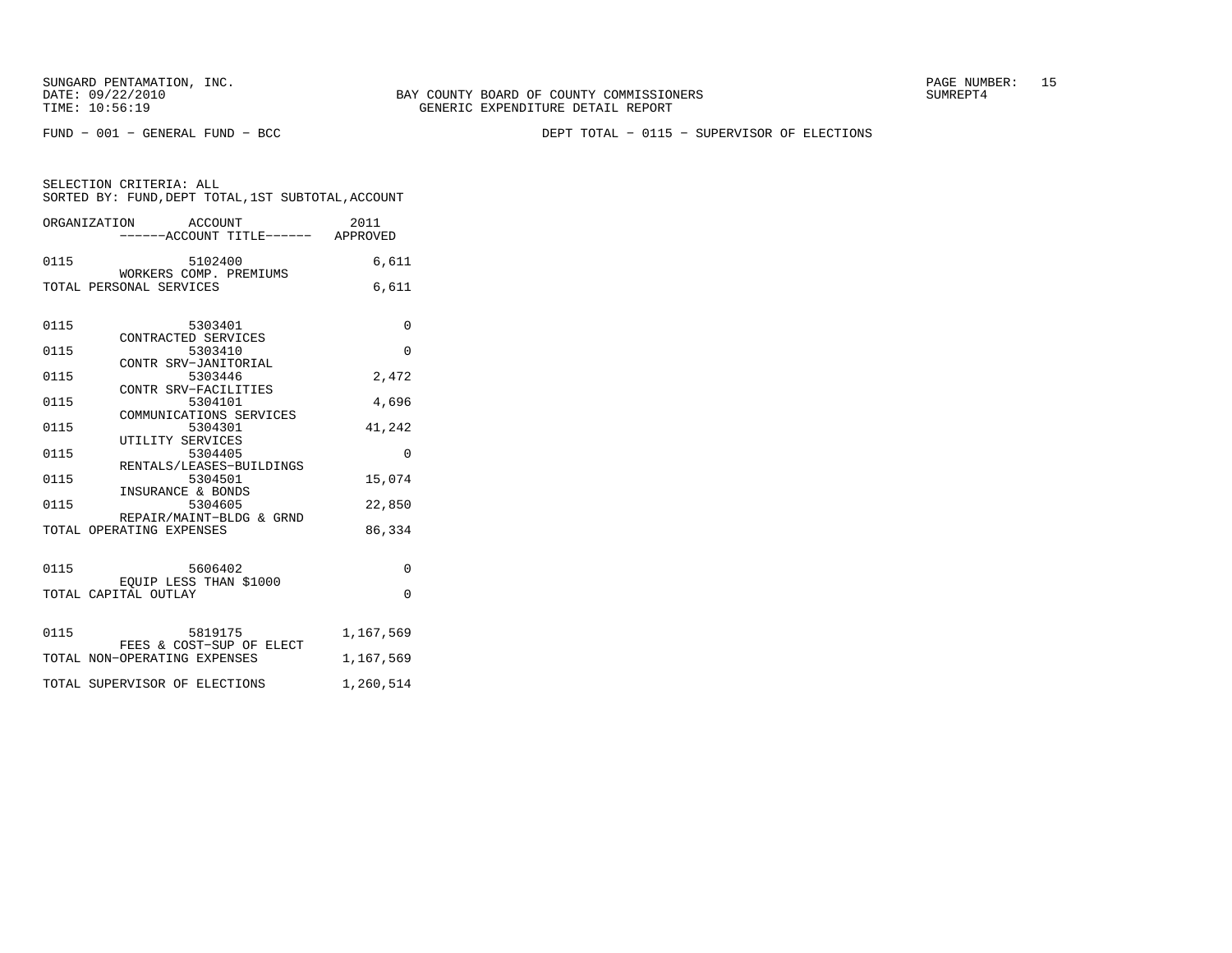BAY COUNTY BOARD OF COUNTY COMMISSIONERS
GENERIC EXPENDITURE DETAIL REPORT

FUND − 001 − GENERAL FUND − BCC

DEPT TOTAL − 0115 − SUPERVISOR OF ELECTIONS

SELECTION CRITERIA: ALL
SORTED BY: FUND,DEPT TOTAL,1ST SUBTOTAL,ACCOUNT

| ORGANIZATION | ACCOUNT / ACCOUNT TITLE | 2011 APPROVED |
|---|---|---|
| 0115 | 5102400 WORKERS COMP. PREMIUMS | 6,611 |
| TOTAL PERSONAL SERVICES | | 6,611 |
| 0115 | 5303401 CONTRACTED SERVICES | 0 |
| 0115 | 5303410 CONTR SRV−JANITORIAL | 0 |
| 0115 | 5303446 CONTR SRV−FACILITIES | 2,472 |
| 0115 | 5304101 COMMUNICATIONS SERVICES | 4,696 |
| 0115 | 5304301 UTILITY SERVICES | 41,242 |
| 0115 | 5304405 RENTALS/LEASES−BUILDINGS | 0 |
| 0115 | 5304501 INSURANCE & BONDS | 15,074 |
| 0115 | 5304605 REPAIR/MAINT−BLDG & GRND | 22,850 |
| TOTAL OPERATING EXPENSES | | 86,334 |
| 0115 | 5606402 EQUIP LESS THAN $1000 | 0 |
| TOTAL CAPITAL OUTLAY | | 0 |
| 0115 | 5819175 FEES & COST−SUP OF ELECT | 1,167,569 |
| TOTAL NON−OPERATING EXPENSES | | 1,167,569 |
| TOTAL SUPERVISOR OF ELECTIONS | | 1,260,514 |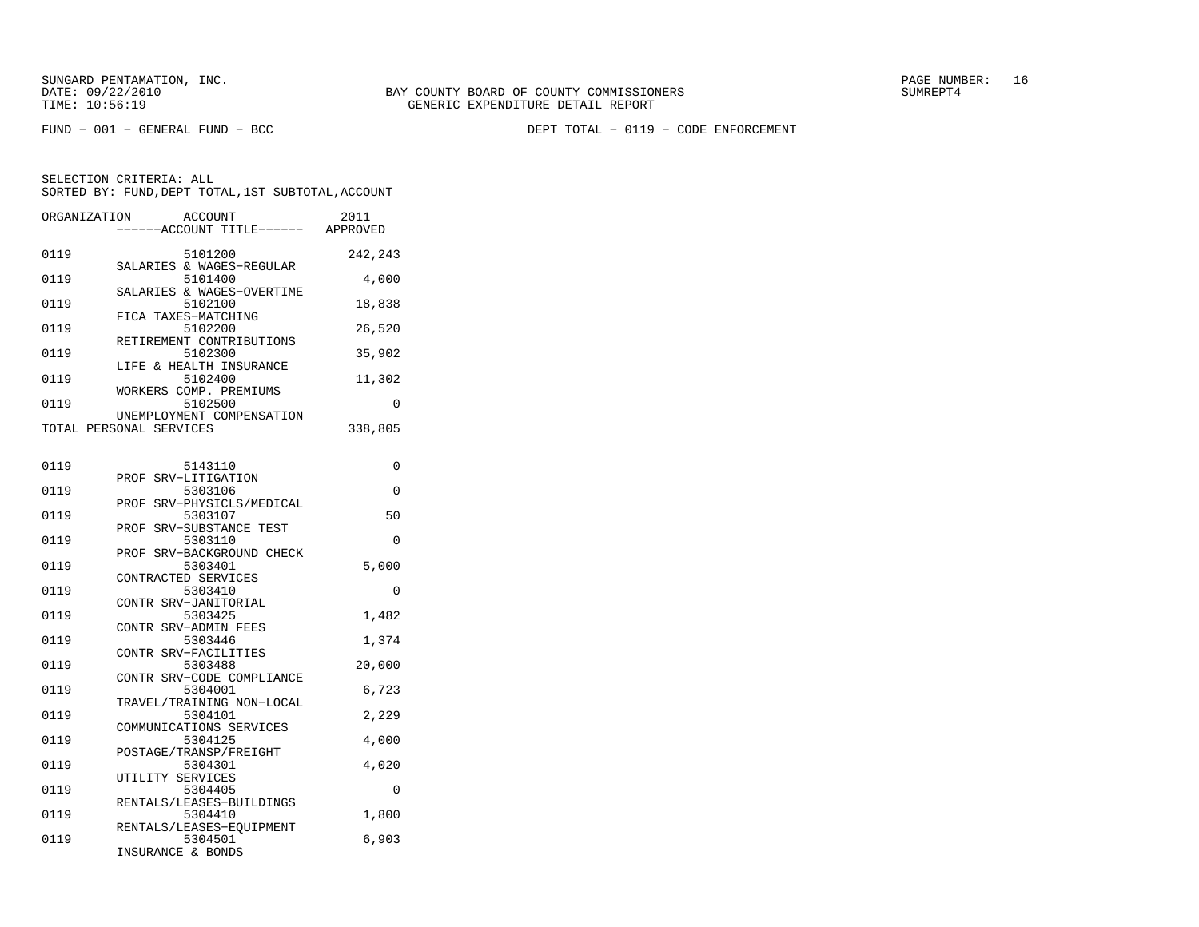SUNGARD PENTAMATION, INC.
DATE: 09/22/2010
TIME: 10:56:19

BAY COUNTY BOARD OF COUNTY COMMISSIONERS
GENERIC EXPENDITURE DETAIL REPORT

FUND − 001 − GENERAL FUND − BCC

DEPT TOTAL − 0119 − CODE ENFORCEMENT

SELECTION CRITERIA: ALL
SORTED BY: FUND,DEPT TOTAL,1ST SUBTOTAL,ACCOUNT

| ORGANIZATION | ACCOUNT / ------ACCOUNT TITLE------ | 2011 APPROVED |
|---|---|---|
| 0119 | 5101200 SALARIES & WAGES−REGULAR | 242,243 |
| 0119 | 5101400 SALARIES & WAGES−OVERTIME | 4,000 |
| 0119 | 5102100 FICA TAXES−MATCHING | 18,838 |
| 0119 | 5102200 RETIREMENT CONTRIBUTIONS | 26,520 |
| 0119 | 5102300 LIFE & HEALTH INSURANCE | 35,902 |
| 0119 | 5102400 WORKERS COMP. PREMIUMS | 11,302 |
| 0119 | 5102500 UNEMPLOYMENT COMPENSATION | 0 |
| TOTAL PERSONAL SERVICES | | 338,805 |
| 0119 | 5143110 PROF SRV−LITIGATION | 0 |
| 0119 | 5303106 PROF SRV−PHYSICLS/MEDICAL | 0 |
| 0119 | 5303107 PROF SRV−SUBSTANCE TEST | 50 |
| 0119 | 5303110 PROF SRV−BACKGROUND CHECK | 0 |
| 0119 | 5303401 CONTRACTED SERVICES | 5,000 |
| 0119 | 5303410 CONTR SRV−JANITORIAL | 0 |
| 0119 | 5303425 CONTR SRV−ADMIN FEES | 1,482 |
| 0119 | 5303446 CONTR SRV−FACILITIES | 1,374 |
| 0119 | 5303488 CONTR SRV−CODE COMPLIANCE | 20,000 |
| 0119 | 5304001 TRAVEL/TRAINING NON−LOCAL | 6,723 |
| 0119 | 5304101 COMMUNICATIONS SERVICES | 2,229 |
| 0119 | 5304125 POSTAGE/TRANSP/FREIGHT | 4,000 |
| 0119 | 5304301 UTILITY SERVICES | 4,020 |
| 0119 | 5304405 RENTALS/LEASES−BUILDINGS | 0 |
| 0119 | 5304410 RENTALS/LEASES−EQUIPMENT | 1,800 |
| 0119 | 5304501 INSURANCE & BONDS | 6,903 |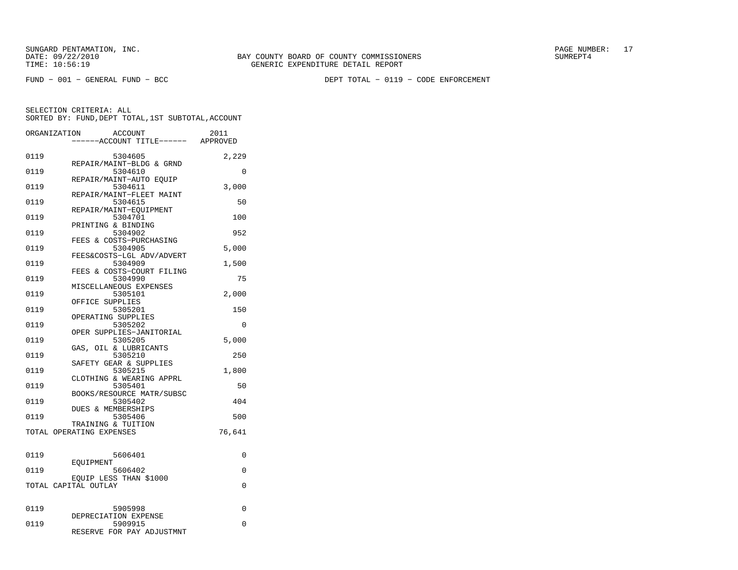SUNGARD PENTAMATION, INC.
DATE: 09/22/2010
TIME: 10:56:19

BAY COUNTY BOARD OF COUNTY COMMISSIONERS
GENERIC EXPENDITURE DETAIL REPORT

SUMREPT4

FUND − 001 − GENERAL FUND − BCC

DEPT TOTAL − 0119 − CODE ENFORCEMENT

SELECTION CRITERIA: ALL
SORTED BY: FUND,DEPT TOTAL,1ST SUBTOTAL,ACCOUNT

| ORGANIZATION | ACCOUNT / ------ACCOUNT TITLE------ | 2011 APPROVED |
|---|---|---|
| 0119 | 5304605 REPAIR/MAINT−BLDG & GRND | 2,229 |
| 0119 | 5304610 REPAIR/MAINT−AUTO EQUIP | 0 |
| 0119 | 5304611 REPAIR/MAINT−FLEET MAINT | 3,000 |
| 0119 | 5304615 REPAIR/MAINT−EQUIPMENT | 50 |
| 0119 | 5304701 PRINTING & BINDING | 100 |
| 0119 | 5304902 FEES & COSTS−PURCHASING | 952 |
| 0119 | 5304905 FEES&COSTS−LGL ADV/ADVERT | 5,000 |
| 0119 | 5304909 FEES & COSTS−COURT FILING | 1,500 |
| 0119 | 5304990 MISCELLANEOUS EXPENSES | 75 |
| 0119 | 5305101 OFFICE SUPPLIES | 2,000 |
| 0119 | 5305201 OPERATING SUPPLIES | 150 |
| 0119 | 5305202 OPER SUPPLIES−JANITORIAL | 0 |
| 0119 | 5305205 GAS, OIL & LUBRICANTS | 5,000 |
| 0119 | 5305210 SAFETY GEAR & SUPPLIES | 250 |
| 0119 | 5305215 CLOTHING & WEARING APPRL | 1,800 |
| 0119 | 5305401 BOOKS/RESOURCE MATR/SUBSC | 50 |
| 0119 | 5305402 DUES & MEMBERSHIPS | 404 |
| 0119 | 5305406 TRAINING & TUITION | 500 |
| TOTAL OPERATING EXPENSES | | 76,641 |
| 0119 | 5606401 EQUIPMENT | 0 |
| 0119 | 5606402 EQUIP LESS THAN $1000 | 0 |
| TOTAL CAPITAL OUTLAY | | 0 |
| 0119 | 5905998 DEPRECIATION EXPENSE | 0 |
| 0119 | 5909915 RESERVE FOR PAY ADJUSTMNT | 0 |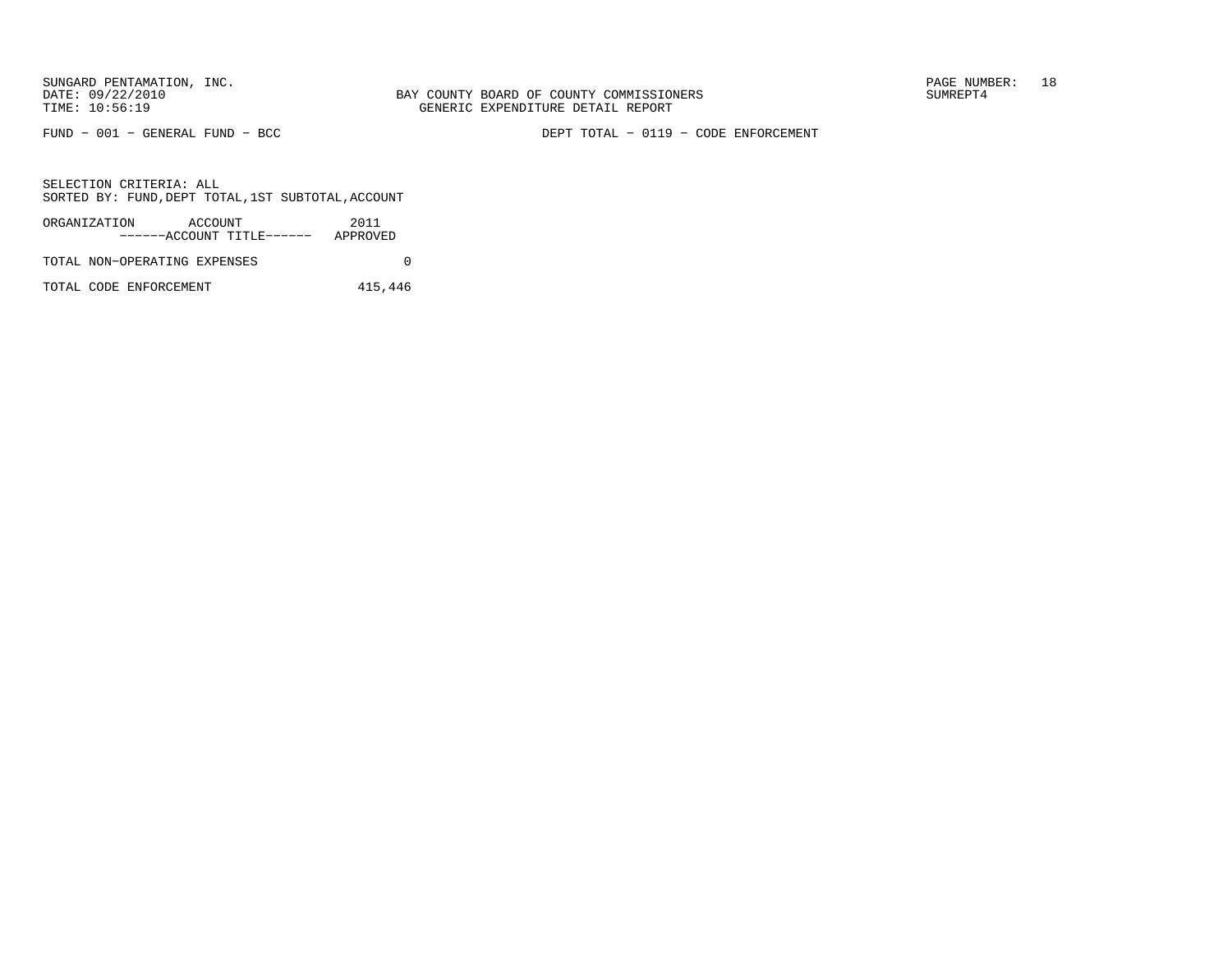FUND − 001 − GENERAL FUND − BCC DEPT TOTAL − 0119 − CODE ENFORCEMENT

SELECTION CRITERIA: ALL
SORTED BY: FUND,DEPT TOTAL,1ST SUBTOTAL,ACCOUNT

| ORGANIZATION ACCOUNT ------ACCOUNT TITLE------ | 2011 APPROVED |
|---|---|
| TOTAL NON−OPERATING EXPENSES | 0 |
| TOTAL CODE ENFORCEMENT | 415,446 |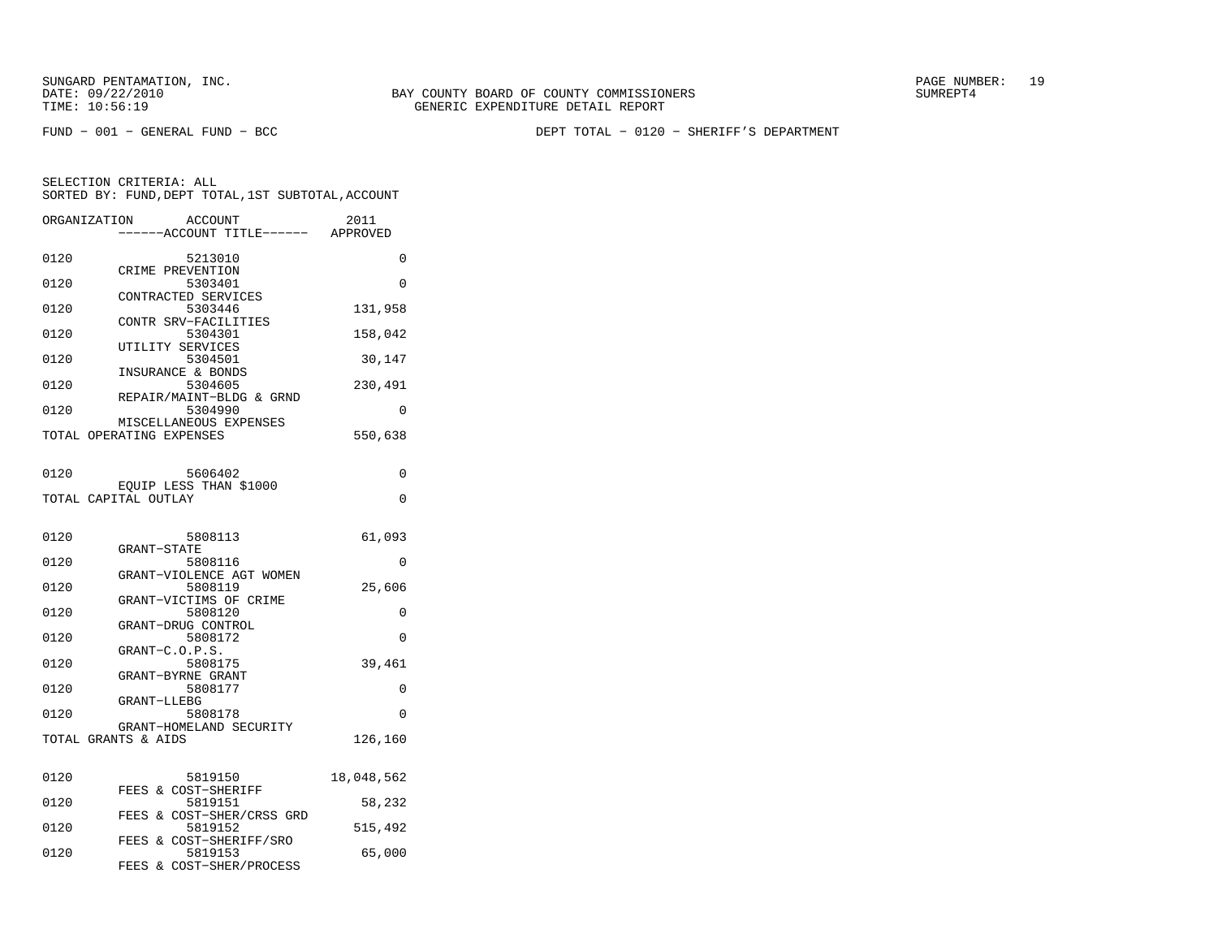SUNGARD PENTAMATION, INC.
DATE: 09/22/2010
TIME: 10:56:19

BAY COUNTY BOARD OF COUNTY COMMISSIONERS
GENERIC EXPENDITURE DETAIL REPORT

SUMREPT4

FUND − 001 − GENERAL FUND − BCC

DEPT TOTAL − 0120 − SHERIFF'S DEPARTMENT

SELECTION CRITERIA: ALL
SORTED BY: FUND,DEPT TOTAL,1ST SUBTOTAL,ACCOUNT

| ORGANIZATION | ACCOUNT / ------ACCOUNT TITLE------ | 2011 APPROVED |
|---|---|---|
| 0120 | 5213010 CRIME PREVENTION | 0 |
| 0120 | 5303401 CONTRACTED SERVICES | 0 |
| 0120 | 5303446 CONTR SRV−FACILITIES | 131,958 |
| 0120 | 5304301 UTILITY SERVICES | 158,042 |
| 0120 | 5304501 INSURANCE & BONDS | 30,147 |
| 0120 | 5304605 REPAIR/MAINT−BLDG & GRND | 230,491 |
| 0120 | 5304990 MISCELLANEOUS EXPENSES | 0 |
| TOTAL OPERATING EXPENSES | | 550,638 |
| | | |
| 0120 | 5606402 EQUIP LESS THAN $1000 | 0 |
| TOTAL CAPITAL OUTLAY | | 0 |
| | | |
| 0120 | 5808113 GRANT−STATE | 61,093 |
| 0120 | 5808116 GRANT−VIOLENCE AGT WOMEN | 0 |
| 0120 | 5808119 GRANT−VICTIMS OF CRIME | 25,606 |
| 0120 | 5808120 GRANT−DRUG CONTROL | 0 |
| 0120 | 5808172 GRANT−C.O.P.S. | 0 |
| 0120 | 5808175 GRANT−BYRNE GRANT | 39,461 |
| 0120 | 5808177 GRANT−LLEBG | 0 |
| 0120 | 5808178 GRANT−HOMELAND SECURITY | 0 |
| TOTAL GRANTS & AIDS | | 126,160 |
| | | |
| 0120 | 5819150 FEES & COST−SHERIFF | 18,048,562 |
| 0120 | 5819151 FEES & COST−SHER/CRSS GRD | 58,232 |
| 0120 | 5819152 FEES & COST−SHERIFF/SRO | 515,492 |
| 0120 | 5819153 FEES & COST−SHER/PROCESS | 65,000 |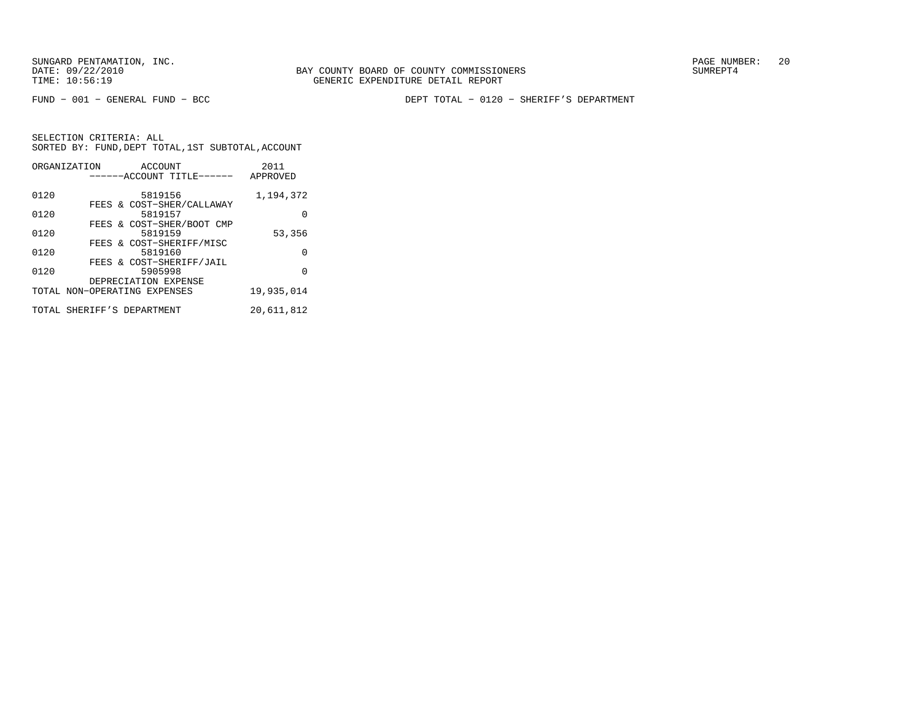SUNGARD PENTAMATION, INC.
DATE: 09/22/2010
TIME: 10:56:19

BAY COUNTY BOARD OF COUNTY COMMISSIONERS
GENERIC EXPENDITURE DETAIL REPORT

SUMREPT4

FUND − 001 − GENERAL FUND − BCC

DEPT TOTAL − 0120 − SHERIFF'S DEPARTMENT

SELECTION CRITERIA: ALL
SORTED BY: FUND,DEPT TOTAL,1ST SUBTOTAL,ACCOUNT

| ORGANIZATION | ACCOUNT<br>------ACCOUNT TITLE------ | 2011<br>APPROVED |
|---|---|---|
| 0120 | 5819156<br>FEES & COST−SHER/CALLAWAY | 1,194,372 |
| 0120 | 5819157<br>FEES & COST−SHER/BOOT CMP | 0 |
| 0120 | 5819159<br>FEES & COST−SHERIFF/MISC | 53,356 |
| 0120 | 5819160<br>FEES & COST−SHERIFF/JAIL | 0 |
| 0120 | 5905998<br>DEPRECIATION EXPENSE | 0 |
| TOTAL NON−OPERATING EXPENSES | | 19,935,014 |
| TOTAL SHERIFF'S DEPARTMENT | | 20,611,812 |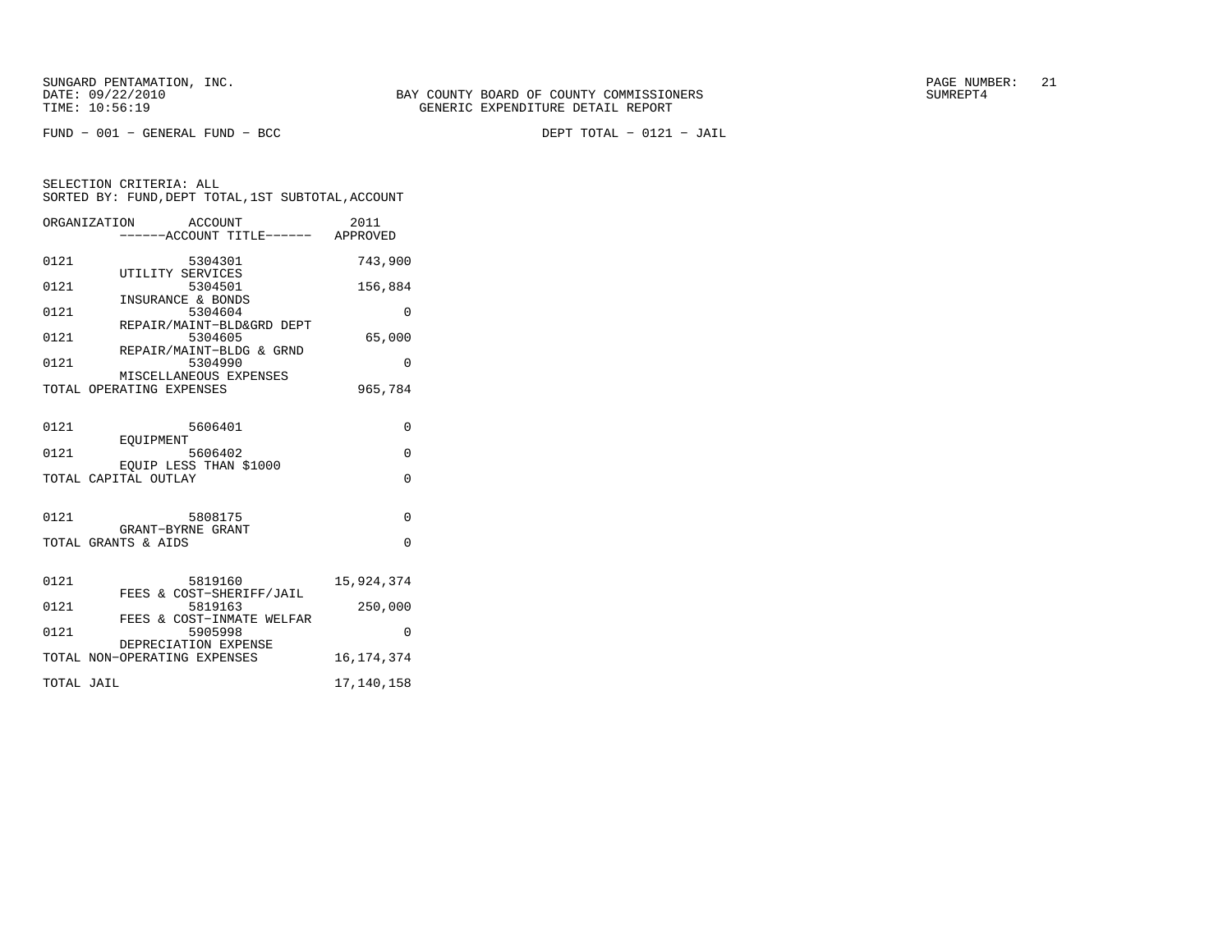BAY COUNTY BOARD OF COUNTY COMMISSIONERS
GENERIC EXPENDITURE DETAIL REPORT

FUND − 001 − GENERAL FUND − BCC                DEPT TOTAL − 0121 − JAIL

SELECTION CRITERIA: ALL
SORTED BY: FUND,DEPT TOTAL,1ST SUBTOTAL,ACCOUNT

| ORGANIZATION | ACCOUNT / ------ACCOUNT TITLE------ | 2011 APPROVED |
|---|---|---|
| 0121 | 5304301 UTILITY SERVICES | 743,900 |
| 0121 | 5304501 INSURANCE & BONDS | 156,884 |
| 0121 | 5304604 REPAIR/MAINT−BLD&GRD DEPT | 0 |
| 0121 | 5304605 REPAIR/MAINT−BLDG & GRND | 65,000 |
| 0121 | 5304990 MISCELLANEOUS EXPENSES | 0 |
| TOTAL OPERATING EXPENSES | | 965,784 |
| 0121 | 5606401 EQUIPMENT | 0 |
| 0121 | 5606402 EQUIP LESS THAN $1000 | 0 |
| TOTAL CAPITAL OUTLAY | | 0 |
| 0121 | 5808175 GRANT−BYRNE GRANT | 0 |
| TOTAL GRANTS & AIDS | | 0 |
| 0121 | 5819160 FEES & COST−SHERIFF/JAIL | 15,924,374 |
| 0121 | 5819163 FEES & COST−INMATE WELFAR | 250,000 |
| 0121 | 5905998 DEPRECIATION EXPENSE | 0 |
| TOTAL NON−OPERATING EXPENSES | | 16,174,374 |
| TOTAL JAIL | | 17,140,158 |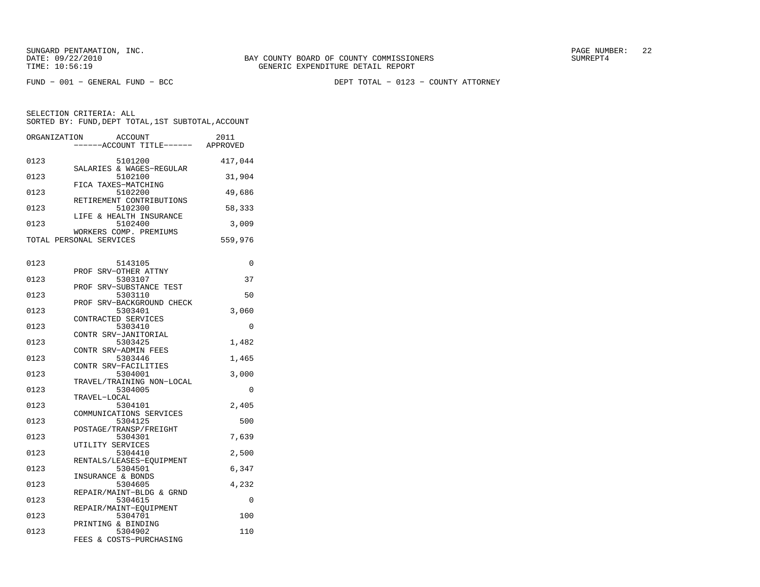BAY COUNTY BOARD OF COUNTY COMMISSIONERS
GENERIC EXPENDITURE DETAIL REPORT

SUNGARD PENTAMATION, INC.
DATE: 09/22/2010
TIME: 10:56:19

FUND - 001 - GENERAL FUND - BCC

DEPT TOTAL - 0123 - COUNTY ATTORNEY

SELECTION CRITERIA: ALL
SORTED BY: FUND,DEPT TOTAL,1ST SUBTOTAL,ACCOUNT

| ORGANIZATION | ACCOUNT / ------ACCOUNT TITLE------ | 2011 APPROVED |
|---|---|---|
| 0123 | 5101200 SALARIES & WAGES-REGULAR | 417,044 |
| 0123 | 5102100 FICA TAXES-MATCHING | 31,904 |
| 0123 | 5102200 RETIREMENT CONTRIBUTIONS | 49,686 |
| 0123 | 5102300 LIFE & HEALTH INSURANCE | 58,333 |
| 0123 | 5102400 WORKERS COMP. PREMIUMS | 3,009 |
| TOTAL PERSONAL SERVICES | | 559,976 |
| 0123 | 5143105 PROF SRV-OTHER ATTNY | 0 |
| 0123 | 5303107 PROF SRV-SUBSTANCE TEST | 37 |
| 0123 | 5303110 PROF SRV-BACKGROUND CHECK | 50 |
| 0123 | 5303401 CONTRACTED SERVICES | 3,060 |
| 0123 | 5303410 CONTR SRV-JANITORIAL | 0 |
| 0123 | 5303425 CONTR SRV-ADMIN FEES | 1,482 |
| 0123 | 5303446 CONTR SRV-FACILITIES | 1,465 |
| 0123 | 5304001 TRAVEL/TRAINING NON-LOCAL | 3,000 |
| 0123 | 5304005 TRAVEL-LOCAL | 0 |
| 0123 | 5304101 COMMUNICATIONS SERVICES | 2,405 |
| 0123 | 5304125 POSTAGE/TRANSP/FREIGHT | 500 |
| 0123 | 5304301 UTILITY SERVICES | 7,639 |
| 0123 | 5304410 RENTALS/LEASES-EQUIPMENT | 2,500 |
| 0123 | 5304501 INSURANCE & BONDS | 6,347 |
| 0123 | 5304605 REPAIR/MAINT-BLDG & GRND | 4,232 |
| 0123 | 5304615 REPAIR/MAINT-EQUIPMENT | 0 |
| 0123 | 5304701 PRINTING & BINDING | 100 |
| 0123 | 5304902 FEES & COSTS-PURCHASING | 110 |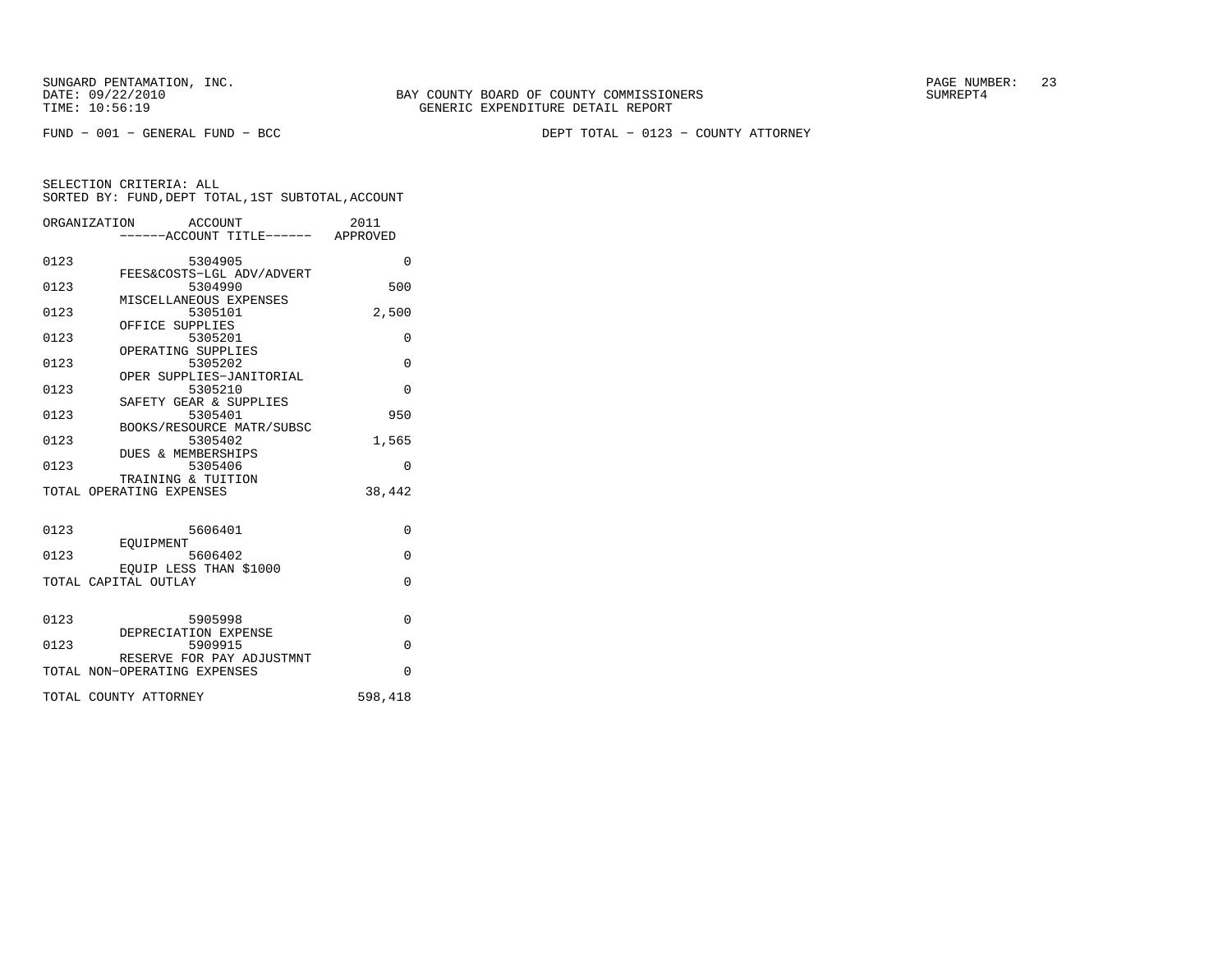FUND − 001 − GENERAL FUND − BCC

DEPT TOTAL − 0123 − COUNTY ATTORNEY

SELECTION CRITERIA: ALL
SORTED BY: FUND,DEPT TOTAL,1ST SUBTOTAL,ACCOUNT

| ORGANIZATION | ACCOUNT / ------ACCOUNT TITLE------ | 2011 APPROVED |
|---|---|---|
| 0123 | 5304905 FEES&COSTS−LGL ADV/ADVERT | 0 |
| 0123 | 5304990 MISCELLANEOUS EXPENSES | 500 |
| 0123 | 5305101 OFFICE SUPPLIES | 2,500 |
| 0123 | 5305201 OPERATING SUPPLIES | 0 |
| 0123 | 5305202 OPER SUPPLIES−JANITORIAL | 0 |
| 0123 | 5305210 SAFETY GEAR & SUPPLIES | 0 |
| 0123 | 5305401 BOOKS/RESOURCE MATR/SUBSC | 950 |
| 0123 | 5305402 DUES & MEMBERSHIPS | 1,565 |
| 0123 | 5305406 TRAINING & TUITION | 0 |
| TOTAL OPERATING EXPENSES | | 38,442 |
| 0123 | 5606401 EQUIPMENT | 0 |
| 0123 | 5606402 EQUIP LESS THAN $1000 | 0 |
| TOTAL CAPITAL OUTLAY | | 0 |
| 0123 | 5905998 DEPRECIATION EXPENSE | 0 |
| 0123 | 5909915 RESERVE FOR PAY ADJUSTMNT | 0 |
| TOTAL NON−OPERATING EXPENSES | | 0 |
| TOTAL COUNTY ATTORNEY | | 598,418 |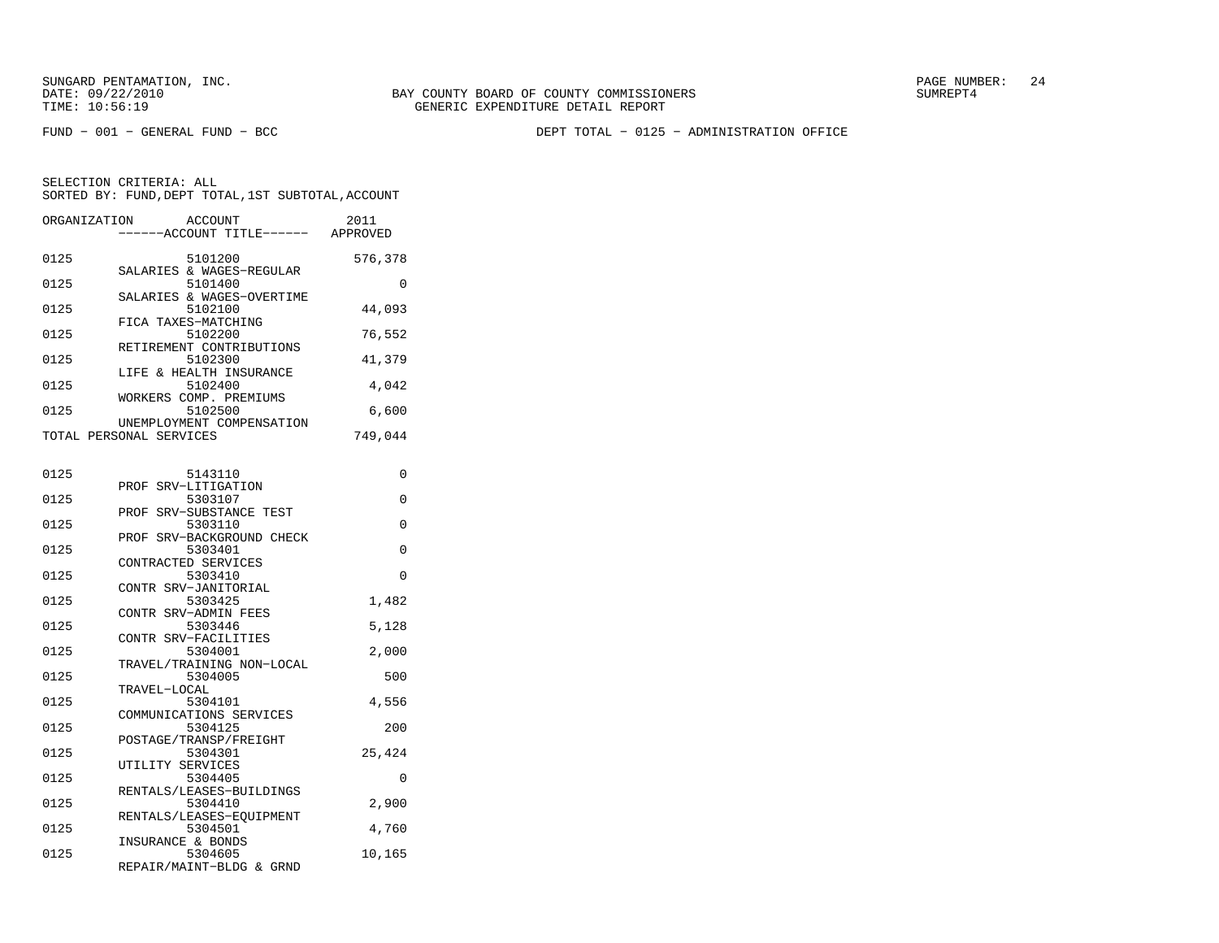SUNGARD PENTAMATION, INC.
DATE: 09/22/2010
TIME: 10:56:19

BAY COUNTY BOARD OF COUNTY COMMISSIONERS
GENERIC EXPENDITURE DETAIL REPORT

SUMREPT4

FUND - 001 - GENERAL FUND - BCC

DEPT TOTAL - 0125 - ADMINISTRATION OFFICE

SELECTION CRITERIA: ALL
SORTED BY: FUND,DEPT TOTAL,1ST SUBTOTAL,ACCOUNT

| ORGANIZATION | ACCOUNT / ------ACCOUNT TITLE------ | 2011 APPROVED |
|---|---|---|
| 0125 | 5101200 SALARIES & WAGES-REGULAR | 576,378 |
| 0125 | 5101400 SALARIES & WAGES-OVERTIME | 0 |
| 0125 | 5102100 FICA TAXES-MATCHING | 44,093 |
| 0125 | 5102200 RETIREMENT CONTRIBUTIONS | 76,552 |
| 0125 | 5102300 LIFE & HEALTH INSURANCE | 41,379 |
| 0125 | 5102400 WORKERS COMP. PREMIUMS | 4,042 |
| 0125 | 5102500 UNEMPLOYMENT COMPENSATION | 6,600 |
| TOTAL PERSONAL SERVICES | | 749,044 |
| 0125 | 5143110 PROF SRV-LITIGATION | 0 |
| 0125 | 5303107 PROF SRV-SUBSTANCE TEST | 0 |
| 0125 | 5303110 PROF SRV-BACKGROUND CHECK | 0 |
| 0125 | 5303401 CONTRACTED SERVICES | 0 |
| 0125 | 5303410 CONTR SRV-JANITORIAL | 0 |
| 0125 | 5303425 CONTR SRV-ADMIN FEES | 1,482 |
| 0125 | 5303446 CONTR SRV-FACILITIES | 5,128 |
| 0125 | 5304001 TRAVEL/TRAINING NON-LOCAL | 2,000 |
| 0125 | 5304005 TRAVEL-LOCAL | 500 |
| 0125 | 5304101 COMMUNICATIONS SERVICES | 4,556 |
| 0125 | 5304125 POSTAGE/TRANSP/FREIGHT | 200 |
| 0125 | 5304301 UTILITY SERVICES | 25,424 |
| 0125 | 5304405 RENTALS/LEASES-BUILDINGS | 0 |
| 0125 | 5304410 RENTALS/LEASES-EQUIPMENT | 2,900 |
| 0125 | 5304501 INSURANCE & BONDS | 4,760 |
| 0125 | 5304605 REPAIR/MAINT-BLDG & GRND | 10,165 |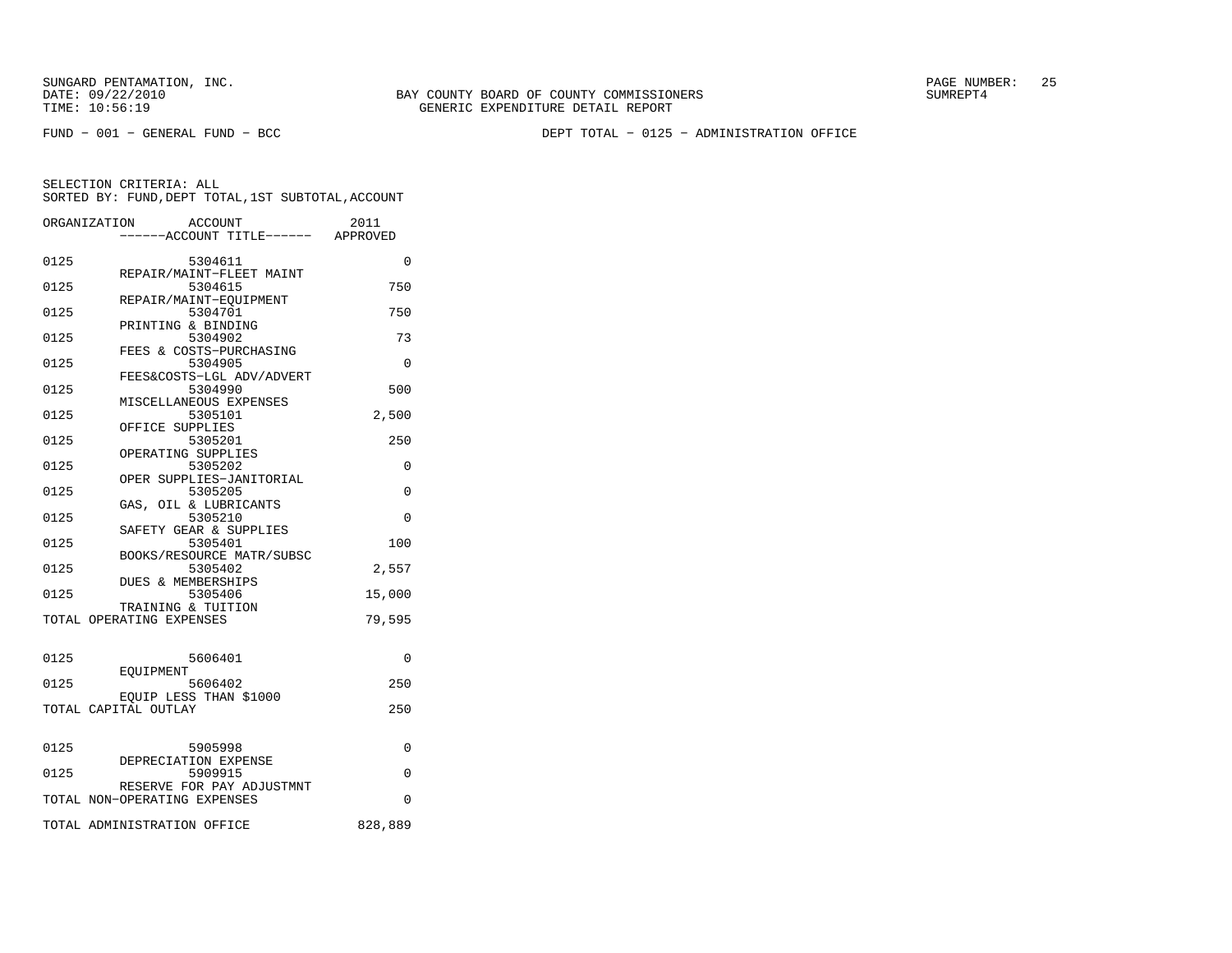SUNGARD PENTAMATION, INC.
DATE: 09/22/2010
TIME: 10:56:19

BAY COUNTY BOARD OF COUNTY COMMISSIONERS
GENERIC EXPENDITURE DETAIL REPORT

SUMREPT4

FUND − 001 − GENERAL FUND − BCC

DEPT TOTAL − 0125 − ADMINISTRATION OFFICE

SELECTION CRITERIA: ALL
SORTED BY: FUND,DEPT TOTAL,1ST SUBTOTAL,ACCOUNT

| ORGANIZATION | ACCOUNT / ACCOUNT TITLE | 2011 APPROVED |
|---|---|---|
| 0125 | 5304611 REPAIR/MAINT−FLEET MAINT | 0 |
| 0125 | 5304615 REPAIR/MAINT−EQUIPMENT | 750 |
| 0125 | 5304701 PRINTING & BINDING | 750 |
| 0125 | 5304902 FEES & COSTS−PURCHASING | 73 |
| 0125 | 5304905 FEES&COSTS−LGL ADV/ADVERT | 0 |
| 0125 | 5304990 MISCELLANEOUS EXPENSES | 500 |
| 0125 | 5305101 OFFICE SUPPLIES | 2,500 |
| 0125 | 5305201 OPERATING SUPPLIES | 250 |
| 0125 | 5305202 OPER SUPPLIES−JANITORIAL | 0 |
| 0125 | 5305205 GAS, OIL & LUBRICANTS | 0 |
| 0125 | 5305210 SAFETY GEAR & SUPPLIES | 0 |
| 0125 | 5305401 BOOKS/RESOURCE MATR/SUBSC | 100 |
| 0125 | 5305402 DUES & MEMBERSHIPS | 2,557 |
| 0125 | 5305406 TRAINING & TUITION | 15,000 |
| TOTAL OPERATING EXPENSES | | 79,595 |
| 0125 | 5606401 EQUIPMENT | 0 |
| 0125 | 5606402 EQUIP LESS THAN $1000 | 250 |
| TOTAL CAPITAL OUTLAY | | 250 |
| 0125 | 5905998 DEPRECIATION EXPENSE | 0 |
| 0125 | 5909915 RESERVE FOR PAY ADJUSTMNT | 0 |
| TOTAL NON−OPERATING EXPENSES | | 0 |
| TOTAL ADMINISTRATION OFFICE | | 828,889 |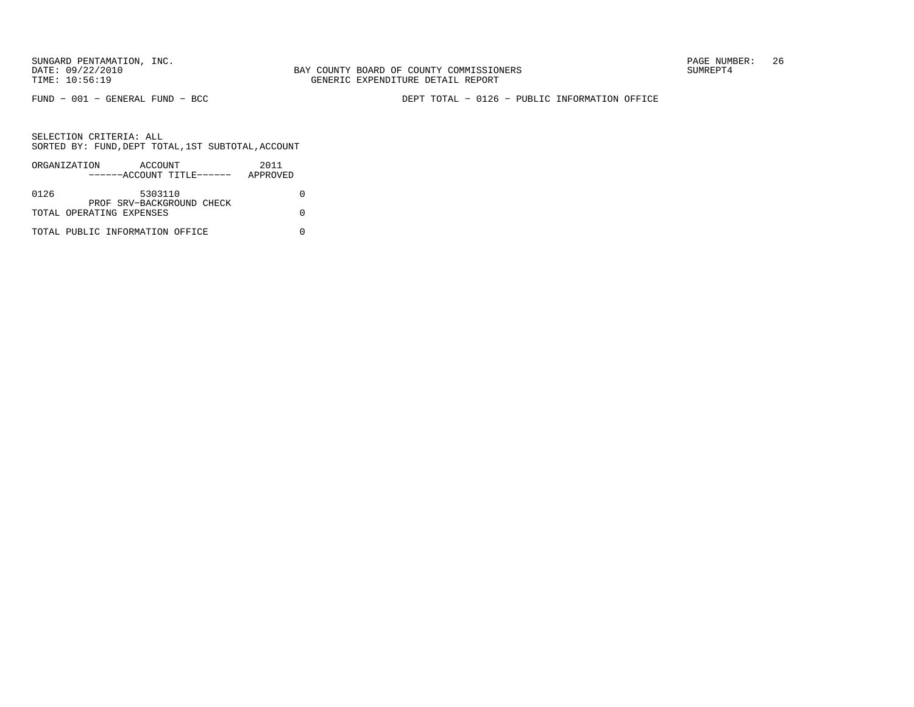SUNGARD PENTAMATION, INC.
DATE: 09/22/2010
TIME: 10:56:19

BAY COUNTY BOARD OF COUNTY COMMISSIONERS
GENERIC EXPENDITURE DETAIL REPORT

PAGE NUMBER: 26
SUMREPT4

FUND - 001 - GENERAL FUND - BCC

DEPT TOTAL - 0126 - PUBLIC INFORMATION OFFICE

SELECTION CRITERIA: ALL
SORTED BY: FUND,DEPT TOTAL,1ST SUBTOTAL,ACCOUNT

| ORGANIZATION | ACCOUNT ------ACCOUNT TITLE------ | 2011 APPROVED |
|---|---|---|
| 0126 | 5303110 PROF SRV-BACKGROUND CHECK | 0 |
| TOTAL OPERATING EXPENSES | | 0 |
| TOTAL PUBLIC INFORMATION OFFICE | | 0 |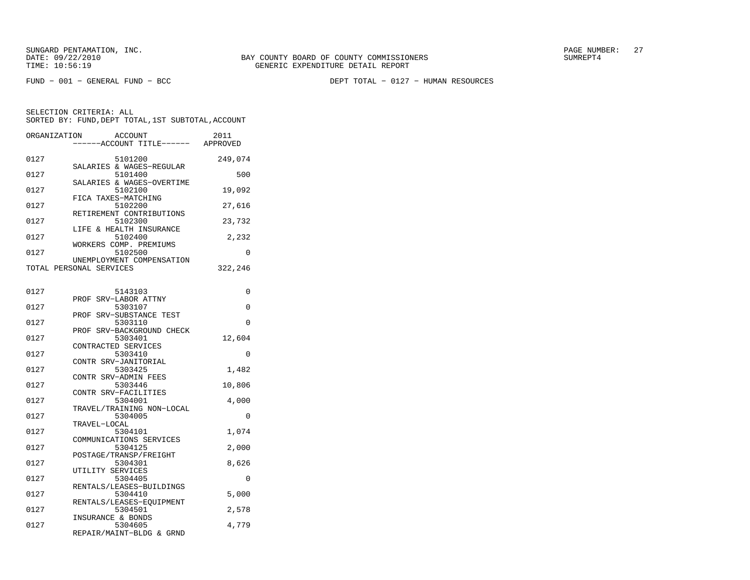SUNGARD PENTAMATION, INC.
DATE: 09/22/2010
TIME: 10:56:19

BAY COUNTY BOARD OF COUNTY COMMISSIONERS
GENERIC EXPENDITURE DETAIL REPORT

SUMREPT4

FUND − 001 − GENERAL FUND − BCC

DEPT TOTAL − 0127 − HUMAN RESOURCES

SELECTION CRITERIA: ALL
SORTED BY: FUND,DEPT TOTAL,1ST SUBTOTAL,ACCOUNT

| ORGANIZATION | ACCOUNT / ACCOUNT TITLE | 2011 APPROVED |
|---|---|---|
| 0127 | 5101200 SALARIES & WAGES−REGULAR | 249,074 |
| 0127 | 5101400 SALARIES & WAGES−OVERTIME | 500 |
| 0127 | 5102100 FICA TAXES−MATCHING | 19,092 |
| 0127 | 5102200 RETIREMENT CONTRIBUTIONS | 27,616 |
| 0127 | 5102300 LIFE & HEALTH INSURANCE | 23,732 |
| 0127 | 5102400 WORKERS COMP. PREMIUMS | 2,232 |
| 0127 | 5102500 UNEMPLOYMENT COMPENSATION | 0 |
| TOTAL PERSONAL SERVICES | | 322,246 |
| 0127 | 5143103 PROF SRV−LABOR ATTNY | 0 |
| 0127 | 5303107 PROF SRV−SUBSTANCE TEST | 0 |
| 0127 | 5303110 PROF SRV−BACKGROUND CHECK | 0 |
| 0127 | 5303401 CONTRACTED SERVICES | 12,604 |
| 0127 | 5303410 CONTR SRV−JANITORIAL | 0 |
| 0127 | 5303425 CONTR SRV−ADMIN FEES | 1,482 |
| 0127 | 5303446 CONTR SRV−FACILITIES | 10,806 |
| 0127 | 5304001 TRAVEL/TRAINING NON−LOCAL | 4,000 |
| 0127 | 5304005 TRAVEL−LOCAL | 0 |
| 0127 | 5304101 COMMUNICATIONS SERVICES | 1,074 |
| 0127 | 5304125 POSTAGE/TRANSP/FREIGHT | 2,000 |
| 0127 | 5304301 UTILITY SERVICES | 8,626 |
| 0127 | 5304405 RENTALS/LEASES−BUILDINGS | 0 |
| 0127 | 5304410 RENTALS/LEASES−EQUIPMENT | 5,000 |
| 0127 | 5304501 INSURANCE & BONDS | 2,578 |
| 0127 | 5304605 REPAIR/MAINT−BLDG & GRND | 4,779 |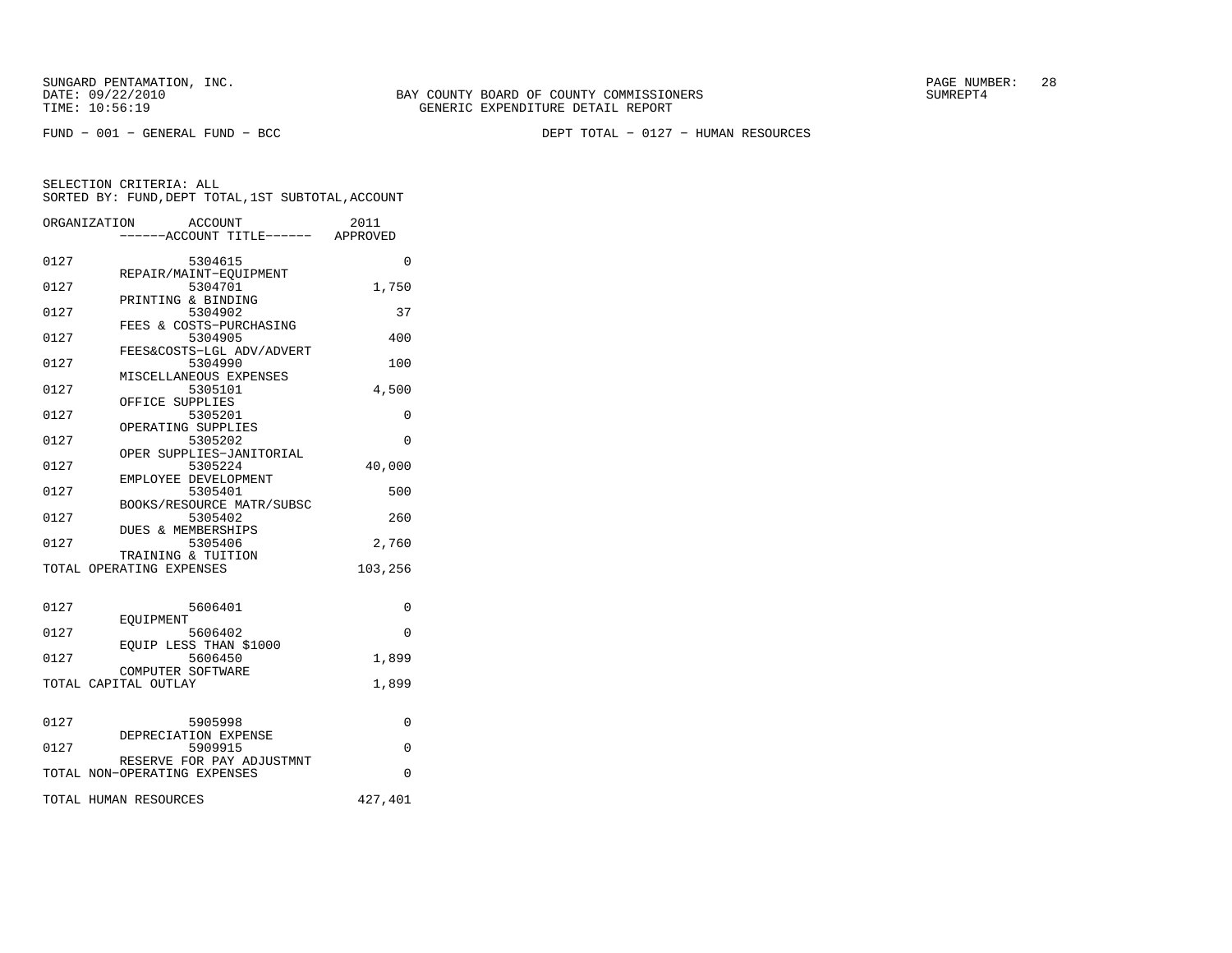SUNGARD PENTAMATION, INC.
DATE: 09/22/2010
TIME: 10:56:19

BAY COUNTY BOARD OF COUNTY COMMISSIONERS
GENERIC EXPENDITURE DETAIL REPORT

SUMREPT4

FUND − 001 − GENERAL FUND − BCC

DEPT TOTAL − 0127 − HUMAN RESOURCES

SELECTION CRITERIA: ALL
SORTED BY: FUND,DEPT TOTAL,1ST SUBTOTAL,ACCOUNT

| ORGANIZATION | ACCOUNT / ------ACCOUNT TITLE------ | 2011 APPROVED |
|---|---|---|
| 0127 | 5304615 REPAIR/MAINT−EQUIPMENT | 0 |
| 0127 | 5304701 PRINTING & BINDING | 1,750 |
| 0127 | 5304902 FEES & COSTS−PURCHASING | 37 |
| 0127 | 5304905 FEES&COSTS−LGL ADV/ADVERT | 400 |
| 0127 | 5304990 MISCELLANEOUS EXPENSES | 100 |
| 0127 | 5305101 OFFICE SUPPLIES | 4,500 |
| 0127 | 5305201 OPERATING SUPPLIES | 0 |
| 0127 | 5305202 OPER SUPPLIES−JANITORIAL | 0 |
| 0127 | 5305224 EMPLOYEE DEVELOPMENT | 40,000 |
| 0127 | 5305401 BOOKS/RESOURCE MATR/SUBSC | 500 |
| 0127 | 5305402 DUES & MEMBERSHIPS | 260 |
| 0127 | 5305406 TRAINING & TUITION | 2,760 |
| TOTAL OPERATING EXPENSES | | 103,256 |
| 0127 | 5606401 EQUIPMENT | 0 |
| 0127 | 5606402 EQUIP LESS THAN $1000 | 0 |
| 0127 | 5606450 COMPUTER SOFTWARE | 1,899 |
| TOTAL CAPITAL OUTLAY | | 1,899 |
| 0127 | 5905998 DEPRECIATION EXPENSE | 0 |
| 0127 | 5909915 RESERVE FOR PAY ADJUSTMNT | 0 |
| TOTAL NON−OPERATING EXPENSES | | 0 |
| TOTAL HUMAN RESOURCES | | 427,401 |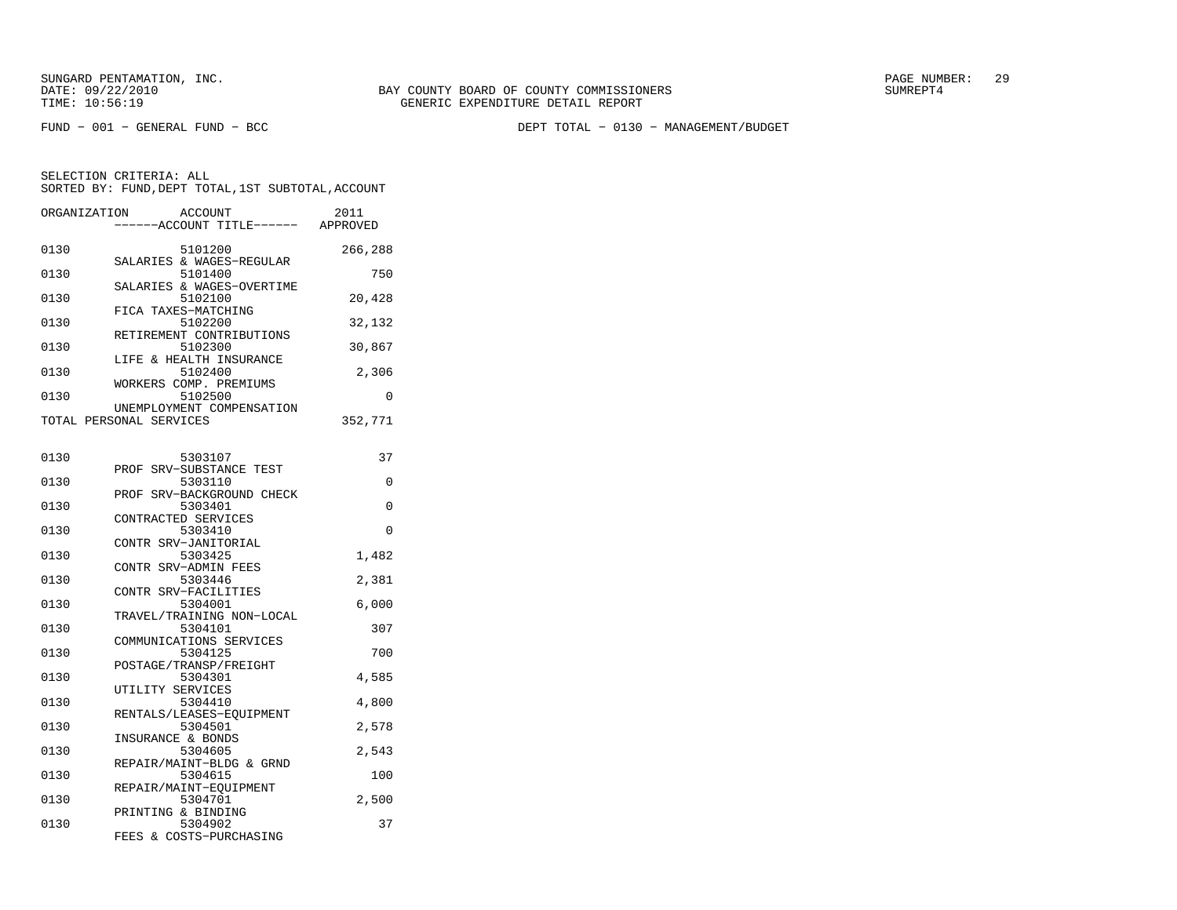BAY COUNTY BOARD OF COUNTY COMMISSIONERS
GENERIC EXPENDITURE DETAIL REPORT

FUND - 001 - GENERAL FUND - BCC

DEPT TOTAL - 0130 - MANAGEMENT/BUDGET

SELECTION CRITERIA: ALL
SORTED BY: FUND,DEPT TOTAL,1ST SUBTOTAL,ACCOUNT

| ORGANIZATION | ACCOUNT | ACCOUNT TITLE | 2011 APPROVED |
|---|---|---|---|
| 0130 | 5101200 | SALARIES & WAGES-REGULAR | 266,288 |
| 0130 | 5101400 | SALARIES & WAGES-OVERTIME | 750 |
| 0130 | 5102100 | FICA TAXES-MATCHING | 20,428 |
| 0130 | 5102200 | RETIREMENT CONTRIBUTIONS | 32,132 |
| 0130 | 5102300 | LIFE & HEALTH INSURANCE | 30,867 |
| 0130 | 5102400 | WORKERS COMP. PREMIUMS | 2,306 |
| 0130 | 5102500 | UNEMPLOYMENT COMPENSATION | 0 |
| TOTAL PERSONAL SERVICES | | | 352,771 |
| 0130 | 5303107 | PROF SRV-SUBSTANCE TEST | 37 |
| 0130 | 5303110 | PROF SRV-BACKGROUND CHECK | 0 |
| 0130 | 5303401 | CONTRACTED SERVICES | 0 |
| 0130 | 5303410 | CONTR SRV-JANITORIAL | 0 |
| 0130 | 5303425 | CONTR SRV-ADMIN FEES | 1,482 |
| 0130 | 5303446 | CONTR SRV-FACILITIES | 2,381 |
| 0130 | 5304001 | TRAVEL/TRAINING NON-LOCAL | 6,000 |
| 0130 | 5304101 | COMMUNICATIONS SERVICES | 307 |
| 0130 | 5304125 | POSTAGE/TRANSP/FREIGHT | 700 |
| 0130 | 5304301 | UTILITY SERVICES | 4,585 |
| 0130 | 5304410 | RENTALS/LEASES-EQUIPMENT | 4,800 |
| 0130 | 5304501 | INSURANCE & BONDS | 2,578 |
| 0130 | 5304605 | REPAIR/MAINT-BLDG & GRND | 2,543 |
| 0130 | 5304615 | REPAIR/MAINT-EQUIPMENT | 100 |
| 0130 | 5304701 | PRINTING & BINDING | 2,500 |
| 0130 | 5304902 | FEES & COSTS-PURCHASING | 37 |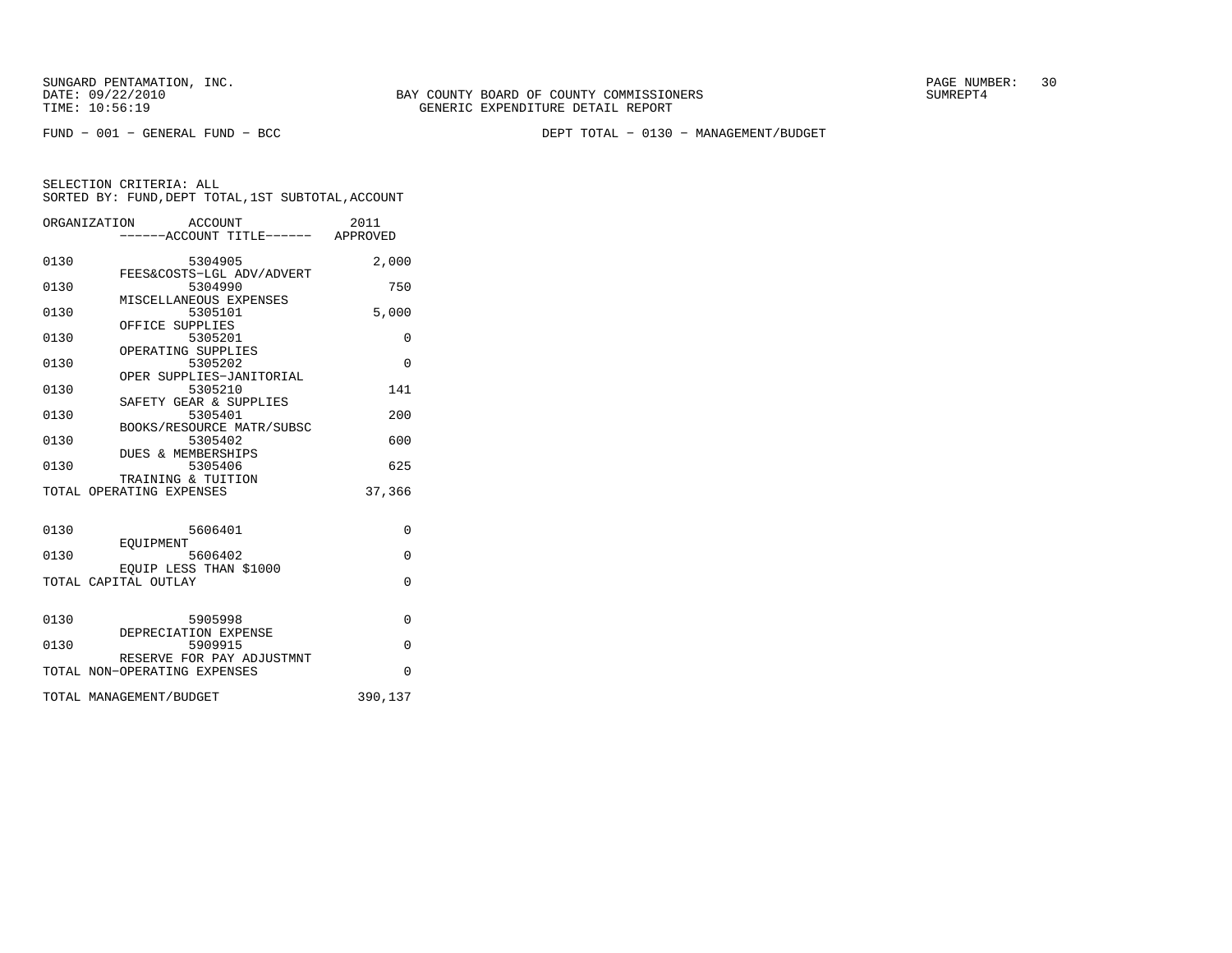SUNGARD PENTAMATION, INC.
DATE: 09/22/2010
TIME: 10:56:19

BAY COUNTY BOARD OF COUNTY COMMISSIONERS
GENERIC EXPENDITURE DETAIL REPORT

SUMREPT4

FUND - 001 - GENERAL FUND - BCC

DEPT TOTAL - 0130 - MANAGEMENT/BUDGET

SELECTION CRITERIA: ALL
SORTED BY: FUND,DEPT TOTAL,1ST SUBTOTAL,ACCOUNT

| ORGANIZATION | ACCOUNT<br>------ACCOUNT TITLE------ | 2011<br>APPROVED |
|---|---|---|
| 0130 | 5304905<br>FEES&COSTS-LGL ADV/ADVERT | 2,000 |
| 0130 | 5304990<br>MISCELLANEOUS EXPENSES | 750 |
| 0130 | 5305101<br>OFFICE SUPPLIES | 5,000 |
| 0130 | 5305201<br>OPERATING SUPPLIES | 0 |
| 0130 | 5305202<br>OPER SUPPLIES-JANITORIAL | 0 |
| 0130 | 5305210<br>SAFETY GEAR & SUPPLIES | 141 |
| 0130 | 5305401<br>BOOKS/RESOURCE MATR/SUBSC | 200 |
| 0130 | 5305402<br>DUES & MEMBERSHIPS | 600 |
| 0130 | 5305406<br>TRAINING & TUITION | 625 |
| TOTAL OPERATING EXPENSES | | 37,366 |
| 0130 | 5606401<br>EQUIPMENT | 0 |
| 0130 | 5606402<br>EQUIP LESS THAN $1000 | 0 |
| TOTAL CAPITAL OUTLAY | | 0 |
| 0130 | 5905998<br>DEPRECIATION EXPENSE | 0 |
| 0130 | 5909915<br>RESERVE FOR PAY ADJUSTMNT | 0 |
| TOTAL NON-OPERATING EXPENSES | | 0 |
| TOTAL MANAGEMENT/BUDGET | | 390,137 |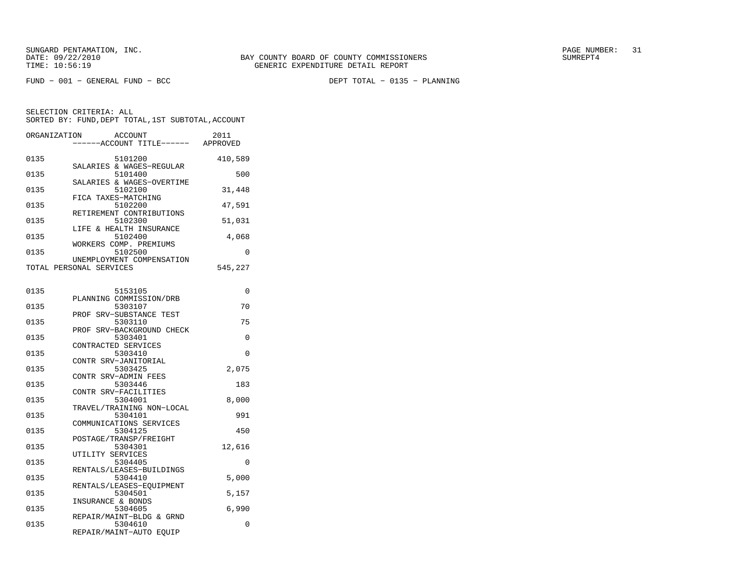SUNGARD PENTAMATION, INC.
DATE: 09/22/2010
TIME: 10:56:19

BAY COUNTY BOARD OF COUNTY COMMISSIONERS
GENERIC EXPENDITURE DETAIL REPORT

SUMREPT4

FUND - 001 - GENERAL FUND - BCC

DEPT TOTAL - 0135 - PLANNING

SELECTION CRITERIA: ALL
SORTED BY: FUND,DEPT TOTAL,1ST SUBTOTAL,ACCOUNT

| ORGANIZATION | ACCOUNT / ACCOUNT TITLE | 2011 APPROVED |
|---|---|---|
| 0135 | 5101200 SALARIES & WAGES-REGULAR | 410,589 |
| 0135 | 5101400 SALARIES & WAGES-OVERTIME | 500 |
| 0135 | 5102100 FICA TAXES-MATCHING | 31,448 |
| 0135 | 5102200 RETIREMENT CONTRIBUTIONS | 47,591 |
| 0135 | 5102300 LIFE & HEALTH INSURANCE | 51,031 |
| 0135 | 5102400 WORKERS COMP. PREMIUMS | 4,068 |
| 0135 | 5102500 UNEMPLOYMENT COMPENSATION | 0 |
| TOTAL PERSONAL SERVICES | | 545,227 |
| 0135 | 5153105 PLANNING COMMISSION/DRB | 0 |
| 0135 | 5303107 PROF SRV-SUBSTANCE TEST | 70 |
| 0135 | 5303110 PROF SRV-BACKGROUND CHECK | 75 |
| 0135 | 5303401 CONTRACTED SERVICES | 0 |
| 0135 | 5303410 CONTR SRV-JANITORIAL | 0 |
| 0135 | 5303425 CONTR SRV-ADMIN FEES | 2,075 |
| 0135 | 5303446 CONTR SRV-FACILITIES | 183 |
| 0135 | 5304001 TRAVEL/TRAINING NON-LOCAL | 8,000 |
| 0135 | 5304101 COMMUNICATIONS SERVICES | 991 |
| 0135 | 5304125 POSTAGE/TRANSP/FREIGHT | 450 |
| 0135 | 5304301 UTILITY SERVICES | 12,616 |
| 0135 | 5304405 RENTALS/LEASES-BUILDINGS | 0 |
| 0135 | 5304410 RENTALS/LEASES-EQUIPMENT | 5,000 |
| 0135 | 5304501 INSURANCE & BONDS | 5,157 |
| 0135 | 5304605 REPAIR/MAINT-BLDG & GRND | 6,990 |
| 0135 | 5304610 REPAIR/MAINT-AUTO EQUIP | 0 |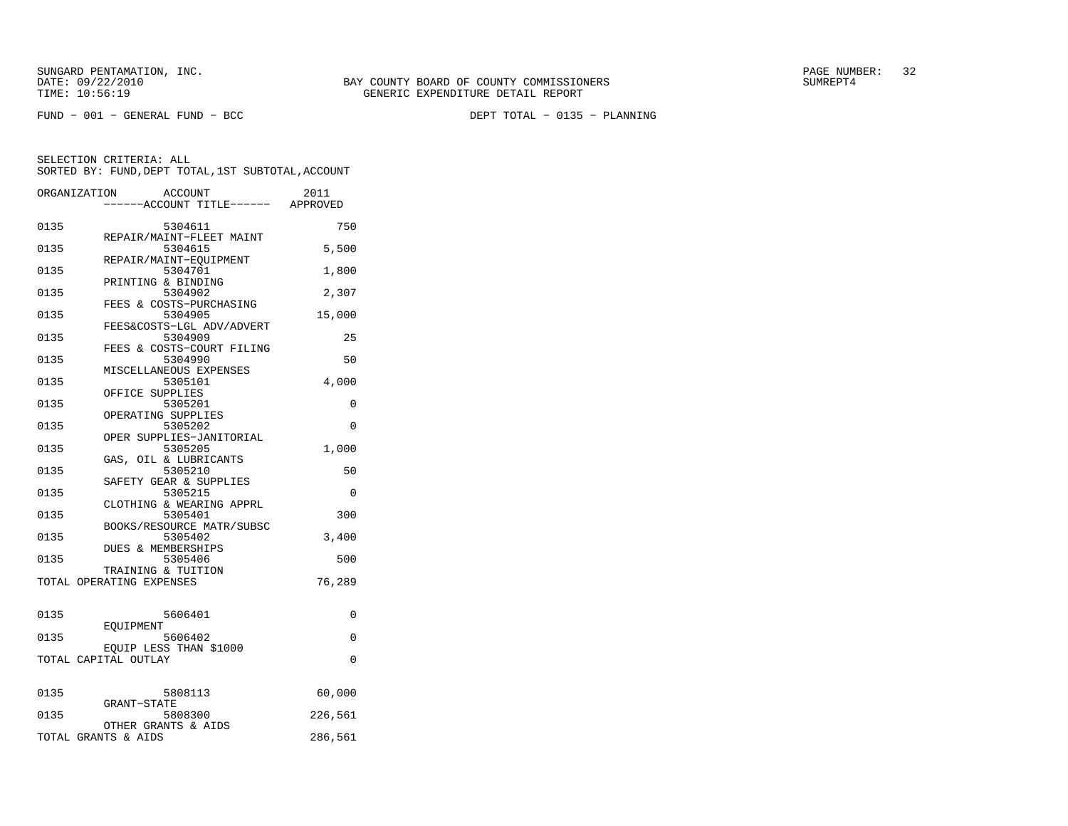SUNGARD PENTAMATION, INC.
DATE: 09/22/2010
TIME: 10:56:19

BAY COUNTY BOARD OF COUNTY COMMISSIONERS
GENERIC EXPENDITURE DETAIL REPORT

PAGE NUMBER: 32
SUMREPT4

FUND - 001 - GENERAL FUND - BCC

DEPT TOTAL - 0135 - PLANNING

SELECTION CRITERIA: ALL
SORTED BY: FUND,DEPT TOTAL,1ST SUBTOTAL,ACCOUNT

| ORGANIZATION | ACCOUNT / ------ACCOUNT TITLE------ | 2011 APPROVED |
|---|---|---|
| 0135 | 5304611 REPAIR/MAINT-FLEET MAINT | 750 |
| 0135 | 5304615 REPAIR/MAINT-EQUIPMENT | 5,500 |
| 0135 | 5304701 PRINTING & BINDING | 1,800 |
| 0135 | 5304902 FEES & COSTS-PURCHASING | 2,307 |
| 0135 | 5304905 FEES&COSTS-LGL ADV/ADVERT | 15,000 |
| 0135 | 5304909 FEES & COSTS-COURT FILING | 25 |
| 0135 | 5304990 MISCELLANEOUS EXPENSES | 50 |
| 0135 | 5305101 OFFICE SUPPLIES | 4,000 |
| 0135 | 5305201 OPERATING SUPPLIES | 0 |
| 0135 | 5305202 OPER SUPPLIES-JANITORIAL | 0 |
| 0135 | 5305205 GAS, OIL & LUBRICANTS | 1,000 |
| 0135 | 5305210 SAFETY GEAR & SUPPLIES | 50 |
| 0135 | 5305215 CLOTHING & WEARING APPRL | 0 |
| 0135 | 5305401 BOOKS/RESOURCE MATR/SUBSC | 300 |
| 0135 | 5305402 DUES & MEMBERSHIPS | 3,400 |
| 0135 | 5305406 TRAINING & TUITION | 500 |
| TOTAL OPERATING EXPENSES | | 76,289 |
| 0135 | 5606401 EQUIPMENT | 0 |
| 0135 | 5606402 EQUIP LESS THAN $1000 | 0 |
| TOTAL CAPITAL OUTLAY | | 0 |
| 0135 | 5808113 GRANT-STATE | 60,000 |
| 0135 | 5808300 OTHER GRANTS & AIDS | 226,561 |
| TOTAL GRANTS & AIDS | | 286,561 |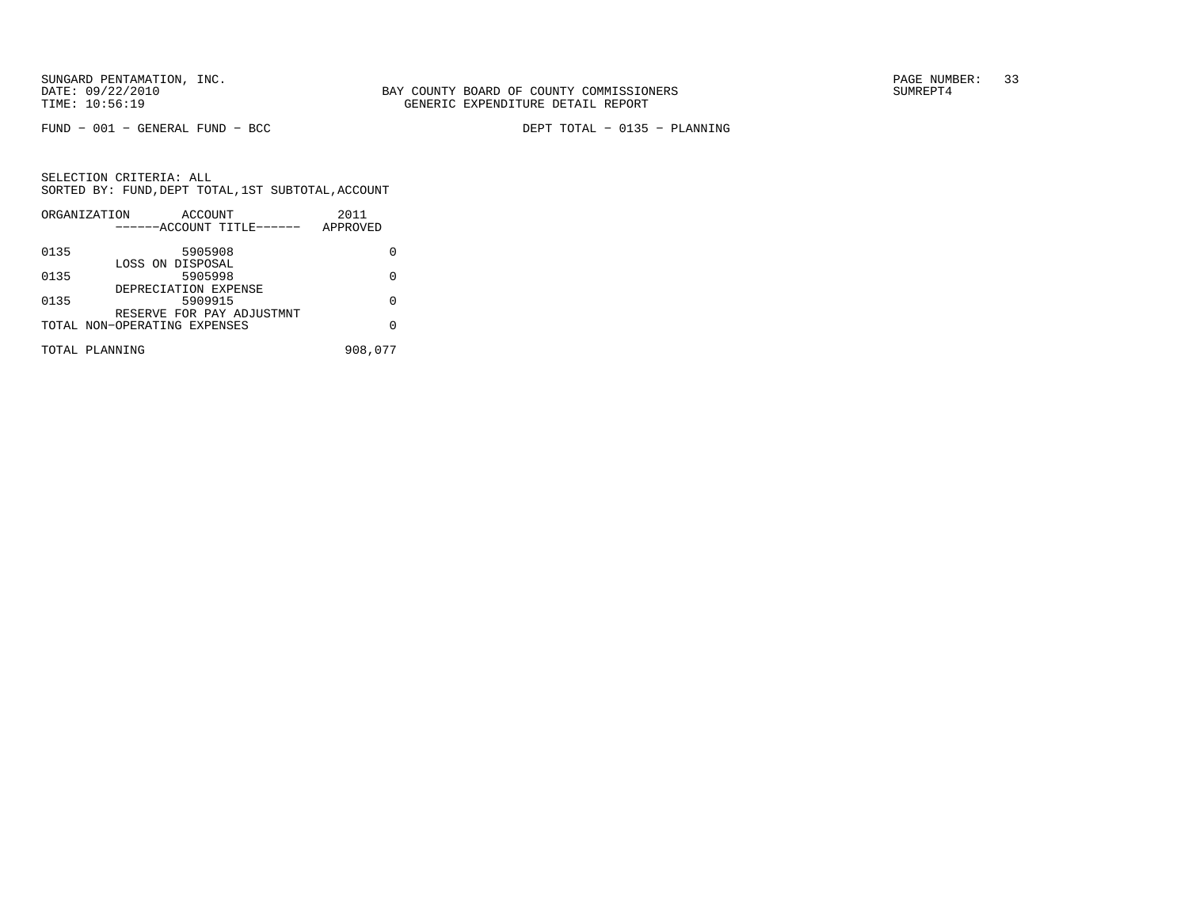SUNGARD PENTAMATION, INC.
DATE: 09/22/2010
TIME: 10:56:19

BAY COUNTY BOARD OF COUNTY COMMISSIONERS
GENERIC EXPENDITURE DETAIL REPORT

SUMREPT4

FUND − 001 − GENERAL FUND − BCC

DEPT TOTAL − 0135 − PLANNING

SELECTION CRITERIA: ALL
SORTED BY: FUND,DEPT TOTAL,1ST SUBTOTAL,ACCOUNT

| ORGANIZATION | ACCOUNT ------ACCOUNT TITLE------ | 2011 APPROVED |
|---|---|---|
| 0135 | 5905908 LOSS ON DISPOSAL | 0 |
| 0135 | 5905998 DEPRECIATION EXPENSE | 0 |
| 0135 | 5909915 RESERVE FOR PAY ADJUSTMNT | 0 |
| TOTAL NON−OPERATING EXPENSES | | 0 |
| TOTAL PLANNING | | 908,077 |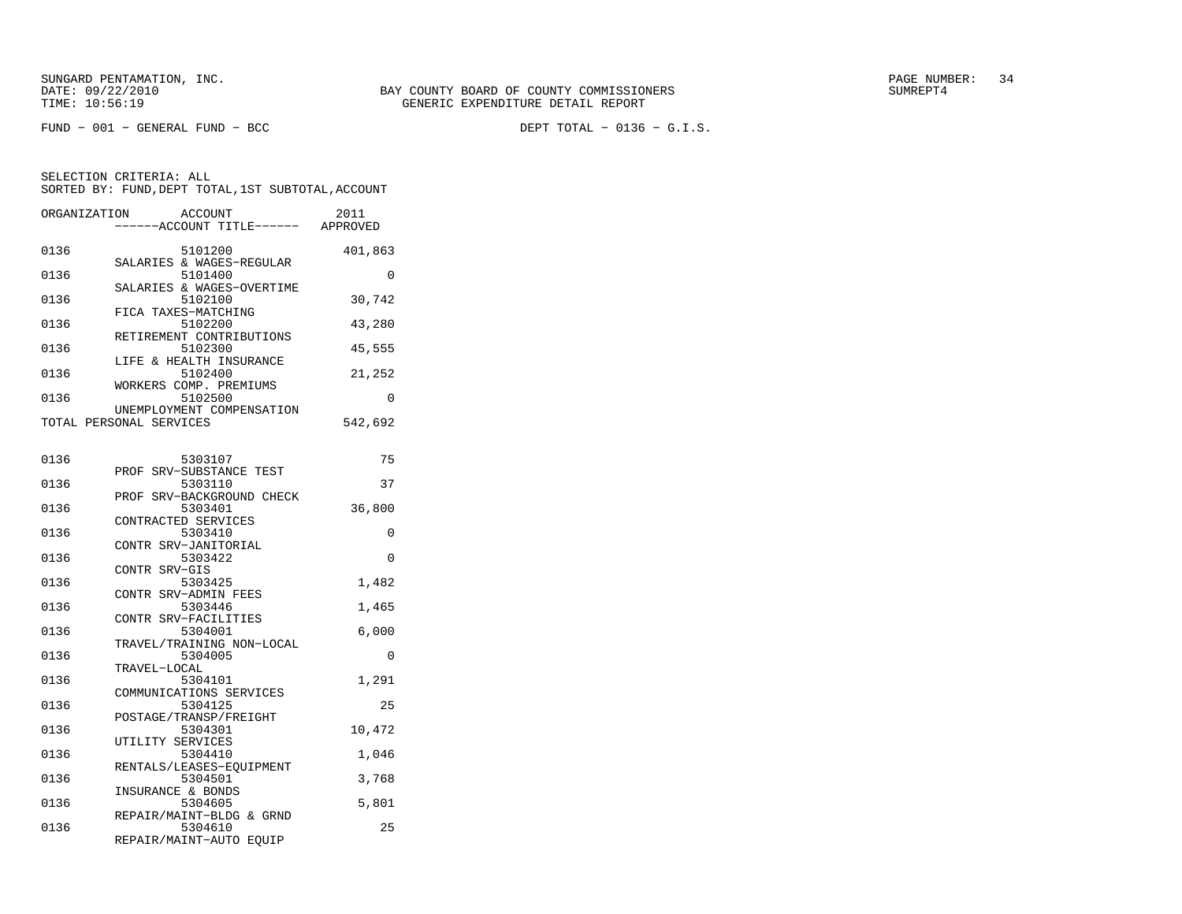SUNGARD PENTAMATION, INC.
DATE: 09/22/2010
TIME: 10:56:19

BAY COUNTY BOARD OF COUNTY COMMISSIONERS
GENERIC EXPENDITURE DETAIL REPORT

SUMREPT4

FUND - 001 - GENERAL FUND - BCC

DEPT TOTAL - 0136 - G.I.S.

SELECTION CRITERIA: ALL
SORTED BY: FUND,DEPT TOTAL,1ST SUBTOTAL,ACCOUNT

| ORGANIZATION | ACCOUNT / ------ACCOUNT TITLE------ | 2011 APPROVED |
|---|---|---|
| 0136 | 5101200 SALARIES & WAGES-REGULAR | 401,863 |
| 0136 | 5101400 SALARIES & WAGES-OVERTIME | 0 |
| 0136 | 5102100 FICA TAXES-MATCHING | 30,742 |
| 0136 | 5102200 RETIREMENT CONTRIBUTIONS | 43,280 |
| 0136 | 5102300 LIFE & HEALTH INSURANCE | 45,555 |
| 0136 | 5102400 WORKERS COMP. PREMIUMS | 21,252 |
| 0136 | 5102500 UNEMPLOYMENT COMPENSATION | 0 |
| TOTAL PERSONAL SERVICES | | 542,692 |
| 0136 | 5303107 PROF SRV-SUBSTANCE TEST | 75 |
| 0136 | 5303110 PROF SRV-BACKGROUND CHECK | 37 |
| 0136 | 5303401 CONTRACTED SERVICES | 36,800 |
| 0136 | 5303410 CONTR SRV-JANITORIAL | 0 |
| 0136 | 5303422 CONTR SRV-GIS | 0 |
| 0136 | 5303425 CONTR SRV-ADMIN FEES | 1,482 |
| 0136 | 5303446 CONTR SRV-FACILITIES | 1,465 |
| 0136 | 5304001 TRAVEL/TRAINING NON-LOCAL | 6,000 |
| 0136 | 5304005 TRAVEL-LOCAL | 0 |
| 0136 | 5304101 COMMUNICATIONS SERVICES | 1,291 |
| 0136 | 5304125 POSTAGE/TRANSP/FREIGHT | 25 |
| 0136 | 5304301 UTILITY SERVICES | 10,472 |
| 0136 | 5304410 RENTALS/LEASES-EQUIPMENT | 1,046 |
| 0136 | 5304501 INSURANCE & BONDS | 3,768 |
| 0136 | 5304605 REPAIR/MAINT-BLDG & GRND | 5,801 |
| 0136 | 5304610 REPAIR/MAINT-AUTO EQUIP | 25 |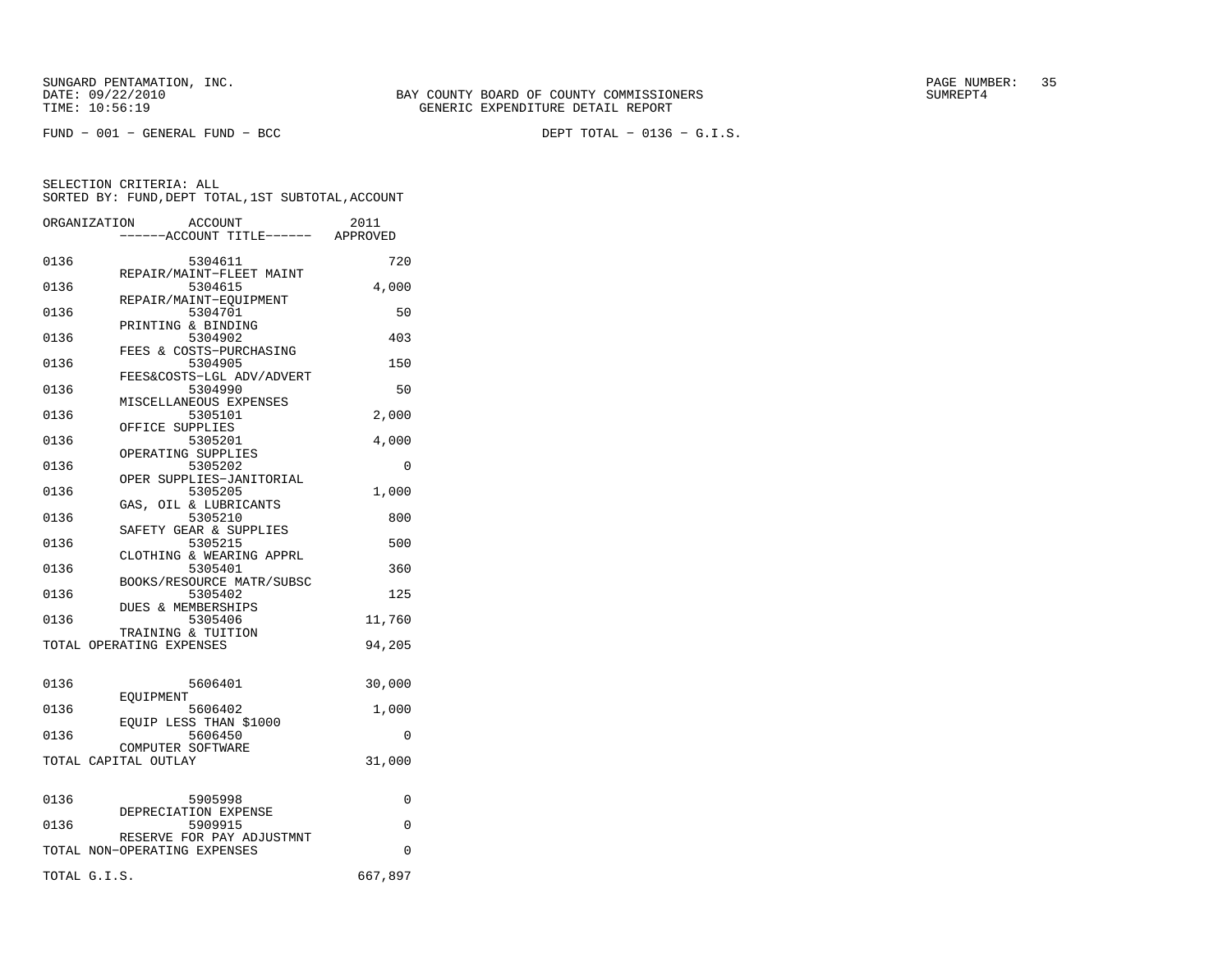SUNGARD PENTAMATION, INC.
DATE: 09/22/2010
TIME: 10:56:19

BAY COUNTY BOARD OF COUNTY COMMISSIONERS
GENERIC EXPENDITURE DETAIL REPORT

SUMREPT4

FUND - 001 - GENERAL FUND - BCC

DEPT TOTAL - 0136 - G.I.S.

SELECTION CRITERIA: ALL
SORTED BY: FUND,DEPT TOTAL,1ST SUBTOTAL,ACCOUNT

| ORGANIZATION | ACCOUNT / ------ACCOUNT TITLE------ | 2011 APPROVED |
|---|---|---|
| 0136 | 5304611 REPAIR/MAINT-FLEET MAINT | 720 |
| 0136 | 5304615 REPAIR/MAINT-EQUIPMENT | 4,000 |
| 0136 | 5304701 PRINTING & BINDING | 50 |
| 0136 | 5304902 FEES & COSTS-PURCHASING | 403 |
| 0136 | 5304905 FEES&COSTS-LGL ADV/ADVERT | 150 |
| 0136 | 5304990 MISCELLANEOUS EXPENSES | 50 |
| 0136 | 5305101 OFFICE SUPPLIES | 2,000 |
| 0136 | 5305201 OPERATING SUPPLIES | 4,000 |
| 0136 | 5305202 OPER SUPPLIES-JANITORIAL | 0 |
| 0136 | 5305205 GAS, OIL & LUBRICANTS | 1,000 |
| 0136 | 5305210 SAFETY GEAR & SUPPLIES | 800 |
| 0136 | 5305215 CLOTHING & WEARING APPRL | 500 |
| 0136 | 5305401 BOOKS/RESOURCE MATR/SUBSC | 360 |
| 0136 | 5305402 DUES & MEMBERSHIPS | 125 |
| 0136 | 5305406 TRAINING & TUITION | 11,760 |
| TOTAL OPERATING EXPENSES | | 94,205 |
| 0136 | 5606401 EQUIPMENT | 30,000 |
| 0136 | 5606402 EQUIP LESS THAN $1000 | 1,000 |
| 0136 | 5606450 COMPUTER SOFTWARE | 0 |
| TOTAL CAPITAL OUTLAY | | 31,000 |
| 0136 | 5905998 DEPRECIATION EXPENSE | 0 |
| 0136 | 5909915 RESERVE FOR PAY ADJUSTMNT | 0 |
| TOTAL NON-OPERATING EXPENSES | | 0 |
| TOTAL G.I.S. | | 667,897 |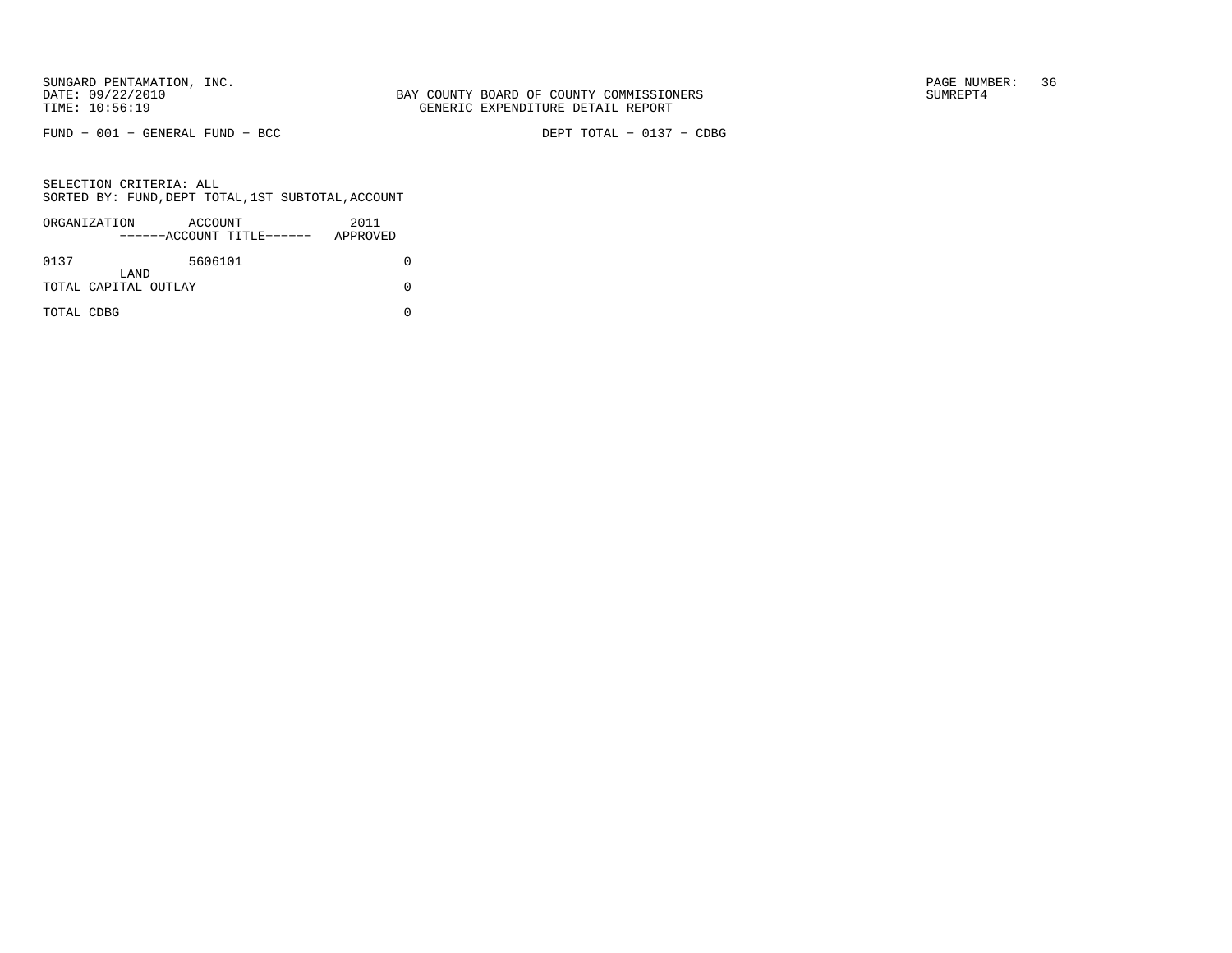BAY COUNTY BOARD OF COUNTY COMMISSIONERS
GENERIC EXPENDITURE DETAIL REPORT

SUNGARD PENTAMATION, INC.
DATE: 09/22/2010
TIME: 10:56:19

SUMREPT4

FUND - 001 - GENERAL FUND - BCC

DEPT TOTAL - 0137 - CDBG

SELECTION CRITERIA: ALL
SORTED BY: FUND,DEPT TOTAL,1ST SUBTOTAL,ACCOUNT

| ORGANIZATION | ACCOUNT<br>------ACCOUNT TITLE------ | 2011<br>APPROVED |
|---|---|---|
| 0137 | 5606101<br>LAND | 0 |
| TOTAL CAPITAL OUTLAY | | 0 |
| TOTAL CDBG | | 0 |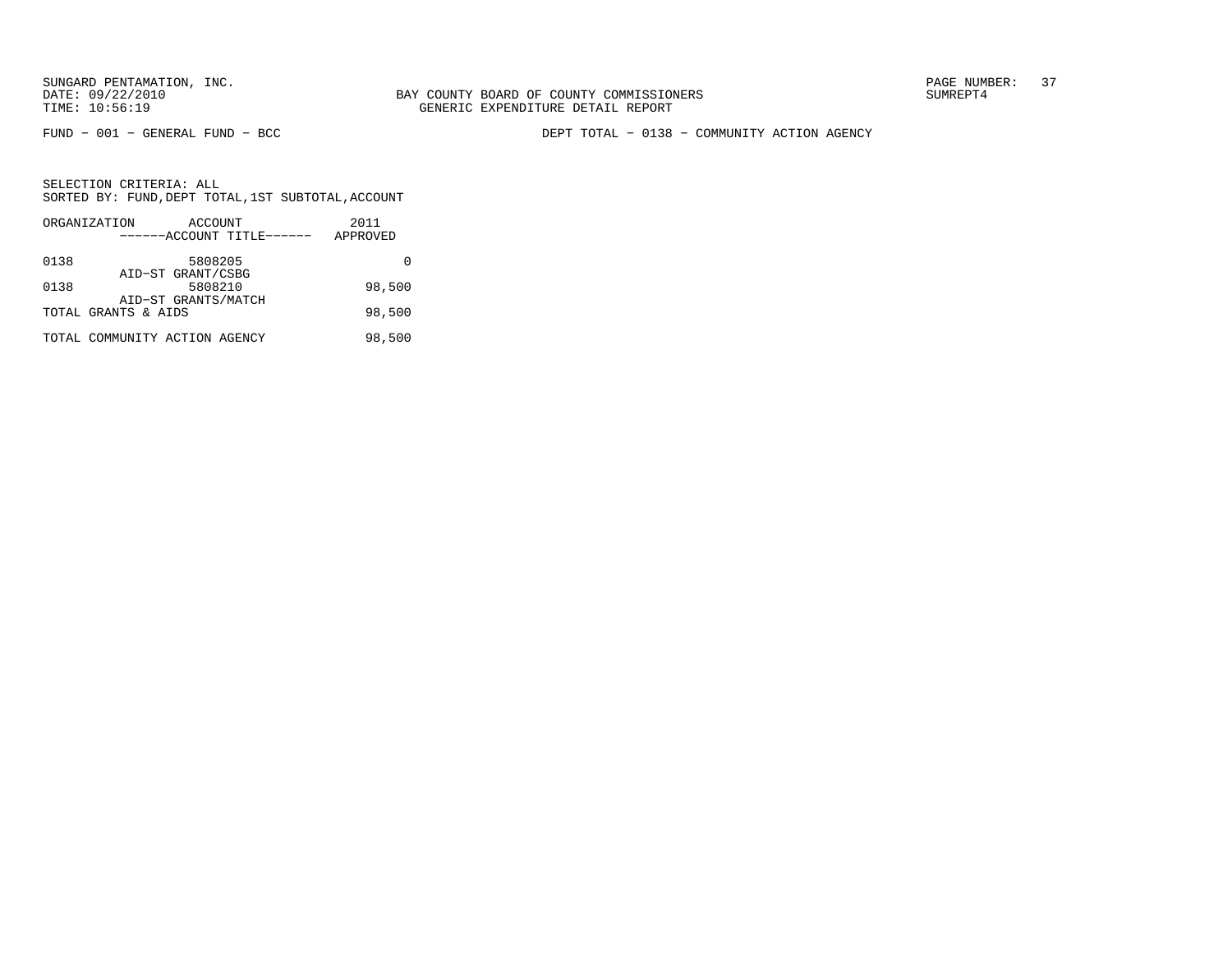FUND − 001 − GENERAL FUND − BCC

DEPT TOTAL − 0138 − COMMUNITY ACTION AGENCY

SELECTION CRITERIA: ALL
SORTED BY: FUND,DEPT TOTAL,1ST SUBTOTAL,ACCOUNT

| ORGANIZATION | ACCOUNT ------ACCOUNT TITLE------ | 2011 APPROVED |
|---|---|---|
| 0138 | 5808205 AID−ST GRANT/CSBG | 0 |
| 0138 | 5808210 AID−ST GRANTS/MATCH | 98,500 |
| TOTAL GRANTS & AIDS | | 98,500 |
| TOTAL COMMUNITY ACTION AGENCY | | 98,500 |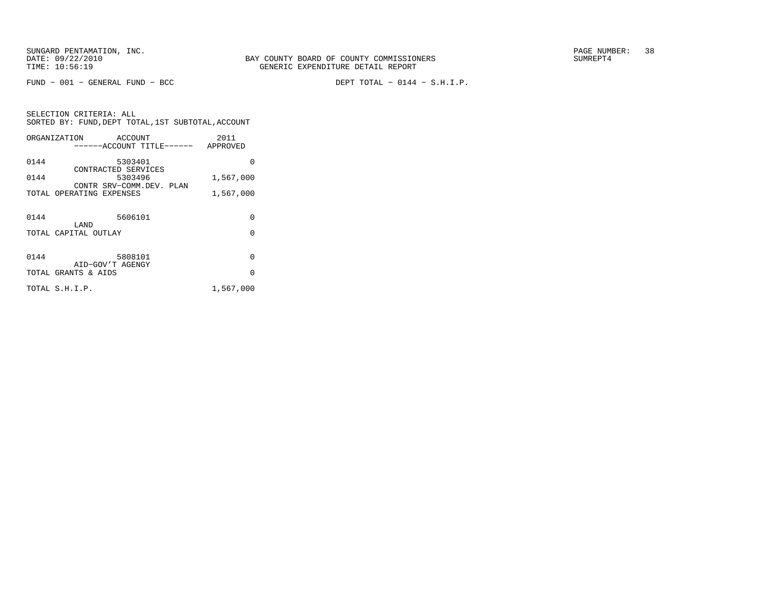SUNGARD PENTAMATION, INC.
DATE: 09/22/2010
TIME: 10:56:19

BAY COUNTY BOARD OF COUNTY COMMISSIONERS
GENERIC EXPENDITURE DETAIL REPORT

SUMREPT4

FUND − 001 − GENERAL FUND − BCC

DEPT TOTAL − 0144 − S.H.I.P.

SELECTION CRITERIA: ALL
SORTED BY: FUND,DEPT TOTAL,1ST SUBTOTAL,ACCOUNT

| ORGANIZATION | ACCOUNT / ------ACCOUNT TITLE------ | 2011 APPROVED |
|---|---|---|
| 0144 | 5303401 CONTRACTED SERVICES | 0 |
| 0144 | 5303496 CONTR SRV−COMM.DEV. PLAN | 1,567,000 |
| TOTAL OPERATING EXPENSES | | 1,567,000 |
| 0144 | 5606101 LAND | 0 |
| TOTAL CAPITAL OUTLAY | | 0 |
| 0144 | 5808101 AID−GOV'T AGENGY | 0 |
| TOTAL GRANTS & AIDS | | 0 |
| TOTAL S.H.I.P. | | 1,567,000 |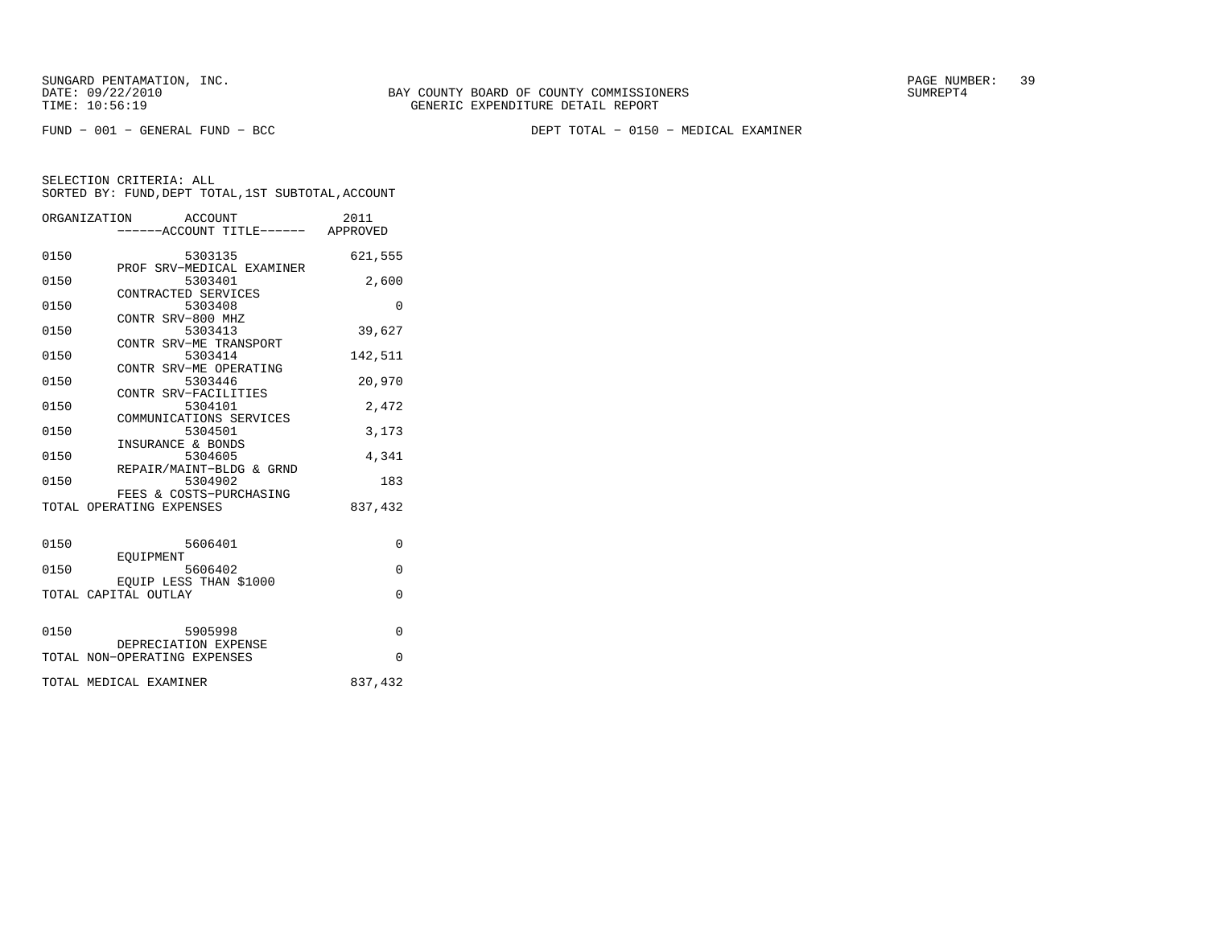SUNGARD PENTAMATION, INC.
DATE: 09/22/2010
TIME: 10:56:19

BAY COUNTY BOARD OF COUNTY COMMISSIONERS
GENERIC EXPENDITURE DETAIL REPORT

SUMREPT4

FUND − 001 − GENERAL FUND − BCC

DEPT TOTAL − 0150 − MEDICAL EXAMINER

SELECTION CRITERIA: ALL
SORTED BY: FUND,DEPT TOTAL,1ST SUBTOTAL,ACCOUNT

| ORGANIZATION | ACCOUNT / ------ACCOUNT TITLE------ | 2011 APPROVED |
|---|---|---|
| 0150 | 5303135 PROF SRV−MEDICAL EXAMINER | 621,555 |
| 0150 | 5303401 CONTRACTED SERVICES | 2,600 |
| 0150 | 5303408 CONTR SRV−800 MHZ | 0 |
| 0150 | 5303413 CONTR SRV−ME TRANSPORT | 39,627 |
| 0150 | 5303414 CONTR SRV−ME OPERATING | 142,511 |
| 0150 | 5303446 CONTR SRV−FACILITIES | 20,970 |
| 0150 | 5304101 COMMUNICATIONS SERVICES | 2,472 |
| 0150 | 5304501 INSURANCE & BONDS | 3,173 |
| 0150 | 5304605 REPAIR/MAINT−BLDG & GRND | 4,341 |
| 0150 | 5304902 FEES & COSTS−PURCHASING | 183 |
| TOTAL OPERATING EXPENSES | | 837,432 |
| 0150 | 5606401 EQUIPMENT | 0 |
| 0150 | 5606402 EQUIP LESS THAN $1000 | 0 |
| TOTAL CAPITAL OUTLAY | | 0 |
| 0150 | 5905998 DEPRECIATION EXPENSE | 0 |
| TOTAL NON−OPERATING EXPENSES | | 0 |
| TOTAL MEDICAL EXAMINER | | 837,432 |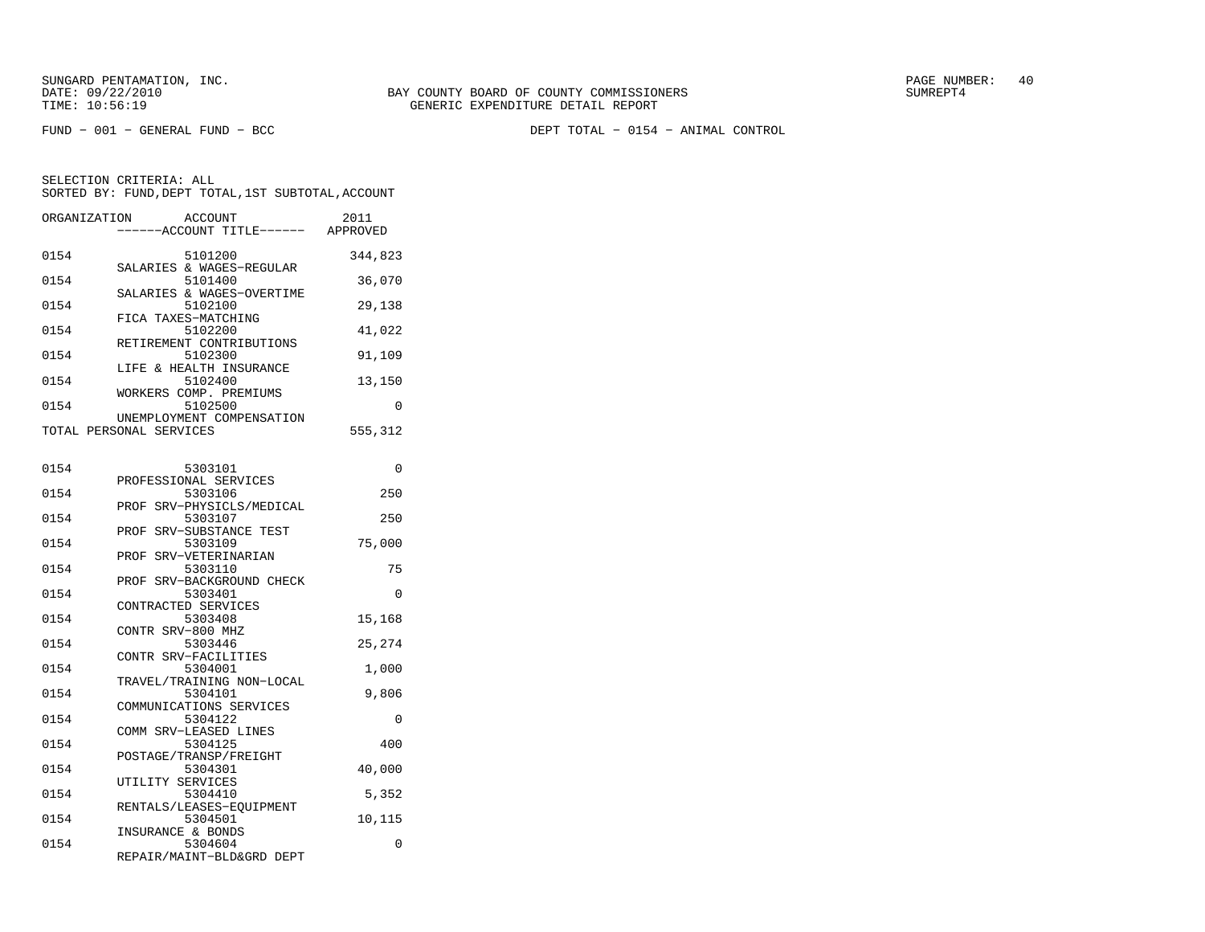SUNGARD PENTAMATION, INC.
DATE: 09/22/2010
TIME: 10:56:19

BAY COUNTY BOARD OF COUNTY COMMISSIONERS
GENERIC EXPENDITURE DETAIL REPORT

PAGE NUMBER: 40
SUMREPT4

FUND − 001 − GENERAL FUND − BCC

DEPT TOTAL − 0154 − ANIMAL CONTROL

SELECTION CRITERIA: ALL
SORTED BY: FUND,DEPT TOTAL,1ST SUBTOTAL,ACCOUNT

| ORGANIZATION | ACCOUNT / ------ACCOUNT TITLE------ | 2011 APPROVED |
|---|---|---|
| 0154 | 5101200 SALARIES & WAGES−REGULAR | 344,823 |
| 0154 | 5101400 SALARIES & WAGES−OVERTIME | 36,070 |
| 0154 | 5102100 FICA TAXES−MATCHING | 29,138 |
| 0154 | 5102200 RETIREMENT CONTRIBUTIONS | 41,022 |
| 0154 | 5102300 LIFE & HEALTH INSURANCE | 91,109 |
| 0154 | 5102400 WORKERS COMP. PREMIUMS | 13,150 |
| 0154 | 5102500 UNEMPLOYMENT COMPENSATION | 0 |
| TOTAL PERSONAL SERVICES | | 555,312 |
| 0154 | 5303101 PROFESSIONAL SERVICES | 0 |
| 0154 | 5303106 PROF SRV−PHYSICLS/MEDICAL | 250 |
| 0154 | 5303107 PROF SRV−SUBSTANCE TEST | 250 |
| 0154 | 5303109 PROF SRV−VETERINARIAN | 75,000 |
| 0154 | 5303110 PROF SRV−BACKGROUND CHECK | 75 |
| 0154 | 5303401 CONTRACTED SERVICES | 0 |
| 0154 | 5303408 CONTR SRV−800 MHZ | 15,168 |
| 0154 | 5303446 CONTR SRV−FACILITIES | 25,274 |
| 0154 | 5304001 TRAVEL/TRAINING NON−LOCAL | 1,000 |
| 0154 | 5304101 COMMUNICATIONS SERVICES | 9,806 |
| 0154 | 5304122 COMM SRV−LEASED LINES | 0 |
| 0154 | 5304125 POSTAGE/TRANSP/FREIGHT | 400 |
| 0154 | 5304301 UTILITY SERVICES | 40,000 |
| 0154 | 5304410 RENTALS/LEASES−EQUIPMENT | 5,352 |
| 0154 | 5304501 INSURANCE & BONDS | 10,115 |
| 0154 | 5304604 REPAIR/MAINT−BLD&GRD DEPT | 0 |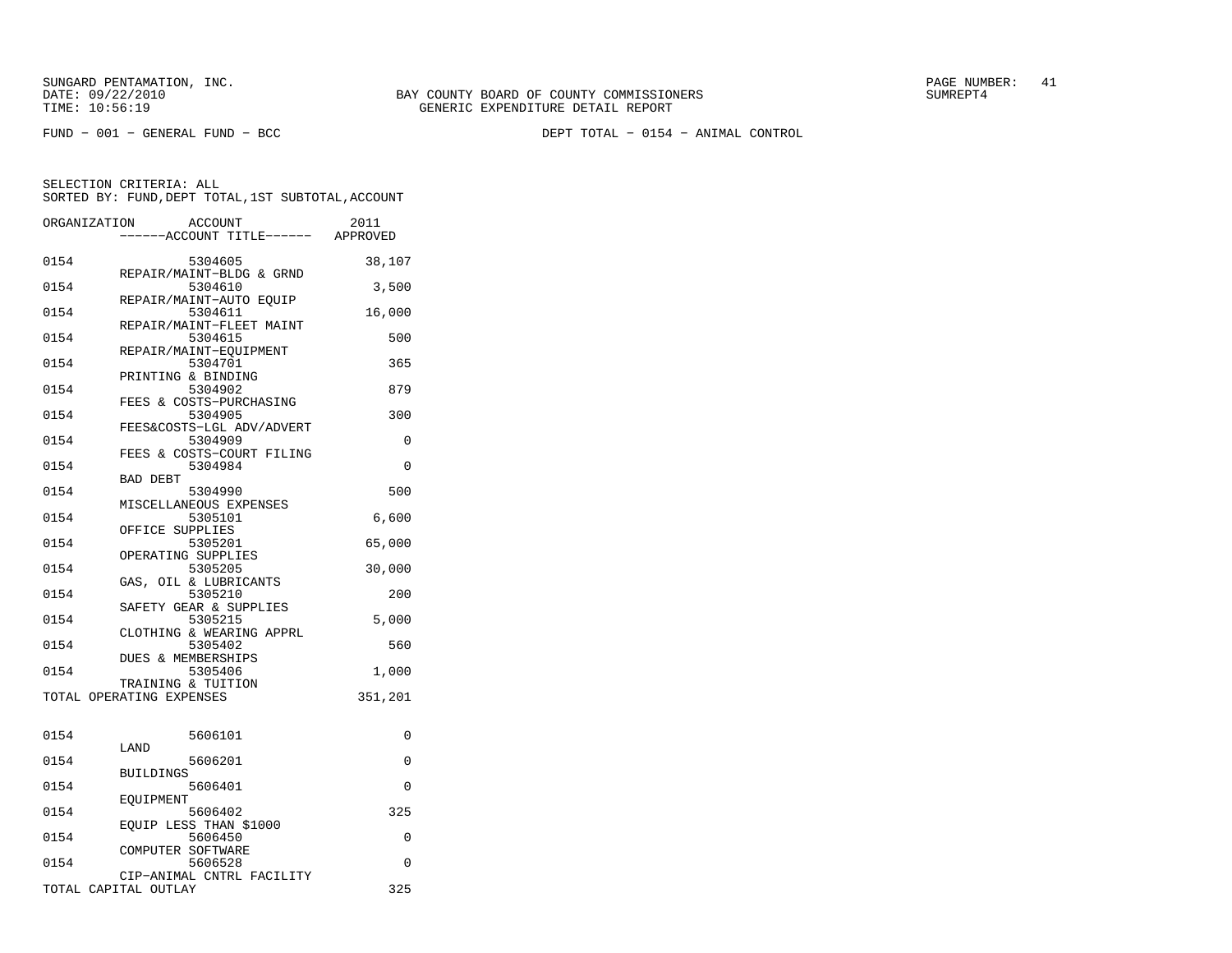SUNGARD PENTAMATION, INC.
DATE: 09/22/2010
TIME: 10:56:19

BAY COUNTY BOARD OF COUNTY COMMISSIONERS
GENERIC EXPENDITURE DETAIL REPORT

SUMREPT4

FUND − 001 − GENERAL FUND − BCC

DEPT TOTAL − 0154 − ANIMAL CONTROL

SELECTION CRITERIA: ALL
SORTED BY: FUND,DEPT TOTAL,1ST SUBTOTAL,ACCOUNT

| ORGANIZATION | ACCOUNT / ------ACCOUNT TITLE------ | 2011 APPROVED |
|---|---|---|
| 0154 | 5304605 REPAIR/MAINT−BLDG & GRND | 38,107 |
| 0154 | 5304610 REPAIR/MAINT−AUTO EQUIP | 3,500 |
| 0154 | 5304611 REPAIR/MAINT−FLEET MAINT | 16,000 |
| 0154 | 5304615 REPAIR/MAINT−EQUIPMENT | 500 |
| 0154 | 5304701 PRINTING & BINDING | 365 |
| 0154 | 5304902 FEES & COSTS−PURCHASING | 879 |
| 0154 | 5304905 FEES&COSTS−LGL ADV/ADVERT | 300 |
| 0154 | 5304909 FEES & COSTS−COURT FILING | 0 |
| 0154 | 5304984 BAD DEBT | 0 |
| 0154 | 5304990 MISCELLANEOUS EXPENSES | 500 |
| 0154 | 5305101 OFFICE SUPPLIES | 6,600 |
| 0154 | 5305201 OPERATING SUPPLIES | 65,000 |
| 0154 | 5305205 GAS, OIL & LUBRICANTS | 30,000 |
| 0154 | 5305210 SAFETY GEAR & SUPPLIES | 200 |
| 0154 | 5305215 CLOTHING & WEARING APPRL | 5,000 |
| 0154 | 5305402 DUES & MEMBERSHIPS | 560 |
| 0154 | 5305406 TRAINING & TUITION | 1,000 |
| TOTAL OPERATING EXPENSES | | 351,201 |
| 0154 | 5606101 LAND | 0 |
| 0154 | 5606201 BUILDINGS | 0 |
| 0154 | 5606401 EQUIPMENT | 0 |
| 0154 | 5606402 EQUIP LESS THAN $1000 | 325 |
| 0154 | 5606450 COMPUTER SOFTWARE | 0 |
| 0154 | 5606528 CIP−ANIMAL CNTRL FACILITY | 0 |
| TOTAL CAPITAL OUTLAY | | 325 |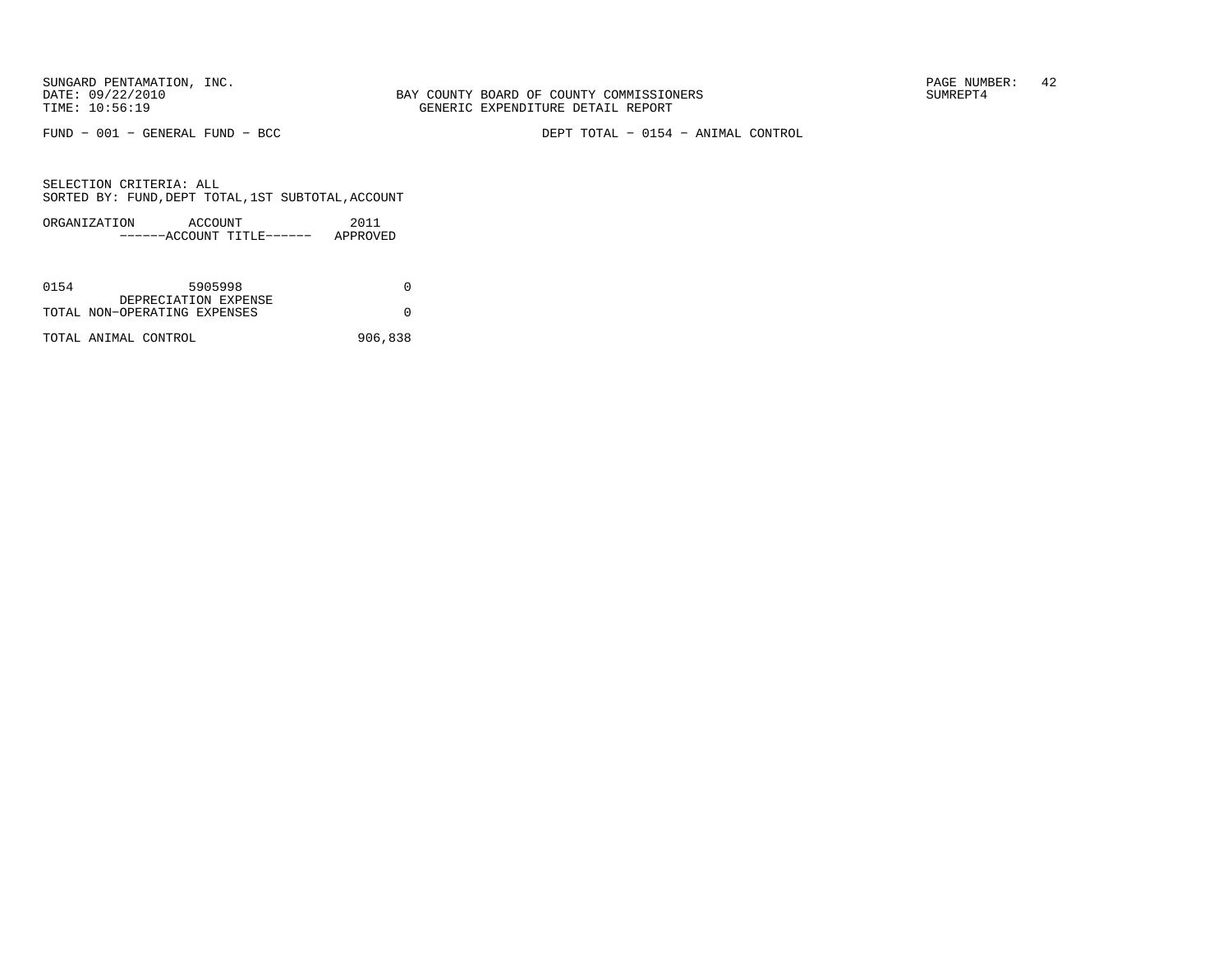SUNGARD PENTAMATION, INC.
DATE: 09/22/2010
TIME: 10:56:19

BAY COUNTY BOARD OF COUNTY COMMISSIONERS
GENERIC EXPENDITURE DETAIL REPORT

SUMREPT4

FUND - 001 - GENERAL FUND - BCC

DEPT TOTAL - 0154 - ANIMAL CONTROL

SELECTION CRITERIA: ALL
SORTED BY: FUND,DEPT TOTAL,1ST SUBTOTAL,ACCOUNT

| ORGANIZATION | ACCOUNT ------ACCOUNT TITLE------ | 2011 APPROVED |
|---|---|---|
| 0154 | 5905998 DEPRECIATION EXPENSE | 0 |
| TOTAL NON-OPERATING EXPENSES | | 0 |
| TOTAL ANIMAL CONTROL | | 906,838 |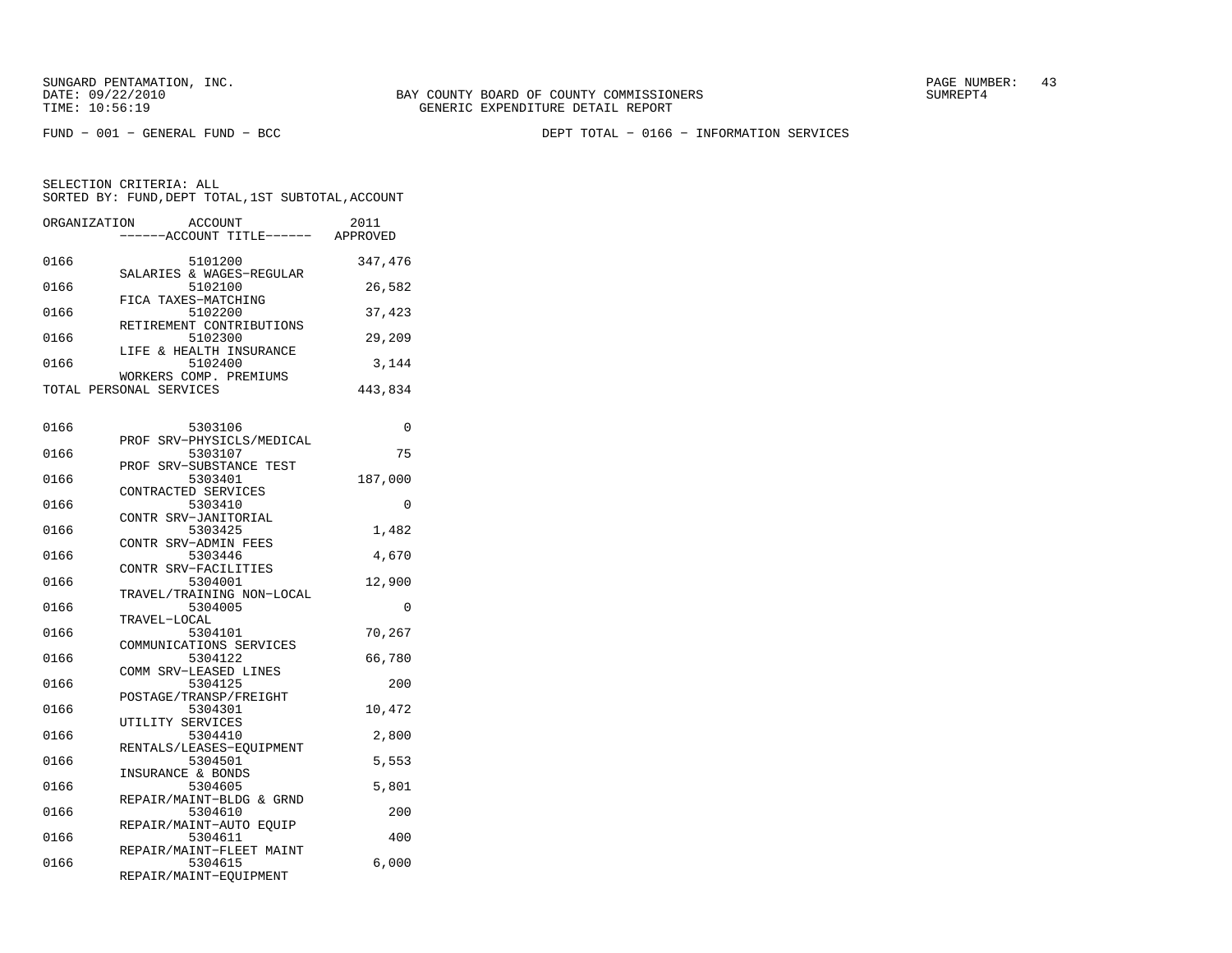SUNGARD PENTAMATION, INC.
DATE: 09/22/2010
TIME: 10:56:19

BAY COUNTY BOARD OF COUNTY COMMISSIONERS
GENERIC EXPENDITURE DETAIL REPORT

PAGE NUMBER: 43
SUMREPT4

FUND - 001 - GENERAL FUND - BCC

DEPT TOTAL - 0166 - INFORMATION SERVICES

SELECTION CRITERIA: ALL
SORTED BY: FUND,DEPT TOTAL,1ST SUBTOTAL,ACCOUNT

| ORGANIZATION | ACCOUNT / ------ACCOUNT TITLE------ | 2011 APPROVED |
|---|---|---|
| 0166 | 5101200 SALARIES & WAGES-REGULAR | 347,476 |
| 0166 | 5102100 FICA TAXES-MATCHING | 26,582 |
| 0166 | 5102200 RETIREMENT CONTRIBUTIONS | 37,423 |
| 0166 | 5102300 LIFE & HEALTH INSURANCE | 29,209 |
| 0166 | 5102400 WORKERS COMP. PREMIUMS | 3,144 |
| TOTAL PERSONAL SERVICES | | 443,834 |
| 0166 | 5303106 PROF SRV-PHYSICLS/MEDICAL | 0 |
| 0166 | 5303107 PROF SRV-SUBSTANCE TEST | 75 |
| 0166 | 5303401 CONTRACTED SERVICES | 187,000 |
| 0166 | 5303410 CONTR SRV-JANITORIAL | 0 |
| 0166 | 5303425 CONTR SRV-ADMIN FEES | 1,482 |
| 0166 | 5303446 CONTR SRV-FACILITIES | 4,670 |
| 0166 | 5304001 TRAVEL/TRAINING NON-LOCAL | 12,900 |
| 0166 | 5304005 TRAVEL-LOCAL | 0 |
| 0166 | 5304101 COMMUNICATIONS SERVICES | 70,267 |
| 0166 | 5304122 COMM SRV-LEASED LINES | 66,780 |
| 0166 | 5304125 POSTAGE/TRANSP/FREIGHT | 200 |
| 0166 | 5304301 UTILITY SERVICES | 10,472 |
| 0166 | 5304410 RENTALS/LEASES-EQUIPMENT | 2,800 |
| 0166 | 5304501 INSURANCE & BONDS | 5,553 |
| 0166 | 5304605 REPAIR/MAINT-BLDG & GRND | 5,801 |
| 0166 | 5304610 REPAIR/MAINT-AUTO EQUIP | 200 |
| 0166 | 5304611 REPAIR/MAINT-FLEET MAINT | 400 |
| 0166 | 5304615 REPAIR/MAINT-EQUIPMENT | 6,000 |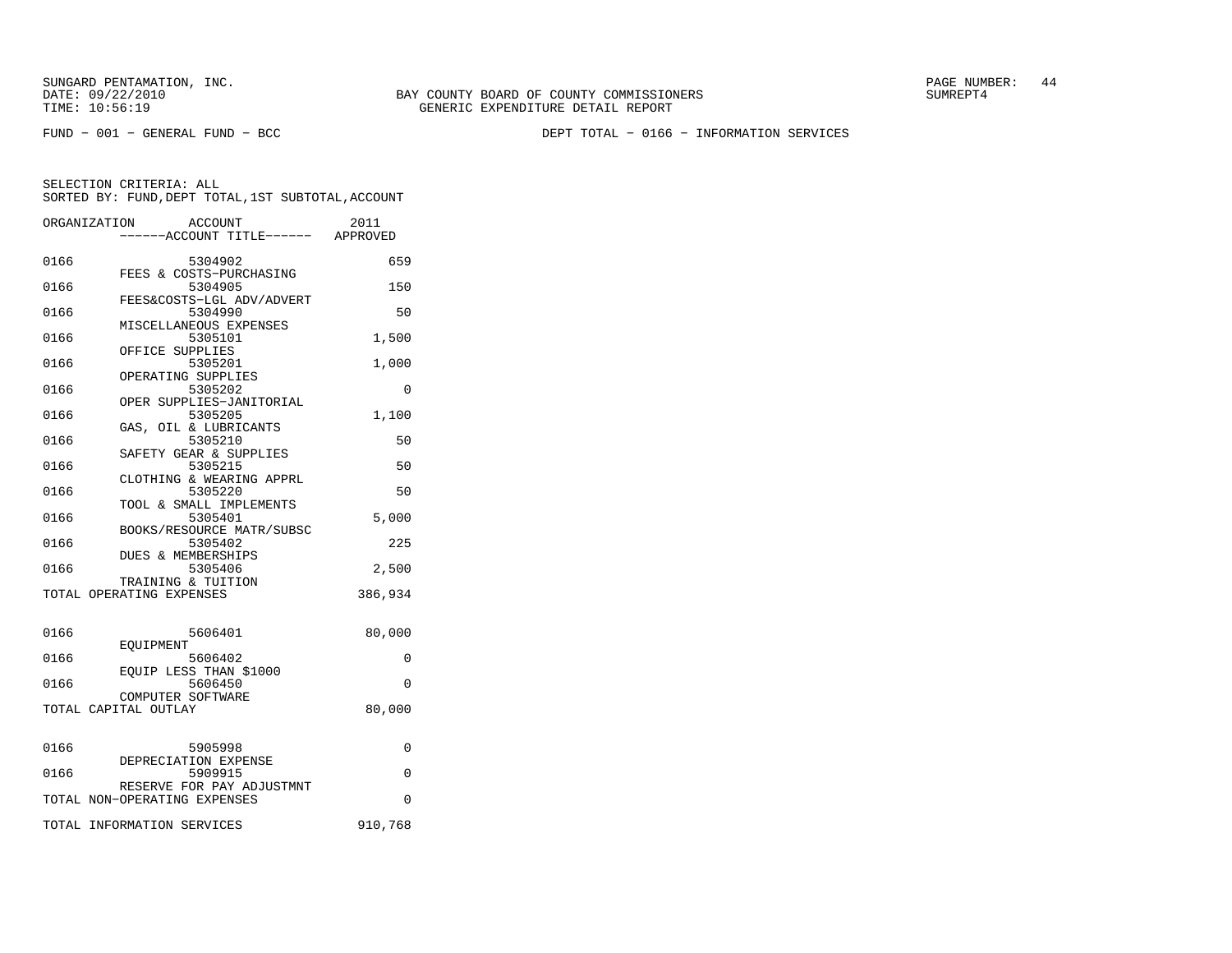SUNGARD PENTAMATION, INC.
DATE: 09/22/2010
TIME: 10:56:19

BAY COUNTY BOARD OF COUNTY COMMISSIONERS
GENERIC EXPENDITURE DETAIL REPORT

SUMREPT4

FUND - 001 - GENERAL FUND - BCC

DEPT TOTAL - 0166 - INFORMATION SERVICES

SELECTION CRITERIA: ALL
SORTED BY: FUND,DEPT TOTAL,1ST SUBTOTAL,ACCOUNT

| ORGANIZATION | ACCOUNT / ------ACCOUNT TITLE------ | 2011 APPROVED |
|---|---|---|
| 0166 | 5304902 FEES & COSTS-PURCHASING | 659 |
| 0166 | 5304905 FEES&COSTS-LGL ADV/ADVERT | 150 |
| 0166 | 5304990 MISCELLANEOUS EXPENSES | 50 |
| 0166 | 5305101 OFFICE SUPPLIES | 1,500 |
| 0166 | 5305201 OPERATING SUPPLIES | 1,000 |
| 0166 | 5305202 OPER SUPPLIES-JANITORIAL | 0 |
| 0166 | 5305205 GAS, OIL & LUBRICANTS | 1,100 |
| 0166 | 5305210 SAFETY GEAR & SUPPLIES | 50 |
| 0166 | 5305215 CLOTHING & WEARING APPRL | 50 |
| 0166 | 5305220 TOOL & SMALL IMPLEMENTS | 50 |
| 0166 | 5305401 BOOKS/RESOURCE MATR/SUBSC | 5,000 |
| 0166 | 5305402 DUES & MEMBERSHIPS | 225 |
| 0166 | 5305406 TRAINING & TUITION | 2,500 |
| TOTAL OPERATING EXPENSES | | 386,934 |
| 0166 | 5606401 EQUIPMENT | 80,000 |
| 0166 | 5606402 EQUIP LESS THAN $1000 | 0 |
| 0166 | 5606450 COMPUTER SOFTWARE | 0 |
| TOTAL CAPITAL OUTLAY | | 80,000 |
| 0166 | 5905998 DEPRECIATION EXPENSE | 0 |
| 0166 | 5909915 RESERVE FOR PAY ADJUSTMNT | 0 |
| TOTAL NON-OPERATING EXPENSES | | 0 |
| TOTAL INFORMATION SERVICES | | 910,768 |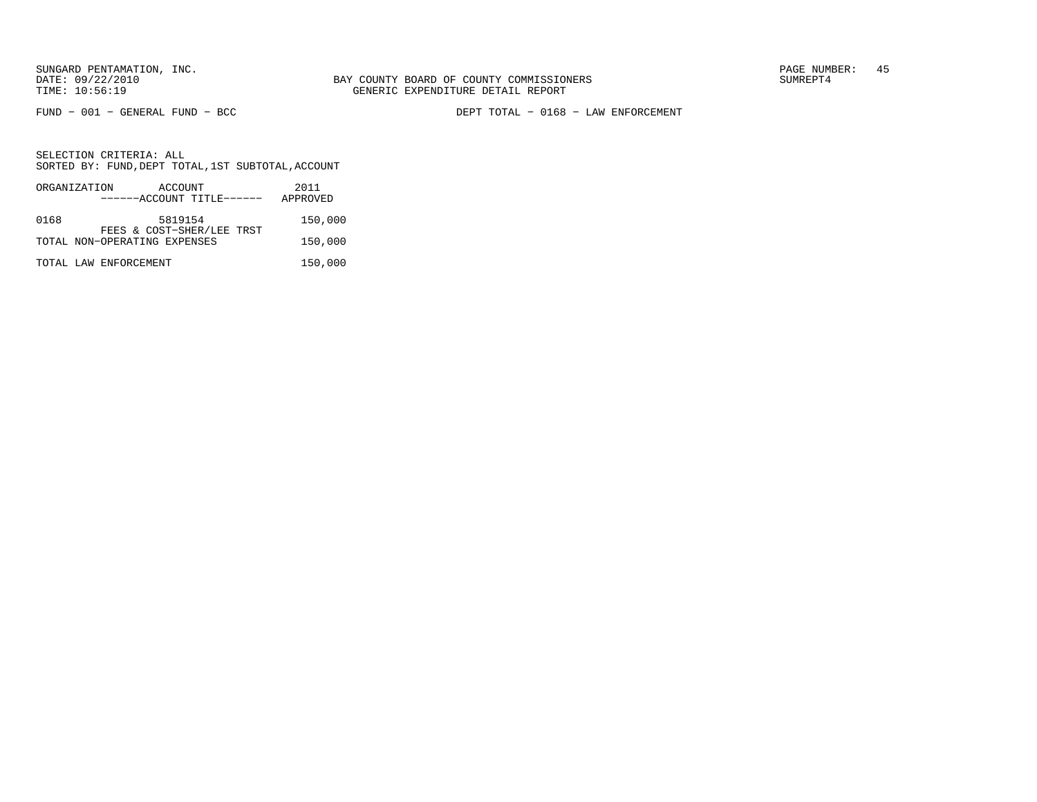BAY COUNTY BOARD OF COUNTY COMMISSIONERS
GENERIC EXPENDITURE DETAIL REPORT

FUND - 001 - GENERAL FUND - BCC

DEPT TOTAL - 0168 - LAW ENFORCEMENT

SELECTION CRITERIA: ALL
SORTED BY: FUND,DEPT TOTAL,1ST SUBTOTAL,ACCOUNT

| ORGANIZATION | ACCOUNT<br>------ACCOUNT TITLE------ | 2011<br>APPROVED |
|---|---|---|
| 0168 | 5819154<br>FEES & COST-SHER/LEE TRST | 150,000 |
| TOTAL NON-OPERATING EXPENSES | | 150,000 |
| TOTAL LAW ENFORCEMENT | | 150,000 |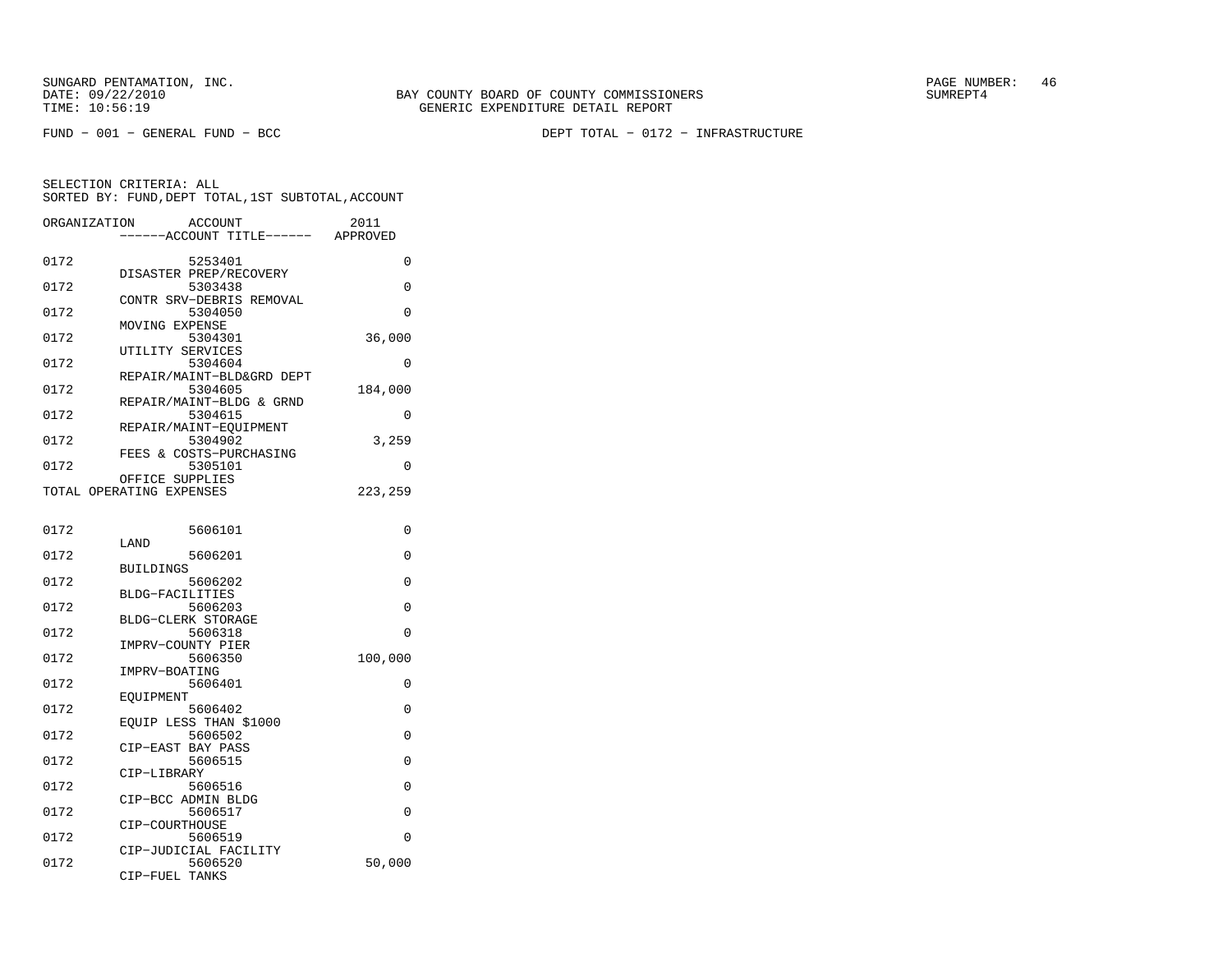SUNGARD PENTAMATION, INC.
DATE: 09/22/2010
TIME: 10:56:19

BAY COUNTY BOARD OF COUNTY COMMISSIONERS
GENERIC EXPENDITURE DETAIL REPORT

SUMREPT4

FUND − 001 − GENERAL FUND − BCC

DEPT TOTAL − 0172 − INFRASTRUCTURE

SELECTION CRITERIA: ALL
SORTED BY: FUND,DEPT TOTAL,1ST SUBTOTAL,ACCOUNT

| ORGANIZATION | ACCOUNT / ------ACCOUNT TITLE------ | 2011 APPROVED |
|---|---|---|
| 0172 | 5253401 DISASTER PREP/RECOVERY | 0 |
| 0172 | 5303438 CONTR SRV−DEBRIS REMOVAL | 0 |
| 0172 | 5304050 MOVING EXPENSE | 0 |
| 0172 | 5304301 UTILITY SERVICES | 36,000 |
| 0172 | 5304604 REPAIR/MAINT−BLD&GRD DEPT | 0 |
| 0172 | 5304605 REPAIR/MAINT−BLDG & GRND | 184,000 |
| 0172 | 5304615 REPAIR/MAINT−EQUIPMENT | 0 |
| 0172 | 5304902 FEES & COSTS−PURCHASING | 3,259 |
| 0172 | 5305101 OFFICE SUPPLIES | 0 |
| TOTAL OPERATING EXPENSES | | 223,259 |
| | | |
| 0172 | 5606101 LAND | 0 |
| 0172 | 5606201 BUILDINGS | 0 |
| 0172 | 5606202 BLDG−FACILITIES | 0 |
| 0172 | 5606203 BLDG−CLERK STORAGE | 0 |
| 0172 | 5606318 IMPRV−COUNTY PIER | 0 |
| 0172 | 5606350 IMPRV−BOATING | 100,000 |
| 0172 | 5606401 EQUIPMENT | 0 |
| 0172 | 5606402 EQUIP LESS THAN $1000 | 0 |
| 0172 | 5606502 CIP−EAST BAY PASS | 0 |
| 0172 | 5606515 CIP−LIBRARY | 0 |
| 0172 | 5606516 CIP−BCC ADMIN BLDG | 0 |
| 0172 | 5606517 CIP−COURTHOUSE | 0 |
| 0172 | 5606519 CIP−JUDICIAL FACILITY | 0 |
| 0172 | 5606520 CIP−FUEL TANKS | 50,000 |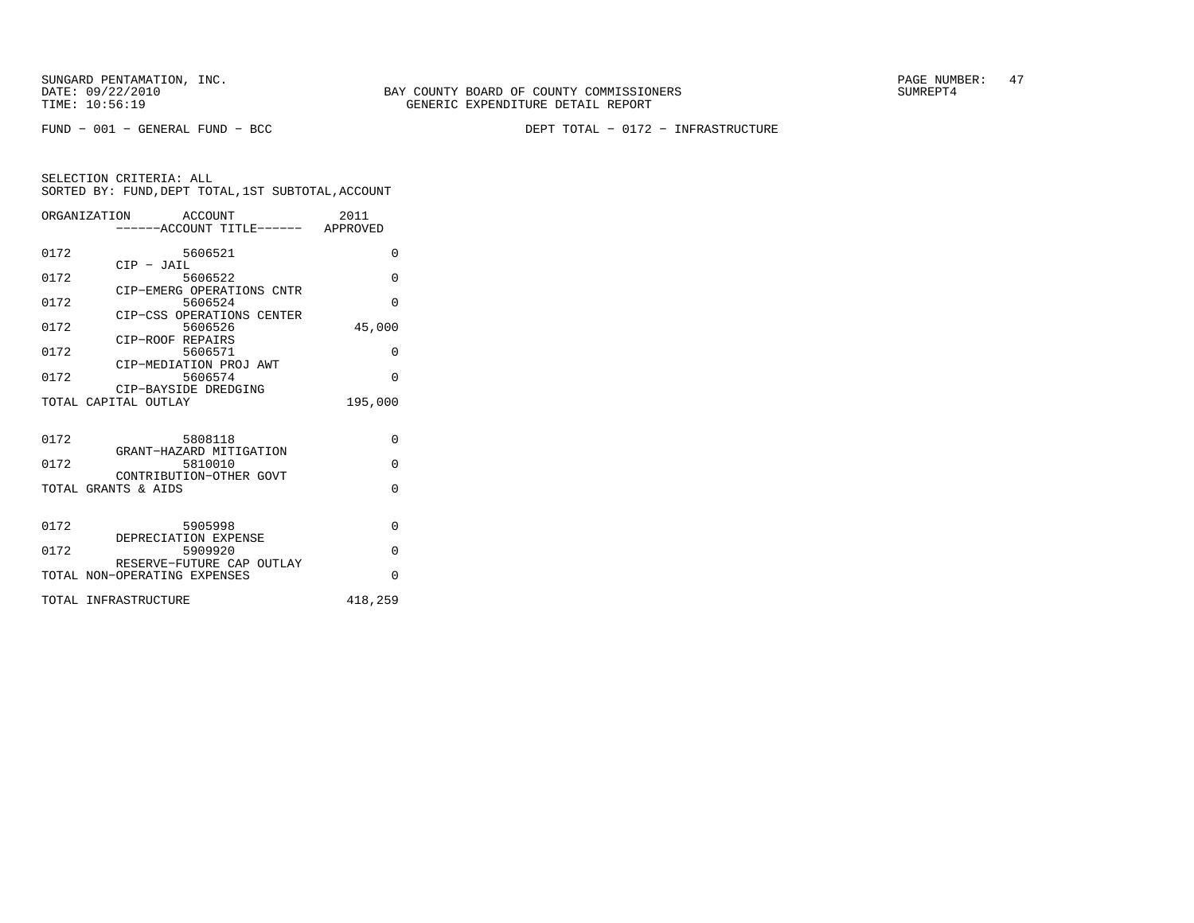BAY COUNTY BOARD OF COUNTY COMMISSIONERS
GENERIC EXPENDITURE DETAIL REPORT

FUND − 001 − GENERAL FUND − BCC

DEPT TOTAL − 0172 − INFRASTRUCTURE

SELECTION CRITERIA: ALL
SORTED BY: FUND,DEPT TOTAL,1ST SUBTOTAL,ACCOUNT

| ORGANIZATION | ACCOUNT / ------ACCOUNT TITLE------ | 2011 APPROVED |
|---|---|---|
| 0172 | 5606521 CIP − JAIL | 0 |
| 0172 | 5606522 CIP−EMERG OPERATIONS CNTR | 0 |
| 0172 | 5606524 CIP−CSS OPERATIONS CENTER | 0 |
| 0172 | 5606526 CIP−ROOF REPAIRS | 45,000 |
| 0172 | 5606571 CIP−MEDIATION PROJ AWT | 0 |
| 0172 | 5606574 CIP−BAYSIDE DREDGING | 0 |
| TOTAL CAPITAL OUTLAY | | 195,000 |
| 0172 | 5808118 GRANT−HAZARD MITIGATION | 0 |
| 0172 | 5810010 CONTRIBUTION−OTHER GOVT | 0 |
| TOTAL GRANTS & AIDS | | 0 |
| 0172 | 5905998 DEPRECIATION EXPENSE | 0 |
| 0172 | 5909920 RESERVE−FUTURE CAP OUTLAY | 0 |
| TOTAL NON−OPERATING EXPENSES | | 0 |
| TOTAL INFRASTRUCTURE | | 418,259 |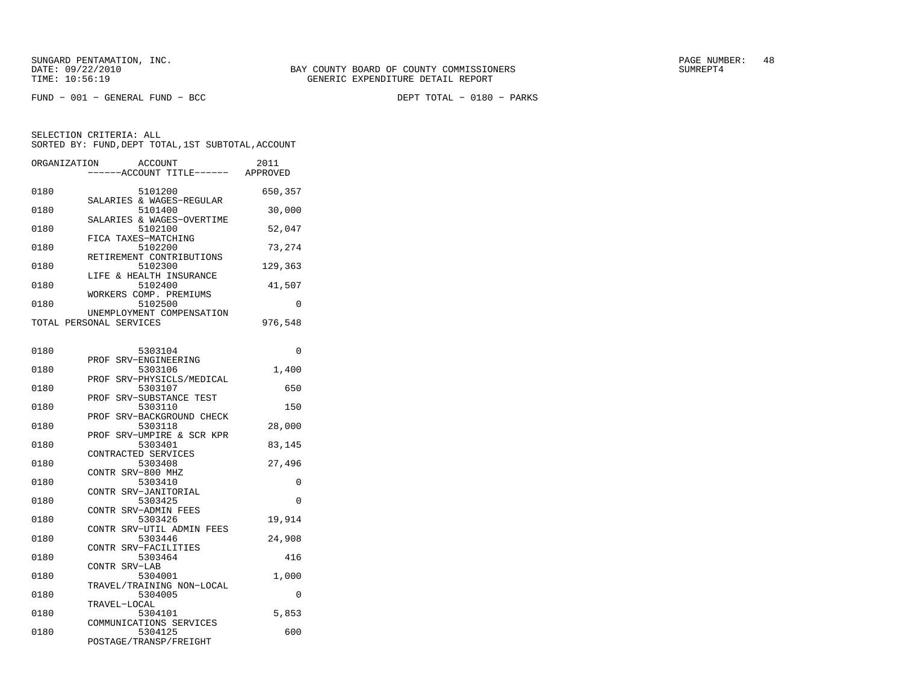SUNGARD PENTAMATION, INC.
DATE: 09/22/2010
TIME: 10:56:19

BAY COUNTY BOARD OF COUNTY COMMISSIONERS
GENERIC EXPENDITURE DETAIL REPORT

SUMREPT4

FUND − 001 − GENERAL FUND − BCC

DEPT TOTAL − 0180 − PARKS

SELECTION CRITERIA: ALL
SORTED BY: FUND,DEPT TOTAL,1ST SUBTOTAL,ACCOUNT

| ORGANIZATION | ACCOUNT / ------ACCOUNT TITLE------ | 2011 APPROVED |
|---|---|---|
| 0180 | 5101200 SALARIES & WAGES−REGULAR | 650,357 |
| 0180 | 5101400 SALARIES & WAGES−OVERTIME | 30,000 |
| 0180 | 5102100 FICA TAXES−MATCHING | 52,047 |
| 0180 | 5102200 RETIREMENT CONTRIBUTIONS | 73,274 |
| 0180 | 5102300 LIFE & HEALTH INSURANCE | 129,363 |
| 0180 | 5102400 WORKERS COMP. PREMIUMS | 41,507 |
| 0180 | 5102500 UNEMPLOYMENT COMPENSATION | 0 |
| TOTAL PERSONAL SERVICES | | 976,548 |
| 0180 | 5303104 PROF SRV−ENGINEERING | 0 |
| 0180 | 5303106 PROF SRV−PHYSICLS/MEDICAL | 1,400 |
| 0180 | 5303107 PROF SRV−SUBSTANCE TEST | 650 |
| 0180 | 5303110 PROF SRV−BACKGROUND CHECK | 150 |
| 0180 | 5303118 PROF SRV−UMPIRE & SCR KPR | 28,000 |
| 0180 | 5303401 CONTRACTED SERVICES | 83,145 |
| 0180 | 5303408 CONTR SRV−800 MHZ | 27,496 |
| 0180 | 5303410 CONTR SRV−JANITORIAL | 0 |
| 0180 | 5303425 CONTR SRV−ADMIN FEES | 0 |
| 0180 | 5303426 CONTR SRV−UTIL ADMIN FEES | 19,914 |
| 0180 | 5303446 CONTR SRV−FACILITIES | 24,908 |
| 0180 | 5303464 CONTR SRV−LAB | 416 |
| 0180 | 5304001 TRAVEL/TRAINING NON−LOCAL | 1,000 |
| 0180 | 5304005 TRAVEL−LOCAL | 0 |
| 0180 | 5304101 COMMUNICATIONS SERVICES | 5,853 |
| 0180 | 5304125 POSTAGE/TRANSP/FREIGHT | 600 |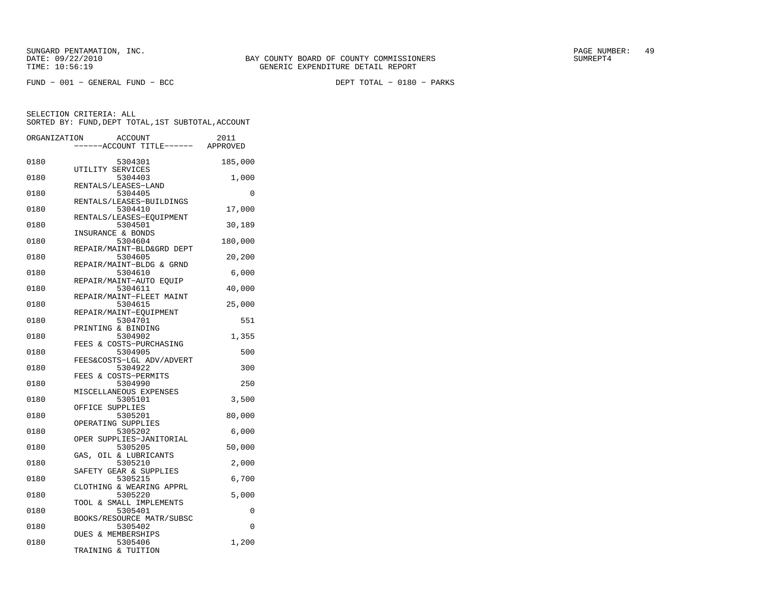SUNGARD PENTAMATION, INC.
DATE: 09/22/2010
TIME: 10:56:19

BAY COUNTY BOARD OF COUNTY COMMISSIONERS
GENERIC EXPENDITURE DETAIL REPORT

PAGE NUMBER: 49
SUMREPT4

FUND − 001 − GENERAL FUND − BCC

DEPT TOTAL − 0180 − PARKS

SELECTION CRITERIA: ALL
SORTED BY: FUND,DEPT TOTAL,1ST SUBTOTAL,ACCOUNT

| ORGANIZATION | ACCOUNT / ------ACCOUNT TITLE------ | 2011 APPROVED |
|---|---|---|
| 0180 | 5304301 UTILITY SERVICES | 185,000 |
| 0180 | 5304403 RENTALS/LEASES−LAND | 1,000 |
| 0180 | 5304405 RENTALS/LEASES−BUILDINGS | 0 |
| 0180 | 5304410 RENTALS/LEASES−EQUIPMENT | 17,000 |
| 0180 | 5304501 INSURANCE & BONDS | 30,189 |
| 0180 | 5304604 REPAIR/MAINT−BLD&GRD DEPT | 180,000 |
| 0180 | 5304605 REPAIR/MAINT−BLDG & GRND | 20,200 |
| 0180 | 5304610 REPAIR/MAINT−AUTO EQUIP | 6,000 |
| 0180 | 5304611 REPAIR/MAINT−FLEET MAINT | 40,000 |
| 0180 | 5304615 REPAIR/MAINT−EQUIPMENT | 25,000 |
| 0180 | 5304701 PRINTING & BINDING | 551 |
| 0180 | 5304902 FEES & COSTS−PURCHASING | 1,355 |
| 0180 | 5304905 FEES&COSTS−LGL ADV/ADVERT | 500 |
| 0180 | 5304922 FEES & COSTS−PERMITS | 300 |
| 0180 | 5304990 MISCELLANEOUS EXPENSES | 250 |
| 0180 | 5305101 OFFICE SUPPLIES | 3,500 |
| 0180 | 5305201 OPERATING SUPPLIES | 80,000 |
| 0180 | 5305202 OPER SUPPLIES−JANITORIAL | 6,000 |
| 0180 | 5305205 GAS, OIL & LUBRICANTS | 50,000 |
| 0180 | 5305210 SAFETY GEAR & SUPPLIES | 2,000 |
| 0180 | 5305215 CLOTHING & WEARING APPRL | 6,700 |
| 0180 | 5305220 TOOL & SMALL IMPLEMENTS | 5,000 |
| 0180 | 5305401 BOOKS/RESOURCE MATR/SUBSC | 0 |
| 0180 | 5305402 DUES & MEMBERSHIPS | 0 |
| 0180 | 5305406 TRAINING & TUITION | 1,200 |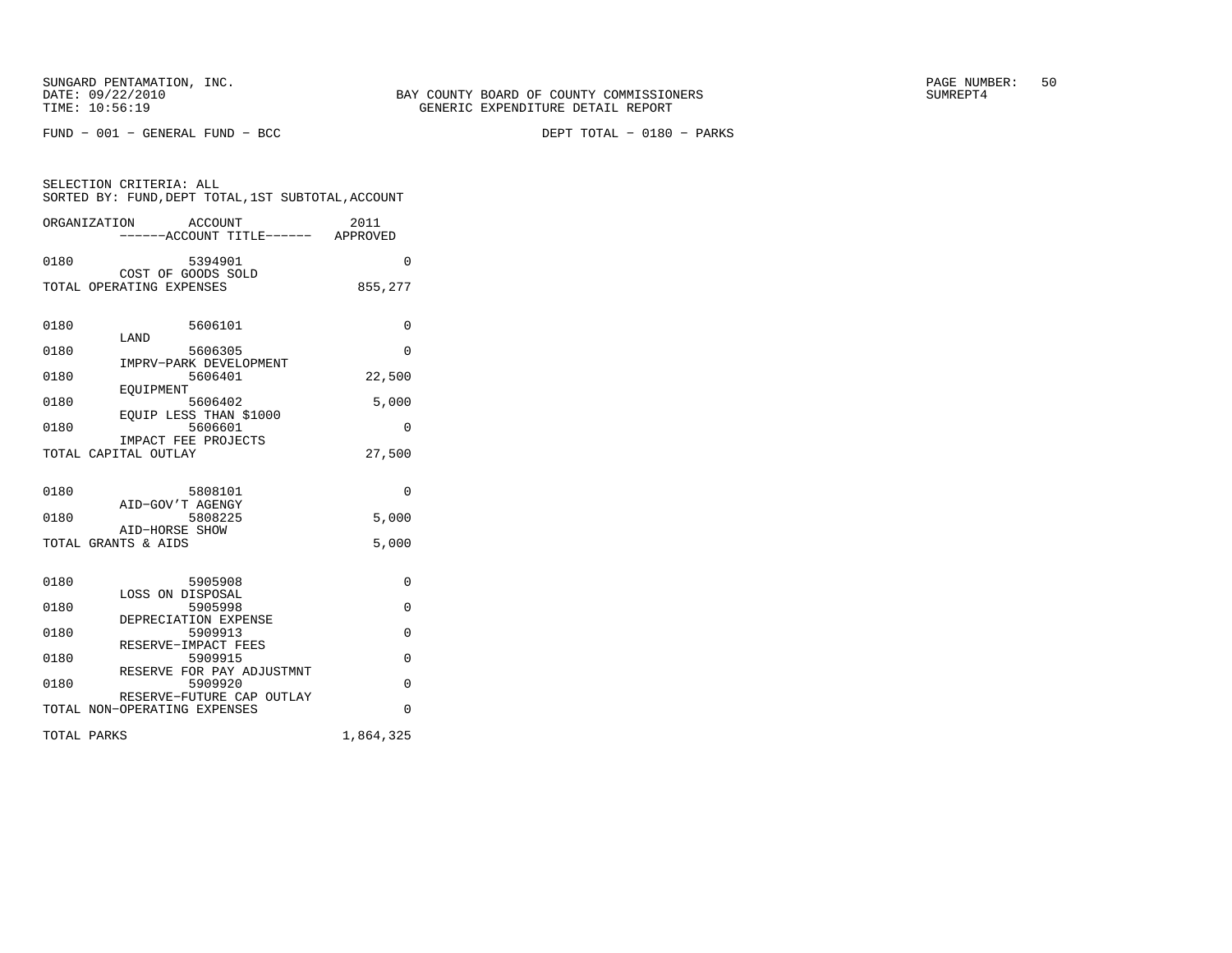BAY COUNTY BOARD OF COUNTY COMMISSIONERS
GENERIC EXPENDITURE DETAIL REPORT

FUND − 001 − GENERAL FUND − BCC

DEPT TOTAL − 0180 − PARKS

SELECTION CRITERIA: ALL
SORTED BY: FUND,DEPT TOTAL,1ST SUBTOTAL,ACCOUNT

| ORGANIZATION | ACCOUNT / ------ACCOUNT TITLE------ | 2011 APPROVED |
|---|---|---|
| 0180 | 5394901 COST OF GOODS SOLD | 0 |
| TOTAL OPERATING EXPENSES | | 855,277 |
| 0180 | 5606101 LAND | 0 |
| 0180 | 5606305 IMPRV−PARK DEVELOPMENT | 0 |
| 0180 | 5606401 EQUIPMENT | 22,500 |
| 0180 | 5606402 EQUIP LESS THAN $1000 | 5,000 |
| 0180 | 5606601 IMPACT FEE PROJECTS | 0 |
| TOTAL CAPITAL OUTLAY | | 27,500 |
| 0180 | 5808101 AID−GOV'T AGENGY | 0 |
| 0180 | 5808225 AID−HORSE SHOW | 5,000 |
| TOTAL GRANTS & AIDS | | 5,000 |
| 0180 | 5905908 LOSS ON DISPOSAL | 0 |
| 0180 | 5905998 DEPRECIATION EXPENSE | 0 |
| 0180 | 5909913 RESERVE−IMPACT FEES | 0 |
| 0180 | 5909915 RESERVE FOR PAY ADJUSTMNT | 0 |
| 0180 | 5909920 RESERVE−FUTURE CAP OUTLAY | 0 |
| TOTAL NON−OPERATING EXPENSES | | 0 |
| TOTAL PARKS | | 1,864,325 |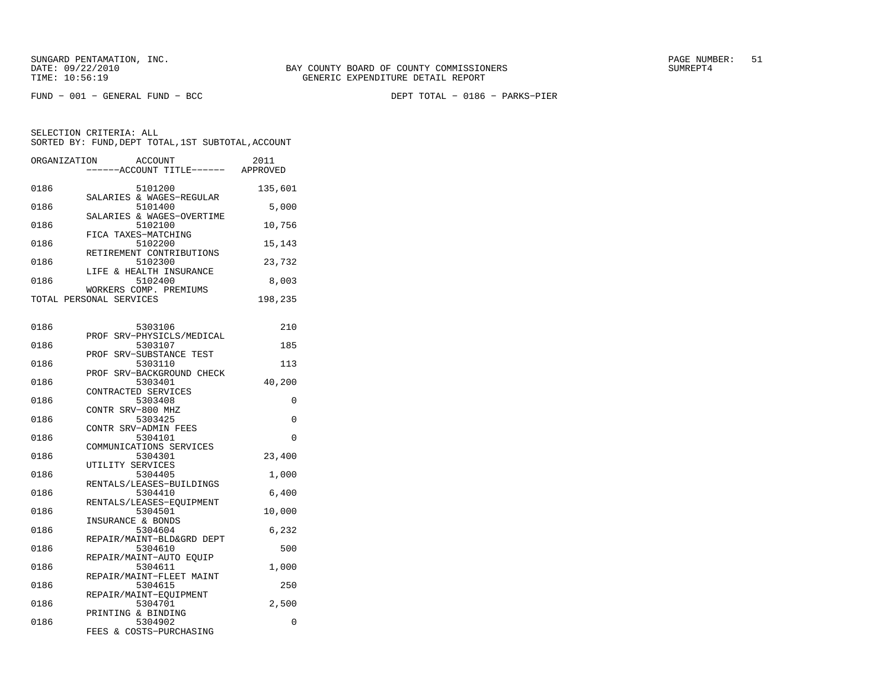SUNGARD PENTAMATION, INC.
DATE: 09/22/2010
TIME: 10:56:19

BAY COUNTY BOARD OF COUNTY COMMISSIONERS
GENERIC EXPENDITURE DETAIL REPORT

SUMREPT4

FUND − 001 − GENERAL FUND − BCC

DEPT TOTAL − 0186 − PARKS−PIER

SELECTION CRITERIA: ALL
SORTED BY: FUND,DEPT TOTAL,1ST SUBTOTAL,ACCOUNT

| ORGANIZATION | ACCOUNT / ------ACCOUNT TITLE------ | 2011 APPROVED |
|---|---|---|
| 0186 | 5101200 SALARIES & WAGES−REGULAR | 135,601 |
| 0186 | 5101400 SALARIES & WAGES−OVERTIME | 5,000 |
| 0186 | 5102100 FICA TAXES−MATCHING | 10,756 |
| 0186 | 5102200 RETIREMENT CONTRIBUTIONS | 15,143 |
| 0186 | 5102300 LIFE & HEALTH INSURANCE | 23,732 |
| 0186 | 5102400 WORKERS COMP. PREMIUMS | 8,003 |
| TOTAL PERSONAL SERVICES | | 198,235 |
| 0186 | 5303106 PROF SRV−PHYSICLS/MEDICAL | 210 |
| 0186 | 5303107 PROF SRV−SUBSTANCE TEST | 185 |
| 0186 | 5303110 PROF SRV−BACKGROUND CHECK | 113 |
| 0186 | 5303401 CONTRACTED SERVICES | 40,200 |
| 0186 | 5303408 CONTR SRV−800 MHZ | 0 |
| 0186 | 5303425 CONTR SRV−ADMIN FEES | 0 |
| 0186 | 5304101 COMMUNICATIONS SERVICES | 0 |
| 0186 | 5304301 UTILITY SERVICES | 23,400 |
| 0186 | 5304405 RENTALS/LEASES−BUILDINGS | 1,000 |
| 0186 | 5304410 RENTALS/LEASES−EQUIPMENT | 6,400 |
| 0186 | 5304501 INSURANCE & BONDS | 10,000 |
| 0186 | 5304604 REPAIR/MAINT−BLD&GRD DEPT | 6,232 |
| 0186 | 5304610 REPAIR/MAINT−AUTO EQUIP | 500 |
| 0186 | 5304611 REPAIR/MAINT−FLEET MAINT | 1,000 |
| 0186 | 5304615 REPAIR/MAINT−EQUIPMENT | 250 |
| 0186 | 5304701 PRINTING & BINDING | 2,500 |
| 0186 | 5304902 FEES & COSTS−PURCHASING | 0 |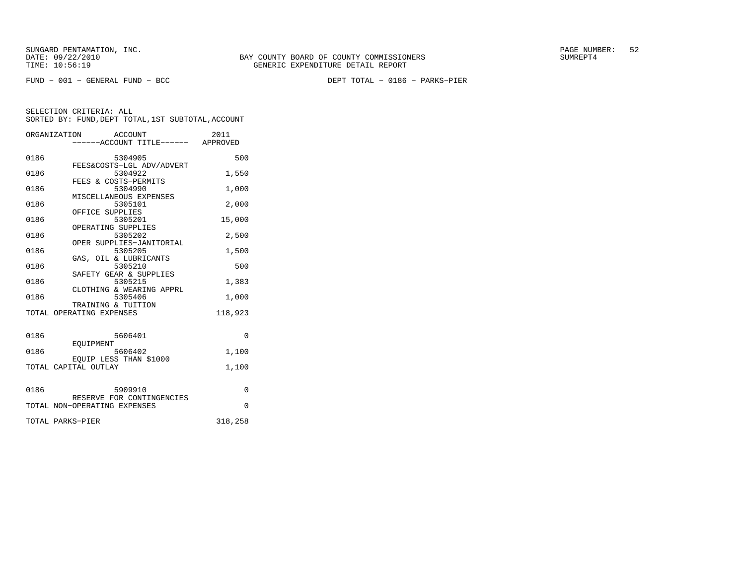BAY COUNTY BOARD OF COUNTY COMMISSIONERS
GENERIC EXPENDITURE DETAIL REPORT

SUNGARD PENTAMATION, INC.
DATE: 09/22/2010
TIME: 10:56:19

FUND − 001 − GENERAL FUND − BCC

DEPT TOTAL − 0186 − PARKS−PIER

SELECTION CRITERIA: ALL
SORTED BY: FUND,DEPT TOTAL,1ST SUBTOTAL,ACCOUNT

| ORGANIZATION | ACCOUNT / ACCOUNT TITLE | 2011 APPROVED |
|---|---|---|
| 0186 | 5304905 FEES&COSTS−LGL ADV/ADVERT | 500 |
| 0186 | 5304922 FEES & COSTS−PERMITS | 1,550 |
| 0186 | 5304990 MISCELLANEOUS EXPENSES | 1,000 |
| 0186 | 5305101 OFFICE SUPPLIES | 2,000 |
| 0186 | 5305201 OPERATING SUPPLIES | 15,000 |
| 0186 | 5305202 OPER SUPPLIES−JANITORIAL | 2,500 |
| 0186 | 5305205 GAS, OIL & LUBRICANTS | 1,500 |
| 0186 | 5305210 SAFETY GEAR & SUPPLIES | 500 |
| 0186 | 5305215 CLOTHING & WEARING APPRL | 1,383 |
| 0186 | 5305406 TRAINING & TUITION | 1,000 |
| TOTAL OPERATING EXPENSES | | 118,923 |
| 0186 | 5606401 EQUIPMENT | 0 |
| 0186 | 5606402 EQUIP LESS THAN $1000 | 1,100 |
| TOTAL CAPITAL OUTLAY | | 1,100 |
| 0186 | 5909910 RESERVE FOR CONTINGENCIES | 0 |
| TOTAL NON−OPERATING EXPENSES | | 0 |
| TOTAL PARKS−PIER | | 318,258 |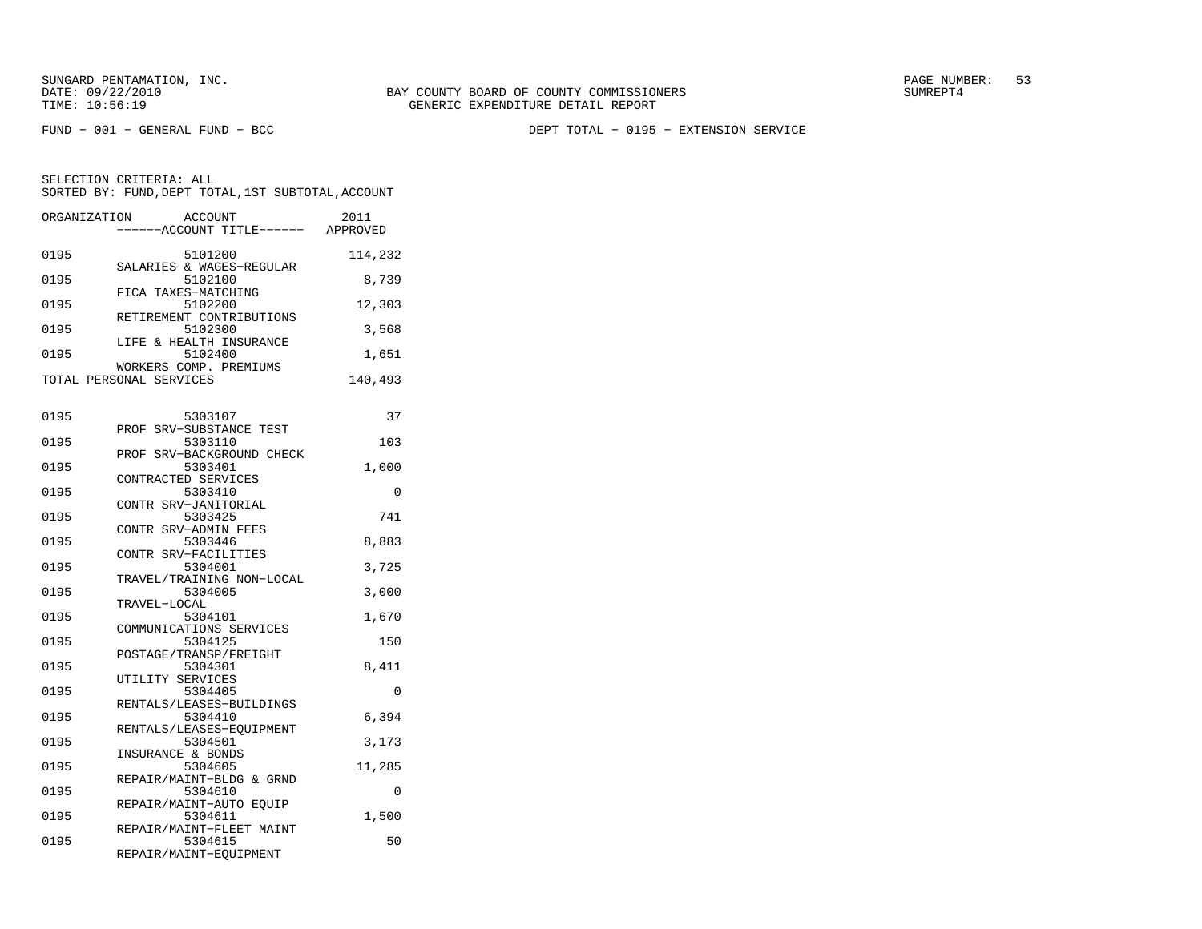FUND − 001 − GENERAL FUND − BCC

DEPT TOTAL − 0195 − EXTENSION SERVICE

SELECTION CRITERIA: ALL
SORTED BY: FUND,DEPT TOTAL,1ST SUBTOTAL,ACCOUNT

| ORGANIZATION | ACCOUNT / ACCOUNT TITLE | 2011 APPROVED |
|---|---|---|
| 0195 | 5101200 SALARIES & WAGES−REGULAR | 114,232 |
| 0195 | 5102100 FICA TAXES−MATCHING | 8,739 |
| 0195 | 5102200 RETIREMENT CONTRIBUTIONS | 12,303 |
| 0195 | 5102300 LIFE & HEALTH INSURANCE | 3,568 |
| 0195 | 5102400 WORKERS COMP. PREMIUMS | 1,651 |
| TOTAL PERSONAL SERVICES | | 140,493 |
| 0195 | 5303107 PROF SRV−SUBSTANCE TEST | 37 |
| 0195 | 5303110 PROF SRV−BACKGROUND CHECK | 103 |
| 0195 | 5303401 CONTRACTED SERVICES | 1,000 |
| 0195 | 5303410 CONTR SRV−JANITORIAL | 0 |
| 0195 | 5303425 CONTR SRV−ADMIN FEES | 741 |
| 0195 | 5303446 CONTR SRV−FACILITIES | 8,883 |
| 0195 | 5304001 TRAVEL/TRAINING NON−LOCAL | 3,725 |
| 0195 | 5304005 TRAVEL−LOCAL | 3,000 |
| 0195 | 5304101 COMMUNICATIONS SERVICES | 1,670 |
| 0195 | 5304125 POSTAGE/TRANSP/FREIGHT | 150 |
| 0195 | 5304301 UTILITY SERVICES | 8,411 |
| 0195 | 5304405 RENTALS/LEASES−BUILDINGS | 0 |
| 0195 | 5304410 RENTALS/LEASES−EQUIPMENT | 6,394 |
| 0195 | 5304501 INSURANCE & BONDS | 3,173 |
| 0195 | 5304605 REPAIR/MAINT−BLDG & GRND | 11,285 |
| 0195 | 5304610 REPAIR/MAINT−AUTO EQUIP | 0 |
| 0195 | 5304611 REPAIR/MAINT−FLEET MAINT | 1,500 |
| 0195 | 5304615 REPAIR/MAINT−EQUIPMENT | 50 |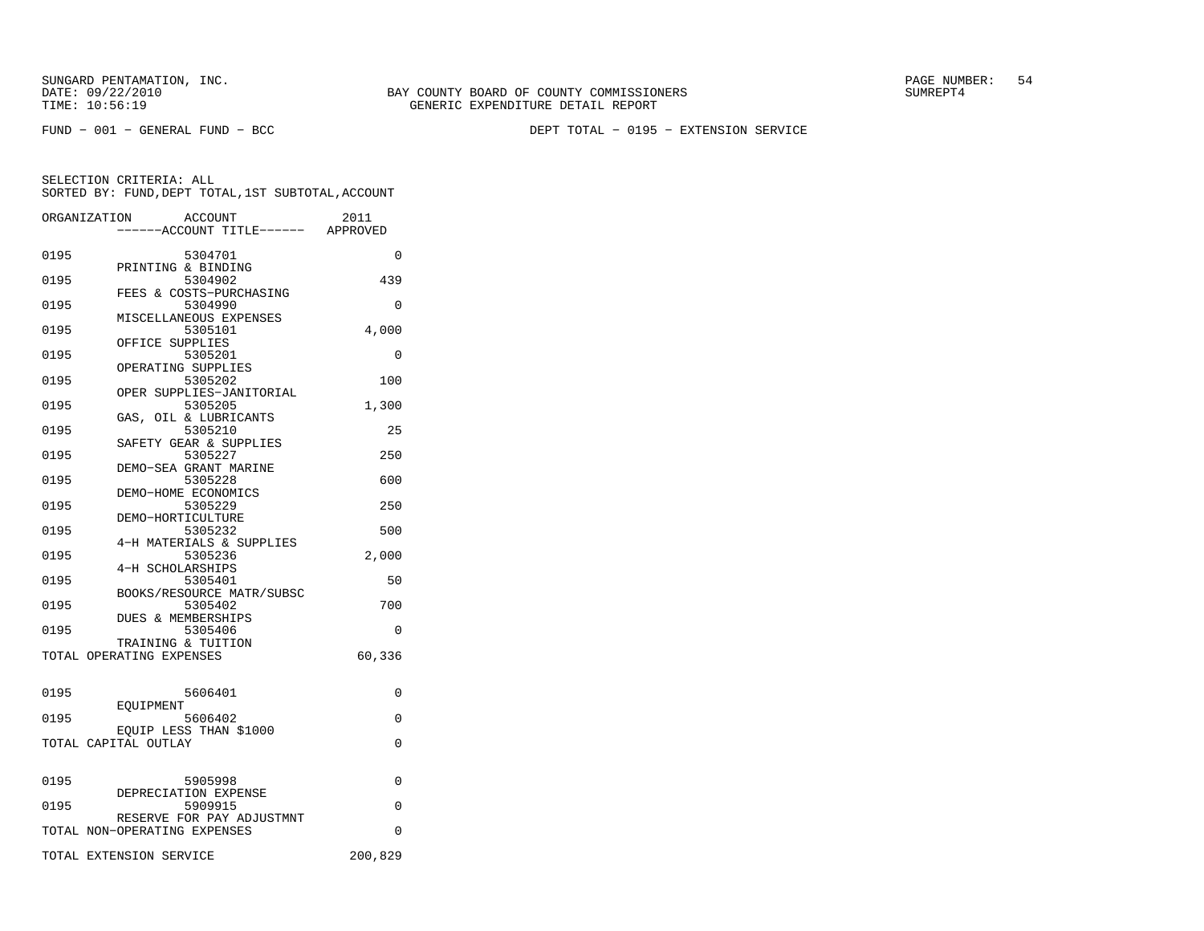SUNGARD PENTAMATION, INC.
DATE: 09/22/2010
TIME: 10:56:19

BAY COUNTY BOARD OF COUNTY COMMISSIONERS
GENERIC EXPENDITURE DETAIL REPORT

SUMREPT4

FUND − 001 − GENERAL FUND − BCC

DEPT TOTAL − 0195 − EXTENSION SERVICE

SELECTION CRITERIA: ALL
SORTED BY: FUND,DEPT TOTAL,1ST SUBTOTAL,ACCOUNT

| ORGANIZATION | ACCOUNT ------ACCOUNT TITLE------ | 2011 APPROVED |
|---|---|---|
| 0195 | 5304701 PRINTING & BINDING | 0 |
| 0195 | 5304902 FEES & COSTS−PURCHASING | 439 |
| 0195 | 5304990 MISCELLANEOUS EXPENSES | 0 |
| 0195 | 5305101 OFFICE SUPPLIES | 4,000 |
| 0195 | 5305201 OPERATING SUPPLIES | 0 |
| 0195 | 5305202 OPER SUPPLIES−JANITORIAL | 100 |
| 0195 | 5305205 GAS, OIL & LUBRICANTS | 1,300 |
| 0195 | 5305210 SAFETY GEAR & SUPPLIES | 25 |
| 0195 | 5305227 DEMO−SEA GRANT MARINE | 250 |
| 0195 | 5305228 DEMO−HOME ECONOMICS | 600 |
| 0195 | 5305229 DEMO−HORTICULTURE | 250 |
| 0195 | 5305232 4−H MATERIALS & SUPPLIES | 500 |
| 0195 | 5305236 4−H SCHOLARSHIPS | 2,000 |
| 0195 | 5305401 BOOKS/RESOURCE MATR/SUBSC | 50 |
| 0195 | 5305402 DUES & MEMBERSHIPS | 700 |
| 0195 | 5305406 TRAINING & TUITION | 0 |
| TOTAL OPERATING EXPENSES | | 60,336 |
| 0195 | 5606401 EQUIPMENT | 0 |
| 0195 | 5606402 EQUIP LESS THAN $1000 | 0 |
| TOTAL CAPITAL OUTLAY | | 0 |
| 0195 | 5905998 DEPRECIATION EXPENSE | 0 |
| 0195 | 5909915 RESERVE FOR PAY ADJUSTMNT | 0 |
| TOTAL NON−OPERATING EXPENSES | | 0 |
| TOTAL EXTENSION SERVICE | | 200,829 |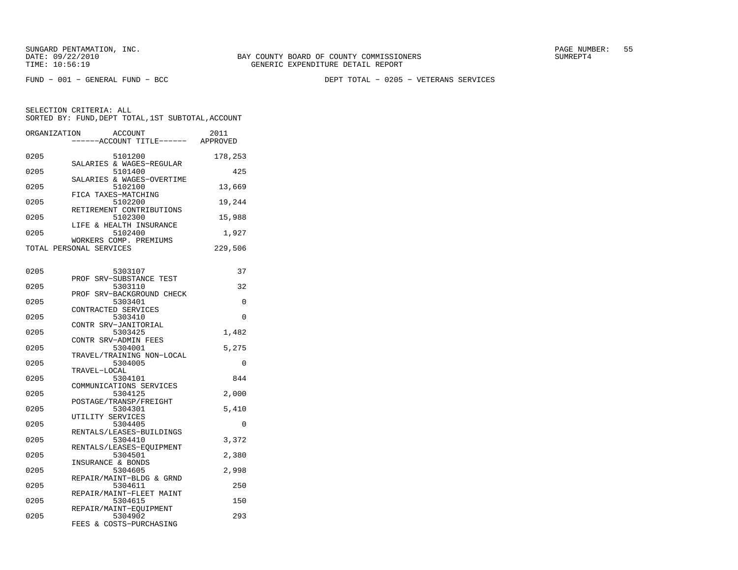SUNGARD PENTAMATION, INC.
DATE: 09/22/2010
TIME: 10:56:19

BAY COUNTY BOARD OF COUNTY COMMISSIONERS
GENERIC EXPENDITURE DETAIL REPORT

SUMREPT4

FUND − 001 − GENERAL FUND − BCC

DEPT TOTAL − 0205 − VETERANS SERVICES

SELECTION CRITERIA: ALL
SORTED BY: FUND,DEPT TOTAL,1ST SUBTOTAL,ACCOUNT

| ORGANIZATION | ACCOUNT / ------ACCOUNT TITLE------ | 2011 APPROVED |
|---|---|---|
| 0205 | 5101200 SALARIES & WAGES−REGULAR | 178,253 |
| 0205 | 5101400 SALARIES & WAGES−OVERTIME | 425 |
| 0205 | 5102100 FICA TAXES−MATCHING | 13,669 |
| 0205 | 5102200 RETIREMENT CONTRIBUTIONS | 19,244 |
| 0205 | 5102300 LIFE & HEALTH INSURANCE | 15,988 |
| 0205 | 5102400 WORKERS COMP. PREMIUMS | 1,927 |
| TOTAL PERSONAL SERVICES | | 229,506 |
| 0205 | 5303107 PROF SRV−SUBSTANCE TEST | 37 |
| 0205 | 5303110 PROF SRV−BACKGROUND CHECK | 32 |
| 0205 | 5303401 CONTRACTED SERVICES | 0 |
| 0205 | 5303410 CONTR SRV−JANITORIAL | 0 |
| 0205 | 5303425 CONTR SRV−ADMIN FEES | 1,482 |
| 0205 | 5304001 TRAVEL/TRAINING NON−LOCAL | 5,275 |
| 0205 | 5304005 TRAVEL−LOCAL | 0 |
| 0205 | 5304101 COMMUNICATIONS SERVICES | 844 |
| 0205 | 5304125 POSTAGE/TRANSP/FREIGHT | 2,000 |
| 0205 | 5304301 UTILITY SERVICES | 5,410 |
| 0205 | 5304405 RENTALS/LEASES−BUILDINGS | 0 |
| 0205 | 5304410 RENTALS/LEASES−EQUIPMENT | 3,372 |
| 0205 | 5304501 INSURANCE & BONDS | 2,380 |
| 0205 | 5304605 REPAIR/MAINT−BLDG & GRND | 2,998 |
| 0205 | 5304611 REPAIR/MAINT−FLEET MAINT | 250 |
| 0205 | 5304615 REPAIR/MAINT−EQUIPMENT | 150 |
| 0205 | 5304902 FEES & COSTS−PURCHASING | 293 |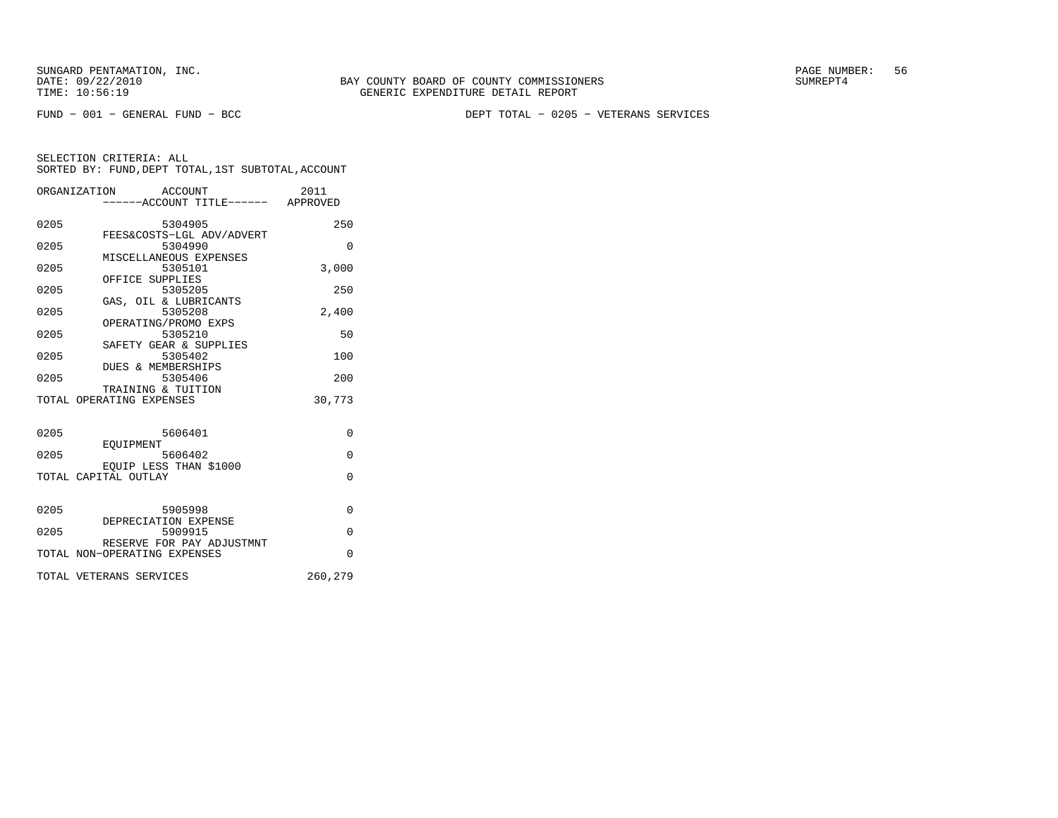BAY COUNTY BOARD OF COUNTY COMMISSIONERS
GENERIC EXPENDITURE DETAIL REPORT

FUND − 001 − GENERAL FUND − BCC

DEPT TOTAL − 0205 − VETERANS SERVICES

SELECTION CRITERIA: ALL
SORTED BY: FUND,DEPT TOTAL,1ST SUBTOTAL,ACCOUNT

| ORGANIZATION | ACCOUNT / ACCOUNT TITLE | 2011 APPROVED |
|---|---|---|
| 0205 | 5304905 FEES&COSTS−LGL ADV/ADVERT | 250 |
| 0205 | 5304990 MISCELLANEOUS EXPENSES | 0 |
| 0205 | 5305101 OFFICE SUPPLIES | 3,000 |
| 0205 | 5305205 GAS, OIL & LUBRICANTS | 250 |
| 0205 | 5305208 OPERATING/PROMO EXPS | 2,400 |
| 0205 | 5305210 SAFETY GEAR & SUPPLIES | 50 |
| 0205 | 5305402 DUES & MEMBERSHIPS | 100 |
| 0205 | 5305406 TRAINING & TUITION | 200 |
| TOTAL OPERATING EXPENSES | | 30,773 |
| 0205 | 5606401 EQUIPMENT | 0 |
| 0205 | 5606402 EQUIP LESS THAN $1000 | 0 |
| TOTAL CAPITAL OUTLAY | | 0 |
| 0205 | 5905998 DEPRECIATION EXPENSE | 0 |
| 0205 | 5909915 RESERVE FOR PAY ADJUSTMNT | 0 |
| TOTAL NON−OPERATING EXPENSES | | 0 |
| TOTAL VETERANS SERVICES | | 260,279 |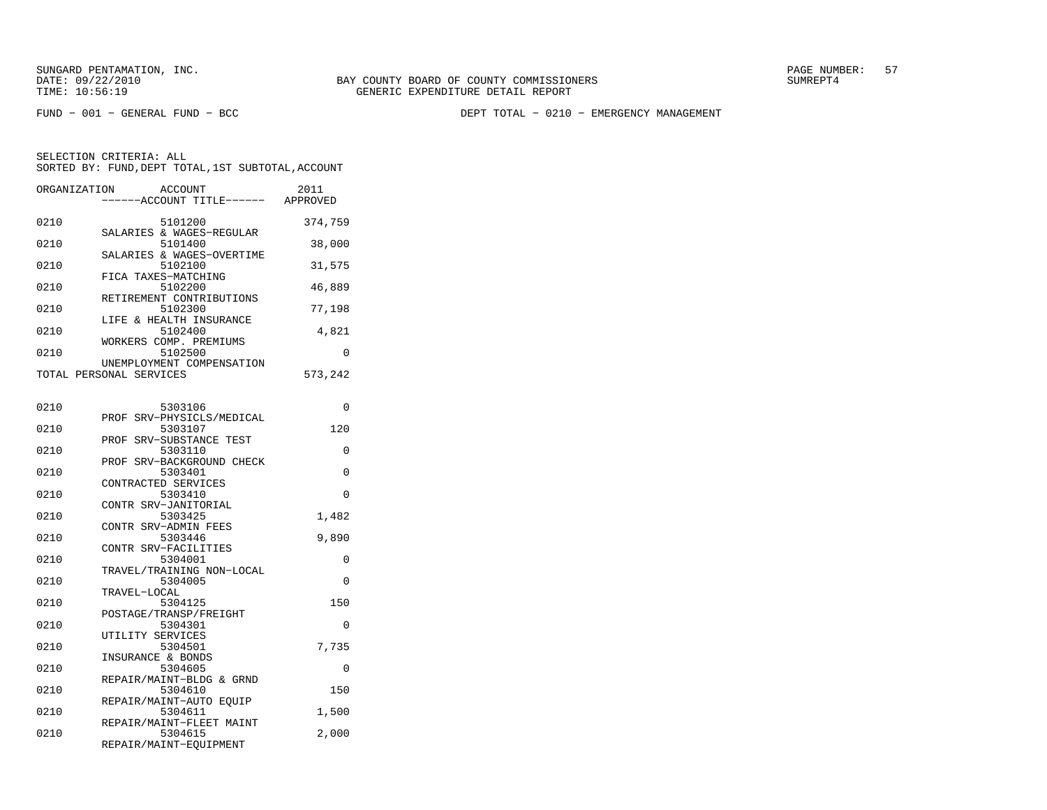SUNGARD PENTAMATION, INC.
DATE: 09/22/2010
TIME: 10:56:19

BAY COUNTY BOARD OF COUNTY COMMISSIONERS
GENERIC EXPENDITURE DETAIL REPORT

SUMREPT4

FUND − 001 − GENERAL FUND − BCC

DEPT TOTAL − 0210 − EMERGENCY MANAGEMENT

SELECTION CRITERIA: ALL
SORTED BY: FUND,DEPT TOTAL,1ST SUBTOTAL,ACCOUNT

| ORGANIZATION | ACCOUNT / ------ACCOUNT TITLE------ | 2011 APPROVED |
|---|---|---|
| 0210 | 5101200 SALARIES & WAGES−REGULAR | 374,759 |
| 0210 | 5101400 SALARIES & WAGES−OVERTIME | 38,000 |
| 0210 | 5102100 FICA TAXES−MATCHING | 31,575 |
| 0210 | 5102200 RETIREMENT CONTRIBUTIONS | 46,889 |
| 0210 | 5102300 LIFE & HEALTH INSURANCE | 77,198 |
| 0210 | 5102400 WORKERS COMP. PREMIUMS | 4,821 |
| 0210 | 5102500 UNEMPLOYMENT COMPENSATION | 0 |
| TOTAL PERSONAL SERVICES | | 573,242 |
| 0210 | 5303106 PROF SRV−PHYSICLS/MEDICAL | 0 |
| 0210 | 5303107 PROF SRV−SUBSTANCE TEST | 120 |
| 0210 | 5303110 PROF SRV−BACKGROUND CHECK | 0 |
| 0210 | 5303401 CONTRACTED SERVICES | 0 |
| 0210 | 5303410 CONTR SRV−JANITORIAL | 0 |
| 0210 | 5303425 CONTR SRV−ADMIN FEES | 1,482 |
| 0210 | 5303446 CONTR SRV−FACILITIES | 9,890 |
| 0210 | 5304001 TRAVEL/TRAINING NON−LOCAL | 0 |
| 0210 | 5304005 TRAVEL−LOCAL | 0 |
| 0210 | 5304125 POSTAGE/TRANSP/FREIGHT | 150 |
| 0210 | 5304301 UTILITY SERVICES | 0 |
| 0210 | 5304501 INSURANCE & BONDS | 7,735 |
| 0210 | 5304605 REPAIR/MAINT−BLDG & GRND | 0 |
| 0210 | 5304610 REPAIR/MAINT−AUTO EQUIP | 150 |
| 0210 | 5304611 REPAIR/MAINT−FLEET MAINT | 1,500 |
| 0210 | 5304615 REPAIR/MAINT−EQUIPMENT | 2,000 |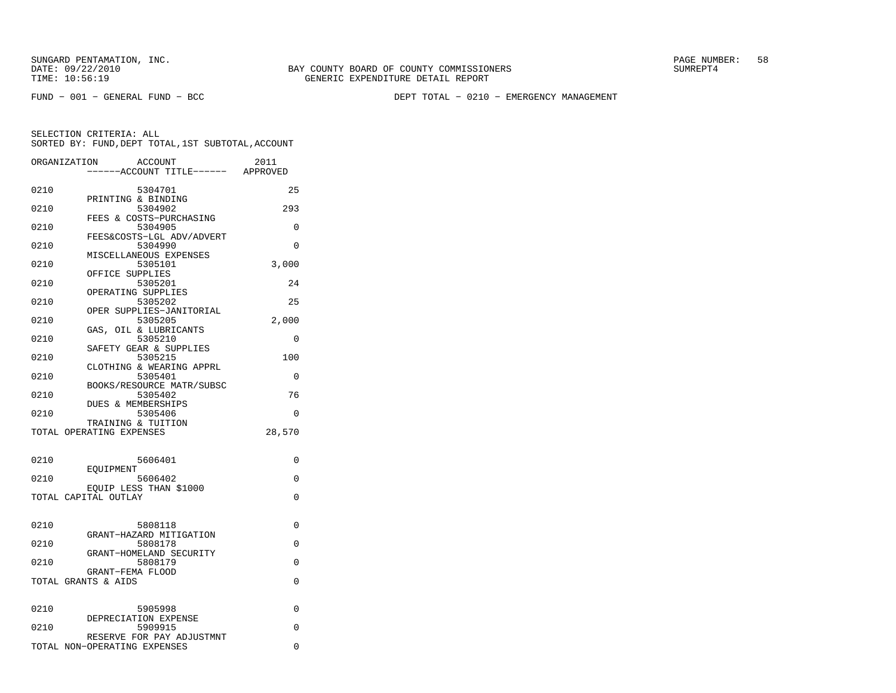SUNGARD PENTAMATION, INC.
DATE: 09/22/2010
TIME: 10:56:19

BAY COUNTY BOARD OF COUNTY COMMISSIONERS
GENERIC EXPENDITURE DETAIL REPORT

SUMREPT4

FUND - 001 - GENERAL FUND - BCC

DEPT TOTAL - 0210 - EMERGENCY MANAGEMENT

SELECTION CRITERIA: ALL
SORTED BY: FUND,DEPT TOTAL,1ST SUBTOTAL,ACCOUNT

| ORGANIZATION | ACCOUNT ------ACCOUNT TITLE------ | 2011 APPROVED |
|---|---|---|
| 0210 | 5304701 PRINTING & BINDING | 25 |
| 0210 | 5304902 FEES & COSTS-PURCHASING | 293 |
| 0210 | 5304905 FEES&COSTS-LGL ADV/ADVERT | 0 |
| 0210 | 5304990 MISCELLANEOUS EXPENSES | 0 |
| 0210 | 5305101 OFFICE SUPPLIES | 3,000 |
| 0210 | 5305201 OPERATING SUPPLIES | 24 |
| 0210 | 5305202 OPER SUPPLIES-JANITORIAL | 25 |
| 0210 | 5305205 GAS, OIL & LUBRICANTS | 2,000 |
| 0210 | 5305210 SAFETY GEAR & SUPPLIES | 0 |
| 0210 | 5305215 CLOTHING & WEARING APPRL | 100 |
| 0210 | 5305401 BOOKS/RESOURCE MATR/SUBSC | 0 |
| 0210 | 5305402 DUES & MEMBERSHIPS | 76 |
| 0210 | 5305406 TRAINING & TUITION | 0 |
| TOTAL OPERATING EXPENSES | | 28,570 |
| 0210 | 5606401 EQUIPMENT | 0 |
| 0210 | 5606402 EQUIP LESS THAN $1000 | 0 |
| TOTAL CAPITAL OUTLAY | | 0 |
| 0210 | 5808118 GRANT-HAZARD MITIGATION | 0 |
| 0210 | 5808178 GRANT-HOMELAND SECURITY | 0 |
| 0210 | 5808179 GRANT-FEMA FLOOD | 0 |
| TOTAL GRANTS & AIDS | | 0 |
| 0210 | 5905998 DEPRECIATION EXPENSE | 0 |
| 0210 | 5909915 RESERVE FOR PAY ADJUSTMNT | 0 |
| TOTAL NON-OPERATING EXPENSES | | 0 |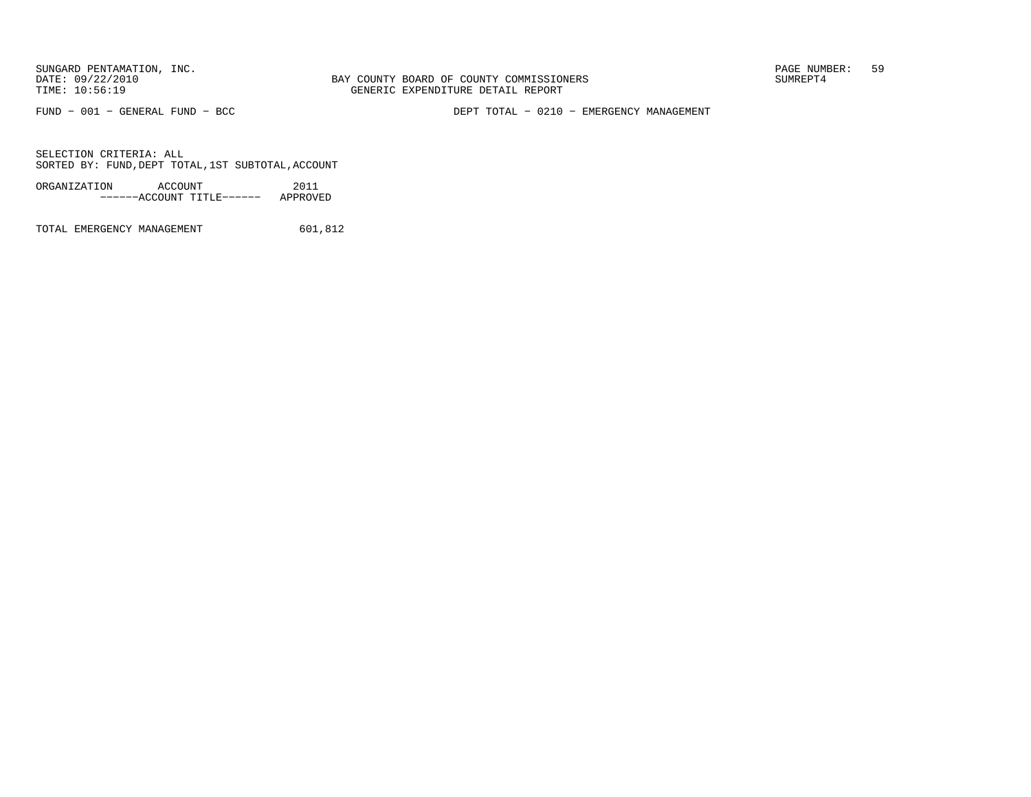BAY COUNTY BOARD OF COUNTY COMMISSIONERS
GENERIC EXPENDITURE DETAIL REPORT

SUNGARD PENTAMATION, INC.
DATE: 09/22/2010
TIME: 10:56:19

SUMREPT4

FUND - 001 - GENERAL FUND - BCC

DEPT TOTAL - 0210 - EMERGENCY MANAGEMENT

SELECTION CRITERIA: ALL
SORTED BY: FUND,DEPT TOTAL,1ST SUBTOTAL,ACCOUNT

| ORGANIZATION ACCOUNT ------ACCOUNT TITLE------ | 2011 APPROVED |
|---|---|
| TOTAL EMERGENCY MANAGEMENT | 601,812 |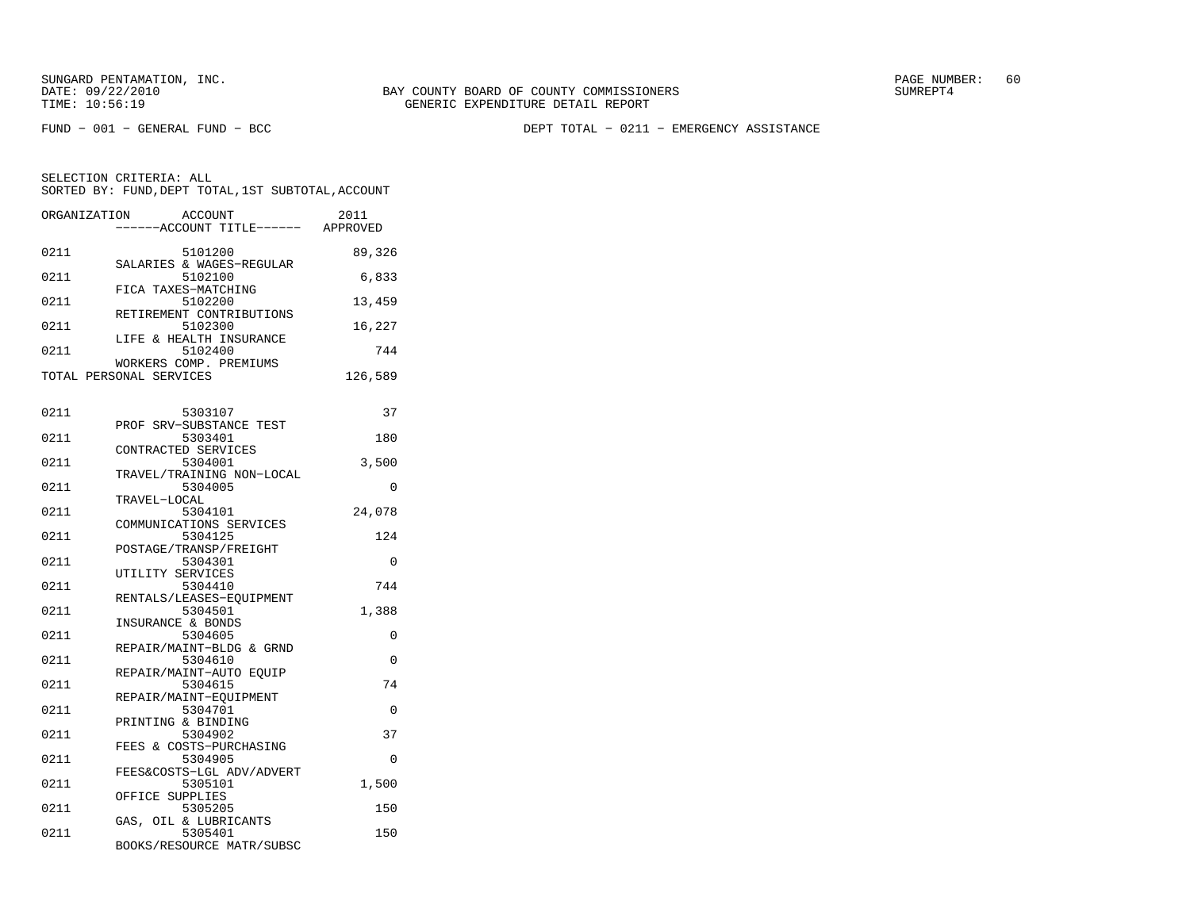SUNGARD PENTAMATION, INC.
DATE: 09/22/2010
TIME: 10:56:19

BAY COUNTY BOARD OF COUNTY COMMISSIONERS
GENERIC EXPENDITURE DETAIL REPORT

SUMREPT4

FUND − 001 − GENERAL FUND − BCC

DEPT TOTAL − 0211 − EMERGENCY ASSISTANCE

SELECTION CRITERIA: ALL
SORTED BY: FUND,DEPT TOTAL,1ST SUBTOTAL,ACCOUNT

| ORGANIZATION | ACCOUNT / ------ACCOUNT TITLE------ | 2011 APPROVED |
|---|---|---|
| 0211 | 5101200 SALARIES & WAGES−REGULAR | 89,326 |
| 0211 | 5102100 FICA TAXES−MATCHING | 6,833 |
| 0211 | 5102200 RETIREMENT CONTRIBUTIONS | 13,459 |
| 0211 | 5102300 LIFE & HEALTH INSURANCE | 16,227 |
| 0211 | 5102400 WORKERS COMP. PREMIUMS | 744 |
| TOTAL PERSONAL SERVICES | | 126,589 |
| 0211 | 5303107 PROF SRV−SUBSTANCE TEST | 37 |
| 0211 | 5303401 CONTRACTED SERVICES | 180 |
| 0211 | 5304001 TRAVEL/TRAINING NON−LOCAL | 3,500 |
| 0211 | 5304005 TRAVEL−LOCAL | 0 |
| 0211 | 5304101 COMMUNICATIONS SERVICES | 24,078 |
| 0211 | 5304125 POSTAGE/TRANSP/FREIGHT | 124 |
| 0211 | 5304301 UTILITY SERVICES | 0 |
| 0211 | 5304410 RENTALS/LEASES−EQUIPMENT | 744 |
| 0211 | 5304501 INSURANCE & BONDS | 1,388 |
| 0211 | 5304605 REPAIR/MAINT−BLDG & GRND | 0 |
| 0211 | 5304610 REPAIR/MAINT−AUTO EQUIP | 0 |
| 0211 | 5304615 REPAIR/MAINT−EQUIPMENT | 74 |
| 0211 | 5304701 PRINTING & BINDING | 0 |
| 0211 | 5304902 FEES & COSTS−PURCHASING | 37 |
| 0211 | 5304905 FEES&COSTS−LGL ADV/ADVERT | 0 |
| 0211 | 5305101 OFFICE SUPPLIES | 1,500 |
| 0211 | 5305205 GAS, OIL & LUBRICANTS | 150 |
| 0211 | 5305401 BOOKS/RESOURCE MATR/SUBSC | 150 |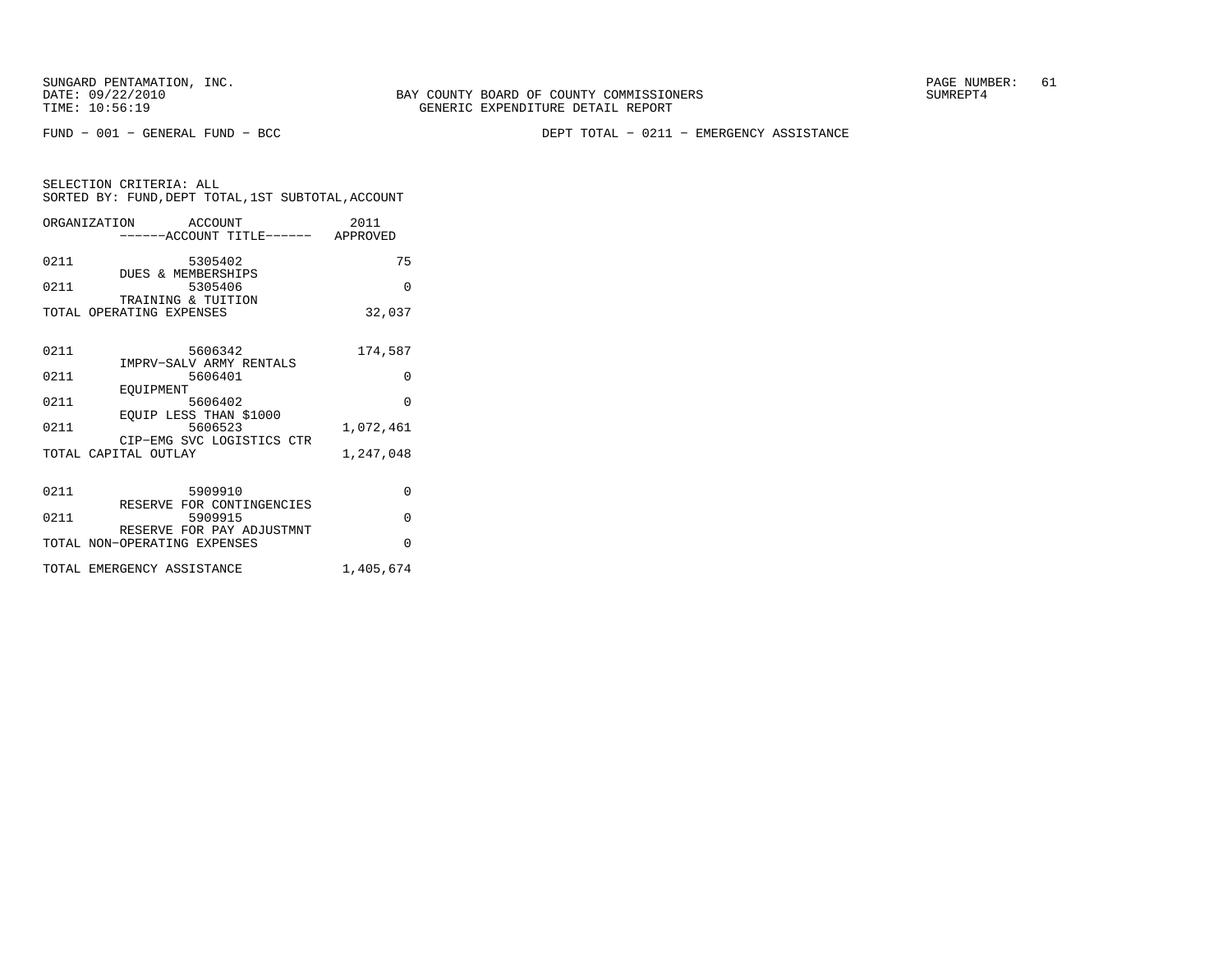BAY COUNTY BOARD OF COUNTY COMMISSIONERS
GENERIC EXPENDITURE DETAIL REPORT

FUND − 001 − GENERAL FUND − BCC

DEPT TOTAL − 0211 − EMERGENCY ASSISTANCE

SELECTION CRITERIA: ALL
SORTED BY: FUND,DEPT TOTAL,1ST SUBTOTAL,ACCOUNT

| ORGANIZATION | ACCOUNT / ACCOUNT TITLE | 2011 APPROVED |
|---|---|---|
| 0211 | 5305402 DUES & MEMBERSHIPS | 75 |
| 0211 | 5305406 TRAINING & TUITION | 0 |
| TOTAL OPERATING EXPENSES | | 32,037 |
| 0211 | 5606342 IMPRV−SALV ARMY RENTALS | 174,587 |
| 0211 | 5606401 EQUIPMENT | 0 |
| 0211 | 5606402 EQUIP LESS THAN $1000 | 0 |
| 0211 | 5606523 CIP−EMG SVC LOGISTICS CTR | 1,072,461 |
| TOTAL CAPITAL OUTLAY | | 1,247,048 |
| 0211 | 5909910 RESERVE FOR CONTINGENCIES | 0 |
| 0211 | 5909915 RESERVE FOR PAY ADJUSTMNT | 0 |
| TOTAL NON−OPERATING EXPENSES | | 0 |
| TOTAL EMERGENCY ASSISTANCE | | 1,405,674 |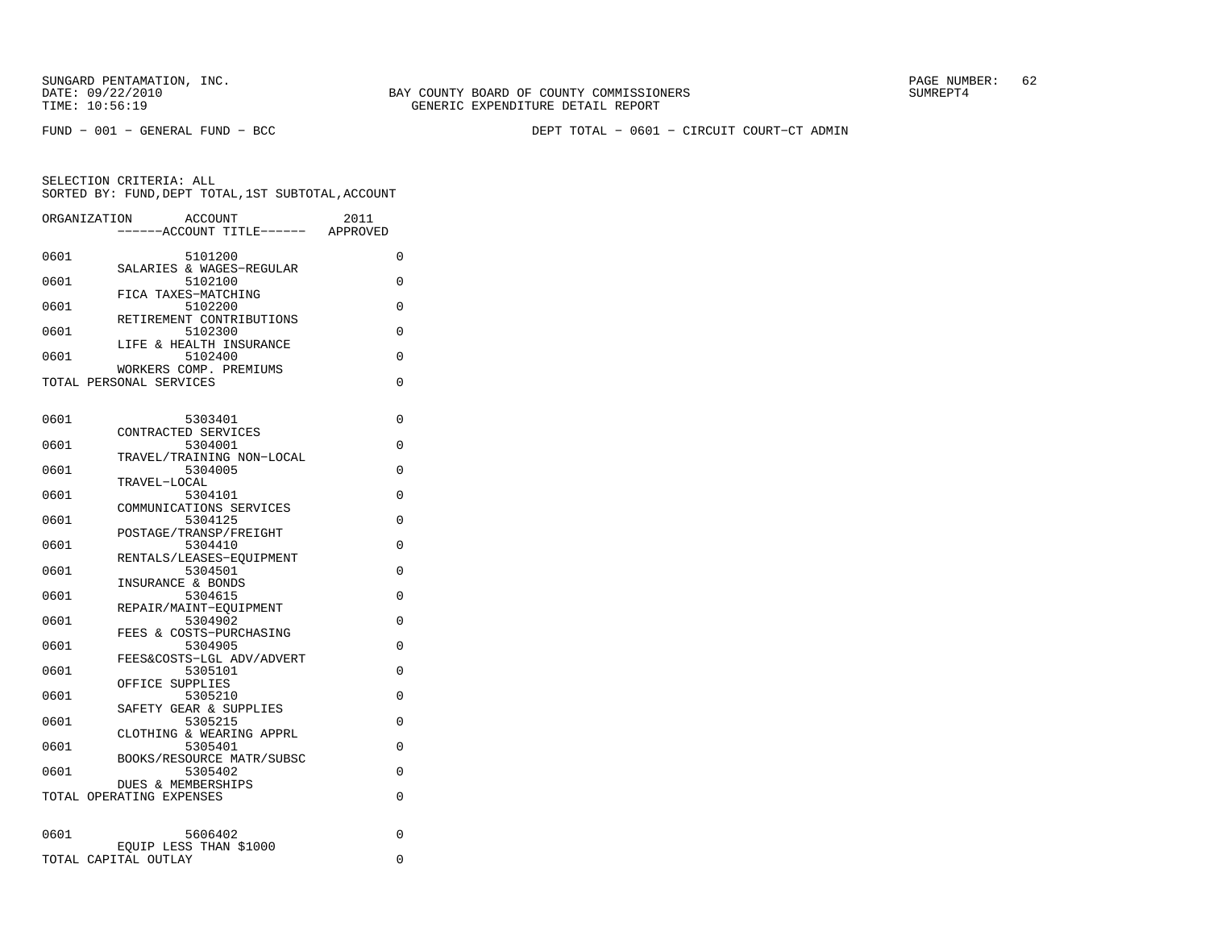SUNGARD PENTAMATION, INC.
DATE: 09/22/2010
TIME: 10:56:19

BAY COUNTY BOARD OF COUNTY COMMISSIONERS
GENERIC EXPENDITURE DETAIL REPORT

SUMREPT4

FUND − 001 − GENERAL FUND − BCC

DEPT TOTAL − 0601 − CIRCUIT COURT−CT ADMIN

SELECTION CRITERIA: ALL
SORTED BY: FUND,DEPT TOTAL,1ST SUBTOTAL,ACCOUNT

| ORGANIZATION | ACCOUNT / ------ACCOUNT TITLE------ | 2011 APPROVED |
|---|---|---|
| 0601 | 5101200 SALARIES & WAGES−REGULAR | 0 |
| 0601 | 5102100 FICA TAXES−MATCHING | 0 |
| 0601 | 5102200 RETIREMENT CONTRIBUTIONS | 0 |
| 0601 | 5102300 LIFE & HEALTH INSURANCE | 0 |
| 0601 | 5102400 WORKERS COMP. PREMIUMS | 0 |
| TOTAL PERSONAL SERVICES | | 0 |
| 0601 | 5303401 CONTRACTED SERVICES | 0 |
| 0601 | 5304001 TRAVEL/TRAINING NON−LOCAL | 0 |
| 0601 | 5304005 TRAVEL−LOCAL | 0 |
| 0601 | 5304101 COMMUNICATIONS SERVICES | 0 |
| 0601 | 5304125 POSTAGE/TRANSP/FREIGHT | 0 |
| 0601 | 5304410 RENTALS/LEASES−EQUIPMENT | 0 |
| 0601 | 5304501 INSURANCE & BONDS | 0 |
| 0601 | 5304615 REPAIR/MAINT−EQUIPMENT | 0 |
| 0601 | 5304902 FEES & COSTS−PURCHASING | 0 |
| 0601 | 5304905 FEES&COSTS−LGL ADV/ADVERT | 0 |
| 0601 | 5305101 OFFICE SUPPLIES | 0 |
| 0601 | 5305210 SAFETY GEAR & SUPPLIES | 0 |
| 0601 | 5305215 CLOTHING & WEARING APPRL | 0 |
| 0601 | 5305401 BOOKS/RESOURCE MATR/SUBSC | 0 |
| 0601 | 5305402 DUES & MEMBERSHIPS | 0 |
| TOTAL OPERATING EXPENSES | | 0 |
| 0601 | 5606402 EQUIP LESS THAN $1000 | 0 |
| TOTAL CAPITAL OUTLAY | | 0 |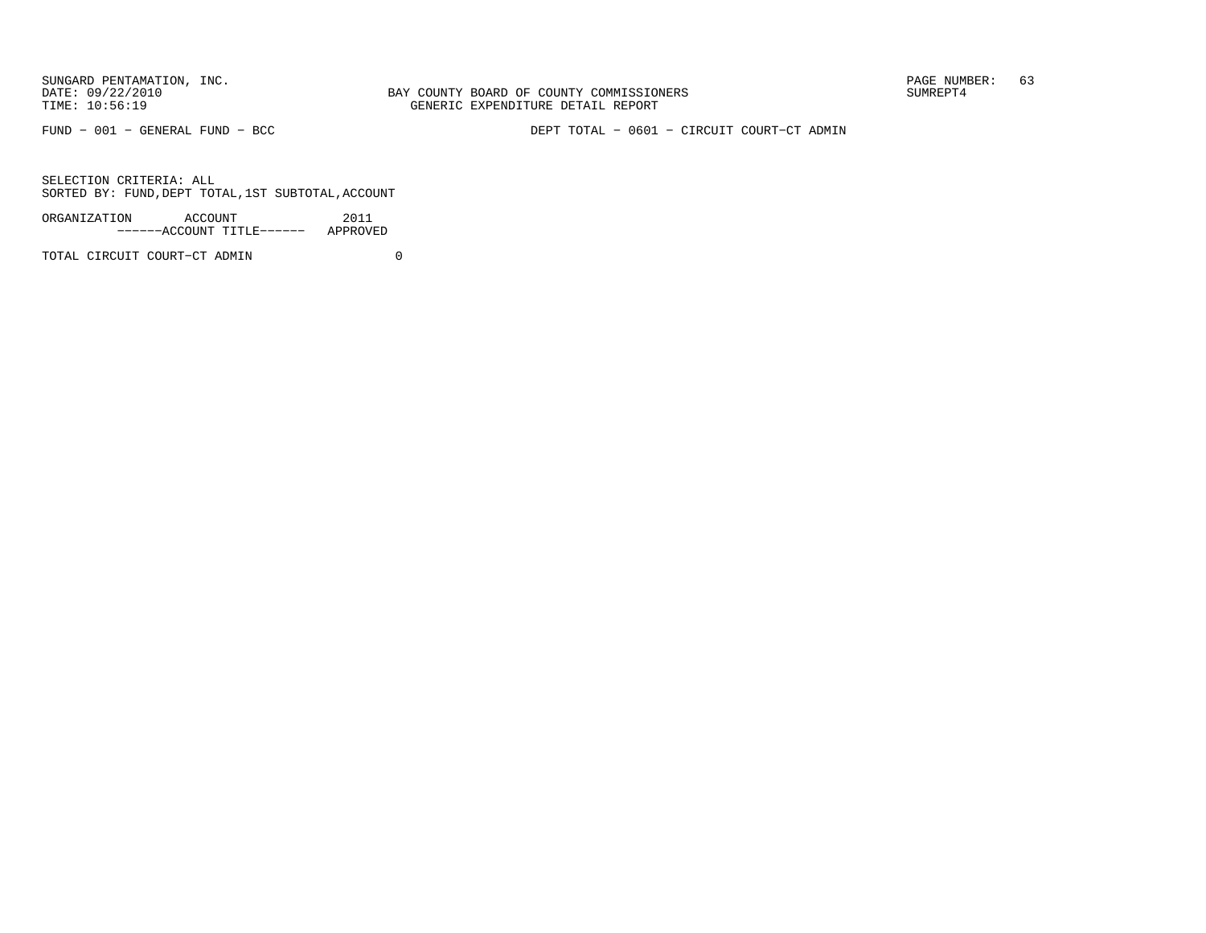FUND − 001 − GENERAL FUND − BCC    DEPT TOTAL − 0601 − CIRCUIT COURT−CT ADMIN

SELECTION CRITERIA: ALL
SORTED BY: FUND,DEPT TOTAL,1ST SUBTOTAL,ACCOUNT

| ORGANIZATION | ACCOUNT<br>------ACCOUNT TITLE------ | 2011<br>APPROVED |
|---|---|---|
| TOTAL CIRCUIT COURT−CT ADMIN | | 0 |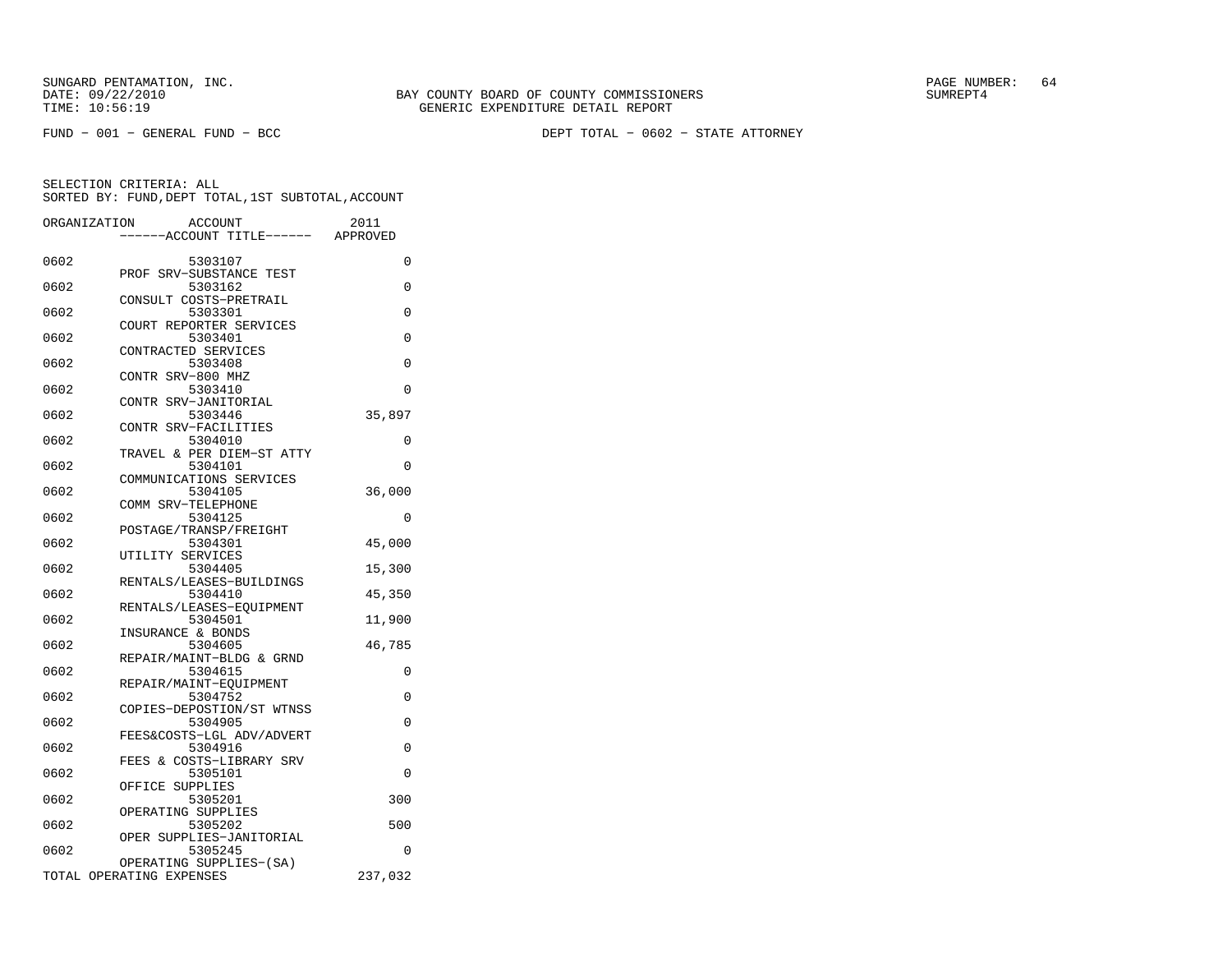SUNGARD PENTAMATION, INC.
DATE: 09/22/2010
TIME: 10:56:19

BAY COUNTY BOARD OF COUNTY COMMISSIONERS
GENERIC EXPENDITURE DETAIL REPORT

SUMREPT4

FUND − 001 − GENERAL FUND − BCC

DEPT TOTAL − 0602 − STATE ATTORNEY

SELECTION CRITERIA: ALL
SORTED BY: FUND,DEPT TOTAL,1ST SUBTOTAL,ACCOUNT

| ORGANIZATION | ACCOUNT<br>------ACCOUNT TITLE------ | 2011<br>APPROVED |
|---|---|---|
| 0602 | 5303107<br>PROF SRV−SUBSTANCE TEST | 0 |
| 0602 | 5303162<br>CONSULT COSTS−PRETRAIL | 0 |
| 0602 | 5303301<br>COURT REPORTER SERVICES | 0 |
| 0602 | 5303401<br>CONTRACTED SERVICES | 0 |
| 0602 | 5303408<br>CONTR SRV−800 MHZ | 0 |
| 0602 | 5303410<br>CONTR SRV−JANITORIAL | 0 |
| 0602 | 5303446<br>CONTR SRV−FACILITIES | 35,897 |
| 0602 | 5304010<br>TRAVEL & PER DIEM−ST ATTY | 0 |
| 0602 | 5304101<br>COMMUNICATIONS SERVICES | 0 |
| 0602 | 5304105<br>COMM SRV−TELEPHONE | 36,000 |
| 0602 | 5304125<br>POSTAGE/TRANSP/FREIGHT | 0 |
| 0602 | 5304301<br>UTILITY SERVICES | 45,000 |
| 0602 | 5304405<br>RENTALS/LEASES−BUILDINGS | 15,300 |
| 0602 | 5304410<br>RENTALS/LEASES−EQUIPMENT | 45,350 |
| 0602 | 5304501<br>INSURANCE & BONDS | 11,900 |
| 0602 | 5304605<br>REPAIR/MAINT−BLDG & GRND | 46,785 |
| 0602 | 5304615<br>REPAIR/MAINT−EQUIPMENT | 0 |
| 0602 | 5304752<br>COPIES−DEPOSTION/ST WTNSS | 0 |
| 0602 | 5304905<br>FEES&COSTS−LGL ADV/ADVERT | 0 |
| 0602 | 5304916<br>FEES & COSTS−LIBRARY SRV | 0 |
| 0602 | 5305101<br>OFFICE SUPPLIES | 0 |
| 0602 | 5305201<br>OPERATING SUPPLIES | 300 |
| 0602 | 5305202<br>OPER SUPPLIES−JANITORIAL | 500 |
| 0602 | 5305245<br>OPERATING SUPPLIES−(SA) | 0 |
| TOTAL OPERATING EXPENSES | | 237,032 |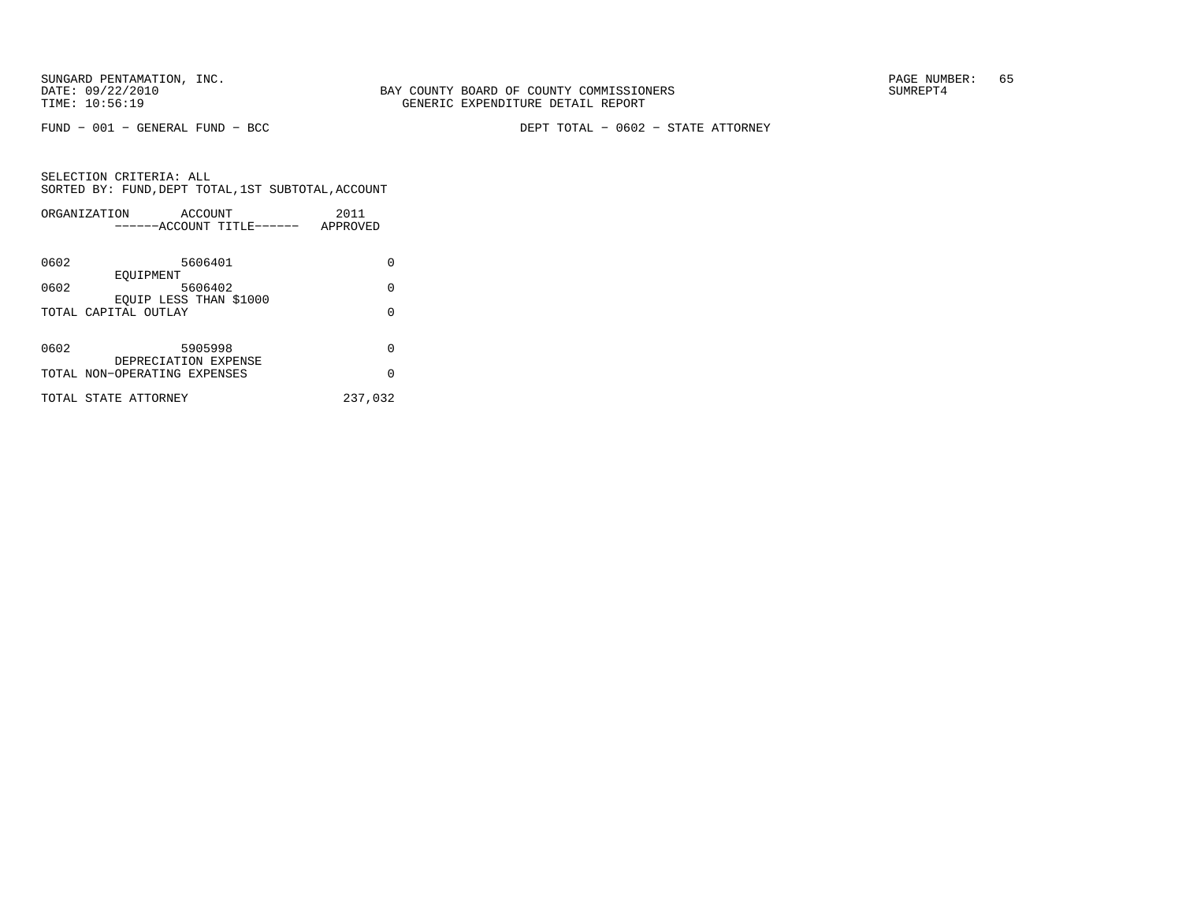BAY COUNTY BOARD OF COUNTY COMMISSIONERS
GENERIC EXPENDITURE DETAIL REPORT

SUNGARD PENTAMATION, INC.
DATE: 09/22/2010
TIME: 10:56:19

SUMREPT4

FUND − 001 − GENERAL FUND − BCC

DEPT TOTAL − 0602 − STATE ATTORNEY

SELECTION CRITERIA: ALL
SORTED BY: FUND,DEPT TOTAL,1ST SUBTOTAL,ACCOUNT

| ORGANIZATION | ACCOUNT / ------ACCOUNT TITLE------ | 2011 APPROVED |
|---|---|---|
| 0602 | 5606401 EQUIPMENT | 0 |
| 0602 | 5606402 EQUIP LESS THAN $1000 | 0 |
| TOTAL CAPITAL OUTLAY | | 0 |
| 0602 | 5905998 DEPRECIATION EXPENSE | 0 |
| TOTAL NON−OPERATING EXPENSES | | 0 |
| TOTAL STATE ATTORNEY | | 237,032 |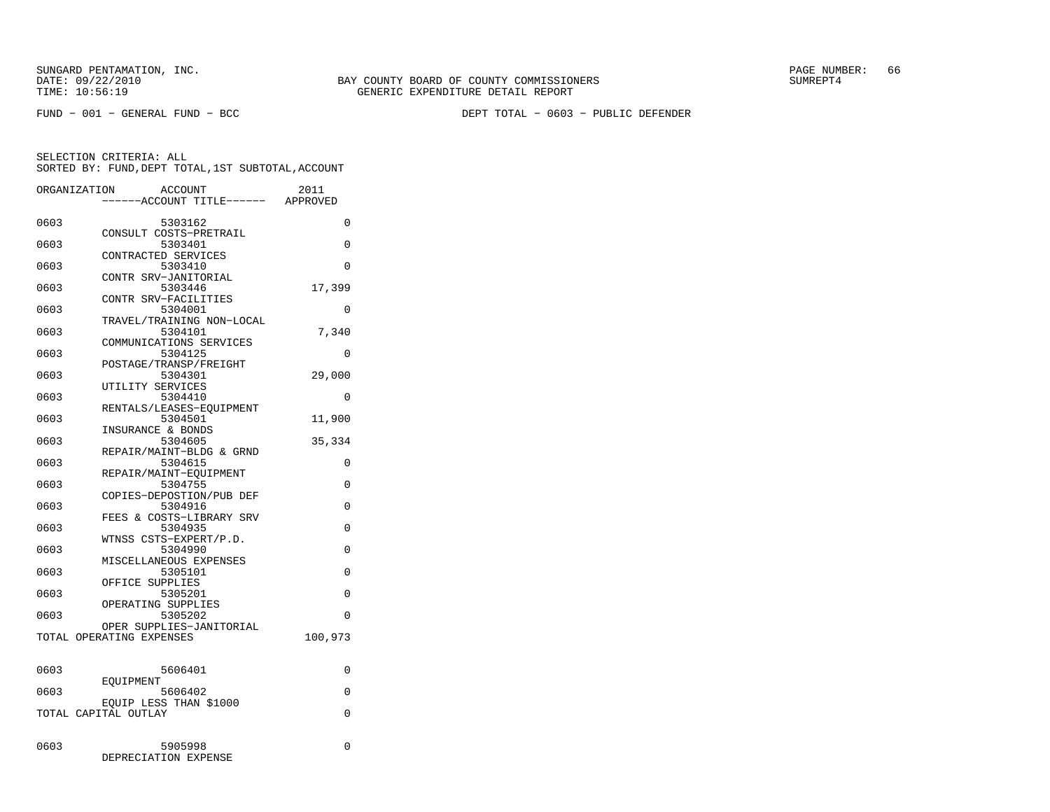SUNGARD PENTAMATION, INC.
DATE: 09/22/2010
TIME: 10:56:19

BAY COUNTY BOARD OF COUNTY COMMISSIONERS
GENERIC EXPENDITURE DETAIL REPORT

SUMREPT4

FUND − 001 − GENERAL FUND − BCC

DEPT TOTAL − 0603 − PUBLIC DEFENDER

SELECTION CRITERIA: ALL
SORTED BY: FUND,DEPT TOTAL,1ST SUBTOTAL,ACCOUNT

| ORGANIZATION | ACCOUNT / ------ACCOUNT TITLE------ | 2011 APPROVED |
|---|---|---|
| 0603 | 5303162 CONSULT COSTS−PRETRAIL | 0 |
| 0603 | 5303401 CONTRACTED SERVICES | 0 |
| 0603 | 5303410 CONTR SRV−JANITORIAL | 0 |
| 0603 | 5303446 CONTR SRV−FACILITIES | 17,399 |
| 0603 | 5304001 TRAVEL/TRAINING NON−LOCAL | 0 |
| 0603 | 5304101 COMMUNICATIONS SERVICES | 7,340 |
| 0603 | 5304125 POSTAGE/TRANSP/FREIGHT | 0 |
| 0603 | 5304301 UTILITY SERVICES | 29,000 |
| 0603 | 5304410 RENTALS/LEASES−EQUIPMENT | 0 |
| 0603 | 5304501 INSURANCE & BONDS | 11,900 |
| 0603 | 5304605 REPAIR/MAINT−BLDG & GRND | 35,334 |
| 0603 | 5304615 REPAIR/MAINT−EQUIPMENT | 0 |
| 0603 | 5304755 COPIES−DEPOSTION/PUB DEF | 0 |
| 0603 | 5304916 FEES & COSTS−LIBRARY SRV | 0 |
| 0603 | 5304935 WTNSS CSTS−EXPERT/P.D. | 0 |
| 0603 | 5304990 MISCELLANEOUS EXPENSES | 0 |
| 0603 | 5305101 OFFICE SUPPLIES | 0 |
| 0603 | 5305201 OPERATING SUPPLIES | 0 |
| 0603 | 5305202 OPER SUPPLIES−JANITORIAL | 0 |
| TOTAL OPERATING EXPENSES | | 100,973 |
| 0603 | 5606401 EQUIPMENT | 0 |
| 0603 | 5606402 EQUIP LESS THAN $1000 | 0 |
| TOTAL CAPITAL OUTLAY | | 0 |
| 0603 | 5905998 DEPRECIATION EXPENSE | 0 |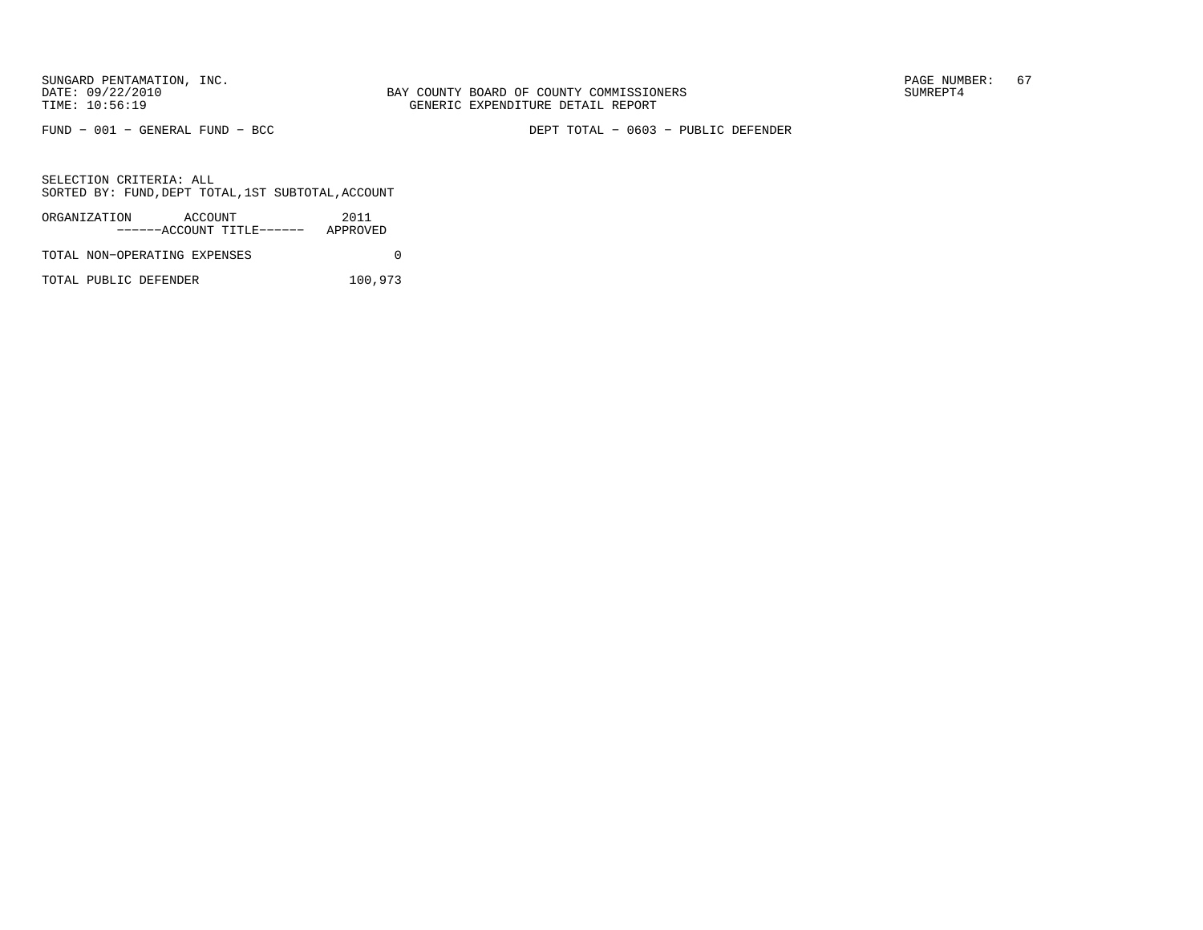BAY COUNTY BOARD OF COUNTY COMMISSIONERS
GENERIC EXPENDITURE DETAIL REPORT

FUND − 001 − GENERAL FUND − BCC

DEPT TOTAL − 0603 − PUBLIC DEFENDER

SELECTION CRITERIA: ALL
SORTED BY: FUND,DEPT TOTAL,1ST SUBTOTAL,ACCOUNT

| ORGANIZATION ACCOUNT ------ACCOUNT TITLE------ | 2011 APPROVED |
|---|---|
| TOTAL NON−OPERATING EXPENSES | 0 |
| TOTAL PUBLIC DEFENDER | 100,973 |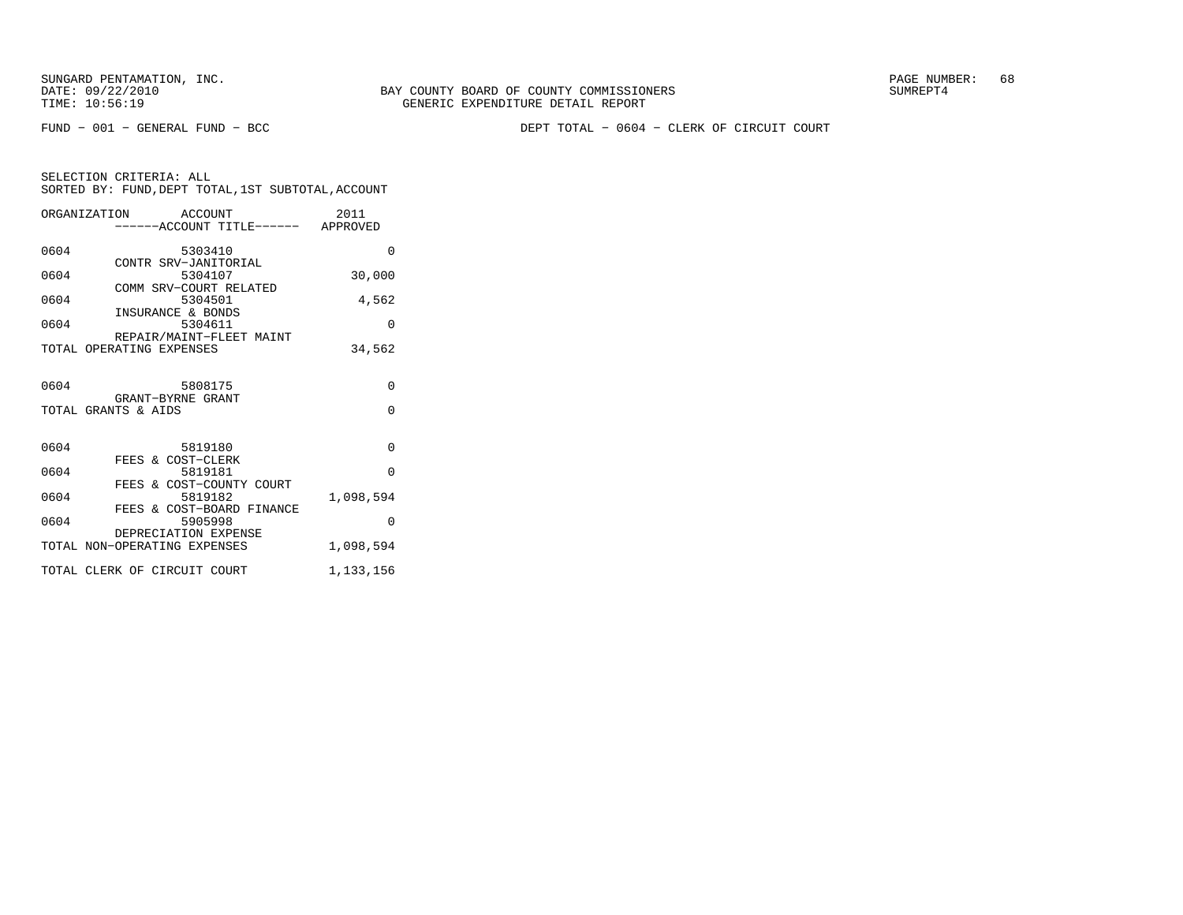BAY COUNTY BOARD OF COUNTY COMMISSIONERS
GENERIC EXPENDITURE DETAIL REPORT

FUND − 001 − GENERAL FUND − BCC

DEPT TOTAL − 0604 − CLERK OF CIRCUIT COURT

SELECTION CRITERIA: ALL
SORTED BY: FUND,DEPT TOTAL,1ST SUBTOTAL,ACCOUNT

| ORGANIZATION | ACCOUNT / ACCOUNT TITLE | 2011 APPROVED |
|---|---|---|
| 0604 | 5303410 CONTR SRV−JANITORIAL | 0 |
| 0604 | 5304107 COMM SRV−COURT RELATED | 30,000 |
| 0604 | 5304501 INSURANCE & BONDS | 4,562 |
| 0604 | 5304611 REPAIR/MAINT−FLEET MAINT | 0 |
| TOTAL OPERATING EXPENSES | | 34,562 |
| 0604 | 5808175 GRANT−BYRNE GRANT | 0 |
| TOTAL GRANTS & AIDS | | 0 |
| 0604 | 5819180 FEES & COST−CLERK | 0 |
| 0604 | 5819181 FEES & COST−COUNTY COURT | 0 |
| 0604 | 5819182 FEES & COST−BOARD FINANCE | 1,098,594 |
| 0604 | 5905998 DEPRECIATION EXPENSE | 0 |
| TOTAL NON−OPERATING EXPENSES | | 1,098,594 |
| TOTAL CLERK OF CIRCUIT COURT | | 1,133,156 |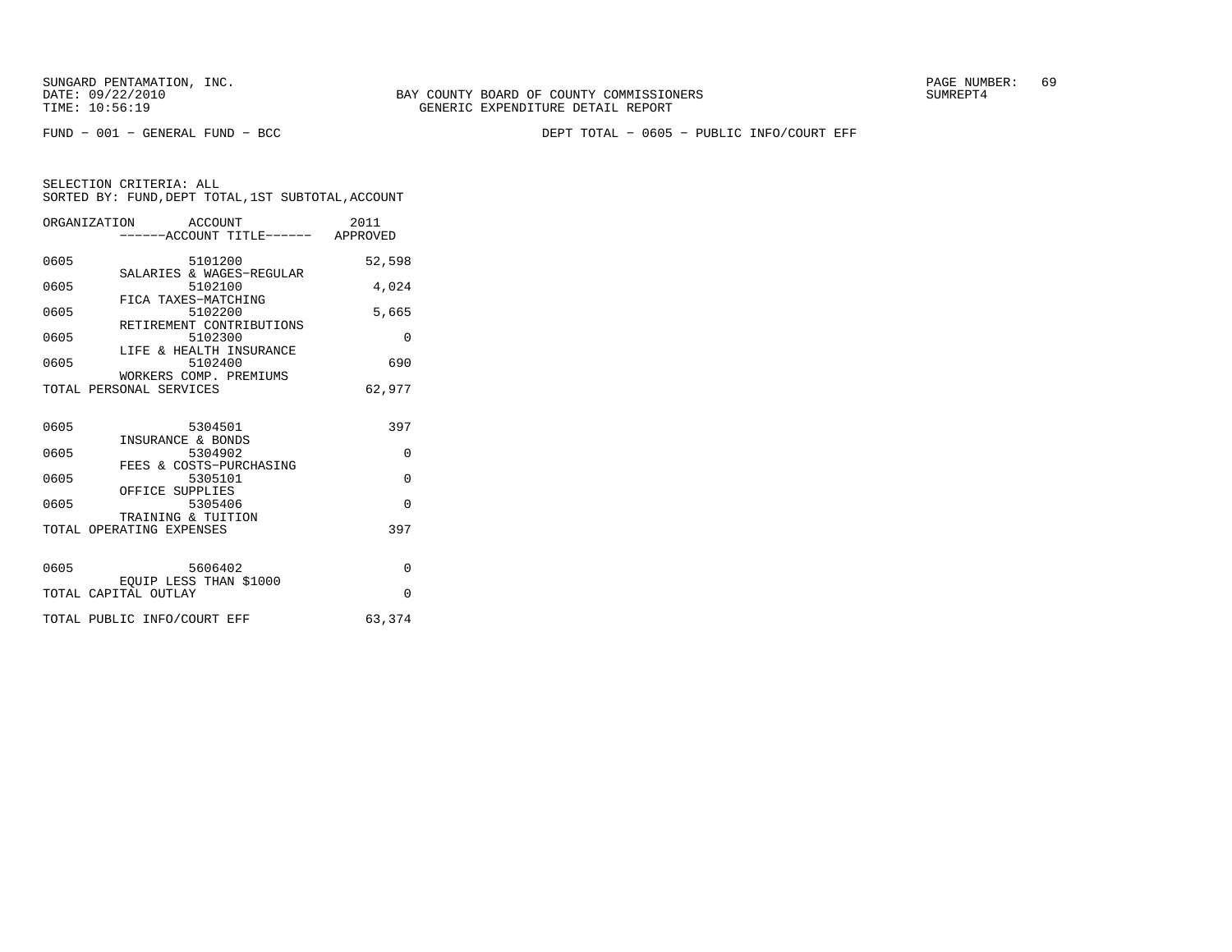SUNGARD PENTAMATION, INC.
DATE: 09/22/2010
TIME: 10:56:19

BAY COUNTY BOARD OF COUNTY COMMISSIONERS
GENERIC EXPENDITURE DETAIL REPORT

PAGE NUMBER: 69
SUMREPT4

FUND - 001 - GENERAL FUND - BCC

DEPT TOTAL - 0605 - PUBLIC INFO/COURT EFF

SELECTION CRITERIA: ALL
SORTED BY: FUND,DEPT TOTAL,1ST SUBTOTAL,ACCOUNT

| ORGANIZATION | ACCOUNT / ACCOUNT TITLE | 2011 APPROVED |
|---|---|---|
| 0605 | 5101200 SALARIES & WAGES-REGULAR | 52,598 |
| 0605 | 5102100 FICA TAXES-MATCHING | 4,024 |
| 0605 | 5102200 RETIREMENT CONTRIBUTIONS | 5,665 |
| 0605 | 5102300 LIFE & HEALTH INSURANCE | 0 |
| 0605 | 5102400 WORKERS COMP. PREMIUMS | 690 |
| TOTAL PERSONAL SERVICES | | 62,977 |
| 0605 | 5304501 INSURANCE & BONDS | 397 |
| 0605 | 5304902 FEES & COSTS-PURCHASING | 0 |
| 0605 | 5305101 OFFICE SUPPLIES | 0 |
| 0605 | 5305406 TRAINING & TUITION | 0 |
| TOTAL OPERATING EXPENSES | | 397 |
| 0605 | 5606402 EQUIP LESS THAN $1000 | 0 |
| TOTAL CAPITAL OUTLAY | | 0 |
| TOTAL PUBLIC INFO/COURT EFF | | 63,374 |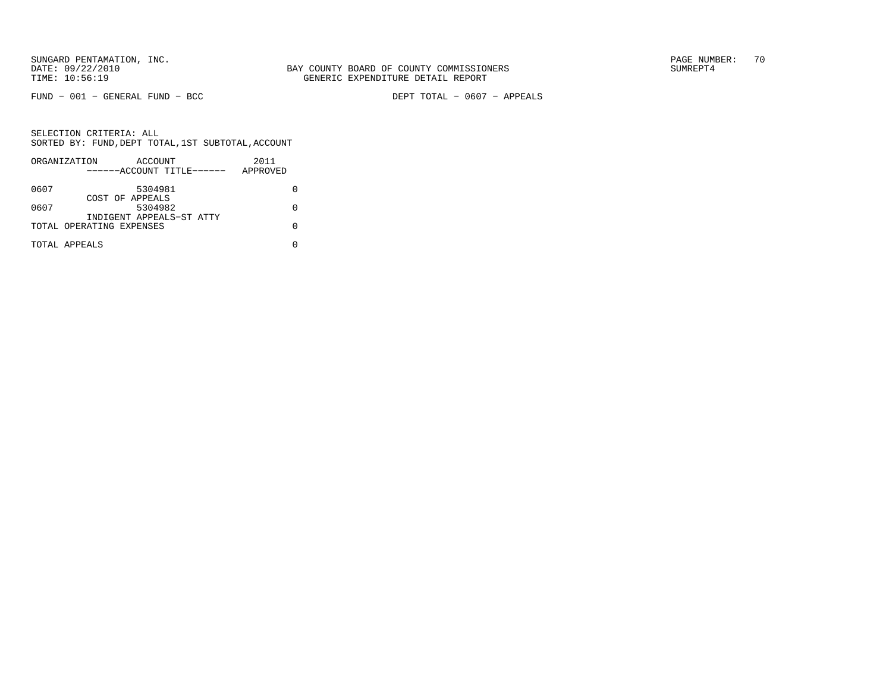SUNGARD PENTAMATION, INC.
DATE: 09/22/2010
TIME: 10:56:19

BAY COUNTY BOARD OF COUNTY COMMISSIONERS
GENERIC EXPENDITURE DETAIL REPORT

SUMREPT4

FUND - 001 - GENERAL FUND - BCC

DEPT TOTAL - 0607 - APPEALS

SELECTION CRITERIA: ALL
SORTED BY: FUND,DEPT TOTAL,1ST SUBTOTAL,ACCOUNT

| ORGANIZATION | ACCOUNT ------ACCOUNT TITLE------ | 2011 APPROVED |
|---|---|---|
| 0607 | 5304981 COST OF APPEALS | 0 |
| 0607 | 5304982 INDIGENT APPEALS-ST ATTY | 0 |
| TOTAL OPERATING EXPENSES | | 0 |
| TOTAL APPEALS | | 0 |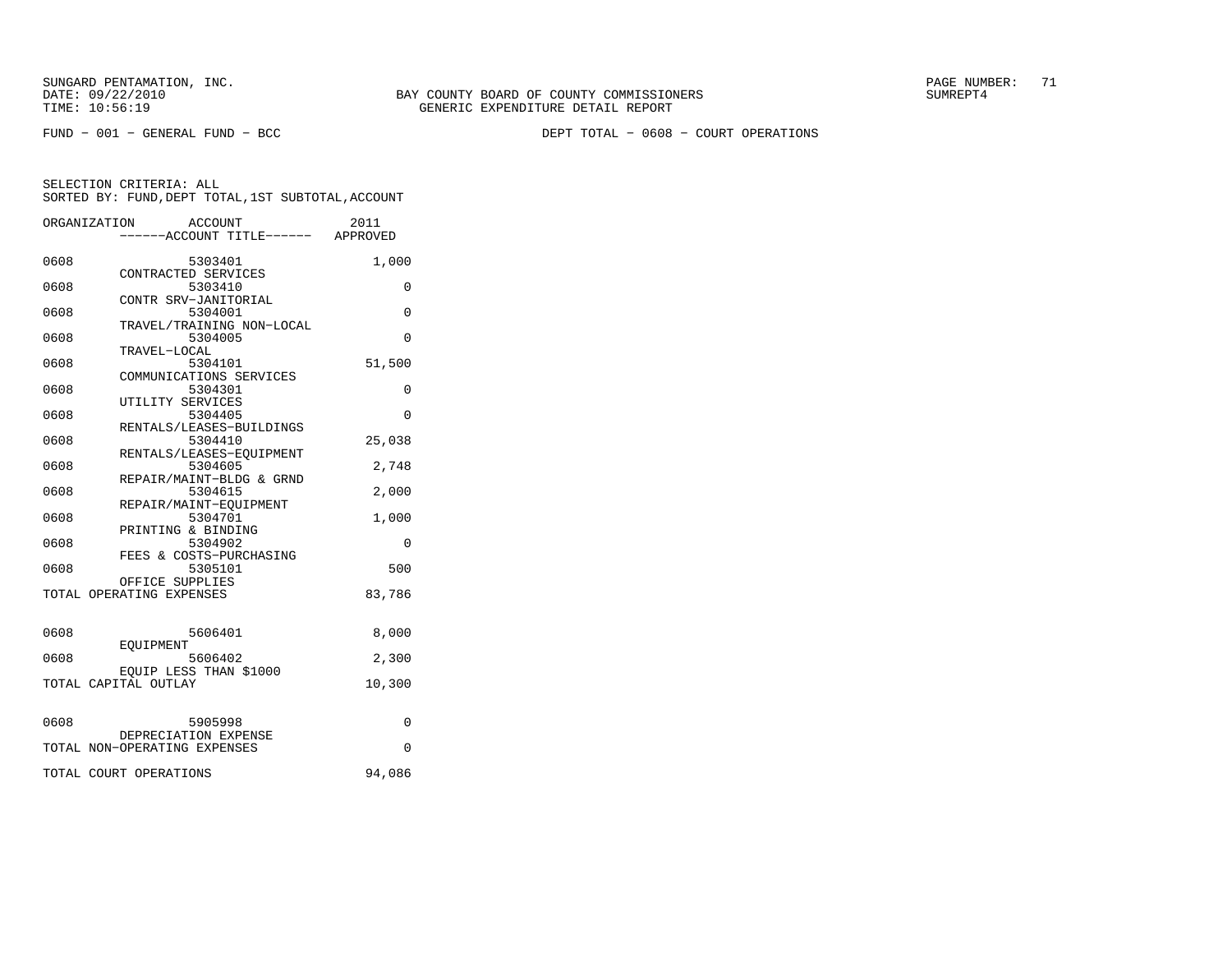SUNGARD PENTAMATION, INC.
DATE: 09/22/2010
TIME: 10:56:19

BAY COUNTY BOARD OF COUNTY COMMISSIONERS
GENERIC EXPENDITURE DETAIL REPORT

SUMREPT4

FUND − 001 − GENERAL FUND − BCC

DEPT TOTAL − 0608 − COURT OPERATIONS

SELECTION CRITERIA: ALL
SORTED BY: FUND,DEPT TOTAL,1ST SUBTOTAL,ACCOUNT

| ORGANIZATION | ACCOUNT ------ACCOUNT TITLE------ | 2011 APPROVED |
|---|---|---|
| 0608 | 5303401 CONTRACTED SERVICES | 1,000 |
| 0608 | 5303410 CONTR SRV−JANITORIAL | 0 |
| 0608 | 5304001 TRAVEL/TRAINING NON−LOCAL | 0 |
| 0608 | 5304005 TRAVEL−LOCAL | 0 |
| 0608 | 5304101 COMMUNICATIONS SERVICES | 51,500 |
| 0608 | 5304301 UTILITY SERVICES | 0 |
| 0608 | 5304405 RENTALS/LEASES−BUILDINGS | 0 |
| 0608 | 5304410 RENTALS/LEASES−EQUIPMENT | 25,038 |
| 0608 | 5304605 REPAIR/MAINT−BLDG & GRND | 2,748 |
| 0608 | 5304615 REPAIR/MAINT−EQUIPMENT | 2,000 |
| 0608 | 5304701 PRINTING & BINDING | 1,000 |
| 0608 | 5304902 FEES & COSTS−PURCHASING | 0 |
| 0608 | 5305101 OFFICE SUPPLIES | 500 |
| TOTAL OPERATING EXPENSES | | 83,786 |
| 0608 | 5606401 EQUIPMENT | 8,000 |
| 0608 | 5606402 EQUIP LESS THAN $1000 | 2,300 |
| TOTAL CAPITAL OUTLAY | | 10,300 |
| 0608 | 5905998 DEPRECIATION EXPENSE | 0 |
| TOTAL NON−OPERATING EXPENSES | | 0 |
| TOTAL COURT OPERATIONS | | 94,086 |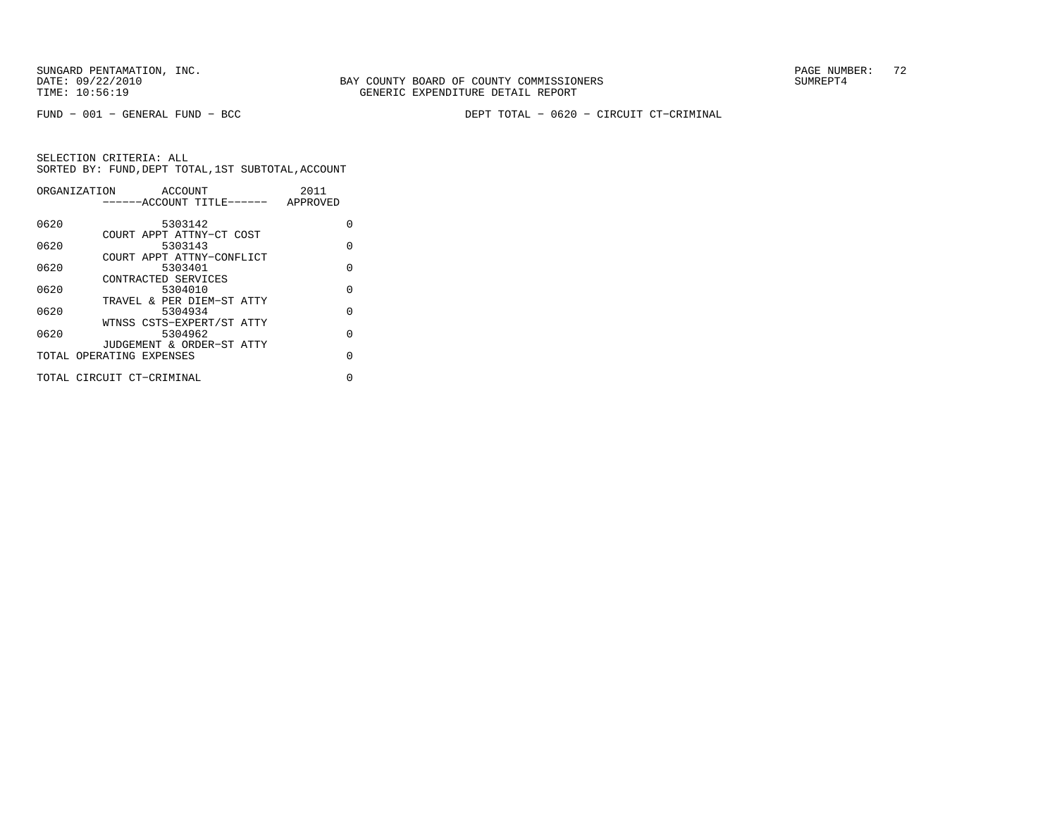BAY COUNTY BOARD OF COUNTY COMMISSIONERS
GENERIC EXPENDITURE DETAIL REPORT

FUND − 001 − GENERAL FUND − BCC

DEPT TOTAL − 0620 − CIRCUIT CT−CRIMINAL

SELECTION CRITERIA: ALL
SORTED BY: FUND,DEPT TOTAL,1ST SUBTOTAL,ACCOUNT

| ORGANIZATION | ACCOUNT / ------ACCOUNT TITLE------ | 2011 APPROVED |
|---|---|---|
| 0620 | 5303142 COURT APPT ATTNY−CT COST | 0 |
| 0620 | 5303143 COURT APPT ATTNY−CONFLICT | 0 |
| 0620 | 5303401 CONTRACTED SERVICES | 0 |
| 0620 | 5304010 TRAVEL & PER DIEM−ST ATTY | 0 |
| 0620 | 5304934 WTNSS CSTS−EXPERT/ST ATTY | 0 |
| 0620 | 5304962 JUDGEMENT & ORDER−ST ATTY | 0 |
| TOTAL OPERATING EXPENSES | | 0 |
| TOTAL CIRCUIT CT−CRIMINAL | | 0 |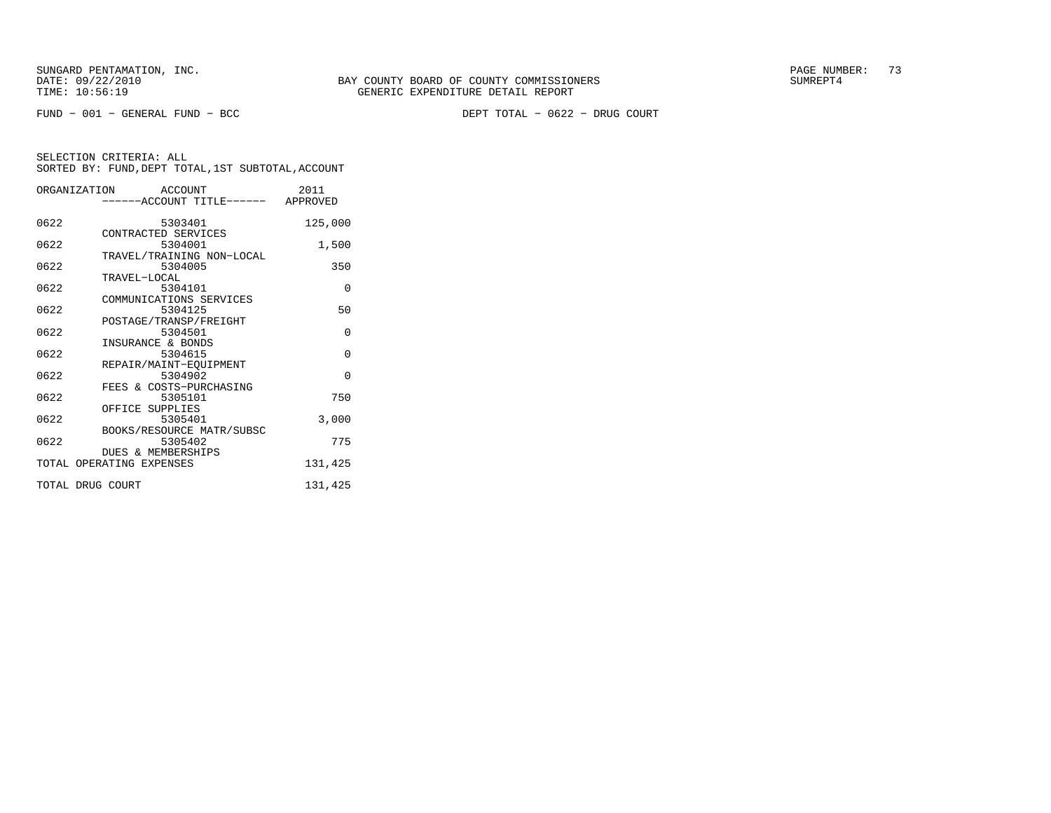FUND − 001 − GENERAL FUND − BCC DEPT TOTAL − 0622 − DRUG COURT

SELECTION CRITERIA: ALL
SORTED BY: FUND,DEPT TOTAL,1ST SUBTOTAL,ACCOUNT

| ORGANIZATION | ACCOUNT ------ACCOUNT TITLE------ | 2011 APPROVED |
|---|---|---|
| 0622 | 5303401 CONTRACTED SERVICES | 125,000 |
| 0622 | 5304001 TRAVEL/TRAINING NON−LOCAL | 1,500 |
| 0622 | 5304005 TRAVEL−LOCAL | 350 |
| 0622 | 5304101 COMMUNICATIONS SERVICES | 0 |
| 0622 | 5304125 POSTAGE/TRANSP/FREIGHT | 50 |
| 0622 | 5304501 INSURANCE & BONDS | 0 |
| 0622 | 5304615 REPAIR/MAINT−EQUIPMENT | 0 |
| 0622 | 5304902 FEES & COSTS−PURCHASING | 0 |
| 0622 | 5305101 OFFICE SUPPLIES | 750 |
| 0622 | 5305401 BOOKS/RESOURCE MATR/SUBSC | 3,000 |
| 0622 | 5305402 DUES & MEMBERSHIPS | 775 |
| TOTAL OPERATING EXPENSES | | 131,425 |
| TOTAL DRUG COURT | | 131,425 |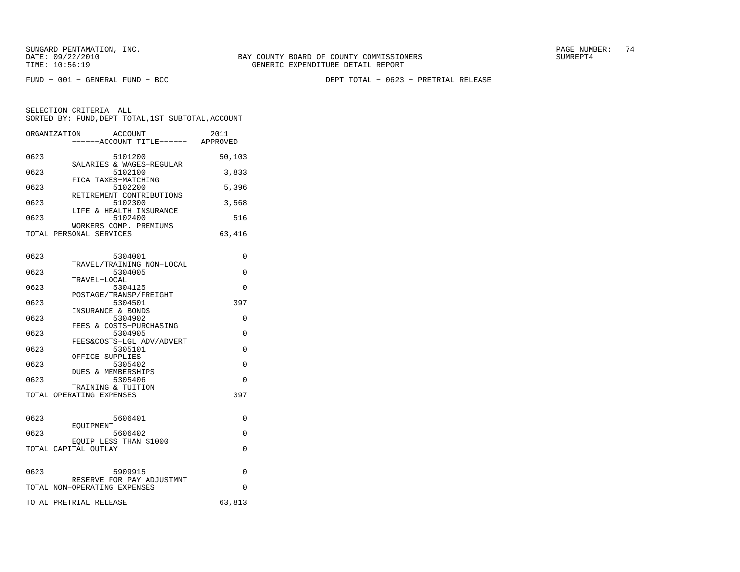SUNGARD PENTAMATION, INC.
DATE: 09/22/2010
TIME: 10:56:19

BAY COUNTY BOARD OF COUNTY COMMISSIONERS
GENERIC EXPENDITURE DETAIL REPORT

SUMREPT4

FUND - 001 - GENERAL FUND - BCC

DEPT TOTAL - 0623 - PRETRIAL RELEASE

SELECTION CRITERIA: ALL
SORTED BY: FUND,DEPT TOTAL,1ST SUBTOTAL,ACCOUNT

| ORGANIZATION | ACCOUNT / ------ACCOUNT TITLE------ | 2011 APPROVED |
|---|---|---|
| 0623 | 5101200 SALARIES & WAGES-REGULAR | 50,103 |
| 0623 | 5102100 FICA TAXES-MATCHING | 3,833 |
| 0623 | 5102200 RETIREMENT CONTRIBUTIONS | 5,396 |
| 0623 | 5102300 LIFE & HEALTH INSURANCE | 3,568 |
| 0623 | 5102400 WORKERS COMP. PREMIUMS | 516 |
| TOTAL PERSONAL SERVICES | | 63,416 |
| 0623 | 5304001 TRAVEL/TRAINING NON-LOCAL | 0 |
| 0623 | 5304005 TRAVEL-LOCAL | 0 |
| 0623 | 5304125 POSTAGE/TRANSP/FREIGHT | 0 |
| 0623 | 5304501 INSURANCE & BONDS | 397 |
| 0623 | 5304902 FEES & COSTS-PURCHASING | 0 |
| 0623 | 5304905 FEES&COSTS-LGL ADV/ADVERT | 0 |
| 0623 | 5305101 OFFICE SUPPLIES | 0 |
| 0623 | 5305402 DUES & MEMBERSHIPS | 0 |
| 0623 | 5305406 TRAINING & TUITION | 0 |
| TOTAL OPERATING EXPENSES | | 397 |
| 0623 | 5606401 EQUIPMENT | 0 |
| 0623 | 5606402 EQUIP LESS THAN $1000 | 0 |
| TOTAL CAPITAL OUTLAY | | 0 |
| 0623 | 5909915 RESERVE FOR PAY ADJUSTMNT | 0 |
| TOTAL NON-OPERATING EXPENSES | | 0 |
| TOTAL PRETRIAL RELEASE | | 63,813 |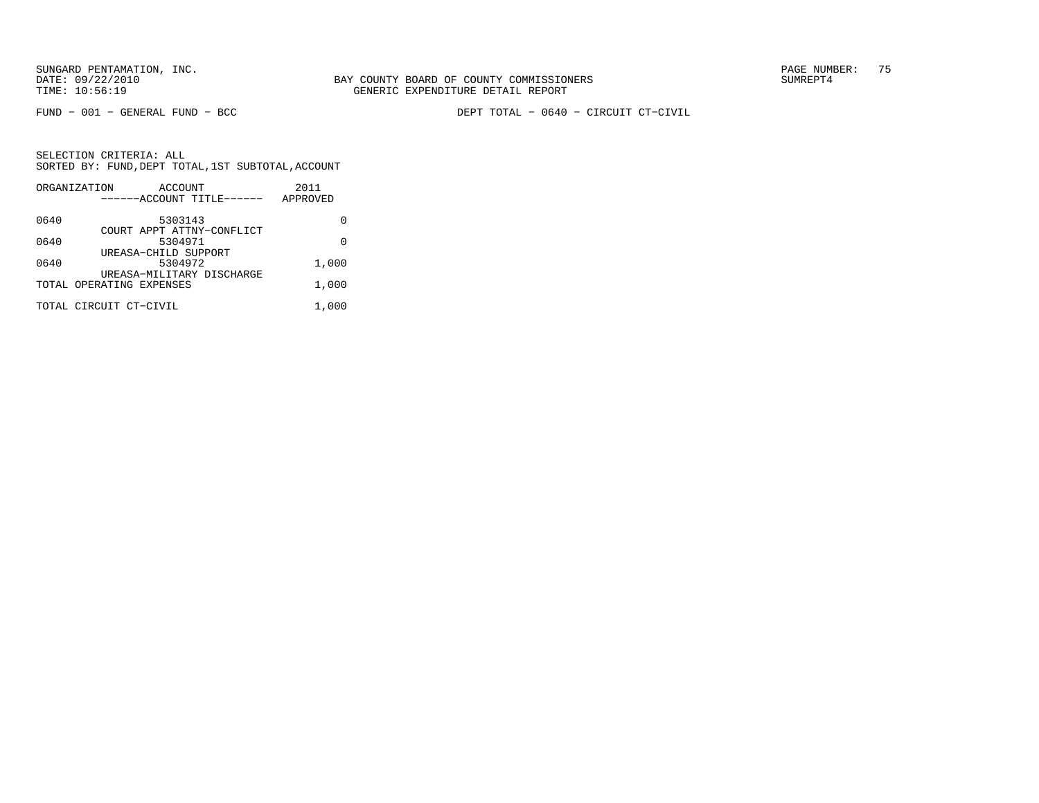SUNGARD PENTAMATION, INC.
DATE: 09/22/2010
TIME: 10:56:19

BAY COUNTY BOARD OF COUNTY COMMISSIONERS
GENERIC EXPENDITURE DETAIL REPORT

SUMREPT4

FUND − 001 − GENERAL FUND − BCC

DEPT TOTAL − 0640 − CIRCUIT CT−CIVIL

SELECTION CRITERIA: ALL
SORTED BY: FUND,DEPT TOTAL,1ST SUBTOTAL,ACCOUNT

| ORGANIZATION | ACCOUNT ------ACCOUNT TITLE------ | 2011 APPROVED |
|---|---|---|
| 0640 | 5303143 COURT APPT ATTNY−CONFLICT | 0 |
| 0640 | 5304971 UREASA−CHILD SUPPORT | 0 |
| 0640 | 5304972 UREASA−MILITARY DISCHARGE | 1,000 |
| TOTAL OPERATING EXPENSES | | 1,000 |
| TOTAL CIRCUIT CT−CIVIL | | 1,000 |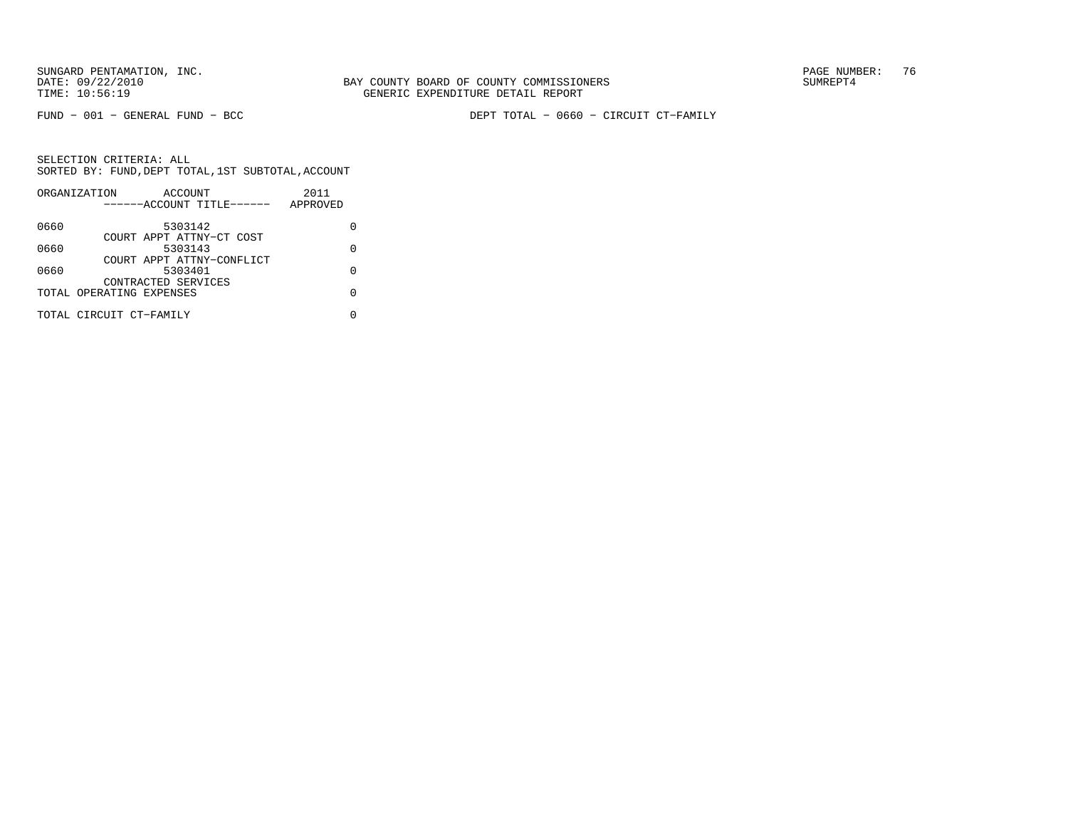SUNGARD PENTAMATION, INC.
DATE: 09/22/2010
TIME: 10:56:19

BAY COUNTY BOARD OF COUNTY COMMISSIONERS
GENERIC EXPENDITURE DETAIL REPORT

PAGE NUMBER: 76
SUMREPT4

FUND − 001 − GENERAL FUND − BCC

DEPT TOTAL − 0660 − CIRCUIT CT−FAMILY

SELECTION CRITERIA: ALL
SORTED BY: FUND,DEPT TOTAL,1ST SUBTOTAL,ACCOUNT

| ORGANIZATION | ACCOUNT<br>------ACCOUNT TITLE------ | 2011<br>APPROVED |
|---|---|---|
| 0660 | 5303142<br>COURT APPT ATTNY−CT COST | 0 |
| 0660 | 5303143<br>COURT APPT ATTNY−CONFLICT | 0 |
| 0660 | 5303401<br>CONTRACTED SERVICES | 0 |
| TOTAL OPERATING EXPENSES | | 0 |
| TOTAL CIRCUIT CT−FAMILY | | 0 |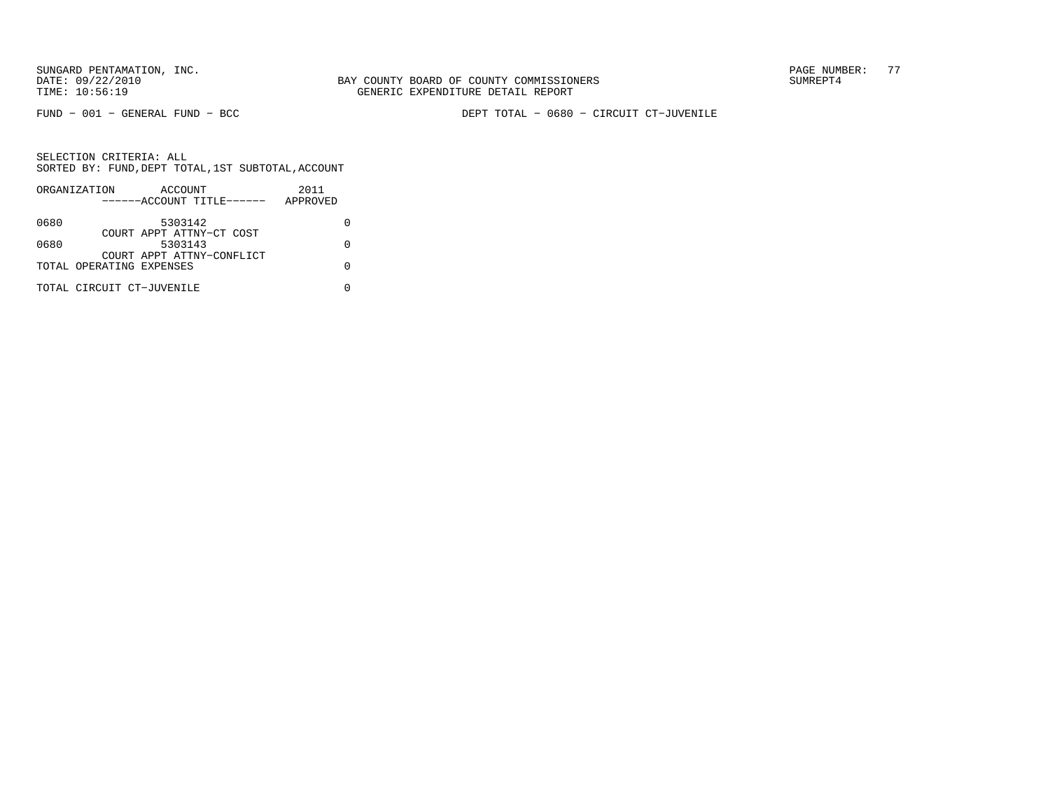SUNGARD PENTAMATION, INC.
DATE: 09/22/2010
TIME: 10:56:19

BAY COUNTY BOARD OF COUNTY COMMISSIONERS
GENERIC EXPENDITURE DETAIL REPORT

SUMREPT4

FUND − 001 − GENERAL FUND − BCC

DEPT TOTAL − 0680 − CIRCUIT CT−JUVENILE

SELECTION CRITERIA: ALL
SORTED BY: FUND,DEPT TOTAL,1ST SUBTOTAL,ACCOUNT

| ORGANIZATION | ACCOUNT<br>------ACCOUNT TITLE------ | 2011<br>APPROVED |
|---|---|---|
| 0680 | 5303142<br>COURT APPT ATTNY−CT COST | 0 |
| 0680 | 5303143<br>COURT APPT ATTNY−CONFLICT | 0 |
| TOTAL OPERATING EXPENSES | | 0 |
| TOTAL CIRCUIT CT−JUVENILE | | 0 |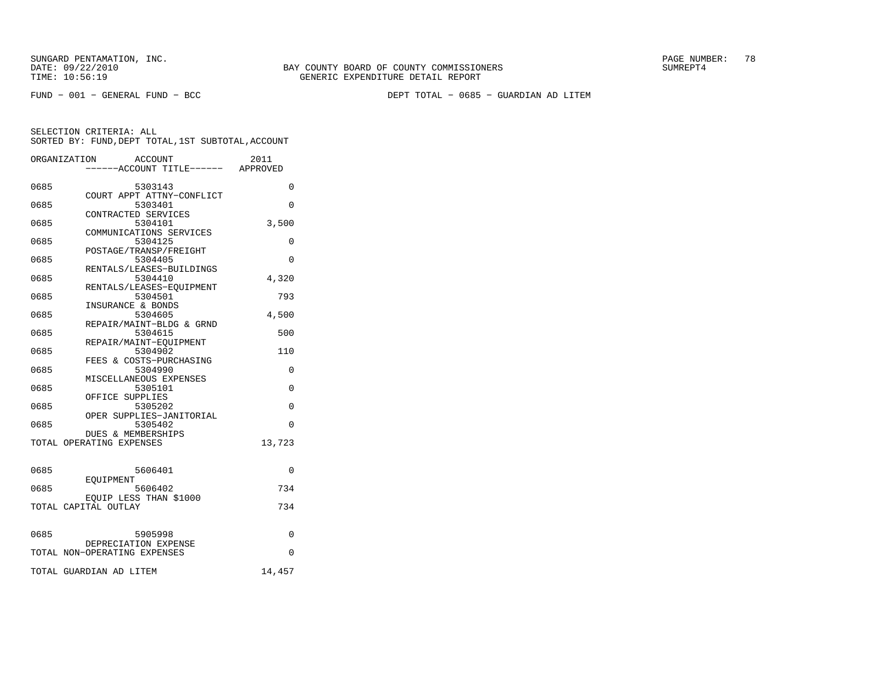SUNGARD PENTAMATION, INC.
DATE: 09/22/2010
TIME: 10:56:19

BAY COUNTY BOARD OF COUNTY COMMISSIONERS
GENERIC EXPENDITURE DETAIL REPORT

SUMREPT4

FUND - 001 - GENERAL FUND - BCC

DEPT TOTAL - 0685 - GUARDIAN AD LITEM

SELECTION CRITERIA: ALL
SORTED BY: FUND,DEPT TOTAL,1ST SUBTOTAL,ACCOUNT

| ORGANIZATION | ACCOUNT ------ACCOUNT TITLE------ | 2011 APPROVED |
|---|---|---|
| 0685 | 5303143 COURT APPT ATTNY-CONFLICT | 0 |
| 0685 | 5303401 CONTRACTED SERVICES | 0 |
| 0685 | 5304101 COMMUNICATIONS SERVICES | 3,500 |
| 0685 | 5304125 POSTAGE/TRANSP/FREIGHT | 0 |
| 0685 | 5304405 RENTALS/LEASES-BUILDINGS | 0 |
| 0685 | 5304410 RENTALS/LEASES-EQUIPMENT | 4,320 |
| 0685 | 5304501 INSURANCE & BONDS | 793 |
| 0685 | 5304605 REPAIR/MAINT-BLDG & GRND | 4,500 |
| 0685 | 5304615 REPAIR/MAINT-EQUIPMENT | 500 |
| 0685 | 5304902 FEES & COSTS-PURCHASING | 110 |
| 0685 | 5304990 MISCELLANEOUS EXPENSES | 0 |
| 0685 | 5305101 OFFICE SUPPLIES | 0 |
| 0685 | 5305202 OPER SUPPLIES-JANITORIAL | 0 |
| 0685 | 5305402 DUES & MEMBERSHIPS | 0 |
| TOTAL OPERATING EXPENSES | | 13,723 |
| 0685 | 5606401 EQUIPMENT | 0 |
| 0685 | 5606402 EQUIP LESS THAN $1000 | 734 |
| TOTAL CAPITAL OUTLAY | | 734 |
| 0685 | 5905998 DEPRECIATION EXPENSE | 0 |
| TOTAL NON-OPERATING EXPENSES | | 0 |
| TOTAL GUARDIAN AD LITEM | | 14,457 |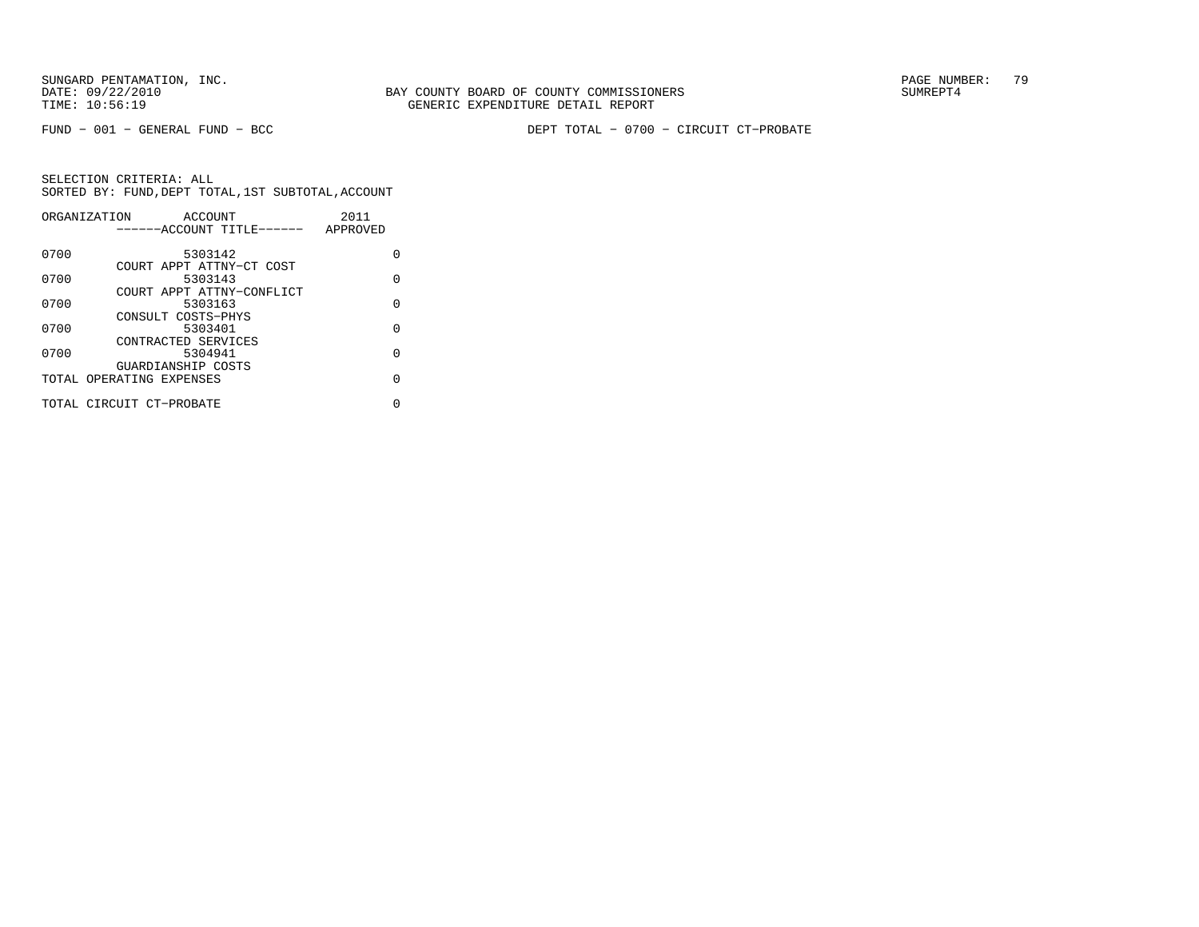FUND − 001 − GENERAL FUND − BCC

DEPT TOTAL − 0700 − CIRCUIT CT−PROBATE

SELECTION CRITERIA: ALL
SORTED BY: FUND,DEPT TOTAL,1ST SUBTOTAL,ACCOUNT

| ORGANIZATION | ACCOUNT ------ACCOUNT TITLE------ | 2011 APPROVED |
|---|---|---|
| 0700 | 5303142 COURT APPT ATTNY−CT COST | 0 |
| 0700 | 5303143 COURT APPT ATTNY−CONFLICT | 0 |
| 0700 | 5303163 CONSULT COSTS−PHYS | 0 |
| 0700 | 5303401 CONTRACTED SERVICES | 0 |
| 0700 | 5304941 GUARDIANSHIP COSTS | 0 |
| TOTAL OPERATING EXPENSES | | 0 |
| TOTAL CIRCUIT CT−PROBATE | | 0 |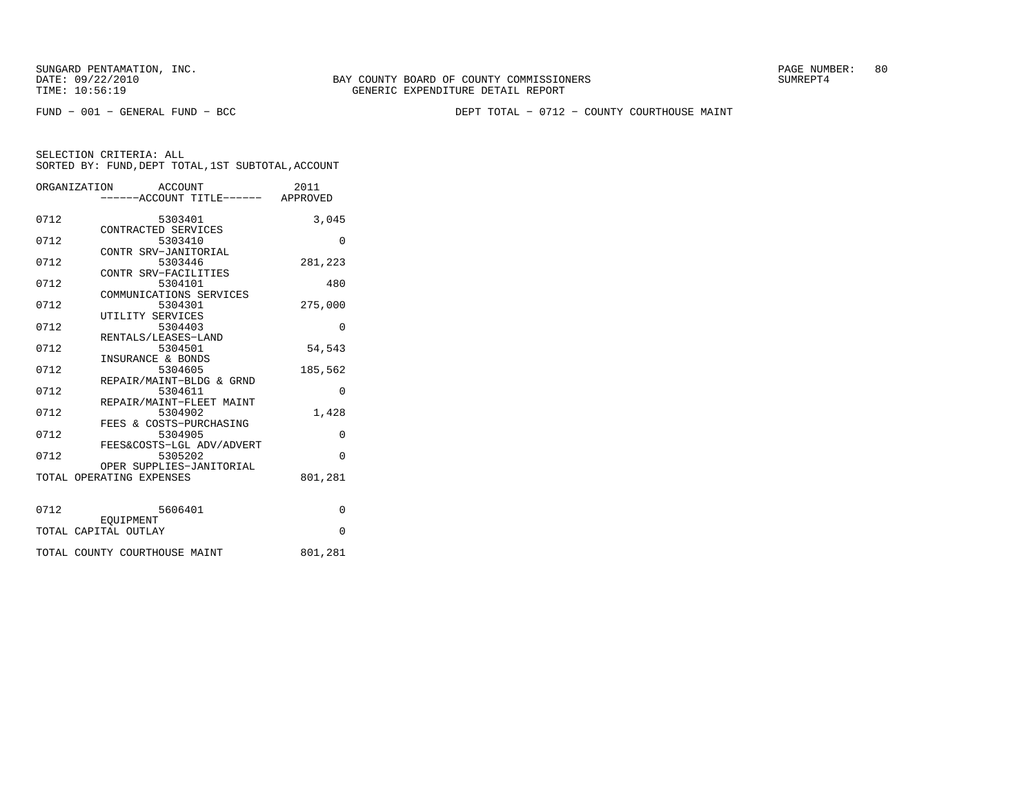SUNGARD PENTAMATION, INC.
DATE: 09/22/2010
TIME: 10:56:19

BAY COUNTY BOARD OF COUNTY COMMISSIONERS
GENERIC EXPENDITURE DETAIL REPORT

SUMREPT4

FUND − 001 − GENERAL FUND − BCC

DEPT TOTAL − 0712 − COUNTY COURTHOUSE MAINT

SELECTION CRITERIA: ALL
SORTED BY: FUND,DEPT TOTAL,1ST SUBTOTAL,ACCOUNT

| ORGANIZATION | ACCOUNT / ------ACCOUNT TITLE------ | 2011 APPROVED |
|---|---|---|
| 0712 | 5303401 CONTRACTED SERVICES | 3,045 |
| 0712 | 5303410 CONTR SRV−JANITORIAL | 0 |
| 0712 | 5303446 CONTR SRV−FACILITIES | 281,223 |
| 0712 | 5304101 COMMUNICATIONS SERVICES | 480 |
| 0712 | 5304301 UTILITY SERVICES | 275,000 |
| 0712 | 5304403 RENTALS/LEASES−LAND | 0 |
| 0712 | 5304501 INSURANCE & BONDS | 54,543 |
| 0712 | 5304605 REPAIR/MAINT−BLDG & GRND | 185,562 |
| 0712 | 5304611 REPAIR/MAINT−FLEET MAINT | 0 |
| 0712 | 5304902 FEES & COSTS−PURCHASING | 1,428 |
| 0712 | 5304905 FEES&COSTS−LGL ADV/ADVERT | 0 |
| 0712 | 5305202 OPER SUPPLIES−JANITORIAL | 0 |
| TOTAL OPERATING EXPENSES | | 801,281 |
| 0712 | 5606401 EQUIPMENT | 0 |
| TOTAL CAPITAL OUTLAY | | 0 |
| TOTAL COUNTY COURTHOUSE MAINT | | 801,281 |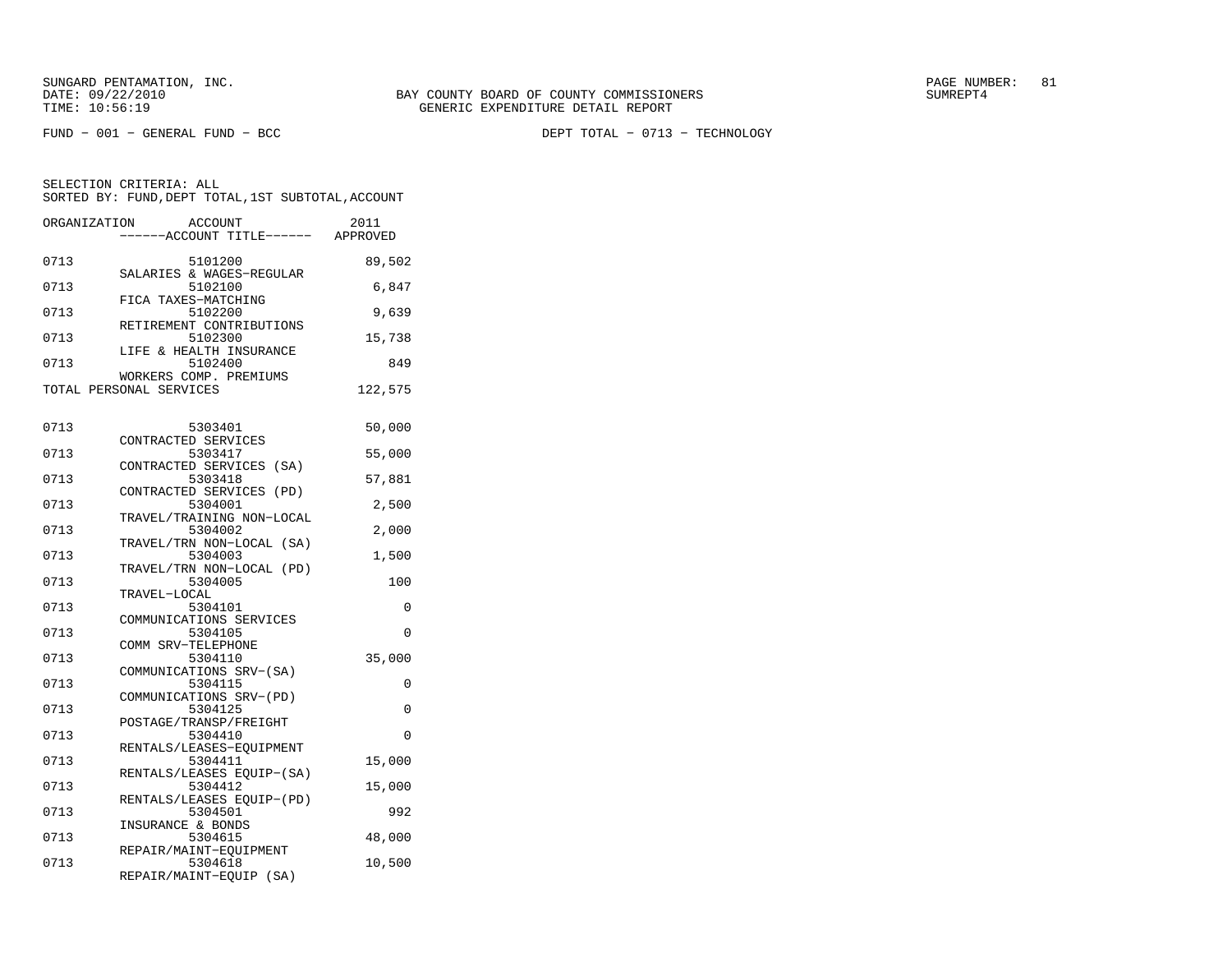SUNGARD PENTAMATION, INC.
DATE: 09/22/2010
TIME: 10:56:19

BAY COUNTY BOARD OF COUNTY COMMISSIONERS
GENERIC EXPENDITURE DETAIL REPORT

SUMREPT4

FUND - 001 - GENERAL FUND - BCC

DEPT TOTAL - 0713 - TECHNOLOGY

SELECTION CRITERIA: ALL
SORTED BY: FUND,DEPT TOTAL,1ST SUBTOTAL,ACCOUNT

| ORGANIZATION | ACCOUNT ------ACCOUNT TITLE------ | 2011 APPROVED |
|---|---|---|
| 0713 | 5101200 SALARIES & WAGES-REGULAR | 89,502 |
| 0713 | 5102100 FICA TAXES-MATCHING | 6,847 |
| 0713 | 5102200 RETIREMENT CONTRIBUTIONS | 9,639 |
| 0713 | 5102300 LIFE & HEALTH INSURANCE | 15,738 |
| 0713 | 5102400 WORKERS COMP. PREMIUMS | 849 |
| TOTAL PERSONAL SERVICES | | 122,575 |
| 0713 | 5303401 CONTRACTED SERVICES | 50,000 |
| 0713 | 5303417 CONTRACTED SERVICES (SA) | 55,000 |
| 0713 | 5303418 CONTRACTED SERVICES (PD) | 57,881 |
| 0713 | 5304001 TRAVEL/TRAINING NON-LOCAL | 2,500 |
| 0713 | 5304002 TRAVEL/TRN NON-LOCAL (SA) | 2,000 |
| 0713 | 5304003 TRAVEL/TRN NON-LOCAL (PD) | 1,500 |
| 0713 | 5304005 TRAVEL-LOCAL | 100 |
| 0713 | 5304101 COMMUNICATIONS SERVICES | 0 |
| 0713 | 5304105 COMM SRV-TELEPHONE | 0 |
| 0713 | 5304110 COMMUNICATIONS SRV-(SA) | 35,000 |
| 0713 | 5304115 COMMUNICATIONS SRV-(PD) | 0 |
| 0713 | 5304125 POSTAGE/TRANSP/FREIGHT | 0 |
| 0713 | 5304410 RENTALS/LEASES-EQUIPMENT | 0 |
| 0713 | 5304411 RENTALS/LEASES EQUIP-(SA) | 15,000 |
| 0713 | 5304412 RENTALS/LEASES EQUIP-(PD) | 15,000 |
| 0713 | 5304501 INSURANCE & BONDS | 992 |
| 0713 | 5304615 REPAIR/MAINT-EQUIPMENT | 48,000 |
| 0713 | 5304618 REPAIR/MAINT-EQUIP (SA) | 10,500 |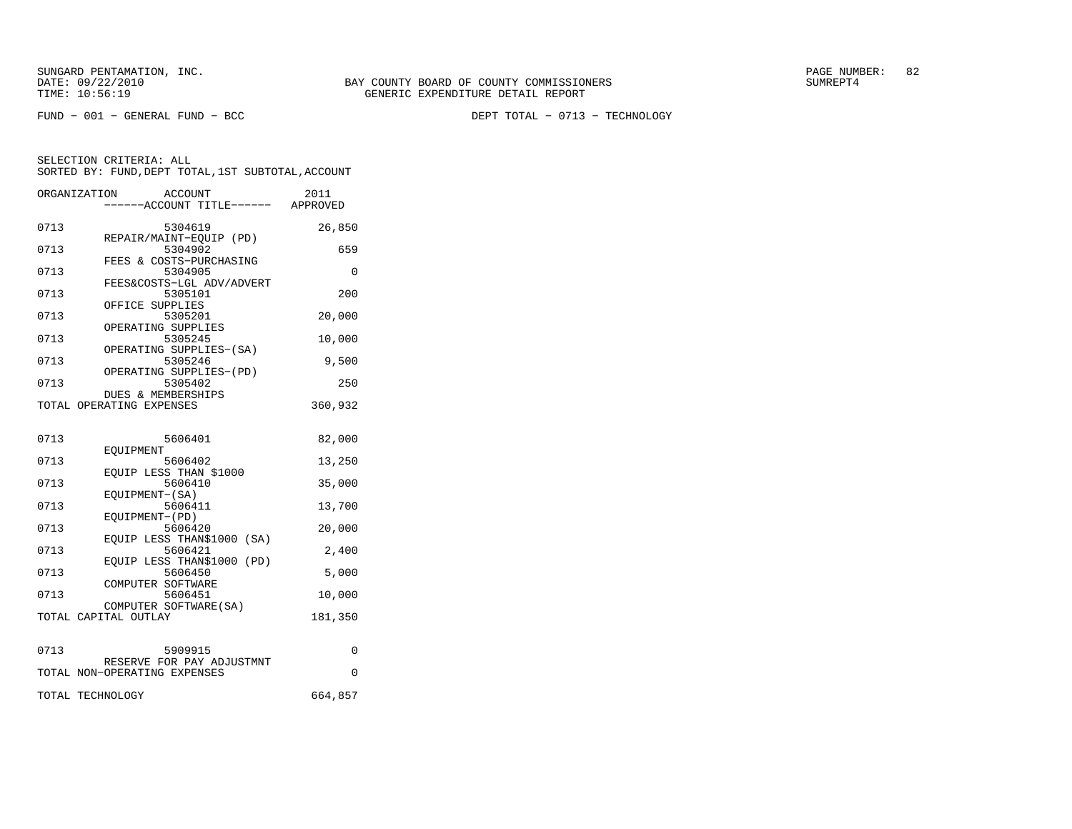SUNGARD PENTAMATION, INC.
DATE: 09/22/2010
TIME: 10:56:19

BAY COUNTY BOARD OF COUNTY COMMISSIONERS
GENERIC EXPENDITURE DETAIL REPORT

SUMREPT4

FUND - 001 - GENERAL FUND - BCC

DEPT TOTAL - 0713 - TECHNOLOGY

SELECTION CRITERIA: ALL
SORTED BY: FUND,DEPT TOTAL,1ST SUBTOTAL,ACCOUNT

| ORGANIZATION | ACCOUNT / ------ACCOUNT TITLE------ | 2011 APPROVED |
|---|---|---|
| 0713 | 5304619 REPAIR/MAINT-EQUIP (PD) | 26,850 |
| 0713 | 5304902 FEES & COSTS-PURCHASING | 659 |
| 0713 | 5304905 FEES&COSTS-LGL ADV/ADVERT | 0 |
| 0713 | 5305101 OFFICE SUPPLIES | 200 |
| 0713 | 5305201 OPERATING SUPPLIES | 20,000 |
| 0713 | 5305245 OPERATING SUPPLIES-(SA) | 10,000 |
| 0713 | 5305246 OPERATING SUPPLIES-(PD) | 9,500 |
| 0713 | 5305402 DUES & MEMBERSHIPS | 250 |
| TOTAL OPERATING EXPENSES | | 360,932 |
| 0713 | 5606401 EQUIPMENT | 82,000 |
| 0713 | 5606402 EQUIP LESS THAN $1000 | 13,250 |
| 0713 | 5606410 EQUIPMENT-(SA) | 35,000 |
| 0713 | 5606411 EQUIPMENT-(PD) | 13,700 |
| 0713 | 5606420 EQUIP LESS THAN$1000 (SA) | 20,000 |
| 0713 | 5606421 EQUIP LESS THAN$1000 (PD) | 2,400 |
| 0713 | 5606450 COMPUTER SOFTWARE | 5,000 |
| 0713 | 5606451 COMPUTER SOFTWARE(SA) | 10,000 |
| TOTAL CAPITAL OUTLAY | | 181,350 |
| 0713 | 5909915 RESERVE FOR PAY ADJUSTMNT | 0 |
| TOTAL NON-OPERATING EXPENSES | | 0 |
| TOTAL TECHNOLOGY | | 664,857 |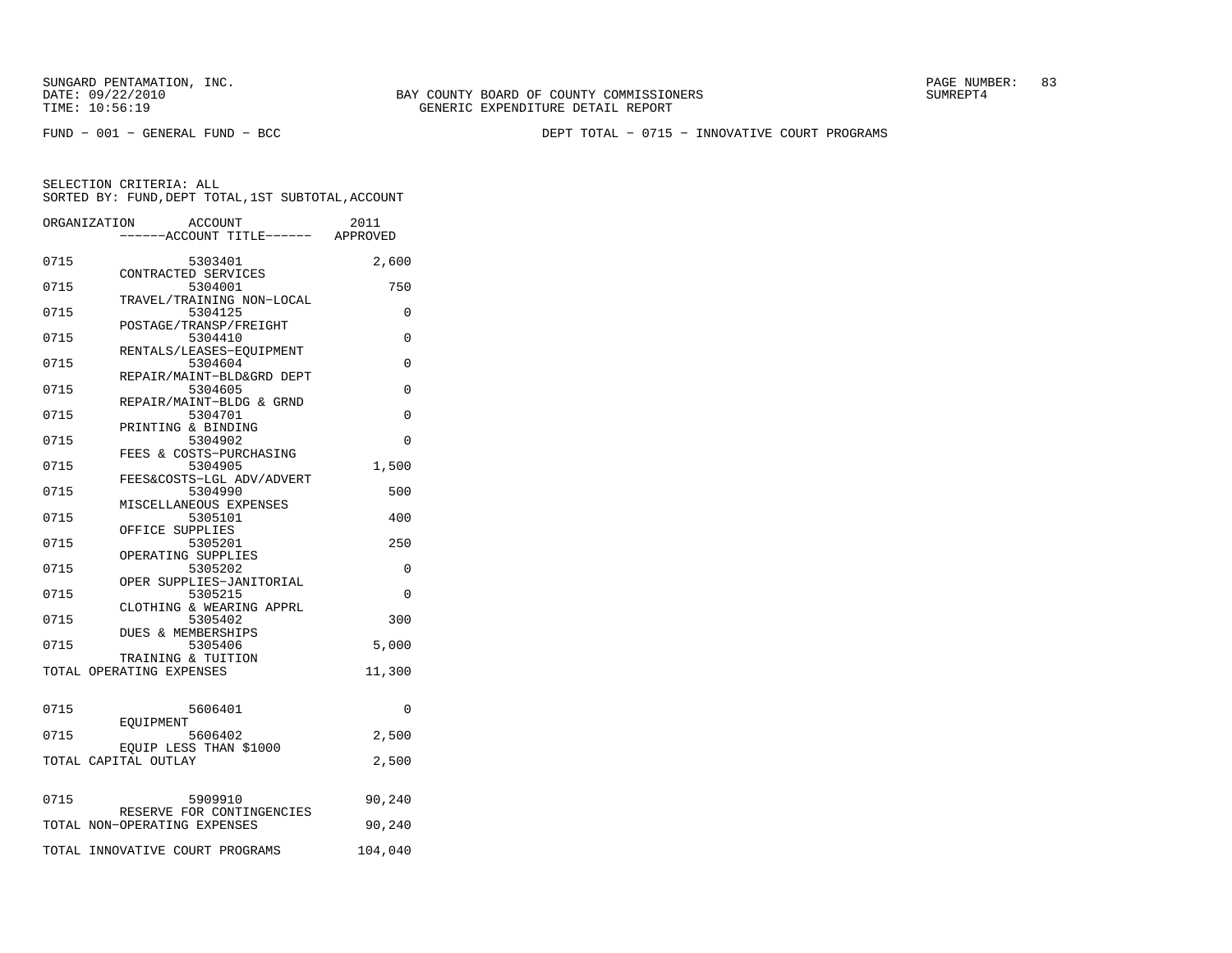BAY COUNTY BOARD OF COUNTY COMMISSIONERS
GENERIC EXPENDITURE DETAIL REPORT

FUND − 001 − GENERAL FUND − BCC

DEPT TOTAL − 0715 − INNOVATIVE COURT PROGRAMS

SELECTION CRITERIA: ALL
SORTED BY: FUND,DEPT TOTAL,1ST SUBTOTAL,ACCOUNT

| ORGANIZATION | ACCOUNT / ACCOUNT TITLE | 2011 APPROVED |
|---|---|---|
| 0715 | 5303401 CONTRACTED SERVICES | 2,600 |
| 0715 | 5304001 TRAVEL/TRAINING NON−LOCAL | 750 |
| 0715 | 5304125 POSTAGE/TRANSP/FREIGHT | 0 |
| 0715 | 5304410 RENTALS/LEASES−EQUIPMENT | 0 |
| 0715 | 5304604 REPAIR/MAINT−BLD&GRD DEPT | 0 |
| 0715 | 5304605 REPAIR/MAINT−BLDG & GRND | 0 |
| 0715 | 5304701 PRINTING & BINDING | 0 |
| 0715 | 5304902 FEES & COSTS−PURCHASING | 0 |
| 0715 | 5304905 FEES&COSTS−LGL ADV/ADVERT | 1,500 |
| 0715 | 5304990 MISCELLANEOUS EXPENSES | 500 |
| 0715 | 5305101 OFFICE SUPPLIES | 400 |
| 0715 | 5305201 OPERATING SUPPLIES | 250 |
| 0715 | 5305202 OPER SUPPLIES−JANITORIAL | 0 |
| 0715 | 5305215 CLOTHING & WEARING APPRL | 0 |
| 0715 | 5305402 DUES & MEMBERSHIPS | 300 |
| 0715 | 5305406 TRAINING & TUITION | 5,000 |
| TOTAL OPERATING EXPENSES | | 11,300 |
| 0715 | 5606401 EQUIPMENT | 0 |
| 0715 | 5606402 EQUIP LESS THAN $1000 | 2,500 |
| TOTAL CAPITAL OUTLAY | | 2,500 |
| 0715 | 5909910 RESERVE FOR CONTINGENCIES | 90,240 |
| TOTAL NON−OPERATING EXPENSES | | 90,240 |
| TOTAL INNOVATIVE COURT PROGRAMS | | 104,040 |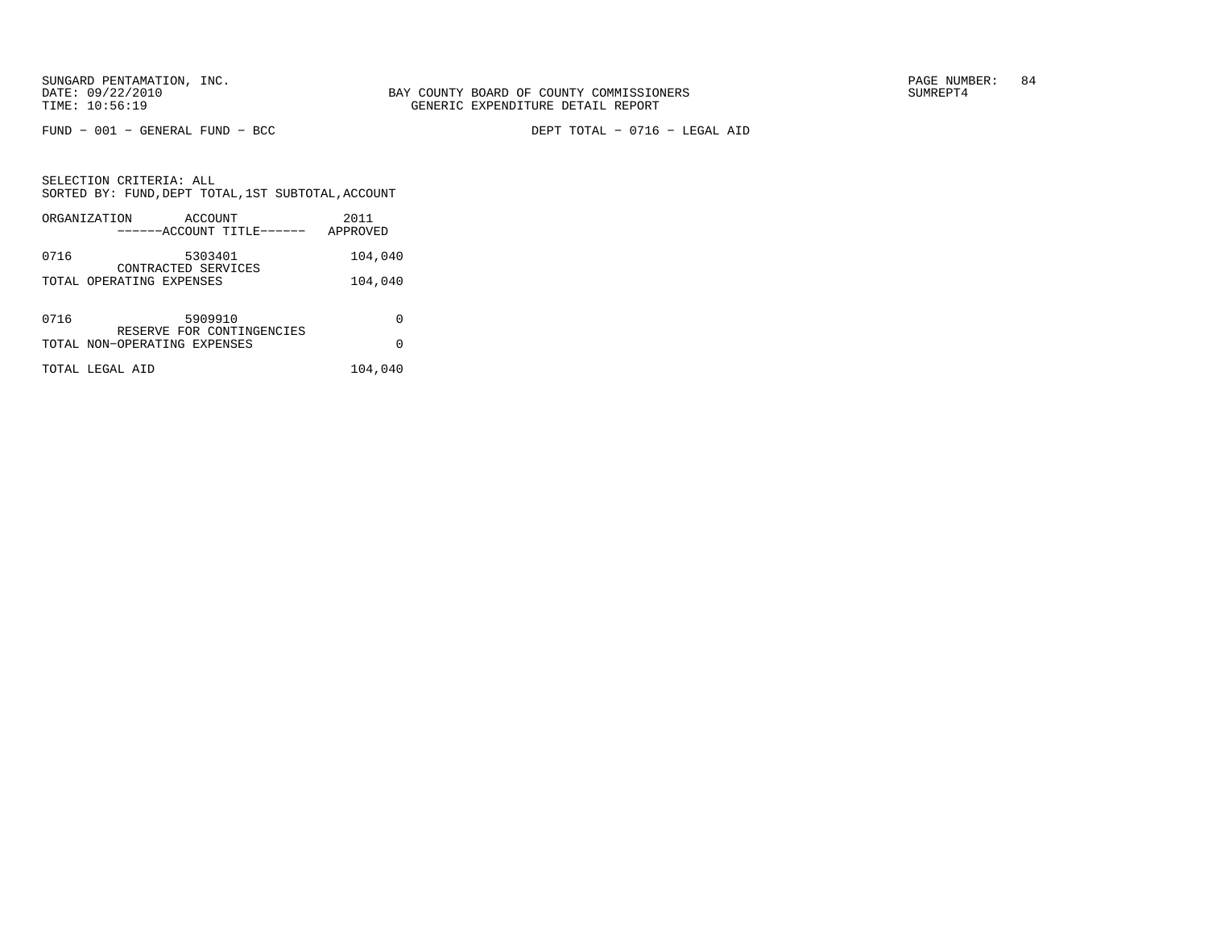BAY COUNTY BOARD OF COUNTY COMMISSIONERS
GENERIC EXPENDITURE DETAIL REPORT

FUND − 001 − GENERAL FUND − BCC

DEPT TOTAL − 0716 − LEGAL AID

SELECTION CRITERIA: ALL
SORTED BY: FUND,DEPT TOTAL,1ST SUBTOTAL,ACCOUNT

| ORGANIZATION | ACCOUNT / ------ACCOUNT TITLE------ | 2011 APPROVED |
|---|---|---|
| 0716 | 5303401 CONTRACTED SERVICES | 104,040 |
| TOTAL OPERATING EXPENSES | | 104,040 |
| 0716 | 5909910 RESERVE FOR CONTINGENCIES | 0 |
| TOTAL NON−OPERATING EXPENSES | | 0 |
| TOTAL LEGAL AID | | 104,040 |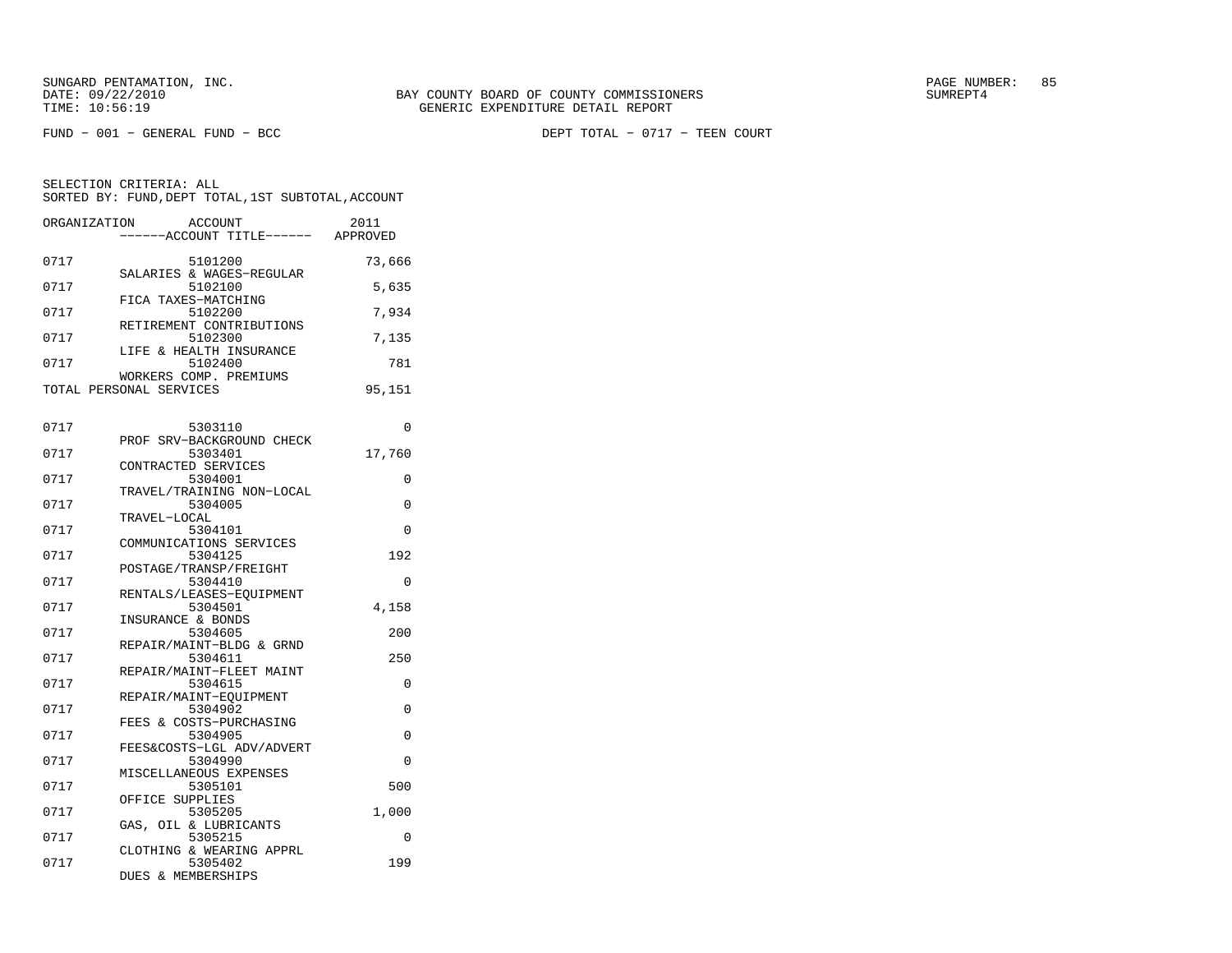SUNGARD PENTAMATION, INC.
DATE: 09/22/2010
TIME: 10:56:19

BAY COUNTY BOARD OF COUNTY COMMISSIONERS
GENERIC EXPENDITURE DETAIL REPORT

SUMREPT4

FUND − 001 − GENERAL FUND − BCC

DEPT TOTAL − 0717 − TEEN COURT

SELECTION CRITERIA: ALL
SORTED BY: FUND,DEPT TOTAL,1ST SUBTOTAL,ACCOUNT

| ORGANIZATION | ACCOUNT / ------ACCOUNT TITLE------ | 2011 APPROVED |
|---|---|---|
| 0717 | 5101200 SALARIES & WAGES−REGULAR | 73,666 |
| 0717 | 5102100 FICA TAXES−MATCHING | 5,635 |
| 0717 | 5102200 RETIREMENT CONTRIBUTIONS | 7,934 |
| 0717 | 5102300 LIFE & HEALTH INSURANCE | 7,135 |
| 0717 | 5102400 WORKERS COMP. PREMIUMS | 781 |
| TOTAL PERSONAL SERVICES | | 95,151 |
| 0717 | 5303110 PROF SRV−BACKGROUND CHECK | 0 |
| 0717 | 5303401 CONTRACTED SERVICES | 17,760 |
| 0717 | 5304001 TRAVEL/TRAINING NON−LOCAL | 0 |
| 0717 | 5304005 TRAVEL−LOCAL | 0 |
| 0717 | 5304101 COMMUNICATIONS SERVICES | 0 |
| 0717 | 5304125 POSTAGE/TRANSP/FREIGHT | 192 |
| 0717 | 5304410 RENTALS/LEASES−EQUIPMENT | 0 |
| 0717 | 5304501 INSURANCE & BONDS | 4,158 |
| 0717 | 5304605 REPAIR/MAINT−BLDG & GRND | 200 |
| 0717 | 5304611 REPAIR/MAINT−FLEET MAINT | 250 |
| 0717 | 5304615 REPAIR/MAINT−EQUIPMENT | 0 |
| 0717 | 5304902 FEES & COSTS−PURCHASING | 0 |
| 0717 | 5304905 FEES&COSTS−LGL ADV/ADVERT | 0 |
| 0717 | 5304990 MISCELLANEOUS EXPENSES | 0 |
| 0717 | 5305101 OFFICE SUPPLIES | 500 |
| 0717 | 5305205 GAS, OIL & LUBRICANTS | 1,000 |
| 0717 | 5305215 CLOTHING & WEARING APPRL | 0 |
| 0717 | 5305402 DUES & MEMBERSHIPS | 199 |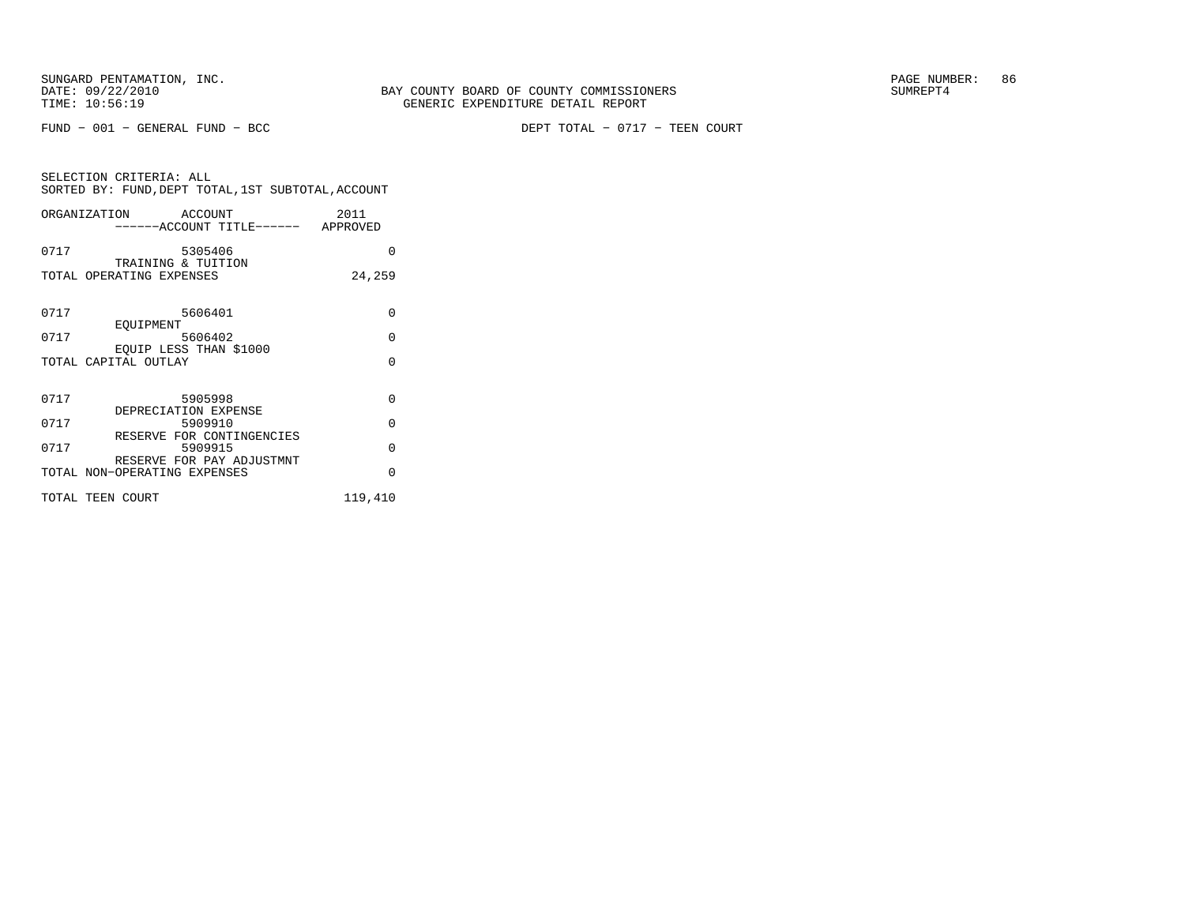SUNGARD PENTAMATION, INC.
DATE: 09/22/2010
TIME: 10:56:19

BAY COUNTY BOARD OF COUNTY COMMISSIONERS
GENERIC EXPENDITURE DETAIL REPORT

SUMREPT4

FUND − 001 − GENERAL FUND − BCC

DEPT TOTAL − 0717 − TEEN COURT

SELECTION CRITERIA: ALL
SORTED BY: FUND,DEPT TOTAL,1ST SUBTOTAL,ACCOUNT

| ORGANIZATION | ACCOUNT / ------ACCOUNT TITLE------ | 2011 APPROVED |
|---|---|---|
| 0717 | 5305406 TRAINING & TUITION | 0 |
| TOTAL OPERATING EXPENSES | | 24,259 |
| 0717 | 5606401 EQUIPMENT | 0 |
| 0717 | 5606402 EQUIP LESS THAN $1000 | 0 |
| TOTAL CAPITAL OUTLAY | | 0 |
| 0717 | 5905998 DEPRECIATION EXPENSE | 0 |
| 0717 | 5909910 RESERVE FOR CONTINGENCIES | 0 |
| 0717 | 5909915 RESERVE FOR PAY ADJUSTMNT | 0 |
| TOTAL NON−OPERATING EXPENSES | | 0 |
| TOTAL TEEN COURT | | 119,410 |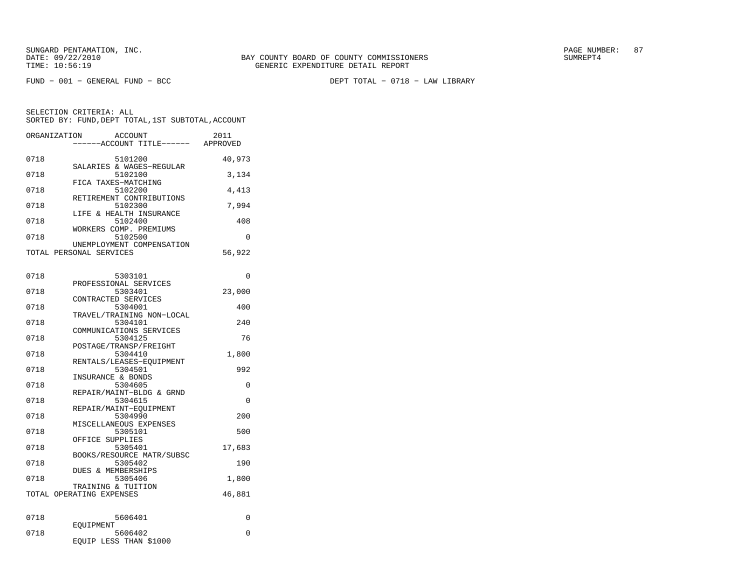SUNGARD PENTAMATION, INC.
DATE: 09/22/2010
TIME: 10:56:19

BAY COUNTY BOARD OF COUNTY COMMISSIONERS
GENERIC EXPENDITURE DETAIL REPORT

SUMREPT4

FUND − 001 − GENERAL FUND − BCC

DEPT TOTAL − 0718 − LAW LIBRARY

SELECTION CRITERIA: ALL
SORTED BY: FUND,DEPT TOTAL,1ST SUBTOTAL,ACCOUNT

| ORGANIZATION | ACCOUNT / ------ACCOUNT TITLE------ | 2011 APPROVED |
|---|---|---|
| 0718 | 5101200 SALARIES & WAGES−REGULAR | 40,973 |
| 0718 | 5102100 FICA TAXES−MATCHING | 3,134 |
| 0718 | 5102200 RETIREMENT CONTRIBUTIONS | 4,413 |
| 0718 | 5102300 LIFE & HEALTH INSURANCE | 7,994 |
| 0718 | 5102400 WORKERS COMP. PREMIUMS | 408 |
| 0718 | 5102500 UNEMPLOYMENT COMPENSATION | 0 |
| TOTAL PERSONAL SERVICES | | 56,922 |
| 0718 | 5303101 PROFESSIONAL SERVICES | 0 |
| 0718 | 5303401 CONTRACTED SERVICES | 23,000 |
| 0718 | 5304001 TRAVEL/TRAINING NON−LOCAL | 400 |
| 0718 | 5304101 COMMUNICATIONS SERVICES | 240 |
| 0718 | 5304125 POSTAGE/TRANSP/FREIGHT | 76 |
| 0718 | 5304410 RENTALS/LEASES−EQUIPMENT | 1,800 |
| 0718 | 5304501 INSURANCE & BONDS | 992 |
| 0718 | 5304605 REPAIR/MAINT−BLDG & GRND | 0 |
| 0718 | 5304615 REPAIR/MAINT−EQUIPMENT | 0 |
| 0718 | 5304990 MISCELLANEOUS EXPENSES | 200 |
| 0718 | 5305101 OFFICE SUPPLIES | 500 |
| 0718 | 5305401 BOOKS/RESOURCE MATR/SUBSC | 17,683 |
| 0718 | 5305402 DUES & MEMBERSHIPS | 190 |
| 0718 | 5305406 TRAINING & TUITION | 1,800 |
| TOTAL OPERATING EXPENSES | | 46,881 |
| 0718 | 5606401 EQUIPMENT | 0 |
| 0718 | 5606402 EQUIP LESS THAN $1000 | 0 |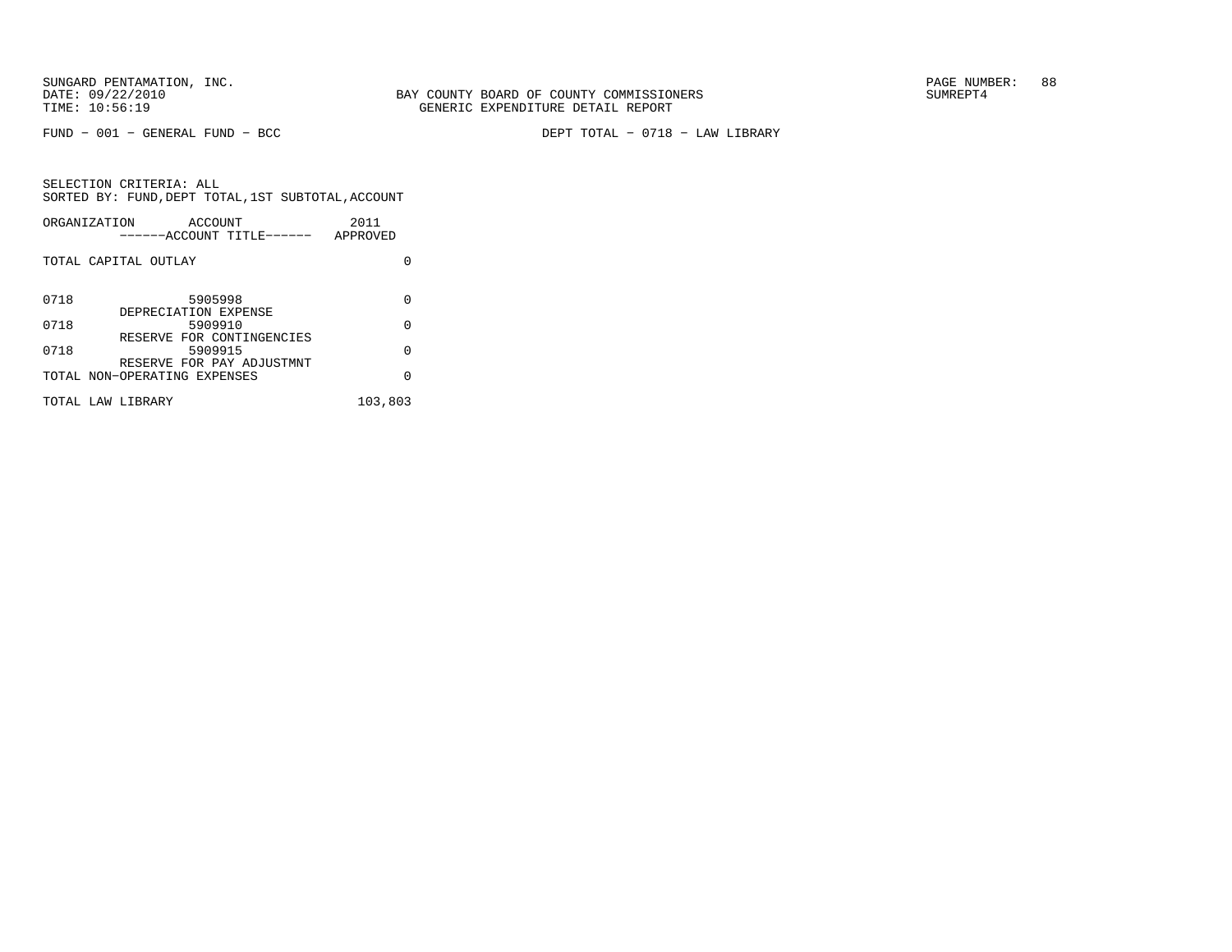FUND − 001 − GENERAL FUND − BCC

DEPT TOTAL − 0718 − LAW LIBRARY

SELECTION CRITERIA: ALL
SORTED BY: FUND,DEPT TOTAL,1ST SUBTOTAL,ACCOUNT

| ORGANIZATION | ACCOUNT<br>------ACCOUNT TITLE------ | 2011<br>APPROVED |
|---|---|---|
| TOTAL CAPITAL OUTLAY | | 0 |
| 0718 | 5905998<br>DEPRECIATION EXPENSE | 0 |
| 0718 | 5909910<br>RESERVE FOR CONTINGENCIES | 0 |
| 0718 | 5909915<br>RESERVE FOR PAY ADJUSTMNT | 0 |
| TOTAL NON−OPERATING EXPENSES | | 0 |
| TOTAL LAW LIBRARY | | 103,803 |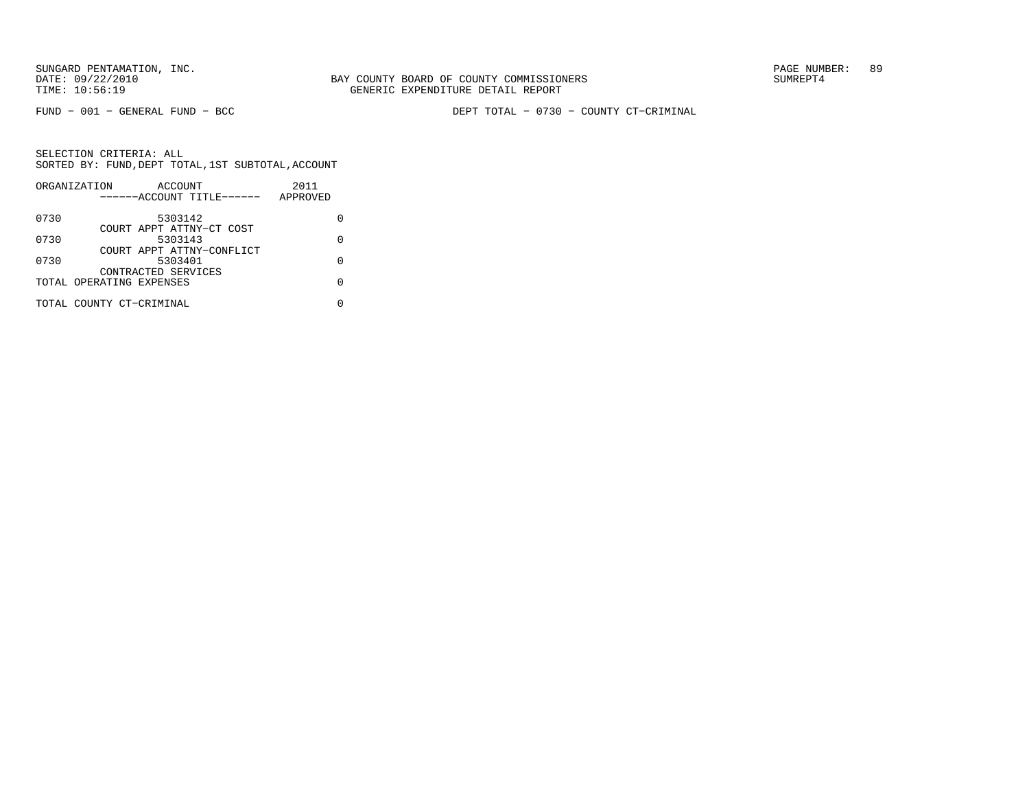SUNGARD PENTAMATION, INC.
DATE: 09/22/2010
TIME: 10:56:19

BAY COUNTY BOARD OF COUNTY COMMISSIONERS
GENERIC EXPENDITURE DETAIL REPORT

SUMREPT4

FUND − 001 − GENERAL FUND − BCC

DEPT TOTAL − 0730 − COUNTY CT−CRIMINAL

SELECTION CRITERIA: ALL
SORTED BY: FUND,DEPT TOTAL,1ST SUBTOTAL,ACCOUNT

| ORGANIZATION | ACCOUNT<br>------ACCOUNT TITLE------ | 2011<br>APPROVED |
|---|---|---|
| 0730 | 5303142<br>COURT APPT ATTNY−CT COST | 0 |
| 0730 | 5303143<br>COURT APPT ATTNY−CONFLICT | 0 |
| 0730 | 5303401<br>CONTRACTED SERVICES | 0 |
| TOTAL OPERATING EXPENSES | | 0 |
| TOTAL COUNTY CT−CRIMINAL | | 0 |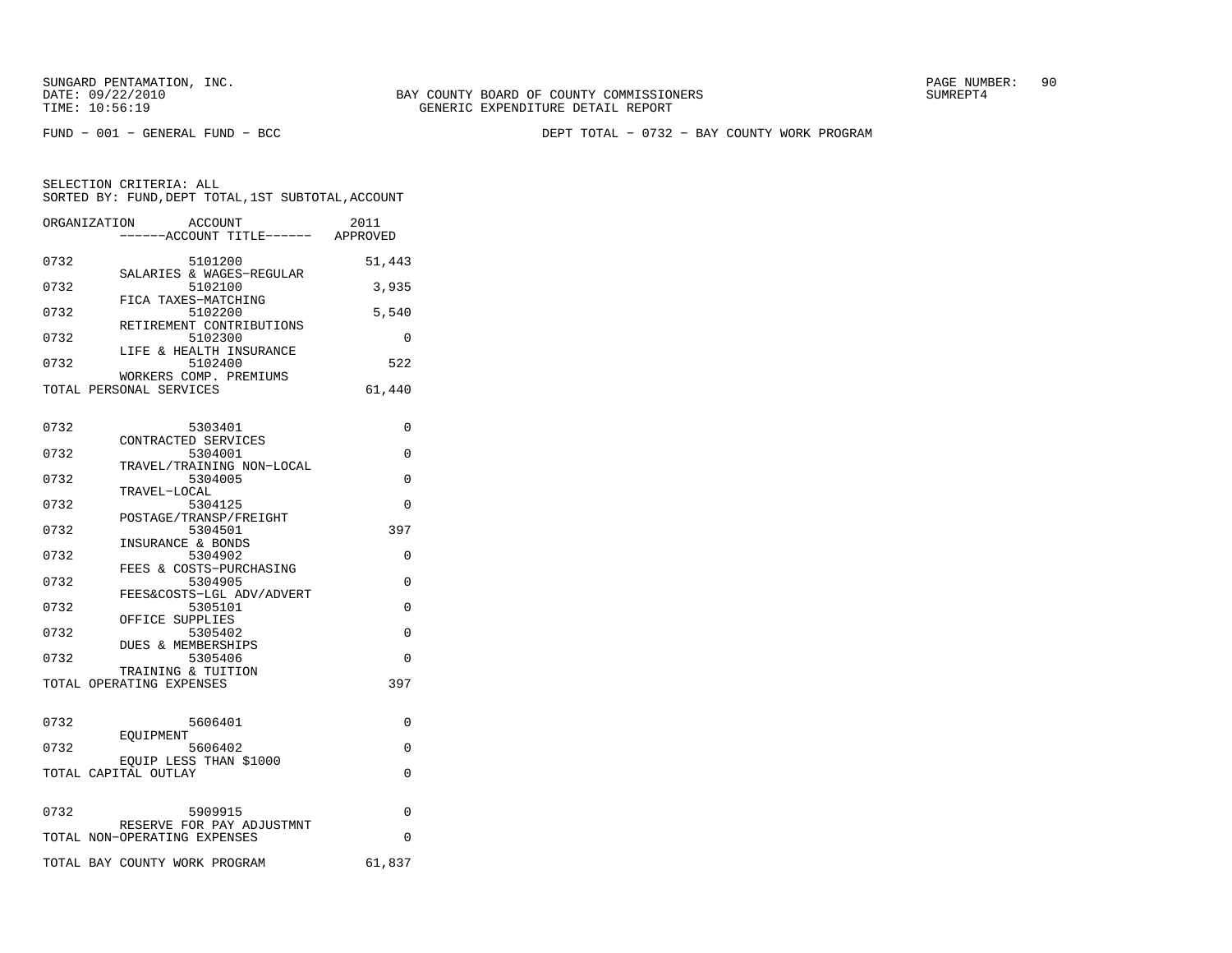SUNGARD PENTAMATION, INC.
DATE: 09/22/2010
TIME: 10:56:19

BAY COUNTY BOARD OF COUNTY COMMISSIONERS
GENERIC EXPENDITURE DETAIL REPORT

PAGE NUMBER: 90
SUMREPT4

FUND - 001 - GENERAL FUND - BCC

DEPT TOTAL - 0732 - BAY COUNTY WORK PROGRAM

SELECTION CRITERIA: ALL
SORTED BY: FUND,DEPT TOTAL,1ST SUBTOTAL,ACCOUNT

| ORGANIZATION | ACCOUNT<br>------ACCOUNT TITLE------ | 2011<br>APPROVED |
|---|---|---|
| 0732 | 5101200<br>SALARIES & WAGES-REGULAR | 51,443 |
| 0732 | 5102100<br>FICA TAXES-MATCHING | 3,935 |
| 0732 | 5102200<br>RETIREMENT CONTRIBUTIONS | 5,540 |
| 0732 | 5102300<br>LIFE & HEALTH INSURANCE | 0 |
| 0732 | 5102400<br>WORKERS COMP. PREMIUMS | 522 |
| TOTAL PERSONAL SERVICES | | 61,440 |
| 0732 | 5303401<br>CONTRACTED SERVICES | 0 |
| 0732 | 5304001<br>TRAVEL/TRAINING NON-LOCAL | 0 |
| 0732 | 5304005<br>TRAVEL-LOCAL | 0 |
| 0732 | 5304125<br>POSTAGE/TRANSP/FREIGHT | 0 |
| 0732 | 5304501<br>INSURANCE & BONDS | 397 |
| 0732 | 5304902<br>FEES & COSTS-PURCHASING | 0 |
| 0732 | 5304905<br>FEES&COSTS-LGL ADV/ADVERT | 0 |
| 0732 | 5305101<br>OFFICE SUPPLIES | 0 |
| 0732 | 5305402<br>DUES & MEMBERSHIPS | 0 |
| 0732 | 5305406<br>TRAINING & TUITION | 0 |
| TOTAL OPERATING EXPENSES | | 397 |
| 0732 | 5606401<br>EQUIPMENT | 0 |
| 0732 | 5606402<br>EQUIP LESS THAN $1000 | 0 |
| TOTAL CAPITAL OUTLAY | | 0 |
| 0732 | 5909915<br>RESERVE FOR PAY ADJUSTMNT | 0 |
| TOTAL NON-OPERATING EXPENSES | | 0 |
| TOTAL BAY COUNTY WORK PROGRAM | | 61,837 |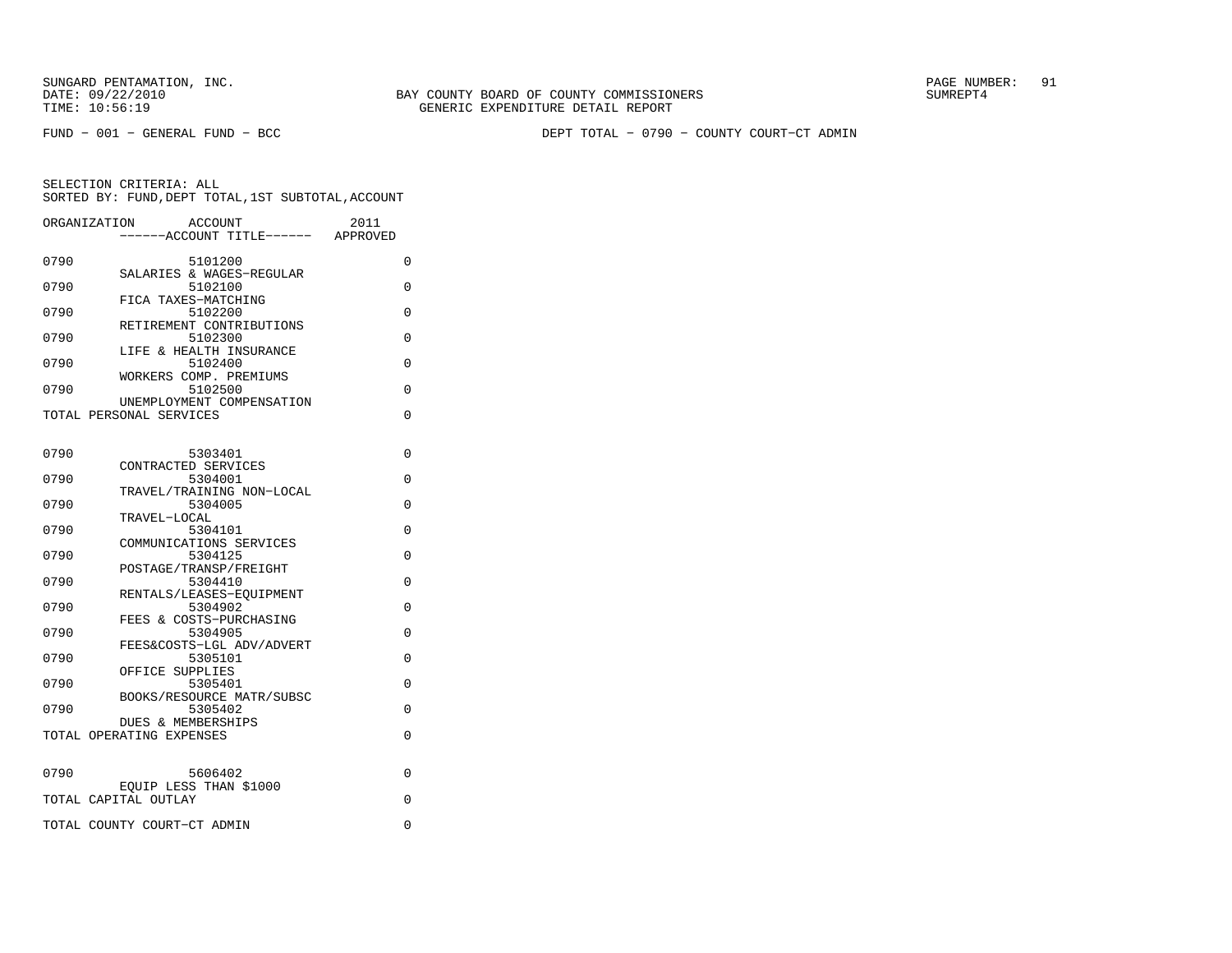SUNGARD PENTAMATION, INC.
DATE: 09/22/2010
TIME: 10:56:19

BAY COUNTY BOARD OF COUNTY COMMISSIONERS
GENERIC EXPENDITURE DETAIL REPORT

SUMREPT4

FUND − 001 − GENERAL FUND − BCC

DEPT TOTAL − 0790 − COUNTY COURT−CT ADMIN

SELECTION CRITERIA: ALL
SORTED BY: FUND,DEPT TOTAL,1ST SUBTOTAL,ACCOUNT

| ORGANIZATION | ACCOUNT<br>------ACCOUNT TITLE------ | 2011<br>APPROVED |
|---|---|---|
| 0790 | 5101200<br>SALARIES & WAGES−REGULAR | 0 |
| 0790 | 5102100<br>FICA TAXES−MATCHING | 0 |
| 0790 | 5102200<br>RETIREMENT CONTRIBUTIONS | 0 |
| 0790 | 5102300<br>LIFE & HEALTH INSURANCE | 0 |
| 0790 | 5102400<br>WORKERS COMP. PREMIUMS | 0 |
| 0790 | 5102500<br>UNEMPLOYMENT COMPENSATION | 0 |
| TOTAL PERSONAL SERVICES | | 0 |
| 0790 | 5303401<br>CONTRACTED SERVICES | 0 |
| 0790 | 5304001<br>TRAVEL/TRAINING NON−LOCAL | 0 |
| 0790 | 5304005<br>TRAVEL−LOCAL | 0 |
| 0790 | 5304101<br>COMMUNICATIONS SERVICES | 0 |
| 0790 | 5304125<br>POSTAGE/TRANSP/FREIGHT | 0 |
| 0790 | 5304410<br>RENTALS/LEASES−EQUIPMENT | 0 |
| 0790 | 5304902<br>FEES & COSTS−PURCHASING | 0 |
| 0790 | 5304905<br>FEES&COSTS−LGL ADV/ADVERT | 0 |
| 0790 | 5305101<br>OFFICE SUPPLIES | 0 |
| 0790 | 5305401<br>BOOKS/RESOURCE MATR/SUBSC | 0 |
| 0790 | 5305402<br>DUES & MEMBERSHIPS | 0 |
| TOTAL OPERATING EXPENSES | | 0 |
| 0790 | 5606402<br>EQUIP LESS THAN $1000 | 0 |
| TOTAL CAPITAL OUTLAY | | 0 |
| TOTAL COUNTY COURT−CT ADMIN | | 0 |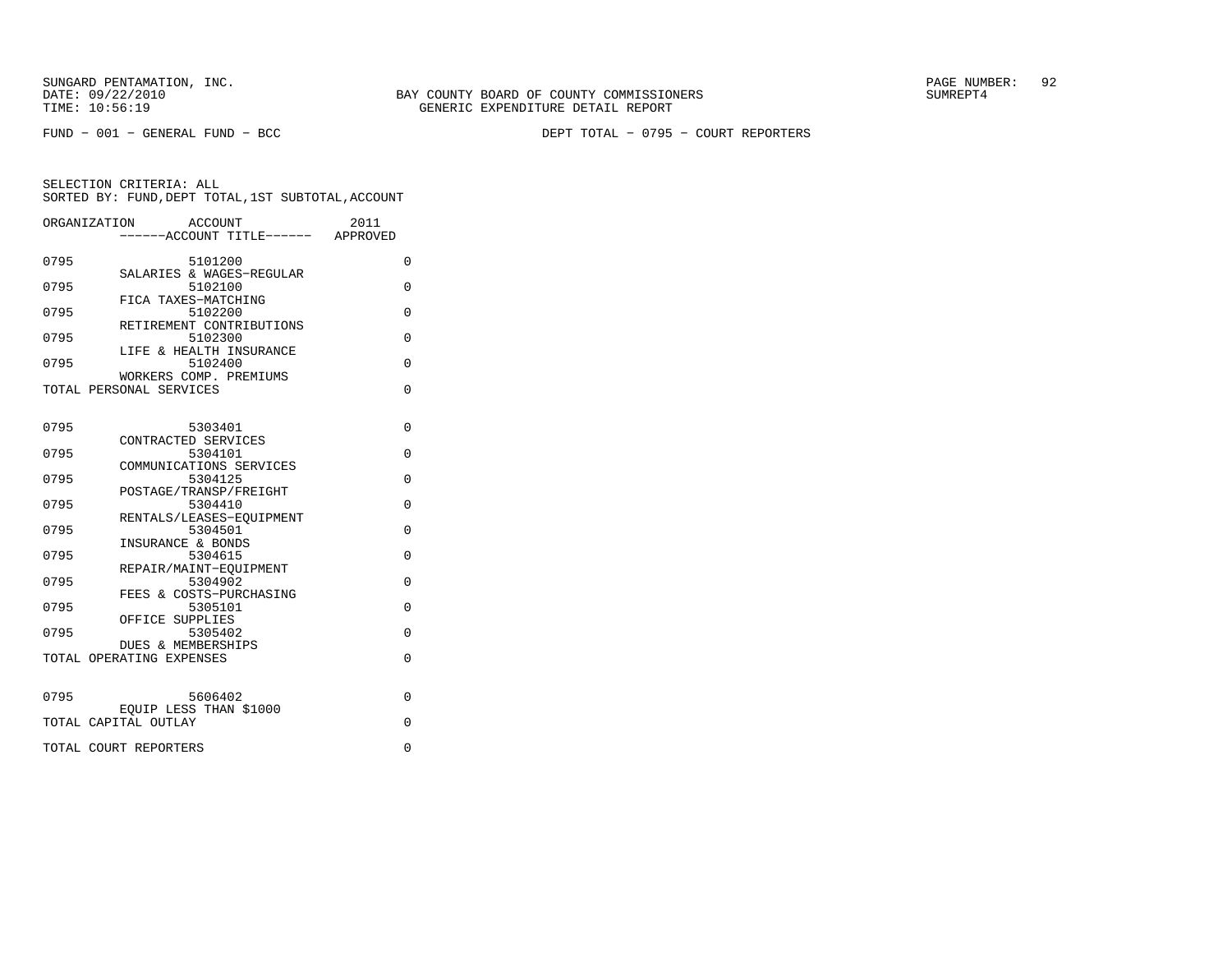SUNGARD PENTAMATION, INC.
DATE: 09/22/2010
TIME: 10:56:19

BAY COUNTY BOARD OF COUNTY COMMISSIONERS
GENERIC EXPENDITURE DETAIL REPORT

SUMREPT4

FUND - 001 - GENERAL FUND - BCC

DEPT TOTAL - 0795 - COURT REPORTERS

SELECTION CRITERIA: ALL
SORTED BY: FUND,DEPT TOTAL,1ST SUBTOTAL,ACCOUNT

| ORGANIZATION | ACCOUNT ------ACCOUNT TITLE------ | 2011 APPROVED |
|---|---|---|
| 0795 | 5101200 SALARIES & WAGES-REGULAR | 0 |
| 0795 | 5102100 FICA TAXES-MATCHING | 0 |
| 0795 | 5102200 RETIREMENT CONTRIBUTIONS | 0 |
| 0795 | 5102300 LIFE & HEALTH INSURANCE | 0 |
| 0795 | 5102400 WORKERS COMP. PREMIUMS | 0 |
| TOTAL PERSONAL SERVICES | | 0 |
| 0795 | 5303401 CONTRACTED SERVICES | 0 |
| 0795 | 5304101 COMMUNICATIONS SERVICES | 0 |
| 0795 | 5304125 POSTAGE/TRANSP/FREIGHT | 0 |
| 0795 | 5304410 RENTALS/LEASES-EQUIPMENT | 0 |
| 0795 | 5304501 INSURANCE & BONDS | 0 |
| 0795 | 5304615 REPAIR/MAINT-EQUIPMENT | 0 |
| 0795 | 5304902 FEES & COSTS-PURCHASING | 0 |
| 0795 | 5305101 OFFICE SUPPLIES | 0 |
| 0795 | 5305402 DUES & MEMBERSHIPS | 0 |
| TOTAL OPERATING EXPENSES | | 0 |
| 0795 | 5606402 EQUIP LESS THAN $1000 | 0 |
| TOTAL CAPITAL OUTLAY | | 0 |
| TOTAL COURT REPORTERS | | 0 |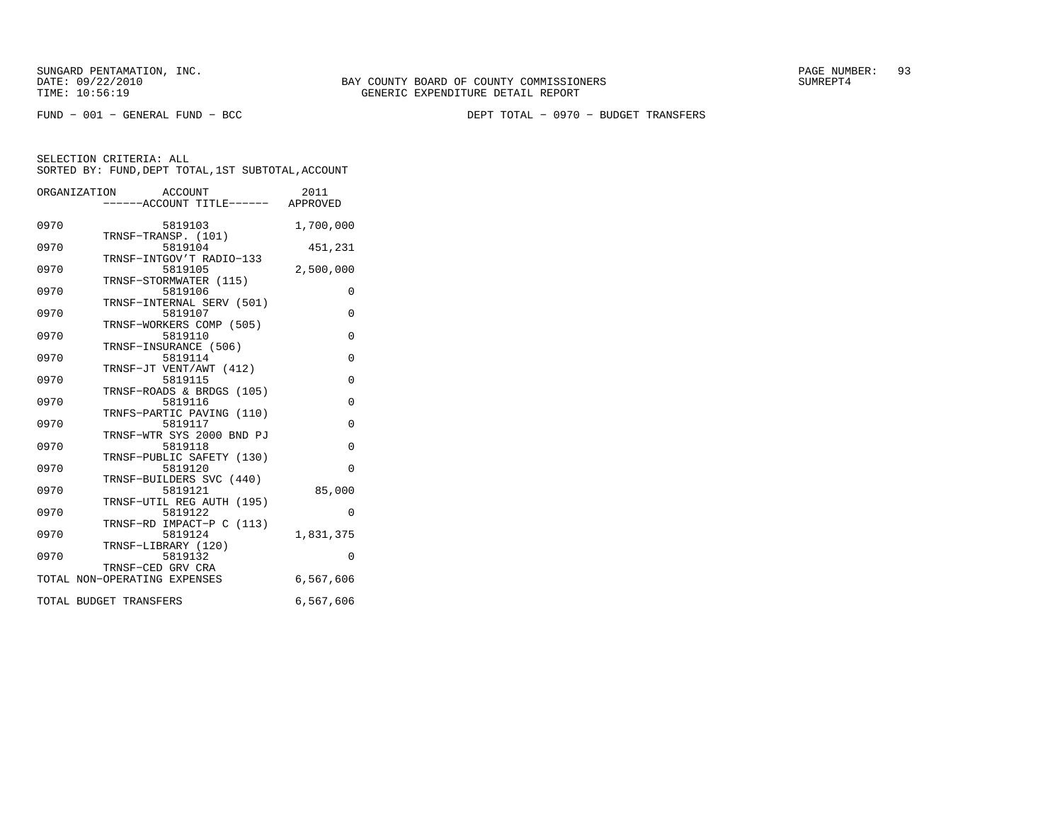SUNGARD PENTAMATION, INC.
DATE: 09/22/2010
TIME: 10:56:19

BAY COUNTY BOARD OF COUNTY COMMISSIONERS
GENERIC EXPENDITURE DETAIL REPORT

SUMREPT4

FUND − 001 − GENERAL FUND − BCC

DEPT TOTAL − 0970 − BUDGET TRANSFERS

SELECTION CRITERIA: ALL
SORTED BY: FUND,DEPT TOTAL,1ST SUBTOTAL,ACCOUNT

| ORGANIZATION | ACCOUNT / ------ACCOUNT TITLE------ | 2011 APPROVED |
|---|---|---|
| 0970 | 5819103 TRNSF−TRANSP. (101) | 1,700,000 |
| 0970 | 5819104 TRNSF−INTGOV'T RADIO−133 | 451,231 |
| 0970 | 5819105 TRNSF−STORMWATER (115) | 2,500,000 |
| 0970 | 5819106 TRNSF−INTERNAL SERV (501) | 0 |
| 0970 | 5819107 TRNSF−WORKERS COMP (505) | 0 |
| 0970 | 5819110 TRNSF−INSURANCE (506) | 0 |
| 0970 | 5819114 TRNSF−JT VENT/AWT (412) | 0 |
| 0970 | 5819115 TRNSF−ROADS & BRDGS (105) | 0 |
| 0970 | 5819116 TRNFS−PARTIC PAVING (110) | 0 |
| 0970 | 5819117 TRNSF−WTR SYS 2000 BND PJ | 0 |
| 0970 | 5819118 TRNSF−PUBLIC SAFETY (130) | 0 |
| 0970 | 5819120 TRNSF−BUILDERS SVC (440) | 0 |
| 0970 | 5819121 TRNSF−UTIL REG AUTH (195) | 85,000 |
| 0970 | 5819122 TRNSF−RD IMPACT−P C (113) | 0 |
| 0970 | 5819124 TRNSF−LIBRARY (120) | 1,831,375 |
| 0970 | 5819132 TRNSF−CED GRV CRA | 0 |
| TOTAL NON−OPERATING EXPENSES | | 6,567,606 |
| TOTAL BUDGET TRANSFERS | | 6,567,606 |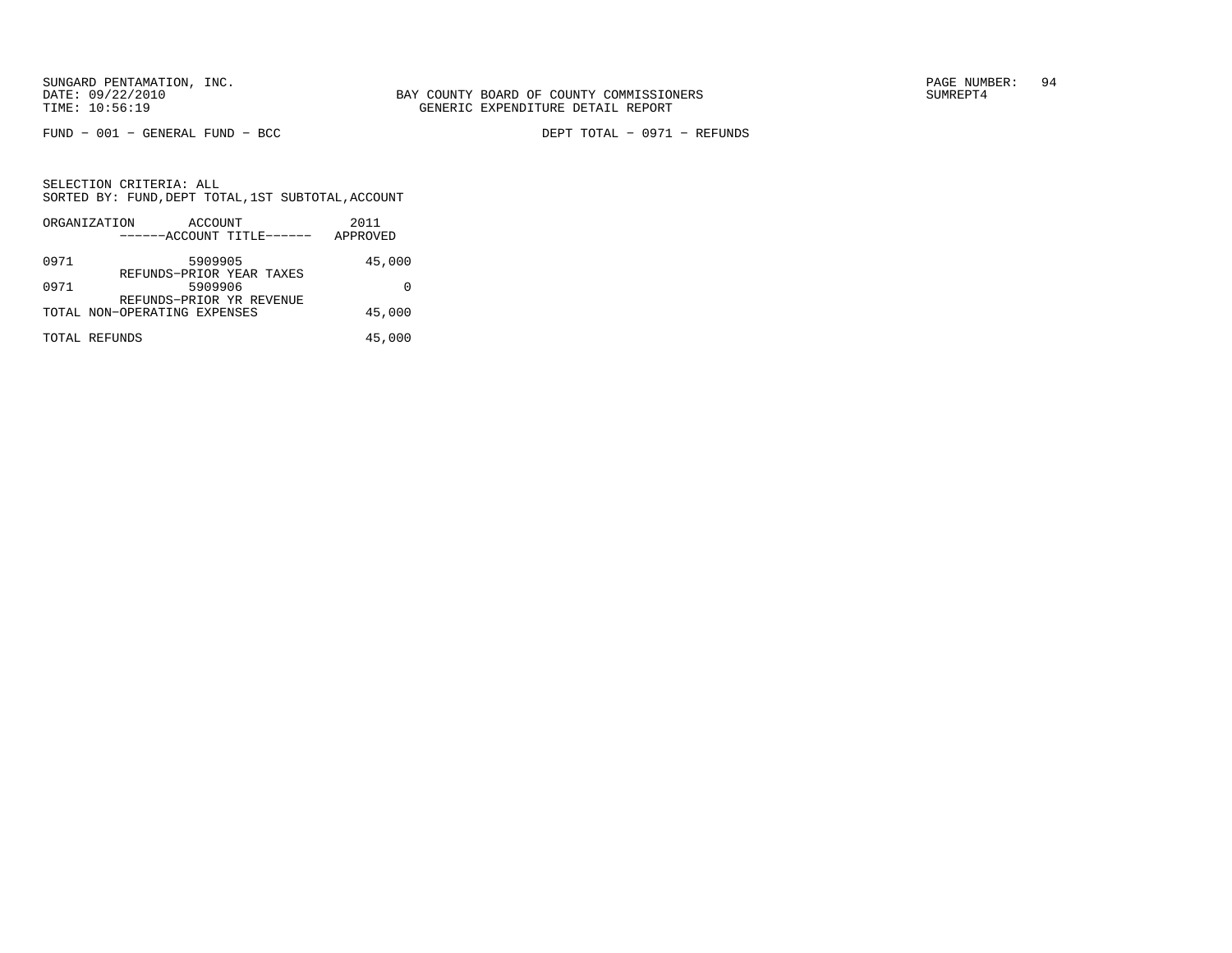SUNGARD PENTAMATION, INC.
DATE: 09/22/2010
TIME: 10:56:19

BAY COUNTY BOARD OF COUNTY COMMISSIONERS
GENERIC EXPENDITURE DETAIL REPORT

SUMREPT4

FUND − 001 − GENERAL FUND − BCC

DEPT TOTAL − 0971 − REFUNDS

SELECTION CRITERIA: ALL
SORTED BY: FUND,DEPT TOTAL,1ST SUBTOTAL,ACCOUNT

| ORGANIZATION | ACCOUNT / ------ACCOUNT TITLE------ | 2011 APPROVED |
|---|---|---|
| 0971 | 5909905 REFUNDS−PRIOR YEAR TAXES | 45,000 |
| 0971 | 5909906 REFUNDS−PRIOR YR REVENUE | 0 |
| TOTAL NON−OPERATING EXPENSES | | 45,000 |
| TOTAL REFUNDS | | 45,000 |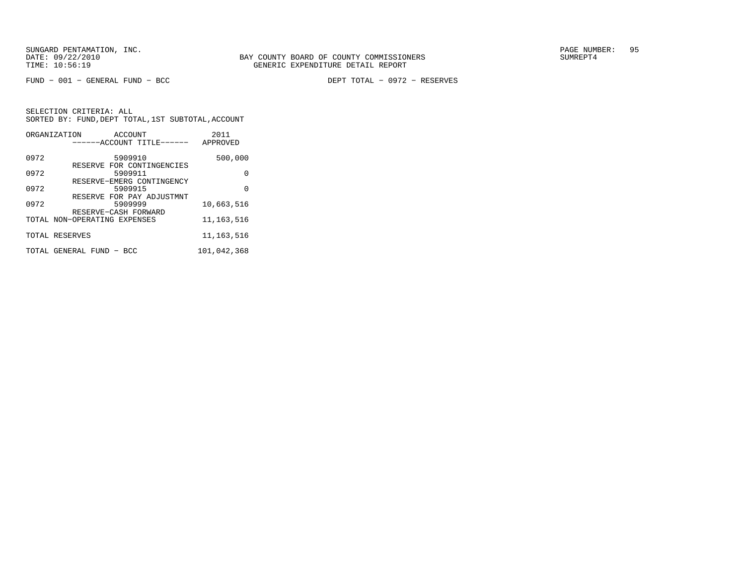SUNGARD PENTAMATION, INC.
DATE: 09/22/2010
TIME: 10:56:19

BAY COUNTY BOARD OF COUNTY COMMISSIONERS
GENERIC EXPENDITURE DETAIL REPORT

SUMREPT4

FUND − 001 − GENERAL FUND − BCC

DEPT TOTAL − 0972 − RESERVES

SELECTION CRITERIA: ALL
SORTED BY: FUND,DEPT TOTAL,1ST SUBTOTAL,ACCOUNT

| ORGANIZATION | ACCOUNT / ------ACCOUNT TITLE------ | 2011 APPROVED |
|---|---|---|
| 0972 | 5909910 RESERVE FOR CONTINGENCIES | 500,000 |
| 0972 | 5909911 RESERVE−EMERG CONTINGENCY | 0 |
| 0972 | 5909915 RESERVE FOR PAY ADJUSTMNT | 0 |
| 0972 | 5909999 RESERVE−CASH FORWARD | 10,663,516 |
| TOTAL NON−OPERATING EXPENSES | | 11,163,516 |
| TOTAL RESERVES | | 11,163,516 |
| TOTAL GENERAL FUND − BCC | | 101,042,368 |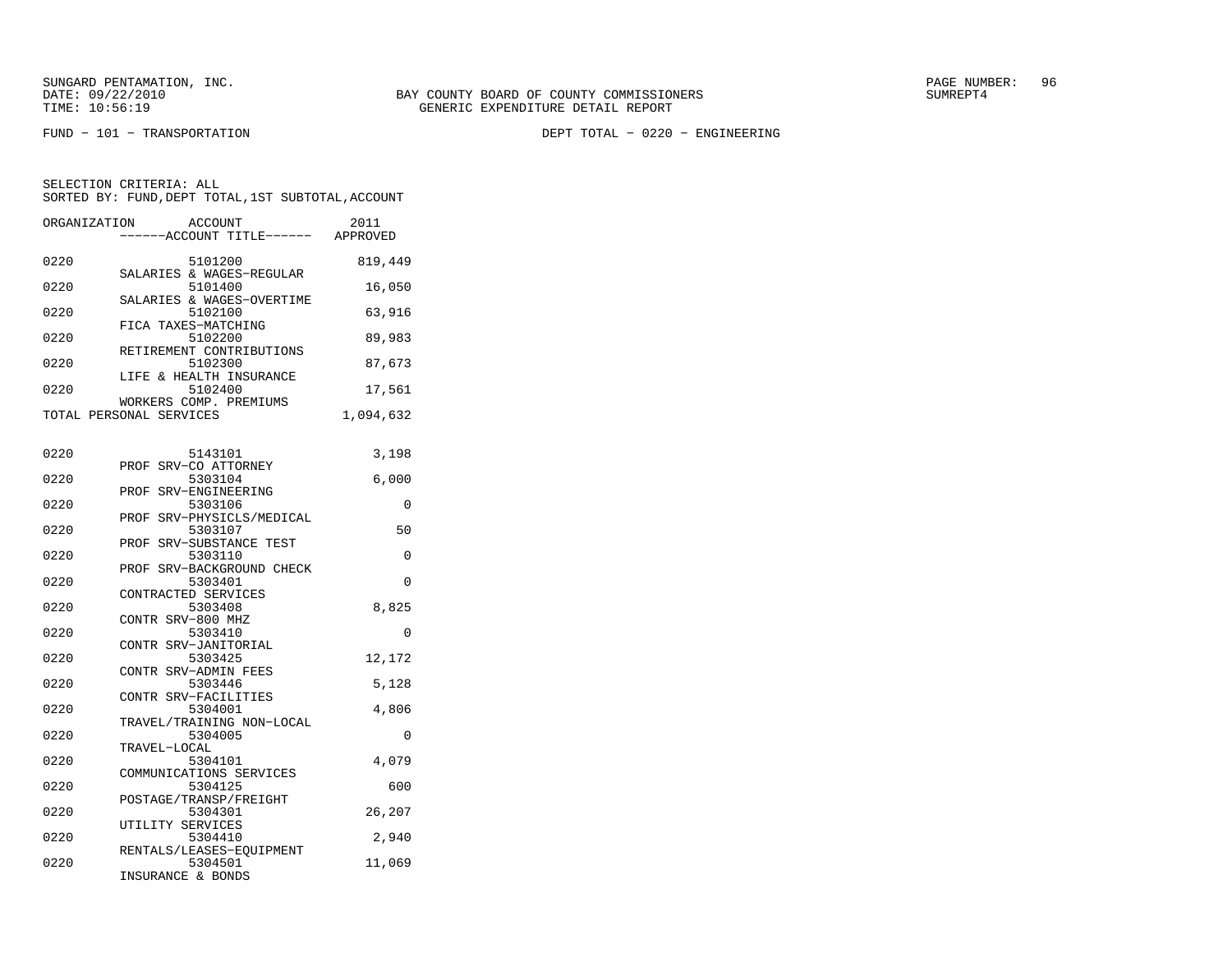SUNGARD PENTAMATION, INC.
DATE: 09/22/2010
TIME: 10:56:19

BAY COUNTY BOARD OF COUNTY COMMISSIONERS
GENERIC EXPENDITURE DETAIL REPORT

SUMREPT4

FUND − 101 − TRANSPORTATION    DEPT TOTAL − 0220 − ENGINEERING

SELECTION CRITERIA: ALL
SORTED BY: FUND,DEPT TOTAL,1ST SUBTOTAL,ACCOUNT

| ORGANIZATION | ACCOUNT / ACCOUNT TITLE | 2011 APPROVED |
|---|---|---|
| 0220 | 5101200 SALARIES & WAGES−REGULAR | 819,449 |
| 0220 | 5101400 SALARIES & WAGES−OVERTIME | 16,050 |
| 0220 | 5102100 FICA TAXES−MATCHING | 63,916 |
| 0220 | 5102200 RETIREMENT CONTRIBUTIONS | 89,983 |
| 0220 | 5102300 LIFE & HEALTH INSURANCE | 87,673 |
| 0220 | 5102400 WORKERS COMP. PREMIUMS | 17,561 |
| TOTAL PERSONAL SERVICES | | 1,094,632 |
| 0220 | 5143101 PROF SRV−CO ATTORNEY | 3,198 |
| 0220 | 5303104 PROF SRV−ENGINEERING | 6,000 |
| 0220 | 5303106 PROF SRV−PHYSICLS/MEDICAL | 0 |
| 0220 | 5303107 PROF SRV−SUBSTANCE TEST | 50 |
| 0220 | 5303110 PROF SRV−BACKGROUND CHECK | 0 |
| 0220 | 5303401 CONTRACTED SERVICES | 0 |
| 0220 | 5303408 CONTR SRV−800 MHZ | 8,825 |
| 0220 | 5303410 CONTR SRV−JANITORIAL | 0 |
| 0220 | 5303425 CONTR SRV−ADMIN FEES | 12,172 |
| 0220 | 5303446 CONTR SRV−FACILITIES | 5,128 |
| 0220 | 5304001 TRAVEL/TRAINING NON−LOCAL | 4,806 |
| 0220 | 5304005 TRAVEL−LOCAL | 0 |
| 0220 | 5304101 COMMUNICATIONS SERVICES | 4,079 |
| 0220 | 5304125 POSTAGE/TRANSP/FREIGHT | 600 |
| 0220 | 5304301 UTILITY SERVICES | 26,207 |
| 0220 | 5304410 RENTALS/LEASES−EQUIPMENT | 2,940 |
| 0220 | 5304501 INSURANCE & BONDS | 11,069 |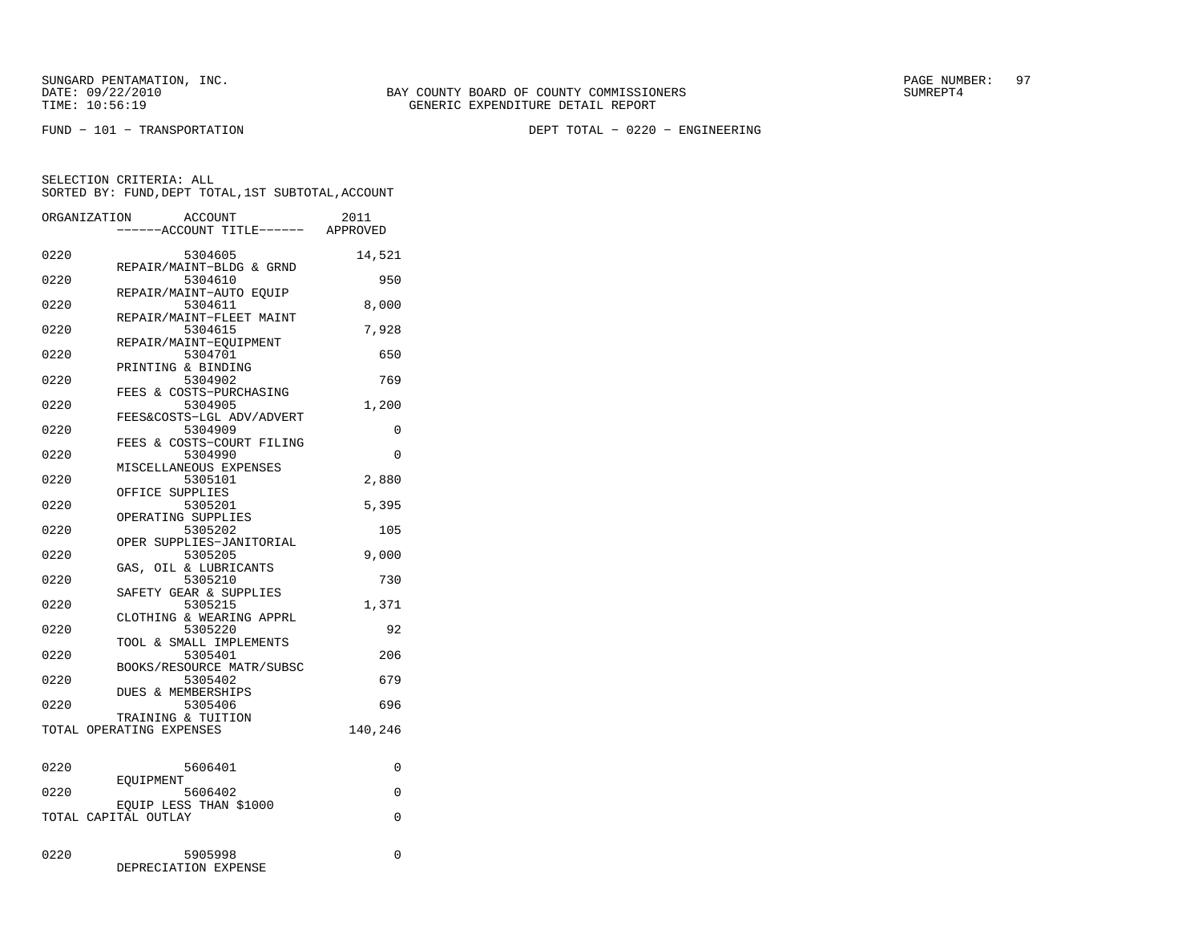BAY COUNTY BOARD OF COUNTY COMMISSIONERS
GENERIC EXPENDITURE DETAIL REPORT

FUND − 101 − TRANSPORTATION DEPT TOTAL − 0220 − ENGINEERING

SELECTION CRITERIA: ALL
SORTED BY: FUND,DEPT TOTAL,1ST SUBTOTAL,ACCOUNT

| ORGANIZATION | ACCOUNT / ACCOUNT TITLE | 2011 APPROVED |
|---|---|---|
| 0220 | 5304605 REPAIR/MAINT−BLDG & GRND | 14,521 |
| 0220 | 5304610 REPAIR/MAINT−AUTO EQUIP | 950 |
| 0220 | 5304611 REPAIR/MAINT−FLEET MAINT | 8,000 |
| 0220 | 5304615 REPAIR/MAINT−EQUIPMENT | 7,928 |
| 0220 | 5304701 PRINTING & BINDING | 650 |
| 0220 | 5304902 FEES & COSTS−PURCHASING | 769 |
| 0220 | 5304905 FEES&COSTS−LGL ADV/ADVERT | 1,200 |
| 0220 | 5304909 FEES & COSTS−COURT FILING | 0 |
| 0220 | 5304990 MISCELLANEOUS EXPENSES | 0 |
| 0220 | 5305101 OFFICE SUPPLIES | 2,880 |
| 0220 | 5305201 OPERATING SUPPLIES | 5,395 |
| 0220 | 5305202 OPER SUPPLIES−JANITORIAL | 105 |
| 0220 | 5305205 GAS, OIL & LUBRICANTS | 9,000 |
| 0220 | 5305210 SAFETY GEAR & SUPPLIES | 730 |
| 0220 | 5305215 CLOTHING & WEARING APPRL | 1,371 |
| 0220 | 5305220 TOOL & SMALL IMPLEMENTS | 92 |
| 0220 | 5305401 BOOKS/RESOURCE MATR/SUBSC | 206 |
| 0220 | 5305402 DUES & MEMBERSHIPS | 679 |
| 0220 | 5305406 TRAINING & TUITION | 696 |
| TOTAL OPERATING EXPENSES | | 140,246 |
| 0220 | 5606401 EQUIPMENT | 0 |
| 0220 | 5606402 EQUIP LESS THAN $1000 | 0 |
| TOTAL CAPITAL OUTLAY | | 0 |
| 0220 | 5905998 DEPRECIATION EXPENSE | 0 |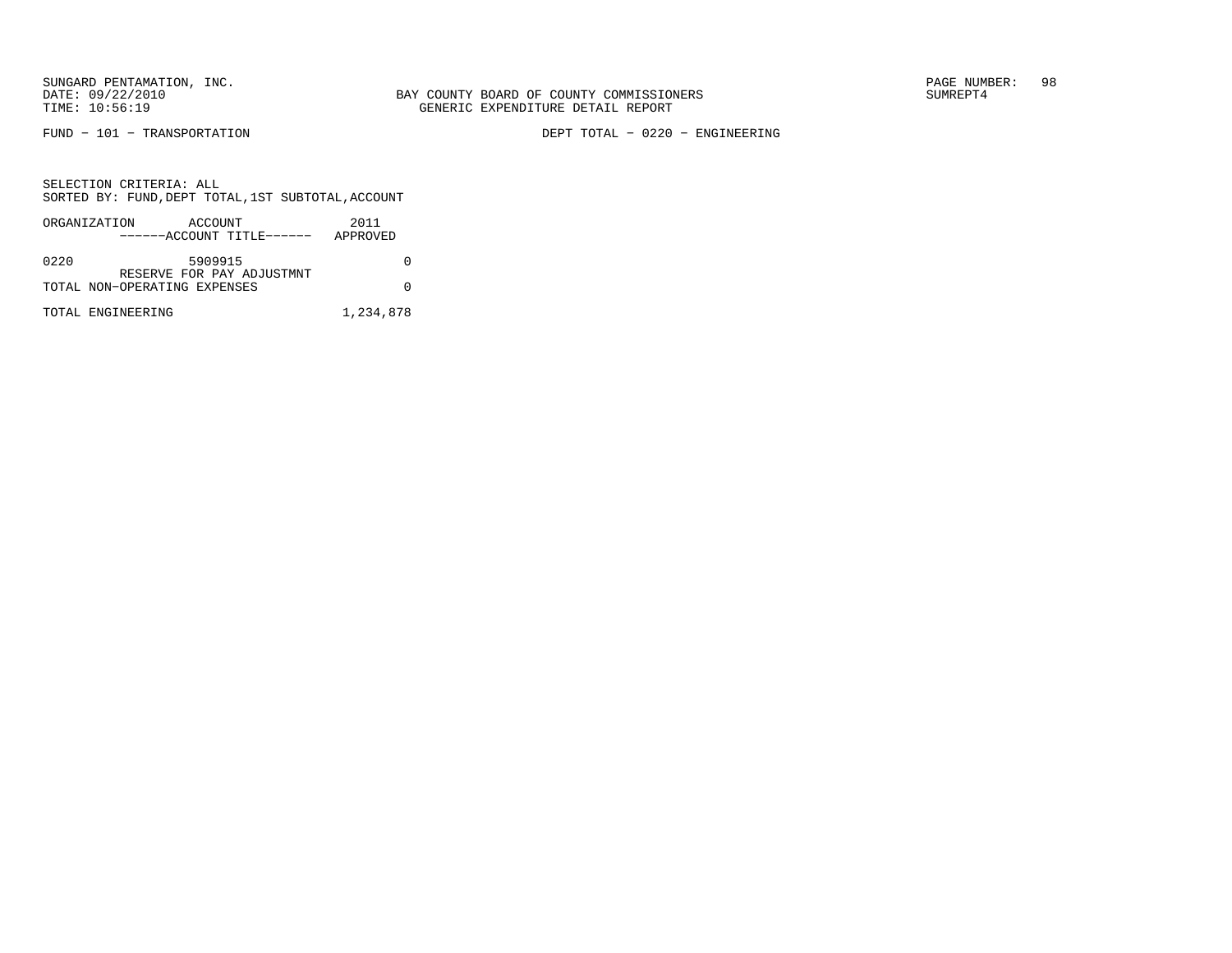BAY COUNTY BOARD OF COUNTY COMMISSIONERS
GENERIC EXPENDITURE DETAIL REPORT

FUND − 101 − TRANSPORTATION DEPT TOTAL − 0220 − ENGINEERING

SELECTION CRITERIA: ALL
SORTED BY: FUND,DEPT TOTAL,1ST SUBTOTAL,ACCOUNT

| ORGANIZATION | ACCOUNT / ------ACCOUNT TITLE------ | 2011 APPROVED |
|---|---|---|
| 0220 | 5909915 RESERVE FOR PAY ADJUSTMNT | 0 |
| TOTAL NON−OPERATING EXPENSES | | 0 |
| TOTAL ENGINEERING | | 1,234,878 |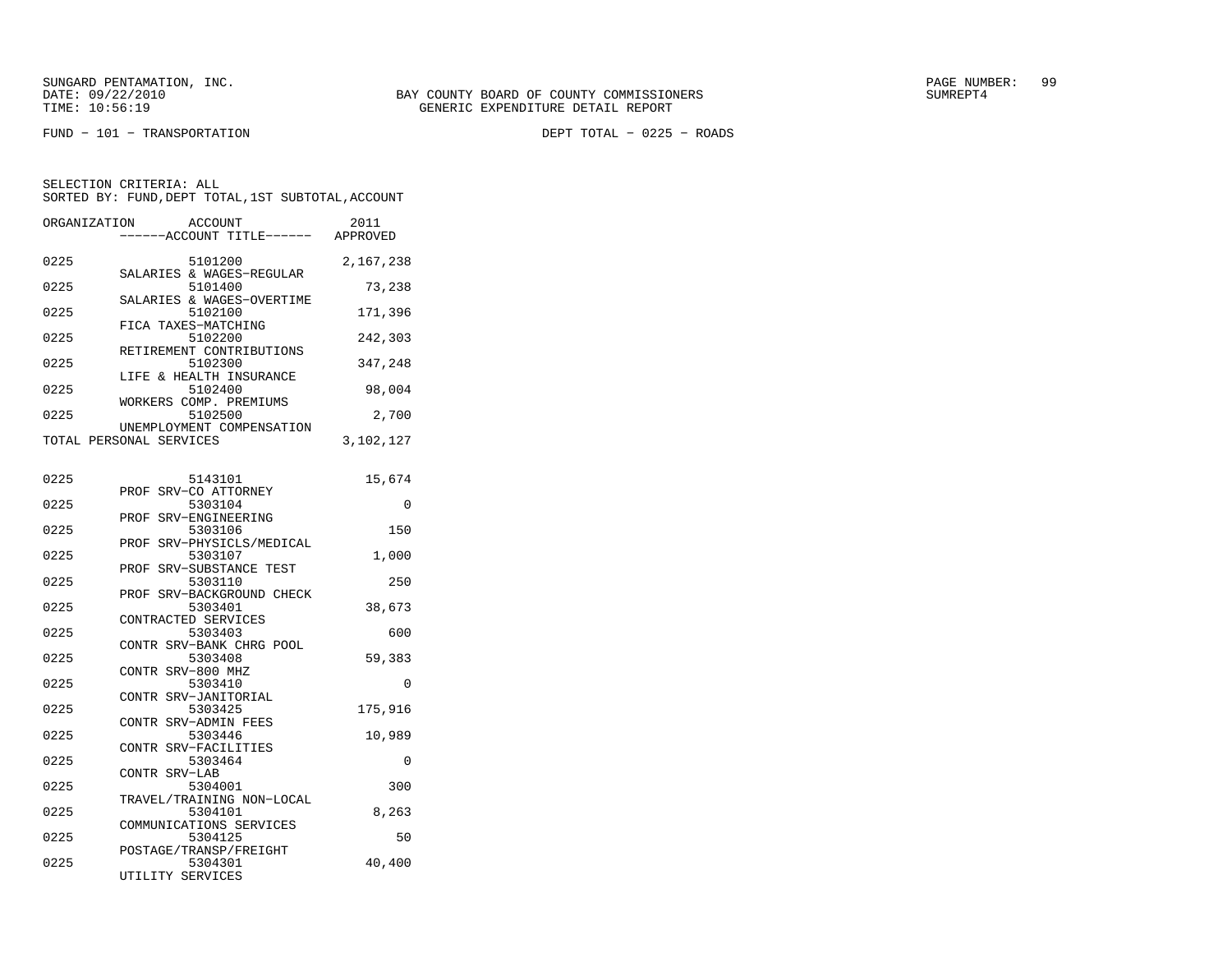SUNGARD PENTAMATION, INC.
DATE: 09/22/2010
TIME: 10:56:19

BAY COUNTY BOARD OF COUNTY COMMISSIONERS
GENERIC EXPENDITURE DETAIL REPORT

SUMREPT4

FUND - 101 - TRANSPORTATION

DEPT TOTAL - 0225 - ROADS

SELECTION CRITERIA: ALL
SORTED BY: FUND,DEPT TOTAL,1ST SUBTOTAL,ACCOUNT

| ORGANIZATION | ACCOUNT | ------ACCOUNT TITLE------ | 2011 APPROVED |
|---|---|---|---|
| 0225 | 5101200 | SALARIES & WAGES-REGULAR | 2,167,238 |
| 0225 | 5101400 | SALARIES & WAGES-OVERTIME | 73,238 |
| 0225 | 5102100 | FICA TAXES-MATCHING | 171,396 |
| 0225 | 5102200 | RETIREMENT CONTRIBUTIONS | 242,303 |
| 0225 | 5102300 | LIFE & HEALTH INSURANCE | 347,248 |
| 0225 | 5102400 | WORKERS COMP. PREMIUMS | 98,004 |
| 0225 | 5102500 | UNEMPLOYMENT COMPENSATION | 2,700 |
| TOTAL PERSONAL SERVICES | | | 3,102,127 |
| 0225 | 5143101 | PROF SRV-CO ATTORNEY | 15,674 |
| 0225 | 5303104 | PROF SRV-ENGINEERING | 0 |
| 0225 | 5303106 | PROF SRV-PHYSICLS/MEDICAL | 150 |
| 0225 | 5303107 | PROF SRV-SUBSTANCE TEST | 1,000 |
| 0225 | 5303110 | PROF SRV-BACKGROUND CHECK | 250 |
| 0225 | 5303401 | CONTRACTED SERVICES | 38,673 |
| 0225 | 5303403 | CONTR SRV-BANK CHRG POOL | 600 |
| 0225 | 5303408 | CONTR SRV-800 MHZ | 59,383 |
| 0225 | 5303410 | CONTR SRV-JANITORIAL | 0 |
| 0225 | 5303425 | CONTR SRV-ADMIN FEES | 175,916 |
| 0225 | 5303446 | CONTR SRV-FACILITIES | 10,989 |
| 0225 | 5303464 | CONTR SRV-LAB | 0 |
| 0225 | 5304001 | TRAVEL/TRAINING NON-LOCAL | 300 |
| 0225 | 5304101 | COMMUNICATIONS SERVICES | 8,263 |
| 0225 | 5304125 | POSTAGE/TRANSP/FREIGHT | 50 |
| 0225 | 5304301 | UTILITY SERVICES | 40,400 |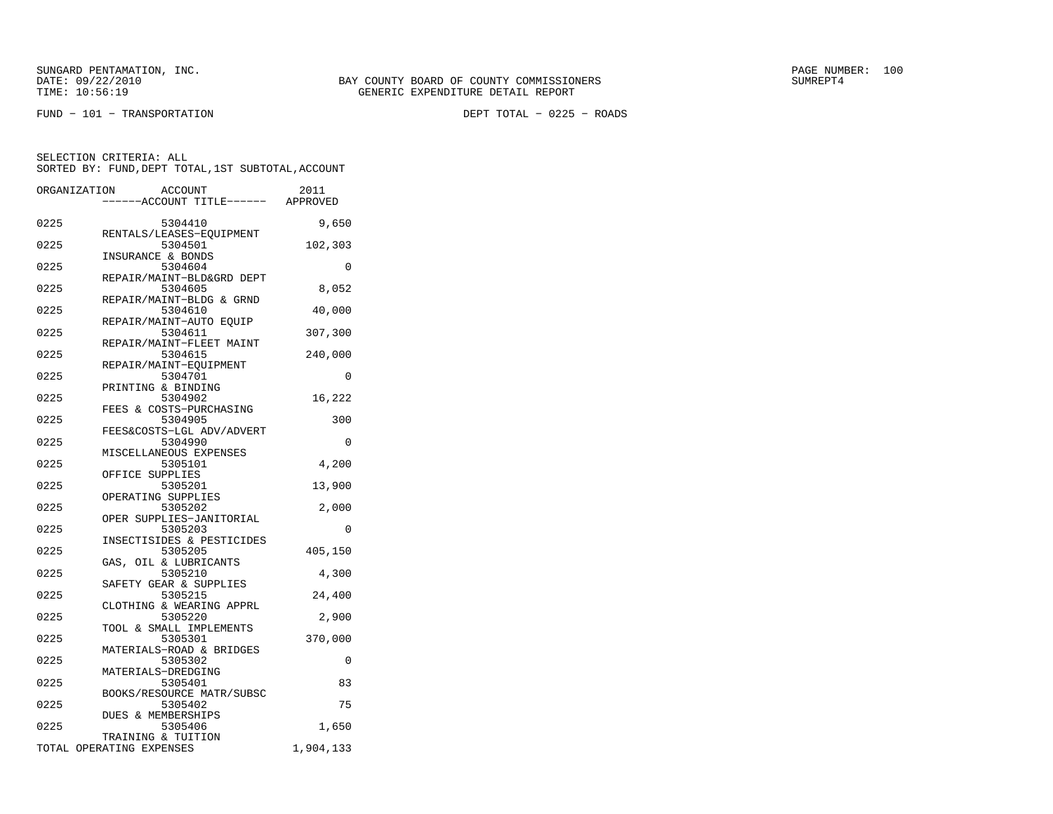SUNGARD PENTAMATION, INC.
DATE: 09/22/2010
TIME: 10:56:19

BAY COUNTY BOARD OF COUNTY COMMISSIONERS
GENERIC EXPENDITURE DETAIL REPORT

SUMREPT4

FUND − 101 − TRANSPORTATION

DEPT TOTAL − 0225 − ROADS

SELECTION CRITERIA: ALL
SORTED BY: FUND,DEPT TOTAL,1ST SUBTOTAL,ACCOUNT

| ORGANIZATION | ACCOUNT / ------ACCOUNT TITLE------ | 2011 APPROVED |
|---|---|---|
| 0225 | 5304410 RENTALS/LEASES−EQUIPMENT | 9,650 |
| 0225 | 5304501 INSURANCE & BONDS | 102,303 |
| 0225 | 5304604 REPAIR/MAINT−BLD&GRD DEPT | 0 |
| 0225 | 5304605 REPAIR/MAINT−BLDG & GRND | 8,052 |
| 0225 | 5304610 REPAIR/MAINT−AUTO EQUIP | 40,000 |
| 0225 | 5304611 REPAIR/MAINT−FLEET MAINT | 307,300 |
| 0225 | 5304615 REPAIR/MAINT−EQUIPMENT | 240,000 |
| 0225 | 5304701 PRINTING & BINDING | 0 |
| 0225 | 5304902 FEES & COSTS−PURCHASING | 16,222 |
| 0225 | 5304905 FEES&COSTS−LGL ADV/ADVERT | 300 |
| 0225 | 5304990 MISCELLANEOUS EXPENSES | 0 |
| 0225 | 5305101 OFFICE SUPPLIES | 4,200 |
| 0225 | 5305201 OPERATING SUPPLIES | 13,900 |
| 0225 | 5305202 OPER SUPPLIES−JANITORIAL | 2,000 |
| 0225 | 5305203 INSECTISIDES & PESTICIDES | 0 |
| 0225 | 5305205 GAS, OIL & LUBRICANTS | 405,150 |
| 0225 | 5305210 SAFETY GEAR & SUPPLIES | 4,300 |
| 0225 | 5305215 CLOTHING & WEARING APPRL | 24,400 |
| 0225 | 5305220 TOOL & SMALL IMPLEMENTS | 2,900 |
| 0225 | 5305301 MATERIALS−ROAD & BRIDGES | 370,000 |
| 0225 | 5305302 MATERIALS−DREDGING | 0 |
| 0225 | 5305401 BOOKS/RESOURCE MATR/SUBSC | 83 |
| 0225 | 5305402 DUES & MEMBERSHIPS | 75 |
| 0225 | 5305406 TRAINING & TUITION | 1,650 |
| TOTAL OPERATING EXPENSES | | 1,904,133 |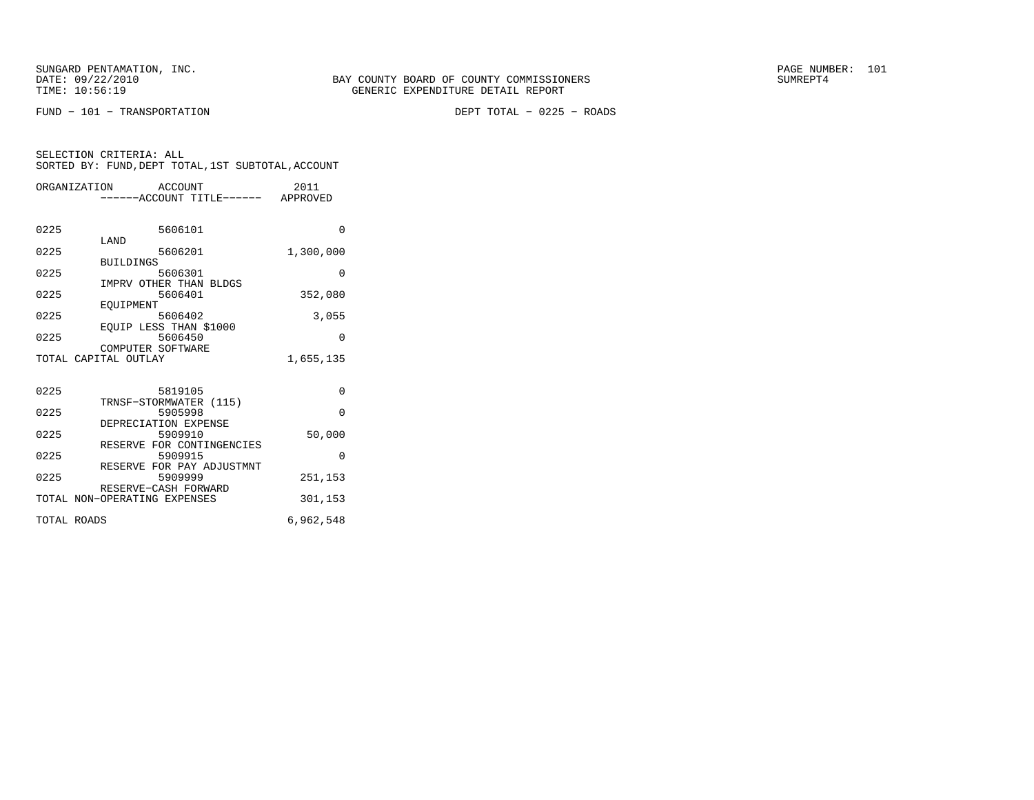SUNGARD PENTAMATION, INC.
DATE: 09/22/2010
TIME: 10:56:19

BAY COUNTY BOARD OF COUNTY COMMISSIONERS
GENERIC EXPENDITURE DETAIL REPORT

SUMREPT4

FUND − 101 − TRANSPORTATION

DEPT TOTAL − 0225 − ROADS

SELECTION CRITERIA: ALL
SORTED BY: FUND,DEPT TOTAL,1ST SUBTOTAL,ACCOUNT

| ORGANIZATION | ACCOUNT / ------ACCOUNT TITLE------ | 2011 APPROVED |
|---|---|---|
| 0225 | 5606101 LAND | 0 |
| 0225 | 5606201 BUILDINGS | 1,300,000 |
| 0225 | 5606301 IMPRV OTHER THAN BLDGS | 0 |
| 0225 | 5606401 EQUIPMENT | 352,080 |
| 0225 | 5606402 EQUIP LESS THAN $1000 | 3,055 |
| 0225 | 5606450 COMPUTER SOFTWARE | 0 |
| TOTAL CAPITAL OUTLAY | | 1,655,135 |
| 0225 | 5819105 TRNSF−STORMWATER (115) | 0 |
| 0225 | 5905998 DEPRECIATION EXPENSE | 0 |
| 0225 | 5909910 RESERVE FOR CONTINGENCIES | 50,000 |
| 0225 | 5909915 RESERVE FOR PAY ADJUSTMNT | 0 |
| 0225 | 5909999 RESERVE−CASH FORWARD | 251,153 |
| TOTAL NON−OPERATING EXPENSES | | 301,153 |
| TOTAL ROADS | | 6,962,548 |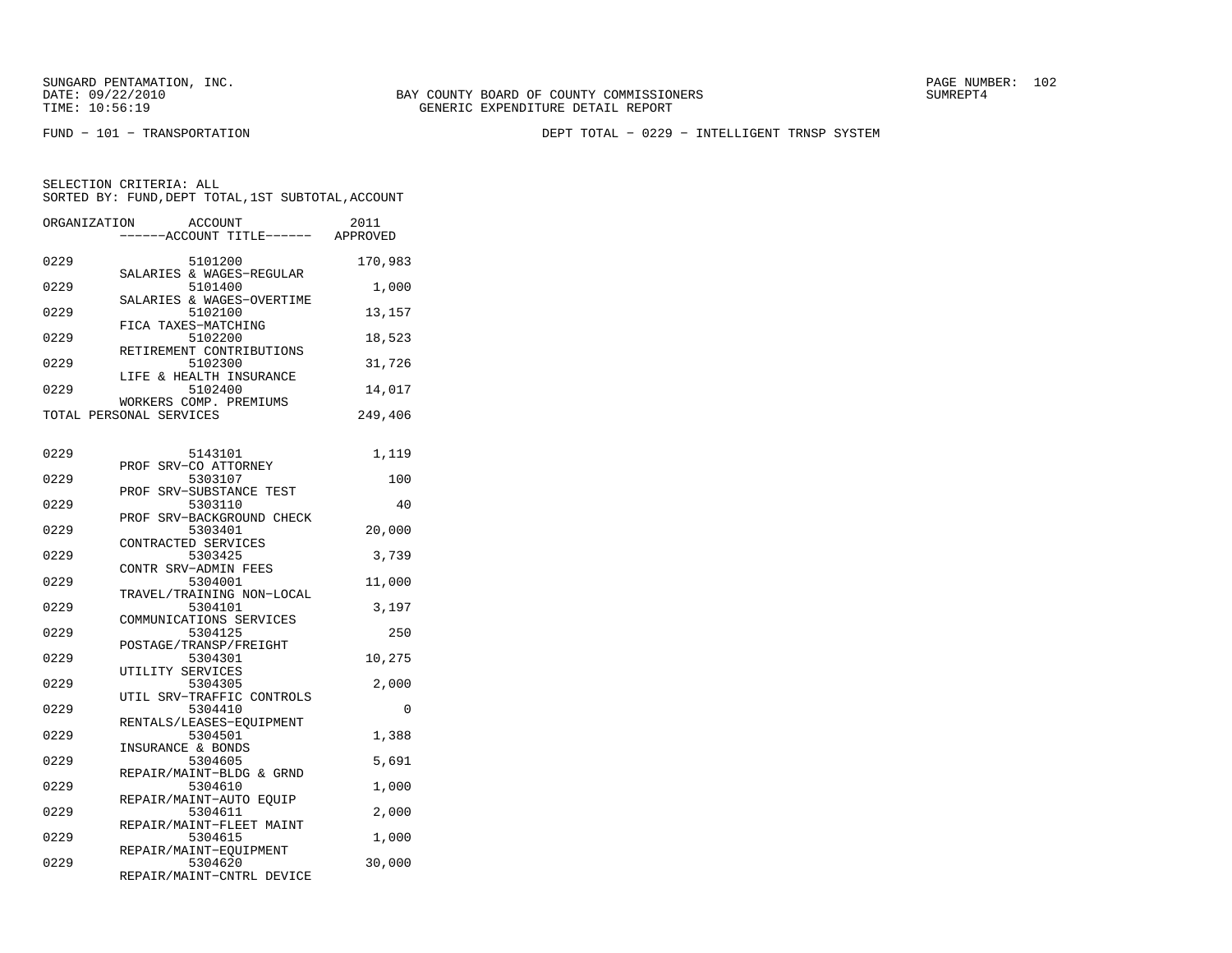SUNGARD PENTAMATION, INC.
DATE: 09/22/2010
TIME: 10:56:19

BAY COUNTY BOARD OF COUNTY COMMISSIONERS
GENERIC EXPENDITURE DETAIL REPORT

SUMREPT4

FUND - 101 - TRANSPORTATION

DEPT TOTAL - 0229 - INTELLIGENT TRNSP SYSTEM

SELECTION CRITERIA: ALL
SORTED BY: FUND,DEPT TOTAL,1ST SUBTOTAL,ACCOUNT

| ORGANIZATION | ACCOUNT / ------ACCOUNT TITLE------ | 2011 APPROVED |
|---|---|---|
| 0229 | 5101200 SALARIES & WAGES-REGULAR | 170,983 |
| 0229 | 5101400 SALARIES & WAGES-OVERTIME | 1,000 |
| 0229 | 5102100 FICA TAXES-MATCHING | 13,157 |
| 0229 | 5102200 RETIREMENT CONTRIBUTIONS | 18,523 |
| 0229 | 5102300 LIFE & HEALTH INSURANCE | 31,726 |
| 0229 | 5102400 WORKERS COMP. PREMIUMS | 14,017 |
| TOTAL PERSONAL SERVICES | | 249,406 |
| 0229 | 5143101 PROF SRV-CO ATTORNEY | 1,119 |
| 0229 | 5303107 PROF SRV-SUBSTANCE TEST | 100 |
| 0229 | 5303110 PROF SRV-BACKGROUND CHECK | 40 |
| 0229 | 5303401 CONTRACTED SERVICES | 20,000 |
| 0229 | 5303425 CONTR SRV-ADMIN FEES | 3,739 |
| 0229 | 5304001 TRAVEL/TRAINING NON-LOCAL | 11,000 |
| 0229 | 5304101 COMMUNICATIONS SERVICES | 3,197 |
| 0229 | 5304125 POSTAGE/TRANSP/FREIGHT | 250 |
| 0229 | 5304301 UTILITY SERVICES | 10,275 |
| 0229 | 5304305 UTIL SRV-TRAFFIC CONTROLS | 2,000 |
| 0229 | 5304410 RENTALS/LEASES-EQUIPMENT | 0 |
| 0229 | 5304501 INSURANCE & BONDS | 1,388 |
| 0229 | 5304605 REPAIR/MAINT-BLDG & GRND | 5,691 |
| 0229 | 5304610 REPAIR/MAINT-AUTO EQUIP | 1,000 |
| 0229 | 5304611 REPAIR/MAINT-FLEET MAINT | 2,000 |
| 0229 | 5304615 REPAIR/MAINT-EQUIPMENT | 1,000 |
| 0229 | 5304620 REPAIR/MAINT-CNTRL DEVICE | 30,000 |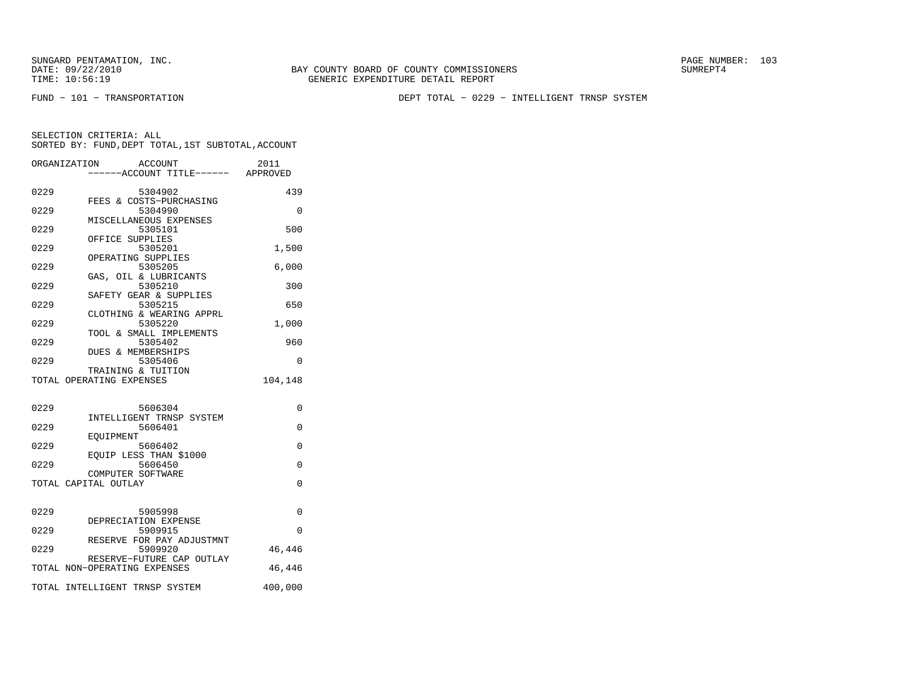SUNGARD PENTAMATION, INC.
DATE: 09/22/2010
TIME: 10:56:19

BAY COUNTY BOARD OF COUNTY COMMISSIONERS
GENERIC EXPENDITURE DETAIL REPORT

SUMREPT4

FUND − 101 − TRANSPORTATION

DEPT TOTAL − 0229 − INTELLIGENT TRNSP SYSTEM

SELECTION CRITERIA: ALL
SORTED BY: FUND,DEPT TOTAL,1ST SUBTOTAL,ACCOUNT

| ORGANIZATION | ACCOUNT / ------ACCOUNT TITLE------ | 2011 APPROVED |
|---|---|---|
| 0229 | 5304902 FEES & COSTS−PURCHASING | 439 |
| 0229 | 5304990 MISCELLANEOUS EXPENSES | 0 |
| 0229 | 5305101 OFFICE SUPPLIES | 500 |
| 0229 | 5305201 OPERATING SUPPLIES | 1,500 |
| 0229 | 5305205 GAS, OIL & LUBRICANTS | 6,000 |
| 0229 | 5305210 SAFETY GEAR & SUPPLIES | 300 |
| 0229 | 5305215 CLOTHING & WEARING APPRL | 650 |
| 0229 | 5305220 TOOL & SMALL IMPLEMENTS | 1,000 |
| 0229 | 5305402 DUES & MEMBERSHIPS | 960 |
| 0229 | 5305406 TRAINING & TUITION | 0 |
| TOTAL OPERATING EXPENSES | | 104,148 |
| 0229 | 5606304 INTELLIGENT TRNSP SYSTEM | 0 |
| 0229 | 5606401 EQUIPMENT | 0 |
| 0229 | 5606402 EQUIP LESS THAN $1000 | 0 |
| 0229 | 5606450 COMPUTER SOFTWARE | 0 |
| TOTAL CAPITAL OUTLAY | | 0 |
| 0229 | 5905998 DEPRECIATION EXPENSE | 0 |
| 0229 | 5909915 RESERVE FOR PAY ADJUSTMNT | 0 |
| 0229 | 5909920 RESERVE−FUTURE CAP OUTLAY | 46,446 |
| TOTAL NON−OPERATING EXPENSES | | 46,446 |
| TOTAL INTELLIGENT TRNSP SYSTEM | | 400,000 |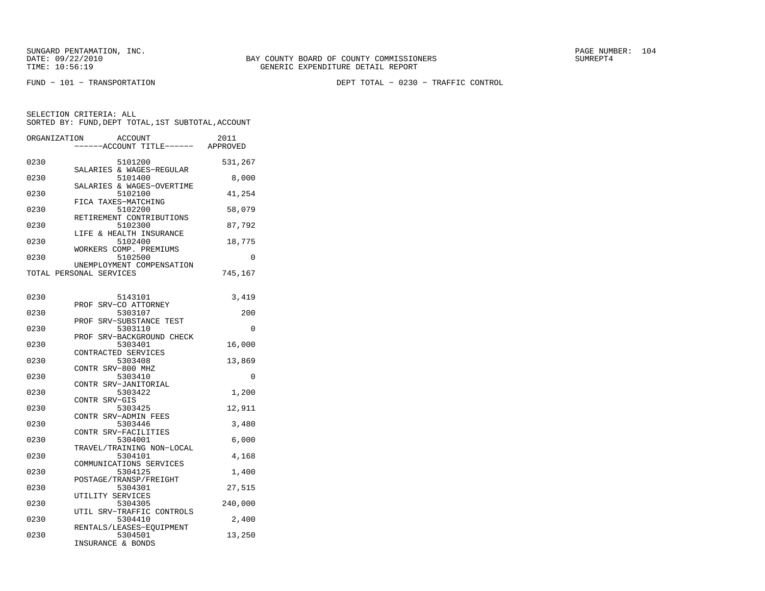BAY COUNTY BOARD OF COUNTY COMMISSIONERS
GENERIC EXPENDITURE DETAIL REPORT

FUND − 101 − TRANSPORTATION

DEPT TOTAL − 0230 − TRAFFIC CONTROL

SELECTION CRITERIA: ALL
SORTED BY: FUND,DEPT TOTAL,1ST SUBTOTAL,ACCOUNT

| ORGANIZATION | ACCOUNT / ACCOUNT TITLE | 2011 APPROVED |
|---|---|---|
| 0230 | 5101200 SALARIES & WAGES−REGULAR | 531,267 |
| 0230 | 5101400 SALARIES & WAGES−OVERTIME | 8,000 |
| 0230 | 5102100 FICA TAXES−MATCHING | 41,254 |
| 0230 | 5102200 RETIREMENT CONTRIBUTIONS | 58,079 |
| 0230 | 5102300 LIFE & HEALTH INSURANCE | 87,792 |
| 0230 | 5102400 WORKERS COMP. PREMIUMS | 18,775 |
| 0230 | 5102500 UNEMPLOYMENT COMPENSATION | 0 |
| TOTAL PERSONAL SERVICES | | 745,167 |
| 0230 | 5143101 PROF SRV−CO ATTORNEY | 3,419 |
| 0230 | 5303107 PROF SRV−SUBSTANCE TEST | 200 |
| 0230 | 5303110 PROF SRV−BACKGROUND CHECK | 0 |
| 0230 | 5303401 CONTRACTED SERVICES | 16,000 |
| 0230 | 5303408 CONTR SRV−800 MHZ | 13,869 |
| 0230 | 5303410 CONTR SRV−JANITORIAL | 0 |
| 0230 | 5303422 CONTR SRV−GIS | 1,200 |
| 0230 | 5303425 CONTR SRV−ADMIN FEES | 12,911 |
| 0230 | 5303446 CONTR SRV−FACILITIES | 3,480 |
| 0230 | 5304001 TRAVEL/TRAINING NON−LOCAL | 6,000 |
| 0230 | 5304101 COMMUNICATIONS SERVICES | 4,168 |
| 0230 | 5304125 POSTAGE/TRANSP/FREIGHT | 1,400 |
| 0230 | 5304301 UTILITY SERVICES | 27,515 |
| 0230 | 5304305 UTIL SRV−TRAFFIC CONTROLS | 240,000 |
| 0230 | 5304410 RENTALS/LEASES−EQUIPMENT | 2,400 |
| 0230 | 5304501 INSURANCE & BONDS | 13,250 |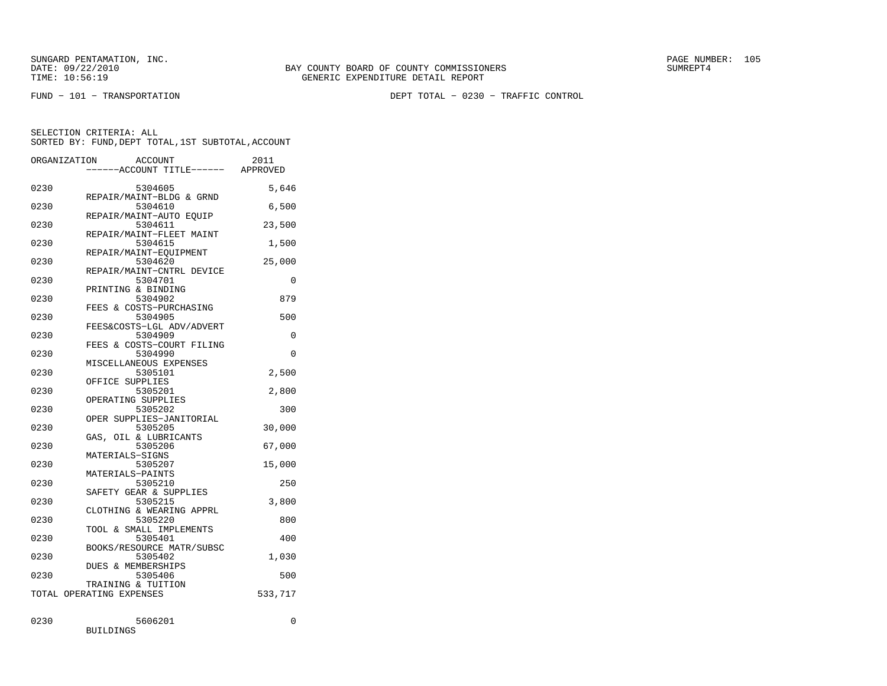SUNGARD PENTAMATION, INC.
DATE: 09/22/2010
TIME: 10:56:19

BAY COUNTY BOARD OF COUNTY COMMISSIONERS
GENERIC EXPENDITURE DETAIL REPORT

SUMREPT4

FUND - 101 - TRANSPORTATION

DEPT TOTAL - 0230 - TRAFFIC CONTROL

SELECTION CRITERIA: ALL
SORTED BY: FUND,DEPT TOTAL,1ST SUBTOTAL,ACCOUNT

| ORGANIZATION | ACCOUNT / ------ACCOUNT TITLE------ | 2011 APPROVED |
|---|---|---|
| 0230 | 5304605 REPAIR/MAINT-BLDG & GRND | 5,646 |
| 0230 | 5304610 REPAIR/MAINT-AUTO EQUIP | 6,500 |
| 0230 | 5304611 REPAIR/MAINT-FLEET MAINT | 23,500 |
| 0230 | 5304615 REPAIR/MAINT-EQUIPMENT | 1,500 |
| 0230 | 5304620 REPAIR/MAINT-CNTRL DEVICE | 25,000 |
| 0230 | 5304701 PRINTING & BINDING | 0 |
| 0230 | 5304902 FEES & COSTS-PURCHASING | 879 |
| 0230 | 5304905 FEES&COSTS-LGL ADV/ADVERT | 500 |
| 0230 | 5304909 FEES & COSTS-COURT FILING | 0 |
| 0230 | 5304990 MISCELLANEOUS EXPENSES | 0 |
| 0230 | 5305101 OFFICE SUPPLIES | 2,500 |
| 0230 | 5305201 OPERATING SUPPLIES | 2,800 |
| 0230 | 5305202 OPER SUPPLIES-JANITORIAL | 300 |
| 0230 | 5305205 GAS, OIL & LUBRICANTS | 30,000 |
| 0230 | 5305206 MATERIALS-SIGNS | 67,000 |
| 0230 | 5305207 MATERIALS-PAINTS | 15,000 |
| 0230 | 5305210 SAFETY GEAR & SUPPLIES | 250 |
| 0230 | 5305215 CLOTHING & WEARING APPRL | 3,800 |
| 0230 | 5305220 TOOL & SMALL IMPLEMENTS | 800 |
| 0230 | 5305401 BOOKS/RESOURCE MATR/SUBSC | 400 |
| 0230 | 5305402 DUES & MEMBERSHIPS | 1,030 |
| 0230 | 5305406 TRAINING & TUITION | 500 |
| TOTAL OPERATING EXPENSES | | 533,717 |
| 0230 | 5606201 BUILDINGS | 0 |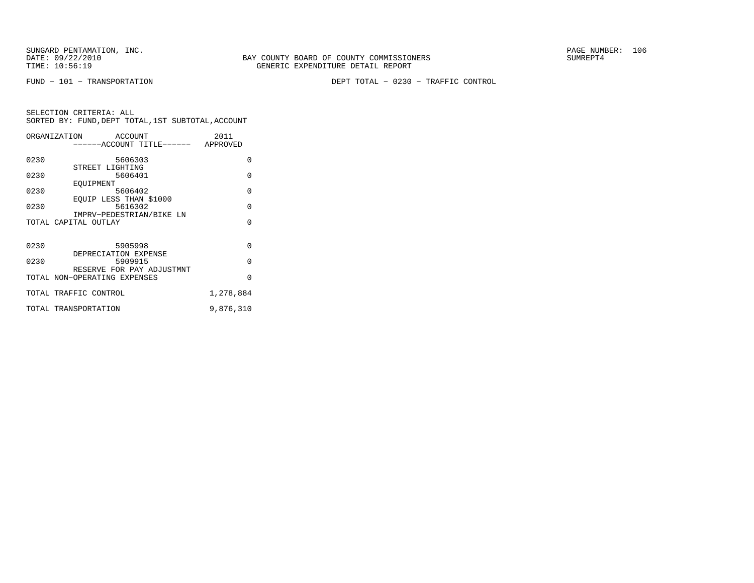SUNGARD PENTAMATION, INC.
DATE: 09/22/2010
TIME: 10:56:19

BAY COUNTY BOARD OF COUNTY COMMISSIONERS
GENERIC EXPENDITURE DETAIL REPORT

SUMREPT4

FUND − 101 − TRANSPORTATION

DEPT TOTAL − 0230 − TRAFFIC CONTROL

SELECTION CRITERIA: ALL
SORTED BY: FUND,DEPT TOTAL,1ST SUBTOTAL,ACCOUNT

| ORGANIZATION | ACCOUNT / ------ACCOUNT TITLE------ | 2011 APPROVED |
|---|---|---|
| 0230 | 5606303 STREET LIGHTING | 0 |
| 0230 | 5606401 EQUIPMENT | 0 |
| 0230 | 5606402 EQUIP LESS THAN $1000 | 0 |
| 0230 | 5616302 IMPRV−PEDESTRIAN/BIKE LN | 0 |
| TOTAL CAPITAL OUTLAY | | 0 |
| 0230 | 5905998 DEPRECIATION EXPENSE | 0 |
| 0230 | 5909915 RESERVE FOR PAY ADJUSTMNT | 0 |
| TOTAL NON−OPERATING EXPENSES | | 0 |
| TOTAL TRAFFIC CONTROL | | 1,278,884 |
| TOTAL TRANSPORTATION | | 9,876,310 |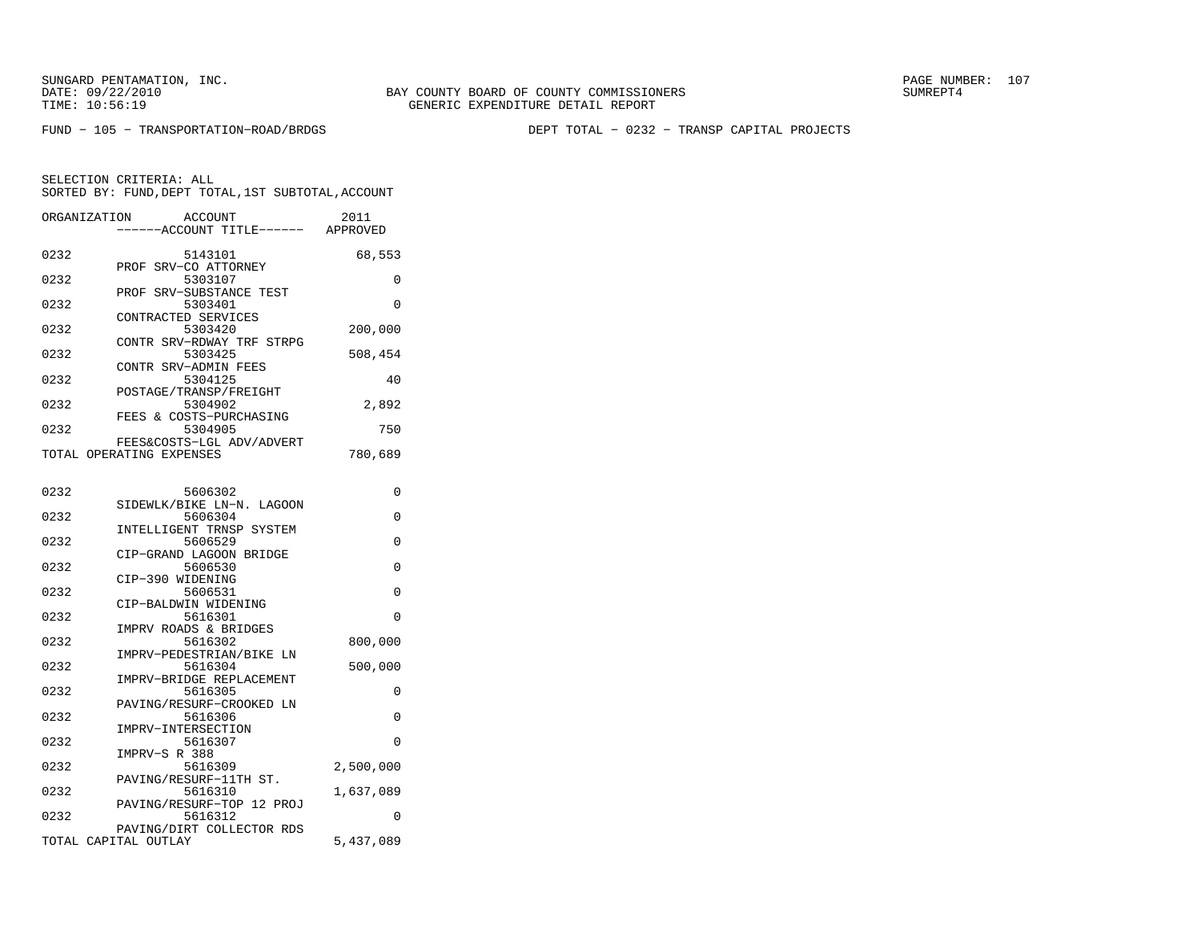SUNGARD PENTAMATION, INC.
DATE: 09/22/2010
TIME: 10:56:19

BAY COUNTY BOARD OF COUNTY COMMISSIONERS
GENERIC EXPENDITURE DETAIL REPORT

SUMREPT4

FUND − 105 − TRANSPORTATION−ROAD/BRDGS

DEPT TOTAL − 0232 − TRANSP CAPITAL PROJECTS

SELECTION CRITERIA: ALL
SORTED BY: FUND,DEPT TOTAL,1ST SUBTOTAL,ACCOUNT

| ORGANIZATION | ACCOUNT<br>------ACCOUNT TITLE------ | 2011<br>APPROVED |
|---|---|---|
| 0232 | 5143101<br>PROF SRV−CO ATTORNEY | 68,553 |
| 0232 | 5303107<br>PROF SRV−SUBSTANCE TEST | 0 |
| 0232 | 5303401<br>CONTRACTED SERVICES | 0 |
| 0232 | 5303420<br>CONTR SRV−RDWAY TRF STRPG | 200,000 |
| 0232 | 5303425<br>CONTR SRV−ADMIN FEES | 508,454 |
| 0232 | 5304125<br>POSTAGE/TRANSP/FREIGHT | 40 |
| 0232 | 5304902<br>FEES & COSTS−PURCHASING | 2,892 |
| 0232 | 5304905<br>FEES&COSTS−LGL ADV/ADVERT | 750 |
| TOTAL OPERATING EXPENSES | | 780,689 |
| 0232 | 5606302<br>SIDEWLK/BIKE LN−N. LAGOON | 0 |
| 0232 | 5606304<br>INTELLIGENT TRNSP SYSTEM | 0 |
| 0232 | 5606529<br>CIP−GRAND LAGOON BRIDGE | 0 |
| 0232 | 5606530<br>CIP−390 WIDENING | 0 |
| 0232 | 5606531<br>CIP−BALDWIN WIDENING | 0 |
| 0232 | 5616301<br>IMPRV ROADS & BRIDGES | 0 |
| 0232 | 5616302<br>IMPRV−PEDESTRIAN/BIKE LN | 800,000 |
| 0232 | 5616304<br>IMPRV−BRIDGE REPLACEMENT | 500,000 |
| 0232 | 5616305<br>PAVING/RESURF−CROOKED LN | 0 |
| 0232 | 5616306<br>IMPRV−INTERSECTION | 0 |
| 0232 | 5616307<br>IMPRV−S R 388 | 0 |
| 0232 | 5616309<br>PAVING/RESURF−11TH ST. | 2,500,000 |
| 0232 | 5616310<br>PAVING/RESURF−TOP 12 PROJ | 1,637,089 |
| 0232 | 5616312<br>PAVING/DIRT COLLECTOR RDS | 0 |
| TOTAL CAPITAL OUTLAY | | 5,437,089 |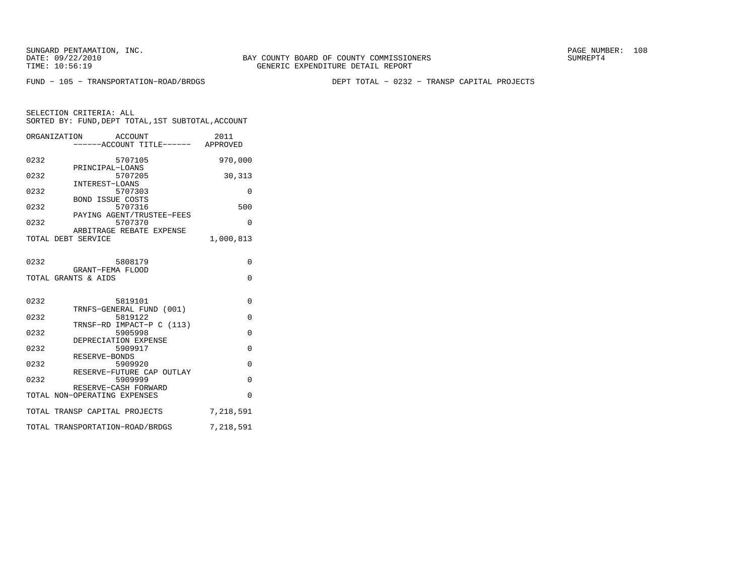SUNGARD PENTAMATION, INC.
DATE: 09/22/2010
TIME: 10:56:19

BAY COUNTY BOARD OF COUNTY COMMISSIONERS
GENERIC EXPENDITURE DETAIL REPORT

PAGE NUMBER: 108
SUMREPT4

FUND - 105 - TRANSPORTATION-ROAD/BRDGS

DEPT TOTAL - 0232 - TRANSP CAPITAL PROJECTS

SELECTION CRITERIA: ALL
SORTED BY: FUND,DEPT TOTAL,1ST SUBTOTAL,ACCOUNT

| ORGANIZATION | ACCOUNT ------ACCOUNT TITLE------ | 2011 APPROVED |
|---|---|---|
| 0232 | 5707105 PRINCIPAL-LOANS | 970,000 |
| 0232 | 5707205 INTEREST-LOANS | 30,313 |
| 0232 | 5707303 BOND ISSUE COSTS | 0 |
| 0232 | 5707316 PAYING AGENT/TRUSTEE-FEES | 500 |
| 0232 | 5707370 ARBITRAGE REBATE EXPENSE | 0 |
| TOTAL DEBT SERVICE | | 1,000,813 |
| 0232 | 5808179 GRANT-FEMA FLOOD | 0 |
| TOTAL GRANTS & AIDS | | 0 |
| 0232 | 5819101 TRNFS-GENERAL FUND (001) | 0 |
| 0232 | 5819122 TRNSF-RD IMPACT-P C (113) | 0 |
| 0232 | 5905998 DEPRECIATION EXPENSE | 0 |
| 0232 | 5909917 RESERVE-BONDS | 0 |
| 0232 | 5909920 RESERVE-FUTURE CAP OUTLAY | 0 |
| 0232 | 5909999 RESERVE-CASH FORWARD | 0 |
| TOTAL NON-OPERATING EXPENSES | | 0 |
| TOTAL TRANSP CAPITAL PROJECTS | | 7,218,591 |
| TOTAL TRANSPORTATION-ROAD/BRDGS | | 7,218,591 |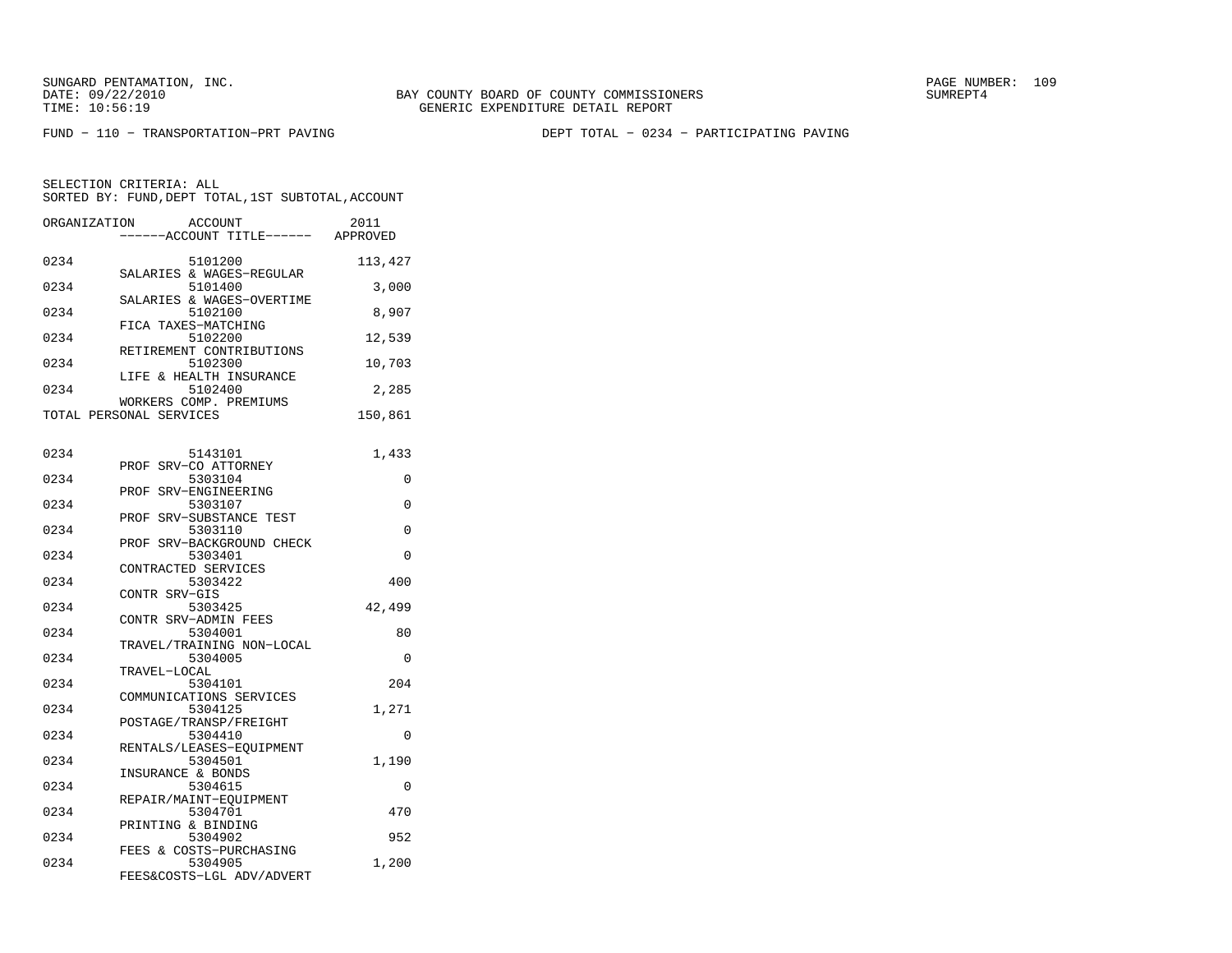SUNGARD PENTAMATION, INC.
DATE: 09/22/2010
TIME: 10:56:19

BAY COUNTY BOARD OF COUNTY COMMISSIONERS
GENERIC EXPENDITURE DETAIL REPORT

SUMREPT4

FUND − 110 − TRANSPORTATION−PRT PAVING

DEPT TOTAL − 0234 − PARTICIPATING PAVING

SELECTION CRITERIA: ALL
SORTED BY: FUND,DEPT TOTAL,1ST SUBTOTAL,ACCOUNT

| ORGANIZATION | ACCOUNT / ACCOUNT TITLE | 2011 APPROVED |
|---|---|---|
| 0234 | 5101200 SALARIES & WAGES−REGULAR | 113,427 |
| 0234 | 5101400 SALARIES & WAGES−OVERTIME | 3,000 |
| 0234 | 5102100 FICA TAXES−MATCHING | 8,907 |
| 0234 | 5102200 RETIREMENT CONTRIBUTIONS | 12,539 |
| 0234 | 5102300 LIFE & HEALTH INSURANCE | 10,703 |
| 0234 | 5102400 WORKERS COMP. PREMIUMS | 2,285 |
| TOTAL PERSONAL SERVICES | | 150,861 |
| 0234 | 5143101 PROF SRV−CO ATTORNEY | 1,433 |
| 0234 | 5303104 PROF SRV−ENGINEERING | 0 |
| 0234 | 5303107 PROF SRV−SUBSTANCE TEST | 0 |
| 0234 | 5303110 PROF SRV−BACKGROUND CHECK | 0 |
| 0234 | 5303401 CONTRACTED SERVICES | 0 |
| 0234 | 5303422 CONTR SRV−GIS | 400 |
| 0234 | 5303425 CONTR SRV−ADMIN FEES | 42,499 |
| 0234 | 5304001 TRAVEL/TRAINING NON−LOCAL | 80 |
| 0234 | 5304005 TRAVEL−LOCAL | 0 |
| 0234 | 5304101 COMMUNICATIONS SERVICES | 204 |
| 0234 | 5304125 POSTAGE/TRANSP/FREIGHT | 1,271 |
| 0234 | 5304410 RENTALS/LEASES−EQUIPMENT | 0 |
| 0234 | 5304501 INSURANCE & BONDS | 1,190 |
| 0234 | 5304615 REPAIR/MAINT−EQUIPMENT | 0 |
| 0234 | 5304701 PRINTING & BINDING | 470 |
| 0234 | 5304902 FEES & COSTS−PURCHASING | 952 |
| 0234 | 5304905 FEES&COSTS−LGL ADV/ADVERT | 1,200 |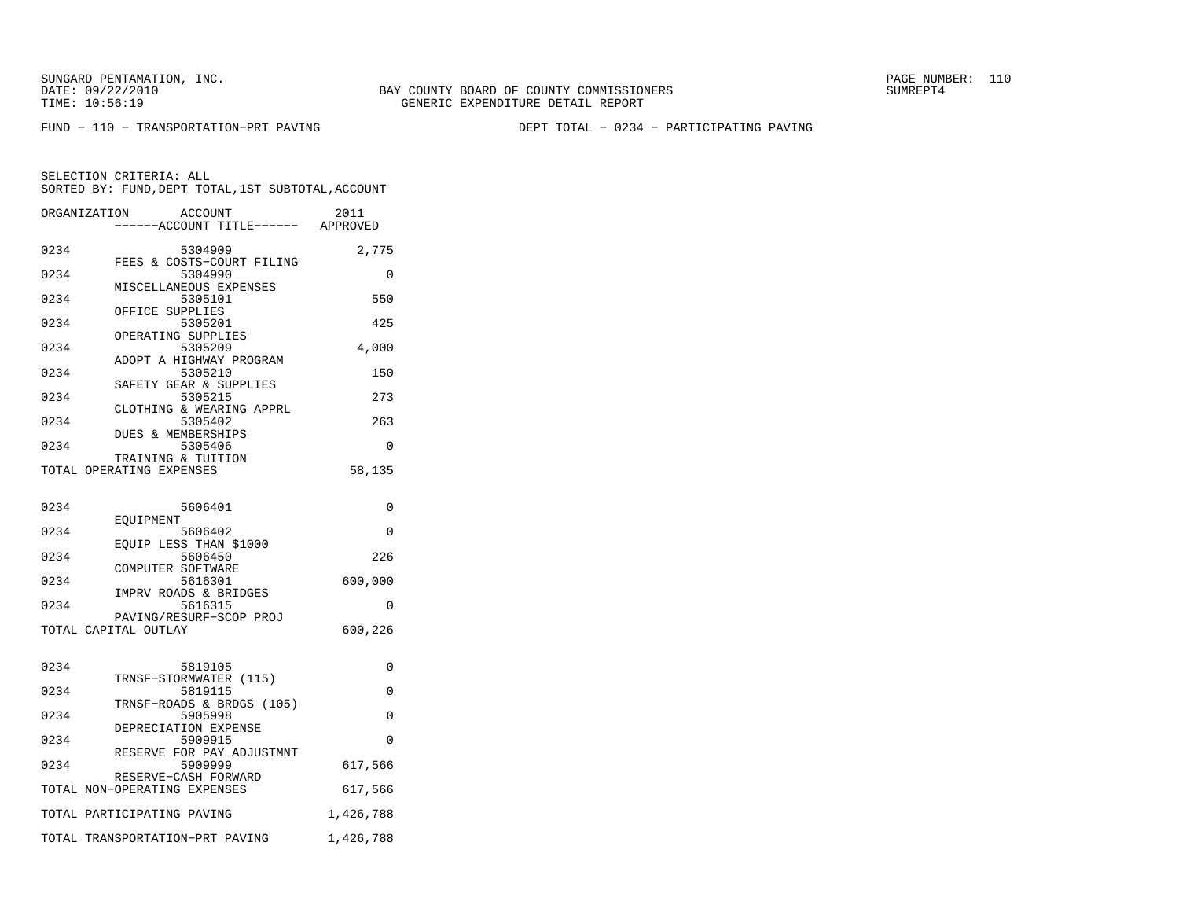SUNGARD PENTAMATION, INC.
DATE: 09/22/2010
TIME: 10:56:19

BAY COUNTY BOARD OF COUNTY COMMISSIONERS
GENERIC EXPENDITURE DETAIL REPORT

SUMREPT4

FUND − 110 − TRANSPORTATION−PRT PAVING

DEPT TOTAL − 0234 − PARTICIPATING PAVING

SELECTION CRITERIA: ALL
SORTED BY: FUND,DEPT TOTAL,1ST SUBTOTAL,ACCOUNT

| ORGANIZATION | ACCOUNT / ------ACCOUNT TITLE------ | 2011 APPROVED |
|---|---|---|
| 0234 | 5304909 FEES & COSTS−COURT FILING | 2,775 |
| 0234 | 5304990 MISCELLANEOUS EXPENSES | 0 |
| 0234 | 5305101 OFFICE SUPPLIES | 550 |
| 0234 | 5305201 OPERATING SUPPLIES | 425 |
| 0234 | 5305209 ADOPT A HIGHWAY PROGRAM | 4,000 |
| 0234 | 5305210 SAFETY GEAR & SUPPLIES | 150 |
| 0234 | 5305215 CLOTHING & WEARING APPRL | 273 |
| 0234 | 5305402 DUES & MEMBERSHIPS | 263 |
| 0234 | 5305406 TRAINING & TUITION | 0 |
| TOTAL OPERATING EXPENSES | | 58,135 |
| 0234 | 5606401 EQUIPMENT | 0 |
| 0234 | 5606402 EQUIP LESS THAN $1000 | 0 |
| 0234 | 5606450 COMPUTER SOFTWARE | 226 |
| 0234 | 5616301 IMPRV ROADS & BRIDGES | 600,000 |
| 0234 | 5616315 PAVING/RESURF−SCOP PROJ | 0 |
| TOTAL CAPITAL OUTLAY | | 600,226 |
| 0234 | 5819105 TRNSF−STORMWATER (115) | 0 |
| 0234 | 5819115 TRNSF−ROADS & BRDGS (105) | 0 |
| 0234 | 5905998 DEPRECIATION EXPENSE | 0 |
| 0234 | 5909915 RESERVE FOR PAY ADJUSTMNT | 0 |
| 0234 | 5909999 RESERVE−CASH FORWARD | 617,566 |
| TOTAL NON−OPERATING EXPENSES | | 617,566 |
| TOTAL PARTICIPATING PAVING | | 1,426,788 |
| TOTAL TRANSPORTATION−PRT PAVING | | 1,426,788 |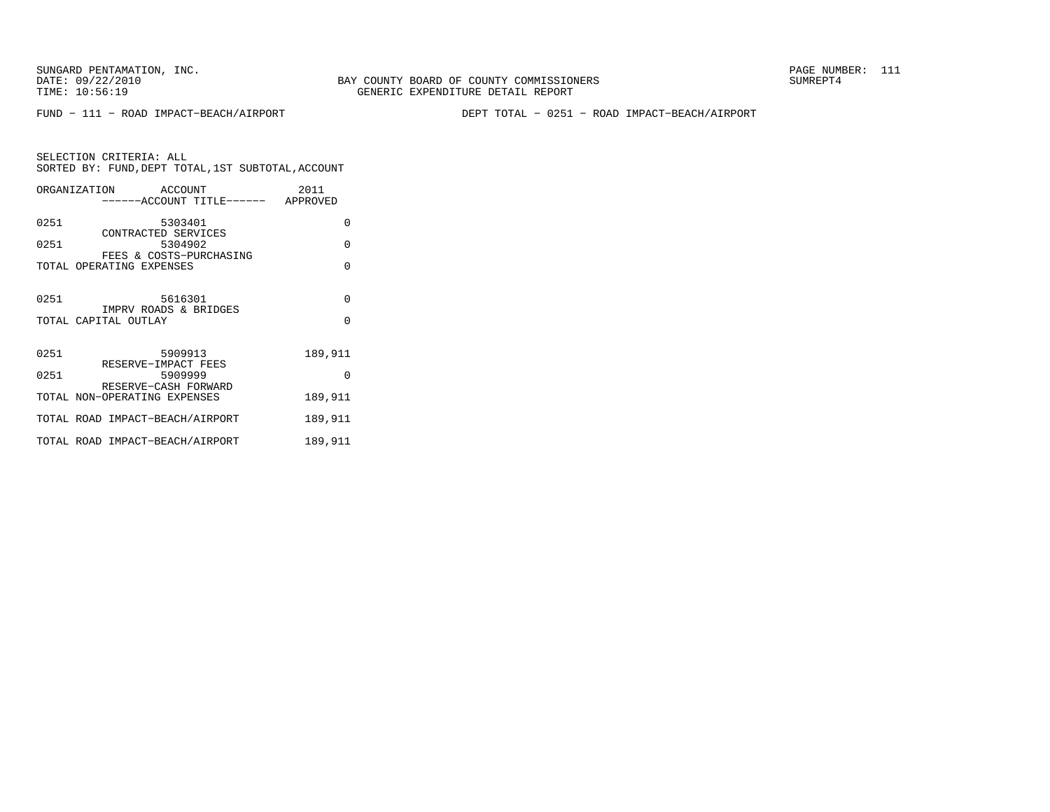BAY COUNTY BOARD OF COUNTY COMMISSIONERS
GENERIC EXPENDITURE DETAIL REPORT

FUND − 111 − ROAD IMPACT−BEACH/AIRPORT

DEPT TOTAL − 0251 − ROAD IMPACT−BEACH/AIRPORT

SELECTION CRITERIA: ALL
SORTED BY: FUND,DEPT TOTAL,1ST SUBTOTAL,ACCOUNT

| ORGANIZATION | ACCOUNT / ------ACCOUNT TITLE------ | 2011 APPROVED |
|---|---|---|
| 0251 | 5303401 CONTRACTED SERVICES | 0 |
| 0251 | 5304902 FEES & COSTS−PURCHASING | 0 |
| TOTAL OPERATING EXPENSES | | 0 |
| 0251 | 5616301 IMPRV ROADS & BRIDGES | 0 |
| TOTAL CAPITAL OUTLAY | | 0 |
| 0251 | 5909913 RESERVE−IMPACT FEES | 189,911 |
| 0251 | 5909999 RESERVE−CASH FORWARD | 0 |
| TOTAL NON−OPERATING EXPENSES | | 189,911 |
| TOTAL ROAD IMPACT−BEACH/AIRPORT | | 189,911 |
| TOTAL ROAD IMPACT−BEACH/AIRPORT | | 189,911 |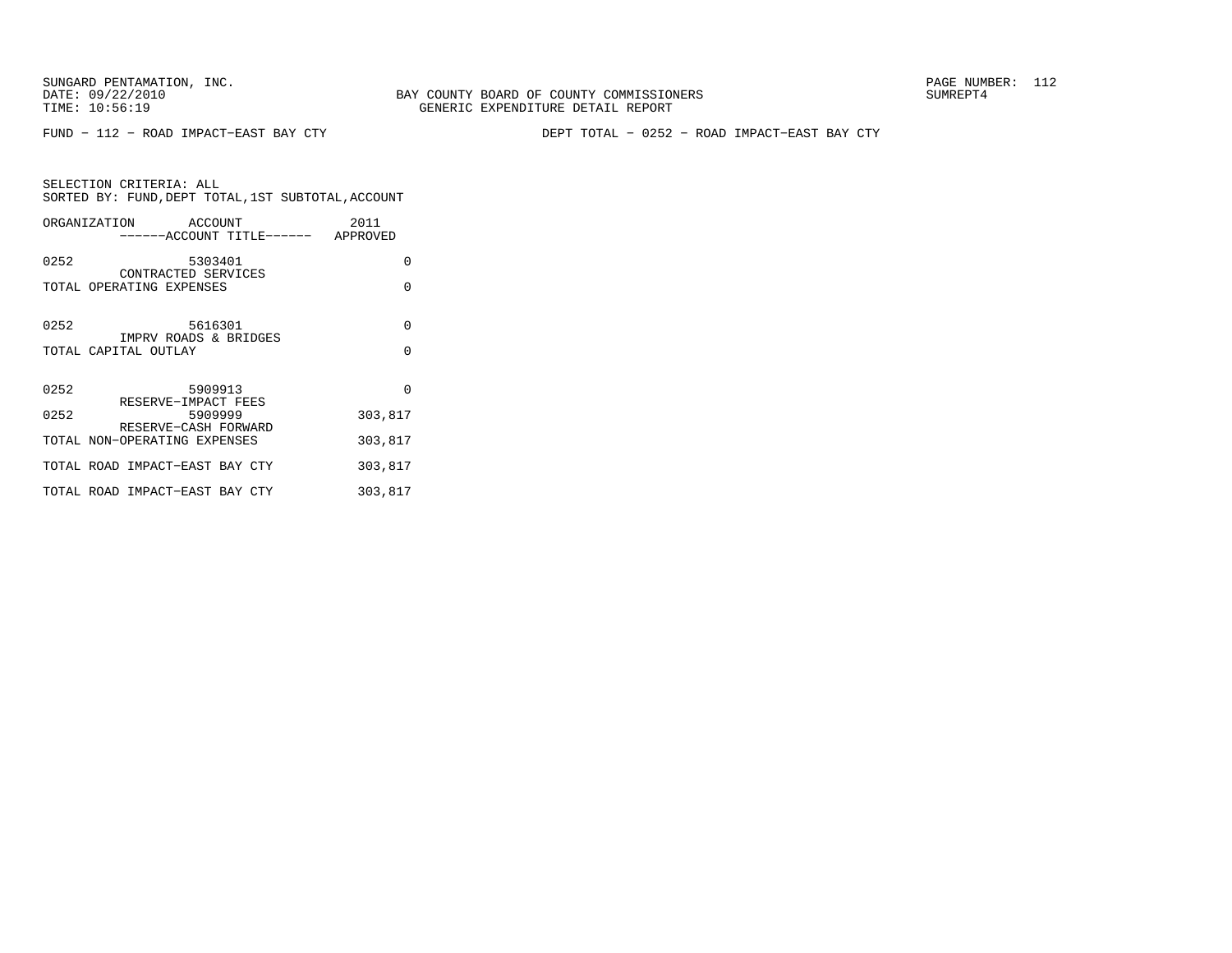SUNGARD PENTAMATION, INC.
DATE: 09/22/2010
TIME: 10:56:19

BAY COUNTY BOARD OF COUNTY COMMISSIONERS
GENERIC EXPENDITURE DETAIL REPORT

SUMREPT4

FUND - 112 - ROAD IMPACT-EAST BAY CTY

DEPT TOTAL - 0252 - ROAD IMPACT-EAST BAY CTY

SELECTION CRITERIA: ALL
SORTED BY: FUND,DEPT TOTAL,1ST SUBTOTAL,ACCOUNT

| ORGANIZATION | ACCOUNT / ------ACCOUNT TITLE------ | 2011 APPROVED |
|---|---|---|
| 0252 | 5303401 CONTRACTED SERVICES | 0 |
| TOTAL OPERATING EXPENSES | | 0 |
| 0252 | 5616301 IMPRV ROADS & BRIDGES | 0 |
| TOTAL CAPITAL OUTLAY | | 0 |
| 0252 | 5909913 RESERVE-IMPACT FEES | 0 |
| 0252 | 5909999 RESERVE-CASH FORWARD | 303,817 |
| TOTAL NON-OPERATING EXPENSES | | 303,817 |
| TOTAL ROAD IMPACT-EAST BAY CTY | | 303,817 |
| TOTAL ROAD IMPACT-EAST BAY CTY | | 303,817 |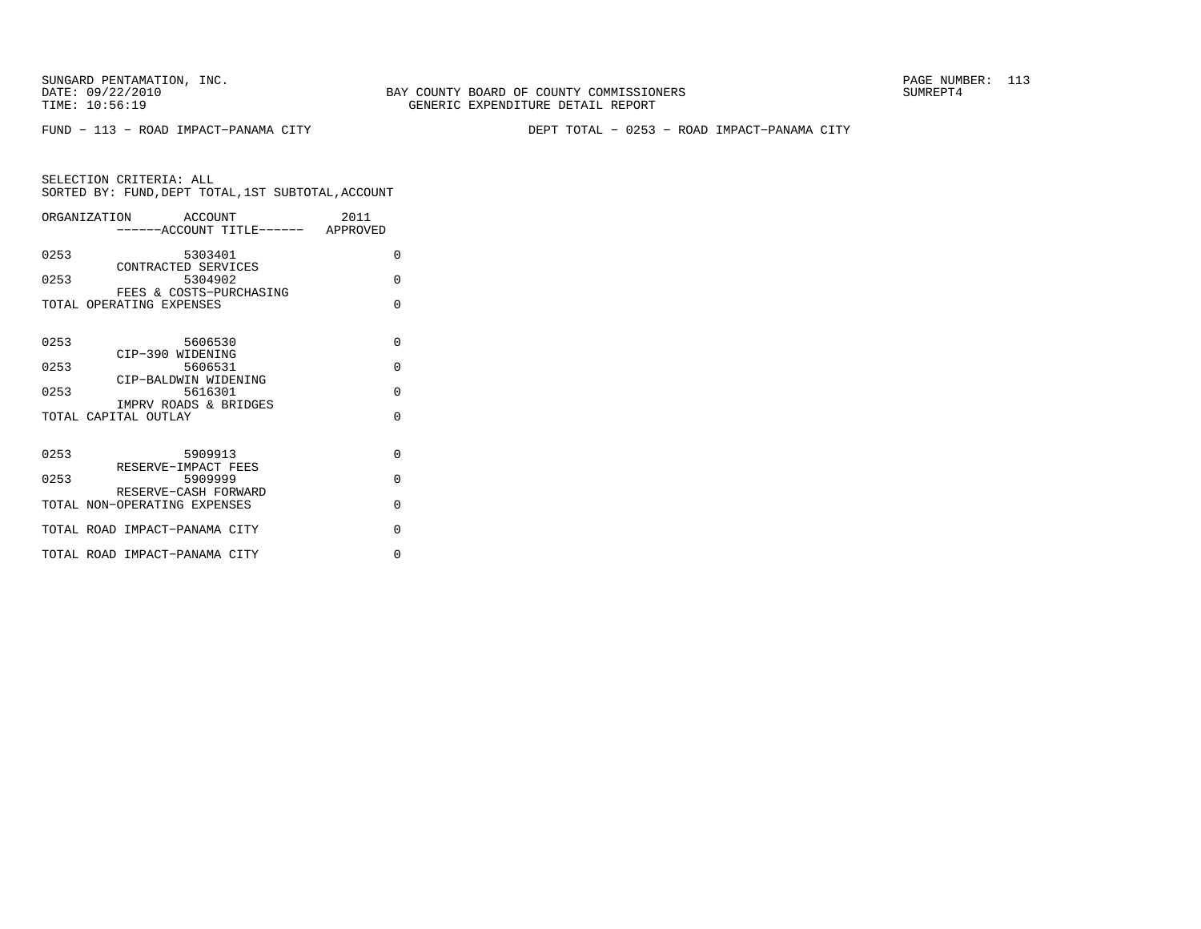BAY COUNTY BOARD OF COUNTY COMMISSIONERS
GENERIC EXPENDITURE DETAIL REPORT

SUNGARD PENTAMATION, INC.
DATE: 09/22/2010
TIME: 10:56:19

PAGE NUMBER: 113
SUMREPT4

FUND − 113 − ROAD IMPACT−PANAMA CITY

DEPT TOTAL − 0253 − ROAD IMPACT−PANAMA CITY

SELECTION CRITERIA: ALL
SORTED BY: FUND,DEPT TOTAL,1ST SUBTOTAL,ACCOUNT

| ORGANIZATION | ACCOUNT<br>------ACCOUNT TITLE------ | 2011<br>APPROVED |
|---|---|---|
| 0253 | 5303401<br>CONTRACTED SERVICES | 0 |
| 0253 | 5304902<br>FEES & COSTS−PURCHASING | 0 |
| TOTAL OPERATING EXPENSES | | 0 |
| 0253 | 5606530<br>CIP−390 WIDENING | 0 |
| 0253 | 5606531<br>CIP−BALDWIN WIDENING | 0 |
| 0253 | 5616301<br>IMPRV ROADS & BRIDGES | 0 |
| TOTAL CAPITAL OUTLAY | | 0 |
| 0253 | 5909913<br>RESERVE−IMPACT FEES | 0 |
| 0253 | 5909999<br>RESERVE−CASH FORWARD | 0 |
| TOTAL NON−OPERATING EXPENSES | | 0 |
| TOTAL ROAD IMPACT−PANAMA CITY | | 0 |
| TOTAL ROAD IMPACT−PANAMA CITY | | 0 |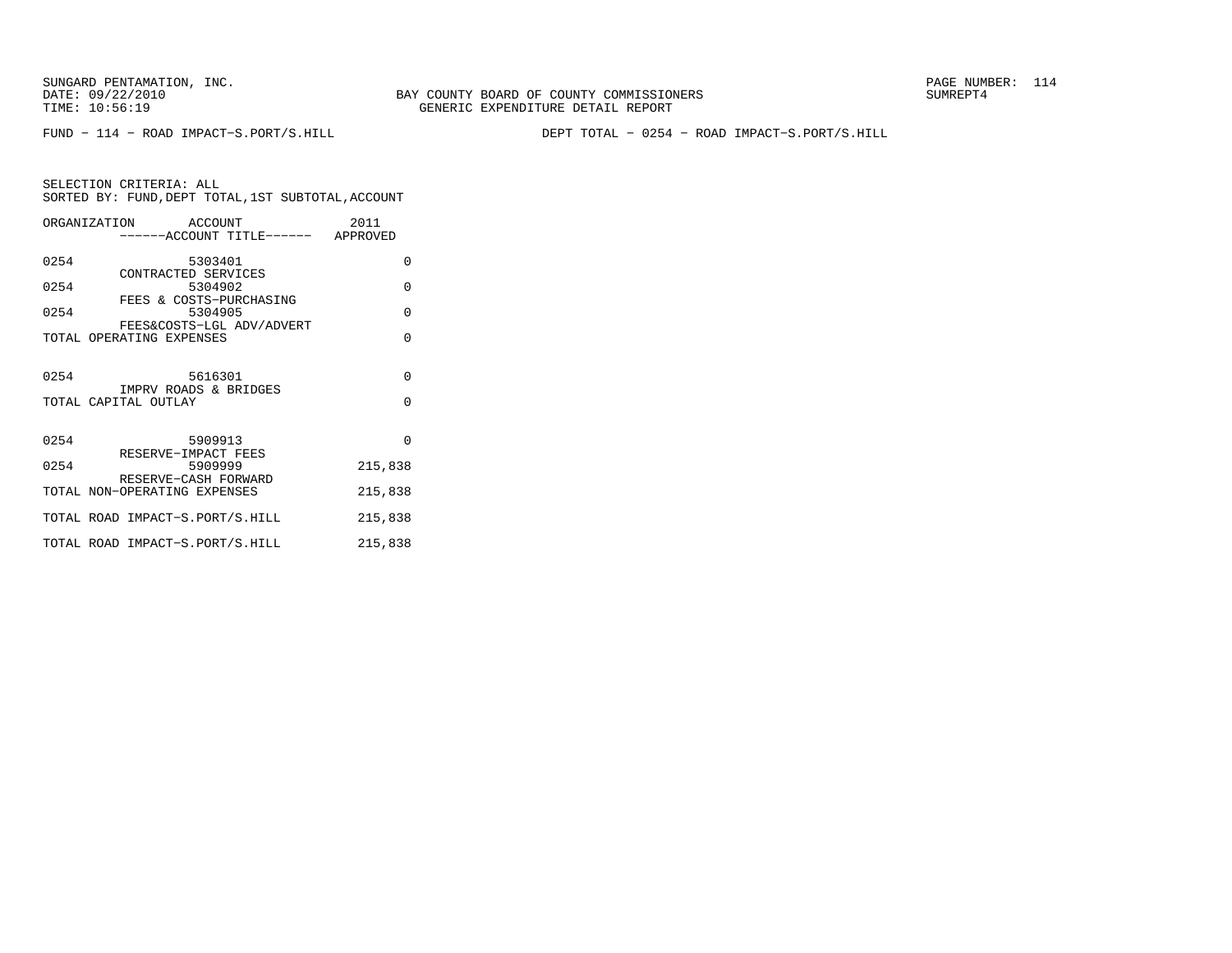SUNGARD PENTAMATION, INC.
DATE: 09/22/2010
TIME: 10:56:19

BAY COUNTY BOARD OF COUNTY COMMISSIONERS
GENERIC EXPENDITURE DETAIL REPORT

SUMREPT4

FUND − 114 − ROAD IMPACT−S.PORT/S.HILL

DEPT TOTAL − 0254 − ROAD IMPACT−S.PORT/S.HILL

SELECTION CRITERIA: ALL
SORTED BY: FUND,DEPT TOTAL,1ST SUBTOTAL,ACCOUNT

| ORGANIZATION | ACCOUNT ------ACCOUNT TITLE------ | 2011 APPROVED |
|---|---|---|
| 0254 | 5303401 CONTRACTED SERVICES | 0 |
| 0254 | 5304902 FEES & COSTS−PURCHASING | 0 |
| 0254 | 5304905 FEES&COSTS−LGL ADV/ADVERT | 0 |
| TOTAL OPERATING EXPENSES | | 0 |
| 0254 | 5616301 IMPRV ROADS & BRIDGES | 0 |
| TOTAL CAPITAL OUTLAY | | 0 |
| 0254 | 5909913 RESERVE−IMPACT FEES | 0 |
| 0254 | 5909999 RESERVE−CASH FORWARD | 215,838 |
| TOTAL NON−OPERATING EXPENSES | | 215,838 |
| TOTAL ROAD IMPACT−S.PORT/S.HILL | | 215,838 |
| TOTAL ROAD IMPACT−S.PORT/S.HILL | | 215,838 |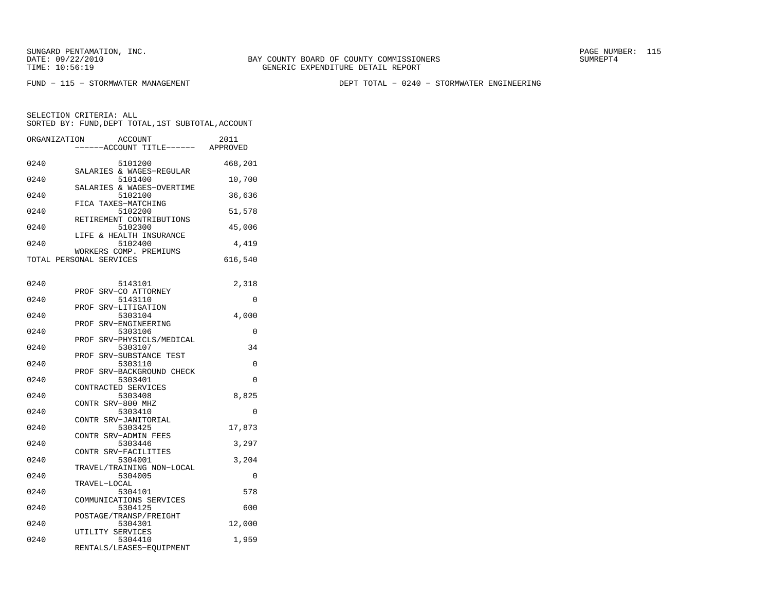SUNGARD PENTAMATION, INC.
DATE: 09/22/2010
TIME: 10:56:19

BAY COUNTY BOARD OF COUNTY COMMISSIONERS
GENERIC EXPENDITURE DETAIL REPORT

SUMREPT4

FUND - 115 - STORMWATER MANAGEMENT

DEPT TOTAL - 0240 - STORMWATER ENGINEERING

SELECTION CRITERIA: ALL
SORTED BY: FUND,DEPT TOTAL,1ST SUBTOTAL,ACCOUNT

| ORGANIZATION | ACCOUNT / ------ACCOUNT TITLE------ | 2011 APPROVED |
|---|---|---|
| 0240 | 5101200 SALARIES & WAGES-REGULAR | 468,201 |
| 0240 | 5101400 SALARIES & WAGES-OVERTIME | 10,700 |
| 0240 | 5102100 FICA TAXES-MATCHING | 36,636 |
| 0240 | 5102200 RETIREMENT CONTRIBUTIONS | 51,578 |
| 0240 | 5102300 LIFE & HEALTH INSURANCE | 45,006 |
| 0240 | 5102400 WORKERS COMP. PREMIUMS | 4,419 |
| TOTAL PERSONAL SERVICES | | 616,540 |
| 0240 | 5143101 PROF SRV-CO ATTORNEY | 2,318 |
| 0240 | 5143110 PROF SRV-LITIGATION | 0 |
| 0240 | 5303104 PROF SRV-ENGINEERING | 4,000 |
| 0240 | 5303106 PROF SRV-PHYSICLS/MEDICAL | 0 |
| 0240 | 5303107 PROF SRV-SUBSTANCE TEST | 34 |
| 0240 | 5303110 PROF SRV-BACKGROUND CHECK | 0 |
| 0240 | 5303401 CONTRACTED SERVICES | 0 |
| 0240 | 5303408 CONTR SRV-800 MHZ | 8,825 |
| 0240 | 5303410 CONTR SRV-JANITORIAL | 0 |
| 0240 | 5303425 CONTR SRV-ADMIN FEES | 17,873 |
| 0240 | 5303446 CONTR SRV-FACILITIES | 3,297 |
| 0240 | 5304001 TRAVEL/TRAINING NON-LOCAL | 3,204 |
| 0240 | 5304005 TRAVEL-LOCAL | 0 |
| 0240 | 5304101 COMMUNICATIONS SERVICES | 578 |
| 0240 | 5304125 POSTAGE/TRANSP/FREIGHT | 600 |
| 0240 | 5304301 UTILITY SERVICES | 12,000 |
| 0240 | 5304410 RENTALS/LEASES-EQUIPMENT | 1,959 |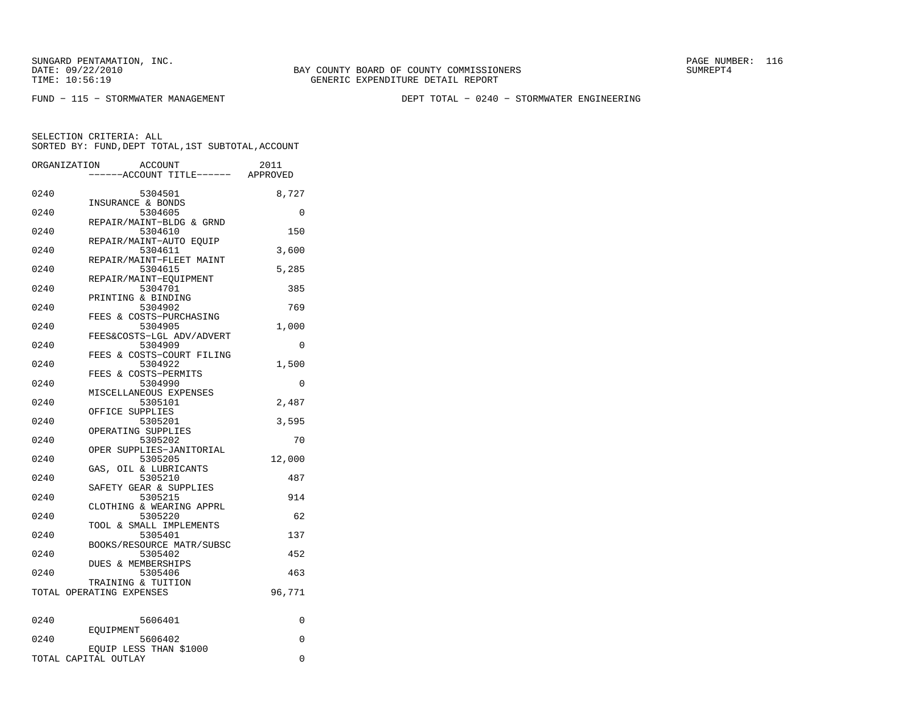SUNGARD PENTAMATION, INC.
DATE: 09/22/2010
TIME: 10:56:19

BAY COUNTY BOARD OF COUNTY COMMISSIONERS
GENERIC EXPENDITURE DETAIL REPORT

SUMREPT4

FUND − 115 − STORMWATER MANAGEMENT

DEPT TOTAL − 0240 − STORMWATER ENGINEERING

SELECTION CRITERIA: ALL
SORTED BY: FUND,DEPT TOTAL,1ST SUBTOTAL,ACCOUNT

| ORGANIZATION | ACCOUNT<br>------ACCOUNT TITLE------ | 2011<br>APPROVED |
|---|---|---|
| 0240 | 5304501<br>INSURANCE & BONDS | 8,727 |
| 0240 | 5304605<br>REPAIR/MAINT−BLDG & GRND | 0 |
| 0240 | 5304610<br>REPAIR/MAINT−AUTO EQUIP | 150 |
| 0240 | 5304611<br>REPAIR/MAINT−FLEET MAINT | 3,600 |
| 0240 | 5304615<br>REPAIR/MAINT−EQUIPMENT | 5,285 |
| 0240 | 5304701<br>PRINTING & BINDING | 385 |
| 0240 | 5304902<br>FEES & COSTS−PURCHASING | 769 |
| 0240 | 5304905<br>FEES&COSTS−LGL ADV/ADVERT | 1,000 |
| 0240 | 5304909<br>FEES & COSTS−COURT FILING | 0 |
| 0240 | 5304922<br>FEES & COSTS−PERMITS | 1,500 |
| 0240 | 5304990<br>MISCELLANEOUS EXPENSES | 0 |
| 0240 | 5305101<br>OFFICE SUPPLIES | 2,487 |
| 0240 | 5305201<br>OPERATING SUPPLIES | 3,595 |
| 0240 | 5305202<br>OPER SUPPLIES−JANITORIAL | 70 |
| 0240 | 5305205<br>GAS, OIL & LUBRICANTS | 12,000 |
| 0240 | 5305210<br>SAFETY GEAR & SUPPLIES | 487 |
| 0240 | 5305215<br>CLOTHING & WEARING APPRL | 914 |
| 0240 | 5305220<br>TOOL & SMALL IMPLEMENTS | 62 |
| 0240 | 5305401<br>BOOKS/RESOURCE MATR/SUBSC | 137 |
| 0240 | 5305402<br>DUES & MEMBERSHIPS | 452 |
| 0240 | 5305406<br>TRAINING & TUITION | 463 |
| TOTAL OPERATING EXPENSES | | 96,771 |
| 0240 | 5606401<br>EQUIPMENT | 0 |
| 0240 | 5606402<br>EQUIP LESS THAN $1000 | 0 |
| TOTAL CAPITAL OUTLAY | | 0 |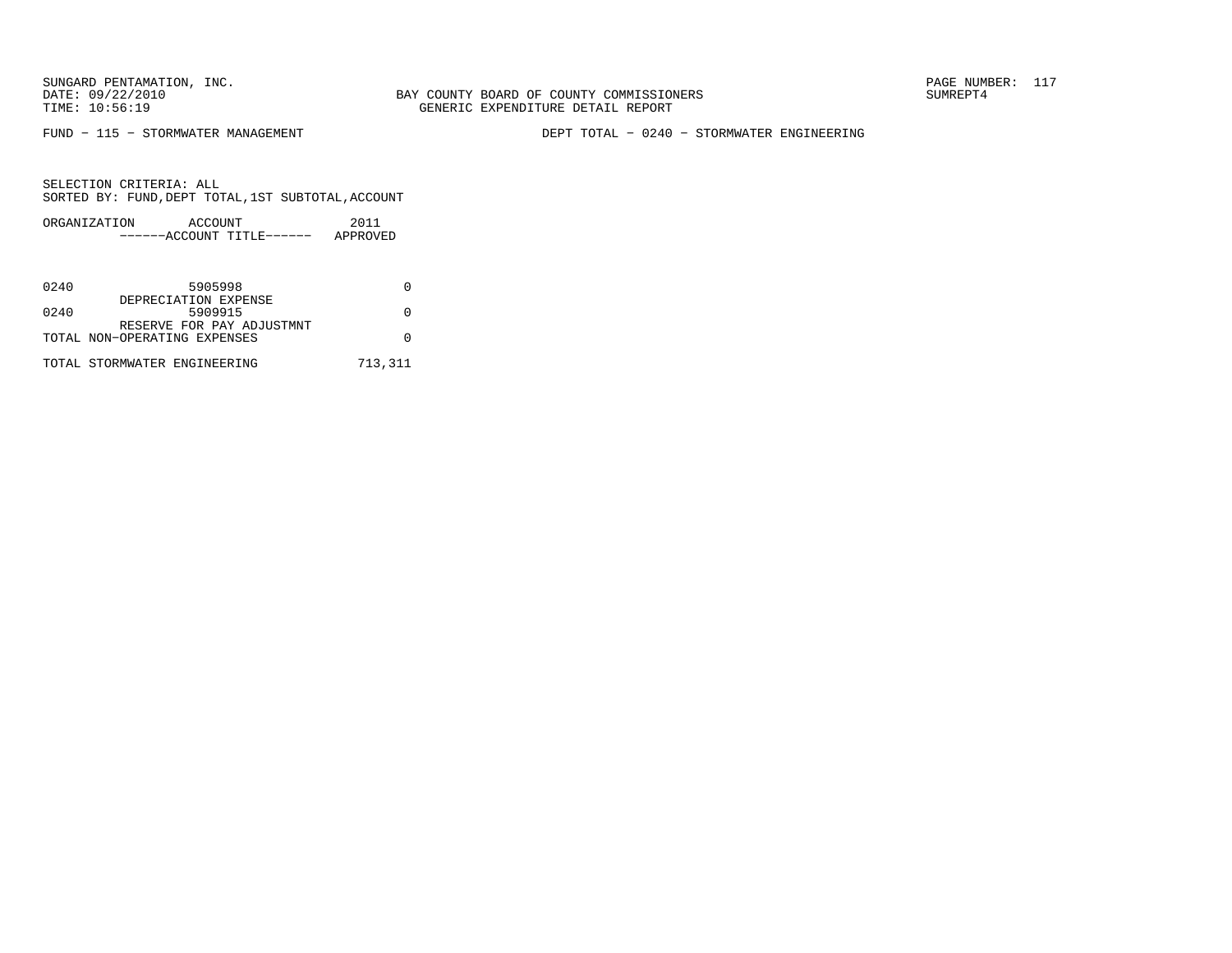SUNGARD PENTAMATION, INC.
DATE: 09/22/2010
TIME: 10:56:19

BAY COUNTY BOARD OF COUNTY COMMISSIONERS
GENERIC EXPENDITURE DETAIL REPORT

SUMREPT4

FUND − 115 − STORMWATER MANAGEMENT

DEPT TOTAL − 0240 − STORMWATER ENGINEERING

SELECTION CRITERIA: ALL
SORTED BY: FUND,DEPT TOTAL,1ST SUBTOTAL,ACCOUNT

| ORGANIZATION | ACCOUNT<br>------ACCOUNT TITLE------ | 2011<br>APPROVED |
|---|---|---|
| 0240 | 5905998<br>DEPRECIATION EXPENSE | 0 |
| 0240 | 5909915<br>RESERVE FOR PAY ADJUSTMNT | 0 |
| TOTAL NON−OPERATING EXPENSES | | 0 |
| TOTAL STORMWATER ENGINEERING | | 713,311 |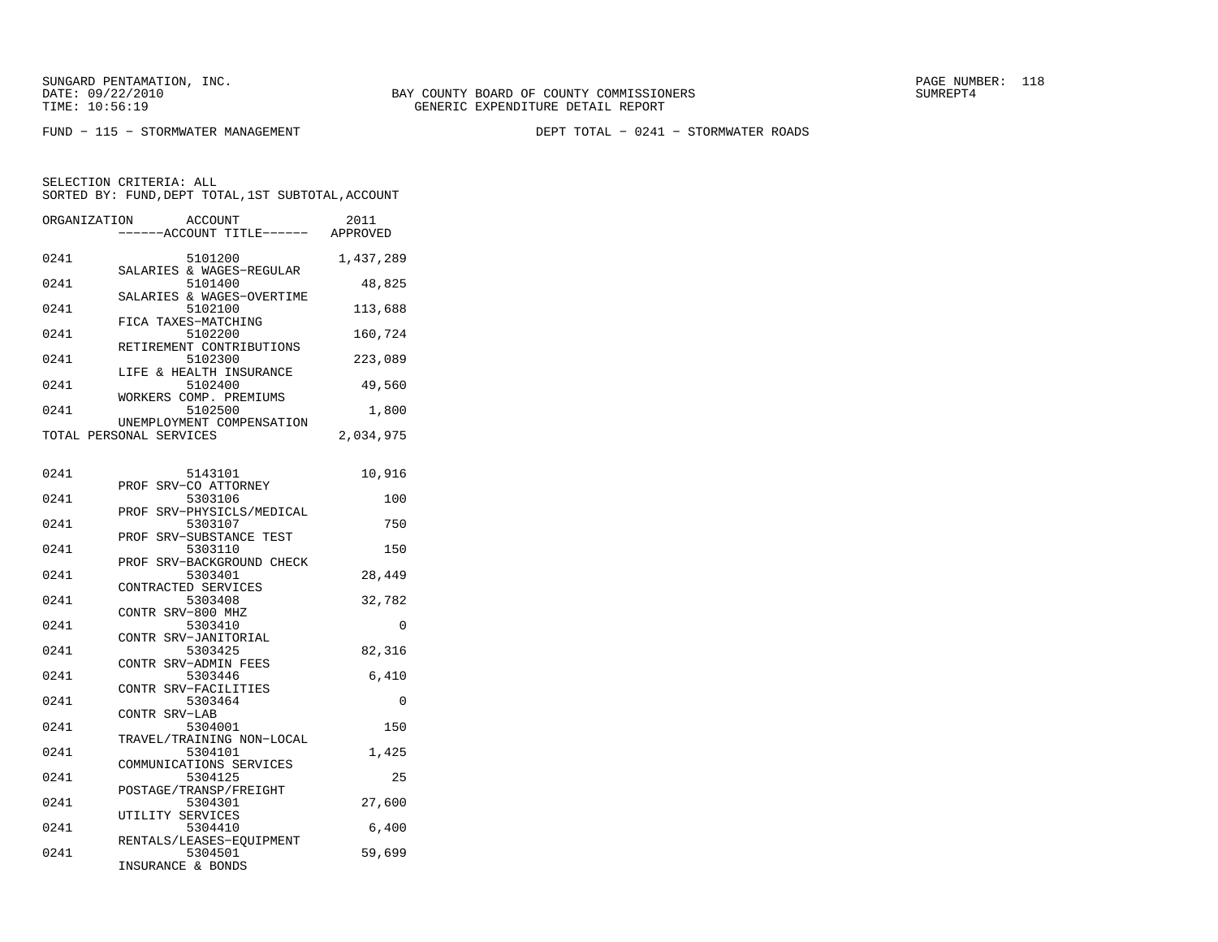SUNGARD PENTAMATION, INC.
DATE: 09/22/2010
TIME: 10:56:19

BAY COUNTY BOARD OF COUNTY COMMISSIONERS
GENERIC EXPENDITURE DETAIL REPORT

PAGE NUMBER: 118
SUMREPT4

FUND - 115 - STORMWATER MANAGEMENT

DEPT TOTAL - 0241 - STORMWATER ROADS

SELECTION CRITERIA: ALL
SORTED BY: FUND,DEPT TOTAL,1ST SUBTOTAL,ACCOUNT

| ORGANIZATION | ACCOUNT / ------ACCOUNT TITLE------ | 2011 APPROVED |
|---|---|---|
| 0241 | 5101200 SALARIES & WAGES-REGULAR | 1,437,289 |
| 0241 | 5101400 SALARIES & WAGES-OVERTIME | 48,825 |
| 0241 | 5102100 FICA TAXES-MATCHING | 113,688 |
| 0241 | 5102200 RETIREMENT CONTRIBUTIONS | 160,724 |
| 0241 | 5102300 LIFE & HEALTH INSURANCE | 223,089 |
| 0241 | 5102400 WORKERS COMP. PREMIUMS | 49,560 |
| 0241 | 5102500 UNEMPLOYMENT COMPENSATION | 1,800 |
| TOTAL PERSONAL SERVICES | | 2,034,975 |
| 0241 | 5143101 PROF SRV-CO ATTORNEY | 10,916 |
| 0241 | 5303106 PROF SRV-PHYSICLS/MEDICAL | 100 |
| 0241 | 5303107 PROF SRV-SUBSTANCE TEST | 750 |
| 0241 | 5303110 PROF SRV-BACKGROUND CHECK | 150 |
| 0241 | 5303401 CONTRACTED SERVICES | 28,449 |
| 0241 | 5303408 CONTR SRV-800 MHZ | 32,782 |
| 0241 | 5303410 CONTR SRV-JANITORIAL | 0 |
| 0241 | 5303425 CONTR SRV-ADMIN FEES | 82,316 |
| 0241 | 5303446 CONTR SRV-FACILITIES | 6,410 |
| 0241 | 5303464 CONTR SRV-LAB | 0 |
| 0241 | 5304001 TRAVEL/TRAINING NON-LOCAL | 150 |
| 0241 | 5304101 COMMUNICATIONS SERVICES | 1,425 |
| 0241 | 5304125 POSTAGE/TRANSP/FREIGHT | 25 |
| 0241 | 5304301 UTILITY SERVICES | 27,600 |
| 0241 | 5304410 RENTALS/LEASES-EQUIPMENT | 6,400 |
| 0241 | 5304501 INSURANCE & BONDS | 59,699 |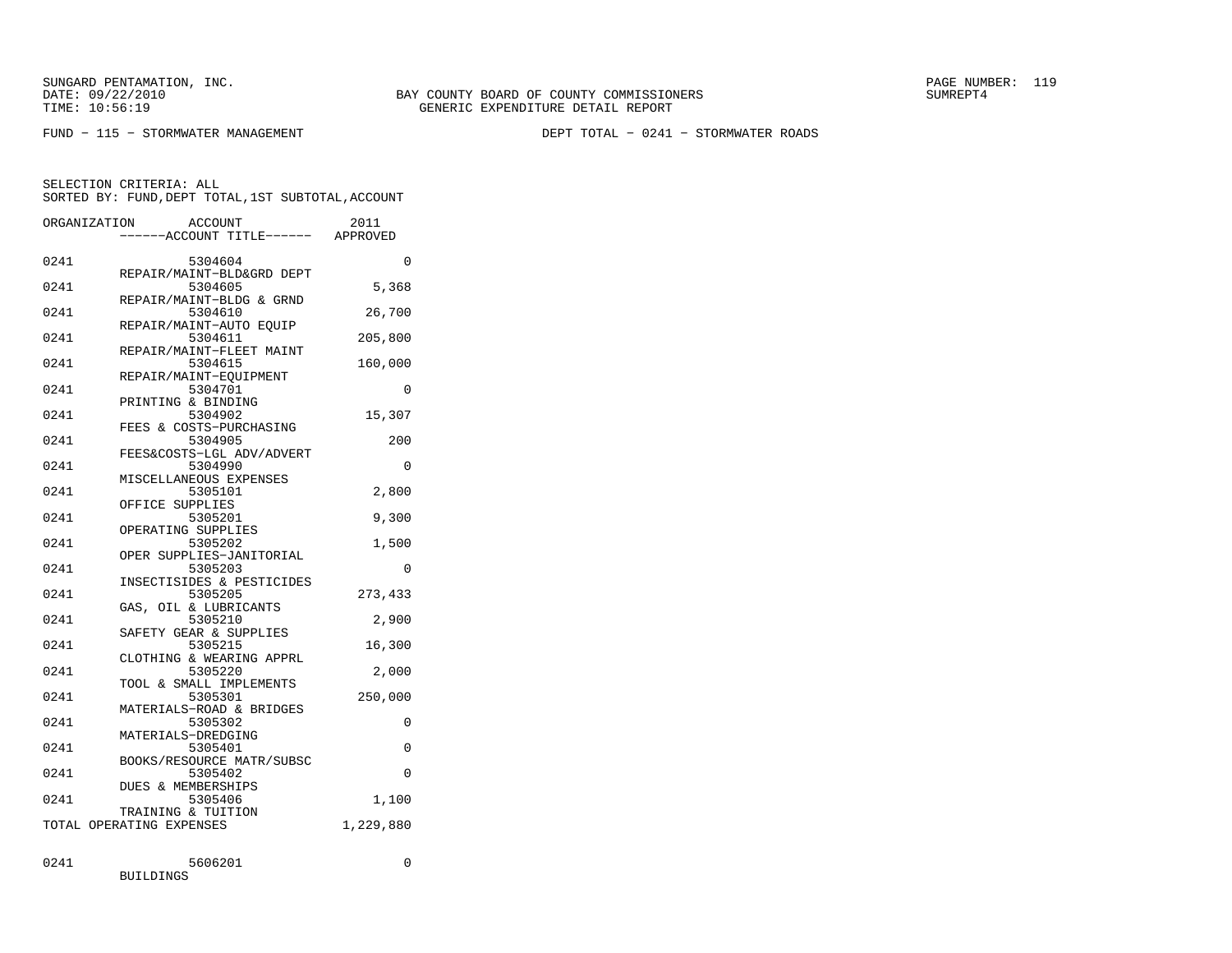SUNGARD PENTAMATION, INC.
DATE: 09/22/2010
TIME: 10:56:19

BAY COUNTY BOARD OF COUNTY COMMISSIONERS
GENERIC EXPENDITURE DETAIL REPORT

SUMREPT4

FUND − 115 − STORMWATER MANAGEMENT

DEPT TOTAL − 0241 − STORMWATER ROADS

SELECTION CRITERIA: ALL
SORTED BY: FUND,DEPT TOTAL,1ST SUBTOTAL,ACCOUNT

| ORGANIZATION | ACCOUNT / ------ACCOUNT TITLE------ | 2011 APPROVED |
|---|---|---|
| 0241 | 5304604 REPAIR/MAINT−BLD&GRD DEPT | 0 |
| 0241 | 5304605 REPAIR/MAINT−BLDG & GRND | 5,368 |
| 0241 | 5304610 REPAIR/MAINT−AUTO EQUIP | 26,700 |
| 0241 | 5304611 REPAIR/MAINT−FLEET MAINT | 205,800 |
| 0241 | 5304615 REPAIR/MAINT−EQUIPMENT | 160,000 |
| 0241 | 5304701 PRINTING & BINDING | 0 |
| 0241 | 5304902 FEES & COSTS−PURCHASING | 15,307 |
| 0241 | 5304905 FEES&COSTS−LGL ADV/ADVERT | 200 |
| 0241 | 5304990 MISCELLANEOUS EXPENSES | 0 |
| 0241 | 5305101 OFFICE SUPPLIES | 2,800 |
| 0241 | 5305201 OPERATING SUPPLIES | 9,300 |
| 0241 | 5305202 OPER SUPPLIES−JANITORIAL | 1,500 |
| 0241 | 5305203 INSECTISIDES & PESTICIDES | 0 |
| 0241 | 5305205 GAS, OIL & LUBRICANTS | 273,433 |
| 0241 | 5305210 SAFETY GEAR & SUPPLIES | 2,900 |
| 0241 | 5305215 CLOTHING & WEARING APPRL | 16,300 |
| 0241 | 5305220 TOOL & SMALL IMPLEMENTS | 2,000 |
| 0241 | 5305301 MATERIALS−ROAD & BRIDGES | 250,000 |
| 0241 | 5305302 MATERIALS−DREDGING | 0 |
| 0241 | 5305401 BOOKS/RESOURCE MATR/SUBSC | 0 |
| 0241 | 5305402 DUES & MEMBERSHIPS | 0 |
| 0241 | 5305406 TRAINING & TUITION | 1,100 |
| TOTAL OPERATING EXPENSES | | 1,229,880 |
| 0241 | 5606201 BUILDINGS | 0 |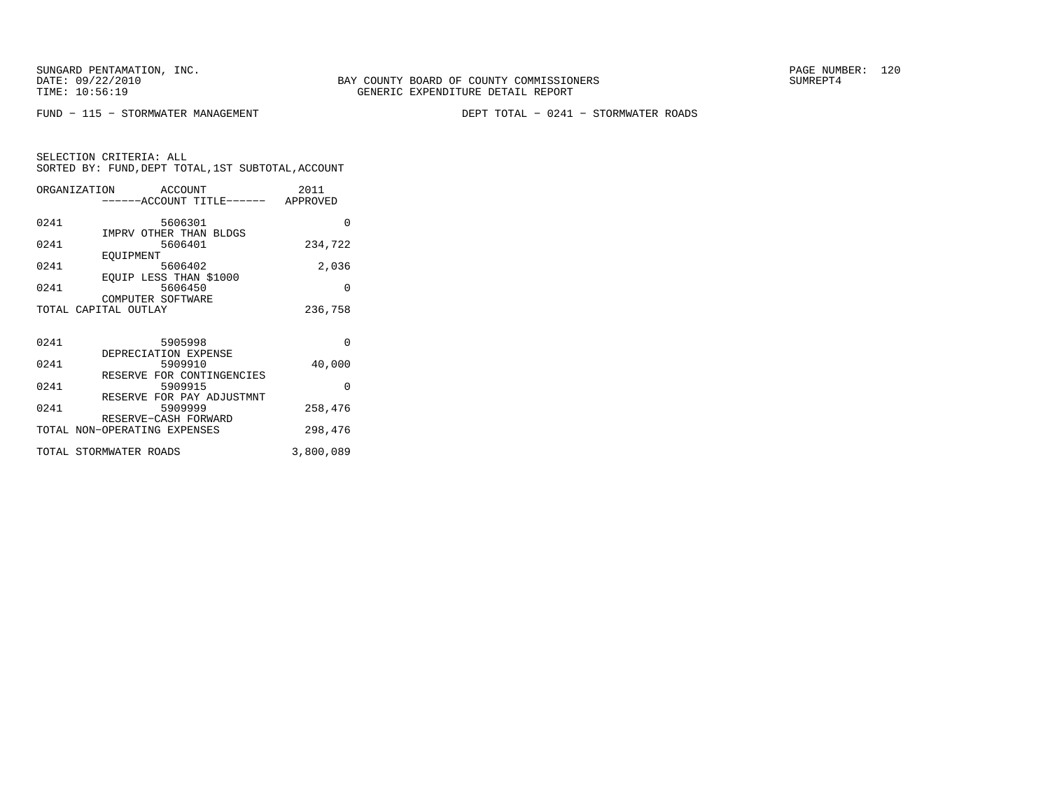BAY COUNTY BOARD OF COUNTY COMMISSIONERS
GENERIC EXPENDITURE DETAIL REPORT

SUNGARD PENTAMATION, INC.
DATE: 09/22/2010
TIME: 10:56:19

SUMREPT4

FUND − 115 − STORMWATER MANAGEMENT

DEPT TOTAL − 0241 − STORMWATER ROADS

SELECTION CRITERIA: ALL
SORTED BY: FUND,DEPT TOTAL,1ST SUBTOTAL,ACCOUNT

| ORGANIZATION | ACCOUNT / ACCOUNT TITLE | 2011 APPROVED |
|---|---|---|
| 0241 | 5606301 IMPRV OTHER THAN BLDGS | 0 |
| 0241 | 5606401 EQUIPMENT | 234,722 |
| 0241 | 5606402 EQUIP LESS THAN $1000 | 2,036 |
| 0241 | 5606450 COMPUTER SOFTWARE | 0 |
| TOTAL CAPITAL OUTLAY | | 236,758 |
| 0241 | 5905998 DEPRECIATION EXPENSE | 0 |
| 0241 | 5909910 RESERVE FOR CONTINGENCIES | 40,000 |
| 0241 | 5909915 RESERVE FOR PAY ADJUSTMNT | 0 |
| 0241 | 5909999 RESERVE−CASH FORWARD | 258,476 |
| TOTAL NON−OPERATING EXPENSES | | 298,476 |
| TOTAL STORMWATER ROADS | | 3,800,089 |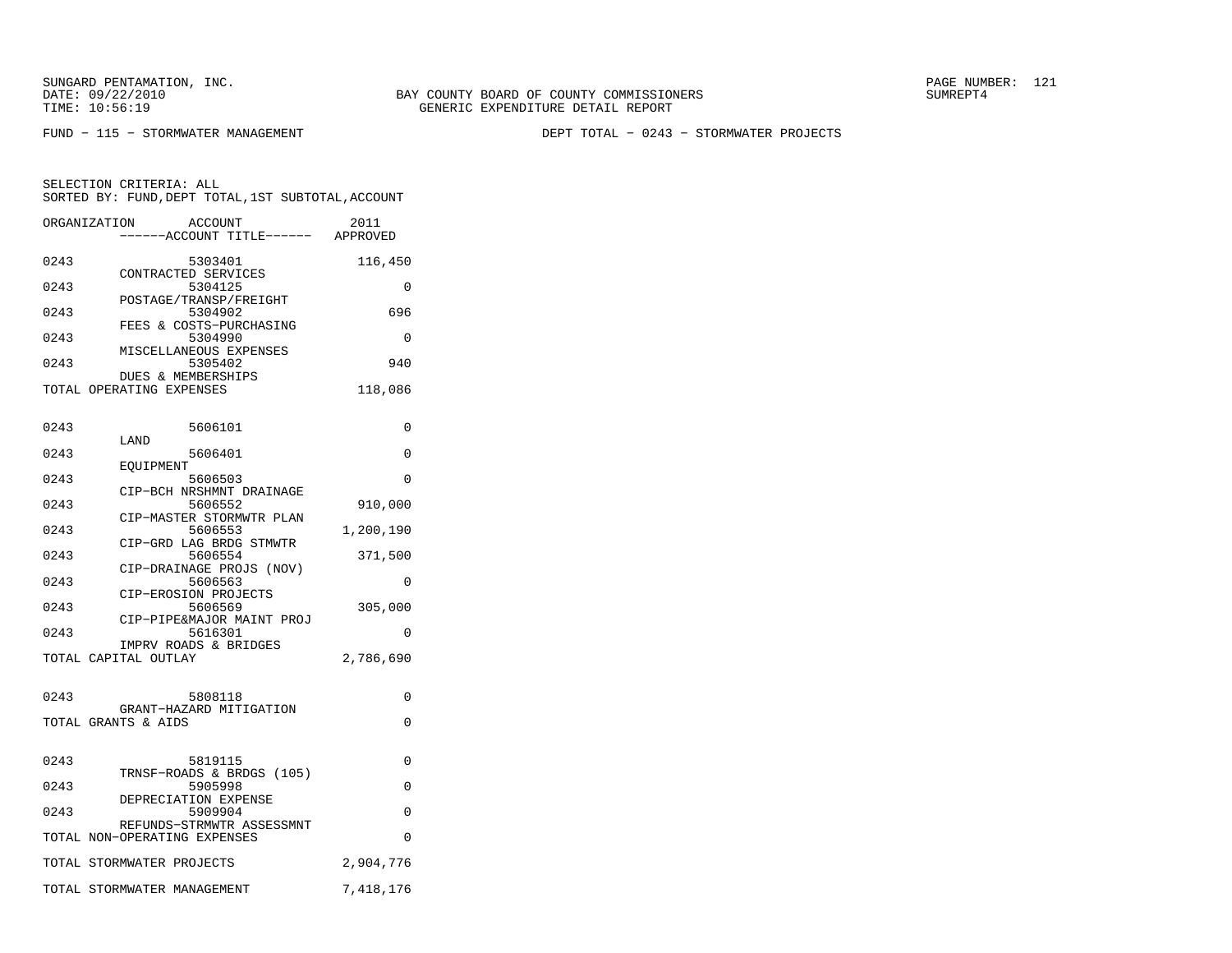SUNGARD PENTAMATION, INC.
DATE: 09/22/2010
TIME: 10:56:19

BAY COUNTY BOARD OF COUNTY COMMISSIONERS
GENERIC EXPENDITURE DETAIL REPORT

SUMREPT4

FUND - 115 - STORMWATER MANAGEMENT

DEPT TOTAL - 0243 - STORMWATER PROJECTS

SELECTION CRITERIA: ALL
SORTED BY: FUND,DEPT TOTAL,1ST SUBTOTAL,ACCOUNT

| ORGANIZATION | ACCOUNT ------ACCOUNT TITLE------ | 2011 APPROVED |
|---|---|---|
| 0243 | 5303401 CONTRACTED SERVICES | 116,450 |
| 0243 | 5304125 POSTAGE/TRANSP/FREIGHT | 0 |
| 0243 | 5304902 FEES & COSTS-PURCHASING | 696 |
| 0243 | 5304990 MISCELLANEOUS EXPENSES | 0 |
| 0243 | 5305402 DUES & MEMBERSHIPS | 940 |
| TOTAL OPERATING EXPENSES | | 118,086 |
| 0243 | 5606101 LAND | 0 |
| 0243 | 5606401 EQUIPMENT | 0 |
| 0243 | 5606503 CIP-BCH NRSHMNT DRAINAGE | 0 |
| 0243 | 5606552 CIP-MASTER STORMWTR PLAN | 910,000 |
| 0243 | 5606553 CIP-GRD LAG BRDG STMWTR | 1,200,190 |
| 0243 | 5606554 CIP-DRAINAGE PROJS (NOV) | 371,500 |
| 0243 | 5606563 CIP-EROSION PROJECTS | 0 |
| 0243 | 5606569 CIP-PIPE&MAJOR MAINT PROJ | 305,000 |
| 0243 | 5616301 IMPRV ROADS & BRIDGES | 0 |
| TOTAL CAPITAL OUTLAY | | 2,786,690 |
| 0243 | 5808118 GRANT-HAZARD MITIGATION | 0 |
| TOTAL GRANTS & AIDS | | 0 |
| 0243 | 5819115 TRNSF-ROADS & BRDGS (105) | 0 |
| 0243 | 5905998 DEPRECIATION EXPENSE | 0 |
| 0243 | 5909904 REFUNDS-STRMWTR ASSESSMNT | 0 |
| TOTAL NON-OPERATING EXPENSES | | 0 |
| TOTAL STORMWATER PROJECTS | | 2,904,776 |
| TOTAL STORMWATER MANAGEMENT | | 7,418,176 |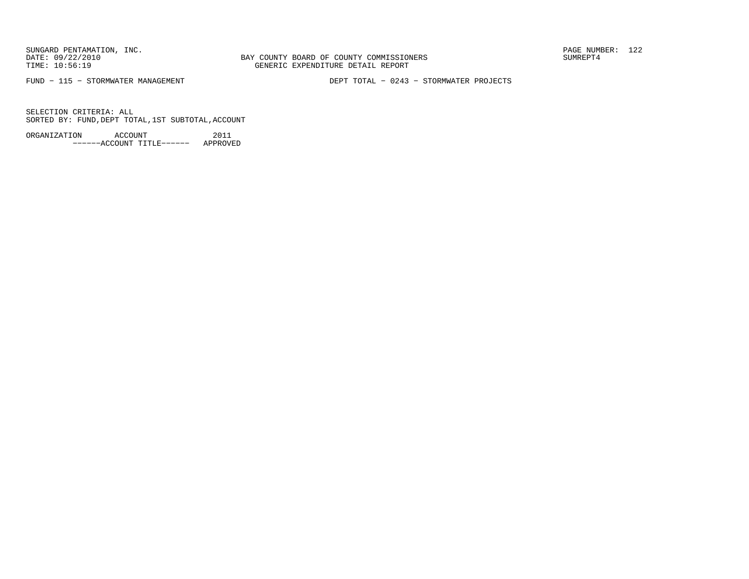FUND - 115 - STORMWATER MANAGEMENT　　　　DEPT TOTAL - 0243 - STORMWATER PROJECTS

SELECTION CRITERIA: ALL
SORTED BY: FUND,DEPT TOTAL,1ST SUBTOTAL,ACCOUNT

| ORGANIZATION | ACCOUNT<br>------ACCOUNT TITLE------ | 2011<br>APPROVED |
|---|---|---|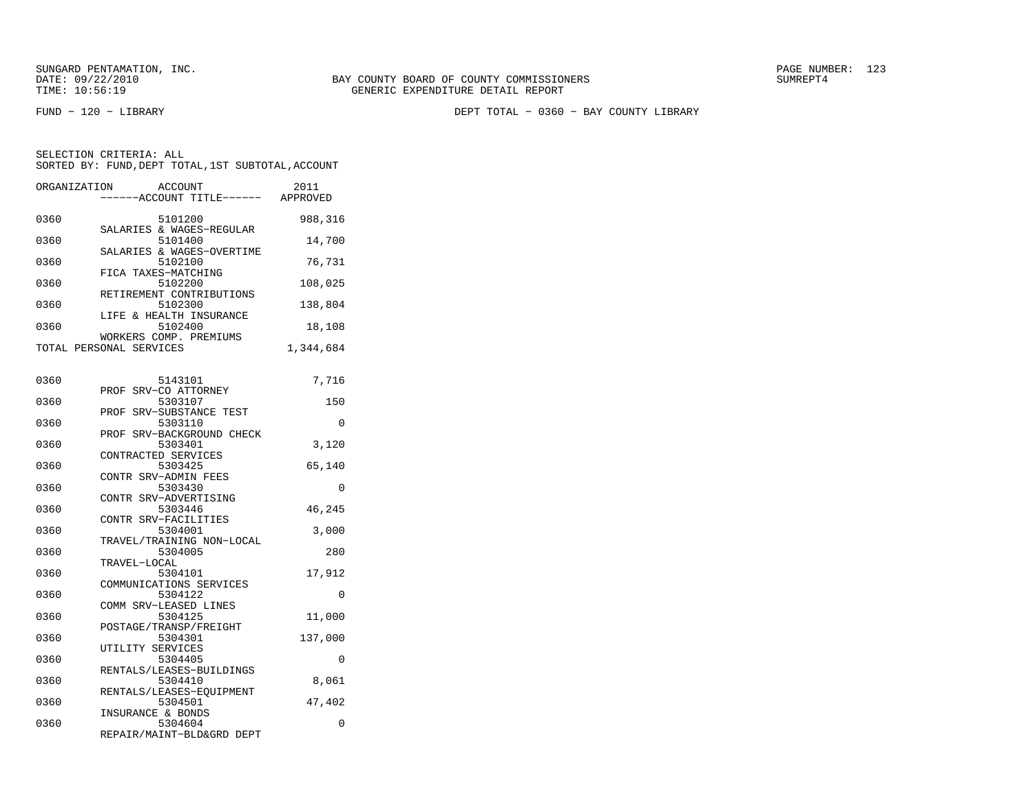SUNGARD PENTAMATION, INC.
DATE: 09/22/2010
TIME: 10:56:19

BAY COUNTY BOARD OF COUNTY COMMISSIONERS
GENERIC EXPENDITURE DETAIL REPORT

SUMREPT4

FUND - 120 - LIBRARY

DEPT TOTAL - 0360 - BAY COUNTY LIBRARY

SELECTION CRITERIA: ALL
SORTED BY: FUND,DEPT TOTAL,1ST SUBTOTAL,ACCOUNT

| ORGANIZATION | ACCOUNT / ACCOUNT TITLE | 2011 APPROVED |
|---|---|---|
| 0360 | 5101200 SALARIES & WAGES-REGULAR | 988,316 |
| 0360 | 5101400 SALARIES & WAGES-OVERTIME | 14,700 |
| 0360 | 5102100 FICA TAXES-MATCHING | 76,731 |
| 0360 | 5102200 RETIREMENT CONTRIBUTIONS | 108,025 |
| 0360 | 5102300 LIFE & HEALTH INSURANCE | 138,804 |
| 0360 | 5102400 WORKERS COMP. PREMIUMS | 18,108 |
| TOTAL PERSONAL SERVICES | | 1,344,684 |
| 0360 | 5143101 PROF SRV-CO ATTORNEY | 7,716 |
| 0360 | 5303107 PROF SRV-SUBSTANCE TEST | 150 |
| 0360 | 5303110 PROF SRV-BACKGROUND CHECK | 0 |
| 0360 | 5303401 CONTRACTED SERVICES | 3,120 |
| 0360 | 5303425 CONTR SRV-ADMIN FEES | 65,140 |
| 0360 | 5303430 CONTR SRV-ADVERTISING | 0 |
| 0360 | 5303446 CONTR SRV-FACILITIES | 46,245 |
| 0360 | 5304001 TRAVEL/TRAINING NON-LOCAL | 3,000 |
| 0360 | 5304005 TRAVEL-LOCAL | 280 |
| 0360 | 5304101 COMMUNICATIONS SERVICES | 17,912 |
| 0360 | 5304122 COMM SRV-LEASED LINES | 0 |
| 0360 | 5304125 POSTAGE/TRANSP/FREIGHT | 11,000 |
| 0360 | 5304301 UTILITY SERVICES | 137,000 |
| 0360 | 5304405 RENTALS/LEASES-BUILDINGS | 0 |
| 0360 | 5304410 RENTALS/LEASES-EQUIPMENT | 8,061 |
| 0360 | 5304501 INSURANCE & BONDS | 47,402 |
| 0360 | 5304604 REPAIR/MAINT-BLD&GRD DEPT | 0 |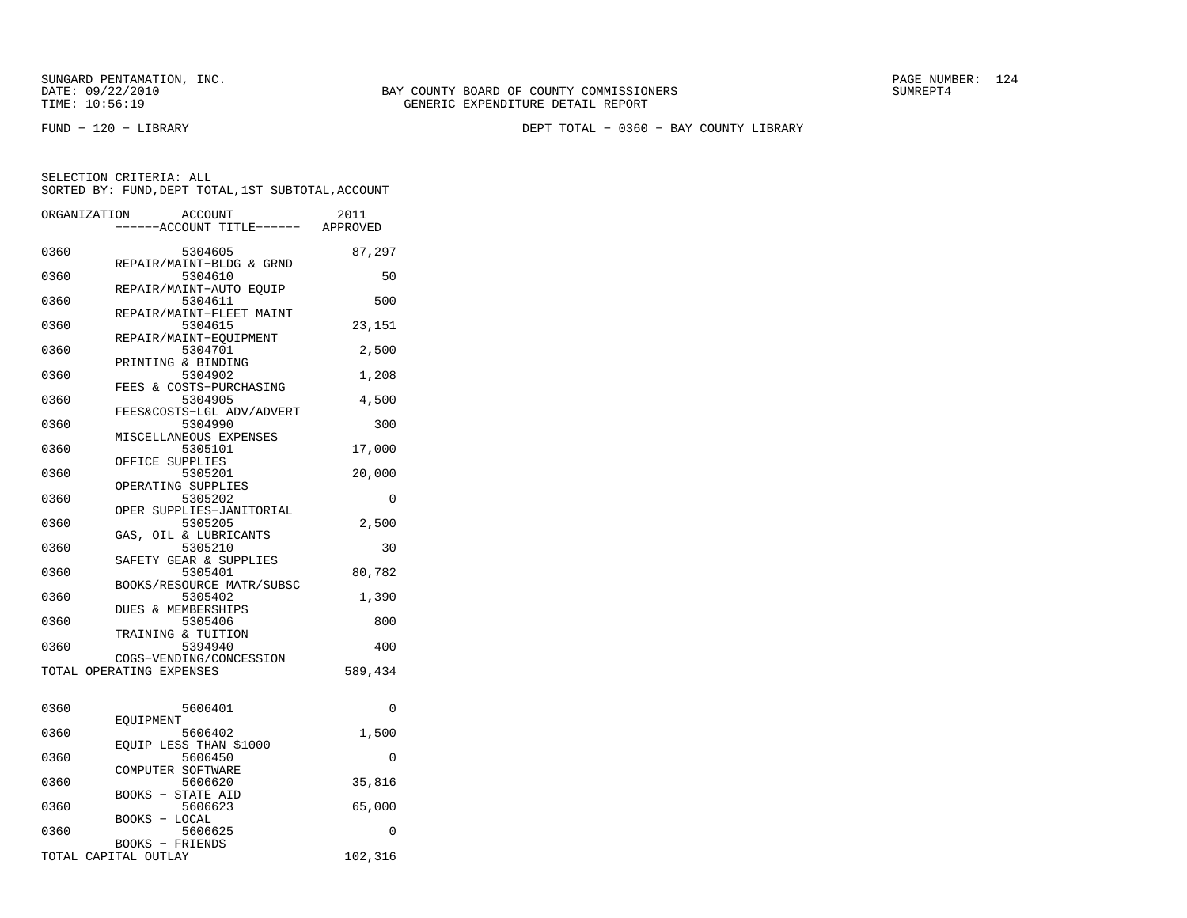SUNGARD PENTAMATION, INC.
DATE: 09/22/2010
TIME: 10:56:19

BAY COUNTY BOARD OF COUNTY COMMISSIONERS
GENERIC EXPENDITURE DETAIL REPORT

SUMREPT4

FUND − 120 − LIBRARY

DEPT TOTAL − 0360 − BAY COUNTY LIBRARY

SELECTION CRITERIA: ALL
SORTED BY: FUND,DEPT TOTAL,1ST SUBTOTAL,ACCOUNT

| ORGANIZATION | ACCOUNT / ------ACCOUNT TITLE------ | 2011 APPROVED |
|---|---|---|
| 0360 | 5304605 REPAIR/MAINT−BLDG & GRND | 87,297 |
| 0360 | 5304610 REPAIR/MAINT−AUTO EQUIP | 50 |
| 0360 | 5304611 REPAIR/MAINT−FLEET MAINT | 500 |
| 0360 | 5304615 REPAIR/MAINT−EQUIPMENT | 23,151 |
| 0360 | 5304701 PRINTING & BINDING | 2,500 |
| 0360 | 5304902 FEES & COSTS−PURCHASING | 1,208 |
| 0360 | 5304905 FEES&COSTS−LGL ADV/ADVERT | 4,500 |
| 0360 | 5304990 MISCELLANEOUS EXPENSES | 300 |
| 0360 | 5305101 OFFICE SUPPLIES | 17,000 |
| 0360 | 5305201 OPERATING SUPPLIES | 20,000 |
| 0360 | 5305202 OPER SUPPLIES−JANITORIAL | 0 |
| 0360 | 5305205 GAS, OIL & LUBRICANTS | 2,500 |
| 0360 | 5305210 SAFETY GEAR & SUPPLIES | 30 |
| 0360 | 5305401 BOOKS/RESOURCE MATR/SUBSC | 80,782 |
| 0360 | 5305402 DUES & MEMBERSHIPS | 1,390 |
| 0360 | 5305406 TRAINING & TUITION | 800 |
| 0360 | 5394940 COGS−VENDING/CONCESSION | 400 |
| TOTAL OPERATING EXPENSES | | 589,434 |
| | | |
| 0360 | 5606401 EQUIPMENT | 0 |
| 0360 | 5606402 EQUIP LESS THAN $1000 | 1,500 |
| 0360 | 5606450 COMPUTER SOFTWARE | 0 |
| 0360 | 5606620 BOOKS − STATE AID | 35,816 |
| 0360 | 5606623 BOOKS − LOCAL | 65,000 |
| 0360 | 5606625 BOOKS − FRIENDS | 0 |
| TOTAL CAPITAL OUTLAY | | 102,316 |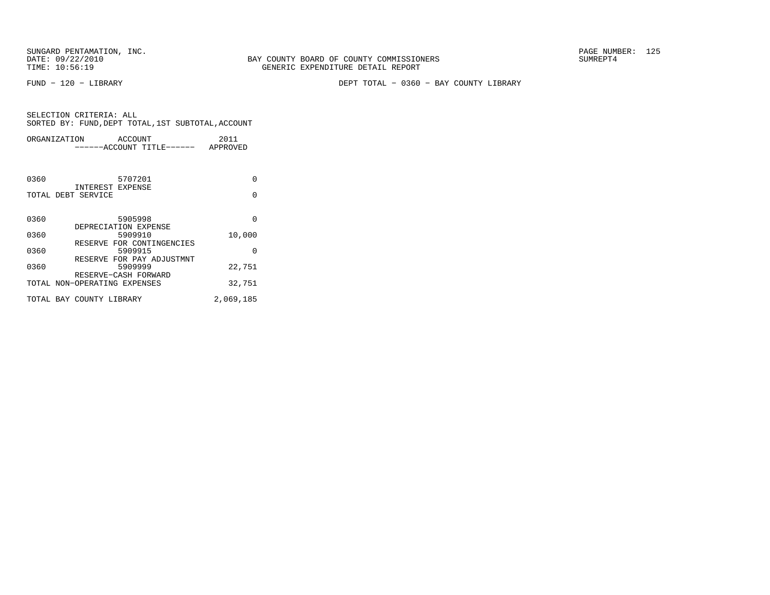SUNGARD PENTAMATION, INC.
DATE: 09/22/2010
TIME: 10:56:19

BAY COUNTY BOARD OF COUNTY COMMISSIONERS
GENERIC EXPENDITURE DETAIL REPORT

SUMREPT4

FUND − 120 − LIBRARY

DEPT TOTAL − 0360 − BAY COUNTY LIBRARY

SELECTION CRITERIA: ALL
SORTED BY: FUND,DEPT TOTAL,1ST SUBTOTAL,ACCOUNT

| ORGANIZATION | ACCOUNT / ------ACCOUNT TITLE------ | 2011 APPROVED |
|---|---|---|
| 0360 | 5707201 INTEREST EXPENSE | 0 |
| TOTAL DEBT SERVICE | | 0 |
| 0360 | 5905998 DEPRECIATION EXPENSE | 0 |
| 0360 | 5909910 RESERVE FOR CONTINGENCIES | 10,000 |
| 0360 | 5909915 RESERVE FOR PAY ADJUSTMNT | 0 |
| 0360 | 5909999 RESERVE−CASH FORWARD | 22,751 |
| TOTAL NON−OPERATING EXPENSES | | 32,751 |
| TOTAL BAY COUNTY LIBRARY | | 2,069,185 |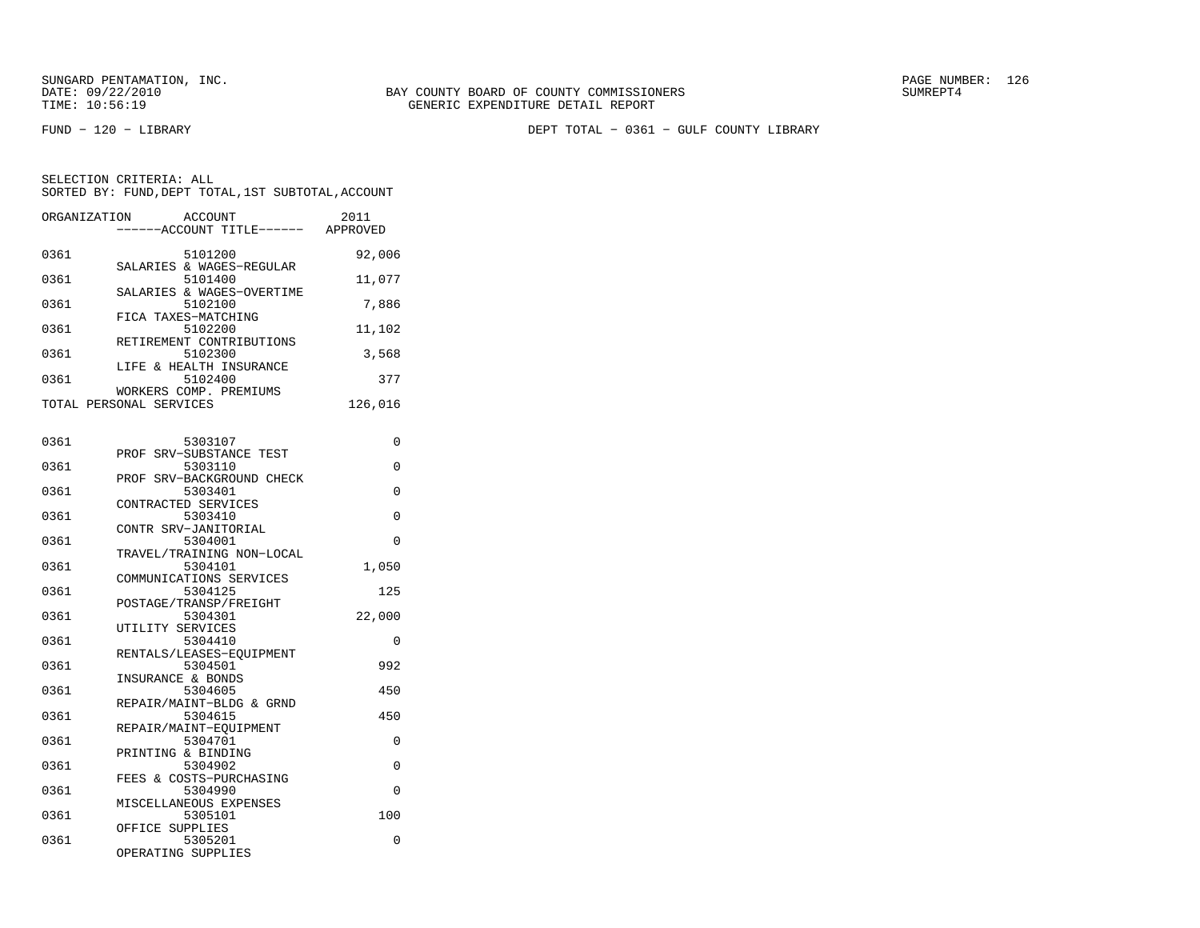SUNGARD PENTAMATION, INC.
DATE: 09/22/2010
TIME: 10:56:19

BAY COUNTY BOARD OF COUNTY COMMISSIONERS
GENERIC EXPENDITURE DETAIL REPORT

SUMREPT4

FUND - 120 - LIBRARY

DEPT TOTAL - 0361 - GULF COUNTY LIBRARY

SELECTION CRITERIA: ALL
SORTED BY: FUND,DEPT TOTAL,1ST SUBTOTAL,ACCOUNT

| ORGANIZATION | ACCOUNT / ------ACCOUNT TITLE------ | 2011 APPROVED |
|---|---|---|
| 0361 | 5101200 SALARIES & WAGES-REGULAR | 92,006 |
| 0361 | 5101400 SALARIES & WAGES-OVERTIME | 11,077 |
| 0361 | 5102100 FICA TAXES-MATCHING | 7,886 |
| 0361 | 5102200 RETIREMENT CONTRIBUTIONS | 11,102 |
| 0361 | 5102300 LIFE & HEALTH INSURANCE | 3,568 |
| 0361 | 5102400 WORKERS COMP. PREMIUMS | 377 |
| TOTAL PERSONAL SERVICES | | 126,016 |
| 0361 | 5303107 PROF SRV-SUBSTANCE TEST | 0 |
| 0361 | 5303110 PROF SRV-BACKGROUND CHECK | 0 |
| 0361 | 5303401 CONTRACTED SERVICES | 0 |
| 0361 | 5303410 CONTR SRV-JANITORIAL | 0 |
| 0361 | 5304001 TRAVEL/TRAINING NON-LOCAL | 0 |
| 0361 | 5304101 COMMUNICATIONS SERVICES | 1,050 |
| 0361 | 5304125 POSTAGE/TRANSP/FREIGHT | 125 |
| 0361 | 5304301 UTILITY SERVICES | 22,000 |
| 0361 | 5304410 RENTALS/LEASES-EQUIPMENT | 0 |
| 0361 | 5304501 INSURANCE & BONDS | 992 |
| 0361 | 5304605 REPAIR/MAINT-BLDG & GRND | 450 |
| 0361 | 5304615 REPAIR/MAINT-EQUIPMENT | 450 |
| 0361 | 5304701 PRINTING & BINDING | 0 |
| 0361 | 5304902 FEES & COSTS-PURCHASING | 0 |
| 0361 | 5304990 MISCELLANEOUS EXPENSES | 0 |
| 0361 | 5305101 OFFICE SUPPLIES | 100 |
| 0361 | 5305201 OPERATING SUPPLIES | 0 |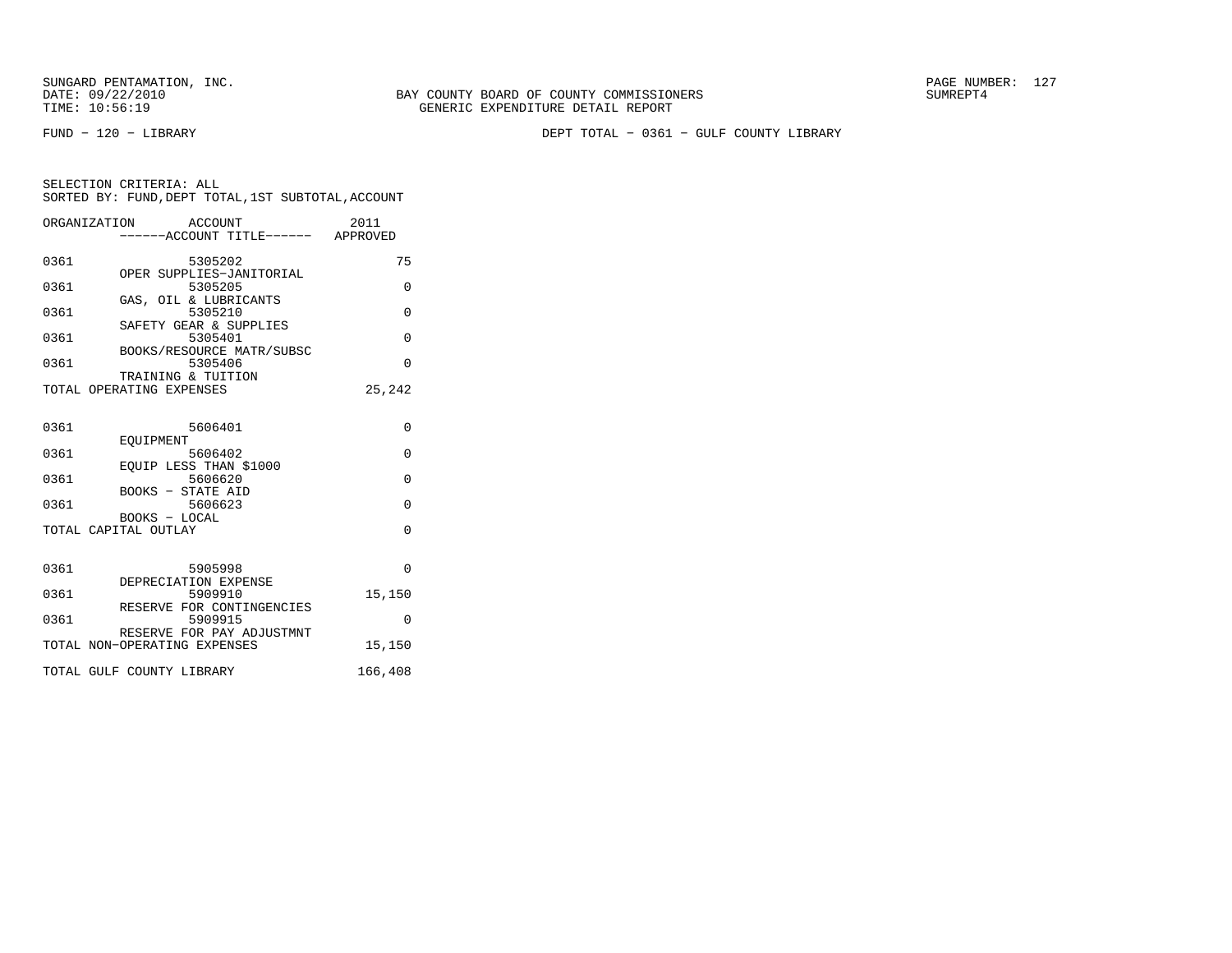SUNGARD PENTAMATION, INC.
DATE: 09/22/2010
TIME: 10:56:19

BAY COUNTY BOARD OF COUNTY COMMISSIONERS
GENERIC EXPENDITURE DETAIL REPORT

SUMREPT4

FUND − 120 − LIBRARY

DEPT TOTAL − 0361 − GULF COUNTY LIBRARY

SELECTION CRITERIA: ALL
SORTED BY: FUND,DEPT TOTAL,1ST SUBTOTAL,ACCOUNT

| ORGANIZATION | ACCOUNT / ------ACCOUNT TITLE------ | 2011 APPROVED |
|---|---|---|
| 0361 | 5305202 OPER SUPPLIES−JANITORIAL | 75 |
| 0361 | 5305205 GAS, OIL & LUBRICANTS | 0 |
| 0361 | 5305210 SAFETY GEAR & SUPPLIES | 0 |
| 0361 | 5305401 BOOKS/RESOURCE MATR/SUBSC | 0 |
| 0361 | 5305406 TRAINING & TUITION | 0 |
| TOTAL OPERATING EXPENSES | | 25,242 |
| 0361 | 5606401 EQUIPMENT | 0 |
| 0361 | 5606402 EQUIP LESS THAN $1000 | 0 |
| 0361 | 5606620 BOOKS − STATE AID | 0 |
| 0361 | 5606623 BOOKS − LOCAL | 0 |
| TOTAL CAPITAL OUTLAY | | 0 |
| 0361 | 5905998 DEPRECIATION EXPENSE | 0 |
| 0361 | 5909910 RESERVE FOR CONTINGENCIES | 15,150 |
| 0361 | 5909915 RESERVE FOR PAY ADJUSTMNT | 0 |
| TOTAL NON−OPERATING EXPENSES | | 15,150 |
| TOTAL GULF COUNTY LIBRARY | | 166,408 |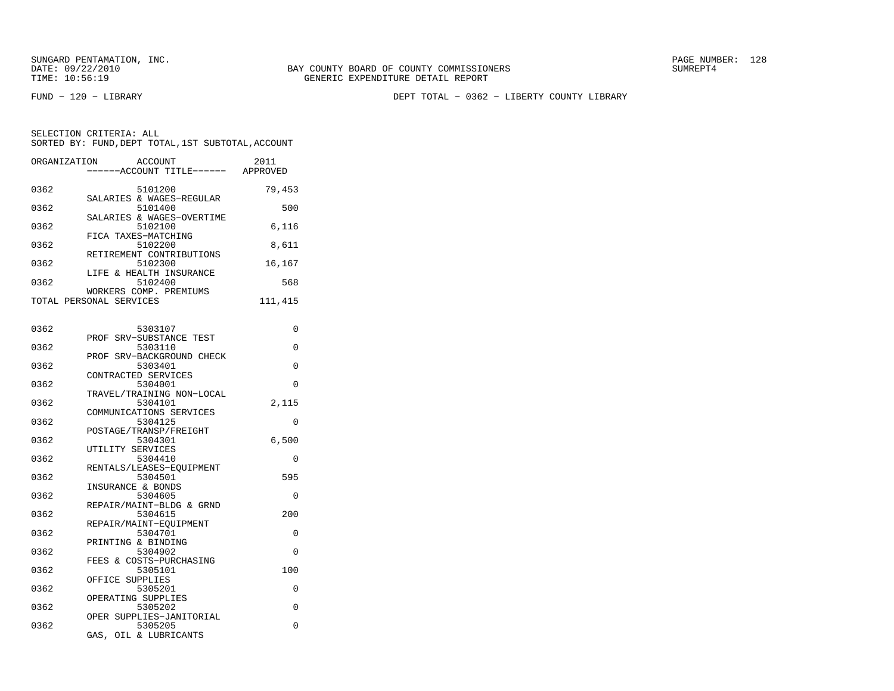SUNGARD PENTAMATION, INC.
DATE: 09/22/2010
TIME: 10:56:19

BAY COUNTY BOARD OF COUNTY COMMISSIONERS
GENERIC EXPENDITURE DETAIL REPORT

SUMREPT4

FUND − 120 − LIBRARY

DEPT TOTAL − 0362 − LIBERTY COUNTY LIBRARY

SELECTION CRITERIA: ALL
SORTED BY: FUND,DEPT TOTAL,1ST SUBTOTAL,ACCOUNT

| ORGANIZATION | ACCOUNT / ------ACCOUNT TITLE------ | 2011 APPROVED |
|---|---|---|
| 0362 | 5101200 SALARIES & WAGES−REGULAR | 79,453 |
| 0362 | 5101400 SALARIES & WAGES−OVERTIME | 500 |
| 0362 | 5102100 FICA TAXES−MATCHING | 6,116 |
| 0362 | 5102200 RETIREMENT CONTRIBUTIONS | 8,611 |
| 0362 | 5102300 LIFE & HEALTH INSURANCE | 16,167 |
| 0362 | 5102400 WORKERS COMP. PREMIUMS | 568 |
| TOTAL PERSONAL SERVICES | | 111,415 |
| 0362 | 5303107 PROF SRV−SUBSTANCE TEST | 0 |
| 0362 | 5303110 PROF SRV−BACKGROUND CHECK | 0 |
| 0362 | 5303401 CONTRACTED SERVICES | 0 |
| 0362 | 5304001 TRAVEL/TRAINING NON−LOCAL | 0 |
| 0362 | 5304101 COMMUNICATIONS SERVICES | 2,115 |
| 0362 | 5304125 POSTAGE/TRANSP/FREIGHT | 0 |
| 0362 | 5304301 UTILITY SERVICES | 6,500 |
| 0362 | 5304410 RENTALS/LEASES−EQUIPMENT | 0 |
| 0362 | 5304501 INSURANCE & BONDS | 595 |
| 0362 | 5304605 REPAIR/MAINT−BLDG & GRND | 0 |
| 0362 | 5304615 REPAIR/MAINT−EQUIPMENT | 200 |
| 0362 | 5304701 PRINTING & BINDING | 0 |
| 0362 | 5304902 FEES & COSTS−PURCHASING | 0 |
| 0362 | 5305101 OFFICE SUPPLIES | 100 |
| 0362 | 5305201 OPERATING SUPPLIES | 0 |
| 0362 | 5305202 OPER SUPPLIES−JANITORIAL | 0 |
| 0362 | 5305205 GAS, OIL & LUBRICANTS | 0 |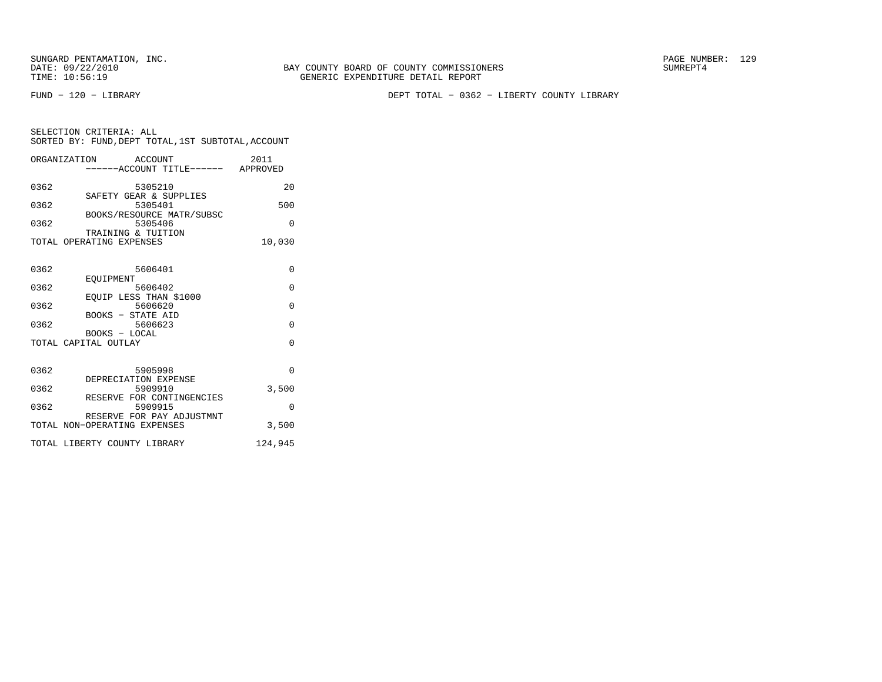SUNGARD PENTAMATION, INC.
DATE: 09/22/2010 BAY COUNTY BOARD OF COUNTY COMMISSIONERS SUMREPT4
TIME: 10:56:19 GENERIC EXPENDITURE DETAIL REPORT

FUND − 120 − LIBRARY DEPT TOTAL − 0362 − LIBERTY COUNTY LIBRARY

SELECTION CRITERIA: ALL
SORTED BY: FUND,DEPT TOTAL,1ST SUBTOTAL,ACCOUNT

| ORGANIZATION | ACCOUNT / ACCOUNT TITLE | 2011 APPROVED |
|---|---|---|
| 0362 | 5305210 SAFETY GEAR & SUPPLIES | 20 |
| 0362 | 5305401 BOOKS/RESOURCE MATR/SUBSC | 500 |
| 0362 | 5305406 TRAINING & TUITION | 0 |
| TOTAL OPERATING EXPENSES | | 10,030 |
| 0362 | 5606401 EQUIPMENT | 0 |
| 0362 | 5606402 EQUIP LESS THAN $1000 | 0 |
| 0362 | 5606620 BOOKS − STATE AID | 0 |
| 0362 | 5606623 BOOKS − LOCAL | 0 |
| TOTAL CAPITAL OUTLAY | | 0 |
| 0362 | 5905998 DEPRECIATION EXPENSE | 0 |
| 0362 | 5909910 RESERVE FOR CONTINGENCIES | 3,500 |
| 0362 | 5909915 RESERVE FOR PAY ADJUSTMNT | 0 |
| TOTAL NON−OPERATING EXPENSES | | 3,500 |
| TOTAL LIBERTY COUNTY LIBRARY | | 124,945 |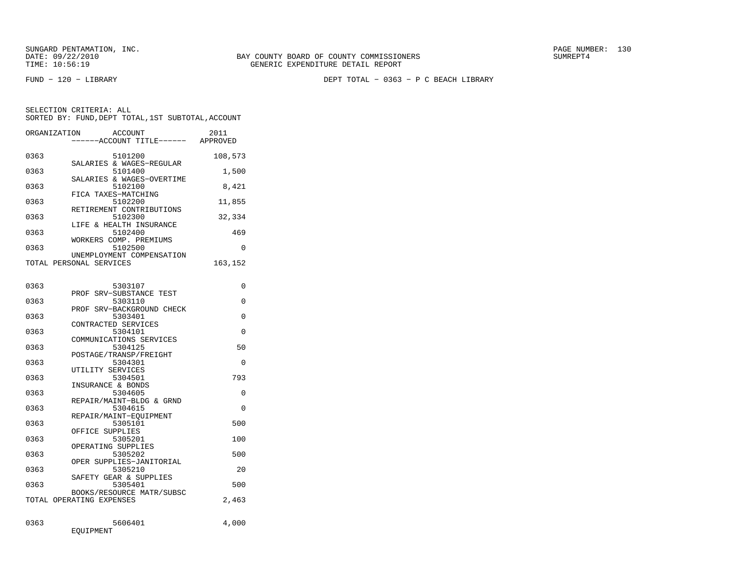SUNGARD PENTAMATION, INC.
DATE: 09/22/2010
TIME: 10:56:19

BAY COUNTY BOARD OF COUNTY COMMISSIONERS
GENERIC EXPENDITURE DETAIL REPORT

SUMREPT4

FUND − 120 − LIBRARY

DEPT TOTAL − 0363 − P C BEACH LIBRARY

SELECTION CRITERIA: ALL
SORTED BY: FUND,DEPT TOTAL,1ST SUBTOTAL,ACCOUNT

| ORGANIZATION | ACCOUNT / ------ACCOUNT TITLE------ | 2011 APPROVED |
|---|---|---|
| 0363 | 5101200 SALARIES & WAGES−REGULAR | 108,573 |
| 0363 | 5101400 SALARIES & WAGES−OVERTIME | 1,500 |
| 0363 | 5102100 FICA TAXES−MATCHING | 8,421 |
| 0363 | 5102200 RETIREMENT CONTRIBUTIONS | 11,855 |
| 0363 | 5102300 LIFE & HEALTH INSURANCE | 32,334 |
| 0363 | 5102400 WORKERS COMP. PREMIUMS | 469 |
| 0363 | 5102500 UNEMPLOYMENT COMPENSATION | 0 |
| TOTAL PERSONAL SERVICES | | 163,152 |
| 0363 | 5303107 PROF SRV−SUBSTANCE TEST | 0 |
| 0363 | 5303110 PROF SRV−BACKGROUND CHECK | 0 |
| 0363 | 5303401 CONTRACTED SERVICES | 0 |
| 0363 | 5304101 COMMUNICATIONS SERVICES | 0 |
| 0363 | 5304125 POSTAGE/TRANSP/FREIGHT | 50 |
| 0363 | 5304301 UTILITY SERVICES | 0 |
| 0363 | 5304501 INSURANCE & BONDS | 793 |
| 0363 | 5304605 REPAIR/MAINT−BLDG & GRND | 0 |
| 0363 | 5304615 REPAIR/MAINT−EQUIPMENT | 0 |
| 0363 | 5305101 OFFICE SUPPLIES | 500 |
| 0363 | 5305201 OPERATING SUPPLIES | 100 |
| 0363 | 5305202 OPER SUPPLIES−JANITORIAL | 500 |
| 0363 | 5305210 SAFETY GEAR & SUPPLIES | 20 |
| 0363 | 5305401 BOOKS/RESOURCE MATR/SUBSC | 500 |
| TOTAL OPERATING EXPENSES | | 2,463 |
| 0363 | 5606401 EQUIPMENT | 4,000 |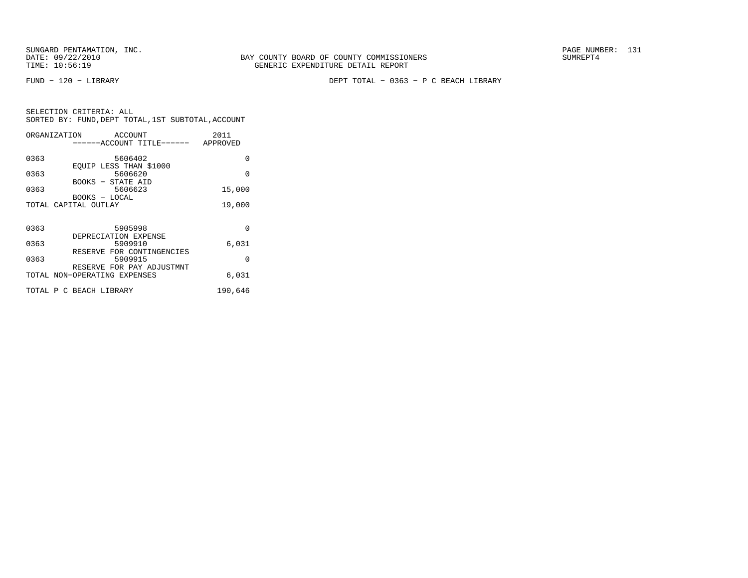SUNGARD PENTAMATION, INC.
DATE: 09/22/2010
TIME: 10:56:19

BAY COUNTY BOARD OF COUNTY COMMISSIONERS
GENERIC EXPENDITURE DETAIL REPORT

SUMREPT4

FUND − 120 − LIBRARY

DEPT TOTAL − 0363 − P C BEACH LIBRARY

SELECTION CRITERIA: ALL
SORTED BY: FUND,DEPT TOTAL,1ST SUBTOTAL,ACCOUNT

| ORGANIZATION | ACCOUNT ------ACCOUNT TITLE------ | 2011 APPROVED |
|---|---|---|
| 0363 | 5606402 EQUIP LESS THAN $1000 | 0 |
| 0363 | 5606620 BOOKS − STATE AID | 0 |
| 0363 | 5606623 BOOKS − LOCAL | 15,000 |
| TOTAL CAPITAL OUTLAY | | 19,000 |
| 0363 | 5905998 DEPRECIATION EXPENSE | 0 |
| 0363 | 5909910 RESERVE FOR CONTINGENCIES | 6,031 |
| 0363 | 5909915 RESERVE FOR PAY ADJUSTMNT | 0 |
| TOTAL NON−OPERATING EXPENSES | | 6,031 |
| TOTAL P C BEACH LIBRARY | | 190,646 |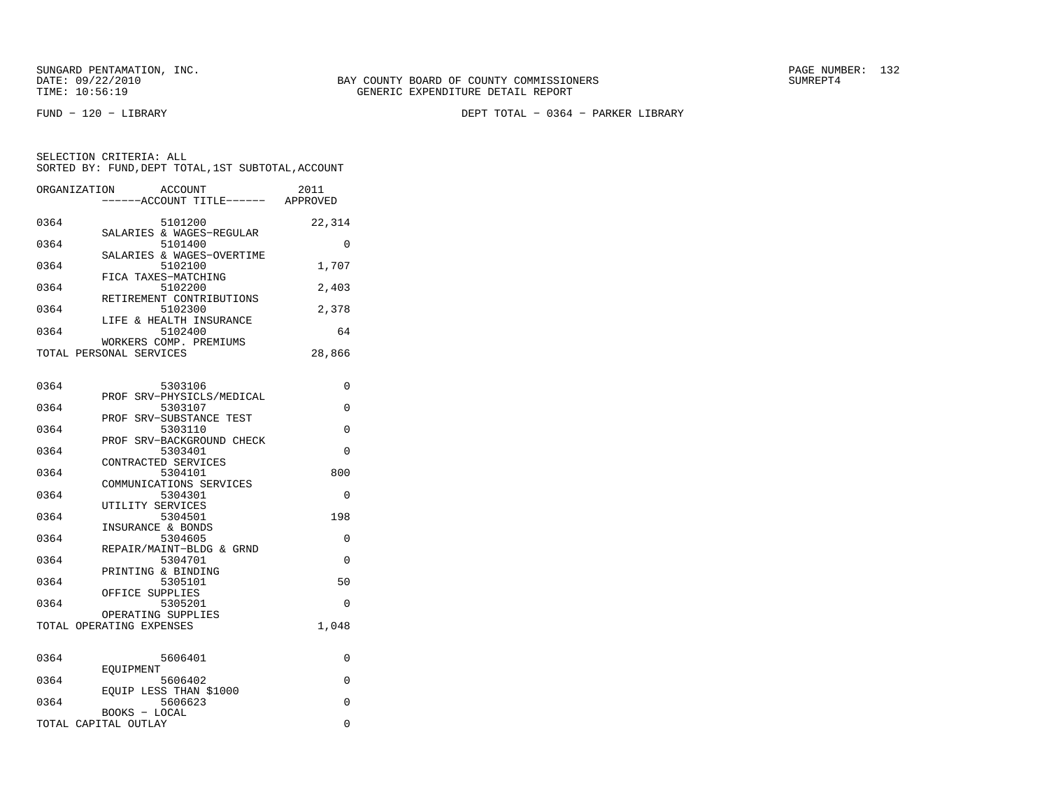SUNGARD PENTAMATION, INC.
DATE: 09/22/2010
TIME: 10:56:19

BAY COUNTY BOARD OF COUNTY COMMISSIONERS
GENERIC EXPENDITURE DETAIL REPORT

SUMREPT4

FUND - 120 - LIBRARY

DEPT TOTAL - 0364 - PARKER LIBRARY

SELECTION CRITERIA: ALL
SORTED BY: FUND,DEPT TOTAL,1ST SUBTOTAL,ACCOUNT

| ORGANIZATION | ACCOUNT / ------ACCOUNT TITLE------ | 2011 APPROVED |
|---|---|---|
| 0364 | 5101200 SALARIES & WAGES-REGULAR | 22,314 |
| 0364 | 5101400 SALARIES & WAGES-OVERTIME | 0 |
| 0364 | 5102100 FICA TAXES-MATCHING | 1,707 |
| 0364 | 5102200 RETIREMENT CONTRIBUTIONS | 2,403 |
| 0364 | 5102300 LIFE & HEALTH INSURANCE | 2,378 |
| 0364 | 5102400 WORKERS COMP. PREMIUMS | 64 |
| TOTAL PERSONAL SERVICES | | 28,866 |
| 0364 | 5303106 PROF SRV-PHYSICLS/MEDICAL | 0 |
| 0364 | 5303107 PROF SRV-SUBSTANCE TEST | 0 |
| 0364 | 5303110 PROF SRV-BACKGROUND CHECK | 0 |
| 0364 | 5303401 CONTRACTED SERVICES | 0 |
| 0364 | 5304101 COMMUNICATIONS SERVICES | 800 |
| 0364 | 5304301 UTILITY SERVICES | 0 |
| 0364 | 5304501 INSURANCE & BONDS | 198 |
| 0364 | 5304605 REPAIR/MAINT-BLDG & GRND | 0 |
| 0364 | 5304701 PRINTING & BINDING | 0 |
| 0364 | 5305101 OFFICE SUPPLIES | 50 |
| 0364 | 5305201 OPERATING SUPPLIES | 0 |
| TOTAL OPERATING EXPENSES | | 1,048 |
| 0364 | 5606401 EQUIPMENT | 0 |
| 0364 | 5606402 EQUIP LESS THAN $1000 | 0 |
| 0364 | 5606623 BOOKS - LOCAL | 0 |
| TOTAL CAPITAL OUTLAY | | 0 |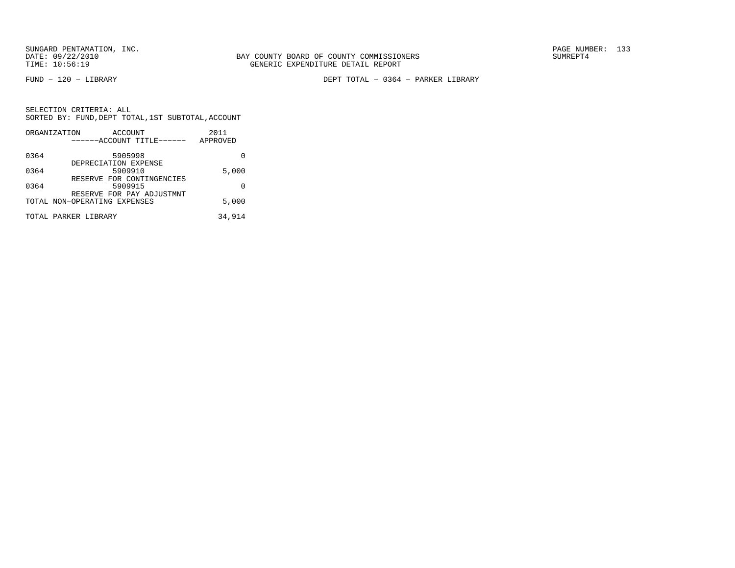SUNGARD PENTAMATION, INC.
DATE: 09/22/2010
TIME: 10:56:19

BAY COUNTY BOARD OF COUNTY COMMISSIONERS
GENERIC EXPENDITURE DETAIL REPORT

SUMREPT4

FUND − 120 − LIBRARY

DEPT TOTAL − 0364 − PARKER LIBRARY

SELECTION CRITERIA: ALL
SORTED BY: FUND,DEPT TOTAL,1ST SUBTOTAL,ACCOUNT

| ORGANIZATION | ACCOUNT ------ACCOUNT TITLE------ | 2011 APPROVED |
|---|---|---|
| 0364 | 5905998 DEPRECIATION EXPENSE | 0 |
| 0364 | 5909910 RESERVE FOR CONTINGENCIES | 5,000 |
| 0364 | 5909915 RESERVE FOR PAY ADJUSTMNT | 0 |
| TOTAL NON−OPERATING EXPENSES | | 5,000 |
| TOTAL PARKER LIBRARY | | 34,914 |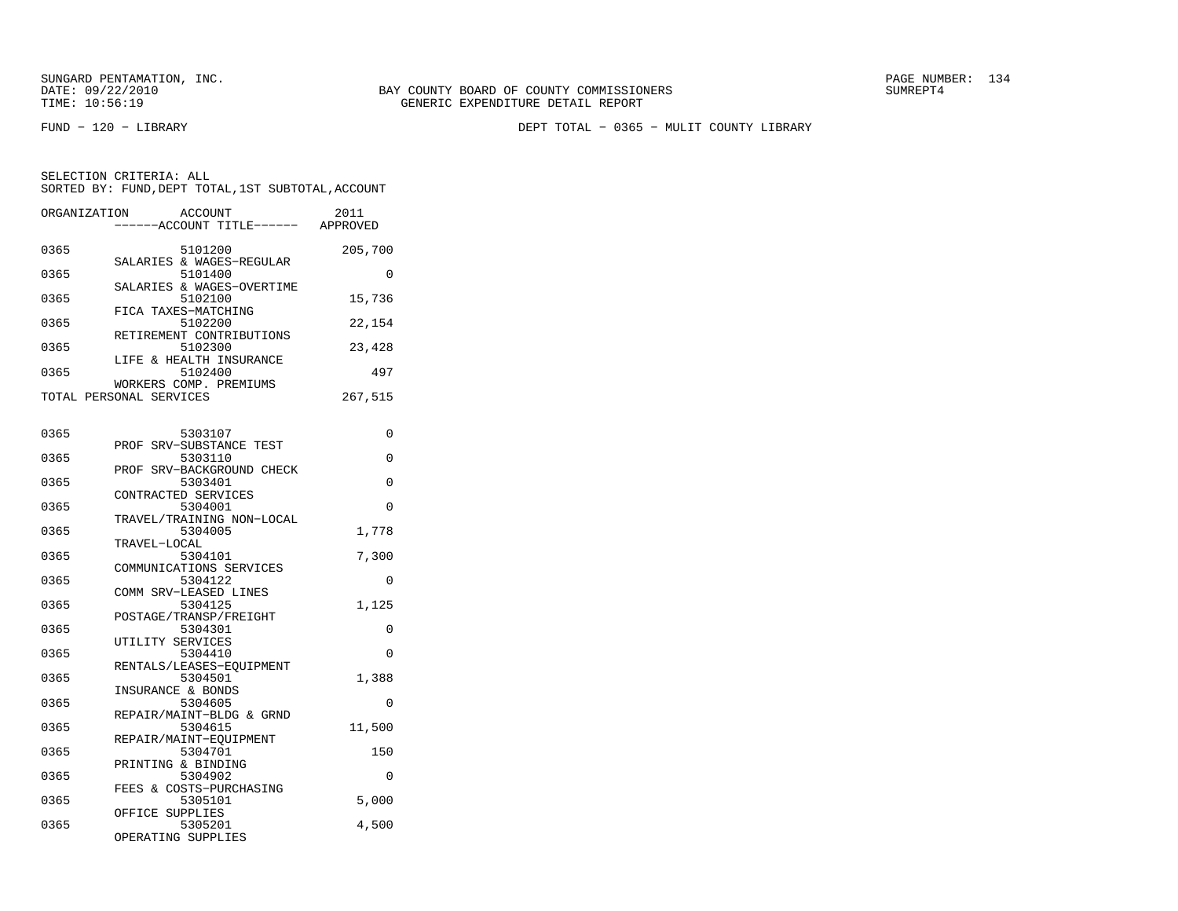SUNGARD PENTAMATION, INC.
DATE: 09/22/2010
TIME: 10:56:19

BAY COUNTY BOARD OF COUNTY COMMISSIONERS
GENERIC EXPENDITURE DETAIL REPORT

SUMREPT4

FUND − 120 − LIBRARY

DEPT TOTAL − 0365 − MULIT COUNTY LIBRARY

SELECTION CRITERIA: ALL
SORTED BY: FUND,DEPT TOTAL,1ST SUBTOTAL,ACCOUNT

| ORGANIZATION | ACCOUNT / ------ACCOUNT TITLE------ | 2011 APPROVED |
|---|---|---|
| 0365 | 5101200 SALARIES & WAGES−REGULAR | 205,700 |
| 0365 | 5101400 SALARIES & WAGES−OVERTIME | 0 |
| 0365 | 5102100 FICA TAXES−MATCHING | 15,736 |
| 0365 | 5102200 RETIREMENT CONTRIBUTIONS | 22,154 |
| 0365 | 5102300 LIFE & HEALTH INSURANCE | 23,428 |
| 0365 | 5102400 WORKERS COMP. PREMIUMS | 497 |
| TOTAL PERSONAL SERVICES | | 267,515 |
| 0365 | 5303107 PROF SRV−SUBSTANCE TEST | 0 |
| 0365 | 5303110 PROF SRV−BACKGROUND CHECK | 0 |
| 0365 | 5303401 CONTRACTED SERVICES | 0 |
| 0365 | 5304001 TRAVEL/TRAINING NON−LOCAL | 0 |
| 0365 | 5304005 TRAVEL−LOCAL | 1,778 |
| 0365 | 5304101 COMMUNICATIONS SERVICES | 7,300 |
| 0365 | 5304122 COMM SRV−LEASED LINES | 0 |
| 0365 | 5304125 POSTAGE/TRANSP/FREIGHT | 1,125 |
| 0365 | 5304301 UTILITY SERVICES | 0 |
| 0365 | 5304410 RENTALS/LEASES−EQUIPMENT | 0 |
| 0365 | 5304501 INSURANCE & BONDS | 1,388 |
| 0365 | 5304605 REPAIR/MAINT−BLDG & GRND | 0 |
| 0365 | 5304615 REPAIR/MAINT−EQUIPMENT | 11,500 |
| 0365 | 5304701 PRINTING & BINDING | 150 |
| 0365 | 5304902 FEES & COSTS−PURCHASING | 0 |
| 0365 | 5305101 OFFICE SUPPLIES | 5,000 |
| 0365 | 5305201 OPERATING SUPPLIES | 4,500 |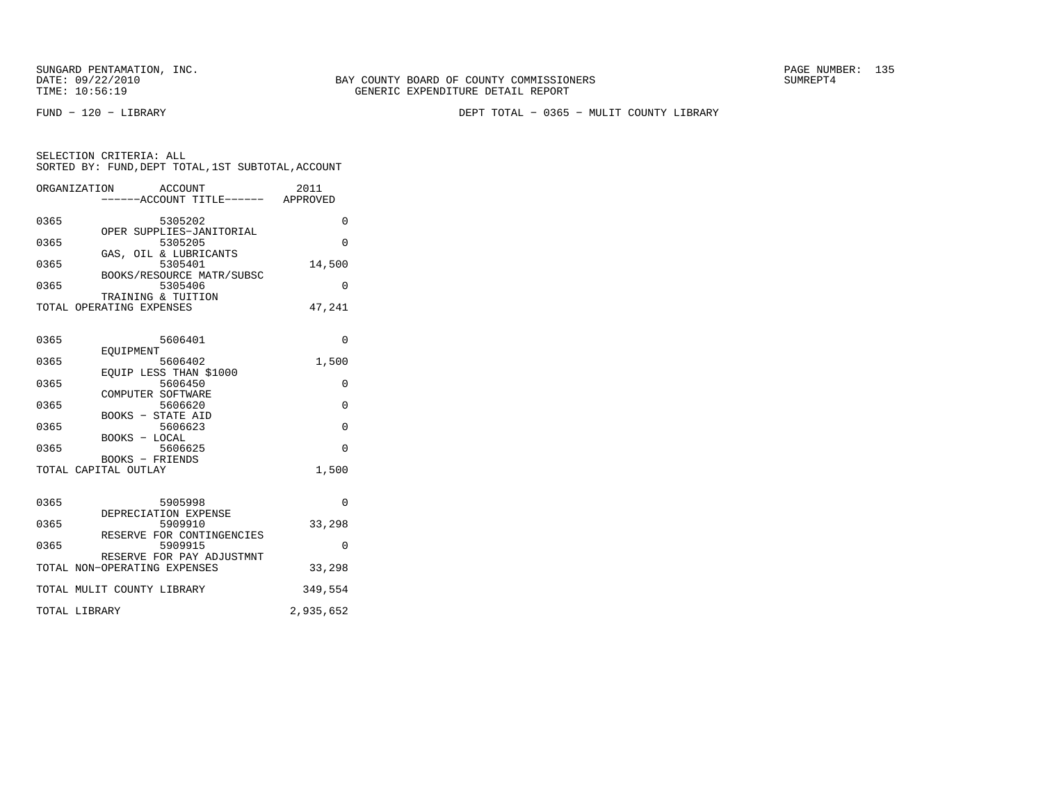SUNGARD PENTAMATION, INC.
DATE: 09/22/2010
TIME: 10:56:19

BAY COUNTY BOARD OF COUNTY COMMISSIONERS
GENERIC EXPENDITURE DETAIL REPORT

SUMREPT4

FUND − 120 − LIBRARY

DEPT TOTAL − 0365 − MULIT COUNTY LIBRARY

SELECTION CRITERIA: ALL
SORTED BY: FUND,DEPT TOTAL,1ST SUBTOTAL,ACCOUNT

| ORGANIZATION | ACCOUNT ------ACCOUNT TITLE------ | 2011 APPROVED |
|---|---|---|
| 0365 | 5305202 OPER SUPPLIES−JANITORIAL | 0 |
| 0365 | 5305205 GAS, OIL & LUBRICANTS | 0 |
| 0365 | 5305401 BOOKS/RESOURCE MATR/SUBSC | 14,500 |
| 0365 | 5305406 TRAINING & TUITION | 0 |
| TOTAL OPERATING EXPENSES | | 47,241 |
| 0365 | 5606401 EQUIPMENT | 0 |
| 0365 | 5606402 EQUIP LESS THAN $1000 | 1,500 |
| 0365 | 5606450 COMPUTER SOFTWARE | 0 |
| 0365 | 5606620 BOOKS − STATE AID | 0 |
| 0365 | 5606623 BOOKS − LOCAL | 0 |
| 0365 | 5606625 BOOKS − FRIENDS | 0 |
| TOTAL CAPITAL OUTLAY | | 1,500 |
| 0365 | 5905998 DEPRECIATION EXPENSE | 0 |
| 0365 | 5909910 RESERVE FOR CONTINGENCIES | 33,298 |
| 0365 | 5909915 RESERVE FOR PAY ADJUSTMNT | 0 |
| TOTAL NON−OPERATING EXPENSES | | 33,298 |
| TOTAL MULIT COUNTY LIBRARY | | 349,554 |
| TOTAL LIBRARY | | 2,935,652 |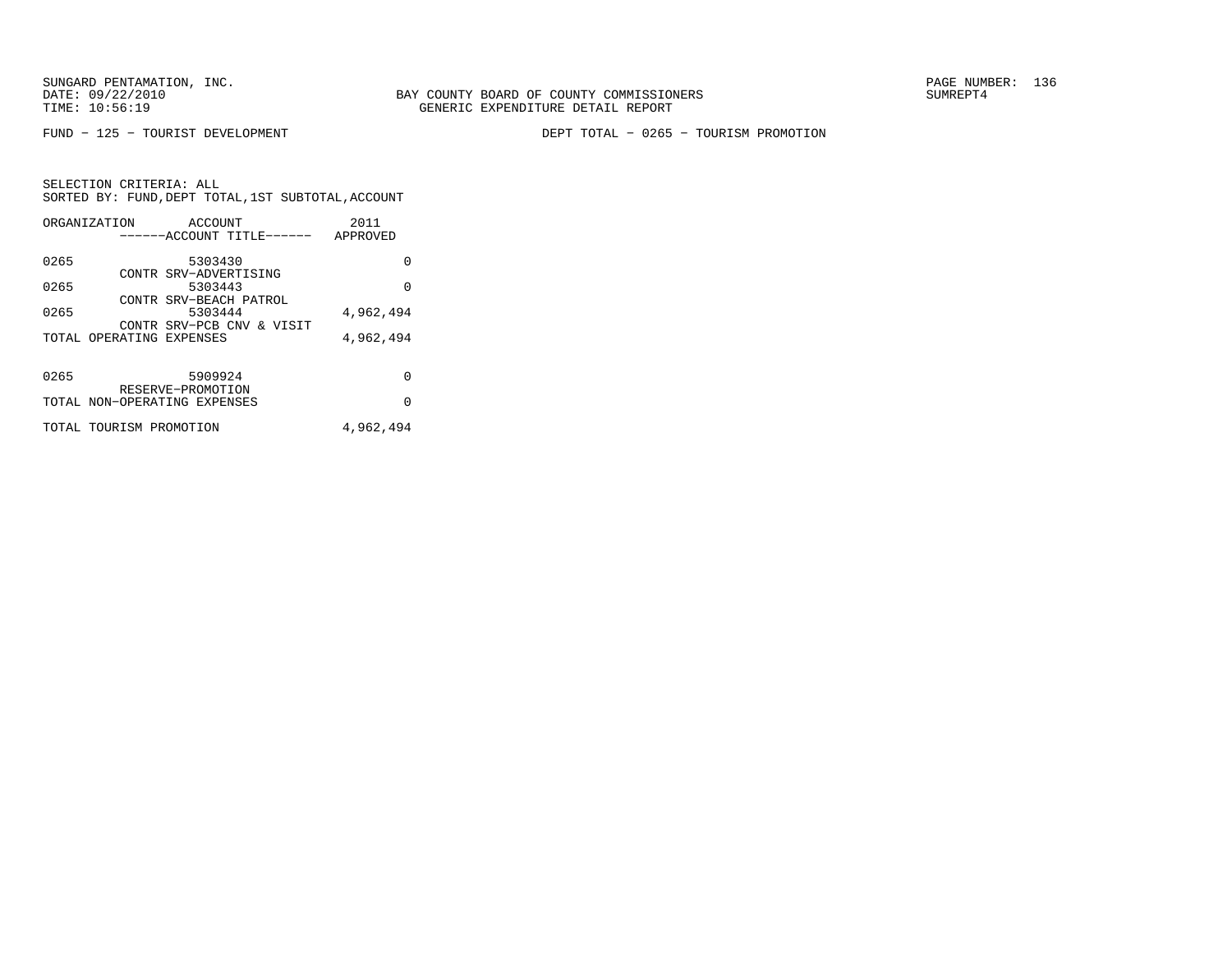SUNGARD PENTAMATION, INC.
DATE: 09/22/2010
TIME: 10:56:19

BAY COUNTY BOARD OF COUNTY COMMISSIONERS
GENERIC EXPENDITURE DETAIL REPORT

SUMREPT4

FUND − 125 − TOURIST DEVELOPMENT

DEPT TOTAL − 0265 − TOURISM PROMOTION

SELECTION CRITERIA: ALL
SORTED BY: FUND,DEPT TOTAL,1ST SUBTOTAL,ACCOUNT

| ORGANIZATION | ACCOUNT<br>------ACCOUNT TITLE------ | 2011<br>APPROVED |
|---|---|---|
| 0265 | 5303430<br>CONTR SRV−ADVERTISING | 0 |
| 0265 | 5303443<br>CONTR SRV−BEACH PATROL | 0 |
| 0265 | 5303444<br>CONTR SRV−PCB CNV & VISIT | 4,962,494 |
| TOTAL OPERATING EXPENSES | | 4,962,494 |
| 0265 | 5909924<br>RESERVE−PROMOTION | 0 |
| TOTAL NON−OPERATING EXPENSES | | 0 |
| TOTAL TOURISM PROMOTION | | 4,962,494 |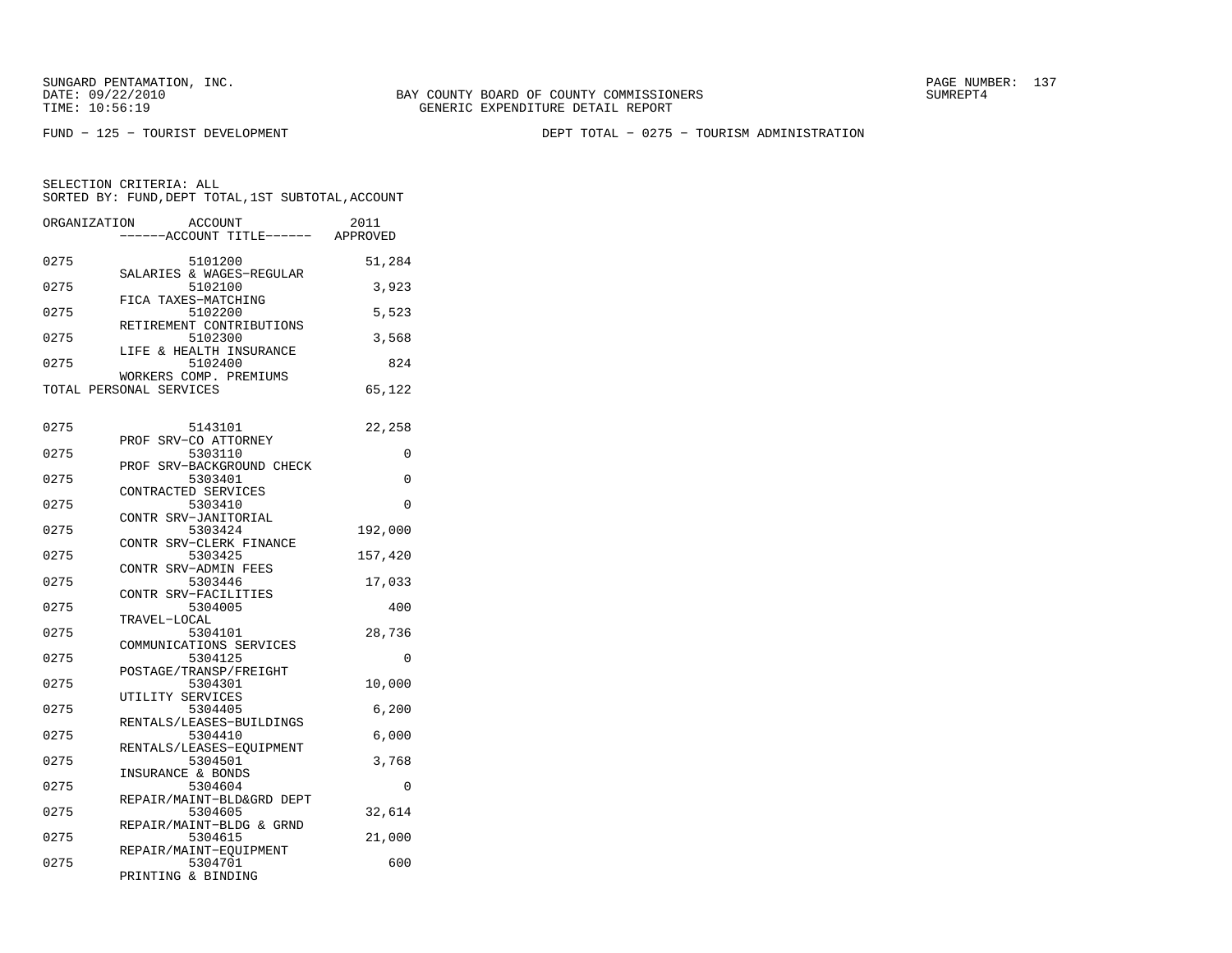SUNGARD PENTAMATION, INC.
DATE: 09/22/2010
TIME: 10:56:19

BAY COUNTY BOARD OF COUNTY COMMISSIONERS
GENERIC EXPENDITURE DETAIL REPORT

SUMREPT4

FUND - 125 - TOURIST DEVELOPMENT

DEPT TOTAL - 0275 - TOURISM ADMINISTRATION

SELECTION CRITERIA: ALL
SORTED BY: FUND,DEPT TOTAL,1ST SUBTOTAL,ACCOUNT

| ORGANIZATION | ACCOUNT / ------ACCOUNT TITLE------ | 2011 APPROVED |
|---|---|---|
| 0275 | 5101200 SALARIES & WAGES-REGULAR | 51,284 |
| 0275 | 5102100 FICA TAXES-MATCHING | 3,923 |
| 0275 | 5102200 RETIREMENT CONTRIBUTIONS | 5,523 |
| 0275 | 5102300 LIFE & HEALTH INSURANCE | 3,568 |
| 0275 | 5102400 WORKERS COMP. PREMIUMS | 824 |
| TOTAL PERSONAL SERVICES | | 65,122 |
| 0275 | 5143101 PROF SRV-CO ATTORNEY | 22,258 |
| 0275 | 5303110 PROF SRV-BACKGROUND CHECK | 0 |
| 0275 | 5303401 CONTRACTED SERVICES | 0 |
| 0275 | 5303410 CONTR SRV-JANITORIAL | 0 |
| 0275 | 5303424 CONTR SRV-CLERK FINANCE | 192,000 |
| 0275 | 5303425 CONTR SRV-ADMIN FEES | 157,420 |
| 0275 | 5303446 CONTR SRV-FACILITIES | 17,033 |
| 0275 | 5304005 TRAVEL-LOCAL | 400 |
| 0275 | 5304101 COMMUNICATIONS SERVICES | 28,736 |
| 0275 | 5304125 POSTAGE/TRANSP/FREIGHT | 0 |
| 0275 | 5304301 UTILITY SERVICES | 10,000 |
| 0275 | 5304405 RENTALS/LEASES-BUILDINGS | 6,200 |
| 0275 | 5304410 RENTALS/LEASES-EQUIPMENT | 6,000 |
| 0275 | 5304501 INSURANCE & BONDS | 3,768 |
| 0275 | 5304604 REPAIR/MAINT-BLD&GRD DEPT | 0 |
| 0275 | 5304605 REPAIR/MAINT-BLDG & GRND | 32,614 |
| 0275 | 5304615 REPAIR/MAINT-EQUIPMENT | 21,000 |
| 0275 | 5304701 PRINTING & BINDING | 600 |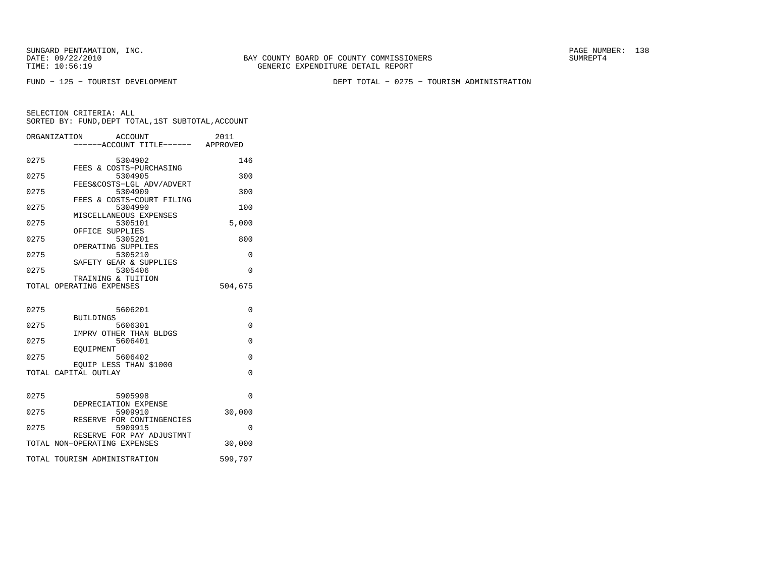BAY COUNTY BOARD OF COUNTY COMMISSIONERS
GENERIC EXPENDITURE DETAIL REPORT

FUND - 125 - TOURIST DEVELOPMENT

DEPT TOTAL - 0275 - TOURISM ADMINISTRATION

SELECTION CRITERIA: ALL
SORTED BY: FUND,DEPT TOTAL,1ST SUBTOTAL,ACCOUNT

| ORGANIZATION | ACCOUNT / ACCOUNT TITLE | 2011 APPROVED |
|---|---|---|
| 0275 | 5304902 FEES & COSTS-PURCHASING | 146 |
| 0275 | 5304905 FEES&COSTS-LGL ADV/ADVERT | 300 |
| 0275 | 5304909 FEES & COSTS-COURT FILING | 300 |
| 0275 | 5304990 MISCELLANEOUS EXPENSES | 100 |
| 0275 | 5305101 OFFICE SUPPLIES | 5,000 |
| 0275 | 5305201 OPERATING SUPPLIES | 800 |
| 0275 | 5305210 SAFETY GEAR & SUPPLIES | 0 |
| 0275 | 5305406 TRAINING & TUITION | 0 |
| TOTAL OPERATING EXPENSES | | 504,675 |
| 0275 | 5606201 BUILDINGS | 0 |
| 0275 | 5606301 IMPRV OTHER THAN BLDGS | 0 |
| 0275 | 5606401 EQUIPMENT | 0 |
| 0275 | 5606402 EQUIP LESS THAN $1000 | 0 |
| TOTAL CAPITAL OUTLAY | | 0 |
| 0275 | 5905998 DEPRECIATION EXPENSE | 0 |
| 0275 | 5909910 RESERVE FOR CONTINGENCIES | 30,000 |
| 0275 | 5909915 RESERVE FOR PAY ADJUSTMNT | 0 |
| TOTAL NON-OPERATING EXPENSES | | 30,000 |
| TOTAL TOURISM ADMINISTRATION | | 599,797 |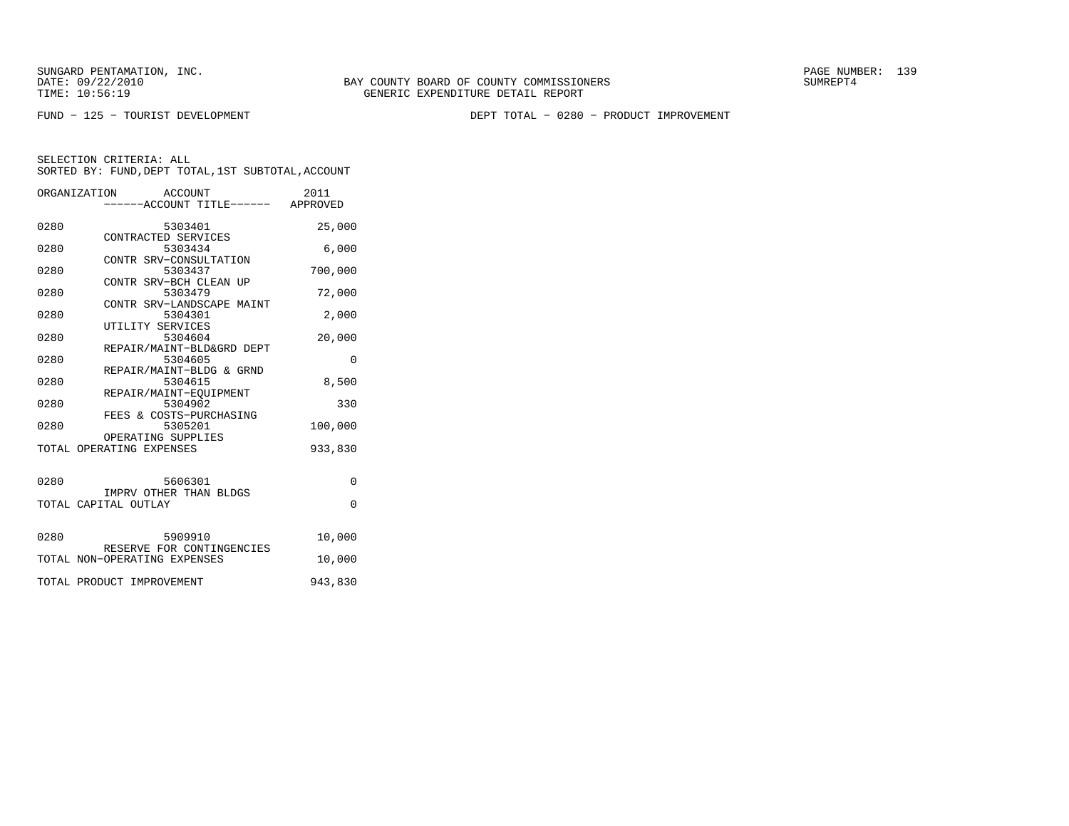SUNGARD PENTAMATION, INC.
DATE: 09/22/2010
TIME: 10:56:19

BAY COUNTY BOARD OF COUNTY COMMISSIONERS
GENERIC EXPENDITURE DETAIL REPORT

SUMREPT4

FUND − 125 − TOURIST DEVELOPMENT

DEPT TOTAL − 0280 − PRODUCT IMPROVEMENT

SELECTION CRITERIA: ALL
SORTED BY: FUND,DEPT TOTAL,1ST SUBTOTAL,ACCOUNT

| ORGANIZATION | ACCOUNT / ------ACCOUNT TITLE------ | 2011 APPROVED |
|---|---|---|
| 0280 | 5303401 CONTRACTED SERVICES | 25,000 |
| 0280 | 5303434 CONTR SRV−CONSULTATION | 6,000 |
| 0280 | 5303437 CONTR SRV−BCH CLEAN UP | 700,000 |
| 0280 | 5303479 CONTR SRV−LANDSCAPE MAINT | 72,000 |
| 0280 | 5304301 UTILITY SERVICES | 2,000 |
| 0280 | 5304604 REPAIR/MAINT−BLD&GRD DEPT | 20,000 |
| 0280 | 5304605 REPAIR/MAINT−BLDG & GRND | 0 |
| 0280 | 5304615 REPAIR/MAINT−EQUIPMENT | 8,500 |
| 0280 | 5304902 FEES & COSTS−PURCHASING | 330 |
| 0280 | 5305201 OPERATING SUPPLIES | 100,000 |
| TOTAL OPERATING EXPENSES | | 933,830 |
| 0280 | 5606301 IMPRV OTHER THAN BLDGS | 0 |
| TOTAL CAPITAL OUTLAY | | 0 |
| 0280 | 5909910 RESERVE FOR CONTINGENCIES | 10,000 |
| TOTAL NON−OPERATING EXPENSES | | 10,000 |
| TOTAL PRODUCT IMPROVEMENT | | 943,830 |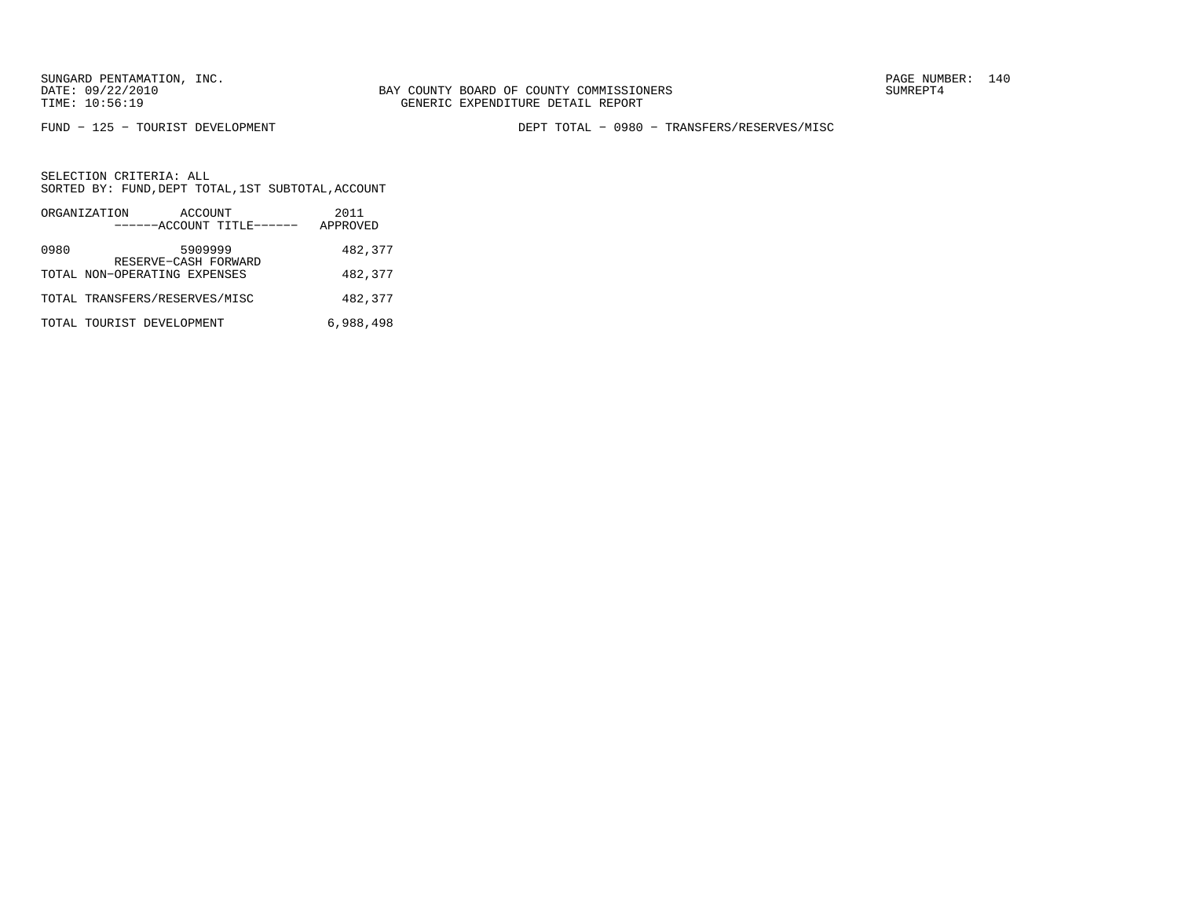SUNGARD PENTAMATION, INC.
DATE: 09/22/2010
TIME: 10:56:19

BAY COUNTY BOARD OF COUNTY COMMISSIONERS
GENERIC EXPENDITURE DETAIL REPORT

SUMREPT4

FUND - 125 - TOURIST DEVELOPMENT

DEPT TOTAL - 0980 - TRANSFERS/RESERVES/MISC

SELECTION CRITERIA: ALL
SORTED BY: FUND,DEPT TOTAL,1ST SUBTOTAL,ACCOUNT

| ORGANIZATION | ACCOUNT ------ACCOUNT TITLE------ | 2011 APPROVED |
|---|---|---|
| 0980 | 5909999 RESERVE-CASH FORWARD | 482,377 |
| TOTAL NON-OPERATING EXPENSES | | 482,377 |
| TOTAL TRANSFERS/RESERVES/MISC | | 482,377 |
| TOTAL TOURIST DEVELOPMENT | | 6,988,498 |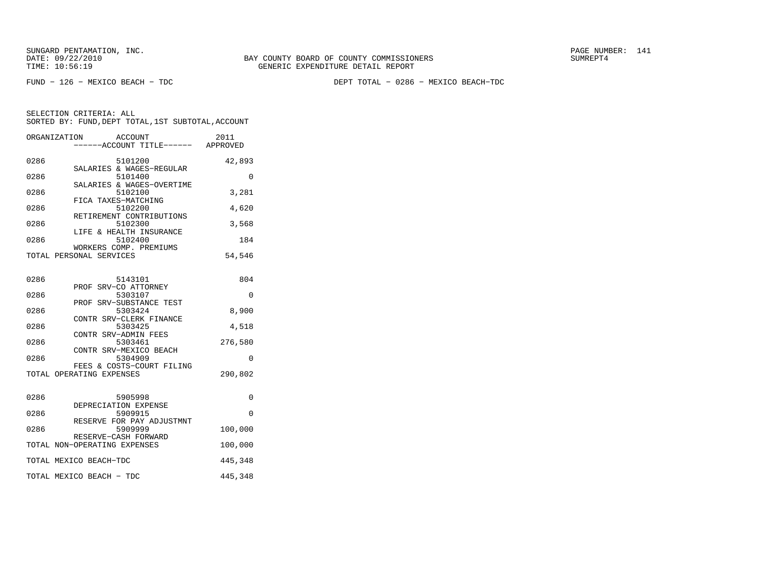BAY COUNTY BOARD OF COUNTY COMMISSIONERS
GENERIC EXPENDITURE DETAIL REPORT

SUNGARD PENTAMATION, INC.
DATE: 09/22/2010
TIME: 10:56:19

SUMREPT4

FUND − 126 − MEXICO BEACH − TDC

DEPT TOTAL − 0286 − MEXICO BEACH−TDC

SELECTION CRITERIA: ALL
SORTED BY: FUND,DEPT TOTAL,1ST SUBTOTAL,ACCOUNT

| ORGANIZATION | ACCOUNT / ACCOUNT TITLE | 2011 APPROVED |
|---|---|---|
| 0286 | 5101200 SALARIES & WAGES−REGULAR | 42,893 |
| 0286 | 5101400 SALARIES & WAGES−OVERTIME | 0 |
| 0286 | 5102100 FICA TAXES−MATCHING | 3,281 |
| 0286 | 5102200 RETIREMENT CONTRIBUTIONS | 4,620 |
| 0286 | 5102300 LIFE & HEALTH INSURANCE | 3,568 |
| 0286 | 5102400 WORKERS COMP. PREMIUMS | 184 |
| TOTAL PERSONAL SERVICES | | 54,546 |
| 0286 | 5143101 PROF SRV−CO ATTORNEY | 804 |
| 0286 | 5303107 PROF SRV−SUBSTANCE TEST | 0 |
| 0286 | 5303424 CONTR SRV−CLERK FINANCE | 8,900 |
| 0286 | 5303425 CONTR SRV−ADMIN FEES | 4,518 |
| 0286 | 5303461 CONTR SRV−MEXICO BEACH | 276,580 |
| 0286 | 5304909 FEES & COSTS−COURT FILING | 0 |
| TOTAL OPERATING EXPENSES | | 290,802 |
| 0286 | 5905998 DEPRECIATION EXPENSE | 0 |
| 0286 | 5909915 RESERVE FOR PAY ADJUSTMNT | 0 |
| 0286 | 5909999 RESERVE−CASH FORWARD | 100,000 |
| TOTAL NON−OPERATING EXPENSES | | 100,000 |
| TOTAL MEXICO BEACH−TDC | | 445,348 |
| TOTAL MEXICO BEACH − TDC | | 445,348 |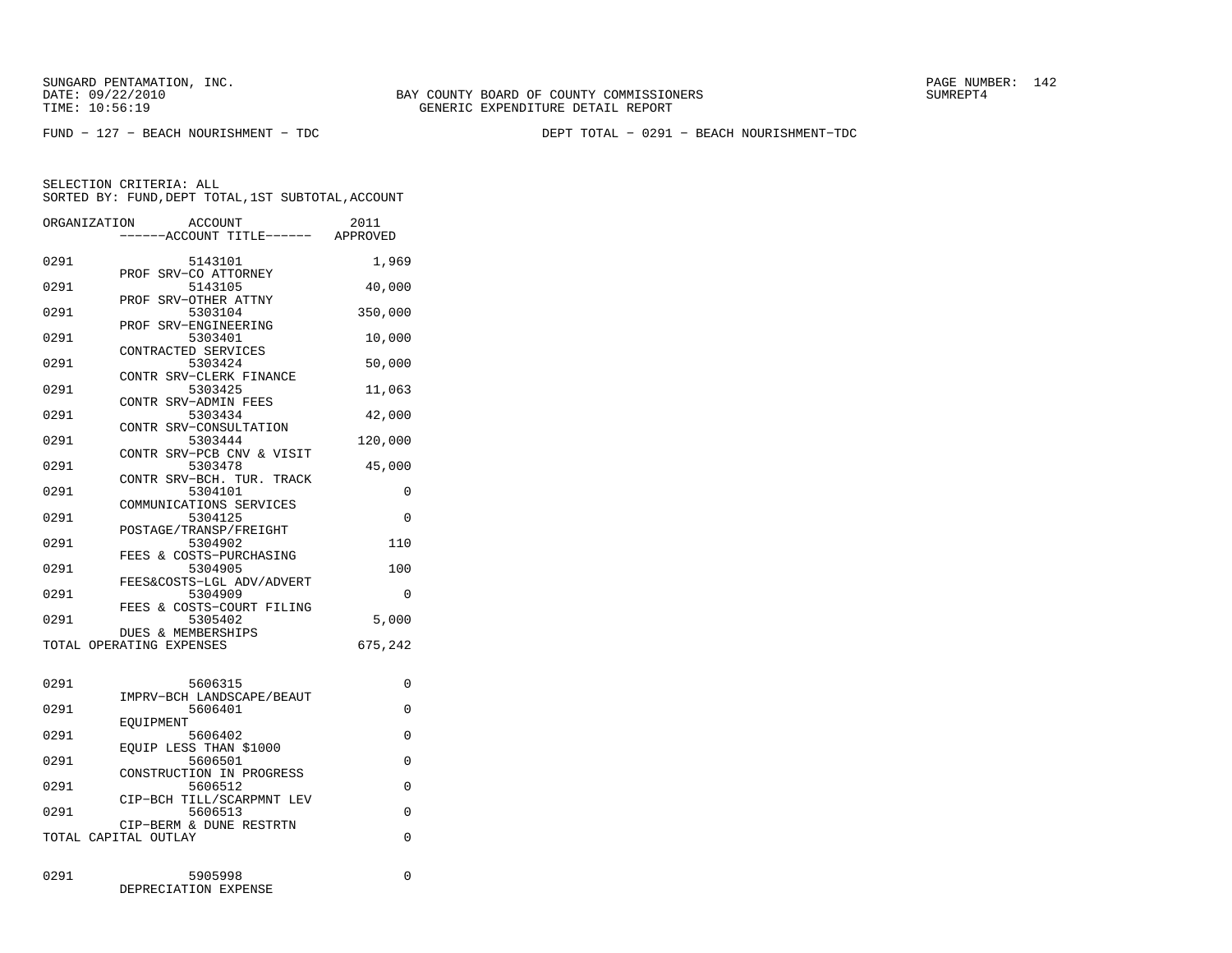SUNGARD PENTAMATION, INC.
DATE: 09/22/2010
TIME: 10:56:19

BAY COUNTY BOARD OF COUNTY COMMISSIONERS
GENERIC EXPENDITURE DETAIL REPORT

SUMREPT4

FUND − 127 − BEACH NOURISHMENT − TDC

DEPT TOTAL − 0291 − BEACH NOURISHMENT−TDC

SELECTION CRITERIA: ALL
SORTED BY: FUND,DEPT TOTAL,1ST SUBTOTAL,ACCOUNT

| ORGANIZATION | ACCOUNT ------ACCOUNT TITLE------ | 2011 APPROVED |
|---|---|---|
| 0291 | 5143101 PROF SRV−CO ATTORNEY | 1,969 |
| 0291 | 5143105 PROF SRV−OTHER ATTNY | 40,000 |
| 0291 | 5303104 PROF SRV−ENGINEERING | 350,000 |
| 0291 | 5303401 CONTRACTED SERVICES | 10,000 |
| 0291 | 5303424 CONTR SRV−CLERK FINANCE | 50,000 |
| 0291 | 5303425 CONTR SRV−ADMIN FEES | 11,063 |
| 0291 | 5303434 CONTR SRV−CONSULTATION | 42,000 |
| 0291 | 5303444 CONTR SRV−PCB CNV & VISIT | 120,000 |
| 0291 | 5303478 CONTR SRV−BCH. TUR. TRACK | 45,000 |
| 0291 | 5304101 COMMUNICATIONS SERVICES | 0 |
| 0291 | 5304125 POSTAGE/TRANSP/FREIGHT | 0 |
| 0291 | 5304902 FEES & COSTS−PURCHASING | 110 |
| 0291 | 5304905 FEES&COSTS−LGL ADV/ADVERT | 100 |
| 0291 | 5304909 FEES & COSTS−COURT FILING | 0 |
| 0291 | 5305402 DUES & MEMBERSHIPS | 5,000 |
| TOTAL OPERATING EXPENSES | | 675,242 |
| 0291 | 5606315 IMPRV−BCH LANDSCAPE/BEAUT | 0 |
| 0291 | 5606401 EQUIPMENT | 0 |
| 0291 | 5606402 EQUIP LESS THAN $1000 | 0 |
| 0291 | 5606501 CONSTRUCTION IN PROGRESS | 0 |
| 0291 | 5606512 CIP−BCH TILL/SCARPMNT LEV | 0 |
| 0291 | 5606513 CIP−BERM & DUNE RESTRTN | 0 |
| TOTAL CAPITAL OUTLAY | | 0 |
| 0291 | 5905998 DEPRECIATION EXPENSE | 0 |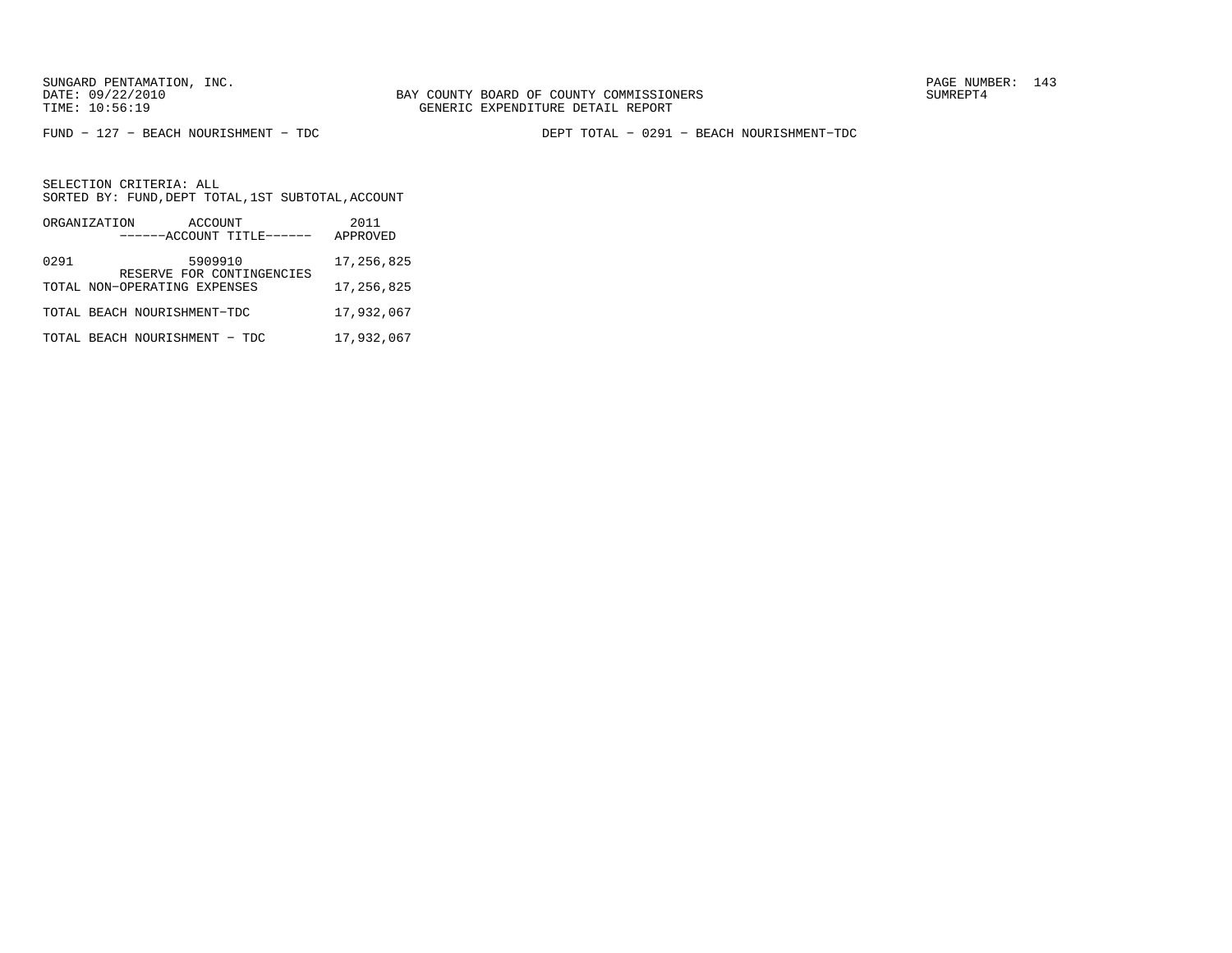SUNGARD PENTAMATION, INC.
DATE: 09/22/2010
TIME: 10:56:19

BAY COUNTY BOARD OF COUNTY COMMISSIONERS
GENERIC EXPENDITURE DETAIL REPORT

SUMREPT4

FUND − 127 − BEACH NOURISHMENT − TDC

DEPT TOTAL − 0291 − BEACH NOURISHMENT−TDC

SELECTION CRITERIA: ALL
SORTED BY: FUND,DEPT TOTAL,1ST SUBTOTAL,ACCOUNT

| ORGANIZATION | ACCOUNT<br>------ACCOUNT TITLE------ | 2011<br>APPROVED |
|---|---|---|
| 0291 | 5909910<br>RESERVE FOR CONTINGENCIES | 17,256,825 |
| TOTAL NON−OPERATING EXPENSES | | 17,256,825 |
| TOTAL BEACH NOURISHMENT−TDC | | 17,932,067 |
| TOTAL BEACH NOURISHMENT − TDC | | 17,932,067 |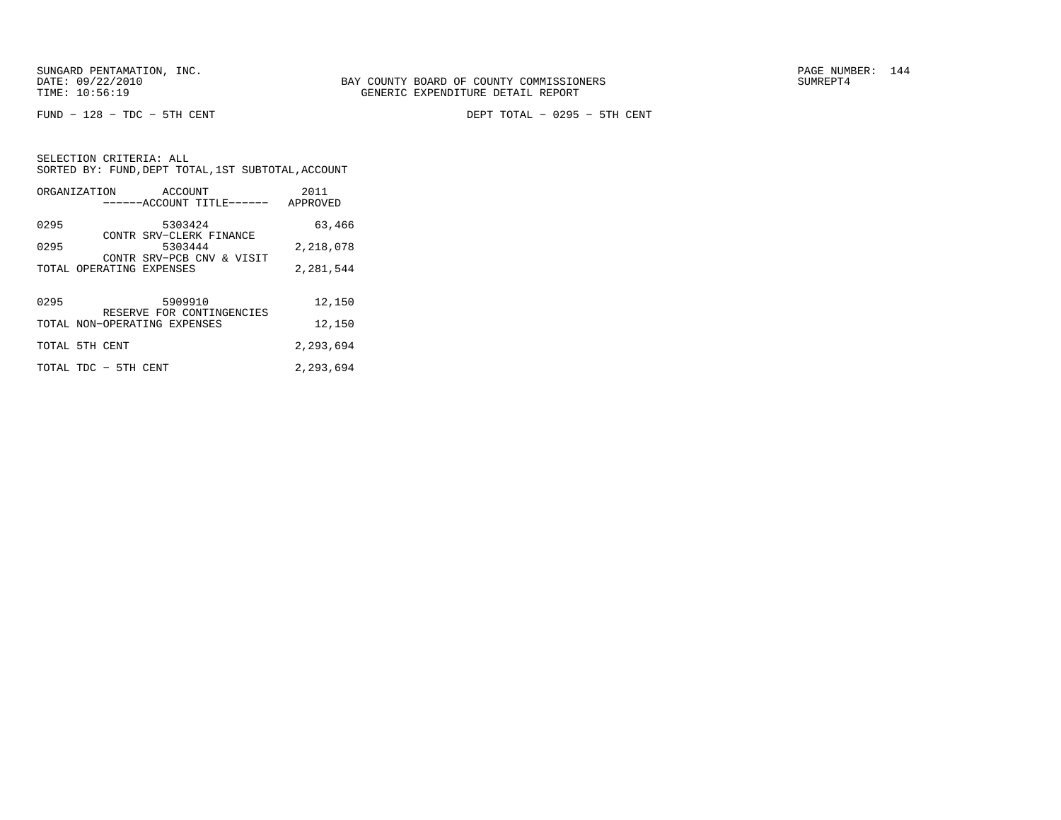FUND − 128 − TDC − 5TH CENT

DEPT TOTAL − 0295 − 5TH CENT

SELECTION CRITERIA: ALL
SORTED BY: FUND,DEPT TOTAL,1ST SUBTOTAL,ACCOUNT

| ORGANIZATION | ACCOUNT<br>------ACCOUNT TITLE------ | 2011<br>APPROVED |
|---|---|---|
| 0295 | 5303424<br>CONTR SRV−CLERK FINANCE | 63,466 |
| 0295 | 5303444<br>CONTR SRV−PCB CNV & VISIT | 2,218,078 |
| TOTAL OPERATING EXPENSES | | 2,281,544 |
| 0295 | 5909910<br>RESERVE FOR CONTINGENCIES | 12,150 |
| TOTAL NON−OPERATING EXPENSES | | 12,150 |
| TOTAL 5TH CENT | | 2,293,694 |
| TOTAL TDC − 5TH CENT | | 2,293,694 |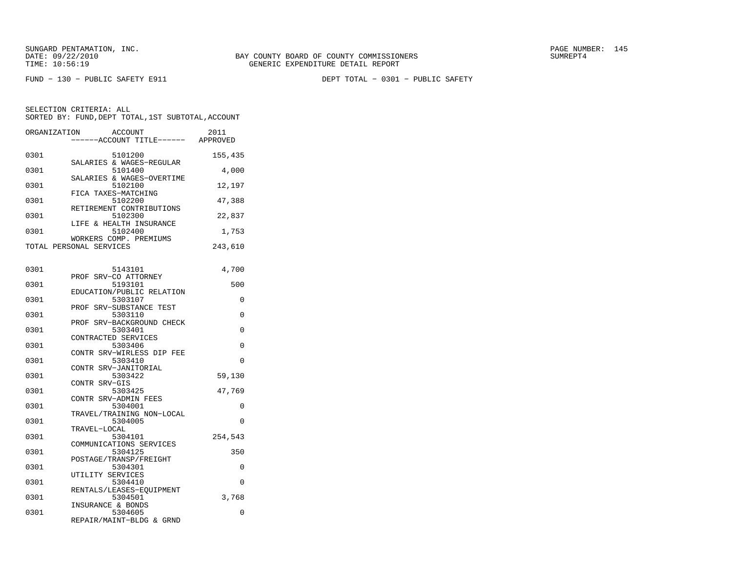BAY COUNTY BOARD OF COUNTY COMMISSIONERS
GENERIC EXPENDITURE DETAIL REPORT

SUNGARD PENTAMATION, INC.
DATE: 09/22/2010
TIME: 10:56:19

SUMREPT4

FUND - 130 - PUBLIC SAFETY E911

DEPT TOTAL - 0301 - PUBLIC SAFETY

SELECTION CRITERIA: ALL
SORTED BY: FUND,DEPT TOTAL,1ST SUBTOTAL,ACCOUNT

| ORGANIZATION | ACCOUNT / ------ACCOUNT TITLE------ | 2011 APPROVED |
|---|---|---|
| 0301 | 5101200 SALARIES & WAGES-REGULAR | 155,435 |
| 0301 | 5101400 SALARIES & WAGES-OVERTIME | 4,000 |
| 0301 | 5102100 FICA TAXES-MATCHING | 12,197 |
| 0301 | 5102200 RETIREMENT CONTRIBUTIONS | 47,388 |
| 0301 | 5102300 LIFE & HEALTH INSURANCE | 22,837 |
| 0301 | 5102400 WORKERS COMP. PREMIUMS | 1,753 |
| TOTAL PERSONAL SERVICES | | 243,610 |
| 0301 | 5143101 PROF SRV-CO ATTORNEY | 4,700 |
| 0301 | 5193101 EDUCATION/PUBLIC RELATION | 500 |
| 0301 | 5303107 PROF SRV-SUBSTANCE TEST | 0 |
| 0301 | 5303110 PROF SRV-BACKGROUND CHECK | 0 |
| 0301 | 5303401 CONTRACTED SERVICES | 0 |
| 0301 | 5303406 CONTR SRV-WIRLESS DIP FEE | 0 |
| 0301 | 5303410 CONTR SRV-JANITORIAL | 0 |
| 0301 | 5303422 CONTR SRV-GIS | 59,130 |
| 0301 | 5303425 CONTR SRV-ADMIN FEES | 47,769 |
| 0301 | 5304001 TRAVEL/TRAINING NON-LOCAL | 0 |
| 0301 | 5304005 TRAVEL-LOCAL | 0 |
| 0301 | 5304101 COMMUNICATIONS SERVICES | 254,543 |
| 0301 | 5304125 POSTAGE/TRANSP/FREIGHT | 350 |
| 0301 | 5304301 UTILITY SERVICES | 0 |
| 0301 | 5304410 RENTALS/LEASES-EQUIPMENT | 0 |
| 0301 | 5304501 INSURANCE & BONDS | 3,768 |
| 0301 | 5304605 REPAIR/MAINT-BLDG & GRND | 0 |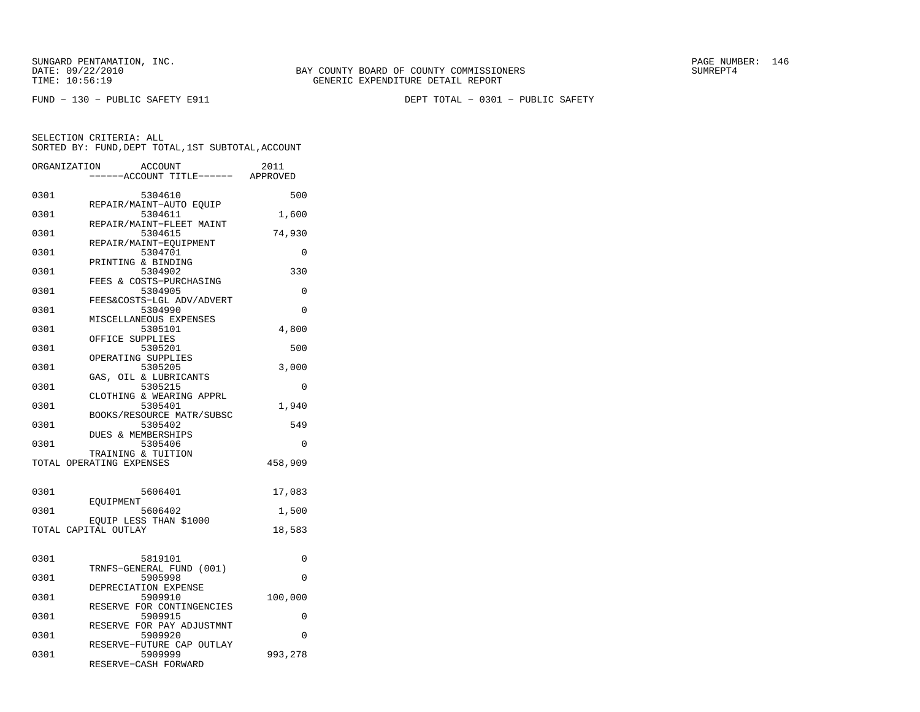SUNGARD PENTAMATION, INC.
DATE: 09/22/2010
TIME: 10:56:19

BAY COUNTY BOARD OF COUNTY COMMISSIONERS
GENERIC EXPENDITURE DETAIL REPORT

PAGE NUMBER: 146
SUMREPT4

FUND − 130 − PUBLIC SAFETY E911

DEPT TOTAL − 0301 − PUBLIC SAFETY

SELECTION CRITERIA: ALL
SORTED BY: FUND,DEPT TOTAL,1ST SUBTOTAL,ACCOUNT

| ORGANIZATION | ACCOUNT / ------ACCOUNT TITLE------ | 2011 APPROVED |
|---|---|---|
| 0301 | 5304610 REPAIR/MAINT−AUTO EQUIP | 500 |
| 0301 | 5304611 REPAIR/MAINT−FLEET MAINT | 1,600 |
| 0301 | 5304615 REPAIR/MAINT−EQUIPMENT | 74,930 |
| 0301 | 5304701 PRINTING & BINDING | 0 |
| 0301 | 5304902 FEES & COSTS−PURCHASING | 330 |
| 0301 | 5304905 FEES&COSTS−LGL ADV/ADVERT | 0 |
| 0301 | 5304990 MISCELLANEOUS EXPENSES | 0 |
| 0301 | 5305101 OFFICE SUPPLIES | 4,800 |
| 0301 | 5305201 OPERATING SUPPLIES | 500 |
| 0301 | 5305205 GAS, OIL & LUBRICANTS | 3,000 |
| 0301 | 5305215 CLOTHING & WEARING APPRL | 0 |
| 0301 | 5305401 BOOKS/RESOURCE MATR/SUBSC | 1,940 |
| 0301 | 5305402 DUES & MEMBERSHIPS | 549 |
| 0301 | 5305406 TRAINING & TUITION | 0 |
| TOTAL OPERATING EXPENSES | | 458,909 |
| 0301 | 5606401 EQUIPMENT | 17,083 |
| 0301 | 5606402 EQUIP LESS THAN $1000 | 1,500 |
| TOTAL CAPITAL OUTLAY | | 18,583 |
| 0301 | 5819101 TRNFS−GENERAL FUND (001) | 0 |
| 0301 | 5905998 DEPRECIATION EXPENSE | 0 |
| 0301 | 5909910 RESERVE FOR CONTINGENCIES | 100,000 |
| 0301 | 5909915 RESERVE FOR PAY ADJUSTMNT | 0 |
| 0301 | 5909920 RESERVE−FUTURE CAP OUTLAY | 0 |
| 0301 | 5909999 RESERVE−CASH FORWARD | 993,278 |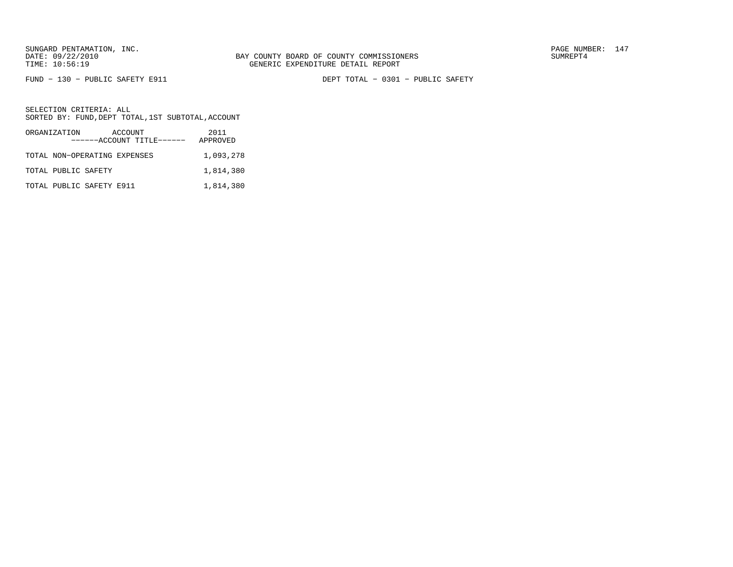SUNGARD PENTAMATION, INC.
DATE: 09/22/2010
TIME: 10:56:19

BAY COUNTY BOARD OF COUNTY COMMISSIONERS
GENERIC EXPENDITURE DETAIL REPORT

PAGE NUMBER: 147
SUMREPT4

FUND − 130 − PUBLIC SAFETY E911

DEPT TOTAL − 0301 − PUBLIC SAFETY

SELECTION CRITERIA: ALL
SORTED BY: FUND,DEPT TOTAL,1ST SUBTOTAL,ACCOUNT

| ORGANIZATION ACCOUNT ------ACCOUNT TITLE------ | 2011 APPROVED |
|---|---|
| TOTAL NON−OPERATING EXPENSES | 1,093,278 |
| TOTAL PUBLIC SAFETY | 1,814,380 |
| TOTAL PUBLIC SAFETY E911 | 1,814,380 |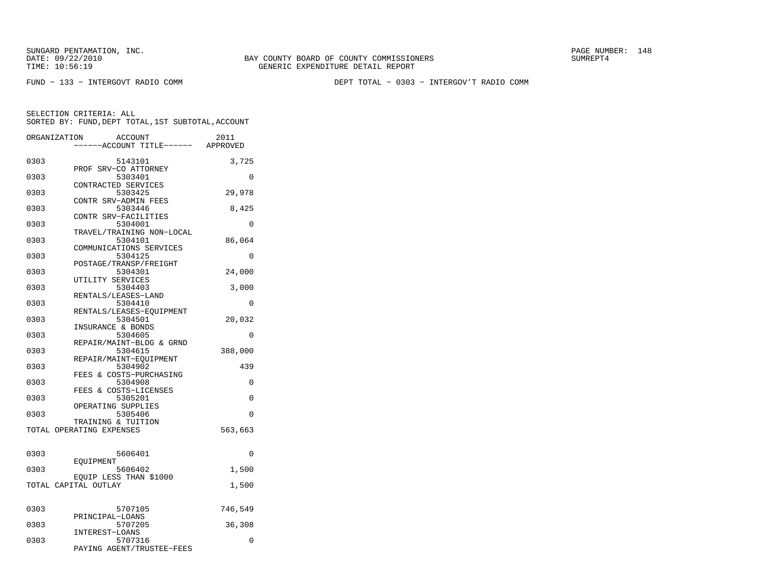SUNGARD PENTAMATION, INC.
DATE: 09/22/2010
TIME: 10:56:19

BAY COUNTY BOARD OF COUNTY COMMISSIONERS
GENERIC EXPENDITURE DETAIL REPORT

SUMREPT4

FUND − 133 − INTERGOVT RADIO COMM

DEPT TOTAL − 0303 − INTERGOV'T RADIO COMM

SELECTION CRITERIA: ALL
SORTED BY: FUND,DEPT TOTAL,1ST SUBTOTAL,ACCOUNT

| ORGANIZATION | ACCOUNT ------ACCOUNT TITLE------ | 2011 APPROVED |
|---|---|---|
| 0303 | 5143101 PROF SRV−CO ATTORNEY | 3,725 |
| 0303 | 5303401 CONTRACTED SERVICES | 0 |
| 0303 | 5303425 CONTR SRV−ADMIN FEES | 29,978 |
| 0303 | 5303446 CONTR SRV−FACILITIES | 8,425 |
| 0303 | 5304001 TRAVEL/TRAINING NON−LOCAL | 0 |
| 0303 | 5304101 COMMUNICATIONS SERVICES | 86,064 |
| 0303 | 5304125 POSTAGE/TRANSP/FREIGHT | 0 |
| 0303 | 5304301 UTILITY SERVICES | 24,000 |
| 0303 | 5304403 RENTALS/LEASES−LAND | 3,000 |
| 0303 | 5304410 RENTALS/LEASES−EQUIPMENT | 0 |
| 0303 | 5304501 INSURANCE & BONDS | 20,032 |
| 0303 | 5304605 REPAIR/MAINT−BLDG & GRND | 0 |
| 0303 | 5304615 REPAIR/MAINT−EQUIPMENT | 388,000 |
| 0303 | 5304902 FEES & COSTS−PURCHASING | 439 |
| 0303 | 5304908 FEES & COSTS−LICENSES | 0 |
| 0303 | 5305201 OPERATING SUPPLIES | 0 |
| 0303 | 5305406 TRAINING & TUITION | 0 |
| TOTAL OPERATING EXPENSES | | 563,663 |
| 0303 | 5606401 EQUIPMENT | 0 |
| 0303 | 5606402 EQUIP LESS THAN $1000 | 1,500 |
| TOTAL CAPITAL OUTLAY | | 1,500 |
| 0303 | 5707105 PRINCIPAL−LOANS | 746,549 |
| 0303 | 5707205 INTEREST−LOANS | 36,308 |
| 0303 | 5707316 PAYING AGENT/TRUSTEE−FEES | 0 |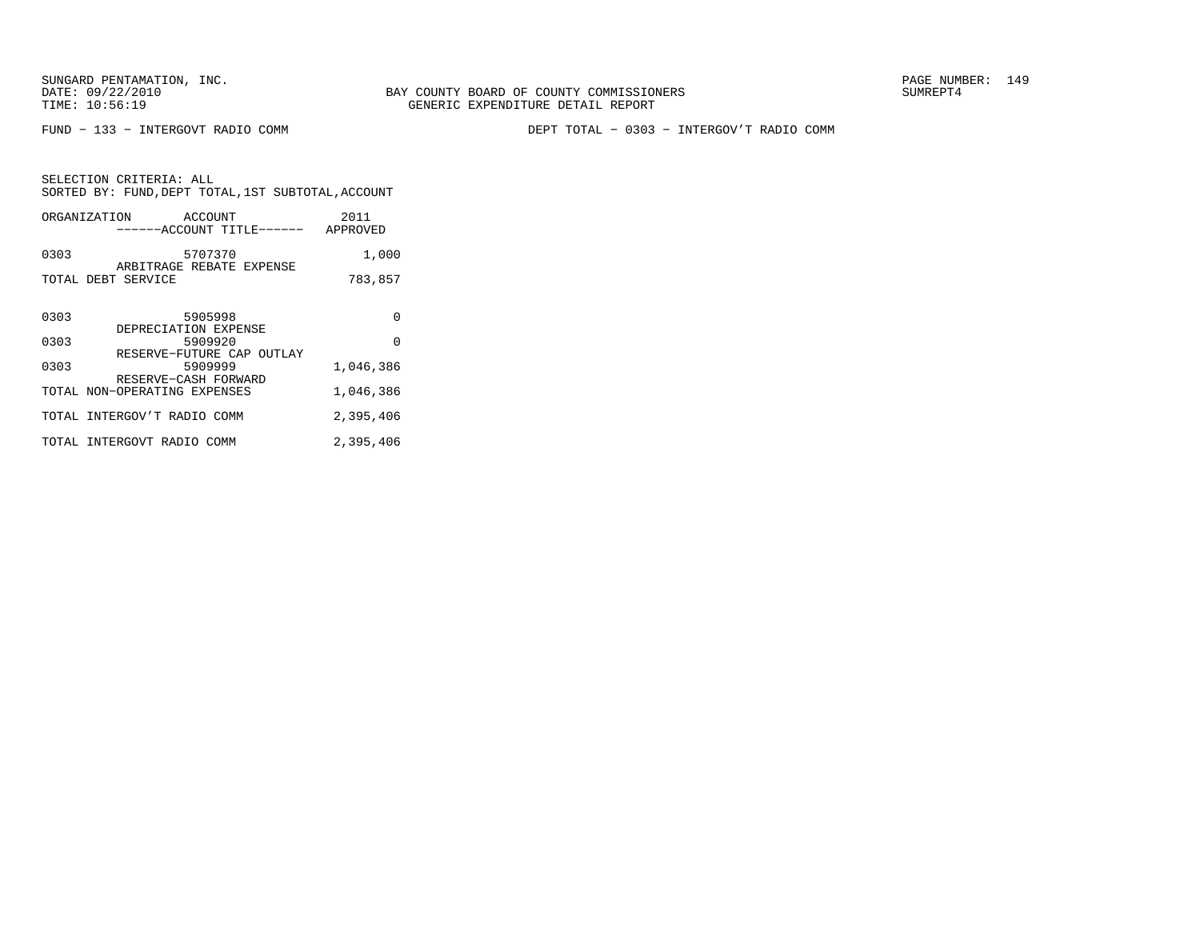SUNGARD PENTAMATION, INC.
DATE: 09/22/2010
TIME: 10:56:19

BAY COUNTY BOARD OF COUNTY COMMISSIONERS
GENERIC EXPENDITURE DETAIL REPORT

SUMREPT4

FUND − 133 − INTERGOVT RADIO COMM

DEPT TOTAL − 0303 − INTERGOV'T RADIO COMM

SELECTION CRITERIA: ALL
SORTED BY: FUND,DEPT TOTAL,1ST SUBTOTAL,ACCOUNT

| ORGANIZATION | ACCOUNT<br>------ACCOUNT TITLE------ | 2011<br>APPROVED |
|---|---|---|
| 0303 | 5707370<br>ARBITRAGE REBATE EXPENSE | 1,000 |
| TOTAL DEBT SERVICE | | 783,857 |
| 0303 | 5905998<br>DEPRECIATION EXPENSE | 0 |
| 0303 | 5909920<br>RESERVE−FUTURE CAP OUTLAY | 0 |
| 0303 | 5909999<br>RESERVE−CASH FORWARD | 1,046,386 |
| TOTAL NON−OPERATING EXPENSES | | 1,046,386 |
| TOTAL INTERGOV'T RADIO COMM | | 2,395,406 |
| TOTAL INTERGOVT RADIO COMM | | 2,395,406 |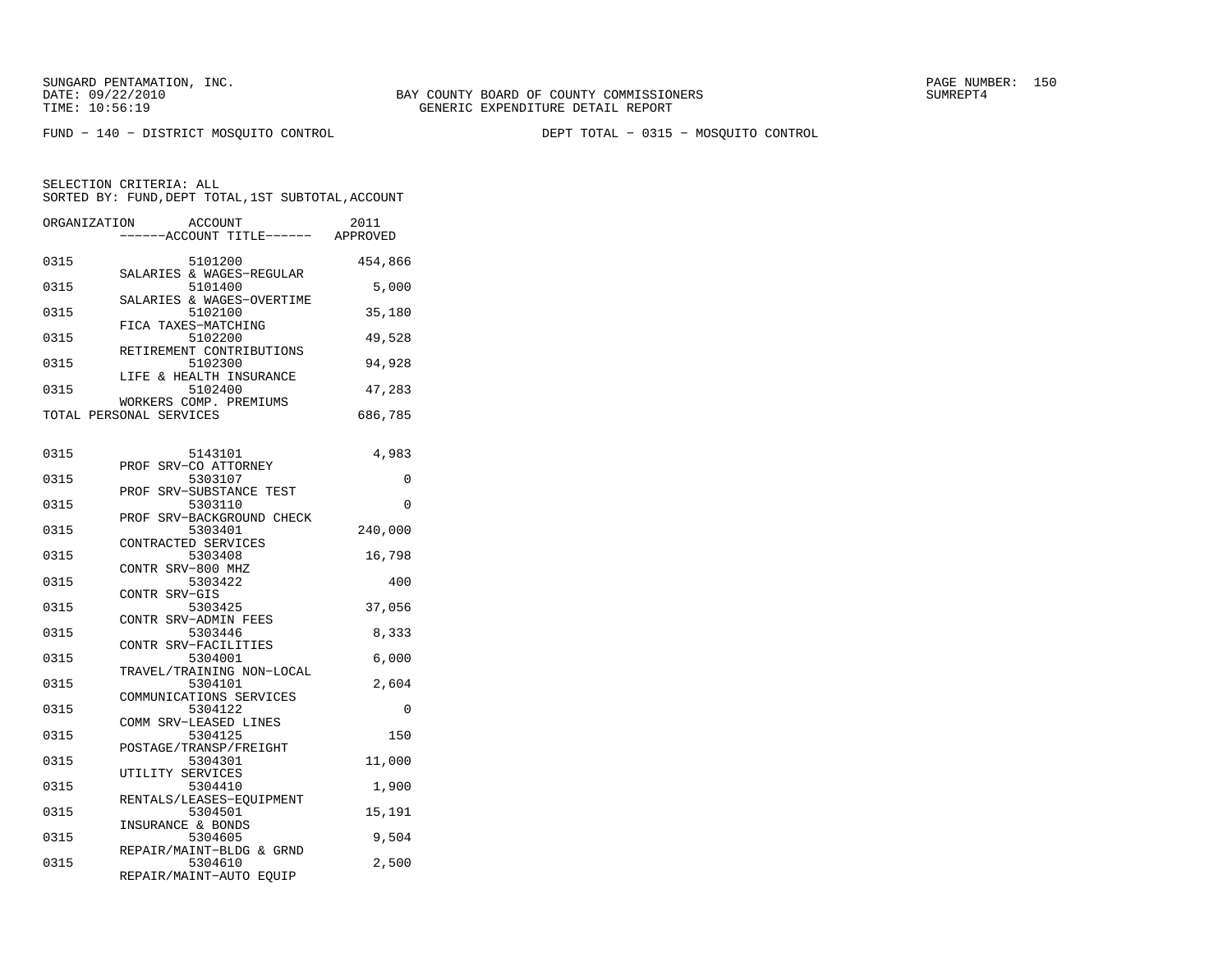SUNGARD PENTAMATION, INC.
DATE: 09/22/2010
TIME: 10:56:19

BAY COUNTY BOARD OF COUNTY COMMISSIONERS
GENERIC EXPENDITURE DETAIL REPORT

SUMREPT4

FUND - 140 - DISTRICT MOSQUITO CONTROL

DEPT TOTAL - 0315 - MOSQUITO CONTROL

SELECTION CRITERIA: ALL
SORTED BY: FUND,DEPT TOTAL,1ST SUBTOTAL,ACCOUNT

| ORGANIZATION | ACCOUNT / ------ACCOUNT TITLE------ | 2011 APPROVED |
|---|---|---|
| 0315 | 5101200 SALARIES & WAGES-REGULAR | 454,866 |
| 0315 | 5101400 SALARIES & WAGES-OVERTIME | 5,000 |
| 0315 | 5102100 FICA TAXES-MATCHING | 35,180 |
| 0315 | 5102200 RETIREMENT CONTRIBUTIONS | 49,528 |
| 0315 | 5102300 LIFE & HEALTH INSURANCE | 94,928 |
| 0315 | 5102400 WORKERS COMP. PREMIUMS | 47,283 |
| TOTAL PERSONAL SERVICES | | 686,785 |
| 0315 | 5143101 PROF SRV-CO ATTORNEY | 4,983 |
| 0315 | 5303107 PROF SRV-SUBSTANCE TEST | 0 |
| 0315 | 5303110 PROF SRV-BACKGROUND CHECK | 0 |
| 0315 | 5303401 CONTRACTED SERVICES | 240,000 |
| 0315 | 5303408 CONTR SRV-800 MHZ | 16,798 |
| 0315 | 5303422 CONTR SRV-GIS | 400 |
| 0315 | 5303425 CONTR SRV-ADMIN FEES | 37,056 |
| 0315 | 5303446 CONTR SRV-FACILITIES | 8,333 |
| 0315 | 5304001 TRAVEL/TRAINING NON-LOCAL | 6,000 |
| 0315 | 5304101 COMMUNICATIONS SERVICES | 2,604 |
| 0315 | 5304122 COMM SRV-LEASED LINES | 0 |
| 0315 | 5304125 POSTAGE/TRANSP/FREIGHT | 150 |
| 0315 | 5304301 UTILITY SERVICES | 11,000 |
| 0315 | 5304410 RENTALS/LEASES-EQUIPMENT | 1,900 |
| 0315 | 5304501 INSURANCE & BONDS | 15,191 |
| 0315 | 5304605 REPAIR/MAINT-BLDG & GRND | 9,504 |
| 0315 | 5304610 REPAIR/MAINT-AUTO EQUIP | 2,500 |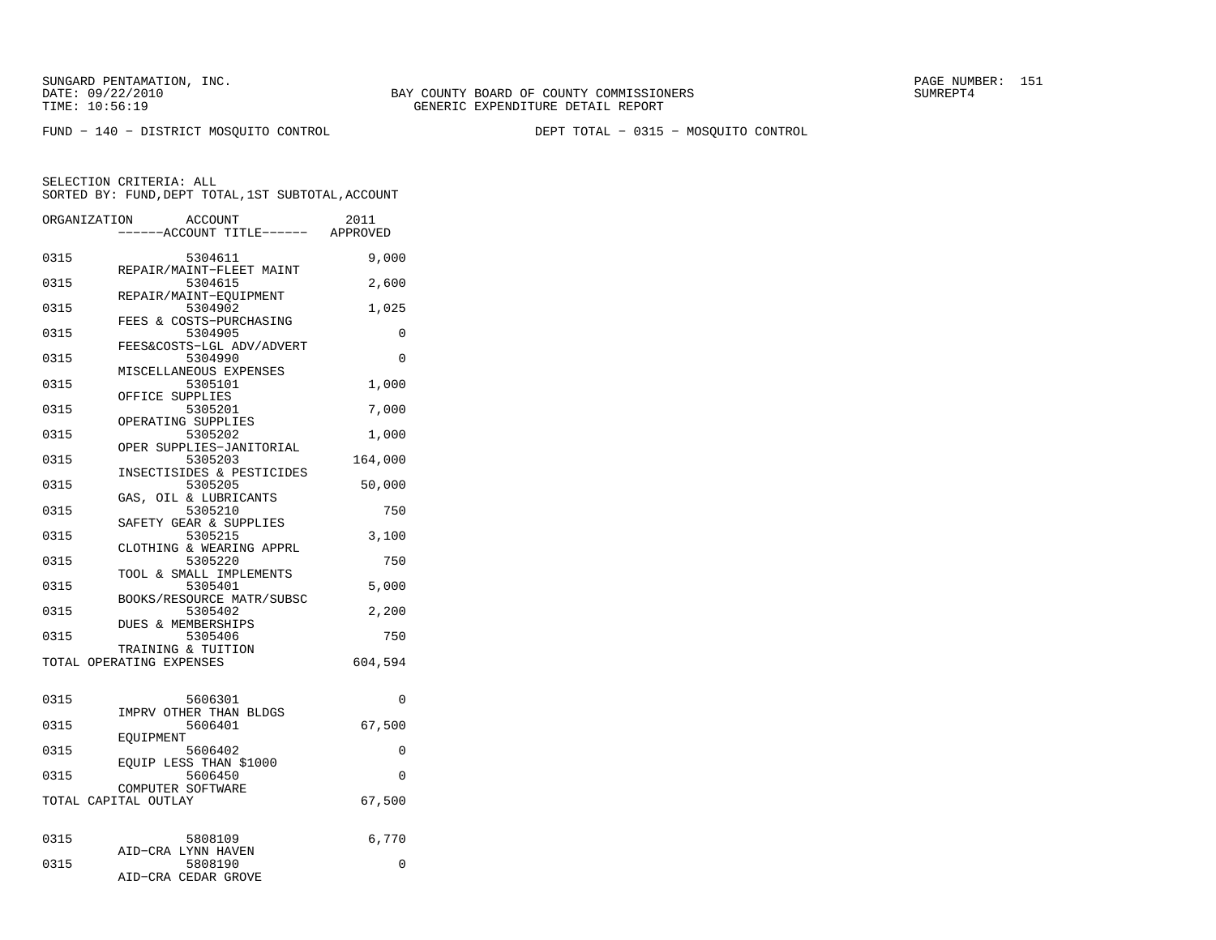SUNGARD PENTAMATION, INC.
DATE: 09/22/2010
TIME: 10:56:19

BAY COUNTY BOARD OF COUNTY COMMISSIONERS
GENERIC EXPENDITURE DETAIL REPORT

SUMREPT4

FUND − 140 − DISTRICT MOSQUITO CONTROL    DEPT TOTAL − 0315 − MOSQUITO CONTROL

SELECTION CRITERIA: ALL
SORTED BY: FUND,DEPT TOTAL,1ST SUBTOTAL,ACCOUNT

| ORGANIZATION | ACCOUNT / ACCOUNT TITLE | 2011 APPROVED |
|---|---|---|
| 0315 | 5304611 REPAIR/MAINT−FLEET MAINT | 9,000 |
| 0315 | 5304615 REPAIR/MAINT−EQUIPMENT | 2,600 |
| 0315 | 5304902 FEES & COSTS−PURCHASING | 1,025 |
| 0315 | 5304905 FEES&COSTS−LGL ADV/ADVERT | 0 |
| 0315 | 5304990 MISCELLANEOUS EXPENSES | 0 |
| 0315 | 5305101 OFFICE SUPPLIES | 1,000 |
| 0315 | 5305201 OPERATING SUPPLIES | 7,000 |
| 0315 | 5305202 OPER SUPPLIES−JANITORIAL | 1,000 |
| 0315 | 5305203 INSECTISIDES & PESTICIDES | 164,000 |
| 0315 | 5305205 GAS, OIL & LUBRICANTS | 50,000 |
| 0315 | 5305210 SAFETY GEAR & SUPPLIES | 750 |
| 0315 | 5305215 CLOTHING & WEARING APPRL | 3,100 |
| 0315 | 5305220 TOOL & SMALL IMPLEMENTS | 750 |
| 0315 | 5305401 BOOKS/RESOURCE MATR/SUBSC | 5,000 |
| 0315 | 5305402 DUES & MEMBERSHIPS | 2,200 |
| 0315 | 5305406 TRAINING & TUITION | 750 |
| TOTAL OPERATING EXPENSES | | 604,594 |
| 0315 | 5606301 IMPRV OTHER THAN BLDGS | 0 |
| 0315 | 5606401 EQUIPMENT | 67,500 |
| 0315 | 5606402 EQUIP LESS THAN $1000 | 0 |
| 0315 | 5606450 COMPUTER SOFTWARE | 0 |
| TOTAL CAPITAL OUTLAY | | 67,500 |
| 0315 | 5808109 AID−CRA LYNN HAVEN | 6,770 |
| 0315 | 5808190 AID−CRA CEDAR GROVE | 0 |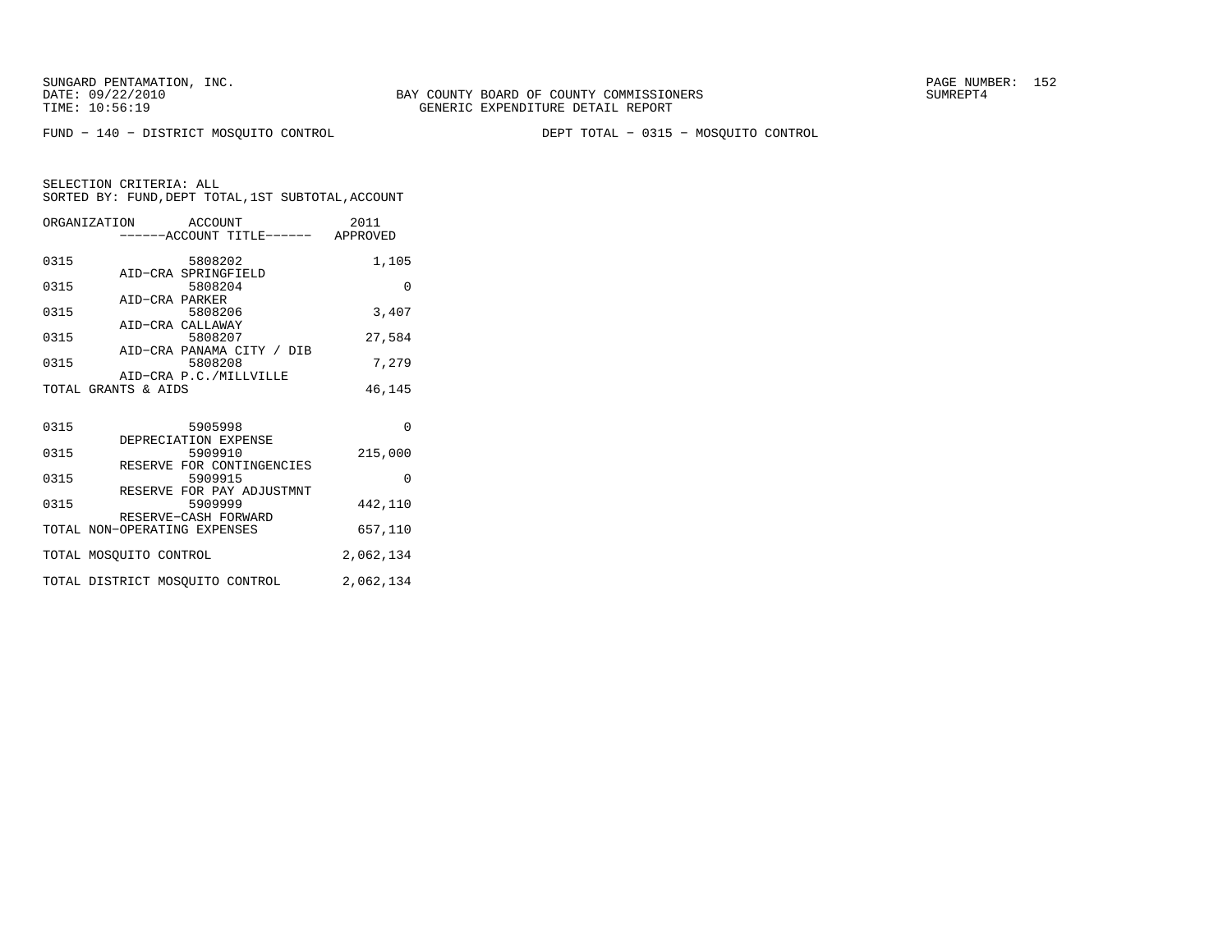SUNGARD PENTAMATION, INC.
DATE: 09/22/2010
TIME: 10:56:19

BAY COUNTY BOARD OF COUNTY COMMISSIONERS
GENERIC EXPENDITURE DETAIL REPORT

SUMREPT4

FUND − 140 − DISTRICT MOSQUITO CONTROL

DEPT TOTAL − 0315 − MOSQUITO CONTROL

SELECTION CRITERIA: ALL
SORTED BY: FUND,DEPT TOTAL,1ST SUBTOTAL,ACCOUNT

| ORGANIZATION | ACCOUNT ------ACCOUNT TITLE------ | 2011 APPROVED |
|---|---|---|
| 0315 | 5808202 AID−CRA SPRINGFIELD | 1,105 |
| 0315 | 5808204 AID−CRA PARKER | 0 |
| 0315 | 5808206 AID−CRA CALLAWAY | 3,407 |
| 0315 | 5808207 AID−CRA PANAMA CITY / DIB | 27,584 |
| 0315 | 5808208 AID−CRA P.C./MILLVILLE | 7,279 |
| TOTAL GRANTS & AIDS | | 46,145 |
| 0315 | 5905998 DEPRECIATION EXPENSE | 0 |
| 0315 | 5909910 RESERVE FOR CONTINGENCIES | 215,000 |
| 0315 | 5909915 RESERVE FOR PAY ADJUSTMNT | 0 |
| 0315 | 5909999 RESERVE−CASH FORWARD | 442,110 |
| TOTAL NON−OPERATING EXPENSES | | 657,110 |
| TOTAL MOSQUITO CONTROL | | 2,062,134 |
| TOTAL DISTRICT MOSQUITO CONTROL | | 2,062,134 |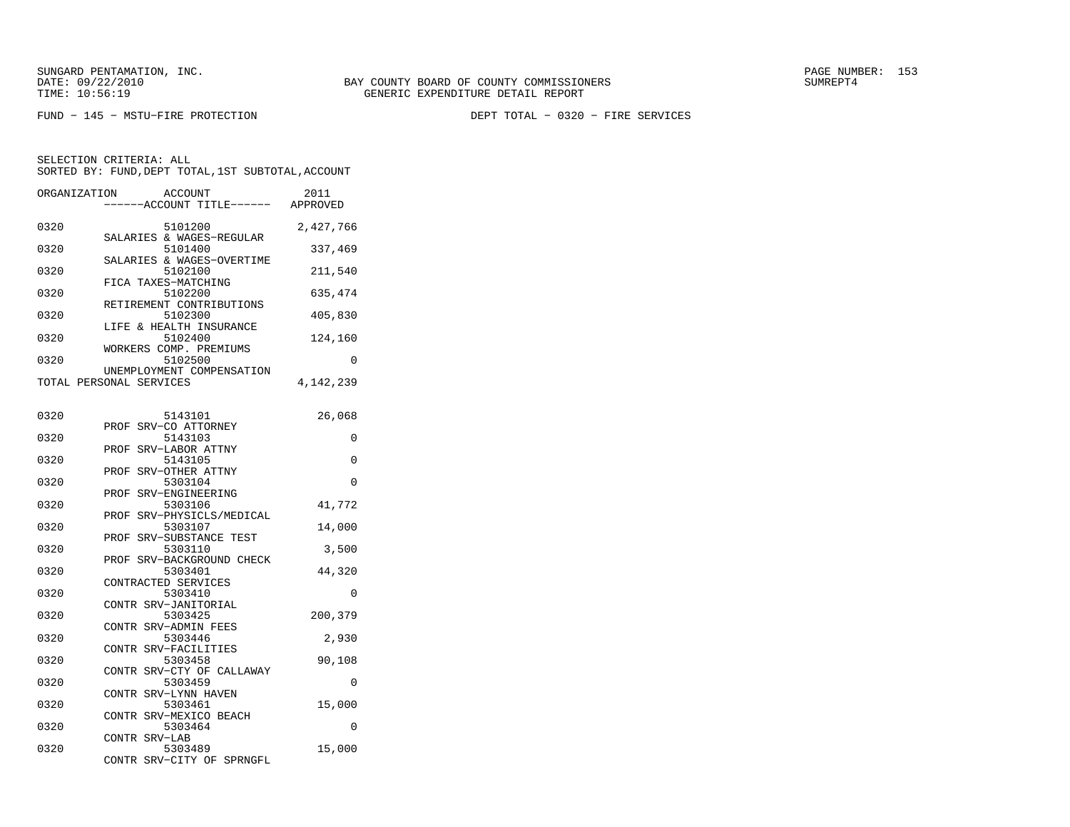SUNGARD PENTAMATION, INC.
DATE: 09/22/2010
TIME: 10:56:19

BAY COUNTY BOARD OF COUNTY COMMISSIONERS
GENERIC EXPENDITURE DETAIL REPORT

SUMREPT4

FUND − 145 − MSTU−FIRE PROTECTION

DEPT TOTAL − 0320 − FIRE SERVICES

SELECTION CRITERIA: ALL
SORTED BY: FUND,DEPT TOTAL,1ST SUBTOTAL,ACCOUNT

| ORGANIZATION | ACCOUNT / ------ACCOUNT TITLE------ | 2011 APPROVED |
|---|---|---|
| 0320 | 5101200 SALARIES & WAGES−REGULAR | 2,427,766 |
| 0320 | 5101400 SALARIES & WAGES−OVERTIME | 337,469 |
| 0320 | 5102100 FICA TAXES−MATCHING | 211,540 |
| 0320 | 5102200 RETIREMENT CONTRIBUTIONS | 635,474 |
| 0320 | 5102300 LIFE & HEALTH INSURANCE | 405,830 |
| 0320 | 5102400 WORKERS COMP. PREMIUMS | 124,160 |
| 0320 | 5102500 UNEMPLOYMENT COMPENSATION | 0 |
| TOTAL PERSONAL SERVICES | | 4,142,239 |
| 0320 | 5143101 PROF SRV−CO ATTORNEY | 26,068 |
| 0320 | 5143103 PROF SRV−LABOR ATTNY | 0 |
| 0320 | 5143105 PROF SRV−OTHER ATTNY | 0 |
| 0320 | 5303104 PROF SRV−ENGINEERING | 0 |
| 0320 | 5303106 PROF SRV−PHYSICLS/MEDICAL | 41,772 |
| 0320 | 5303107 PROF SRV−SUBSTANCE TEST | 14,000 |
| 0320 | 5303110 PROF SRV−BACKGROUND CHECK | 3,500 |
| 0320 | 5303401 CONTRACTED SERVICES | 44,320 |
| 0320 | 5303410 CONTR SRV−JANITORIAL | 0 |
| 0320 | 5303425 CONTR SRV−ADMIN FEES | 200,379 |
| 0320 | 5303446 CONTR SRV−FACILITIES | 2,930 |
| 0320 | 5303458 CONTR SRV−CTY OF CALLAWAY | 90,108 |
| 0320 | 5303459 CONTR SRV−LYNN HAVEN | 0 |
| 0320 | 5303461 CONTR SRV−MEXICO BEACH | 15,000 |
| 0320 | 5303464 CONTR SRV−LAB | 0 |
| 0320 | 5303489 CONTR SRV−CITY OF SPRNGFL | 15,000 |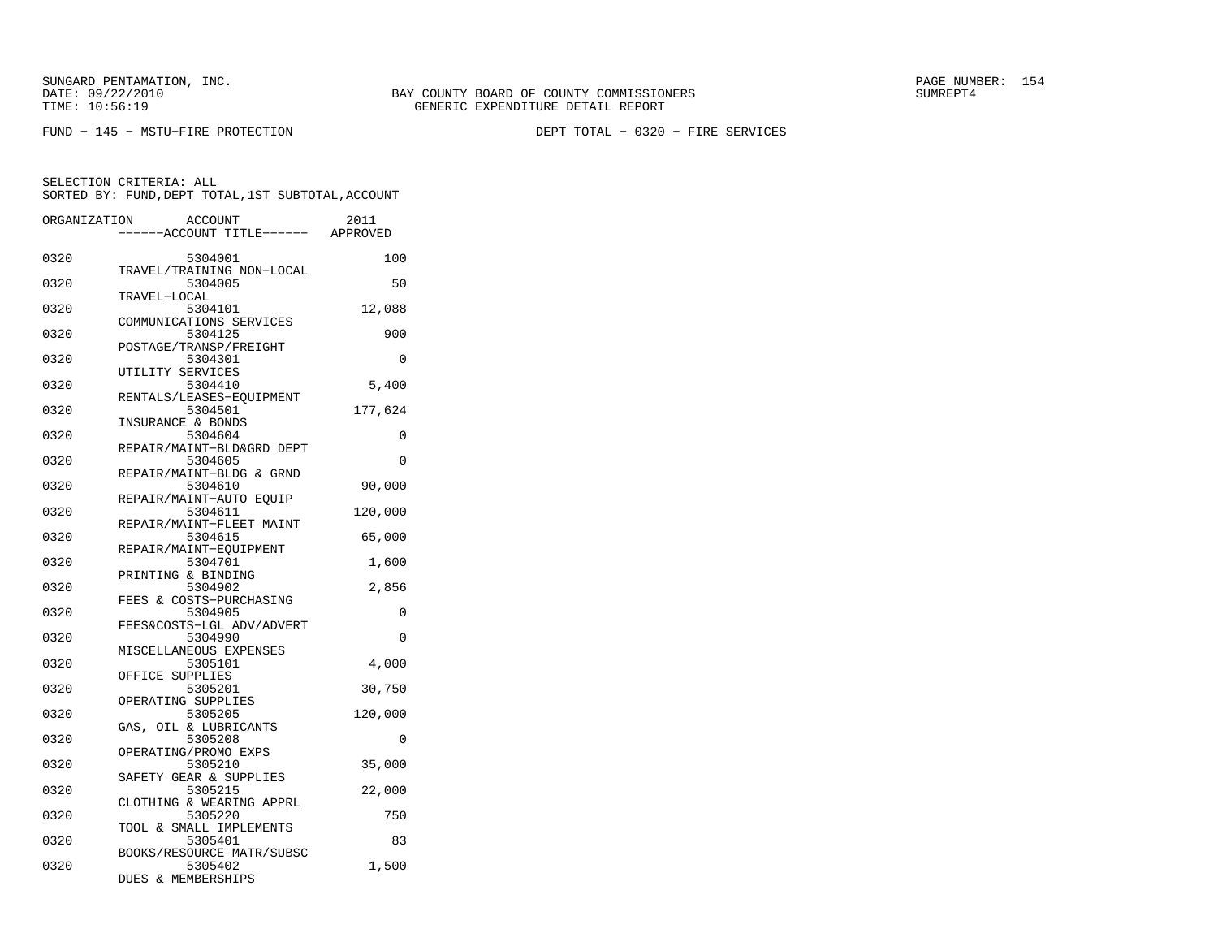SUNGARD PENTAMATION, INC.
DATE: 09/22/2010
TIME: 10:56:19

BAY COUNTY BOARD OF COUNTY COMMISSIONERS
GENERIC EXPENDITURE DETAIL REPORT

SUMREPT4

FUND − 145 − MSTU−FIRE PROTECTION

DEPT TOTAL − 0320 − FIRE SERVICES

SELECTION CRITERIA: ALL
SORTED BY: FUND,DEPT TOTAL,1ST SUBTOTAL,ACCOUNT

| ORGANIZATION | ACCOUNT / ------ACCOUNT TITLE------ | 2011 APPROVED |
|---|---|---|
| 0320 | 5304001 TRAVEL/TRAINING NON−LOCAL | 100 |
| 0320 | 5304005 TRAVEL−LOCAL | 50 |
| 0320 | 5304101 COMMUNICATIONS SERVICES | 12,088 |
| 0320 | 5304125 POSTAGE/TRANSP/FREIGHT | 900 |
| 0320 | 5304301 UTILITY SERVICES | 0 |
| 0320 | 5304410 RENTALS/LEASES−EQUIPMENT | 5,400 |
| 0320 | 5304501 INSURANCE & BONDS | 177,624 |
| 0320 | 5304604 REPAIR/MAINT−BLD&GRD DEPT | 0 |
| 0320 | 5304605 REPAIR/MAINT−BLDG & GRND | 0 |
| 0320 | 5304610 REPAIR/MAINT−AUTO EQUIP | 90,000 |
| 0320 | 5304611 REPAIR/MAINT−FLEET MAINT | 120,000 |
| 0320 | 5304615 REPAIR/MAINT−EQUIPMENT | 65,000 |
| 0320 | 5304701 PRINTING & BINDING | 1,600 |
| 0320 | 5304902 FEES & COSTS−PURCHASING | 2,856 |
| 0320 | 5304905 FEES&COSTS−LGL ADV/ADVERT | 0 |
| 0320 | 5304990 MISCELLANEOUS EXPENSES | 0 |
| 0320 | 5305101 OFFICE SUPPLIES | 4,000 |
| 0320 | 5305201 OPERATING SUPPLIES | 30,750 |
| 0320 | 5305205 GAS, OIL & LUBRICANTS | 120,000 |
| 0320 | 5305208 OPERATING/PROMO EXPS | 0 |
| 0320 | 5305210 SAFETY GEAR & SUPPLIES | 35,000 |
| 0320 | 5305215 CLOTHING & WEARING APPRL | 22,000 |
| 0320 | 5305220 TOOL & SMALL IMPLEMENTS | 750 |
| 0320 | 5305401 BOOKS/RESOURCE MATR/SUBSC | 83 |
| 0320 | 5305402 DUES & MEMBERSHIPS | 1,500 |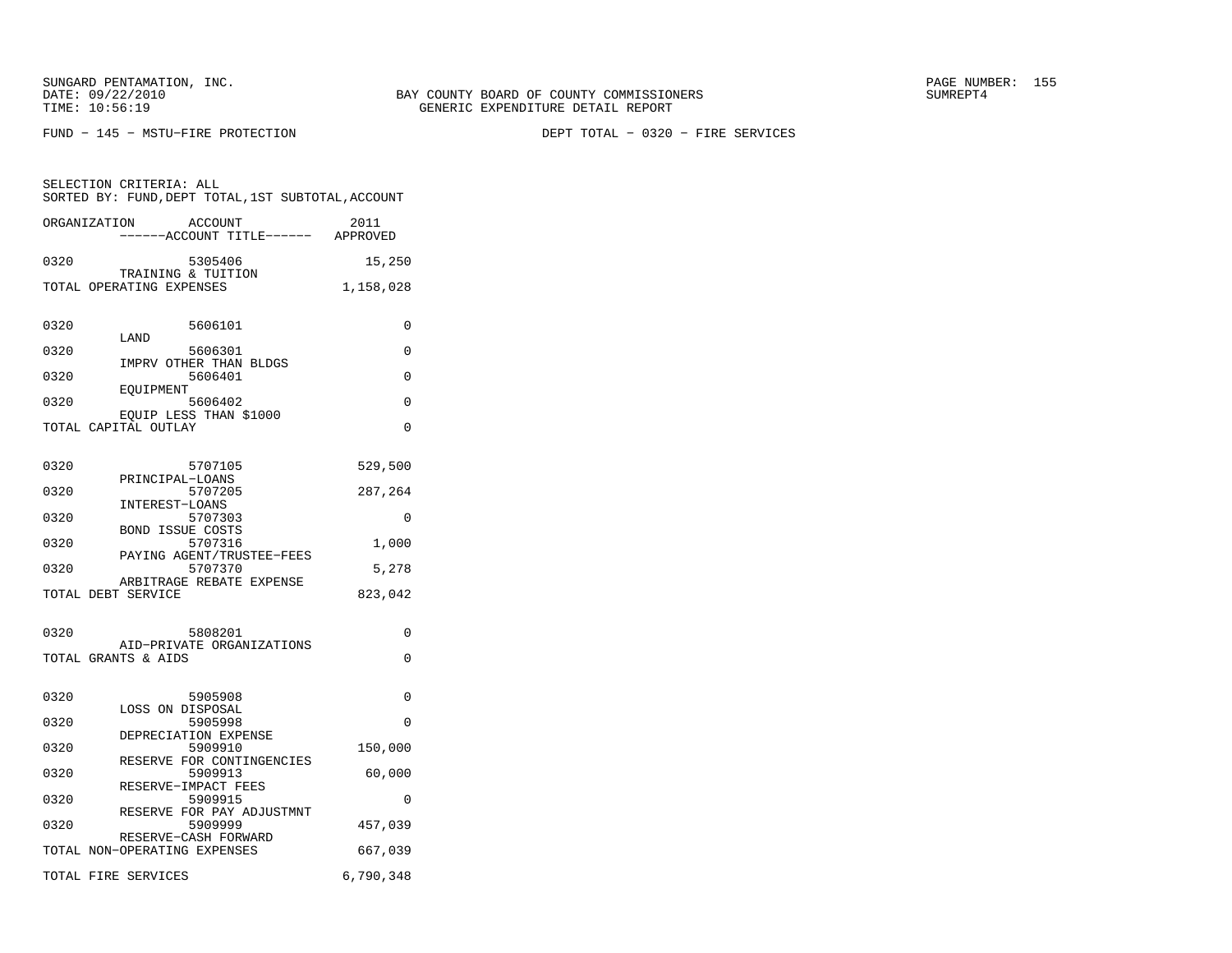SUNGARD PENTAMATION, INC.
DATE: 09/22/2010
TIME: 10:56:19

BAY COUNTY BOARD OF COUNTY COMMISSIONERS
GENERIC EXPENDITURE DETAIL REPORT

SUMREPT4

FUND − 145 − MSTU−FIRE PROTECTION

DEPT TOTAL − 0320 − FIRE SERVICES

SELECTION CRITERIA: ALL
SORTED BY: FUND,DEPT TOTAL,1ST SUBTOTAL,ACCOUNT

| ORGANIZATION | ACCOUNT / ------ACCOUNT TITLE------ | 2011 APPROVED |
|---|---|---|
| 0320 | 5305406 TRAINING & TUITION | 15,250 |
| TOTAL OPERATING EXPENSES | | 1,158,028 |
| 0320 | 5606101 LAND | 0 |
| 0320 | 5606301 IMPRV OTHER THAN BLDGS | 0 |
| 0320 | 5606401 EQUIPMENT | 0 |
| 0320 | 5606402 EQUIP LESS THAN $1000 | 0 |
| TOTAL CAPITAL OUTLAY | | 0 |
| 0320 | 5707105 PRINCIPAL−LOANS | 529,500 |
| 0320 | 5707205 INTEREST−LOANS | 287,264 |
| 0320 | 5707303 BOND ISSUE COSTS | 0 |
| 0320 | 5707316 PAYING AGENT/TRUSTEE−FEES | 1,000 |
| 0320 | 5707370 ARBITRAGE REBATE EXPENSE | 5,278 |
| TOTAL DEBT SERVICE | | 823,042 |
| 0320 | 5808201 AID−PRIVATE ORGANIZATIONS | 0 |
| TOTAL GRANTS & AIDS | | 0 |
| 0320 | 5905908 LOSS ON DISPOSAL | 0 |
| 0320 | 5905998 DEPRECIATION EXPENSE | 0 |
| 0320 | 5909910 RESERVE FOR CONTINGENCIES | 150,000 |
| 0320 | 5909913 RESERVE−IMPACT FEES | 60,000 |
| 0320 | 5909915 RESERVE FOR PAY ADJUSTMNT | 0 |
| 0320 | 5909999 RESERVE−CASH FORWARD | 457,039 |
| TOTAL NON−OPERATING EXPENSES | | 667,039 |
| TOTAL FIRE SERVICES | | 6,790,348 |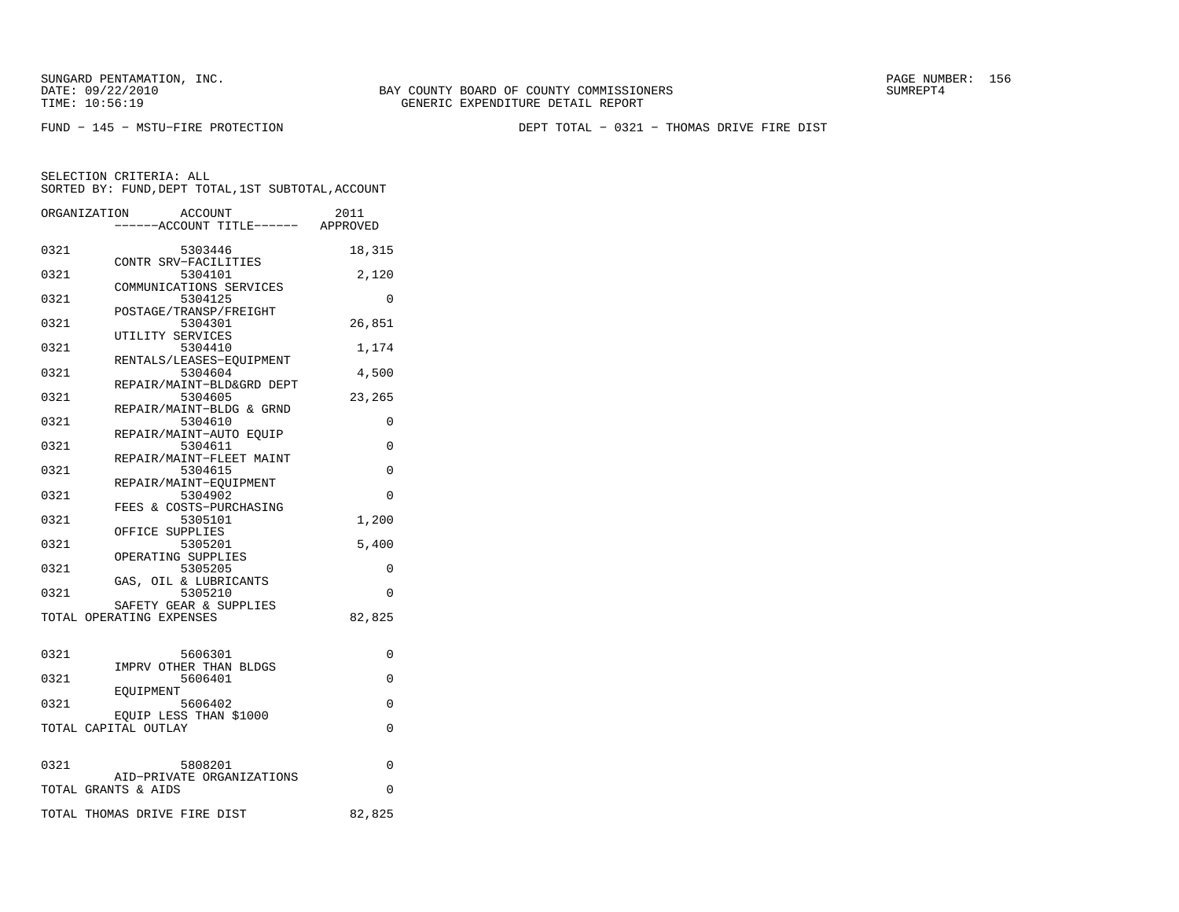SUNGARD PENTAMATION, INC.
DATE: 09/22/2010
TIME: 10:56:19

BAY COUNTY BOARD OF COUNTY COMMISSIONERS
GENERIC EXPENDITURE DETAIL REPORT

SUMREPT4

FUND − 145 − MSTU−FIRE PROTECTION

DEPT TOTAL − 0321 − THOMAS DRIVE FIRE DIST

SELECTION CRITERIA: ALL
SORTED BY: FUND,DEPT TOTAL,1ST SUBTOTAL,ACCOUNT

| ORGANIZATION | ACCOUNT / ------ACCOUNT TITLE------ | 2011 APPROVED |
|---|---|---|
| 0321 | 5303446 CONTR SRV−FACILITIES | 18,315 |
| 0321 | 5304101 COMMUNICATIONS SERVICES | 2,120 |
| 0321 | 5304125 POSTAGE/TRANSP/FREIGHT | 0 |
| 0321 | 5304301 UTILITY SERVICES | 26,851 |
| 0321 | 5304410 RENTALS/LEASES−EQUIPMENT | 1,174 |
| 0321 | 5304604 REPAIR/MAINT−BLD&GRD DEPT | 4,500 |
| 0321 | 5304605 REPAIR/MAINT−BLDG & GRND | 23,265 |
| 0321 | 5304610 REPAIR/MAINT−AUTO EQUIP | 0 |
| 0321 | 5304611 REPAIR/MAINT−FLEET MAINT | 0 |
| 0321 | 5304615 REPAIR/MAINT−EQUIPMENT | 0 |
| 0321 | 5304902 FEES & COSTS−PURCHASING | 0 |
| 0321 | 5305101 OFFICE SUPPLIES | 1,200 |
| 0321 | 5305201 OPERATING SUPPLIES | 5,400 |
| 0321 | 5305205 GAS, OIL & LUBRICANTS | 0 |
| 0321 | 5305210 SAFETY GEAR & SUPPLIES | 0 |
| TOTAL OPERATING EXPENSES | | 82,825 |
| 0321 | 5606301 IMPRV OTHER THAN BLDGS | 0 |
| 0321 | 5606401 EQUIPMENT | 0 |
| 0321 | 5606402 EQUIP LESS THAN $1000 | 0 |
| TOTAL CAPITAL OUTLAY | | 0 |
| 0321 | 5808201 AID−PRIVATE ORGANIZATIONS | 0 |
| TOTAL GRANTS & AIDS | | 0 |
| TOTAL THOMAS DRIVE FIRE DIST | | 82,825 |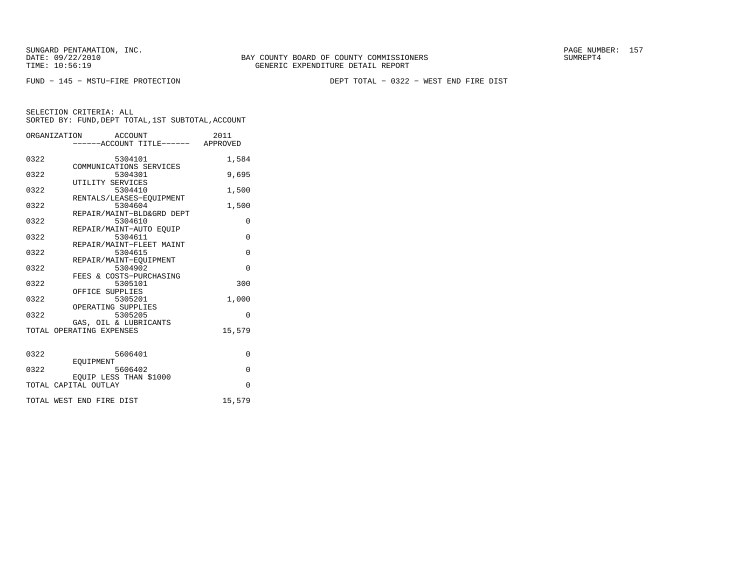SUNGARD PENTAMATION, INC.
DATE: 09/22/2010
TIME: 10:56:19

BAY COUNTY BOARD OF COUNTY COMMISSIONERS
GENERIC EXPENDITURE DETAIL REPORT

SUMREPT4

FUND − 145 − MSTU−FIRE PROTECTION

DEPT TOTAL − 0322 − WEST END FIRE DIST

SELECTION CRITERIA: ALL
SORTED BY: FUND,DEPT TOTAL,1ST SUBTOTAL,ACCOUNT

| ORGANIZATION | ACCOUNT / ------ACCOUNT TITLE------ | 2011 APPROVED |
|---|---|---|
| 0322 | 5304101 COMMUNICATIONS SERVICES | 1,584 |
| 0322 | 5304301 UTILITY SERVICES | 9,695 |
| 0322 | 5304410 RENTALS/LEASES−EQUIPMENT | 1,500 |
| 0322 | 5304604 REPAIR/MAINT−BLD&GRD DEPT | 1,500 |
| 0322 | 5304610 REPAIR/MAINT−AUTO EQUIP | 0 |
| 0322 | 5304611 REPAIR/MAINT−FLEET MAINT | 0 |
| 0322 | 5304615 REPAIR/MAINT−EQUIPMENT | 0 |
| 0322 | 5304902 FEES & COSTS−PURCHASING | 0 |
| 0322 | 5305101 OFFICE SUPPLIES | 300 |
| 0322 | 5305201 OPERATING SUPPLIES | 1,000 |
| 0322 | 5305205 GAS, OIL & LUBRICANTS | 0 |
| TOTAL OPERATING EXPENSES | | 15,579 |
| 0322 | 5606401 EQUIPMENT | 0 |
| 0322 | 5606402 EQUIP LESS THAN $1000 | 0 |
| TOTAL CAPITAL OUTLAY | | 0 |
| TOTAL WEST END FIRE DIST | | 15,579 |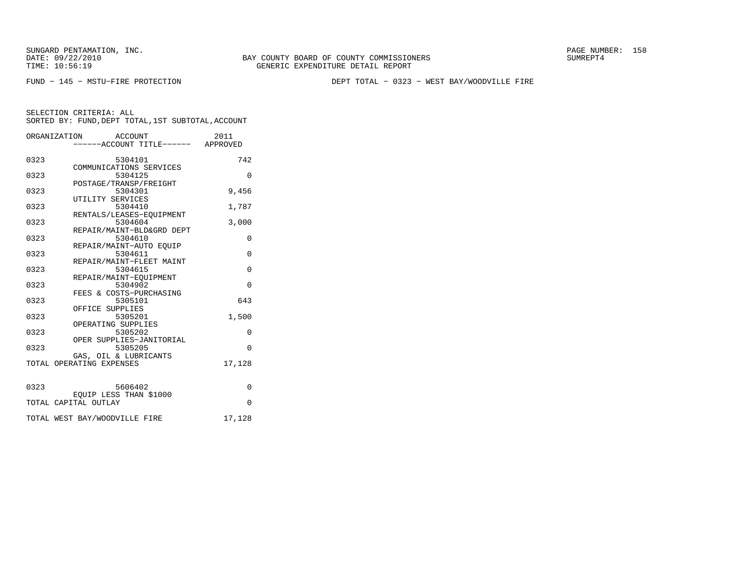SUNGARD PENTAMATION, INC.
DATE: 09/22/2010
TIME: 10:56:19

BAY COUNTY BOARD OF COUNTY COMMISSIONERS
GENERIC EXPENDITURE DETAIL REPORT

SUMREPT4

FUND − 145 − MSTU−FIRE PROTECTION

DEPT TOTAL − 0323 − WEST BAY/WOODVILLE FIRE

SELECTION CRITERIA: ALL
SORTED BY: FUND,DEPT TOTAL,1ST SUBTOTAL,ACCOUNT

| ORGANIZATION | ACCOUNT / ------ACCOUNT TITLE------ | 2011 APPROVED |
|---|---|---|
| 0323 | 5304101 COMMUNICATIONS SERVICES | 742 |
| 0323 | 5304125 POSTAGE/TRANSP/FREIGHT | 0 |
| 0323 | 5304301 UTILITY SERVICES | 9,456 |
| 0323 | 5304410 RENTALS/LEASES−EQUIPMENT | 1,787 |
| 0323 | 5304604 REPAIR/MAINT−BLD&GRD DEPT | 3,000 |
| 0323 | 5304610 REPAIR/MAINT−AUTO EQUIP | 0 |
| 0323 | 5304611 REPAIR/MAINT−FLEET MAINT | 0 |
| 0323 | 5304615 REPAIR/MAINT−EQUIPMENT | 0 |
| 0323 | 5304902 FEES & COSTS−PURCHASING | 0 |
| 0323 | 5305101 OFFICE SUPPLIES | 643 |
| 0323 | 5305201 OPERATING SUPPLIES | 1,500 |
| 0323 | 5305202 OPER SUPPLIES−JANITORIAL | 0 |
| 0323 | 5305205 GAS, OIL & LUBRICANTS | 0 |
| TOTAL OPERATING EXPENSES | | 17,128 |
| 0323 | 5606402 EQUIP LESS THAN $1000 | 0 |
| TOTAL CAPITAL OUTLAY | | 0 |
| TOTAL WEST BAY/WOODVILLE FIRE | | 17,128 |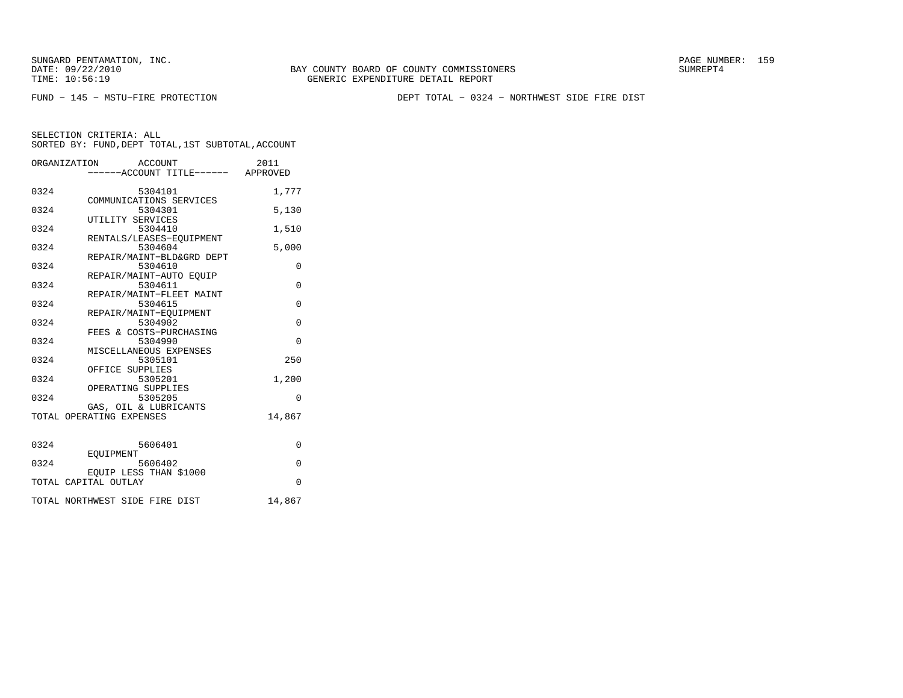FUND − 145 − MSTU−FIRE PROTECTION

DEPT TOTAL − 0324 − NORTHWEST SIDE FIRE DIST

SELECTION CRITERIA: ALL
SORTED BY: FUND,DEPT TOTAL,1ST SUBTOTAL,ACCOUNT

| ORGANIZATION | ACCOUNT / ------ACCOUNT TITLE------ | 2011 APPROVED |
|---|---|---|
| 0324 | 5304101 COMMUNICATIONS SERVICES | 1,777 |
| 0324 | 5304301 UTILITY SERVICES | 5,130 |
| 0324 | 5304410 RENTALS/LEASES−EQUIPMENT | 1,510 |
| 0324 | 5304604 REPAIR/MAINT−BLD&GRD DEPT | 5,000 |
| 0324 | 5304610 REPAIR/MAINT−AUTO EQUIP | 0 |
| 0324 | 5304611 REPAIR/MAINT−FLEET MAINT | 0 |
| 0324 | 5304615 REPAIR/MAINT−EQUIPMENT | 0 |
| 0324 | 5304902 FEES & COSTS−PURCHASING | 0 |
| 0324 | 5304990 MISCELLANEOUS EXPENSES | 0 |
| 0324 | 5305101 OFFICE SUPPLIES | 250 |
| 0324 | 5305201 OPERATING SUPPLIES | 1,200 |
| 0324 | 5305205 GAS, OIL & LUBRICANTS | 0 |
| TOTAL OPERATING EXPENSES | | 14,867 |
| 0324 | 5606401 EQUIPMENT | 0 |
| 0324 | 5606402 EQUIP LESS THAN $1000 | 0 |
| TOTAL CAPITAL OUTLAY | | 0 |
| TOTAL NORTHWEST SIDE FIRE DIST | | 14,867 |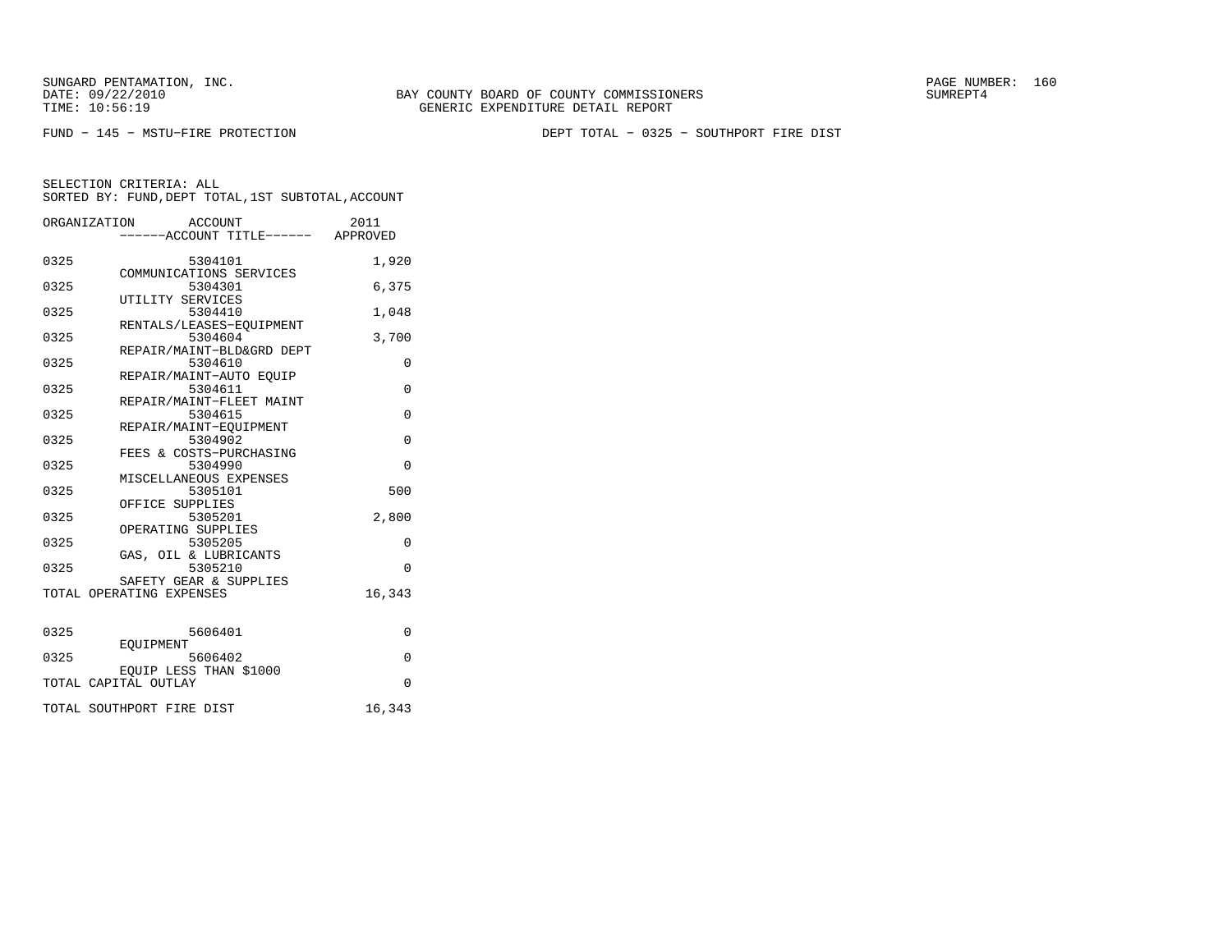BAY COUNTY BOARD OF COUNTY COMMISSIONERS
GENERIC EXPENDITURE DETAIL REPORT

SUNGARD PENTAMATION, INC.
DATE: 09/22/2010
TIME: 10:56:19

SUMREPT4

FUND − 145 − MSTU−FIRE PROTECTION

DEPT TOTAL − 0325 − SOUTHPORT FIRE DIST

SELECTION CRITERIA: ALL
SORTED BY: FUND,DEPT TOTAL,1ST SUBTOTAL,ACCOUNT

| ORGANIZATION | ACCOUNT ------ACCOUNT TITLE------ | 2011 APPROVED |
|---|---|---|
| 0325 | 5304101 COMMUNICATIONS SERVICES | 1,920 |
| 0325 | 5304301 UTILITY SERVICES | 6,375 |
| 0325 | 5304410 RENTALS/LEASES−EQUIPMENT | 1,048 |
| 0325 | 5304604 REPAIR/MAINT−BLD&GRD DEPT | 3,700 |
| 0325 | 5304610 REPAIR/MAINT−AUTO EQUIP | 0 |
| 0325 | 5304611 REPAIR/MAINT−FLEET MAINT | 0 |
| 0325 | 5304615 REPAIR/MAINT−EQUIPMENT | 0 |
| 0325 | 5304902 FEES & COSTS−PURCHASING | 0 |
| 0325 | 5304990 MISCELLANEOUS EXPENSES | 0 |
| 0325 | 5305101 OFFICE SUPPLIES | 500 |
| 0325 | 5305201 OPERATING SUPPLIES | 2,800 |
| 0325 | 5305205 GAS, OIL & LUBRICANTS | 0 |
| 0325 | 5305210 SAFETY GEAR & SUPPLIES | 0 |
| TOTAL OPERATING EXPENSES | | 16,343 |
| 0325 | 5606401 EQUIPMENT | 0 |
| 0325 | 5606402 EQUIP LESS THAN $1000 | 0 |
| TOTAL CAPITAL OUTLAY | | 0 |
| TOTAL SOUTHPORT FIRE DIST | | 16,343 |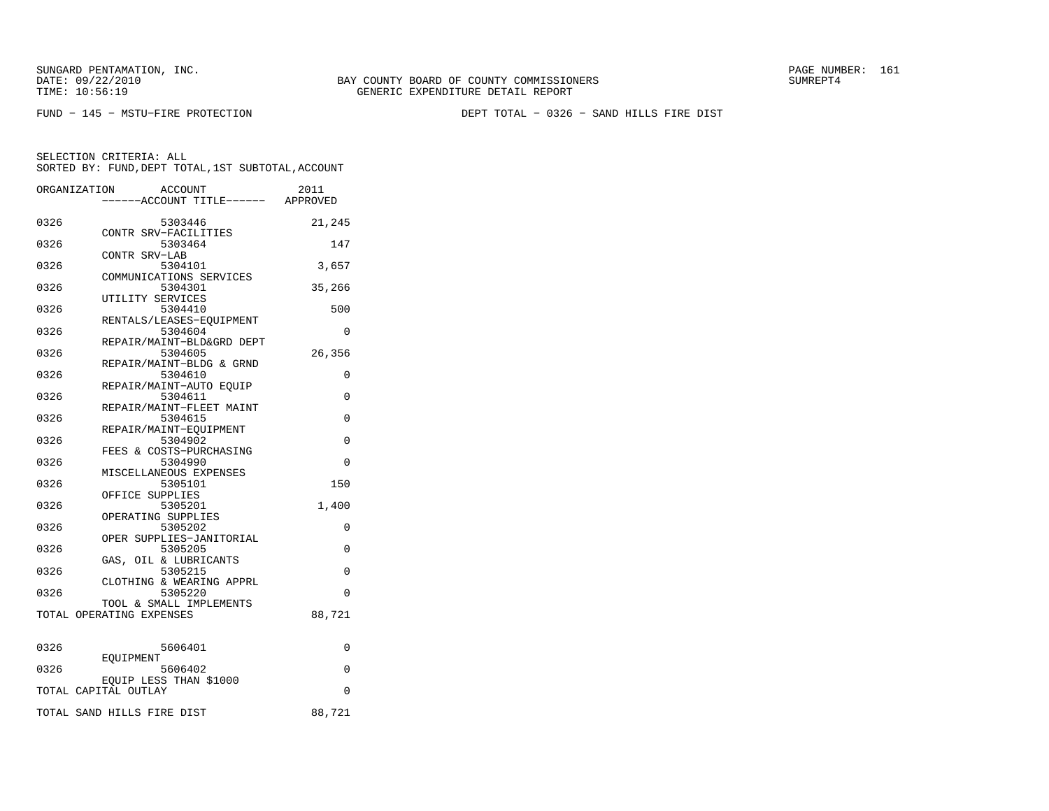SUNGARD PENTAMATION, INC.
DATE: 09/22/2010
TIME: 10:56:19

BAY COUNTY BOARD OF COUNTY COMMISSIONERS
GENERIC EXPENDITURE DETAIL REPORT

SUMREPT4

FUND − 145 − MSTU−FIRE PROTECTION

DEPT TOTAL − 0326 − SAND HILLS FIRE DIST

SELECTION CRITERIA: ALL
SORTED BY: FUND,DEPT TOTAL,1ST SUBTOTAL,ACCOUNT

| ORGANIZATION | ACCOUNT / ACCOUNT TITLE | 2011 APPROVED |
|---|---|---|
| 0326 | 5303446 CONTR SRV−FACILITIES | 21,245 |
| 0326 | 5303464 CONTR SRV−LAB | 147 |
| 0326 | 5304101 COMMUNICATIONS SERVICES | 3,657 |
| 0326 | 5304301 UTILITY SERVICES | 35,266 |
| 0326 | 5304410 RENTALS/LEASES−EQUIPMENT | 500 |
| 0326 | 5304604 REPAIR/MAINT−BLD&GRD DEPT | 0 |
| 0326 | 5304605 REPAIR/MAINT−BLDG & GRND | 26,356 |
| 0326 | 5304610 REPAIR/MAINT−AUTO EQUIP | 0 |
| 0326 | 5304611 REPAIR/MAINT−FLEET MAINT | 0 |
| 0326 | 5304615 REPAIR/MAINT−EQUIPMENT | 0 |
| 0326 | 5304902 FEES & COSTS−PURCHASING | 0 |
| 0326 | 5304990 MISCELLANEOUS EXPENSES | 0 |
| 0326 | 5305101 OFFICE SUPPLIES | 150 |
| 0326 | 5305201 OPERATING SUPPLIES | 1,400 |
| 0326 | 5305202 OPER SUPPLIES−JANITORIAL | 0 |
| 0326 | 5305205 GAS, OIL & LUBRICANTS | 0 |
| 0326 | 5305215 CLOTHING & WEARING APPRL | 0 |
| 0326 | 5305220 TOOL & SMALL IMPLEMENTS | 0 |
| TOTAL OPERATING EXPENSES | | 88,721 |
| 0326 | 5606401 EQUIPMENT | 0 |
| 0326 | 5606402 EQUIP LESS THAN $1000 | 0 |
| TOTAL CAPITAL OUTLAY | | 0 |
| TOTAL SAND HILLS FIRE DIST | | 88,721 |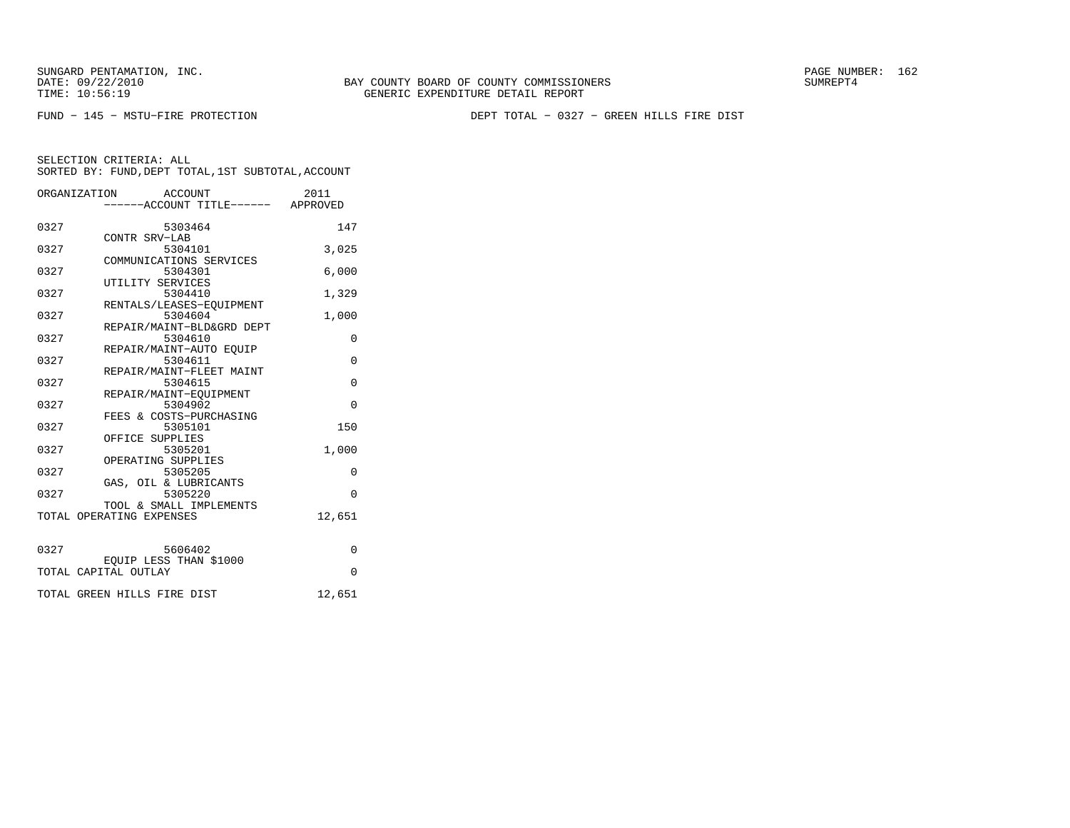SUNGARD PENTAMATION, INC.
DATE: 09/22/2010
TIME: 10:56:19

BAY COUNTY BOARD OF COUNTY COMMISSIONERS
GENERIC EXPENDITURE DETAIL REPORT

SUMREPT4

FUND − 145 − MSTU−FIRE PROTECTION

DEPT TOTAL − 0327 − GREEN HILLS FIRE DIST

SELECTION CRITERIA: ALL
SORTED BY: FUND,DEPT TOTAL,1ST SUBTOTAL,ACCOUNT

| ORGANIZATION | ACCOUNT / ACCOUNT TITLE | 2011 APPROVED |
|---|---|---|
| 0327 | 5303464 CONTR SRV−LAB | 147 |
| 0327 | 5304101 COMMUNICATIONS SERVICES | 3,025 |
| 0327 | 5304301 UTILITY SERVICES | 6,000 |
| 0327 | 5304410 RENTALS/LEASES−EQUIPMENT | 1,329 |
| 0327 | 5304604 REPAIR/MAINT−BLD&GRD DEPT | 1,000 |
| 0327 | 5304610 REPAIR/MAINT−AUTO EQUIP | 0 |
| 0327 | 5304611 REPAIR/MAINT−FLEET MAINT | 0 |
| 0327 | 5304615 REPAIR/MAINT−EQUIPMENT | 0 |
| 0327 | 5304902 FEES & COSTS−PURCHASING | 0 |
| 0327 | 5305101 OFFICE SUPPLIES | 150 |
| 0327 | 5305201 OPERATING SUPPLIES | 1,000 |
| 0327 | 5305205 GAS, OIL & LUBRICANTS | 0 |
| 0327 | 5305220 TOOL & SMALL IMPLEMENTS | 0 |
| TOTAL OPERATING EXPENSES | | 12,651 |
| 0327 | 5606402 EQUIP LESS THAN $1000 | 0 |
| TOTAL CAPITAL OUTLAY | | 0 |
| TOTAL GREEN HILLS FIRE DIST | | 12,651 |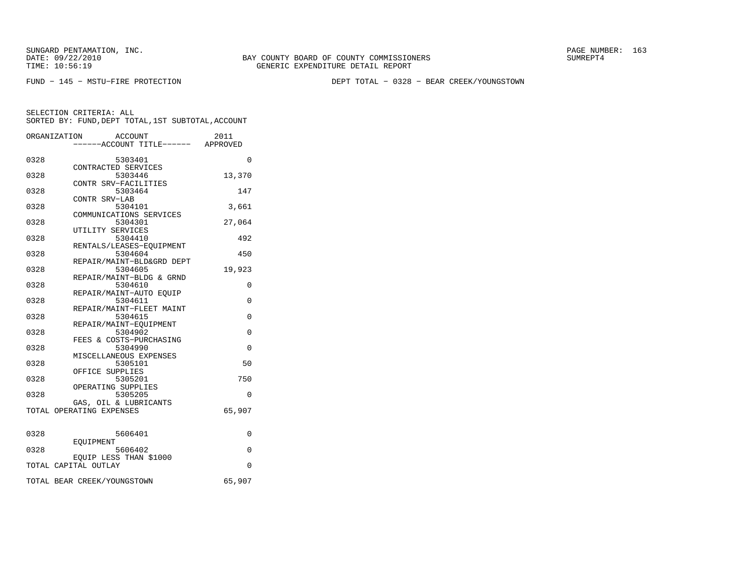SUNGARD PENTAMATION, INC.
DATE: 09/22/2010
TIME: 10:56:19

BAY COUNTY BOARD OF COUNTY COMMISSIONERS
GENERIC EXPENDITURE DETAIL REPORT

SUMREPT4

FUND − 145 − MSTU−FIRE PROTECTION

DEPT TOTAL − 0328 − BEAR CREEK/YOUNGSTOWN

SELECTION CRITERIA: ALL
SORTED BY: FUND,DEPT TOTAL,1ST SUBTOTAL,ACCOUNT

| ORGANIZATION | ACCOUNT / ACCOUNT TITLE | 2011 APPROVED |
|---|---|---|
| 0328 | 5303401 CONTRACTED SERVICES | 0 |
| 0328 | 5303446 CONTR SRV−FACILITIES | 13,370 |
| 0328 | 5303464 CONTR SRV−LAB | 147 |
| 0328 | 5304101 COMMUNICATIONS SERVICES | 3,661 |
| 0328 | 5304301 UTILITY SERVICES | 27,064 |
| 0328 | 5304410 RENTALS/LEASES−EQUIPMENT | 492 |
| 0328 | 5304604 REPAIR/MAINT−BLD&GRD DEPT | 450 |
| 0328 | 5304605 REPAIR/MAINT−BLDG & GRND | 19,923 |
| 0328 | 5304610 REPAIR/MAINT−AUTO EQUIP | 0 |
| 0328 | 5304611 REPAIR/MAINT−FLEET MAINT | 0 |
| 0328 | 5304615 REPAIR/MAINT−EQUIPMENT | 0 |
| 0328 | 5304902 FEES & COSTS−PURCHASING | 0 |
| 0328 | 5304990 MISCELLANEOUS EXPENSES | 0 |
| 0328 | 5305101 OFFICE SUPPLIES | 50 |
| 0328 | 5305201 OPERATING SUPPLIES | 750 |
| 0328 | 5305205 GAS, OIL & LUBRICANTS | 0 |
| TOTAL OPERATING EXPENSES | | 65,907 |
| 0328 | 5606401 EQUIPMENT | 0 |
| 0328 | 5606402 EQUIP LESS THAN $1000 | 0 |
| TOTAL CAPITAL OUTLAY | | 0 |
| TOTAL BEAR CREEK/YOUNGSTOWN | | 65,907 |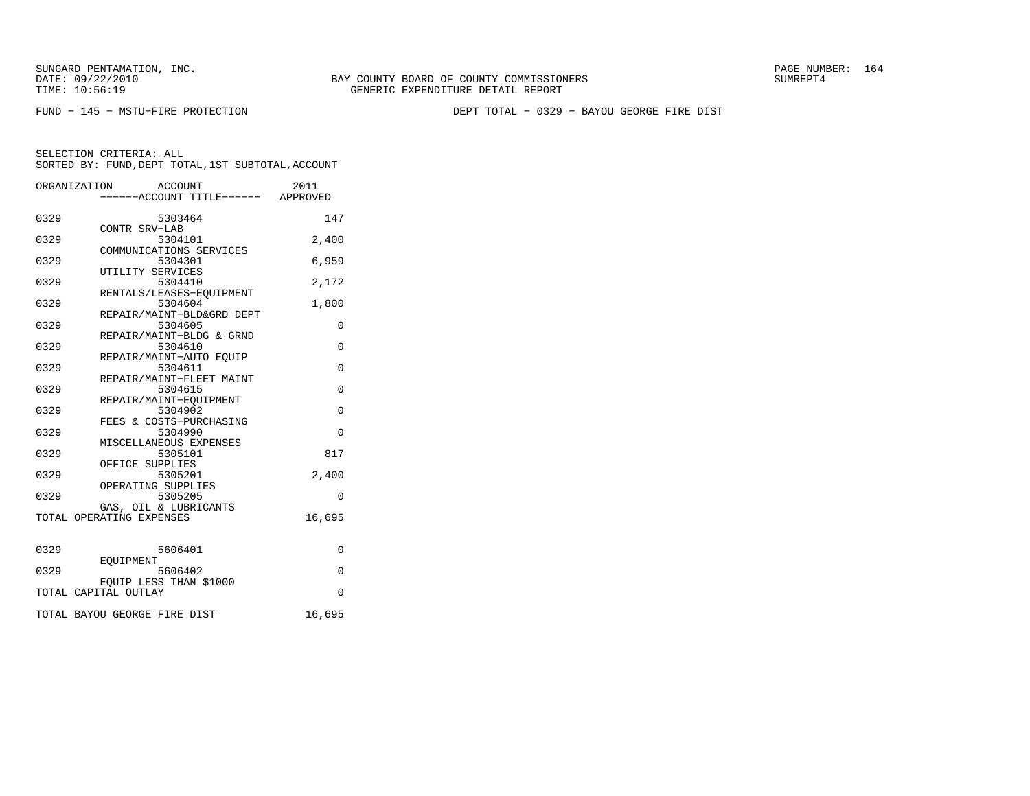SUNGARD PENTAMATION, INC.
DATE: 09/22/2010
TIME: 10:56:19

BAY COUNTY BOARD OF COUNTY COMMISSIONERS
GENERIC EXPENDITURE DETAIL REPORT

SUMREPT4

FUND − 145 − MSTU−FIRE PROTECTION

DEPT TOTAL − 0329 − BAYOU GEORGE FIRE DIST

SELECTION CRITERIA: ALL
SORTED BY: FUND,DEPT TOTAL,1ST SUBTOTAL,ACCOUNT

| ORGANIZATION | ACCOUNT / ------ACCOUNT TITLE------ | 2011 APPROVED |
|---|---|---|
| 0329 | 5303464 CONTR SRV−LAB | 147 |
| 0329 | 5304101 COMMUNICATIONS SERVICES | 2,400 |
| 0329 | 5304301 UTILITY SERVICES | 6,959 |
| 0329 | 5304410 RENTALS/LEASES−EQUIPMENT | 2,172 |
| 0329 | 5304604 REPAIR/MAINT−BLD&GRD DEPT | 1,800 |
| 0329 | 5304605 REPAIR/MAINT−BLDG & GRND | 0 |
| 0329 | 5304610 REPAIR/MAINT−AUTO EQUIP | 0 |
| 0329 | 5304611 REPAIR/MAINT−FLEET MAINT | 0 |
| 0329 | 5304615 REPAIR/MAINT−EQUIPMENT | 0 |
| 0329 | 5304902 FEES & COSTS−PURCHASING | 0 |
| 0329 | 5304990 MISCELLANEOUS EXPENSES | 0 |
| 0329 | 5305101 OFFICE SUPPLIES | 817 |
| 0329 | 5305201 OPERATING SUPPLIES | 2,400 |
| 0329 | 5305205 GAS, OIL & LUBRICANTS | 0 |
| TOTAL OPERATING EXPENSES | | 16,695 |
| 0329 | 5606401 EQUIPMENT | 0 |
| 0329 | 5606402 EQUIP LESS THAN $1000 | 0 |
| TOTAL CAPITAL OUTLAY | | 0 |
| TOTAL BAYOU GEORGE FIRE DIST | | 16,695 |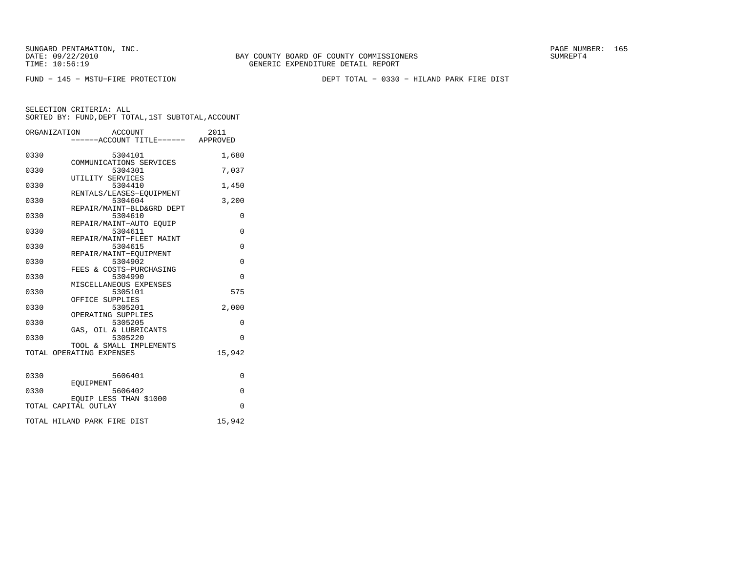SUNGARD PENTAMATION, INC.
DATE: 09/22/2010
TIME: 10:56:19

BAY COUNTY BOARD OF COUNTY COMMISSIONERS
GENERIC EXPENDITURE DETAIL REPORT

SUMREPT4

FUND − 145 − MSTU−FIRE PROTECTION

DEPT TOTAL − 0330 − HILAND PARK FIRE DIST

SELECTION CRITERIA: ALL
SORTED BY: FUND,DEPT TOTAL,1ST SUBTOTAL,ACCOUNT

| ORGANIZATION | ACCOUNT / ------ACCOUNT TITLE------ | 2011 APPROVED |
|---|---|---|
| 0330 | 5304101 COMMUNICATIONS SERVICES | 1,680 |
| 0330 | 5304301 UTILITY SERVICES | 7,037 |
| 0330 | 5304410 RENTALS/LEASES−EQUIPMENT | 1,450 |
| 0330 | 5304604 REPAIR/MAINT−BLD&GRD DEPT | 3,200 |
| 0330 | 5304610 REPAIR/MAINT−AUTO EQUIP | 0 |
| 0330 | 5304611 REPAIR/MAINT−FLEET MAINT | 0 |
| 0330 | 5304615 REPAIR/MAINT−EQUIPMENT | 0 |
| 0330 | 5304902 FEES & COSTS−PURCHASING | 0 |
| 0330 | 5304990 MISCELLANEOUS EXPENSES | 0 |
| 0330 | 5305101 OFFICE SUPPLIES | 575 |
| 0330 | 5305201 OPERATING SUPPLIES | 2,000 |
| 0330 | 5305205 GAS, OIL & LUBRICANTS | 0 |
| 0330 | 5305220 TOOL & SMALL IMPLEMENTS | 0 |
| TOTAL OPERATING EXPENSES | | 15,942 |
| 0330 | 5606401 EQUIPMENT | 0 |
| 0330 | 5606402 EQUIP LESS THAN $1000 | 0 |
| TOTAL CAPITAL OUTLAY | | 0 |
| TOTAL HILAND PARK FIRE DIST | | 15,942 |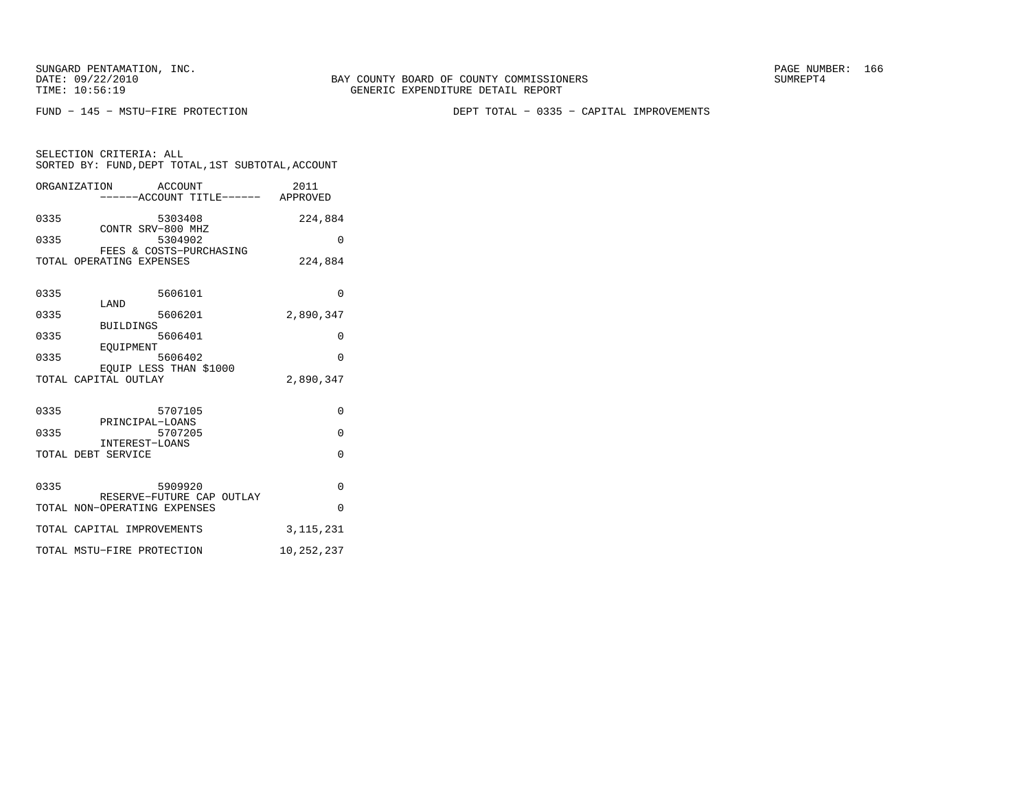SUNGARD PENTAMATION, INC.
DATE: 09/22/2010
TIME: 10:56:19

BAY COUNTY BOARD OF COUNTY COMMISSIONERS
GENERIC EXPENDITURE DETAIL REPORT

SUMREPT4

FUND - 145 - MSTU-FIRE PROTECTION

DEPT TOTAL - 0335 - CAPITAL IMPROVEMENTS

SELECTION CRITERIA: ALL
SORTED BY: FUND,DEPT TOTAL,1ST SUBTOTAL,ACCOUNT

| ORGANIZATION | ACCOUNT / ------ACCOUNT TITLE------ | 2011 APPROVED |
|---|---|---|
| 0335 | 5303408 CONTR SRV-800 MHZ | 224,884 |
| 0335 | 5304902 FEES & COSTS-PURCHASING | 0 |
| TOTAL OPERATING EXPENSES | | 224,884 |
| 0335 | 5606101 LAND | 0 |
| 0335 | 5606201 BUILDINGS | 2,890,347 |
| 0335 | 5606401 EQUIPMENT | 0 |
| 0335 | 5606402 EQUIP LESS THAN $1000 | 0 |
| TOTAL CAPITAL OUTLAY | | 2,890,347 |
| 0335 | 5707105 PRINCIPAL-LOANS | 0 |
| 0335 | 5707205 INTEREST-LOANS | 0 |
| TOTAL DEBT SERVICE | | 0 |
| 0335 | 5909920 RESERVE-FUTURE CAP OUTLAY | 0 |
| TOTAL NON-OPERATING EXPENSES | | 0 |
| TOTAL CAPITAL IMPROVEMENTS | | 3,115,231 |
| TOTAL MSTU-FIRE PROTECTION | | 10,252,237 |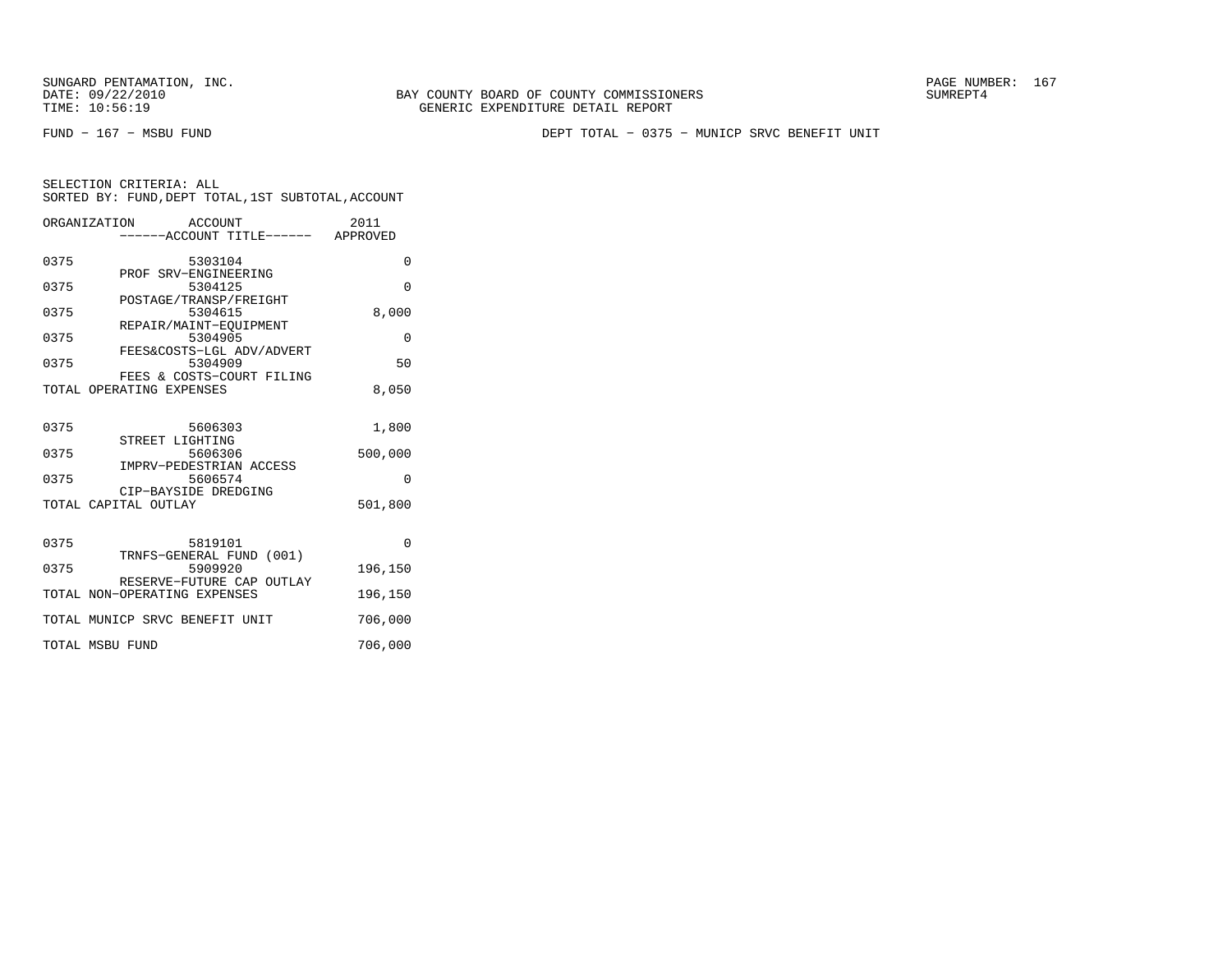SUNGARD PENTAMATION, INC.
DATE: 09/22/2010
TIME: 10:56:19

BAY COUNTY BOARD OF COUNTY COMMISSIONERS
GENERIC EXPENDITURE DETAIL REPORT

SUMREPT4

FUND − 167 − MSBU FUND

DEPT TOTAL − 0375 − MUNICP SRVC BENEFIT UNIT

SELECTION CRITERIA: ALL
SORTED BY: FUND,DEPT TOTAL,1ST SUBTOTAL,ACCOUNT

| ORGANIZATION | ACCOUNT / ------ACCOUNT TITLE------ | 2011 APPROVED |
|---|---|---|
| 0375 | 5303104 PROF SRV−ENGINEERING | 0 |
| 0375 | 5304125 POSTAGE/TRANSP/FREIGHT | 0 |
| 0375 | 5304615 REPAIR/MAINT−EQUIPMENT | 8,000 |
| 0375 | 5304905 FEES&COSTS−LGL ADV/ADVERT | 0 |
| 0375 | 5304909 FEES & COSTS−COURT FILING | 50 |
| TOTAL OPERATING EXPENSES | | 8,050 |
| 0375 | 5606303 STREET LIGHTING | 1,800 |
| 0375 | 5606306 IMPRV−PEDESTRIAN ACCESS | 500,000 |
| 0375 | 5606574 CIP−BAYSIDE DREDGING | 0 |
| TOTAL CAPITAL OUTLAY | | 501,800 |
| 0375 | 5819101 TRNFS−GENERAL FUND (001) | 0 |
| 0375 | 5909920 RESERVE−FUTURE CAP OUTLAY | 196,150 |
| TOTAL NON−OPERATING EXPENSES | | 196,150 |
| TOTAL MUNICP SRVC BENEFIT UNIT | | 706,000 |
| TOTAL MSBU FUND | | 706,000 |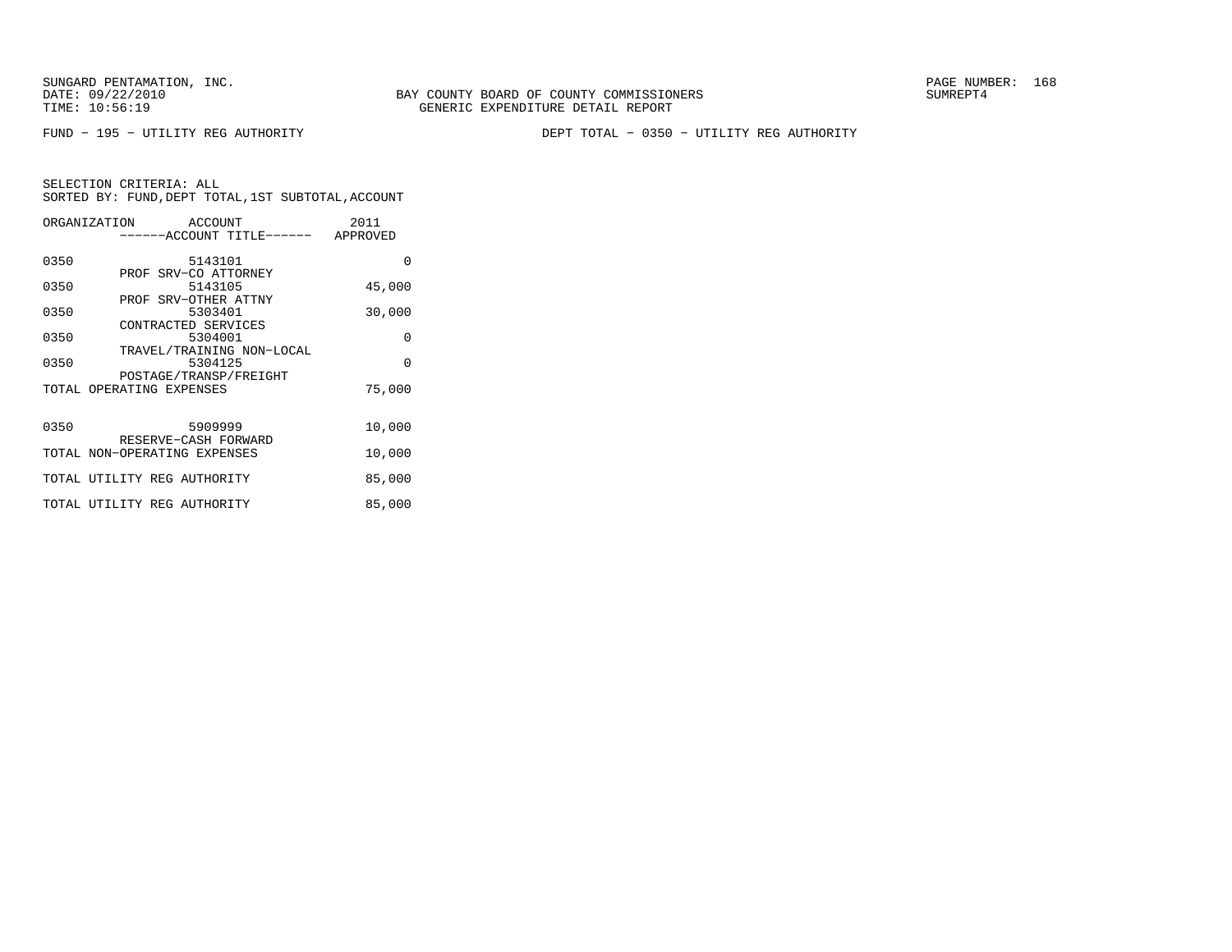SUNGARD PENTAMATION, INC.
DATE: 09/22/2010
TIME: 10:56:19

BAY COUNTY BOARD OF COUNTY COMMISSIONERS
GENERIC EXPENDITURE DETAIL REPORT

SUMREPT4

FUND − 195 − UTILITY REG AUTHORITY

DEPT TOTAL − 0350 − UTILITY REG AUTHORITY

SELECTION CRITERIA: ALL
SORTED BY: FUND,DEPT TOTAL,1ST SUBTOTAL,ACCOUNT

| ORGANIZATION | ACCOUNT / ------ACCOUNT TITLE------ | 2011 APPROVED |
|---|---|---|
| 0350 | 5143101 PROF SRV−CO ATTORNEY | 0 |
| 0350 | 5143105 PROF SRV−OTHER ATTNY | 45,000 |
| 0350 | 5303401 CONTRACTED SERVICES | 30,000 |
| 0350 | 5304001 TRAVEL/TRAINING NON−LOCAL | 0 |
| 0350 | 5304125 POSTAGE/TRANSP/FREIGHT | 0 |
| TOTAL OPERATING EXPENSES | | 75,000 |
| 0350 | 5909999 RESERVE−CASH FORWARD | 10,000 |
| TOTAL NON−OPERATING EXPENSES | | 10,000 |
| TOTAL UTILITY REG AUTHORITY | | 85,000 |
| TOTAL UTILITY REG AUTHORITY | | 85,000 |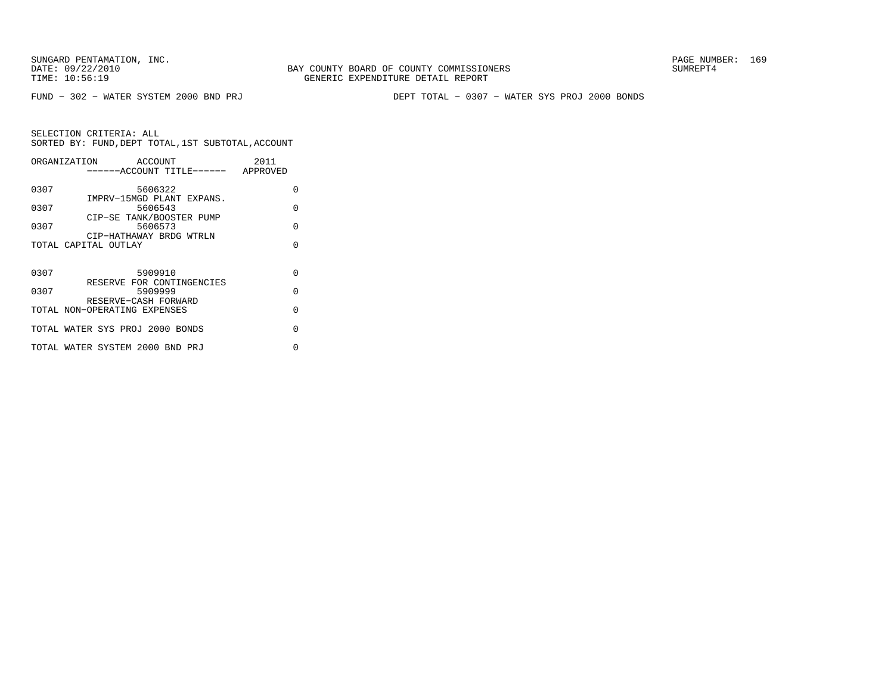SUNGARD PENTAMATION, INC.
DATE: 09/22/2010
TIME: 10:56:19

BAY COUNTY BOARD OF COUNTY COMMISSIONERS
GENERIC EXPENDITURE DETAIL REPORT

SUMREPT4

FUND − 302 − WATER SYSTEM 2000 BND PRJ

DEPT TOTAL − 0307 − WATER SYS PROJ 2000 BONDS

SELECTION CRITERIA: ALL
SORTED BY: FUND,DEPT TOTAL,1ST SUBTOTAL,ACCOUNT

| ORGANIZATION | ACCOUNT<br>------ACCOUNT TITLE------ | 2011<br>APPROVED |
|---|---|---|
| 0307 | 5606322<br>IMPRV−15MGD PLANT EXPANS. | 0 |
| 0307 | 5606543<br>CIP−SE TANK/BOOSTER PUMP | 0 |
| 0307 | 5606573<br>CIP−HATHAWAY BRDG WTRLN | 0 |
| TOTAL CAPITAL OUTLAY | | 0 |
| 0307 | 5909910<br>RESERVE FOR CONTINGENCIES | 0 |
| 0307 | 5909999<br>RESERVE−CASH FORWARD | 0 |
| TOTAL NON−OPERATING EXPENSES | | 0 |
| TOTAL WATER SYS PROJ 2000 BONDS | | 0 |
| TOTAL WATER SYSTEM 2000 BND PRJ | | 0 |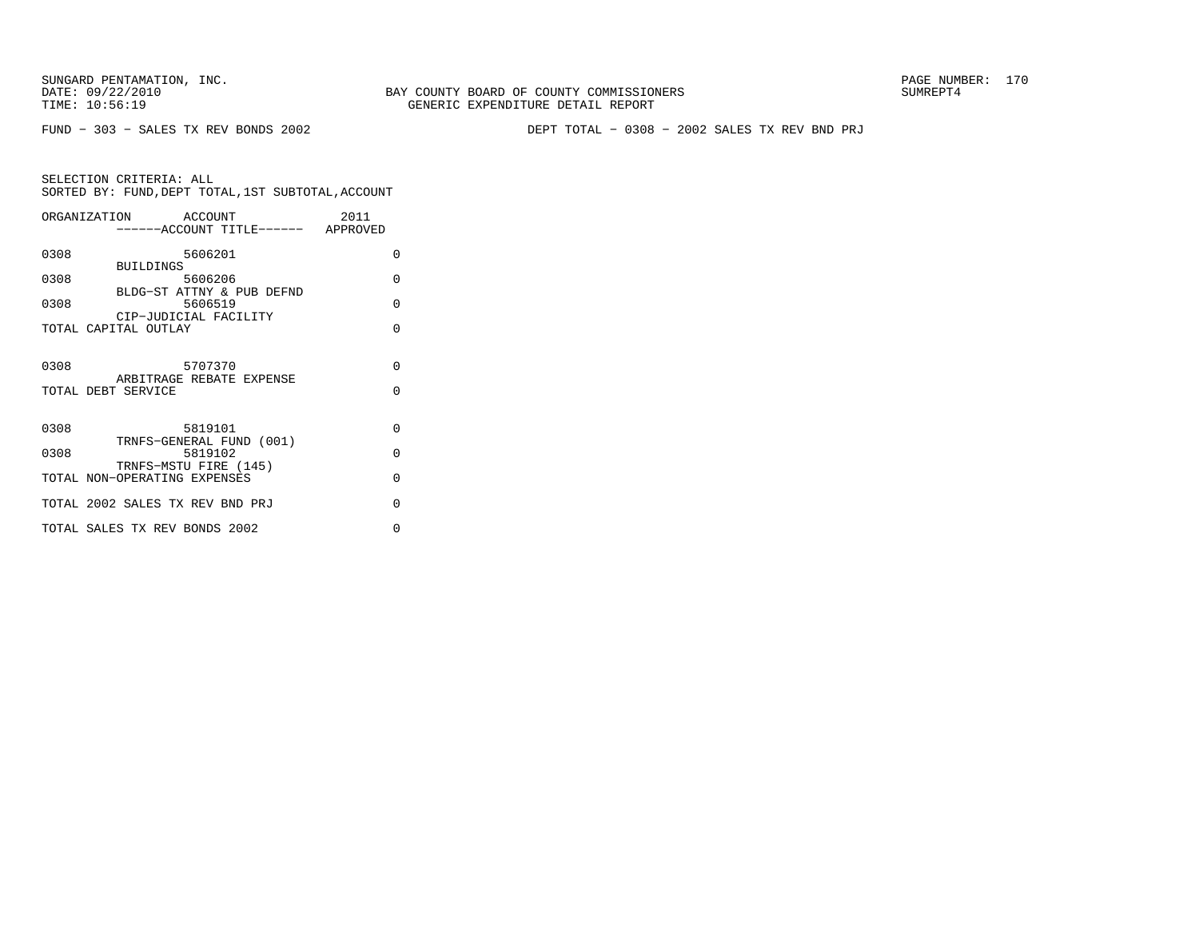SUNGARD PENTAMATION, INC.
DATE: 09/22/2010
TIME: 10:56:19

BAY COUNTY BOARD OF COUNTY COMMISSIONERS
GENERIC EXPENDITURE DETAIL REPORT

SUMREPT4

FUND − 303 − SALES TX REV BONDS 2002

DEPT TOTAL − 0308 − 2002 SALES TX REV BND PRJ

SELECTION CRITERIA: ALL
SORTED BY: FUND,DEPT TOTAL,1ST SUBTOTAL,ACCOUNT

| ORGANIZATION | ACCOUNT / ------ACCOUNT TITLE------ | 2011 APPROVED |
|---|---|---|
| 0308 | 5606201 BUILDINGS | 0 |
| 0308 | 5606206 BLDG−ST ATTNY & PUB DEFND | 0 |
| 0308 | 5606519 CIP−JUDICIAL FACILITY | 0 |
| TOTAL CAPITAL OUTLAY | | 0 |
| 0308 | 5707370 ARBITRAGE REBATE EXPENSE | 0 |
| TOTAL DEBT SERVICE | | 0 |
| 0308 | 5819101 TRNFS−GENERAL FUND (001) | 0 |
| 0308 | 5819102 TRNFS−MSTU FIRE (145) | 0 |
| TOTAL NON−OPERATING EXPENSES | | 0 |
| TOTAL 2002 SALES TX REV BND PRJ | | 0 |
| TOTAL SALES TX REV BONDS 2002 | | 0 |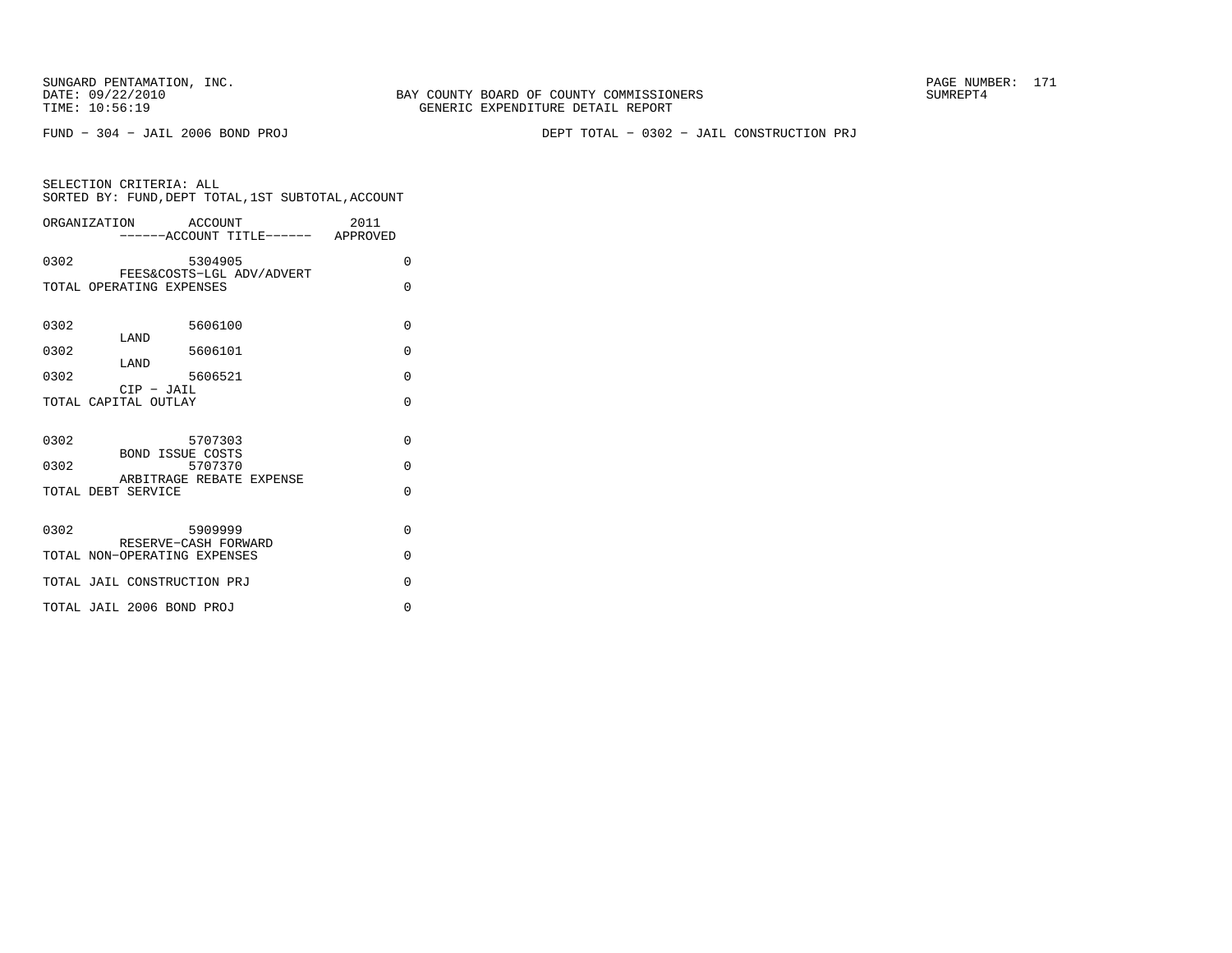FUND − 304 − JAIL 2006 BOND PROJ

DEPT TOTAL − 0302 − JAIL CONSTRUCTION PRJ

SELECTION CRITERIA: ALL
SORTED BY: FUND,DEPT TOTAL,1ST SUBTOTAL,ACCOUNT

| ORGANIZATION | ACCOUNT ------ACCOUNT TITLE------ | 2011 APPROVED |
|---|---|---|
| 0302 | 5304905 FEES&COSTS−LGL ADV/ADVERT | 0 |
| TOTAL OPERATING EXPENSES | | 0 |
| 0302 | 5606100 LAND | 0 |
| 0302 | 5606101 LAND | 0 |
| 0302 | 5606521 CIP − JAIL | 0 |
| TOTAL CAPITAL OUTLAY | | 0 |
| 0302 | 5707303 BOND ISSUE COSTS | 0 |
| 0302 | 5707370 ARBITRAGE REBATE EXPENSE | 0 |
| TOTAL DEBT SERVICE | | 0 |
| 0302 | 5909999 RESERVE−CASH FORWARD | 0 |
| TOTAL NON−OPERATING EXPENSES | | 0 |
| TOTAL JAIL CONSTRUCTION PRJ | | 0 |
| TOTAL JAIL 2006 BOND PROJ | | 0 |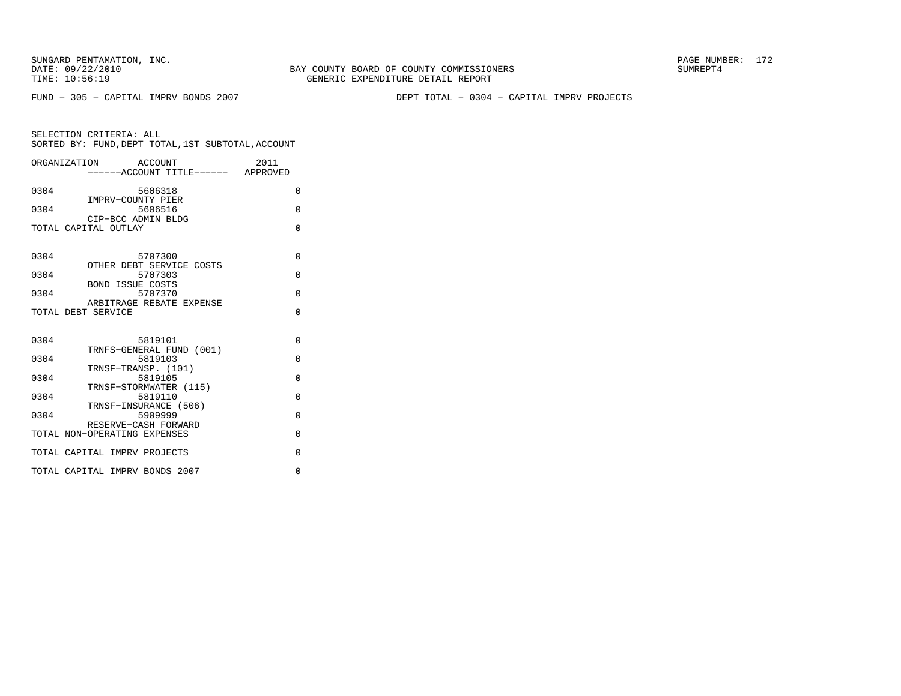SUNGARD PENTAMATION, INC.
DATE: 09/22/2010
TIME: 10:56:19

BAY COUNTY BOARD OF COUNTY COMMISSIONERS
GENERIC EXPENDITURE DETAIL REPORT

SUMREPT4

FUND - 305 - CAPITAL IMPRV BONDS 2007

DEPT TOTAL - 0304 - CAPITAL IMPRV PROJECTS

SELECTION CRITERIA: ALL
SORTED BY: FUND,DEPT TOTAL,1ST SUBTOTAL,ACCOUNT

| ORGANIZATION | ACCOUNT<br>------ACCOUNT TITLE------ | 2011<br>APPROVED |
|---|---|---|
| 0304 | 5606318<br>IMPRV-COUNTY PIER | 0 |
| 0304 | 5606516<br>CIP-BCC ADMIN BLDG | 0 |
| TOTAL CAPITAL OUTLAY | | 0 |
| 0304 | 5707300<br>OTHER DEBT SERVICE COSTS | 0 |
| 0304 | 5707303<br>BOND ISSUE COSTS | 0 |
| 0304 | 5707370<br>ARBITRAGE REBATE EXPENSE | 0 |
| TOTAL DEBT SERVICE | | 0 |
| 0304 | 5819101<br>TRNFS-GENERAL FUND (001) | 0 |
| 0304 | 5819103<br>TRNSF-TRANSP. (101) | 0 |
| 0304 | 5819105<br>TRNSF-STORMWATER (115) | 0 |
| 0304 | 5819110<br>TRNSF-INSURANCE (506) | 0 |
| 0304 | 5909999<br>RESERVE-CASH FORWARD | 0 |
| TOTAL NON-OPERATING EXPENSES | | 0 |
| TOTAL CAPITAL IMPRV PROJECTS | | 0 |
| TOTAL CAPITAL IMPRV BONDS 2007 | | 0 |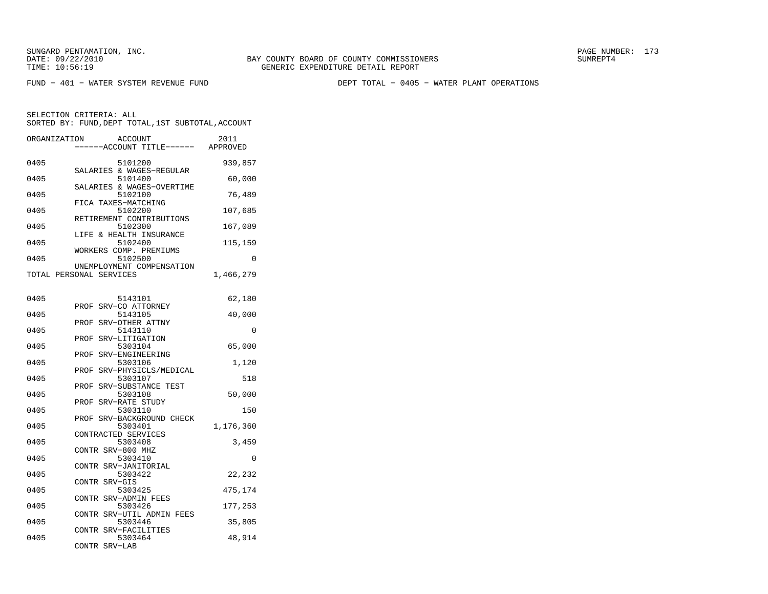SUNGARD PENTAMATION, INC.
DATE: 09/22/2010
TIME: 10:56:19

BAY COUNTY BOARD OF COUNTY COMMISSIONERS
GENERIC EXPENDITURE DETAIL REPORT

SUMREPT4

FUND - 401 - WATER SYSTEM REVENUE FUND

DEPT TOTAL - 0405 - WATER PLANT OPERATIONS

SELECTION CRITERIA: ALL
SORTED BY: FUND,DEPT TOTAL,1ST SUBTOTAL,ACCOUNT

| ORGANIZATION | ACCOUNT / ------ACCOUNT TITLE------ | 2011 APPROVED |
|---|---|---|
| 0405 | 5101200 SALARIES & WAGES-REGULAR | 939,857 |
| 0405 | 5101400 SALARIES & WAGES-OVERTIME | 60,000 |
| 0405 | 5102100 FICA TAXES-MATCHING | 76,489 |
| 0405 | 5102200 RETIREMENT CONTRIBUTIONS | 107,685 |
| 0405 | 5102300 LIFE & HEALTH INSURANCE | 167,089 |
| 0405 | 5102400 WORKERS COMP. PREMIUMS | 115,159 |
| 0405 | 5102500 UNEMPLOYMENT COMPENSATION | 0 |
| TOTAL PERSONAL SERVICES | | 1,466,279 |
| 0405 | 5143101 PROF SRV-CO ATTORNEY | 62,180 |
| 0405 | 5143105 PROF SRV-OTHER ATTNY | 40,000 |
| 0405 | 5143110 PROF SRV-LITIGATION | 0 |
| 0405 | 5303104 PROF SRV-ENGINEERING | 65,000 |
| 0405 | 5303106 PROF SRV-PHYSICLS/MEDICAL | 1,120 |
| 0405 | 5303107 PROF SRV-SUBSTANCE TEST | 518 |
| 0405 | 5303108 PROF SRV-RATE STUDY | 50,000 |
| 0405 | 5303110 PROF SRV-BACKGROUND CHECK | 150 |
| 0405 | 5303401 CONTRACTED SERVICES | 1,176,360 |
| 0405 | 5303408 CONTR SRV-800 MHZ | 3,459 |
| 0405 | 5303410 CONTR SRV-JANITORIAL | 0 |
| 0405 | 5303422 CONTR SRV-GIS | 22,232 |
| 0405 | 5303425 CONTR SRV-ADMIN FEES | 475,174 |
| 0405 | 5303426 CONTR SRV-UTIL ADMIN FEES | 177,253 |
| 0405 | 5303446 CONTR SRV-FACILITIES | 35,805 |
| 0405 | 5303464 CONTR SRV-LAB | 48,914 |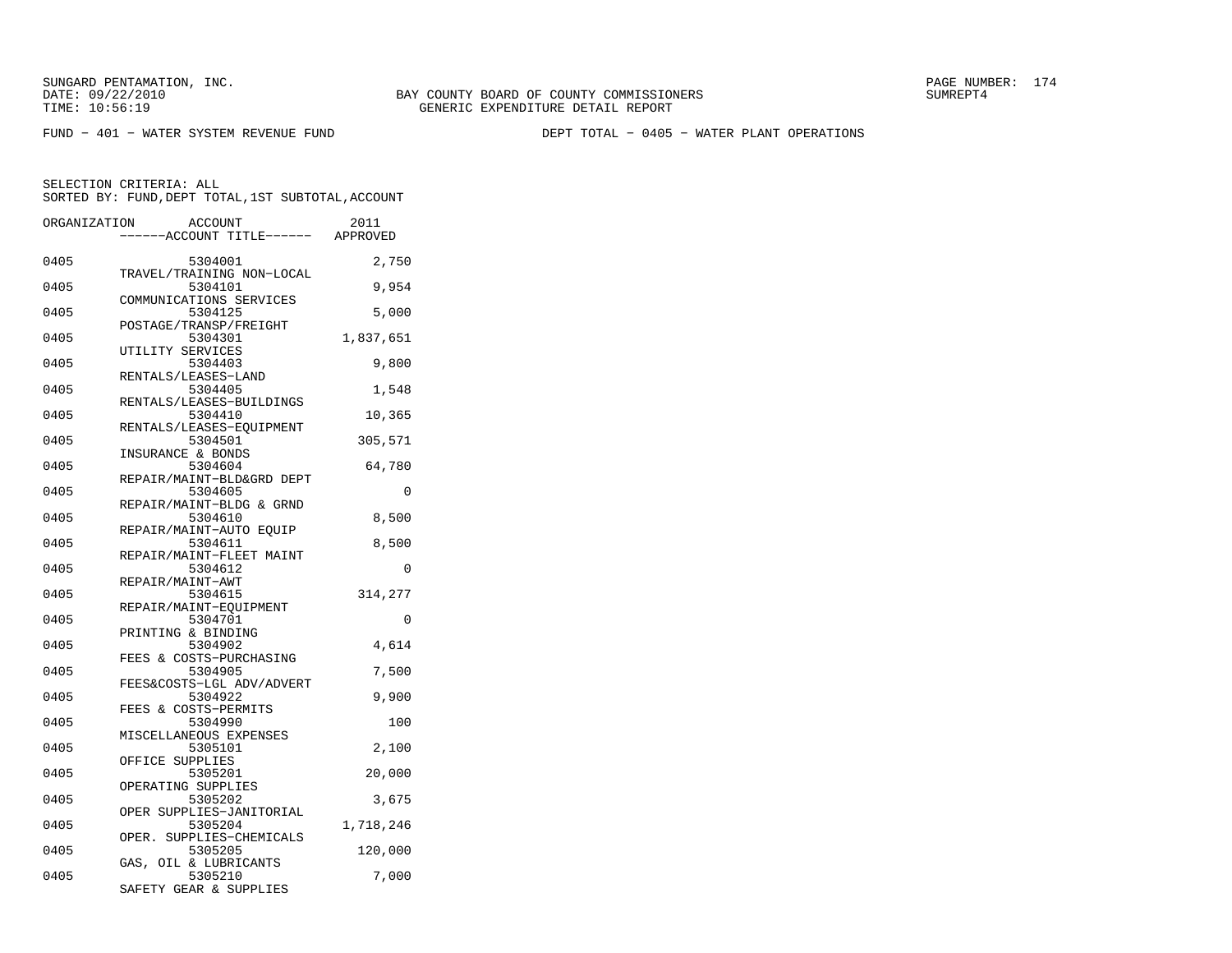SUNGARD PENTAMATION, INC.
DATE: 09/22/2010
TIME: 10:56:19

BAY COUNTY BOARD OF COUNTY COMMISSIONERS
GENERIC EXPENDITURE DETAIL REPORT

SUMREPT4

FUND - 401 - WATER SYSTEM REVENUE FUND

DEPT TOTAL - 0405 - WATER PLANT OPERATIONS

SELECTION CRITERIA: ALL
SORTED BY: FUND,DEPT TOTAL,1ST SUBTOTAL,ACCOUNT

| ORGANIZATION | ACCOUNT / ------ACCOUNT TITLE------ | 2011 APPROVED |
|---|---|---|
| 0405 | 5304001 TRAVEL/TRAINING NON-LOCAL | 2,750 |
| 0405 | 5304101 COMMUNICATIONS SERVICES | 9,954 |
| 0405 | 5304125 POSTAGE/TRANSP/FREIGHT | 5,000 |
| 0405 | 5304301 UTILITY SERVICES | 1,837,651 |
| 0405 | 5304403 RENTALS/LEASES-LAND | 9,800 |
| 0405 | 5304405 RENTALS/LEASES-BUILDINGS | 1,548 |
| 0405 | 5304410 RENTALS/LEASES-EQUIPMENT | 10,365 |
| 0405 | 5304501 INSURANCE & BONDS | 305,571 |
| 0405 | 5304604 REPAIR/MAINT-BLD&GRD DEPT | 64,780 |
| 0405 | 5304605 REPAIR/MAINT-BLDG & GRND | 0 |
| 0405 | 5304610 REPAIR/MAINT-AUTO EQUIP | 8,500 |
| 0405 | 5304611 REPAIR/MAINT-FLEET MAINT | 8,500 |
| 0405 | 5304612 REPAIR/MAINT-AWT | 0 |
| 0405 | 5304615 REPAIR/MAINT-EQUIPMENT | 314,277 |
| 0405 | 5304701 PRINTING & BINDING | 0 |
| 0405 | 5304902 FEES & COSTS-PURCHASING | 4,614 |
| 0405 | 5304905 FEES&COSTS-LGL ADV/ADVERT | 7,500 |
| 0405 | 5304922 FEES & COSTS-PERMITS | 9,900 |
| 0405 | 5304990 MISCELLANEOUS EXPENSES | 100 |
| 0405 | 5305101 OFFICE SUPPLIES | 2,100 |
| 0405 | 5305201 OPERATING SUPPLIES | 20,000 |
| 0405 | 5305202 OPER SUPPLIES-JANITORIAL | 3,675 |
| 0405 | 5305204 OPER. SUPPLIES-CHEMICALS | 1,718,246 |
| 0405 | 5305205 GAS, OIL & LUBRICANTS | 120,000 |
| 0405 | 5305210 SAFETY GEAR & SUPPLIES | 7,000 |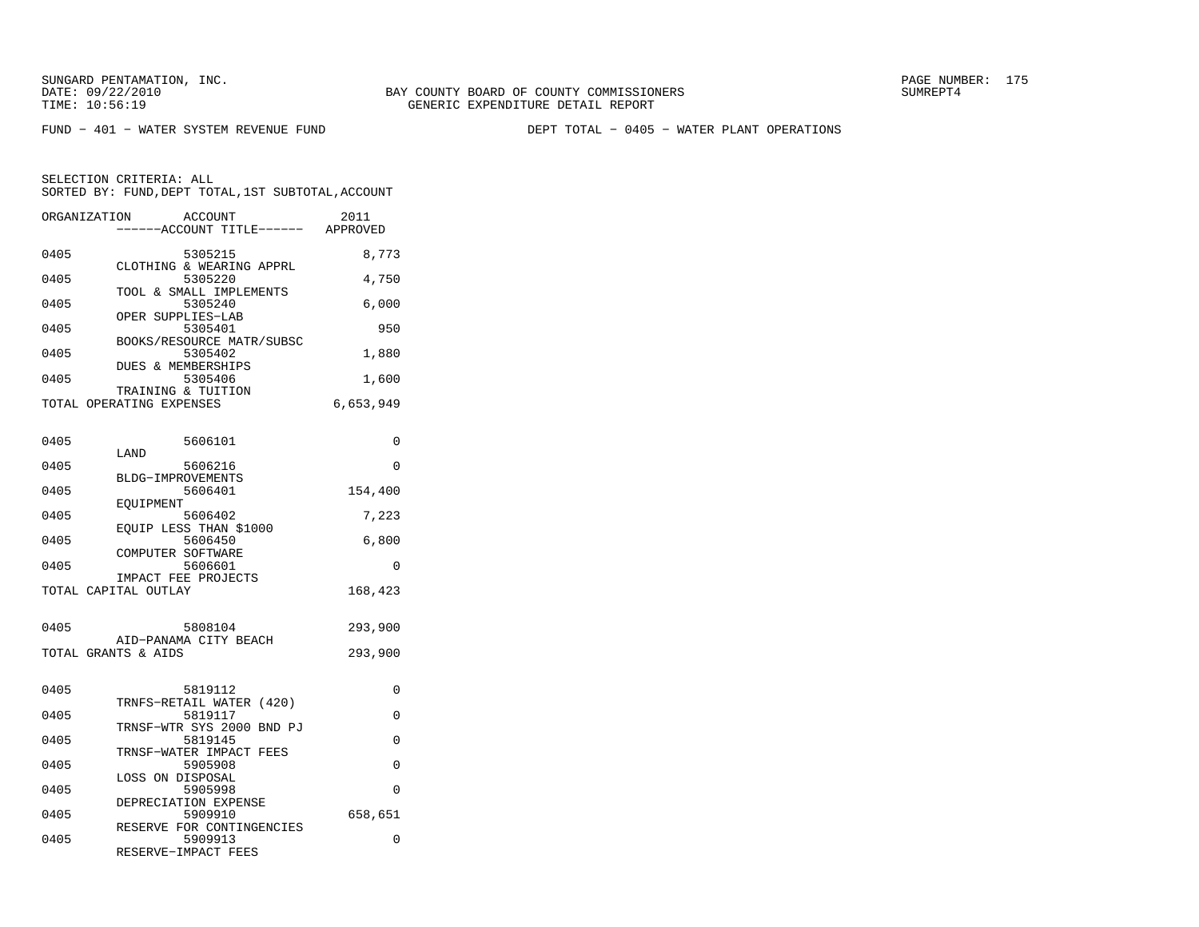SUNGARD PENTAMATION, INC.
DATE: 09/22/2010
TIME: 10:56:19

BAY COUNTY BOARD OF COUNTY COMMISSIONERS
GENERIC EXPENDITURE DETAIL REPORT

SUMREPT4

FUND - 401 - WATER SYSTEM REVENUE FUND

DEPT TOTAL - 0405 - WATER PLANT OPERATIONS

SELECTION CRITERIA: ALL
SORTED BY: FUND,DEPT TOTAL,1ST SUBTOTAL,ACCOUNT

| ORGANIZATION | ACCOUNT / ------ACCOUNT TITLE------ | 2011 APPROVED |
|---|---|---|
| 0405 | 5305215 CLOTHING & WEARING APPRL | 8,773 |
| 0405 | 5305220 TOOL & SMALL IMPLEMENTS | 4,750 |
| 0405 | 5305240 OPER SUPPLIES-LAB | 6,000 |
| 0405 | 5305401 BOOKS/RESOURCE MATR/SUBSC | 950 |
| 0405 | 5305402 DUES & MEMBERSHIPS | 1,880 |
| 0405 | 5305406 TRAINING & TUITION | 1,600 |
| TOTAL OPERATING EXPENSES | | 6,653,949 |
| | | |
| 0405 | 5606101 LAND | 0 |
| 0405 | 5606216 BLDG-IMPROVEMENTS | 0 |
| 0405 | 5606401 EQUIPMENT | 154,400 |
| 0405 | 5606402 EQUIP LESS THAN $1000 | 7,223 |
| 0405 | 5606450 COMPUTER SOFTWARE | 6,800 |
| 0405 | 5606601 IMPACT FEE PROJECTS | 0 |
| TOTAL CAPITAL OUTLAY | | 168,423 |
| | | |
| 0405 | 5808104 AID-PANAMA CITY BEACH | 293,900 |
| TOTAL GRANTS & AIDS | | 293,900 |
| | | |
| 0405 | 5819112 TRNFS-RETAIL WATER (420) | 0 |
| 0405 | 5819117 TRNSF-WTR SYS 2000 BND PJ | 0 |
| 0405 | 5819145 TRNSF-WATER IMPACT FEES | 0 |
| 0405 | 5905908 LOSS ON DISPOSAL | 0 |
| 0405 | 5905998 DEPRECIATION EXPENSE | 0 |
| 0405 | 5909910 RESERVE FOR CONTINGENCIES | 658,651 |
| 0405 | 5909913 RESERVE-IMPACT FEES | 0 |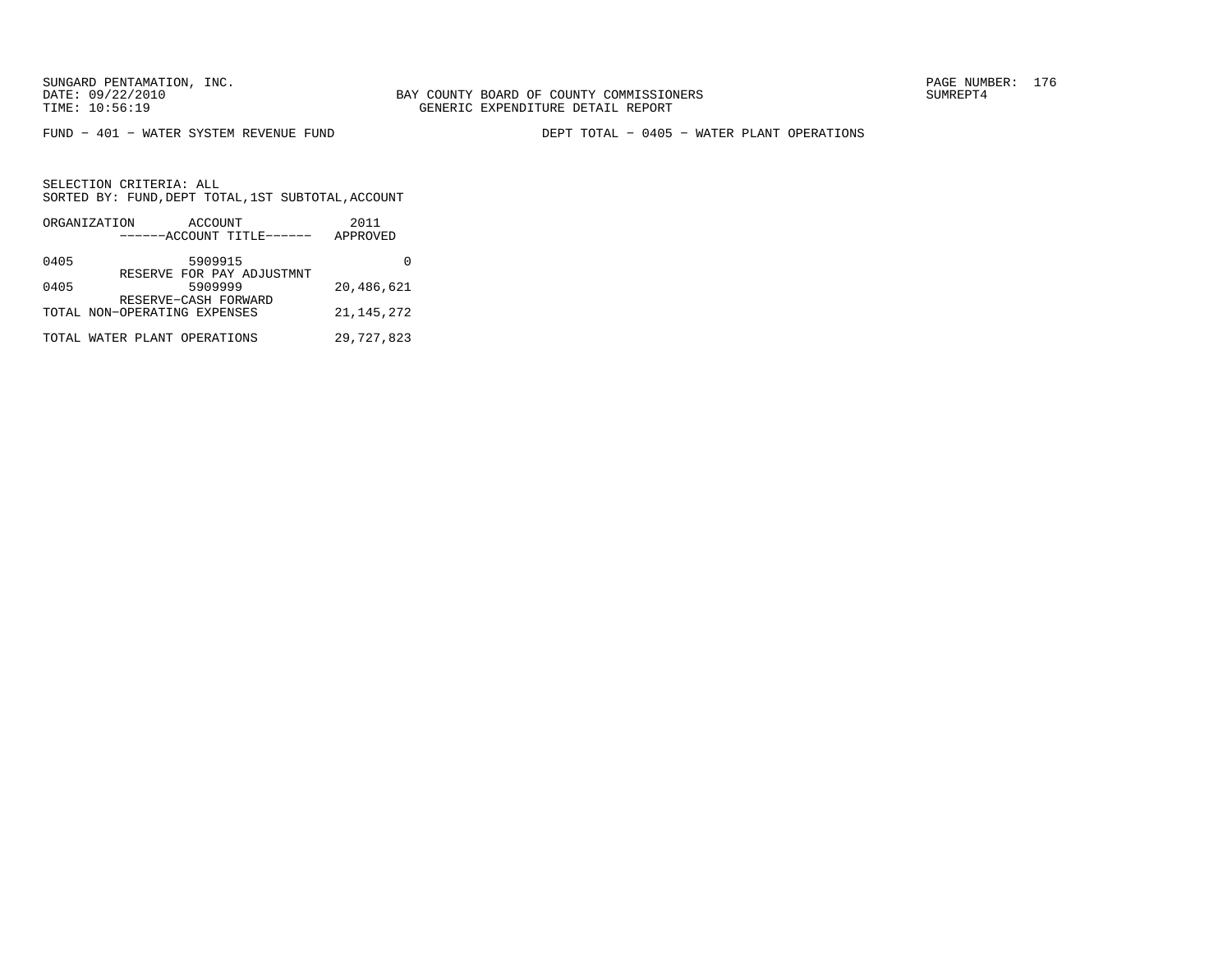SUNGARD PENTAMATION, INC.
DATE: 09/22/2010
TIME: 10:56:19

BAY COUNTY BOARD OF COUNTY COMMISSIONERS
GENERIC EXPENDITURE DETAIL REPORT

SUMREPT4

FUND − 401 − WATER SYSTEM REVENUE FUND

DEPT TOTAL − 0405 − WATER PLANT OPERATIONS

SELECTION CRITERIA: ALL
SORTED BY: FUND,DEPT TOTAL,1ST SUBTOTAL,ACCOUNT

| ORGANIZATION | ACCOUNT<br>------ACCOUNT TITLE------ | 2011<br>APPROVED |
|---|---|---|
| 0405 | 5909915<br>RESERVE FOR PAY ADJUSTMNT | 0 |
| 0405 | 5909999<br>RESERVE−CASH FORWARD | 20,486,621 |
| TOTAL NON−OPERATING EXPENSES | | 21,145,272 |
| TOTAL WATER PLANT OPERATIONS | | 29,727,823 |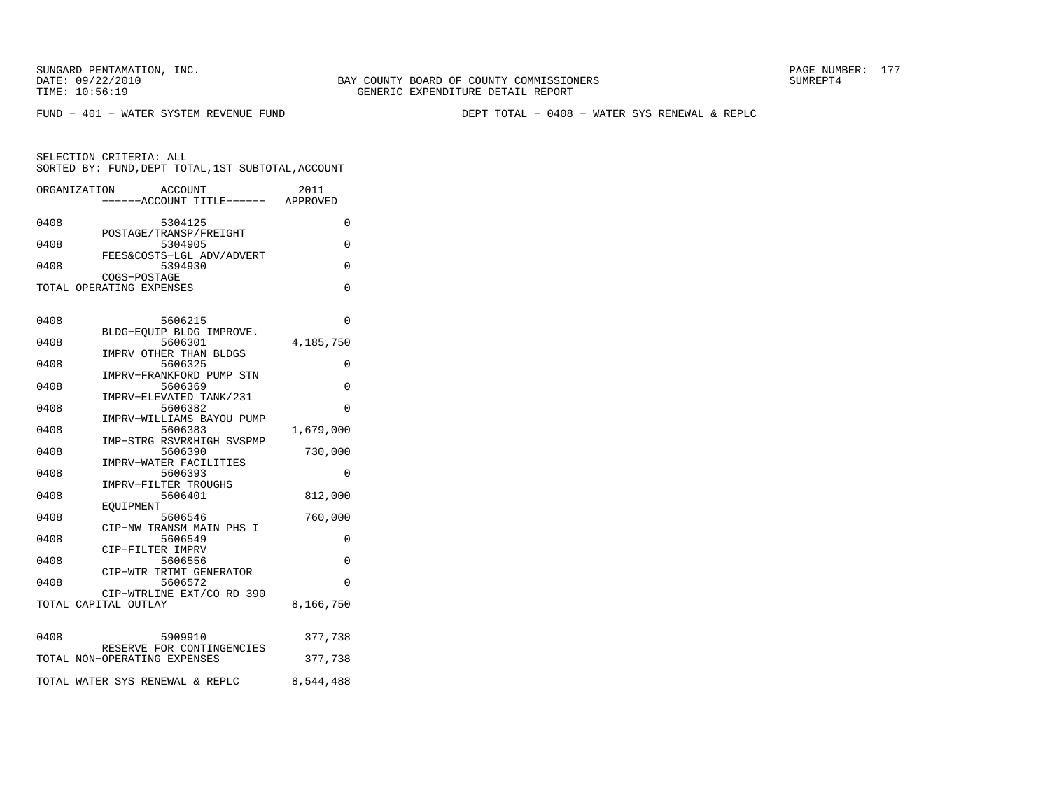BAY COUNTY BOARD OF COUNTY COMMISSIONERS
GENERIC EXPENDITURE DETAIL REPORT

SUNGARD PENTAMATION, INC.
DATE: 09/22/2010
TIME: 10:56:19

SUMREPT4

FUND − 401 − WATER SYSTEM REVENUE FUND

DEPT TOTAL − 0408 − WATER SYS RENEWAL & REPLC

SELECTION CRITERIA: ALL
SORTED BY: FUND,DEPT TOTAL,1ST SUBTOTAL,ACCOUNT

| ORGANIZATION | ACCOUNT<br>------ACCOUNT TITLE------ | 2011<br>APPROVED |
|---|---|---|
| 0408 | 5304125<br>POSTAGE/TRANSP/FREIGHT | 0 |
| 0408 | 5304905<br>FEES&COSTS−LGL ADV/ADVERT | 0 |
| 0408 | 5394930<br>COGS−POSTAGE | 0 |
| TOTAL OPERATING EXPENSES | | 0 |
| 0408 | 5606215<br>BLDG−EQUIP BLDG IMPROVE. | 0 |
| 0408 | 5606301<br>IMPRV OTHER THAN BLDGS | 4,185,750 |
| 0408 | 5606325<br>IMPRV−FRANKFORD PUMP STN | 0 |
| 0408 | 5606369<br>IMPRV−ELEVATED TANK/231 | 0 |
| 0408 | 5606382<br>IMPRV−WILLIAMS BAYOU PUMP | 0 |
| 0408 | 5606383<br>IMP−STRG RSVR&HIGH SVSPMP | 1,679,000 |
| 0408 | 5606390<br>IMPRV−WATER FACILITIES | 730,000 |
| 0408 | 5606393<br>IMPRV−FILTER TROUGHS | 0 |
| 0408 | 5606401<br>EQUIPMENT | 812,000 |
| 0408 | 5606546<br>CIP−NW TRANSM MAIN PHS I | 760,000 |
| 0408 | 5606549<br>CIP−FILTER IMPRV | 0 |
| 0408 | 5606556<br>CIP−WTR TRTMT GENERATOR | 0 |
| 0408 | 5606572<br>CIP−WTRLINE EXT/CO RD 390 | 0 |
| TOTAL CAPITAL OUTLAY | | 8,166,750 |
| 0408 | 5909910<br>RESERVE FOR CONTINGENCIES | 377,738 |
| TOTAL NON−OPERATING EXPENSES | | 377,738 |
| TOTAL WATER SYS RENEWAL & REPLC | | 8,544,488 |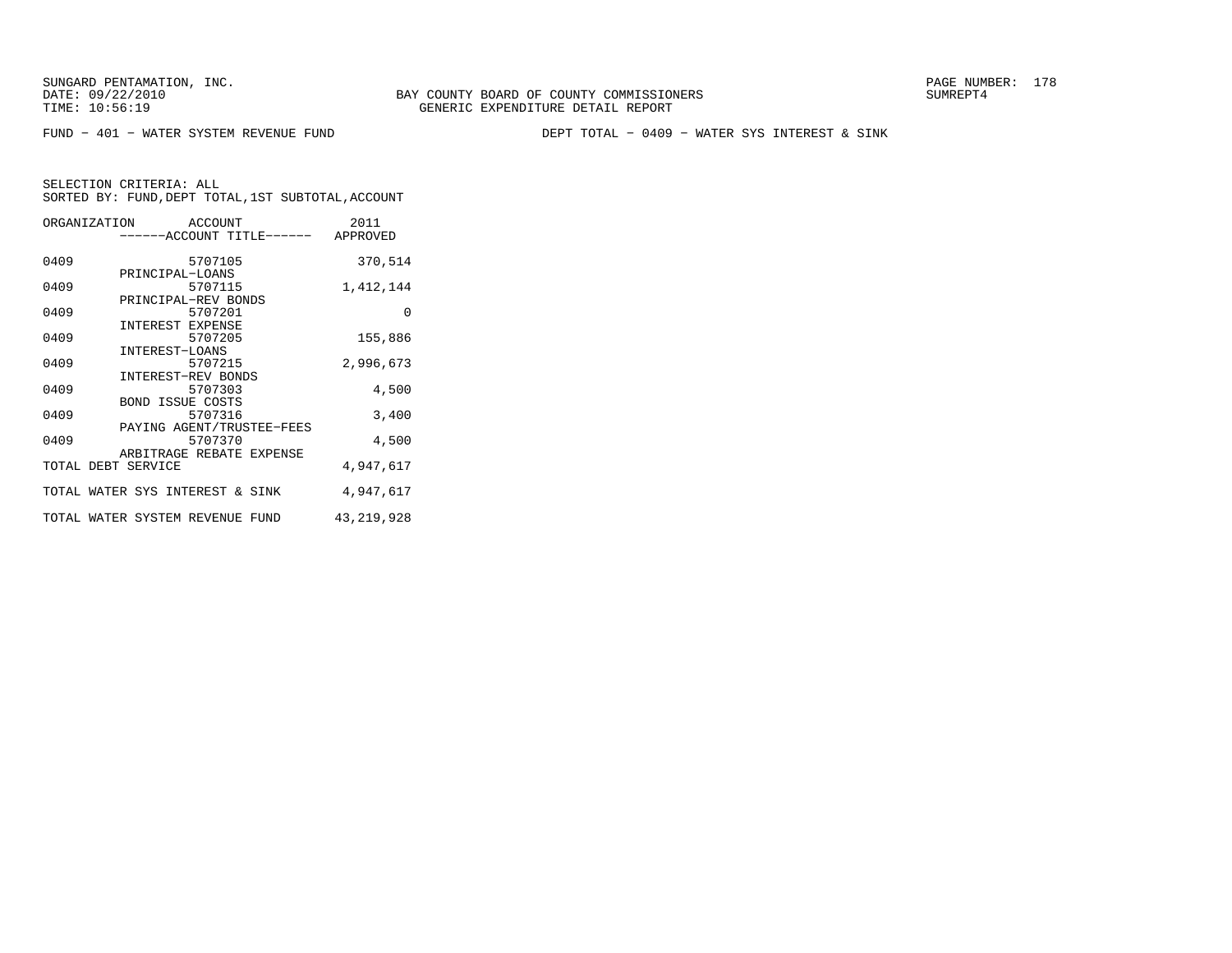SUNGARD PENTAMATION, INC.
DATE: 09/22/2010
TIME: 10:56:19

BAY COUNTY BOARD OF COUNTY COMMISSIONERS
GENERIC EXPENDITURE DETAIL REPORT

SUMREPT4

FUND − 401 − WATER SYSTEM REVENUE FUND

DEPT TOTAL − 0409 − WATER SYS INTEREST & SINK

SELECTION CRITERIA: ALL
SORTED BY: FUND,DEPT TOTAL,1ST SUBTOTAL,ACCOUNT

| ORGANIZATION | ACCOUNT / ACCOUNT TITLE | 2011 APPROVED |
|---|---|---|
| 0409 | 5707105 PRINCIPAL−LOANS | 370,514 |
| 0409 | 5707115 PRINCIPAL−REV BONDS | 1,412,144 |
| 0409 | 5707201 INTEREST EXPENSE | 0 |
| 0409 | 5707205 INTEREST−LOANS | 155,886 |
| 0409 | 5707215 INTEREST−REV BONDS | 2,996,673 |
| 0409 | 5707303 BOND ISSUE COSTS | 4,500 |
| 0409 | 5707316 PAYING AGENT/TRUSTEE−FEES | 3,400 |
| 0409 | 5707370 ARBITRAGE REBATE EXPENSE | 4,500 |
| TOTAL DEBT SERVICE | | 4,947,617 |
| TOTAL WATER SYS INTEREST & SINK | | 4,947,617 |
| TOTAL WATER SYSTEM REVENUE FUND | | 43,219,928 |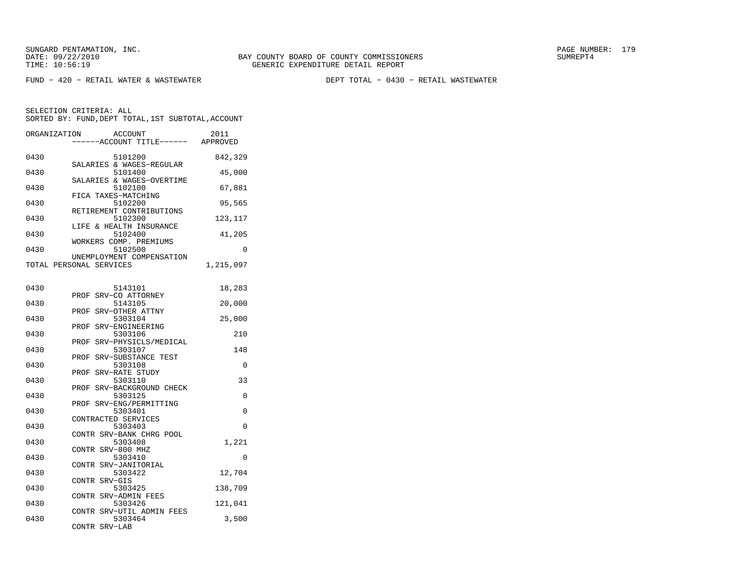SUNGARD PENTAMATION, INC.
DATE: 09/22/2010
TIME: 10:56:19

BAY COUNTY BOARD OF COUNTY COMMISSIONERS
GENERIC EXPENDITURE DETAIL REPORT

PAGE NUMBER: 179
SUMREPT4

FUND - 420 - RETAIL WATER & WASTEWATER

DEPT TOTAL - 0430 - RETAIL WASTEWATER

SELECTION CRITERIA: ALL
SORTED BY: FUND,DEPT TOTAL,1ST SUBTOTAL,ACCOUNT

| ORGANIZATION | ACCOUNT / ------ACCOUNT TITLE------ | 2011 APPROVED |
|---|---|---|
| 0430 | 5101200 SALARIES & WAGES-REGULAR | 842,329 |
| 0430 | 5101400 SALARIES & WAGES-OVERTIME | 45,000 |
| 0430 | 5102100 FICA TAXES-MATCHING | 67,881 |
| 0430 | 5102200 RETIREMENT CONTRIBUTIONS | 95,565 |
| 0430 | 5102300 LIFE & HEALTH INSURANCE | 123,117 |
| 0430 | 5102400 WORKERS COMP. PREMIUMS | 41,205 |
| 0430 | 5102500 UNEMPLOYMENT COMPENSATION | 0 |
| TOTAL PERSONAL SERVICES | | 1,215,097 |
| | | |
| 0430 | 5143101 PROF SRV-CO ATTORNEY | 18,283 |
| 0430 | 5143105 PROF SRV-OTHER ATTNY | 20,000 |
| 0430 | 5303104 PROF SRV-ENGINEERING | 25,000 |
| 0430 | 5303106 PROF SRV-PHYSICLS/MEDICAL | 210 |
| 0430 | 5303107 PROF SRV-SUBSTANCE TEST | 148 |
| 0430 | 5303108 PROF SRV-RATE STUDY | 0 |
| 0430 | 5303110 PROF SRV-BACKGROUND CHECK | 33 |
| 0430 | 5303125 PROF SRV-ENG/PERMITTING | 0 |
| 0430 | 5303401 CONTRACTED SERVICES | 0 |
| 0430 | 5303403 CONTR SRV-BANK CHRG POOL | 0 |
| 0430 | 5303408 CONTR SRV-800 MHZ | 1,221 |
| 0430 | 5303410 CONTR SRV-JANITORIAL | 0 |
| 0430 | 5303422 CONTR SRV-GIS | 12,704 |
| 0430 | 5303425 CONTR SRV-ADMIN FEES | 138,709 |
| 0430 | 5303426 CONTR SRV-UTIL ADMIN FEES | 121,041 |
| 0430 | 5303464 CONTR SRV-LAB | 3,500 |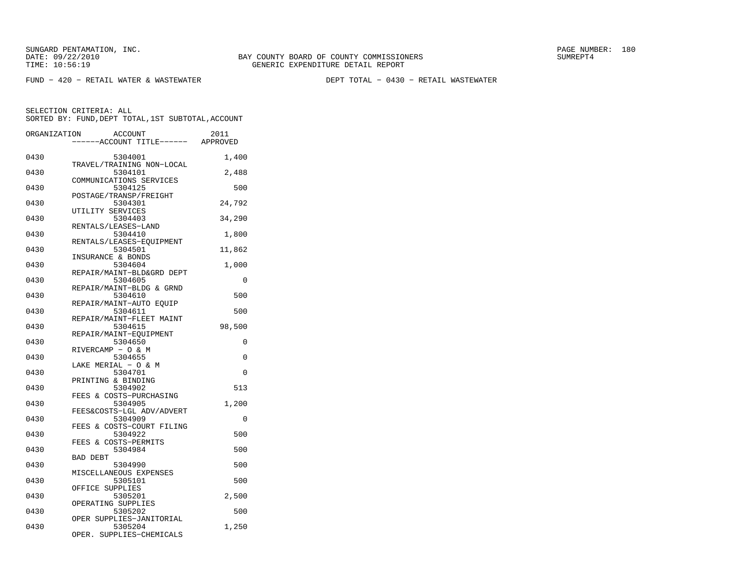SUNGARD PENTAMATION, INC.
DATE: 09/22/2010
TIME: 10:56:19

BAY COUNTY BOARD OF COUNTY COMMISSIONERS
GENERIC EXPENDITURE DETAIL REPORT

PAGE NUMBER: 180
SUMREPT4

FUND − 420 − RETAIL WATER & WASTEWATER

DEPT TOTAL − 0430 − RETAIL WASTEWATER

SELECTION CRITERIA: ALL
SORTED BY: FUND,DEPT TOTAL,1ST SUBTOTAL,ACCOUNT

| ORGANIZATION | ACCOUNT | ------ACCOUNT TITLE------ | 2011 APPROVED |
|---|---|---|---|
| 0430 | 5304001 | TRAVEL/TRAINING NON−LOCAL | 1,400 |
| 0430 | 5304101 | COMMUNICATIONS SERVICES | 2,488 |
| 0430 | 5304125 | POSTAGE/TRANSP/FREIGHT | 500 |
| 0430 | 5304301 | UTILITY SERVICES | 24,792 |
| 0430 | 5304403 | RENTALS/LEASES−LAND | 34,290 |
| 0430 | 5304410 | RENTALS/LEASES−EQUIPMENT | 1,800 |
| 0430 | 5304501 | INSURANCE & BONDS | 11,862 |
| 0430 | 5304604 | REPAIR/MAINT−BLD&GRD DEPT | 1,000 |
| 0430 | 5304605 | REPAIR/MAINT−BLDG & GRND | 0 |
| 0430 | 5304610 | REPAIR/MAINT−AUTO EQUIP | 500 |
| 0430 | 5304611 | REPAIR/MAINT−FLEET MAINT | 500 |
| 0430 | 5304615 | REPAIR/MAINT−EQUIPMENT | 98,500 |
| 0430 | 5304650 | RIVERCAMP − O & M | 0 |
| 0430 | 5304655 | LAKE MERIAL − O & M | 0 |
| 0430 | 5304701 | PRINTING & BINDING | 0 |
| 0430 | 5304902 | FEES & COSTS−PURCHASING | 513 |
| 0430 | 5304905 | FEES&COSTS−LGL ADV/ADVERT | 1,200 |
| 0430 | 5304909 | FEES & COSTS−COURT FILING | 0 |
| 0430 | 5304922 | FEES & COSTS−PERMITS | 500 |
| 0430 | 5304984 | BAD DEBT | 500 |
| 0430 | 5304990 | MISCELLANEOUS EXPENSES | 500 |
| 0430 | 5305101 | OFFICE SUPPLIES | 500 |
| 0430 | 5305201 | OPERATING SUPPLIES | 2,500 |
| 0430 | 5305202 | OPER SUPPLIES−JANITORIAL | 500 |
| 0430 | 5305204 | OPER. SUPPLIES−CHEMICALS | 1,250 |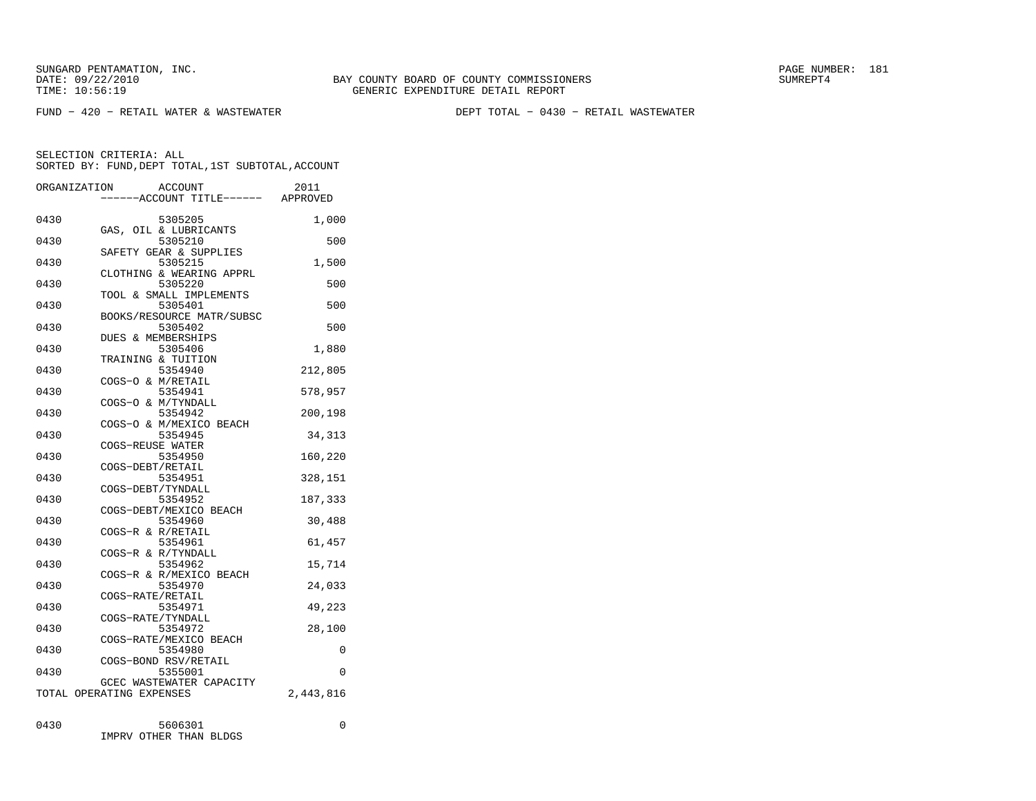SUNGARD PENTAMATION, INC.
DATE: 09/22/2010
TIME: 10:56:19

BAY COUNTY BOARD OF COUNTY COMMISSIONERS
GENERIC EXPENDITURE DETAIL REPORT

SUMREPT4

FUND − 420 − RETAIL WATER & WASTEWATER                DEPT TOTAL − 0430 − RETAIL WASTEWATER

SELECTION CRITERIA: ALL
SORTED BY: FUND,DEPT TOTAL,1ST SUBTOTAL,ACCOUNT

| ORGANIZATION | ACCOUNT / ------ACCOUNT TITLE------ | 2011 APPROVED |
|---|---|---|
| 0430 | 5305205 GAS, OIL & LUBRICANTS | 1,000 |
| 0430 | 5305210 SAFETY GEAR & SUPPLIES | 500 |
| 0430 | 5305215 CLOTHING & WEARING APPRL | 1,500 |
| 0430 | 5305220 TOOL & SMALL IMPLEMENTS | 500 |
| 0430 | 5305401 BOOKS/RESOURCE MATR/SUBSC | 500 |
| 0430 | 5305402 DUES & MEMBERSHIPS | 500 |
| 0430 | 5305406 TRAINING & TUITION | 1,880 |
| 0430 | 5354940 COGS−O & M/RETAIL | 212,805 |
| 0430 | 5354941 COGS−O & M/TYNDALL | 578,957 |
| 0430 | 5354942 COGS−O & M/MEXICO BEACH | 200,198 |
| 0430 | 5354945 COGS−REUSE WATER | 34,313 |
| 0430 | 5354950 COGS−DEBT/RETAIL | 160,220 |
| 0430 | 5354951 COGS−DEBT/TYNDALL | 328,151 |
| 0430 | 5354952 COGS−DEBT/MEXICO BEACH | 187,333 |
| 0430 | 5354960 COGS−R & R/RETAIL | 30,488 |
| 0430 | 5354961 COGS−R & R/TYNDALL | 61,457 |
| 0430 | 5354962 COGS−R & R/MEXICO BEACH | 15,714 |
| 0430 | 5354970 COGS−RATE/RETAIL | 24,033 |
| 0430 | 5354971 COGS−RATE/TYNDALL | 49,223 |
| 0430 | 5354972 COGS−RATE/MEXICO BEACH | 28,100 |
| 0430 | 5354980 COGS−BOND RSV/RETAIL | 0 |
| 0430 | 5355001 GCEC WASTEWATER CAPACITY | 0 |
| TOTAL OPERATING EXPENSES | | 2,443,816 |
| 0430 | 5606301 IMPRV OTHER THAN BLDGS | 0 |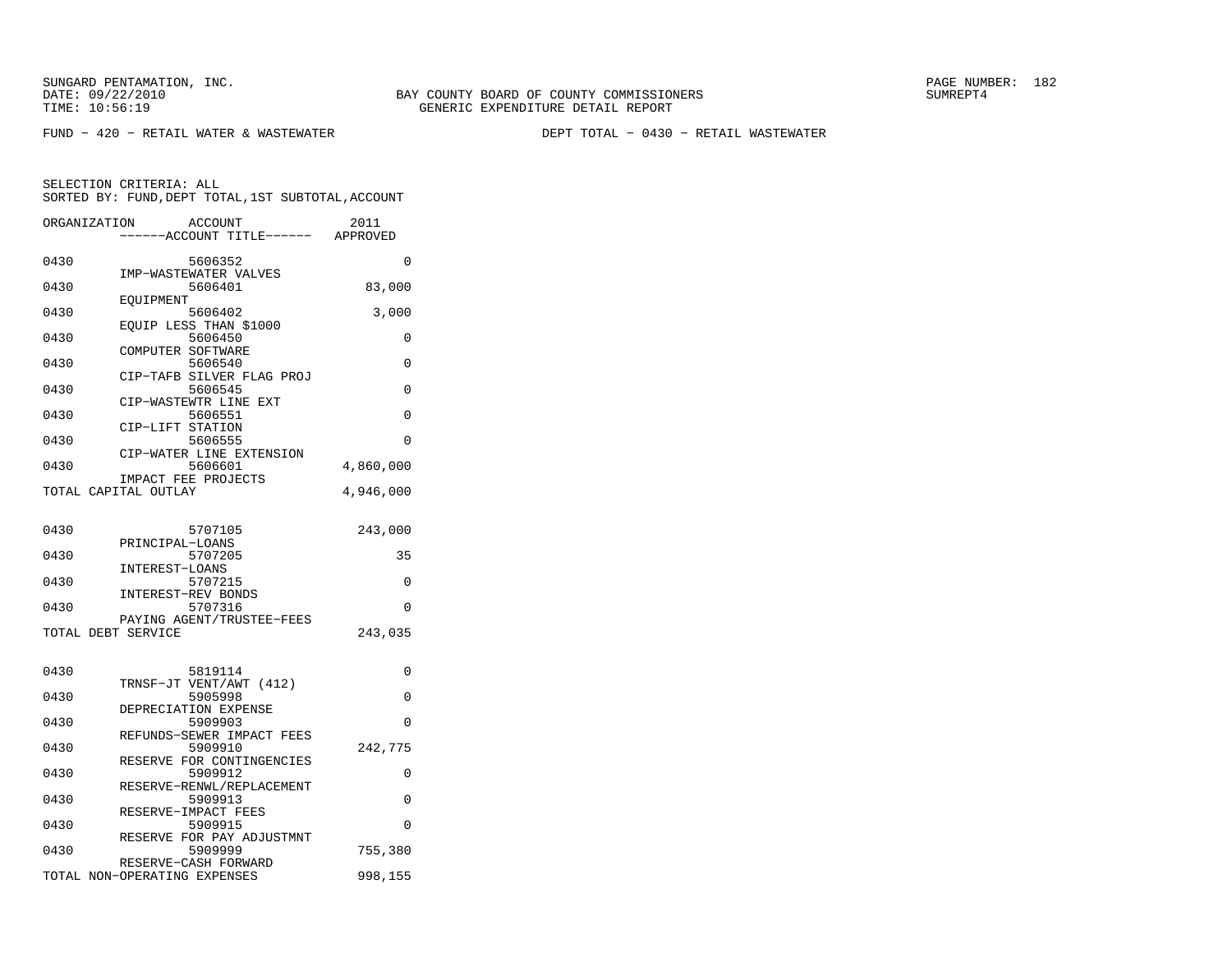BAY COUNTY BOARD OF COUNTY COMMISSIONERS
GENERIC EXPENDITURE DETAIL REPORT

SUNGARD PENTAMATION, INC.
DATE: 09/22/2010
TIME: 10:56:19

SUMREPT4

FUND − 420 − RETAIL WATER & WASTEWATER

DEPT TOTAL − 0430 − RETAIL WASTEWATER

SELECTION CRITERIA: ALL
SORTED BY: FUND,DEPT TOTAL,1ST SUBTOTAL,ACCOUNT

| ORGANIZATION | ACCOUNT / ------ACCOUNT TITLE------ | 2011 APPROVED |
|---|---|---|
| 0430 | 5606352 IMP−WASTEWATER VALVES | 0 |
| 0430 | 5606401 EQUIPMENT | 83,000 |
| 0430 | 5606402 EQUIP LESS THAN $1000 | 3,000 |
| 0430 | 5606450 COMPUTER SOFTWARE | 0 |
| 0430 | 5606540 CIP−TAFB SILVER FLAG PROJ | 0 |
| 0430 | 5606545 CIP−WASTEWTR LINE EXT | 0 |
| 0430 | 5606551 CIP−LIFT STATION | 0 |
| 0430 | 5606555 CIP−WATER LINE EXTENSION | 0 |
| 0430 | 5606601 IMPACT FEE PROJECTS | 4,860,000 |
| TOTAL CAPITAL OUTLAY | | 4,946,000 |
| | | |
| 0430 | 5707105 PRINCIPAL−LOANS | 243,000 |
| 0430 | 5707205 INTEREST−LOANS | 35 |
| 0430 | 5707215 INTEREST−REV BONDS | 0 |
| 0430 | 5707316 PAYING AGENT/TRUSTEE−FEES | 0 |
| TOTAL DEBT SERVICE | | 243,035 |
| | | |
| 0430 | 5819114 TRNSF−JT VENT/AWT (412) | 0 |
| 0430 | 5905998 DEPRECIATION EXPENSE | 0 |
| 0430 | 5909903 REFUNDS−SEWER IMPACT FEES | 0 |
| 0430 | 5909910 RESERVE FOR CONTINGENCIES | 242,775 |
| 0430 | 5909912 RESERVE−RENWL/REPLACEMENT | 0 |
| 0430 | 5909913 RESERVE−IMPACT FEES | 0 |
| 0430 | 5909915 RESERVE FOR PAY ADJUSTMNT | 0 |
| 0430 | 5909999 RESERVE−CASH FORWARD | 755,380 |
| TOTAL NON−OPERATING EXPENSES | | 998,155 |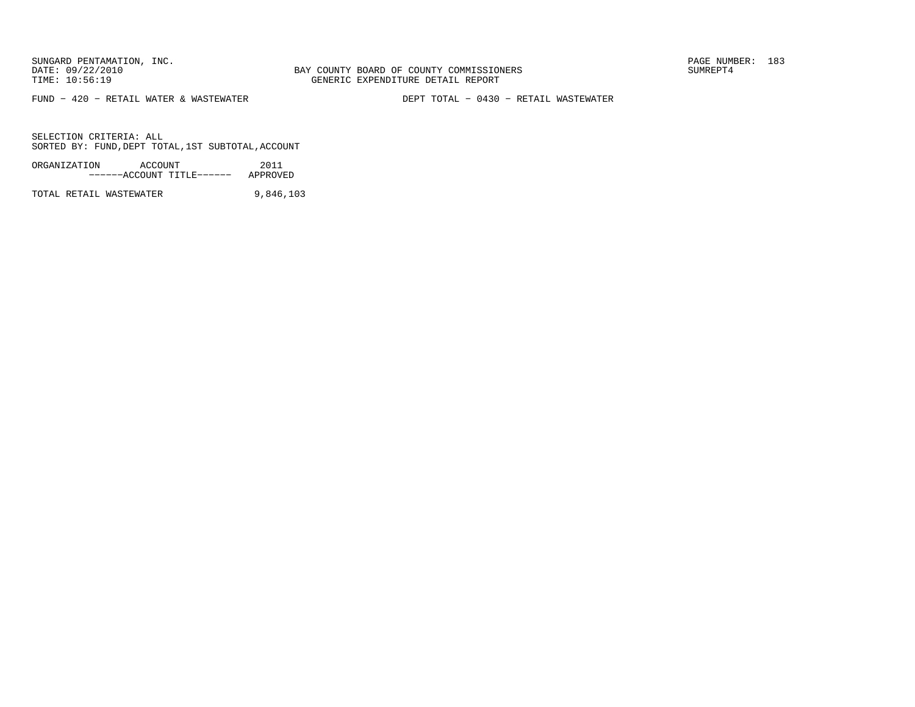FUND − 420 − RETAIL WATER & WASTEWATER DEPT TOTAL − 0430 − RETAIL WASTEWATER

SELECTION CRITERIA: ALL
SORTED BY: FUND,DEPT TOTAL,1ST SUBTOTAL,ACCOUNT

| ORGANIZATION ACCOUNT ------ACCOUNT TITLE------ | 2011 APPROVED |
|---|---|
| TOTAL RETAIL WASTEWATER | 9,846,103 |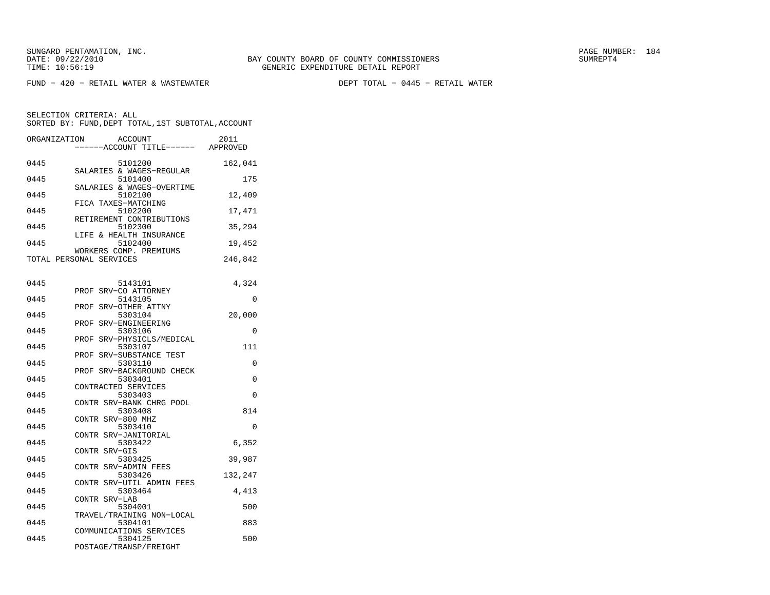SUNGARD PENTAMATION, INC.
DATE: 09/22/2010
TIME: 10:56:19

BAY COUNTY BOARD OF COUNTY COMMISSIONERS
GENERIC EXPENDITURE DETAIL REPORT

FUND - 420 - RETAIL WATER & WASTEWATER　　　　DEPT TOTAL - 0445 - RETAIL WATER

SELECTION CRITERIA: ALL
SORTED BY: FUND,DEPT TOTAL,1ST SUBTOTAL,ACCOUNT

| ORGANIZATION | ACCOUNT | ACCOUNT TITLE | 2011 APPROVED |
|---|---|---|---|
| 0445 | 5101200 | SALARIES & WAGES-REGULAR | 162,041 |
| 0445 | 5101400 | SALARIES & WAGES-OVERTIME | 175 |
| 0445 | 5102100 | FICA TAXES-MATCHING | 12,409 |
| 0445 | 5102200 | RETIREMENT CONTRIBUTIONS | 17,471 |
| 0445 | 5102300 | LIFE & HEALTH INSURANCE | 35,294 |
| 0445 | 5102400 | WORKERS COMP. PREMIUMS | 19,452 |
| TOTAL PERSONAL SERVICES | | | 246,842 |
| 0445 | 5143101 | PROF SRV-CO ATTORNEY | 4,324 |
| 0445 | 5143105 | PROF SRV-OTHER ATTNY | 0 |
| 0445 | 5303104 | PROF SRV-ENGINEERING | 20,000 |
| 0445 | 5303106 | PROF SRV-PHYSICLS/MEDICAL | 0 |
| 0445 | 5303107 | PROF SRV-SUBSTANCE TEST | 111 |
| 0445 | 5303110 | PROF SRV-BACKGROUND CHECK | 0 |
| 0445 | 5303401 | CONTRACTED SERVICES | 0 |
| 0445 | 5303403 | CONTR SRV-BANK CHRG POOL | 0 |
| 0445 | 5303408 | CONTR SRV-800 MHZ | 814 |
| 0445 | 5303410 | CONTR SRV-JANITORIAL | 0 |
| 0445 | 5303422 | CONTR SRV-GIS | 6,352 |
| 0445 | 5303425 | CONTR SRV-ADMIN FEES | 39,987 |
| 0445 | 5303426 | CONTR SRV-UTIL ADMIN FEES | 132,247 |
| 0445 | 5303464 | CONTR SRV-LAB | 4,413 |
| 0445 | 5304001 | TRAVEL/TRAINING NON-LOCAL | 500 |
| 0445 | 5304101 | COMMUNICATIONS SERVICES | 883 |
| 0445 | 5304125 | POSTAGE/TRANSP/FREIGHT | 500 |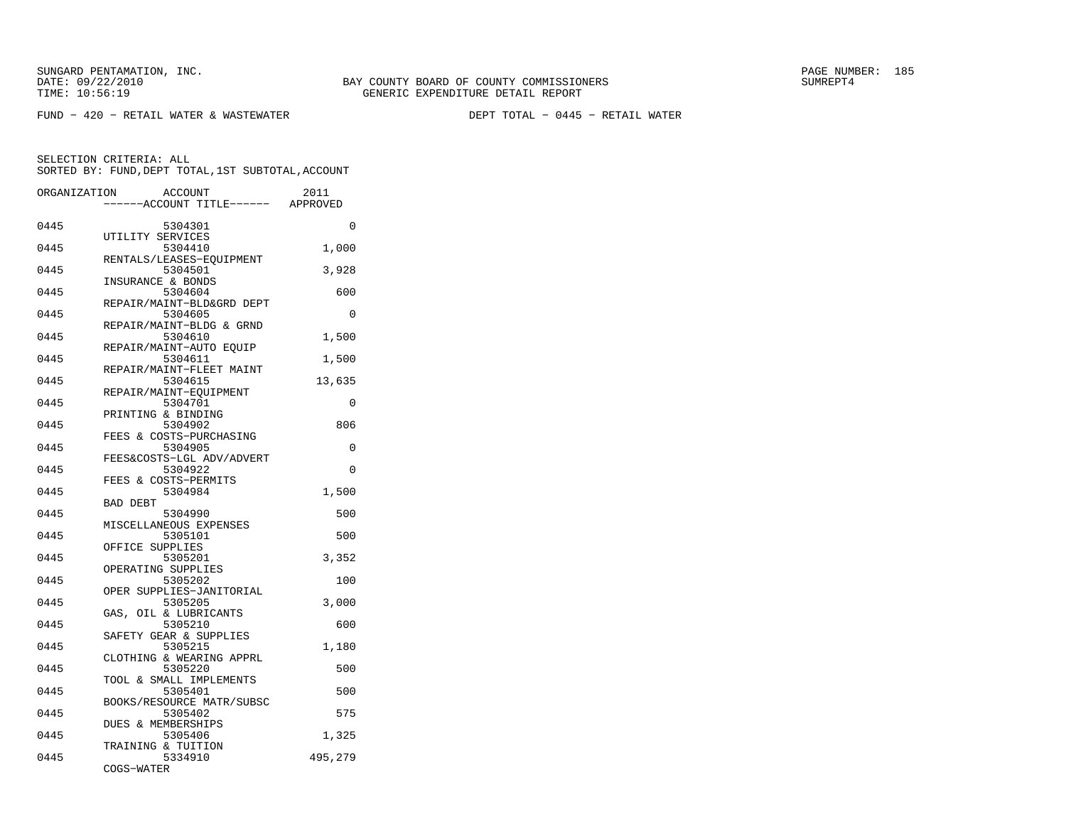SUNGARD PENTAMATION, INC.
DATE: 09/22/2010
TIME: 10:56:19

BAY COUNTY BOARD OF COUNTY COMMISSIONERS
GENERIC EXPENDITURE DETAIL REPORT

SUMREPT4

FUND − 420 − RETAIL WATER & WASTEWATER

DEPT TOTAL − 0445 − RETAIL WATER

SELECTION CRITERIA: ALL
SORTED BY: FUND,DEPT TOTAL,1ST SUBTOTAL,ACCOUNT

| ORGANIZATION | ACCOUNT / ACCOUNT TITLE | 2011 APPROVED |
|---|---|---|
| 0445 | 5304301 UTILITY SERVICES | 0 |
| 0445 | 5304410 RENTALS/LEASES−EQUIPMENT | 1,000 |
| 0445 | 5304501 INSURANCE & BONDS | 3,928 |
| 0445 | 5304604 REPAIR/MAINT−BLD&GRD DEPT | 600 |
| 0445 | 5304605 REPAIR/MAINT−BLDG & GRND | 0 |
| 0445 | 5304610 REPAIR/MAINT−AUTO EQUIP | 1,500 |
| 0445 | 5304611 REPAIR/MAINT−FLEET MAINT | 1,500 |
| 0445 | 5304615 REPAIR/MAINT−EQUIPMENT | 13,635 |
| 0445 | 5304701 PRINTING & BINDING | 0 |
| 0445 | 5304902 FEES & COSTS−PURCHASING | 806 |
| 0445 | 5304905 FEES&COSTS−LGL ADV/ADVERT | 0 |
| 0445 | 5304922 FEES & COSTS−PERMITS | 0 |
| 0445 | 5304984 BAD DEBT | 1,500 |
| 0445 | 5304990 MISCELLANEOUS EXPENSES | 500 |
| 0445 | 5305101 OFFICE SUPPLIES | 500 |
| 0445 | 5305201 OPERATING SUPPLIES | 3,352 |
| 0445 | 5305202 OPER SUPPLIES−JANITORIAL | 100 |
| 0445 | 5305205 GAS, OIL & LUBRICANTS | 3,000 |
| 0445 | 5305210 SAFETY GEAR & SUPPLIES | 600 |
| 0445 | 5305215 CLOTHING & WEARING APPRL | 1,180 |
| 0445 | 5305220 TOOL & SMALL IMPLEMENTS | 500 |
| 0445 | 5305401 BOOKS/RESOURCE MATR/SUBSC | 500 |
| 0445 | 5305402 DUES & MEMBERSHIPS | 575 |
| 0445 | 5305406 TRAINING & TUITION | 1,325 |
| 0445 | 5334910 COGS−WATER | 495,279 |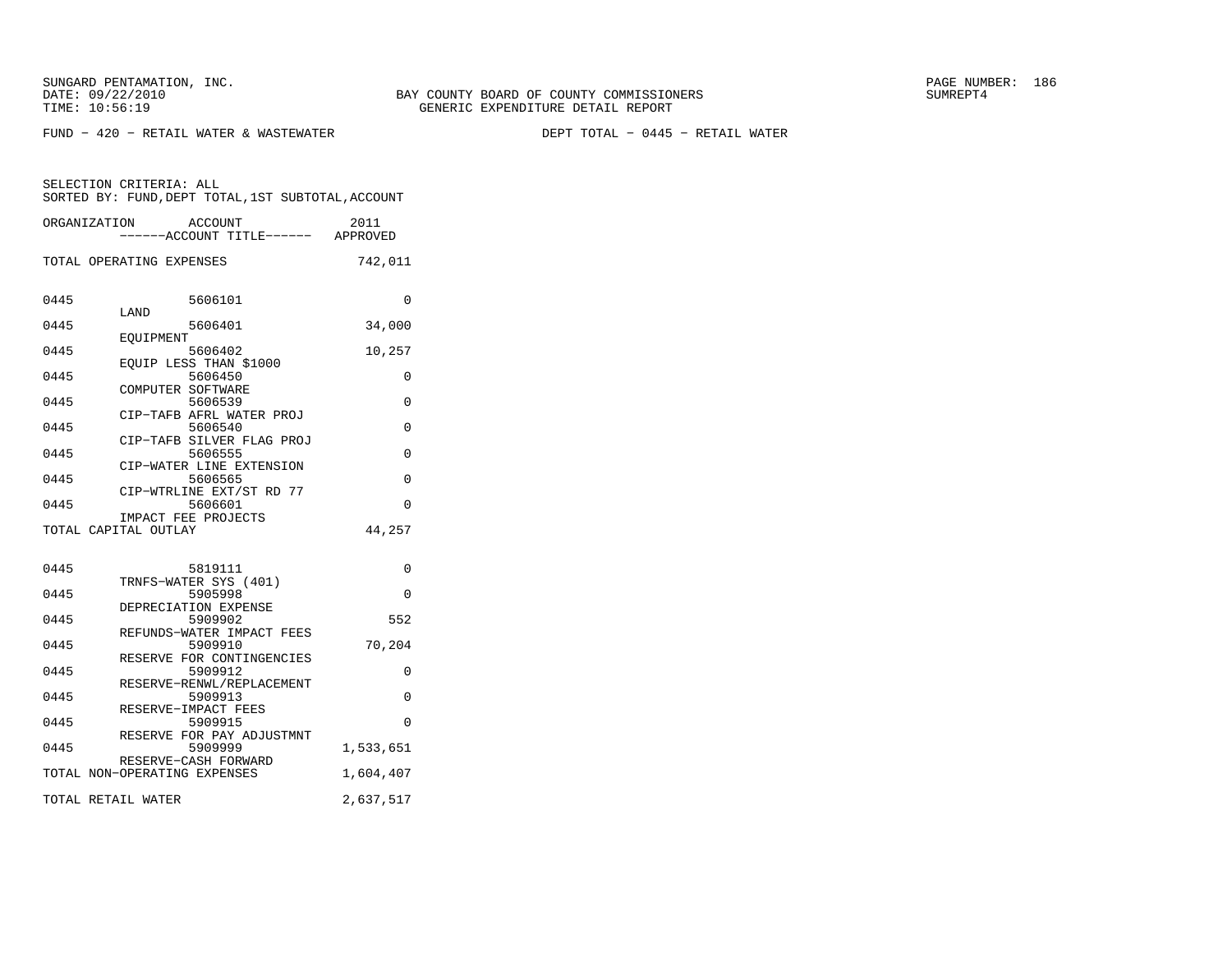SUNGARD PENTAMATION, INC.
DATE: 09/22/2010
TIME: 10:56:19

BAY COUNTY BOARD OF COUNTY COMMISSIONERS
GENERIC EXPENDITURE DETAIL REPORT

SUMREPT4

FUND - 420 - RETAIL WATER & WASTEWATER　　　　DEPT TOTAL - 0445 - RETAIL WATER

SELECTION CRITERIA: ALL
SORTED BY: FUND,DEPT TOTAL,1ST SUBTOTAL,ACCOUNT

| ORGANIZATION | ACCOUNT / ------ACCOUNT TITLE------ | 2011 APPROVED |
|---|---|---|
| TOTAL OPERATING EXPENSES | | 742,011 |
| 0445 | 5606101 LAND | 0 |
| 0445 | 5606401 EQUIPMENT | 34,000 |
| 0445 | 5606402 EQUIP LESS THAN $1000 | 10,257 |
| 0445 | 5606450 COMPUTER SOFTWARE | 0 |
| 0445 | 5606539 CIP-TAFB AFRL WATER PROJ | 0 |
| 0445 | 5606540 CIP-TAFB SILVER FLAG PROJ | 0 |
| 0445 | 5606555 CIP-WATER LINE EXTENSION | 0 |
| 0445 | 5606565 CIP-WTRLINE EXT/ST RD 77 | 0 |
| 0445 | 5606601 IMPACT FEE PROJECTS | 0 |
| TOTAL CAPITAL OUTLAY | | 44,257 |
| 0445 | 5819111 TRNFS-WATER SYS (401) | 0 |
| 0445 | 5905998 DEPRECIATION EXPENSE | 0 |
| 0445 | 5909902 REFUNDS-WATER IMPACT FEES | 552 |
| 0445 | 5909910 RESERVE FOR CONTINGENCIES | 70,204 |
| 0445 | 5909912 RESERVE-RENWL/REPLACEMENT | 0 |
| 0445 | 5909913 RESERVE-IMPACT FEES | 0 |
| 0445 | 5909915 RESERVE FOR PAY ADJUSTMNT | 0 |
| 0445 | 5909999 RESERVE-CASH FORWARD | 1,533,651 |
| TOTAL NON-OPERATING EXPENSES | | 1,604,407 |
| TOTAL RETAIL WATER | | 2,637,517 |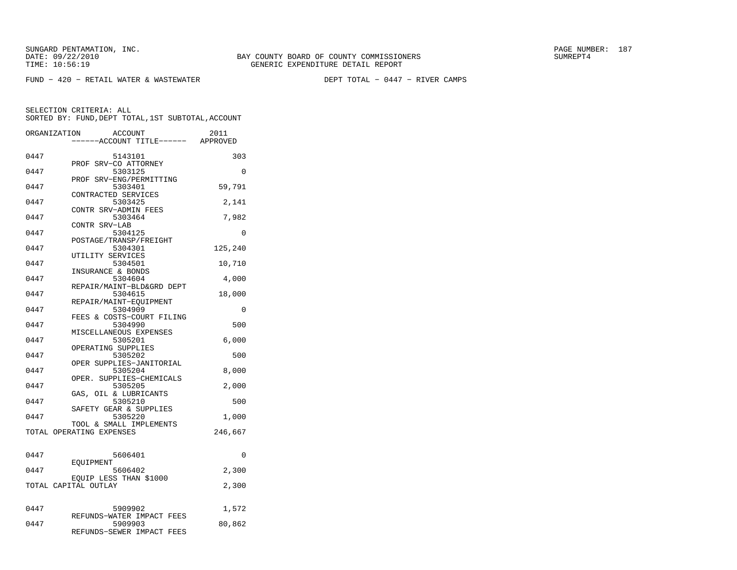SUNGARD PENTAMATION, INC.
DATE: 09/22/2010 BAY COUNTY BOARD OF COUNTY COMMISSIONERS SUMREPT4
TIME: 10:56:19 GENERIC EXPENDITURE DETAIL REPORT

FUND - 420 - RETAIL WATER & WASTEWATER DEPT TOTAL - 0447 - RIVER CAMPS

SELECTION CRITERIA: ALL
SORTED BY: FUND,DEPT TOTAL,1ST SUBTOTAL,ACCOUNT

| ORGANIZATION | ACCOUNT / ACCOUNT TITLE | 2011 APPROVED |
|---|---|---|
| 0447 | 5143101 PROF SRV-CO ATTORNEY | 303 |
| 0447 | 5303125 PROF SRV-ENG/PERMITTING | 0 |
| 0447 | 5303401 CONTRACTED SERVICES | 59,791 |
| 0447 | 5303425 CONTR SRV-ADMIN FEES | 2,141 |
| 0447 | 5303464 CONTR SRV-LAB | 7,982 |
| 0447 | 5304125 POSTAGE/TRANSP/FREIGHT | 0 |
| 0447 | 5304301 UTILITY SERVICES | 125,240 |
| 0447 | 5304501 INSURANCE & BONDS | 10,710 |
| 0447 | 5304604 REPAIR/MAINT-BLD&GRD DEPT | 4,000 |
| 0447 | 5304615 REPAIR/MAINT-EQUIPMENT | 18,000 |
| 0447 | 5304909 FEES & COSTS-COURT FILING | 0 |
| 0447 | 5304990 MISCELLANEOUS EXPENSES | 500 |
| 0447 | 5305201 OPERATING SUPPLIES | 6,000 |
| 0447 | 5305202 OPER SUPPLIES-JANITORIAL | 500 |
| 0447 | 5305204 OPER. SUPPLIES-CHEMICALS | 8,000 |
| 0447 | 5305205 GAS, OIL & LUBRICANTS | 2,000 |
| 0447 | 5305210 SAFETY GEAR & SUPPLIES | 500 |
| 0447 | 5305220 TOOL & SMALL IMPLEMENTS | 1,000 |
| TOTAL OPERATING EXPENSES | | 246,667 |
| 0447 | 5606401 EQUIPMENT | 0 |
| 0447 | 5606402 EQUIP LESS THAN $1000 | 2,300 |
| TOTAL CAPITAL OUTLAY | | 2,300 |
| 0447 | 5909902 REFUNDS-WATER IMPACT FEES | 1,572 |
| 0447 | 5909903 REFUNDS-SEWER IMPACT FEES | 80,862 |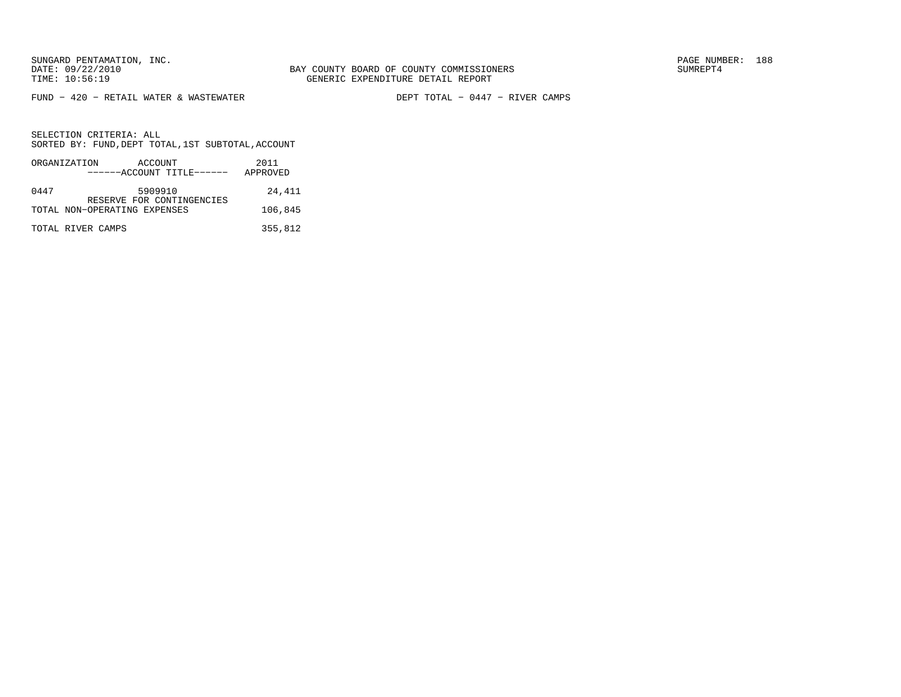BAY COUNTY BOARD OF COUNTY COMMISSIONERS
GENERIC EXPENDITURE DETAIL REPORT

FUND − 420 − RETAIL WATER & WASTEWATER

DEPT TOTAL − 0447 − RIVER CAMPS

SELECTION CRITERIA: ALL
SORTED BY: FUND,DEPT TOTAL,1ST SUBTOTAL,ACCOUNT

| ORGANIZATION | ACCOUNT ------ACCOUNT TITLE------ | 2011 APPROVED |
|---|---|---|
| 0447 | 5909910 RESERVE FOR CONTINGENCIES | 24,411 |
| TOTAL NON−OPERATING EXPENSES | | 106,845 |
| TOTAL RIVER CAMPS | | 355,812 |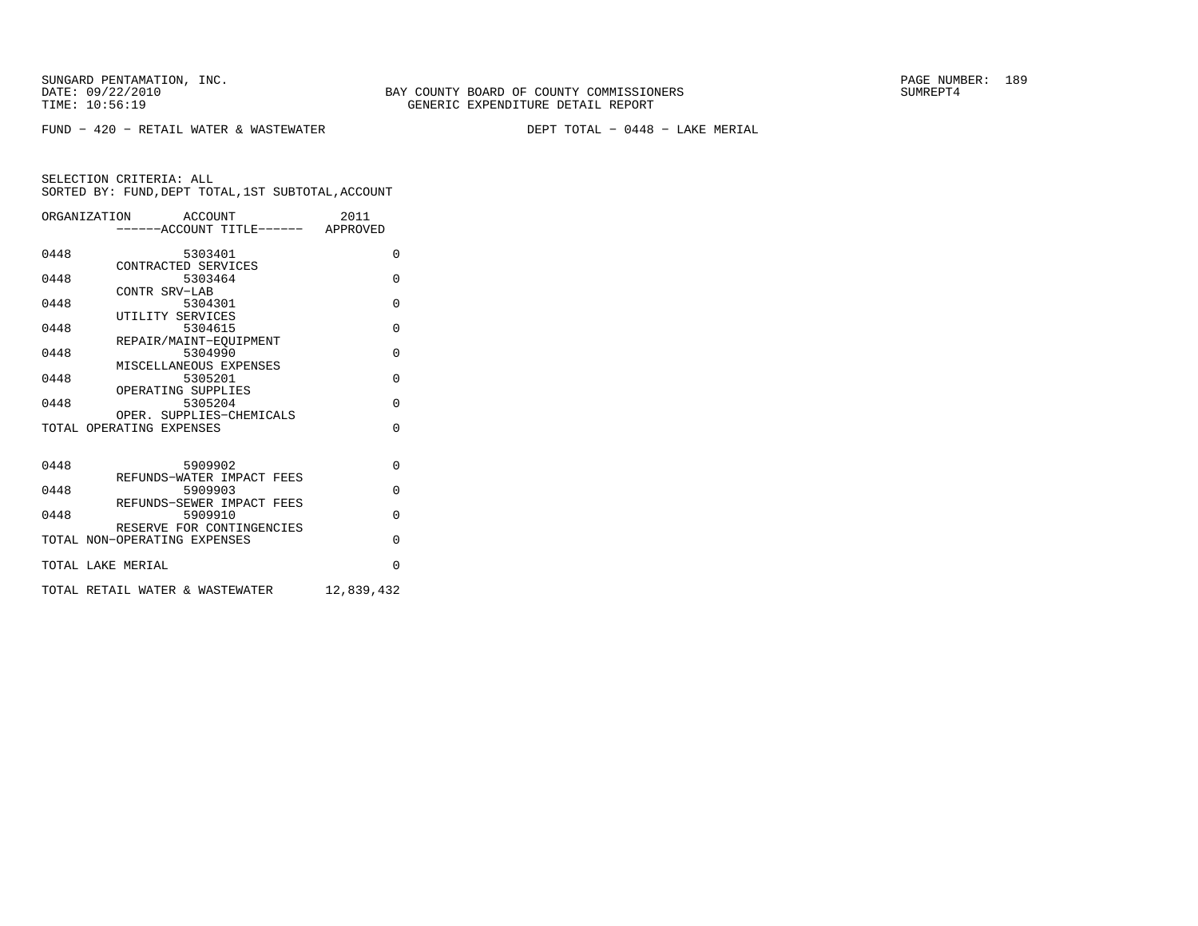SUNGARD PENTAMATION, INC.
DATE: 09/22/2010
TIME: 10:56:19

BAY COUNTY BOARD OF COUNTY COMMISSIONERS
GENERIC EXPENDITURE DETAIL REPORT

SUMREPT4

FUND − 420 − RETAIL WATER & WASTEWATER    DEPT TOTAL − 0448 − LAKE MERIAL

SELECTION CRITERIA: ALL
SORTED BY: FUND,DEPT TOTAL,1ST SUBTOTAL,ACCOUNT

| ORGANIZATION | ACCOUNT / ------ACCOUNT TITLE------ | 2011 APPROVED |
|---|---|---|
| 0448 | 5303401 CONTRACTED SERVICES | 0 |
| 0448 | 5303464 CONTR SRV−LAB | 0 |
| 0448 | 5304301 UTILITY SERVICES | 0 |
| 0448 | 5304615 REPAIR/MAINT−EQUIPMENT | 0 |
| 0448 | 5304990 MISCELLANEOUS EXPENSES | 0 |
| 0448 | 5305201 OPERATING SUPPLIES | 0 |
| 0448 | 5305204 OPER. SUPPLIES−CHEMICALS | 0 |
| TOTAL OPERATING EXPENSES | | 0 |
| 0448 | 5909902 REFUNDS−WATER IMPACT FEES | 0 |
| 0448 | 5909903 REFUNDS−SEWER IMPACT FEES | 0 |
| 0448 | 5909910 RESERVE FOR CONTINGENCIES | 0 |
| TOTAL NON−OPERATING EXPENSES | | 0 |
| TOTAL LAKE MERIAL | | 0 |
| TOTAL RETAIL WATER & WASTEWATER | | 12,839,432 |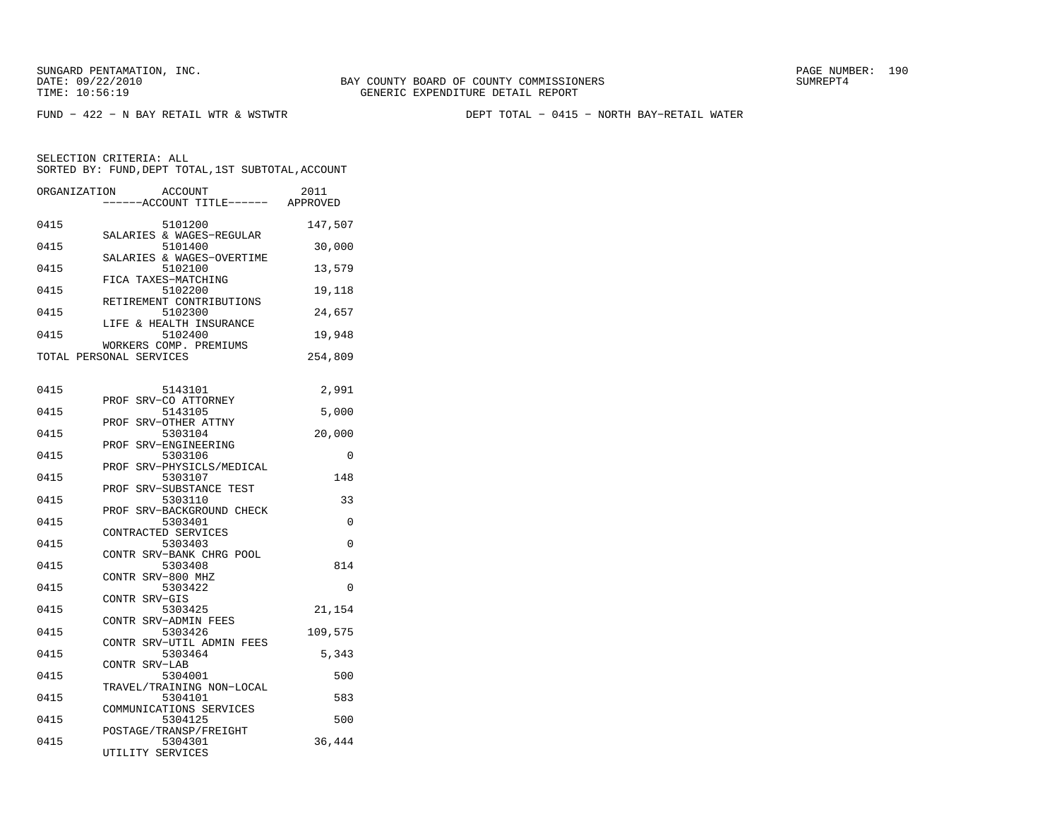SUNGARD PENTAMATION, INC.
DATE: 09/22/2010
TIME: 10:56:19

BAY COUNTY BOARD OF COUNTY COMMISSIONERS
GENERIC EXPENDITURE DETAIL REPORT

PAGE NUMBER: 190
SUMREPT4

FUND - 422 - N BAY RETAIL WTR & WSTWTR

DEPT TOTAL - 0415 - NORTH BAY-RETAIL WATER

SELECTION CRITERIA: ALL
SORTED BY: FUND,DEPT TOTAL,1ST SUBTOTAL,ACCOUNT

| ORGANIZATION | ACCOUNT / ------ACCOUNT TITLE------ | 2011 APPROVED |
|---|---|---|
| 0415 | 5101200 SALARIES & WAGES-REGULAR | 147,507 |
| 0415 | 5101400 SALARIES & WAGES-OVERTIME | 30,000 |
| 0415 | 5102100 FICA TAXES-MATCHING | 13,579 |
| 0415 | 5102200 RETIREMENT CONTRIBUTIONS | 19,118 |
| 0415 | 5102300 LIFE & HEALTH INSURANCE | 24,657 |
| 0415 | 5102400 WORKERS COMP. PREMIUMS | 19,948 |
| TOTAL PERSONAL SERVICES | | 254,809 |
| 0415 | 5143101 PROF SRV-CO ATTORNEY | 2,991 |
| 0415 | 5143105 PROF SRV-OTHER ATTNY | 5,000 |
| 0415 | 5303104 PROF SRV-ENGINEERING | 20,000 |
| 0415 | 5303106 PROF SRV-PHYSICLS/MEDICAL | 0 |
| 0415 | 5303107 PROF SRV-SUBSTANCE TEST | 148 |
| 0415 | 5303110 PROF SRV-BACKGROUND CHECK | 33 |
| 0415 | 5303401 CONTRACTED SERVICES | 0 |
| 0415 | 5303403 CONTR SRV-BANK CHRG POOL | 0 |
| 0415 | 5303408 CONTR SRV-800 MHZ | 814 |
| 0415 | 5303422 CONTR SRV-GIS | 0 |
| 0415 | 5303425 CONTR SRV-ADMIN FEES | 21,154 |
| 0415 | 5303426 CONTR SRV-UTIL ADMIN FEES | 109,575 |
| 0415 | 5303464 CONTR SRV-LAB | 5,343 |
| 0415 | 5304001 TRAVEL/TRAINING NON-LOCAL | 500 |
| 0415 | 5304101 COMMUNICATIONS SERVICES | 583 |
| 0415 | 5304125 POSTAGE/TRANSP/FREIGHT | 500 |
| 0415 | 5304301 UTILITY SERVICES | 36,444 |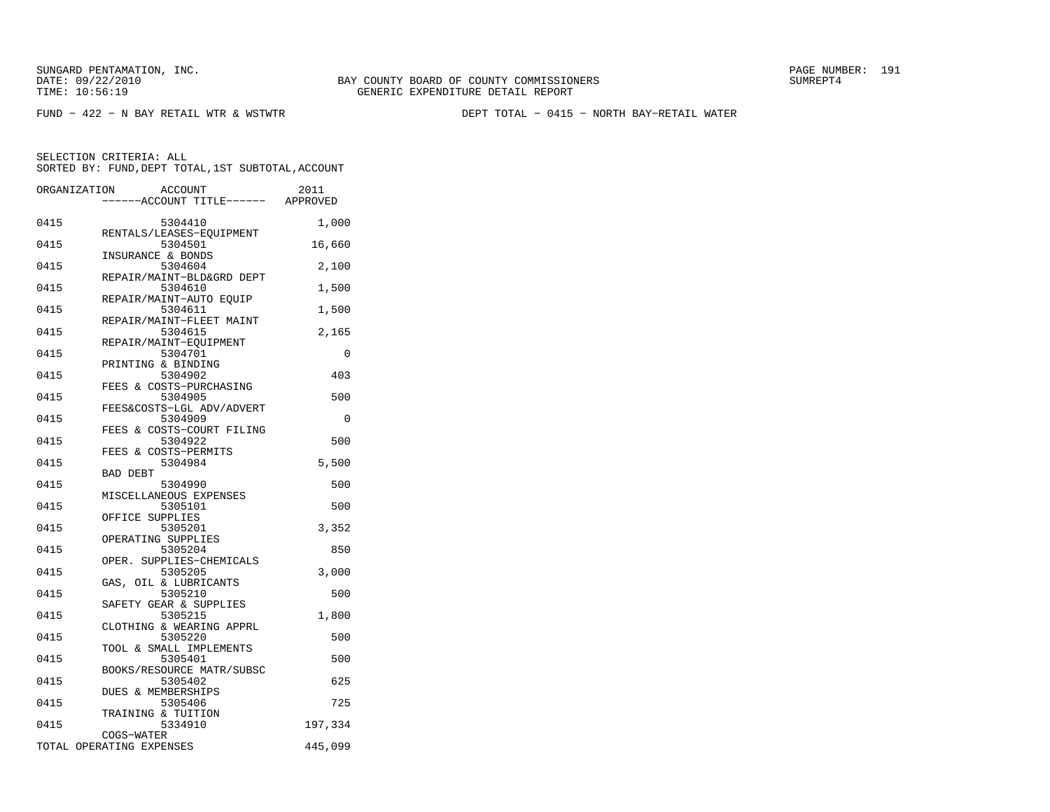SUNGARD PENTAMATION, INC.
DATE: 09/22/2010
TIME: 10:56:19

BAY COUNTY BOARD OF COUNTY COMMISSIONERS
GENERIC EXPENDITURE DETAIL REPORT

PAGE NUMBER: 191
SUMREPT4

FUND - 422 - N BAY RETAIL WTR & WSTWTR

DEPT TOTAL - 0415 - NORTH BAY-RETAIL WATER

SELECTION CRITERIA: ALL
SORTED BY: FUND,DEPT TOTAL,1ST SUBTOTAL,ACCOUNT

| ORGANIZATION | ACCOUNT / ------ACCOUNT TITLE------ | 2011 APPROVED |
|---|---|---|
| 0415 | 5304410 RENTALS/LEASES-EQUIPMENT | 1,000 |
| 0415 | 5304501 INSURANCE & BONDS | 16,660 |
| 0415 | 5304604 REPAIR/MAINT-BLD&GRD DEPT | 2,100 |
| 0415 | 5304610 REPAIR/MAINT-AUTO EQUIP | 1,500 |
| 0415 | 5304611 REPAIR/MAINT-FLEET MAINT | 1,500 |
| 0415 | 5304615 REPAIR/MAINT-EQUIPMENT | 2,165 |
| 0415 | 5304701 PRINTING & BINDING | 0 |
| 0415 | 5304902 FEES & COSTS-PURCHASING | 403 |
| 0415 | 5304905 FEES&COSTS-LGL ADV/ADVERT | 500 |
| 0415 | 5304909 FEES & COSTS-COURT FILING | 0 |
| 0415 | 5304922 FEES & COSTS-PERMITS | 500 |
| 0415 | 5304984 BAD DEBT | 5,500 |
| 0415 | 5304990 MISCELLANEOUS EXPENSES | 500 |
| 0415 | 5305101 OFFICE SUPPLIES | 500 |
| 0415 | 5305201 OPERATING SUPPLIES | 3,352 |
| 0415 | 5305204 OPER. SUPPLIES-CHEMICALS | 850 |
| 0415 | 5305205 GAS, OIL & LUBRICANTS | 3,000 |
| 0415 | 5305210 SAFETY GEAR & SUPPLIES | 500 |
| 0415 | 5305215 CLOTHING & WEARING APPRL | 1,800 |
| 0415 | 5305220 TOOL & SMALL IMPLEMENTS | 500 |
| 0415 | 5305401 BOOKS/RESOURCE MATR/SUBSC | 500 |
| 0415 | 5305402 DUES & MEMBERSHIPS | 625 |
| 0415 | 5305406 TRAINING & TUITION | 725 |
| 0415 | 5334910 COGS-WATER | 197,334 |
| TOTAL OPERATING EXPENSES | | 445,099 |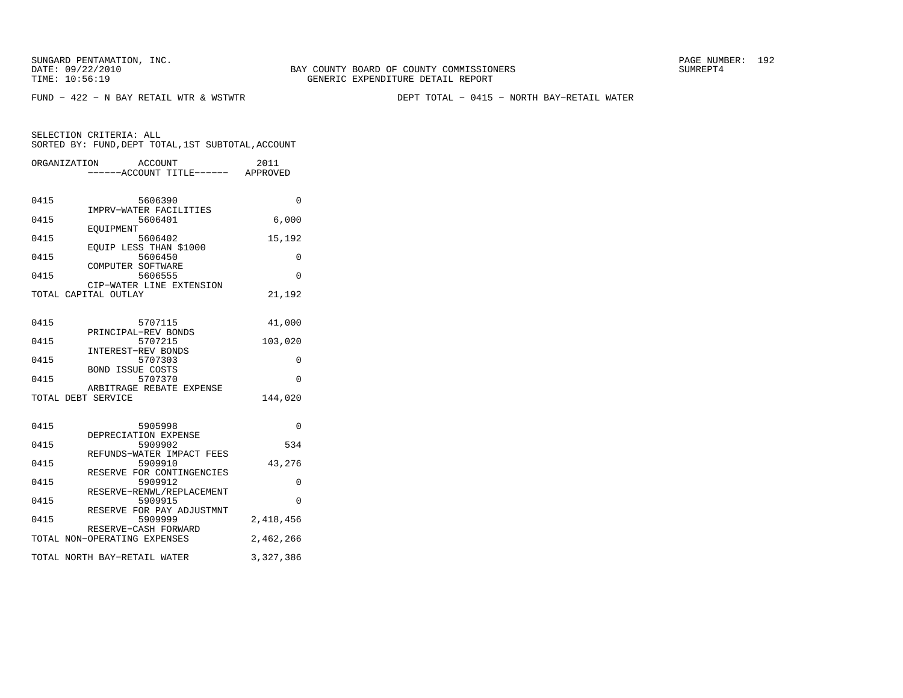SUNGARD PENTAMATION, INC.
DATE: 09/22/2010
TIME: 10:56:19

BAY COUNTY BOARD OF COUNTY COMMISSIONERS
GENERIC EXPENDITURE DETAIL REPORT

SUMREPT4

FUND − 422 − N BAY RETAIL WTR & WSTWTR

DEPT TOTAL − 0415 − NORTH BAY−RETAIL WATER

SELECTION CRITERIA: ALL
SORTED BY: FUND,DEPT TOTAL,1ST SUBTOTAL,ACCOUNT

| ORGANIZATION | ACCOUNT / ------ACCOUNT TITLE------ | 2011 APPROVED |
|---|---|---|
| 0415 | 5606390 IMPRV−WATER FACILITIES | 0 |
| 0415 | 5606401 EQUIPMENT | 6,000 |
| 0415 | 5606402 EQUIP LESS THAN $1000 | 15,192 |
| 0415 | 5606450 COMPUTER SOFTWARE | 0 |
| 0415 | 5606555 CIP−WATER LINE EXTENSION | 0 |
| TOTAL CAPITAL OUTLAY | | 21,192 |
| 0415 | 5707115 PRINCIPAL−REV BONDS | 41,000 |
| 0415 | 5707215 INTEREST−REV BONDS | 103,020 |
| 0415 | 5707303 BOND ISSUE COSTS | 0 |
| 0415 | 5707370 ARBITRAGE REBATE EXPENSE | 0 |
| TOTAL DEBT SERVICE | | 144,020 |
| 0415 | 5905998 DEPRECIATION EXPENSE | 0 |
| 0415 | 5909902 REFUNDS−WATER IMPACT FEES | 534 |
| 0415 | 5909910 RESERVE FOR CONTINGENCIES | 43,276 |
| 0415 | 5909912 RESERVE−RENWL/REPLACEMENT | 0 |
| 0415 | 5909915 RESERVE FOR PAY ADJUSTMNT | 0 |
| 0415 | 5909999 RESERVE−CASH FORWARD | 2,418,456 |
| TOTAL NON−OPERATING EXPENSES | | 2,462,266 |
| TOTAL NORTH BAY−RETAIL WATER | | 3,327,386 |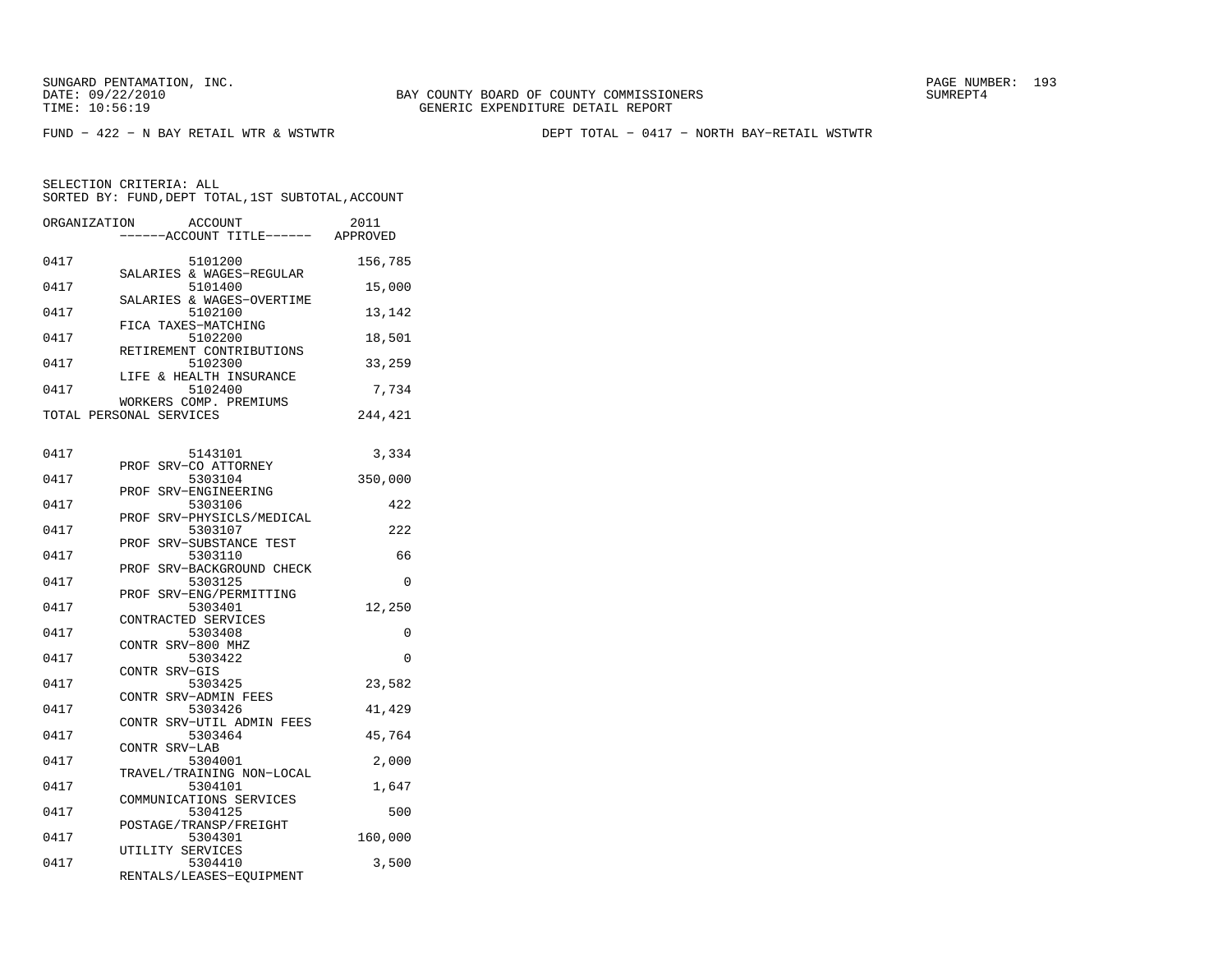SUNGARD PENTAMATION, INC.
DATE: 09/22/2010
TIME: 10:56:19

BAY COUNTY BOARD OF COUNTY COMMISSIONERS
GENERIC EXPENDITURE DETAIL REPORT

PAGE NUMBER: 193
SUMREPT4

FUND − 422 − N BAY RETAIL WTR & WSTWTR

DEPT TOTAL − 0417 − NORTH BAY−RETAIL WSTWTR

SELECTION CRITERIA: ALL
SORTED BY: FUND,DEPT TOTAL,1ST SUBTOTAL,ACCOUNT

| ORGANIZATION | ACCOUNT / ------ACCOUNT TITLE------ | 2011 APPROVED |
|---|---|---|
| 0417 | 5101200 SALARIES & WAGES−REGULAR | 156,785 |
| 0417 | 5101400 SALARIES & WAGES−OVERTIME | 15,000 |
| 0417 | 5102100 FICA TAXES−MATCHING | 13,142 |
| 0417 | 5102200 RETIREMENT CONTRIBUTIONS | 18,501 |
| 0417 | 5102300 LIFE & HEALTH INSURANCE | 33,259 |
| 0417 | 5102400 WORKERS COMP. PREMIUMS | 7,734 |
| TOTAL PERSONAL SERVICES | | 244,421 |
| 0417 | 5143101 PROF SRV−CO ATTORNEY | 3,334 |
| 0417 | 5303104 PROF SRV−ENGINEERING | 350,000 |
| 0417 | 5303106 PROF SRV−PHYSICLS/MEDICAL | 422 |
| 0417 | 5303107 PROF SRV−SUBSTANCE TEST | 222 |
| 0417 | 5303110 PROF SRV−BACKGROUND CHECK | 66 |
| 0417 | 5303125 PROF SRV−ENG/PERMITTING | 0 |
| 0417 | 5303401 CONTRACTED SERVICES | 12,250 |
| 0417 | 5303408 CONTR SRV−800 MHZ | 0 |
| 0417 | 5303422 CONTR SRV−GIS | 0 |
| 0417 | 5303425 CONTR SRV−ADMIN FEES | 23,582 |
| 0417 | 5303426 CONTR SRV−UTIL ADMIN FEES | 41,429 |
| 0417 | 5303464 CONTR SRV−LAB | 45,764 |
| 0417 | 5304001 TRAVEL/TRAINING NON−LOCAL | 2,000 |
| 0417 | 5304101 COMMUNICATIONS SERVICES | 1,647 |
| 0417 | 5304125 POSTAGE/TRANSP/FREIGHT | 500 |
| 0417 | 5304301 UTILITY SERVICES | 160,000 |
| 0417 | 5304410 RENTALS/LEASES−EQUIPMENT | 3,500 |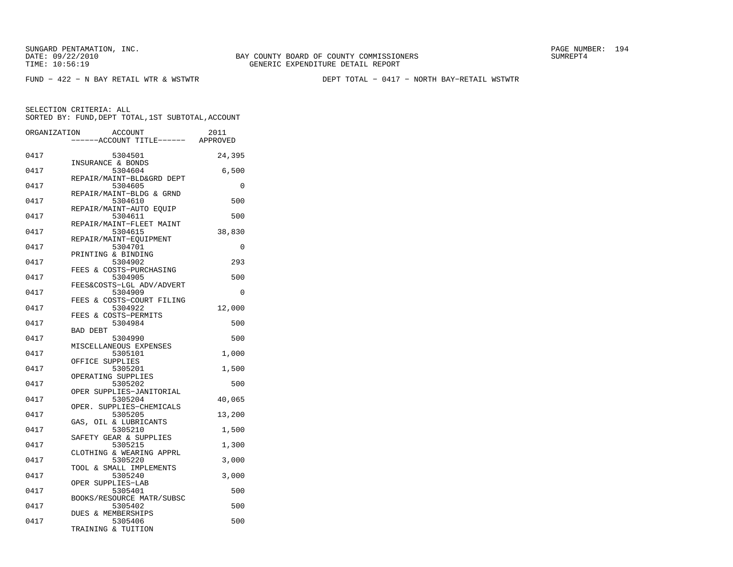SUNGARD PENTAMATION, INC.
DATE: 09/22/2010
TIME: 10:56:19

BAY COUNTY BOARD OF COUNTY COMMISSIONERS
GENERIC EXPENDITURE DETAIL REPORT

SUMREPT4

FUND − 422 − N BAY RETAIL WTR & WSTWTR

DEPT TOTAL − 0417 − NORTH BAY−RETAIL WSTWTR

SELECTION CRITERIA: ALL
SORTED BY: FUND,DEPT TOTAL,1ST SUBTOTAL,ACCOUNT

| ORGANIZATION | ACCOUNT ------ACCOUNT TITLE------ | 2011 APPROVED |
|---|---|---|
| 0417 | 5304501 INSURANCE & BONDS | 24,395 |
| 0417 | 5304604 REPAIR/MAINT−BLD&GRD DEPT | 6,500 |
| 0417 | 5304605 REPAIR/MAINT−BLDG & GRND | 0 |
| 0417 | 5304610 REPAIR/MAINT−AUTO EQUIP | 500 |
| 0417 | 5304611 REPAIR/MAINT−FLEET MAINT | 500 |
| 0417 | 5304615 REPAIR/MAINT−EQUIPMENT | 38,830 |
| 0417 | 5304701 PRINTING & BINDING | 0 |
| 0417 | 5304902 FEES & COSTS−PURCHASING | 293 |
| 0417 | 5304905 FEES&COSTS−LGL ADV/ADVERT | 500 |
| 0417 | 5304909 FEES & COSTS−COURT FILING | 0 |
| 0417 | 5304922 FEES & COSTS−PERMITS | 12,000 |
| 0417 | 5304984 BAD DEBT | 500 |
| 0417 | 5304990 MISCELLANEOUS EXPENSES | 500 |
| 0417 | 5305101 OFFICE SUPPLIES | 1,000 |
| 0417 | 5305201 OPERATING SUPPLIES | 1,500 |
| 0417 | 5305202 OPER SUPPLIES−JANITORIAL | 500 |
| 0417 | 5305204 OPER. SUPPLIES−CHEMICALS | 40,065 |
| 0417 | 5305205 GAS, OIL & LUBRICANTS | 13,200 |
| 0417 | 5305210 SAFETY GEAR & SUPPLIES | 1,500 |
| 0417 | 5305215 CLOTHING & WEARING APPRL | 1,300 |
| 0417 | 5305220 TOOL & SMALL IMPLEMENTS | 3,000 |
| 0417 | 5305240 OPER SUPPLIES−LAB | 3,000 |
| 0417 | 5305401 BOOKS/RESOURCE MATR/SUBSC | 500 |
| 0417 | 5305402 DUES & MEMBERSHIPS | 500 |
| 0417 | 5305406 TRAINING & TUITION | 500 |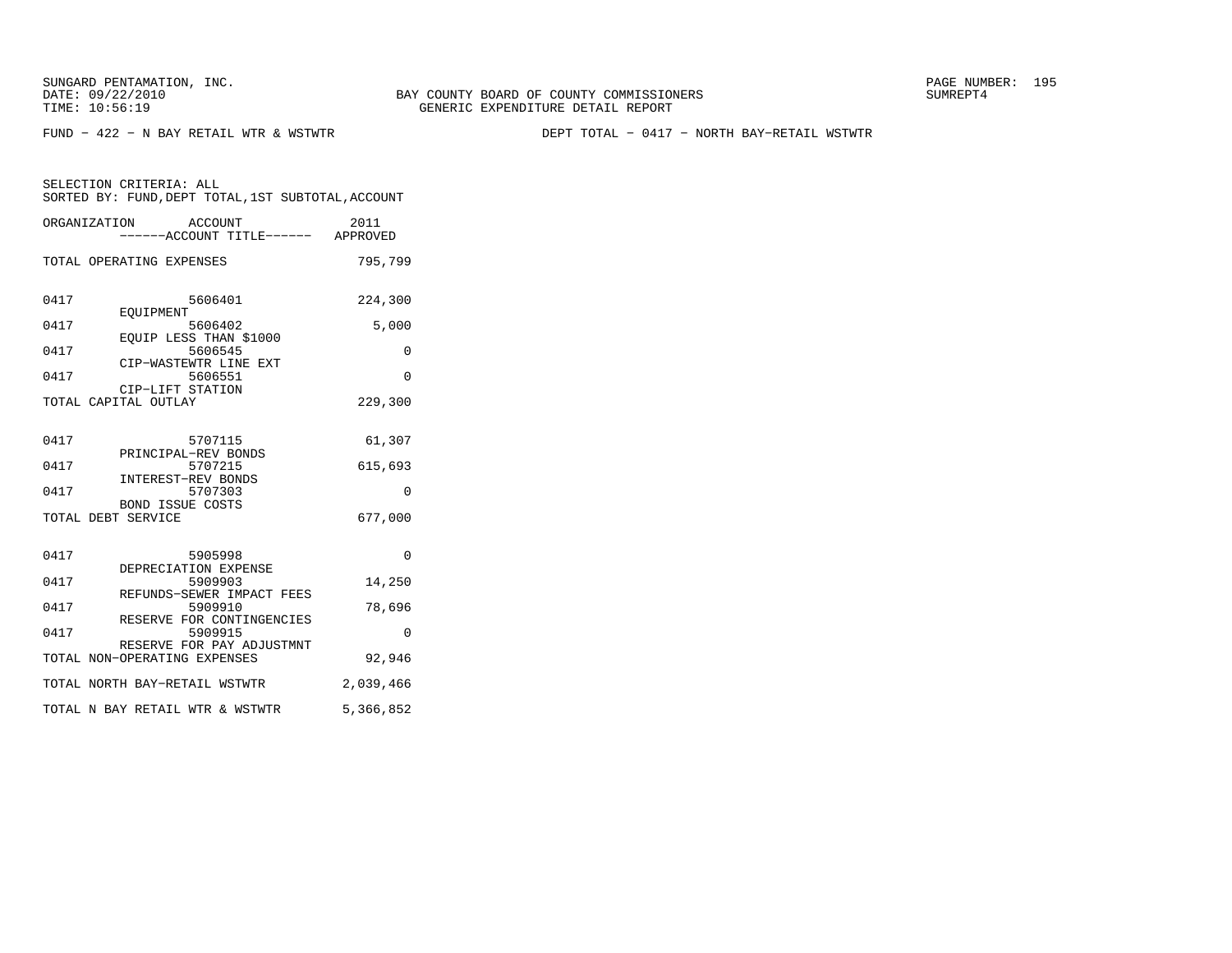SUNGARD PENTAMATION, INC.
DATE: 09/22/2010
TIME: 10:56:19

BAY COUNTY BOARD OF COUNTY COMMISSIONERS
GENERIC EXPENDITURE DETAIL REPORT

SUMREPT4

FUND − 422 − N BAY RETAIL WTR & WSTWTR

DEPT TOTAL − 0417 − NORTH BAY−RETAIL WSTWTR

SELECTION CRITERIA: ALL
SORTED BY: FUND,DEPT TOTAL,1ST SUBTOTAL,ACCOUNT

| ORGANIZATION | ACCOUNT ------ACCOUNT TITLE------ | 2011 APPROVED |
|---|---|---|
| TOTAL OPERATING EXPENSES | | 795,799 |
| 0417 | 5606401 EQUIPMENT | 224,300 |
| 0417 | 5606402 EQUIP LESS THAN $1000 | 5,000 |
| 0417 | 5606545 CIP−WASTEWTR LINE EXT | 0 |
| 0417 | 5606551 CIP−LIFT STATION | 0 |
| TOTAL CAPITAL OUTLAY | | 229,300 |
| 0417 | 5707115 PRINCIPAL−REV BONDS | 61,307 |
| 0417 | 5707215 INTEREST−REV BONDS | 615,693 |
| 0417 | 5707303 BOND ISSUE COSTS | 0 |
| TOTAL DEBT SERVICE | | 677,000 |
| 0417 | 5905998 DEPRECIATION EXPENSE | 0 |
| 0417 | 5909903 REFUNDS−SEWER IMPACT FEES | 14,250 |
| 0417 | 5909910 RESERVE FOR CONTINGENCIES | 78,696 |
| 0417 | 5909915 RESERVE FOR PAY ADJUSTMNT | 0 |
| TOTAL NON−OPERATING EXPENSES | | 92,946 |
| TOTAL NORTH BAY−RETAIL WSTWTR | | 2,039,466 |
| TOTAL N BAY RETAIL WTR & WSTWTR | | 5,366,852 |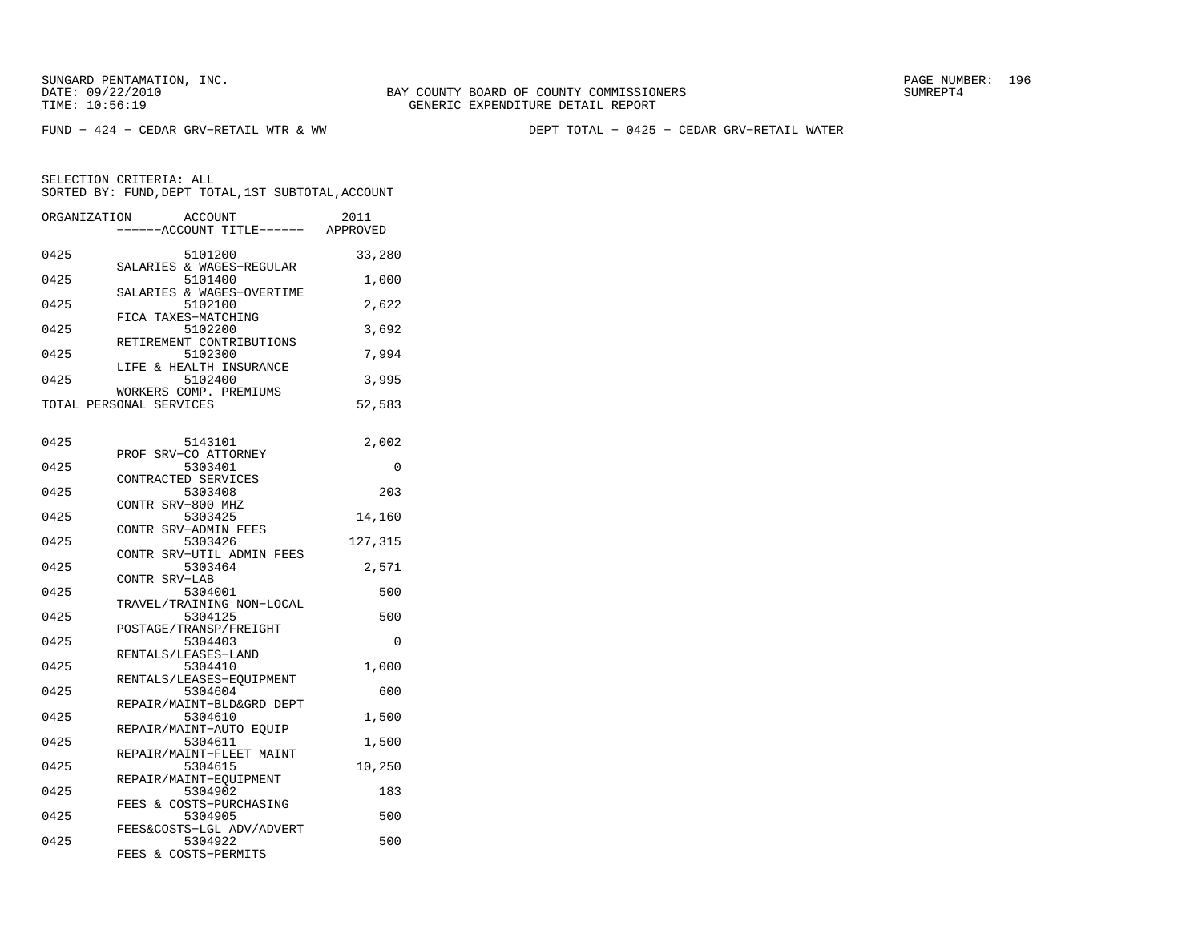SUNGARD PENTAMATION, INC.
DATE: 09/22/2010
TIME: 10:56:19

BAY COUNTY BOARD OF COUNTY COMMISSIONERS
GENERIC EXPENDITURE DETAIL REPORT

SUMREPT4

FUND - 424 - CEDAR GRV-RETAIL WTR & WW

DEPT TOTAL - 0425 - CEDAR GRV-RETAIL WATER

SELECTION CRITERIA: ALL
SORTED BY: FUND,DEPT TOTAL,1ST SUBTOTAL,ACCOUNT

| ORGANIZATION | ACCOUNT / ------ACCOUNT TITLE------ | 2011 APPROVED |
|---|---|---|
| 0425 | 5101200 SALARIES & WAGES-REGULAR | 33,280 |
| 0425 | 5101400 SALARIES & WAGES-OVERTIME | 1,000 |
| 0425 | 5102100 FICA TAXES-MATCHING | 2,622 |
| 0425 | 5102200 RETIREMENT CONTRIBUTIONS | 3,692 |
| 0425 | 5102300 LIFE & HEALTH INSURANCE | 7,994 |
| 0425 | 5102400 WORKERS COMP. PREMIUMS | 3,995 |
| TOTAL PERSONAL SERVICES | | 52,583 |
| 0425 | 5143101 PROF SRV-CO ATTORNEY | 2,002 |
| 0425 | 5303401 CONTRACTED SERVICES | 0 |
| 0425 | 5303408 CONTR SRV-800 MHZ | 203 |
| 0425 | 5303425 CONTR SRV-ADMIN FEES | 14,160 |
| 0425 | 5303426 CONTR SRV-UTIL ADMIN FEES | 127,315 |
| 0425 | 5303464 CONTR SRV-LAB | 2,571 |
| 0425 | 5304001 TRAVEL/TRAINING NON-LOCAL | 500 |
| 0425 | 5304125 POSTAGE/TRANSP/FREIGHT | 500 |
| 0425 | 5304403 RENTALS/LEASES-LAND | 0 |
| 0425 | 5304410 RENTALS/LEASES-EQUIPMENT | 1,000 |
| 0425 | 5304604 REPAIR/MAINT-BLD&GRD DEPT | 600 |
| 0425 | 5304610 REPAIR/MAINT-AUTO EQUIP | 1,500 |
| 0425 | 5304611 REPAIR/MAINT-FLEET MAINT | 1,500 |
| 0425 | 5304615 REPAIR/MAINT-EQUIPMENT | 10,250 |
| 0425 | 5304902 FEES & COSTS-PURCHASING | 183 |
| 0425 | 5304905 FEES&COSTS-LGL ADV/ADVERT | 500 |
| 0425 | 5304922 FEES & COSTS-PERMITS | 500 |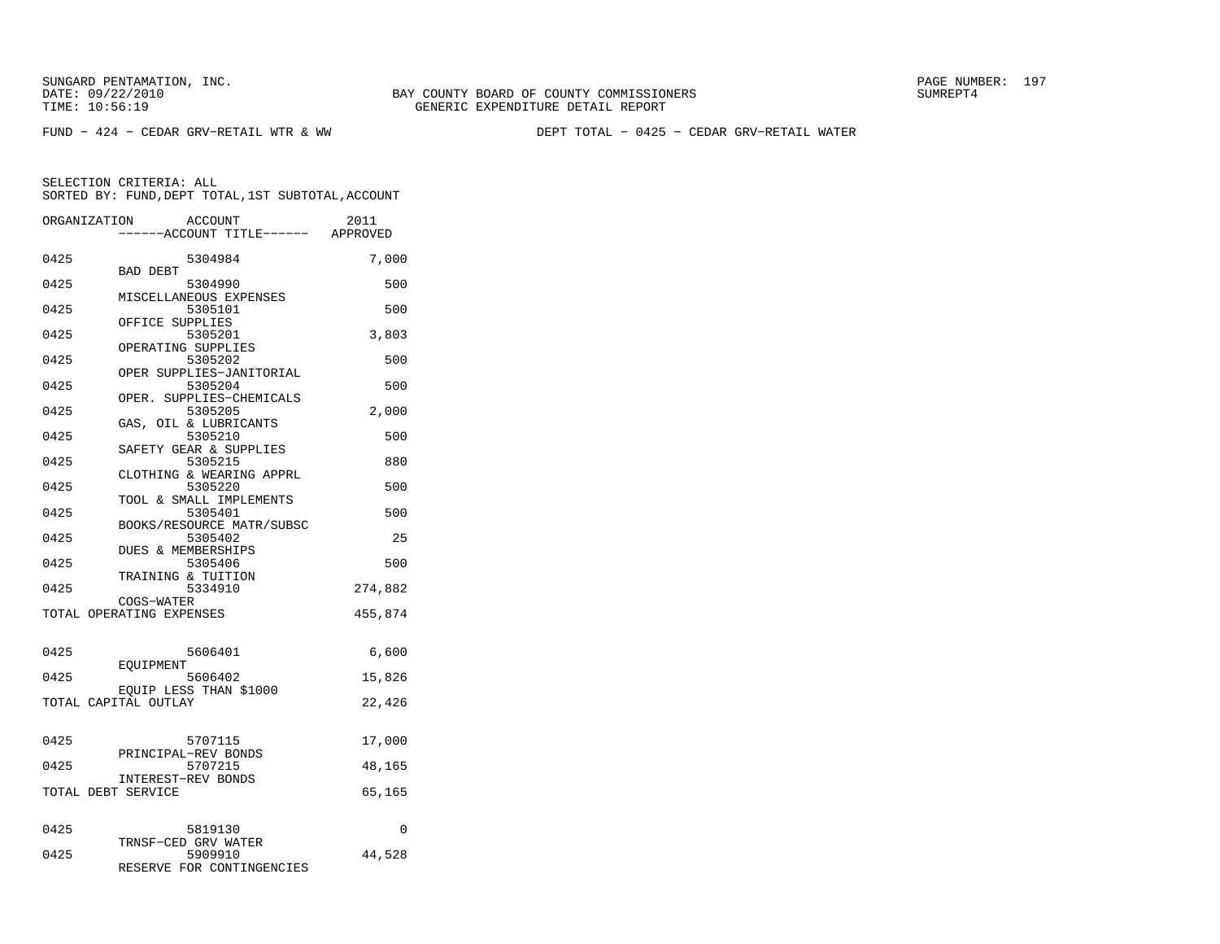SUNGARD PENTAMATION, INC.
DATE: 09/22/2010
TIME: 10:56:19

BAY COUNTY BOARD OF COUNTY COMMISSIONERS
GENERIC EXPENDITURE DETAIL REPORT

SUMREPT4

FUND − 424 − CEDAR GRV−RETAIL WTR & WW

DEPT TOTAL − 0425 − CEDAR GRV−RETAIL WATER

SELECTION CRITERIA: ALL
SORTED BY: FUND,DEPT TOTAL,1ST SUBTOTAL,ACCOUNT

| ORGANIZATION | ACCOUNT / ------ACCOUNT TITLE------ | 2011 APPROVED |
|---|---|---|
| 0425 | 5304984 BAD DEBT | 7,000 |
| 0425 | 5304990 MISCELLANEOUS EXPENSES | 500 |
| 0425 | 5305101 OFFICE SUPPLIES | 500 |
| 0425 | 5305201 OPERATING SUPPLIES | 3,803 |
| 0425 | 5305202 OPER SUPPLIES−JANITORIAL | 500 |
| 0425 | 5305204 OPER. SUPPLIES−CHEMICALS | 500 |
| 0425 | 5305205 GAS, OIL & LUBRICANTS | 2,000 |
| 0425 | 5305210 SAFETY GEAR & SUPPLIES | 500 |
| 0425 | 5305215 CLOTHING & WEARING APPRL | 880 |
| 0425 | 5305220 TOOL & SMALL IMPLEMENTS | 500 |
| 0425 | 5305401 BOOKS/RESOURCE MATR/SUBSC | 500 |
| 0425 | 5305402 DUES & MEMBERSHIPS | 25 |
| 0425 | 5305406 TRAINING & TUITION | 500 |
| 0425 | 5334910 COGS−WATER | 274,882 |
| TOTAL OPERATING EXPENSES | | 455,874 |
| 0425 | 5606401 EQUIPMENT | 6,600 |
| 0425 | 5606402 EQUIP LESS THAN $1000 | 15,826 |
| TOTAL CAPITAL OUTLAY | | 22,426 |
| 0425 | 5707115 PRINCIPAL−REV BONDS | 17,000 |
| 0425 | 5707215 INTEREST−REV BONDS | 48,165 |
| TOTAL DEBT SERVICE | | 65,165 |
| 0425 | 5819130 TRNSF−CED GRV WATER | 0 |
| 0425 | 5909910 RESERVE FOR CONTINGENCIES | 44,528 |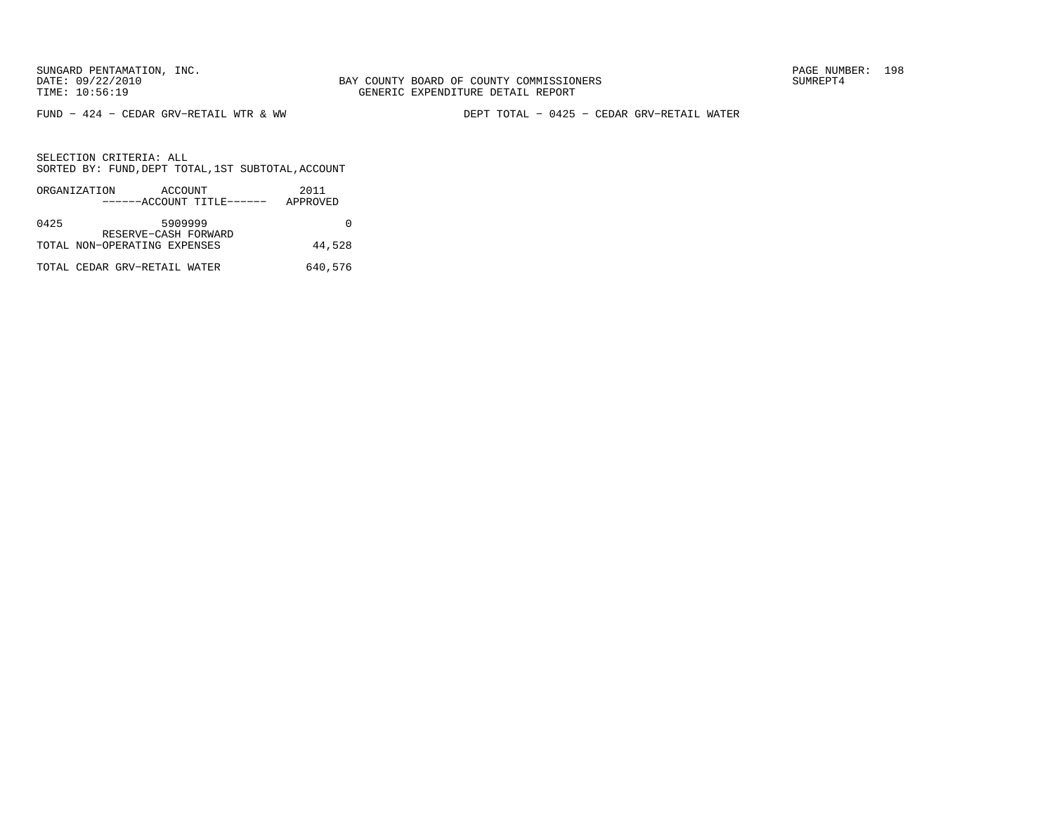FUND − 424 − CEDAR GRV−RETAIL WTR & WW

DEPT TOTAL − 0425 − CEDAR GRV−RETAIL WATER

SELECTION CRITERIA: ALL
SORTED BY: FUND,DEPT TOTAL,1ST SUBTOTAL,ACCOUNT

| ORGANIZATION | ACCOUNT / ------ACCOUNT TITLE------ | 2011 APPROVED |
|---|---|---|
| 0425 | 5909999 RESERVE−CASH FORWARD | 0 |
| TOTAL NON−OPERATING EXPENSES | | 44,528 |
| TOTAL CEDAR GRV−RETAIL WATER | | 640,576 |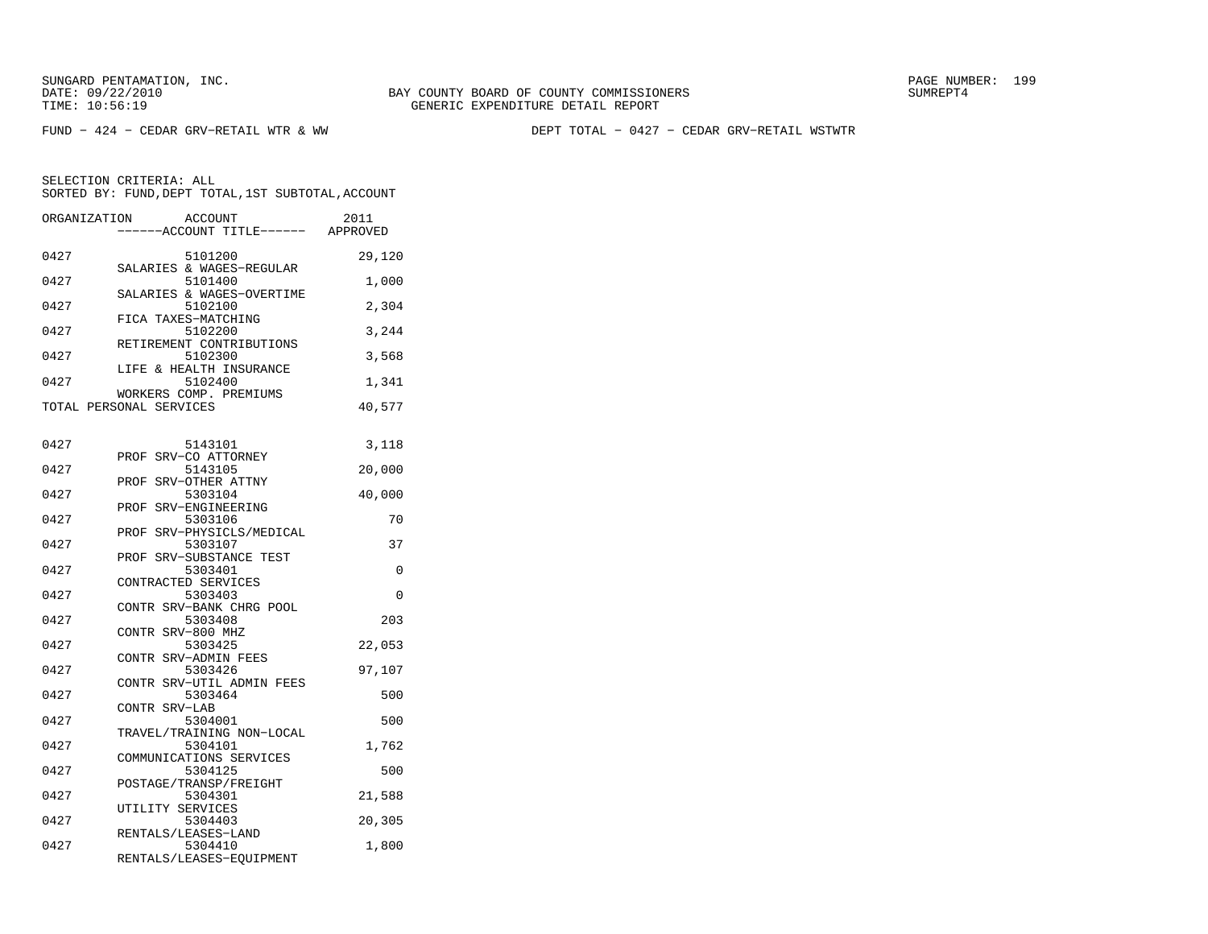SUNGARD PENTAMATION, INC.
DATE: 09/22/2010
TIME: 10:56:19

BAY COUNTY BOARD OF COUNTY COMMISSIONERS
GENERIC EXPENDITURE DETAIL REPORT

SUMREPT4

FUND - 424 - CEDAR GRV-RETAIL WTR & WW

DEPT TOTAL - 0427 - CEDAR GRV-RETAIL WSTWTR

SELECTION CRITERIA: ALL
SORTED BY: FUND,DEPT TOTAL,1ST SUBTOTAL,ACCOUNT

| ORGANIZATION | ACCOUNT / ------ACCOUNT TITLE------ | 2011 APPROVED |
|---|---|---|
| 0427 | 5101200 SALARIES & WAGES-REGULAR | 29,120 |
| 0427 | 5101400 SALARIES & WAGES-OVERTIME | 1,000 |
| 0427 | 5102100 FICA TAXES-MATCHING | 2,304 |
| 0427 | 5102200 RETIREMENT CONTRIBUTIONS | 3,244 |
| 0427 | 5102300 LIFE & HEALTH INSURANCE | 3,568 |
| 0427 | 5102400 WORKERS COMP. PREMIUMS | 1,341 |
| TOTAL PERSONAL SERVICES | | 40,577 |
| 0427 | 5143101 PROF SRV-CO ATTORNEY | 3,118 |
| 0427 | 5143105 PROF SRV-OTHER ATTNY | 20,000 |
| 0427 | 5303104 PROF SRV-ENGINEERING | 40,000 |
| 0427 | 5303106 PROF SRV-PHYSICLS/MEDICAL | 70 |
| 0427 | 5303107 PROF SRV-SUBSTANCE TEST | 37 |
| 0427 | 5303401 CONTRACTED SERVICES | 0 |
| 0427 | 5303403 CONTR SRV-BANK CHRG POOL | 0 |
| 0427 | 5303408 CONTR SRV-800 MHZ | 203 |
| 0427 | 5303425 CONTR SRV-ADMIN FEES | 22,053 |
| 0427 | 5303426 CONTR SRV-UTIL ADMIN FEES | 97,107 |
| 0427 | 5303464 CONTR SRV-LAB | 500 |
| 0427 | 5304001 TRAVEL/TRAINING NON-LOCAL | 500 |
| 0427 | 5304101 COMMUNICATIONS SERVICES | 1,762 |
| 0427 | 5304125 POSTAGE/TRANSP/FREIGHT | 500 |
| 0427 | 5304301 UTILITY SERVICES | 21,588 |
| 0427 | 5304403 RENTALS/LEASES-LAND | 20,305 |
| 0427 | 5304410 RENTALS/LEASES-EQUIPMENT | 1,800 |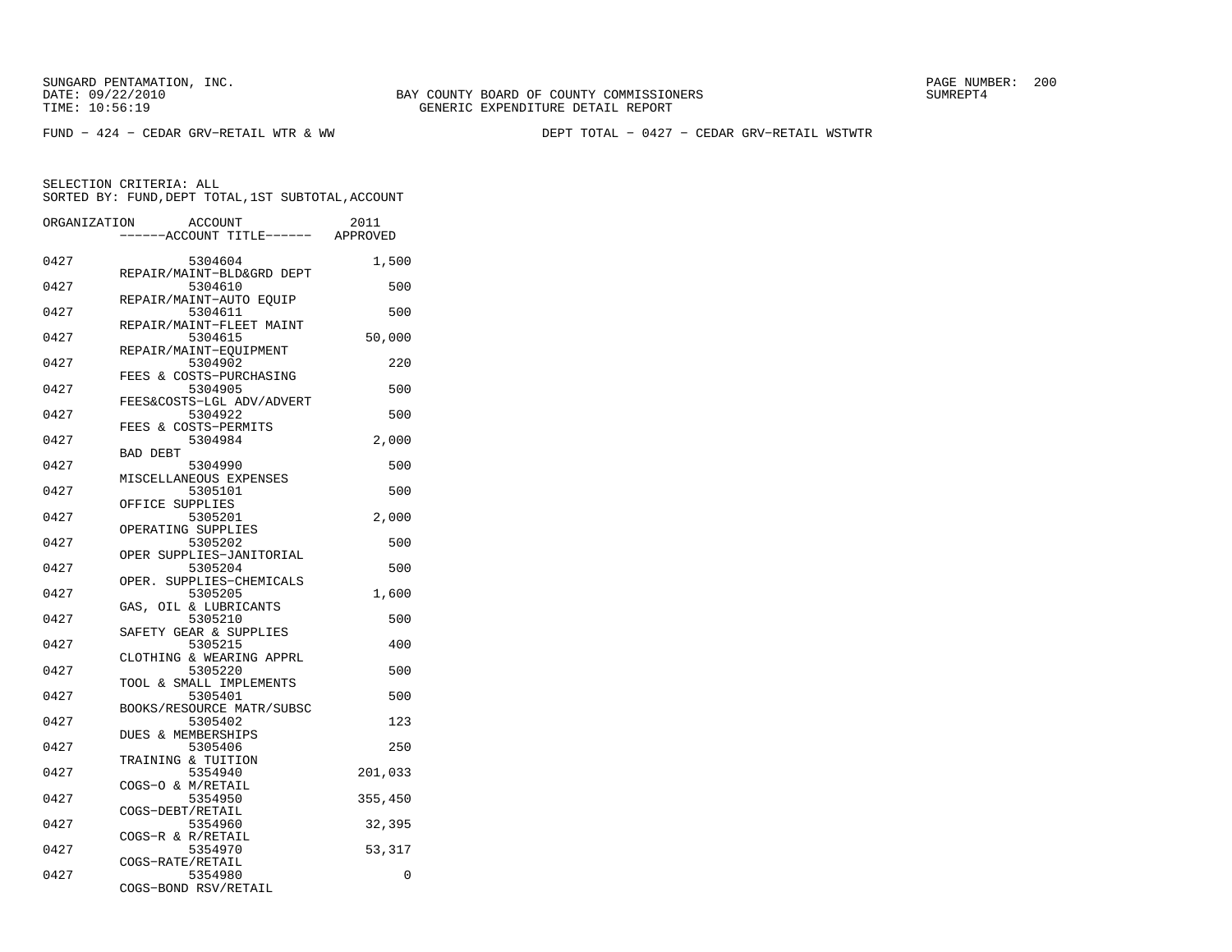SUNGARD PENTAMATION, INC.
DATE: 09/22/2010
TIME: 10:56:19

BAY COUNTY BOARD OF COUNTY COMMISSIONERS
GENERIC EXPENDITURE DETAIL REPORT

PAGE NUMBER: 200
SUMREPT4

FUND − 424 − CEDAR GRV−RETAIL WTR & WW

DEPT TOTAL − 0427 − CEDAR GRV−RETAIL WSTWTR

SELECTION CRITERIA: ALL
SORTED BY: FUND,DEPT TOTAL,1ST SUBTOTAL,ACCOUNT

| ORGANIZATION | ACCOUNT / ACCOUNT TITLE | 2011 APPROVED |
|---|---|---|
| 0427 | 5304604 REPAIR/MAINT−BLD&GRD DEPT | 1,500 |
| 0427 | 5304610 REPAIR/MAINT−AUTO EQUIP | 500 |
| 0427 | 5304611 REPAIR/MAINT−FLEET MAINT | 500 |
| 0427 | 5304615 REPAIR/MAINT−EQUIPMENT | 50,000 |
| 0427 | 5304902 FEES & COSTS−PURCHASING | 220 |
| 0427 | 5304905 FEES&COSTS−LGL ADV/ADVERT | 500 |
| 0427 | 5304922 FEES & COSTS−PERMITS | 500 |
| 0427 | 5304984 BAD DEBT | 2,000 |
| 0427 | 5304990 MISCELLANEOUS EXPENSES | 500 |
| 0427 | 5305101 OFFICE SUPPLIES | 500 |
| 0427 | 5305201 OPERATING SUPPLIES | 2,000 |
| 0427 | 5305202 OPER SUPPLIES−JANITORIAL | 500 |
| 0427 | 5305204 OPER. SUPPLIES−CHEMICALS | 500 |
| 0427 | 5305205 GAS, OIL & LUBRICANTS | 1,600 |
| 0427 | 5305210 SAFETY GEAR & SUPPLIES | 500 |
| 0427 | 5305215 CLOTHING & WEARING APPRL | 400 |
| 0427 | 5305220 TOOL & SMALL IMPLEMENTS | 500 |
| 0427 | 5305401 BOOKS/RESOURCE MATR/SUBSC | 500 |
| 0427 | 5305402 DUES & MEMBERSHIPS | 123 |
| 0427 | 5305406 TRAINING & TUITION | 250 |
| 0427 | 5354940 COGS−O & M/RETAIL | 201,033 |
| 0427 | 5354950 COGS−DEBT/RETAIL | 355,450 |
| 0427 | 5354960 COGS−R & R/RETAIL | 32,395 |
| 0427 | 5354970 COGS−RATE/RETAIL | 53,317 |
| 0427 | 5354980 COGS−BOND RSV/RETAIL | 0 |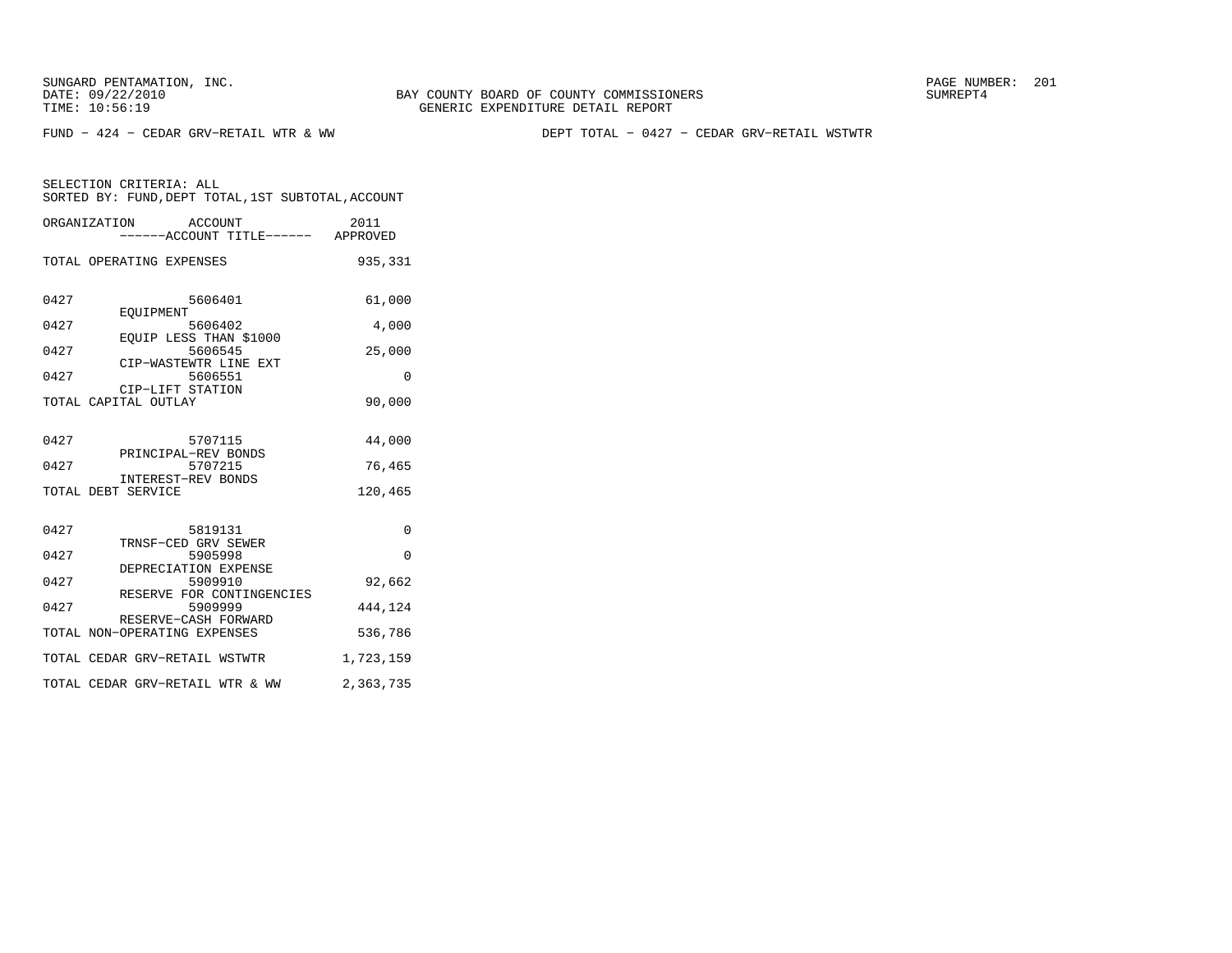SUNGARD PENTAMATION, INC.
DATE: 09/22/2010
TIME: 10:56:19

BAY COUNTY BOARD OF COUNTY COMMISSIONERS
GENERIC EXPENDITURE DETAIL REPORT

SUMREPT4

FUND − 424 − CEDAR GRV−RETAIL WTR & WW

DEPT TOTAL − 0427 − CEDAR GRV−RETAIL WSTWTR

SELECTION CRITERIA: ALL
SORTED BY: FUND,DEPT TOTAL,1ST SUBTOTAL,ACCOUNT

| ORGANIZATION | ACCOUNT<br>------ACCOUNT TITLE------ | 2011<br>APPROVED |
|---|---|---|
| TOTAL OPERATING EXPENSES | | 935,331 |
| 0427 | 5606401<br>EQUIPMENT | 61,000 |
| 0427 | 5606402<br>EQUIP LESS THAN $1000 | 4,000 |
| 0427 | 5606545<br>CIP−WASTEWTR LINE EXT | 25,000 |
| 0427 | 5606551<br>CIP−LIFT STATION | 0 |
| TOTAL CAPITAL OUTLAY | | 90,000 |
| 0427 | 5707115<br>PRINCIPAL−REV BONDS | 44,000 |
| 0427 | 5707215<br>INTEREST−REV BONDS | 76,465 |
| TOTAL DEBT SERVICE | | 120,465 |
| 0427 | 5819131<br>TRNSF−CED GRV SEWER | 0 |
| 0427 | 5905998<br>DEPRECIATION EXPENSE | 0 |
| 0427 | 5909910<br>RESERVE FOR CONTINGENCIES | 92,662 |
| 0427 | 5909999<br>RESERVE−CASH FORWARD | 444,124 |
| TOTAL NON−OPERATING EXPENSES | | 536,786 |
| TOTAL CEDAR GRV−RETAIL WSTWTR | | 1,723,159 |
| TOTAL CEDAR GRV−RETAIL WTR & WW | | 2,363,735 |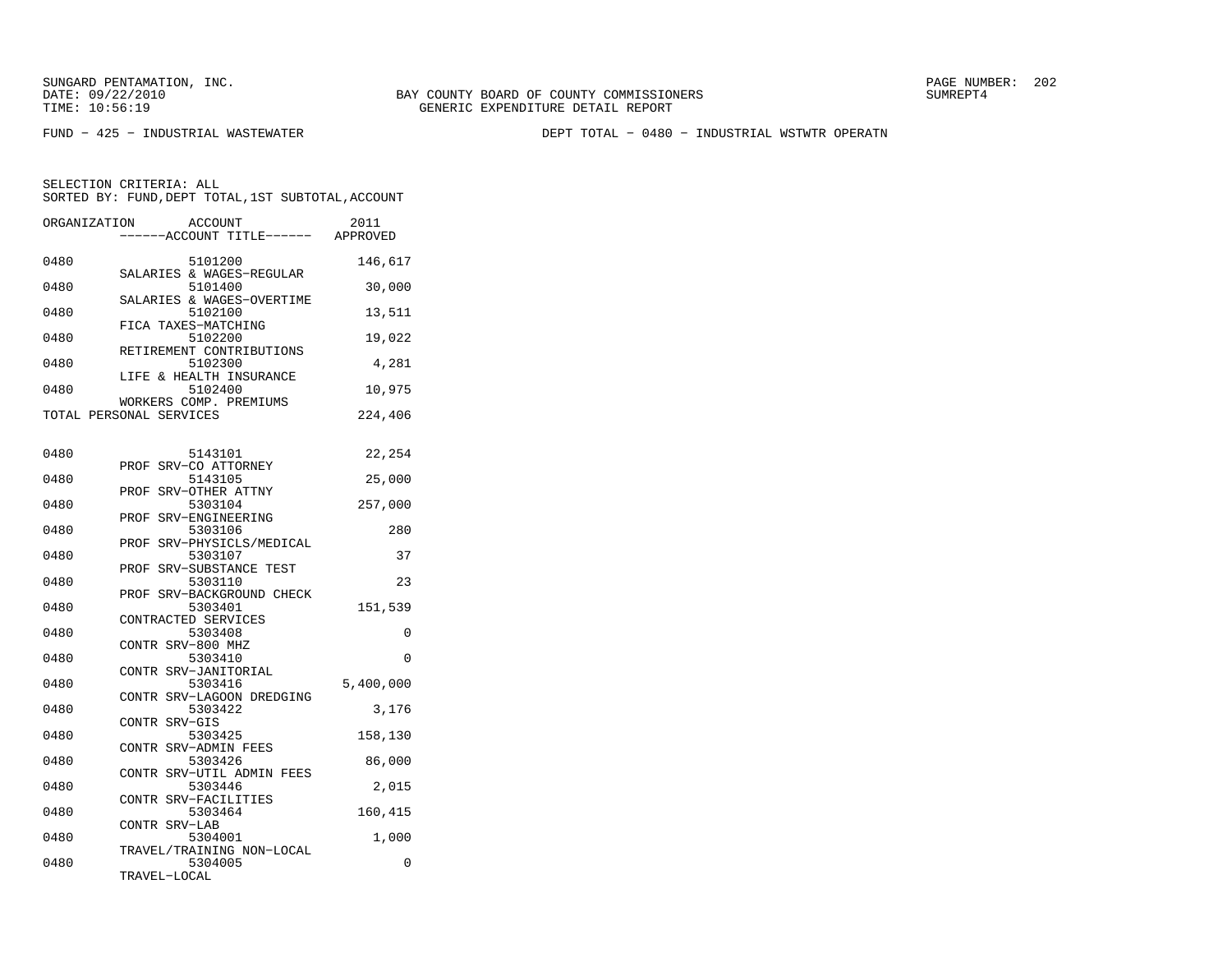SUNGARD PENTAMATION, INC.
DATE: 09/22/2010
TIME: 10:56:19

BAY COUNTY BOARD OF COUNTY COMMISSIONERS
GENERIC EXPENDITURE DETAIL REPORT

SUMREPT4

FUND − 425 − INDUSTRIAL WASTEWATER

DEPT TOTAL − 0480 − INDUSTRIAL WSTWTR OPERATN

SELECTION CRITERIA: ALL
SORTED BY: FUND,DEPT TOTAL,1ST SUBTOTAL,ACCOUNT

| ORGANIZATION | ACCOUNT / ACCOUNT TITLE | 2011 APPROVED |
|---|---|---|
| 0480 | 5101200 SALARIES & WAGES−REGULAR | 146,617 |
| 0480 | 5101400 SALARIES & WAGES−OVERTIME | 30,000 |
| 0480 | 5102100 FICA TAXES−MATCHING | 13,511 |
| 0480 | 5102200 RETIREMENT CONTRIBUTIONS | 19,022 |
| 0480 | 5102300 LIFE & HEALTH INSURANCE | 4,281 |
| 0480 | 5102400 WORKERS COMP. PREMIUMS | 10,975 |
| TOTAL PERSONAL SERVICES | | 224,406 |
| 0480 | 5143101 PROF SRV−CO ATTORNEY | 22,254 |
| 0480 | 5143105 PROF SRV−OTHER ATTNY | 25,000 |
| 0480 | 5303104 PROF SRV−ENGINEERING | 257,000 |
| 0480 | 5303106 PROF SRV−PHYSICLS/MEDICAL | 280 |
| 0480 | 5303107 PROF SRV−SUBSTANCE TEST | 37 |
| 0480 | 5303110 PROF SRV−BACKGROUND CHECK | 23 |
| 0480 | 5303401 CONTRACTED SERVICES | 151,539 |
| 0480 | 5303408 CONTR SRV−800 MHZ | 0 |
| 0480 | 5303410 CONTR SRV−JANITORIAL | 0 |
| 0480 | 5303416 CONTR SRV−LAGOON DREDGING | 5,400,000 |
| 0480 | 5303422 CONTR SRV−GIS | 3,176 |
| 0480 | 5303425 CONTR SRV−ADMIN FEES | 158,130 |
| 0480 | 5303426 CONTR SRV−UTIL ADMIN FEES | 86,000 |
| 0480 | 5303446 CONTR SRV−FACILITIES | 2,015 |
| 0480 | 5303464 CONTR SRV−LAB | 160,415 |
| 0480 | 5304001 TRAVEL/TRAINING NON−LOCAL | 1,000 |
| 0480 | 5304005 TRAVEL−LOCAL | 0 |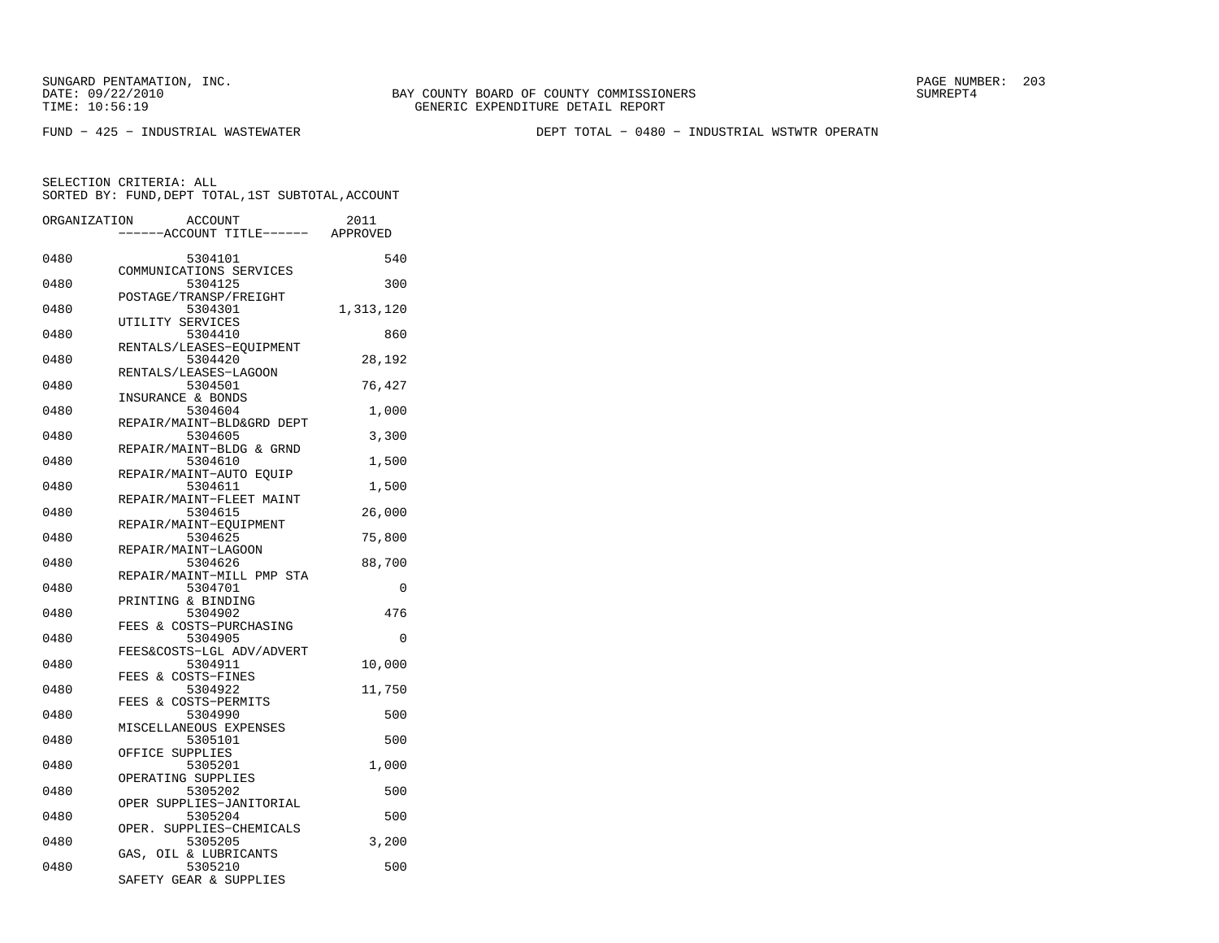SUNGARD PENTAMATION, INC.
DATE: 09/22/2010
TIME: 10:56:19

BAY COUNTY BOARD OF COUNTY COMMISSIONERS
GENERIC EXPENDITURE DETAIL REPORT

SUMREPT4

FUND - 425 - INDUSTRIAL WASTEWATER

DEPT TOTAL - 0480 - INDUSTRIAL WSTWTR OPERATN

SELECTION CRITERIA: ALL
SORTED BY: FUND,DEPT TOTAL,1ST SUBTOTAL,ACCOUNT

| ORGANIZATION | ACCOUNT / ------ACCOUNT TITLE------ | 2011 APPROVED |
|---|---|---|
| 0480 | 5304101 COMMUNICATIONS SERVICES | 540 |
| 0480 | 5304125 POSTAGE/TRANSP/FREIGHT | 300 |
| 0480 | 5304301 UTILITY SERVICES | 1,313,120 |
| 0480 | 5304410 RENTALS/LEASES-EQUIPMENT | 860 |
| 0480 | 5304420 RENTALS/LEASES-LAGOON | 28,192 |
| 0480 | 5304501 INSURANCE & BONDS | 76,427 |
| 0480 | 5304604 REPAIR/MAINT-BLD&GRD DEPT | 1,000 |
| 0480 | 5304605 REPAIR/MAINT-BLDG & GRND | 3,300 |
| 0480 | 5304610 REPAIR/MAINT-AUTO EQUIP | 1,500 |
| 0480 | 5304611 REPAIR/MAINT-FLEET MAINT | 1,500 |
| 0480 | 5304615 REPAIR/MAINT-EQUIPMENT | 26,000 |
| 0480 | 5304625 REPAIR/MAINT-LAGOON | 75,800 |
| 0480 | 5304626 REPAIR/MAINT-MILL PMP STA | 88,700 |
| 0480 | 5304701 PRINTING & BINDING | 0 |
| 0480 | 5304902 FEES & COSTS-PURCHASING | 476 |
| 0480 | 5304905 FEES&COSTS-LGL ADV/ADVERT | 0 |
| 0480 | 5304911 FEES & COSTS-FINES | 10,000 |
| 0480 | 5304922 FEES & COSTS-PERMITS | 11,750 |
| 0480 | 5304990 MISCELLANEOUS EXPENSES | 500 |
| 0480 | 5305101 OFFICE SUPPLIES | 500 |
| 0480 | 5305201 OPERATING SUPPLIES | 1,000 |
| 0480 | 5305202 OPER SUPPLIES-JANITORIAL | 500 |
| 0480 | 5305204 OPER. SUPPLIES-CHEMICALS | 500 |
| 0480 | 5305205 GAS, OIL & LUBRICANTS | 3,200 |
| 0480 | 5305210 SAFETY GEAR & SUPPLIES | 500 |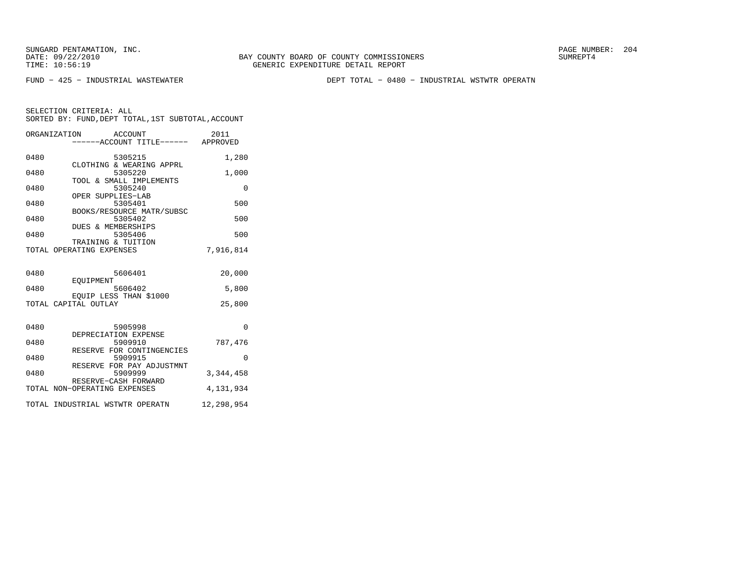SUNGARD PENTAMATION, INC.
DATE: 09/22/2010
TIME: 10:56:19

BAY COUNTY BOARD OF COUNTY COMMISSIONERS
GENERIC EXPENDITURE DETAIL REPORT

SUMREPT4

FUND − 425 − INDUSTRIAL WASTEWATER

DEPT TOTAL − 0480 − INDUSTRIAL WSTWTR OPERATN

SELECTION CRITERIA: ALL
SORTED BY: FUND,DEPT TOTAL,1ST SUBTOTAL,ACCOUNT

| ORGANIZATION | ACCOUNT / ACCOUNT TITLE | 2011 APPROVED |
|---|---|---|
| 0480 | 5305215 CLOTHING & WEARING APPRL | 1,280 |
| 0480 | 5305220 TOOL & SMALL IMPLEMENTS | 1,000 |
| 0480 | 5305240 OPER SUPPLIES−LAB | 0 |
| 0480 | 5305401 BOOKS/RESOURCE MATR/SUBSC | 500 |
| 0480 | 5305402 DUES & MEMBERSHIPS | 500 |
| 0480 | 5305406 TRAINING & TUITION | 500 |
| TOTAL OPERATING EXPENSES | | 7,916,814 |
| 0480 | 5606401 EQUIPMENT | 20,000 |
| 0480 | 5606402 EQUIP LESS THAN $1000 | 5,800 |
| TOTAL CAPITAL OUTLAY | | 25,800 |
| 0480 | 5905998 DEPRECIATION EXPENSE | 0 |
| 0480 | 5909910 RESERVE FOR CONTINGENCIES | 787,476 |
| 0480 | 5909915 RESERVE FOR PAY ADJUSTMNT | 0 |
| 0480 | 5909999 RESERVE−CASH FORWARD | 3,344,458 |
| TOTAL NON−OPERATING EXPENSES | | 4,131,934 |
| TOTAL INDUSTRIAL WSTWTR OPERATN | | 12,298,954 |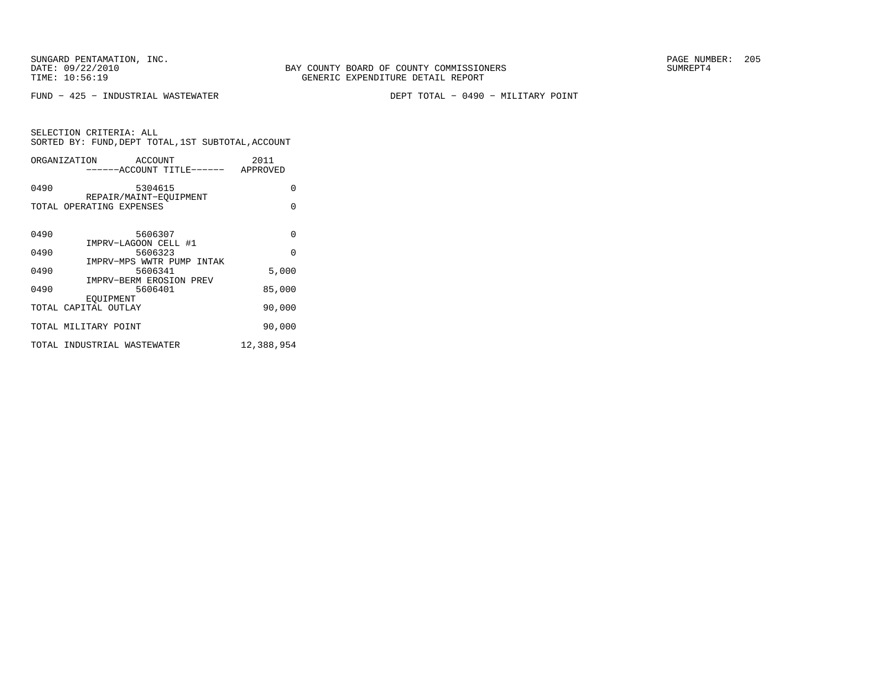SUNGARD PENTAMATION, INC.
DATE: 09/22/2010
TIME: 10:56:19

BAY COUNTY BOARD OF COUNTY COMMISSIONERS
GENERIC EXPENDITURE DETAIL REPORT

SUMREPT4

FUND − 425 − INDUSTRIAL WASTEWATER

DEPT TOTAL − 0490 − MILITARY POINT

SELECTION CRITERIA: ALL
SORTED BY: FUND,DEPT TOTAL,1ST SUBTOTAL,ACCOUNT

| ORGANIZATION | ACCOUNT<br>------ACCOUNT TITLE------ | 2011<br>APPROVED |
|---|---|---|
| 0490 | 5304615<br>REPAIR/MAINT−EQUIPMENT | 0 |
| TOTAL OPERATING EXPENSES | | 0 |
| 0490 | 5606307<br>IMPRV−LAGOON CELL #1 | 0 |
| 0490 | 5606323<br>IMPRV−MPS WWTR PUMP INTAK | 0 |
| 0490 | 5606341<br>IMPRV−BERM EROSION PREV | 5,000 |
| 0490 | 5606401<br>EQUIPMENT | 85,000 |
| TOTAL CAPITAL OUTLAY | | 90,000 |
| TOTAL MILITARY POINT | | 90,000 |
| TOTAL INDUSTRIAL WASTEWATER | | 12,388,954 |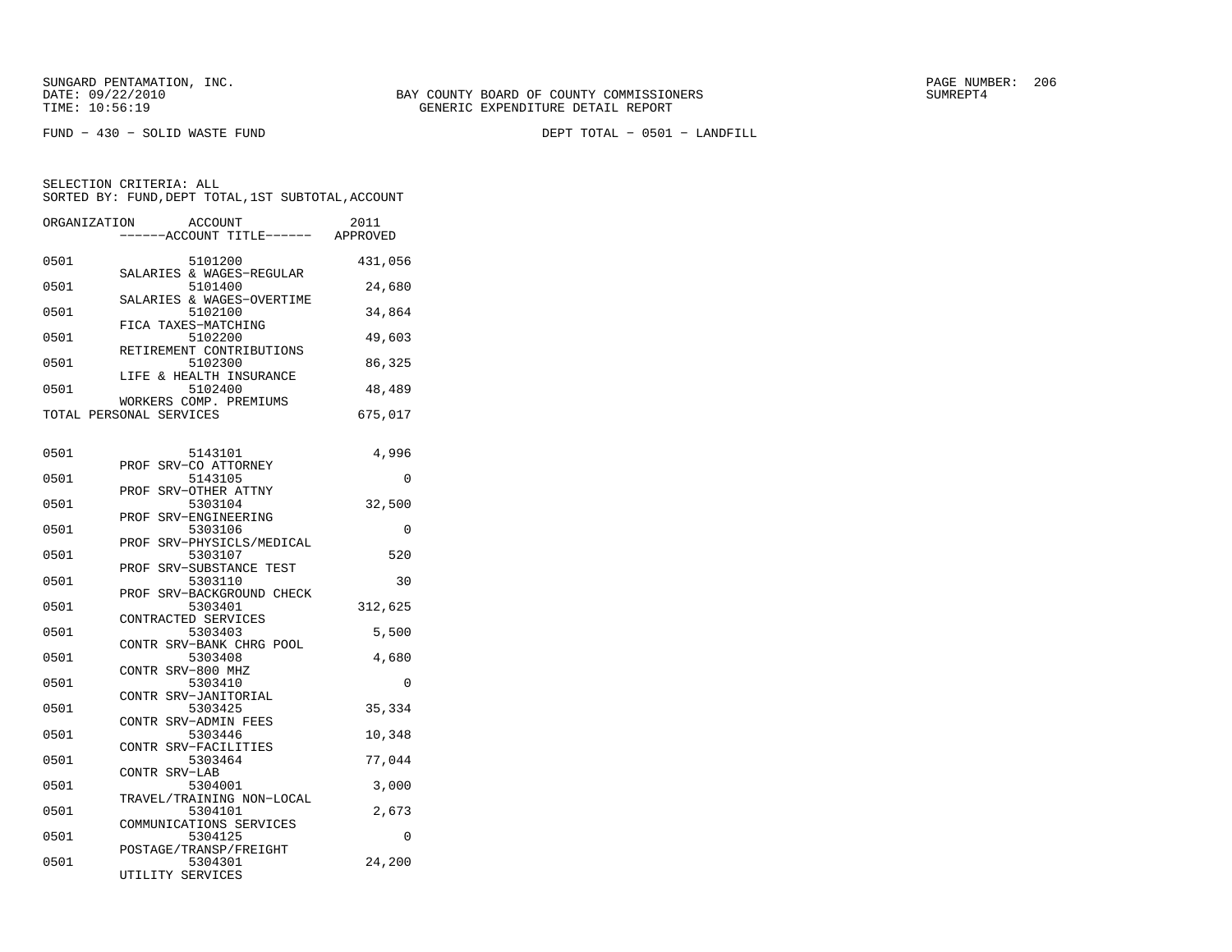SUNGARD PENTAMATION, INC.
DATE: 09/22/2010
TIME: 10:56:19

BAY COUNTY BOARD OF COUNTY COMMISSIONERS
GENERIC EXPENDITURE DETAIL REPORT

SUMREPT4

FUND - 430 - SOLID WASTE FUND

DEPT TOTAL - 0501 - LANDFILL

SELECTION CRITERIA: ALL
SORTED BY: FUND,DEPT TOTAL,1ST SUBTOTAL,ACCOUNT

| ORGANIZATION | ACCOUNT / ------ACCOUNT TITLE------ | 2011 APPROVED |
|---|---|---|
| 0501 | 5101200 SALARIES & WAGES-REGULAR | 431,056 |
| 0501 | 5101400 SALARIES & WAGES-OVERTIME | 24,680 |
| 0501 | 5102100 FICA TAXES-MATCHING | 34,864 |
| 0501 | 5102200 RETIREMENT CONTRIBUTIONS | 49,603 |
| 0501 | 5102300 LIFE & HEALTH INSURANCE | 86,325 |
| 0501 | 5102400 WORKERS COMP. PREMIUMS | 48,489 |
| TOTAL PERSONAL SERVICES | | 675,017 |
| | | |
| 0501 | 5143101 PROF SRV-CO ATTORNEY | 4,996 |
| 0501 | 5143105 PROF SRV-OTHER ATTNY | 0 |
| 0501 | 5303104 PROF SRV-ENGINEERING | 32,500 |
| 0501 | 5303106 PROF SRV-PHYSICLS/MEDICAL | 0 |
| 0501 | 5303107 PROF SRV-SUBSTANCE TEST | 520 |
| 0501 | 5303110 PROF SRV-BACKGROUND CHECK | 30 |
| 0501 | 5303401 CONTRACTED SERVICES | 312,625 |
| 0501 | 5303403 CONTR SRV-BANK CHRG POOL | 5,500 |
| 0501 | 5303408 CONTR SRV-800 MHZ | 4,680 |
| 0501 | 5303410 CONTR SRV-JANITORIAL | 0 |
| 0501 | 5303425 CONTR SRV-ADMIN FEES | 35,334 |
| 0501 | 5303446 CONTR SRV-FACILITIES | 10,348 |
| 0501 | 5303464 CONTR SRV-LAB | 77,044 |
| 0501 | 5304001 TRAVEL/TRAINING NON-LOCAL | 3,000 |
| 0501 | 5304101 COMMUNICATIONS SERVICES | 2,673 |
| 0501 | 5304125 POSTAGE/TRANSP/FREIGHT | 0 |
| 0501 | 5304301 UTILITY SERVICES | 24,200 |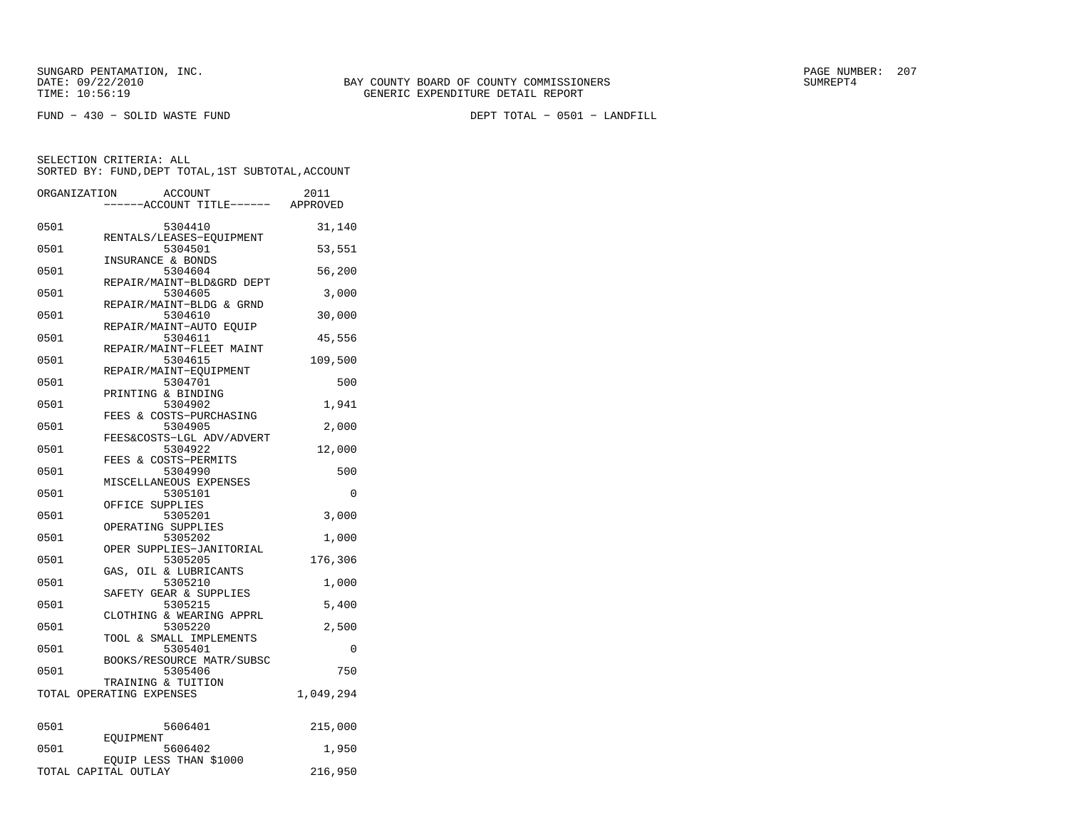SUNGARD PENTAMATION, INC.
DATE: 09/22/2010
TIME: 10:56:19

BAY COUNTY BOARD OF COUNTY COMMISSIONERS
GENERIC EXPENDITURE DETAIL REPORT

SUMREPT4

FUND − 430 − SOLID WASTE FUND

DEPT TOTAL − 0501 − LANDFILL

SELECTION CRITERIA: ALL
SORTED BY: FUND,DEPT TOTAL,1ST SUBTOTAL,ACCOUNT

| ORGANIZATION | ACCOUNT / ACCOUNT TITLE | 2011 APPROVED |
|---|---|---|
| 0501 | 5304410 RENTALS/LEASES−EQUIPMENT | 31,140 |
| 0501 | 5304501 INSURANCE & BONDS | 53,551 |
| 0501 | 5304604 REPAIR/MAINT−BLD&GRD DEPT | 56,200 |
| 0501 | 5304605 REPAIR/MAINT−BLDG & GRND | 3,000 |
| 0501 | 5304610 REPAIR/MAINT−AUTO EQUIP | 30,000 |
| 0501 | 5304611 REPAIR/MAINT−FLEET MAINT | 45,556 |
| 0501 | 5304615 REPAIR/MAINT−EQUIPMENT | 109,500 |
| 0501 | 5304701 PRINTING & BINDING | 500 |
| 0501 | 5304902 FEES & COSTS−PURCHASING | 1,941 |
| 0501 | 5304905 FEES&COSTS−LGL ADV/ADVERT | 2,000 |
| 0501 | 5304922 FEES & COSTS−PERMITS | 12,000 |
| 0501 | 5304990 MISCELLANEOUS EXPENSES | 500 |
| 0501 | 5305101 OFFICE SUPPLIES | 0 |
| 0501 | 5305201 OPERATING SUPPLIES | 3,000 |
| 0501 | 5305202 OPER SUPPLIES−JANITORIAL | 1,000 |
| 0501 | 5305205 GAS, OIL & LUBRICANTS | 176,306 |
| 0501 | 5305210 SAFETY GEAR & SUPPLIES | 1,000 |
| 0501 | 5305215 CLOTHING & WEARING APPRL | 5,400 |
| 0501 | 5305220 TOOL & SMALL IMPLEMENTS | 2,500 |
| 0501 | 5305401 BOOKS/RESOURCE MATR/SUBSC | 0 |
| 0501 | 5305406 TRAINING & TUITION | 750 |
| TOTAL OPERATING EXPENSES | | 1,049,294 |
| 0501 | 5606401 EQUIPMENT | 215,000 |
| 0501 | 5606402 EQUIP LESS THAN $1000 | 1,950 |
| TOTAL CAPITAL OUTLAY | | 216,950 |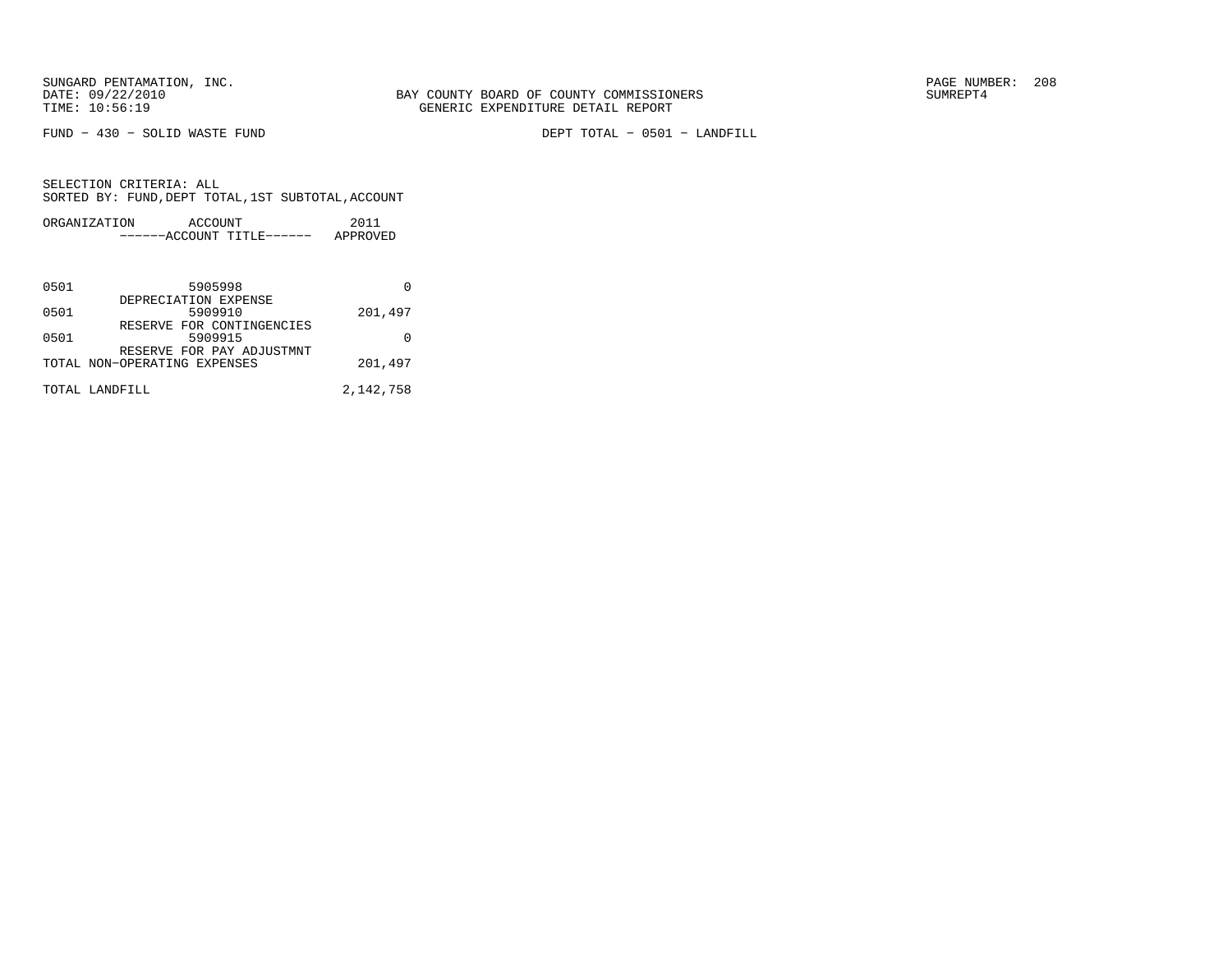SUNGARD PENTAMATION, INC.
DATE: 09/22/2010
TIME: 10:56:19

BAY COUNTY BOARD OF COUNTY COMMISSIONERS
GENERIC EXPENDITURE DETAIL REPORT

PAGE NUMBER: 208
SUMREPT4

FUND - 430 - SOLID WASTE FUND

DEPT TOTAL - 0501 - LANDFILL

SELECTION CRITERIA: ALL
SORTED BY: FUND,DEPT TOTAL,1ST SUBTOTAL,ACCOUNT

| ORGANIZATION | ACCOUNT / ------ACCOUNT TITLE------ | 2011 APPROVED |
|---|---|---|
| 0501 | 5905998 DEPRECIATION EXPENSE | 0 |
| 0501 | 5909910 RESERVE FOR CONTINGENCIES | 201,497 |
| 0501 | 5909915 RESERVE FOR PAY ADJUSTMNT | 0 |
| TOTAL NON-OPERATING EXPENSES | | 201,497 |
| TOTAL LANDFILL | | 2,142,758 |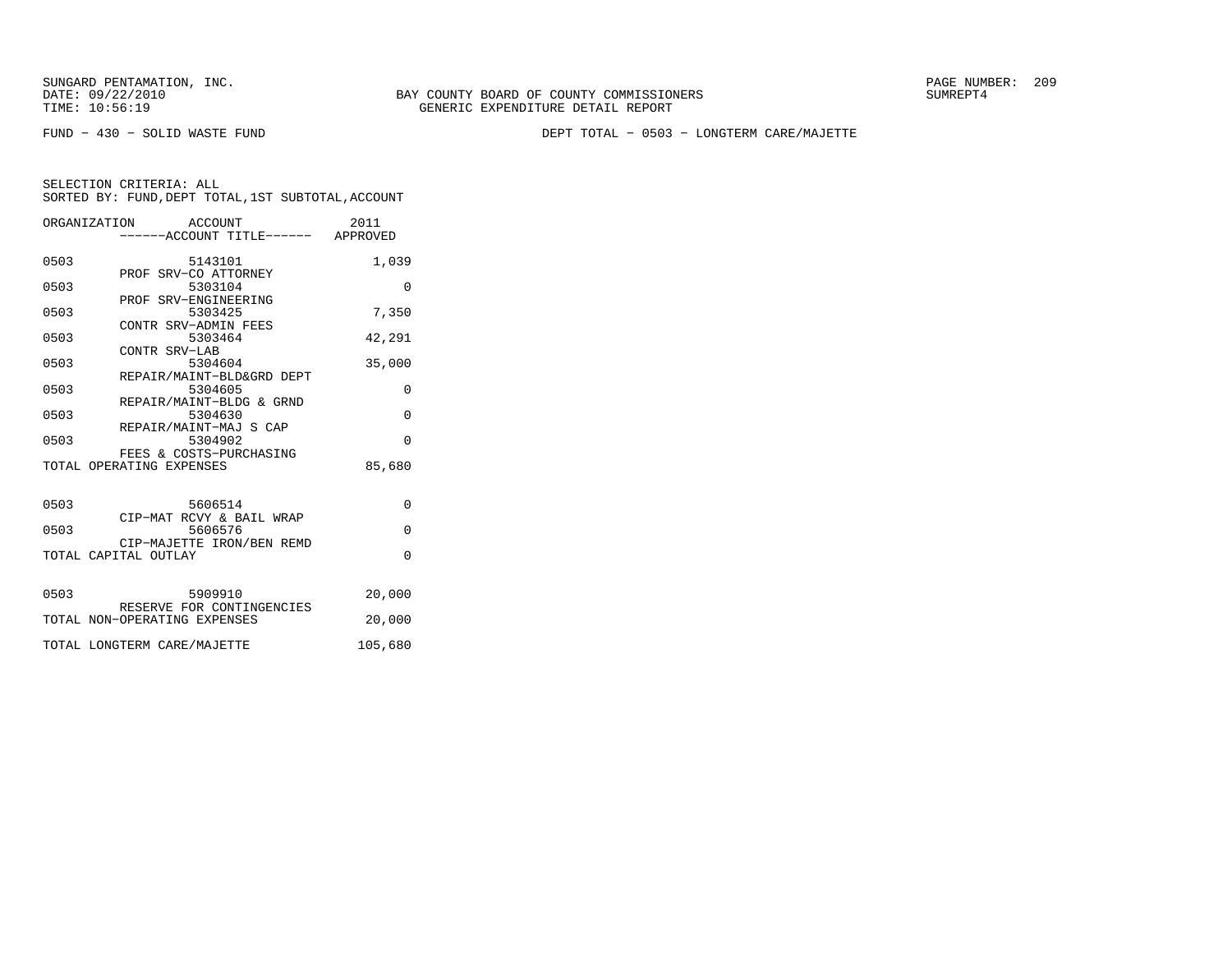SUNGARD PENTAMATION, INC.
DATE: 09/22/2010
TIME: 10:56:19

BAY COUNTY BOARD OF COUNTY COMMISSIONERS
GENERIC EXPENDITURE DETAIL REPORT

SUMREPT4

FUND − 430 − SOLID WASTE FUND

DEPT TOTAL − 0503 − LONGTERM CARE/MAJETTE

SELECTION CRITERIA: ALL
SORTED BY: FUND,DEPT TOTAL,1ST SUBTOTAL,ACCOUNT

| ORGANIZATION | ACCOUNT | ------ACCOUNT TITLE------ | 2011 APPROVED |
|---|---|---|---|
| 0503 | 5143101 | PROF SRV−CO ATTORNEY | 1,039 |
| 0503 | 5303104 | PROF SRV−ENGINEERING | 0 |
| 0503 | 5303425 | CONTR SRV−ADMIN FEES | 7,350 |
| 0503 | 5303464 | CONTR SRV−LAB | 42,291 |
| 0503 | 5304604 | REPAIR/MAINT−BLD&GRD DEPT | 35,000 |
| 0503 | 5304605 | REPAIR/MAINT−BLDG & GRND | 0 |
| 0503 | 5304630 | REPAIR/MAINT−MAJ S CAP | 0 |
| 0503 | 5304902 | FEES & COSTS−PURCHASING | 0 |
| TOTAL OPERATING EXPENSES | | | 85,680 |
| 0503 | 5606514 | CIP−MAT RCVY & BAIL WRAP | 0 |
| 0503 | 5606576 | CIP−MAJETTE IRON/BEN REMD | 0 |
| TOTAL CAPITAL OUTLAY | | | 0 |
| 0503 | 5909910 | RESERVE FOR CONTINGENCIES | 20,000 |
| TOTAL NON−OPERATING EXPENSES | | | 20,000 |
| TOTAL LONGTERM CARE/MAJETTE | | | 105,680 |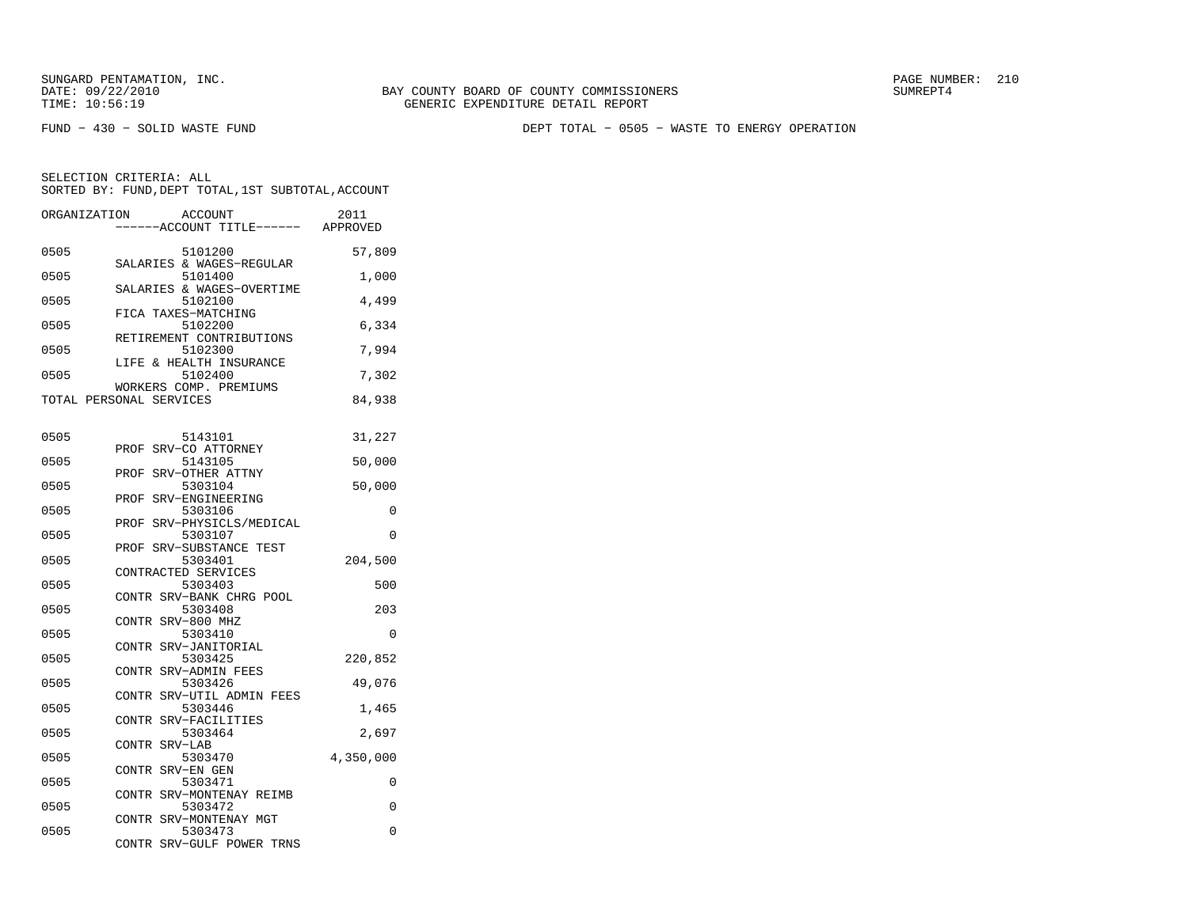SUNGARD PENTAMATION, INC.
DATE: 09/22/2010
TIME: 10:56:19

BAY COUNTY BOARD OF COUNTY COMMISSIONERS
GENERIC EXPENDITURE DETAIL REPORT

SUMREPT4

FUND - 430 - SOLID WASTE FUND

DEPT TOTAL - 0505 - WASTE TO ENERGY OPERATION

SELECTION CRITERIA: ALL
SORTED BY: FUND,DEPT TOTAL,1ST SUBTOTAL,ACCOUNT

| ORGANIZATION | ACCOUNT / ACCOUNT TITLE | 2011 APPROVED |
|---|---|---|
| 0505 | 5101200 SALARIES & WAGES-REGULAR | 57,809 |
| 0505 | 5101400 SALARIES & WAGES-OVERTIME | 1,000 |
| 0505 | 5102100 FICA TAXES-MATCHING | 4,499 |
| 0505 | 5102200 RETIREMENT CONTRIBUTIONS | 6,334 |
| 0505 | 5102300 LIFE & HEALTH INSURANCE | 7,994 |
| 0505 | 5102400 WORKERS COMP. PREMIUMS | 7,302 |
| TOTAL PERSONAL SERVICES | | 84,938 |
| 0505 | 5143101 PROF SRV-CO ATTORNEY | 31,227 |
| 0505 | 5143105 PROF SRV-OTHER ATTNY | 50,000 |
| 0505 | 5303104 PROF SRV-ENGINEERING | 50,000 |
| 0505 | 5303106 PROF SRV-PHYSICLS/MEDICAL | 0 |
| 0505 | 5303107 PROF SRV-SUBSTANCE TEST | 0 |
| 0505 | 5303401 CONTRACTED SERVICES | 204,500 |
| 0505 | 5303403 CONTR SRV-BANK CHRG POOL | 500 |
| 0505 | 5303408 CONTR SRV-800 MHZ | 203 |
| 0505 | 5303410 CONTR SRV-JANITORIAL | 0 |
| 0505 | 5303425 CONTR SRV-ADMIN FEES | 220,852 |
| 0505 | 5303426 CONTR SRV-UTIL ADMIN FEES | 49,076 |
| 0505 | 5303446 CONTR SRV-FACILITIES | 1,465 |
| 0505 | 5303464 CONTR SRV-LAB | 2,697 |
| 0505 | 5303470 CONTR SRV-EN GEN | 4,350,000 |
| 0505 | 5303471 CONTR SRV-MONTENAY REIMB | 0 |
| 0505 | 5303472 CONTR SRV-MONTENAY MGT | 0 |
| 0505 | 5303473 CONTR SRV-GULF POWER TRNS | 0 |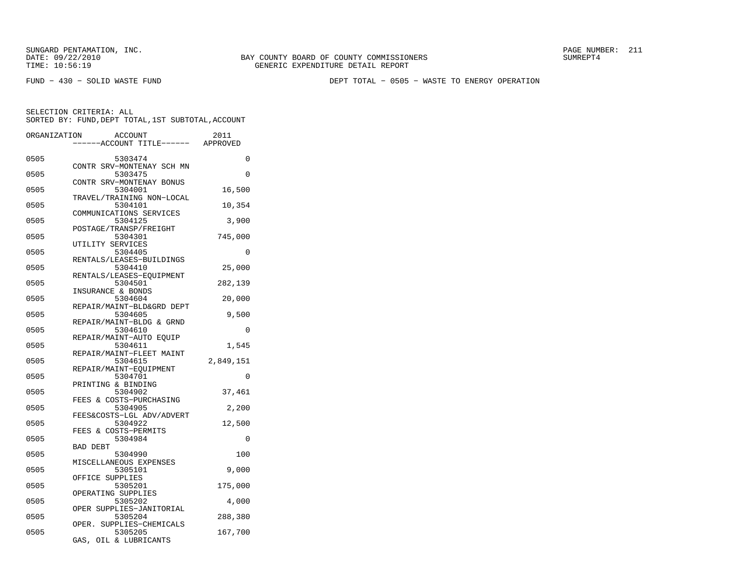SUNGARD PENTAMATION, INC.
DATE: 09/22/2010
TIME: 10:56:19

BAY COUNTY BOARD OF COUNTY COMMISSIONERS
GENERIC EXPENDITURE DETAIL REPORT

SUMREPT4

FUND - 430 - SOLID WASTE FUND

DEPT TOTAL - 0505 - WASTE TO ENERGY OPERATION

SELECTION CRITERIA: ALL
SORTED BY: FUND,DEPT TOTAL,1ST SUBTOTAL,ACCOUNT

| ORGANIZATION | ACCOUNT | ------ACCOUNT TITLE------ | 2011 APPROVED |
|---|---|---|---|
| 0505 | 5303474 | CONTR SRV-MONTENAY SCH MN | 0 |
| 0505 | 5303475 | CONTR SRV-MONTENAY BONUS | 0 |
| 0505 | 5304001 | TRAVEL/TRAINING NON-LOCAL | 16,500 |
| 0505 | 5304101 | COMMUNICATIONS SERVICES | 10,354 |
| 0505 | 5304125 | POSTAGE/TRANSP/FREIGHT | 3,900 |
| 0505 | 5304301 | UTILITY SERVICES | 745,000 |
| 0505 | 5304405 | RENTALS/LEASES-BUILDINGS | 0 |
| 0505 | 5304410 | RENTALS/LEASES-EQUIPMENT | 25,000 |
| 0505 | 5304501 | INSURANCE & BONDS | 282,139 |
| 0505 | 5304604 | REPAIR/MAINT-BLD&GRD DEPT | 20,000 |
| 0505 | 5304605 | REPAIR/MAINT-BLDG & GRND | 9,500 |
| 0505 | 5304610 | REPAIR/MAINT-AUTO EQUIP | 0 |
| 0505 | 5304611 | REPAIR/MAINT-FLEET MAINT | 1,545 |
| 0505 | 5304615 | REPAIR/MAINT-EQUIPMENT | 2,849,151 |
| 0505 | 5304701 | PRINTING & BINDING | 0 |
| 0505 | 5304902 | FEES & COSTS-PURCHASING | 37,461 |
| 0505 | 5304905 | FEES&COSTS-LGL ADV/ADVERT | 2,200 |
| 0505 | 5304922 | FEES & COSTS-PERMITS | 12,500 |
| 0505 | 5304984 | BAD DEBT | 0 |
| 0505 | 5304990 | MISCELLANEOUS EXPENSES | 100 |
| 0505 | 5305101 | OFFICE SUPPLIES | 9,000 |
| 0505 | 5305201 | OPERATING SUPPLIES | 175,000 |
| 0505 | 5305202 | OPER SUPPLIES-JANITORIAL | 4,000 |
| 0505 | 5305204 | OPER. SUPPLIES-CHEMICALS | 288,380 |
| 0505 | 5305205 | GAS, OIL & LUBRICANTS | 167,700 |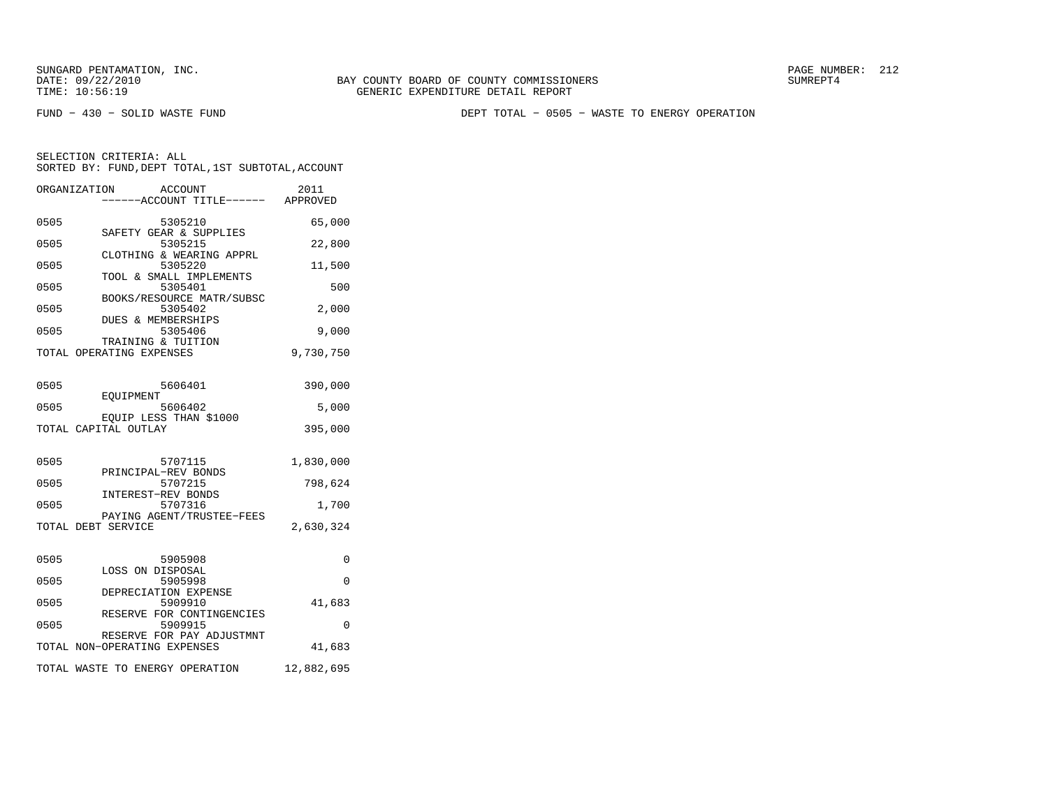SUNGARD PENTAMATION, INC.
DATE: 09/22/2010
TIME: 10:56:19

BAY COUNTY BOARD OF COUNTY COMMISSIONERS
GENERIC EXPENDITURE DETAIL REPORT

SUMREPT4

FUND - 430 - SOLID WASTE FUND

DEPT TOTAL - 0505 - WASTE TO ENERGY OPERATION

SELECTION CRITERIA: ALL
SORTED BY: FUND,DEPT TOTAL,1ST SUBTOTAL,ACCOUNT

| ORGANIZATION | ACCOUNT / ------ACCOUNT TITLE------ | 2011 APPROVED |
|---|---|---|
| 0505 | 5305210 SAFETY GEAR & SUPPLIES | 65,000 |
| 0505 | 5305215 CLOTHING & WEARING APPRL | 22,800 |
| 0505 | 5305220 TOOL & SMALL IMPLEMENTS | 11,500 |
| 0505 | 5305401 BOOKS/RESOURCE MATR/SUBSC | 500 |
| 0505 | 5305402 DUES & MEMBERSHIPS | 2,000 |
| 0505 | 5305406 TRAINING & TUITION | 9,000 |
| TOTAL OPERATING EXPENSES | | 9,730,750 |
| 0505 | 5606401 EQUIPMENT | 390,000 |
| 0505 | 5606402 EQUIP LESS THAN $1000 | 5,000 |
| TOTAL CAPITAL OUTLAY | | 395,000 |
| 0505 | 5707115 PRINCIPAL-REV BONDS | 1,830,000 |
| 0505 | 5707215 INTEREST-REV BONDS | 798,624 |
| 0505 | 5707316 PAYING AGENT/TRUSTEE-FEES | 1,700 |
| TOTAL DEBT SERVICE | | 2,630,324 |
| 0505 | 5905908 LOSS ON DISPOSAL | 0 |
| 0505 | 5905998 DEPRECIATION EXPENSE | 0 |
| 0505 | 5909910 RESERVE FOR CONTINGENCIES | 41,683 |
| 0505 | 5909915 RESERVE FOR PAY ADJUSTMNT | 0 |
| TOTAL NON-OPERATING EXPENSES | | 41,683 |
| TOTAL WASTE TO ENERGY OPERATION | | 12,882,695 |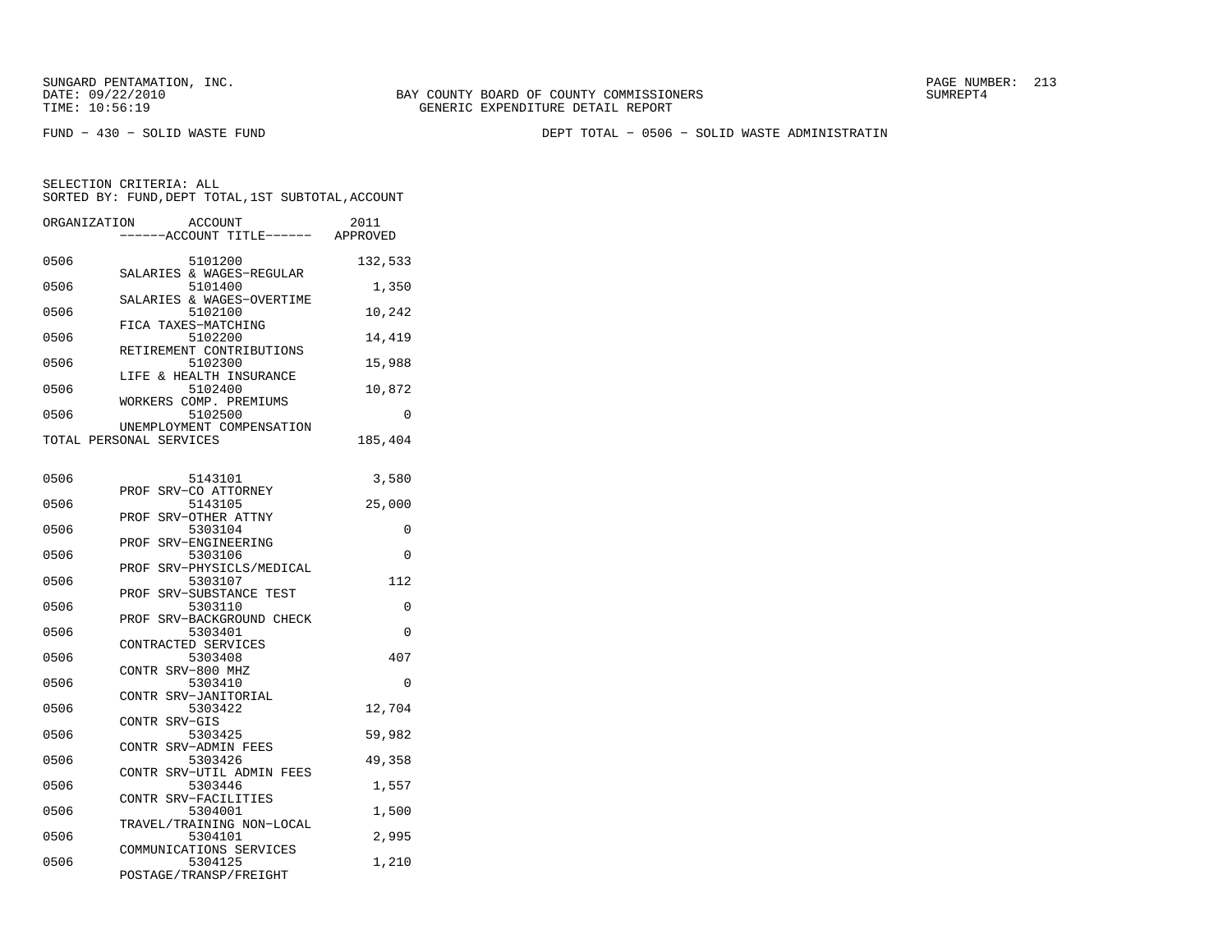BAY COUNTY BOARD OF COUNTY COMMISSIONERS
GENERIC EXPENDITURE DETAIL REPORT

FUND − 430 − SOLID WASTE FUND

DEPT TOTAL − 0506 − SOLID WASTE ADMINISTRATIN

SELECTION CRITERIA: ALL
SORTED BY: FUND,DEPT TOTAL,1ST SUBTOTAL,ACCOUNT

| ORGANIZATION | ACCOUNT / ACCOUNT TITLE | 2011 APPROVED |
|---|---|---|
| 0506 | 5101200 SALARIES & WAGES−REGULAR | 132,533 |
| 0506 | 5101400 SALARIES & WAGES−OVERTIME | 1,350 |
| 0506 | 5102100 FICA TAXES−MATCHING | 10,242 |
| 0506 | 5102200 RETIREMENT CONTRIBUTIONS | 14,419 |
| 0506 | 5102300 LIFE & HEALTH INSURANCE | 15,988 |
| 0506 | 5102400 WORKERS COMP. PREMIUMS | 10,872 |
| 0506 | 5102500 UNEMPLOYMENT COMPENSATION | 0 |
| TOTAL PERSONAL SERVICES | | 185,404 |
| 0506 | 5143101 PROF SRV−CO ATTORNEY | 3,580 |
| 0506 | 5143105 PROF SRV−OTHER ATTNY | 25,000 |
| 0506 | 5303104 PROF SRV−ENGINEERING | 0 |
| 0506 | 5303106 PROF SRV−PHYSICLS/MEDICAL | 0 |
| 0506 | 5303107 PROF SRV−SUBSTANCE TEST | 112 |
| 0506 | 5303110 PROF SRV−BACKGROUND CHECK | 0 |
| 0506 | 5303401 CONTRACTED SERVICES | 0 |
| 0506 | 5303408 CONTR SRV−800 MHZ | 407 |
| 0506 | 5303410 CONTR SRV−JANITORIAL | 0 |
| 0506 | 5303422 CONTR SRV−GIS | 12,704 |
| 0506 | 5303425 CONTR SRV−ADMIN FEES | 59,982 |
| 0506 | 5303426 CONTR SRV−UTIL ADMIN FEES | 49,358 |
| 0506 | 5303446 CONTR SRV−FACILITIES | 1,557 |
| 0506 | 5304001 TRAVEL/TRAINING NON−LOCAL | 1,500 |
| 0506 | 5304101 COMMUNICATIONS SERVICES | 2,995 |
| 0506 | 5304125 POSTAGE/TRANSP/FREIGHT | 1,210 |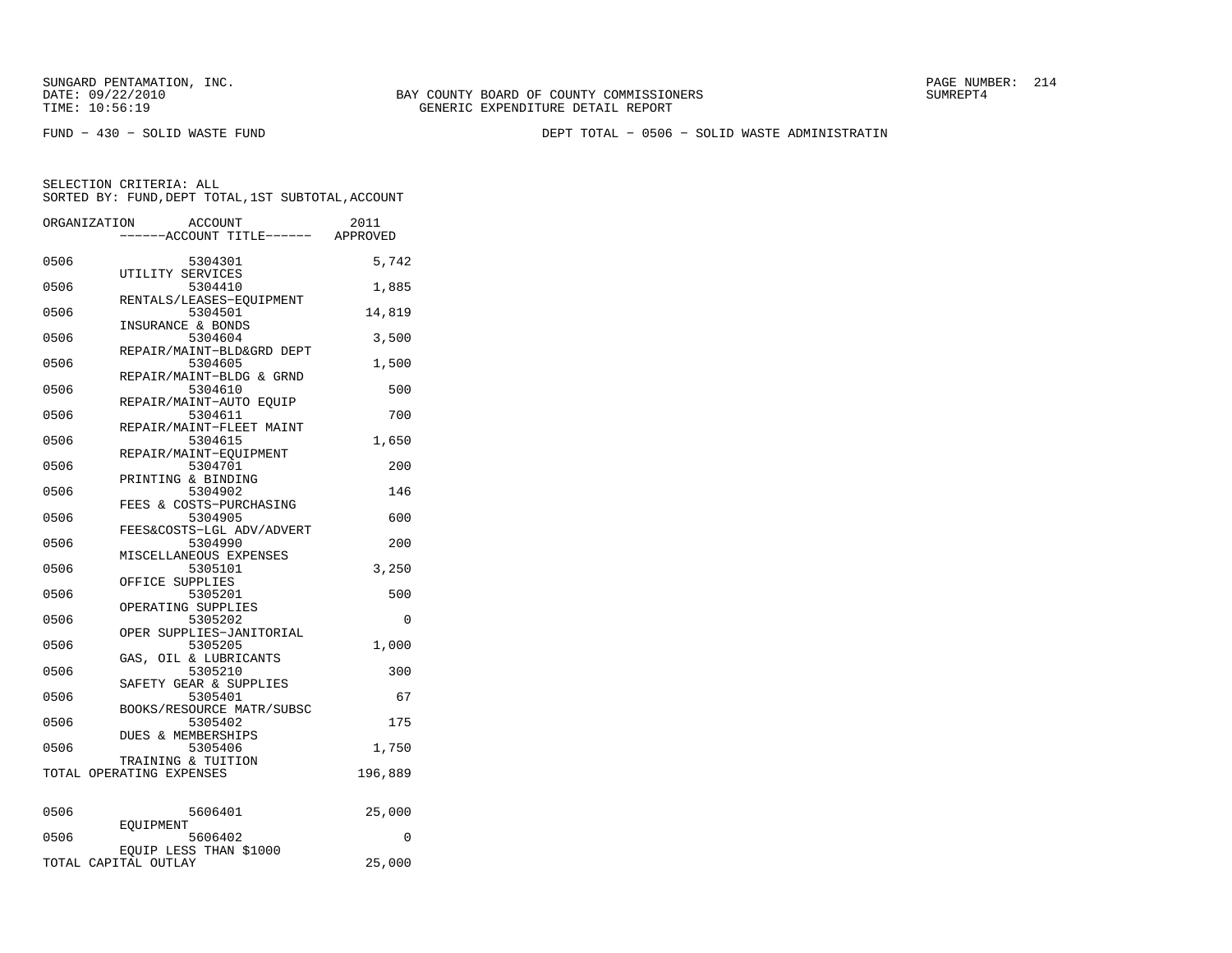SUNGARD PENTAMATION, INC.
DATE: 09/22/2010
TIME: 10:56:19

BAY COUNTY BOARD OF COUNTY COMMISSIONERS
GENERIC EXPENDITURE DETAIL REPORT

PAGE NUMBER: 214
SUMREPT4

FUND - 430 - SOLID WASTE FUND

DEPT TOTAL - 0506 - SOLID WASTE ADMINISTRATIN

SELECTION CRITERIA: ALL
SORTED BY: FUND,DEPT TOTAL,1ST SUBTOTAL,ACCOUNT

| ORGANIZATION | ACCOUNT / ------ACCOUNT TITLE------ | 2011 APPROVED |
|---|---|---|
| 0506 | 5304301 UTILITY SERVICES | 5,742 |
| 0506 | 5304410 RENTALS/LEASES-EQUIPMENT | 1,885 |
| 0506 | 5304501 INSURANCE & BONDS | 14,819 |
| 0506 | 5304604 REPAIR/MAINT-BLD&GRD DEPT | 3,500 |
| 0506 | 5304605 REPAIR/MAINT-BLDG & GRND | 1,500 |
| 0506 | 5304610 REPAIR/MAINT-AUTO EQUIP | 500 |
| 0506 | 5304611 REPAIR/MAINT-FLEET MAINT | 700 |
| 0506 | 5304615 REPAIR/MAINT-EQUIPMENT | 1,650 |
| 0506 | 5304701 PRINTING & BINDING | 200 |
| 0506 | 5304902 FEES & COSTS-PURCHASING | 146 |
| 0506 | 5304905 FEES&COSTS-LGL ADV/ADVERT | 600 |
| 0506 | 5304990 MISCELLANEOUS EXPENSES | 200 |
| 0506 | 5305101 OFFICE SUPPLIES | 3,250 |
| 0506 | 5305201 OPERATING SUPPLIES | 500 |
| 0506 | 5305202 OPER SUPPLIES-JANITORIAL | 0 |
| 0506 | 5305205 GAS, OIL & LUBRICANTS | 1,000 |
| 0506 | 5305210 SAFETY GEAR & SUPPLIES | 300 |
| 0506 | 5305401 BOOKS/RESOURCE MATR/SUBSC | 67 |
| 0506 | 5305402 DUES & MEMBERSHIPS | 175 |
| 0506 | 5305406 TRAINING & TUITION | 1,750 |
| TOTAL OPERATING EXPENSES | | 196,889 |
| 0506 | 5606401 EQUIPMENT | 25,000 |
| 0506 | 5606402 EQUIP LESS THAN $1000 | 0 |
| TOTAL CAPITAL OUTLAY | | 25,000 |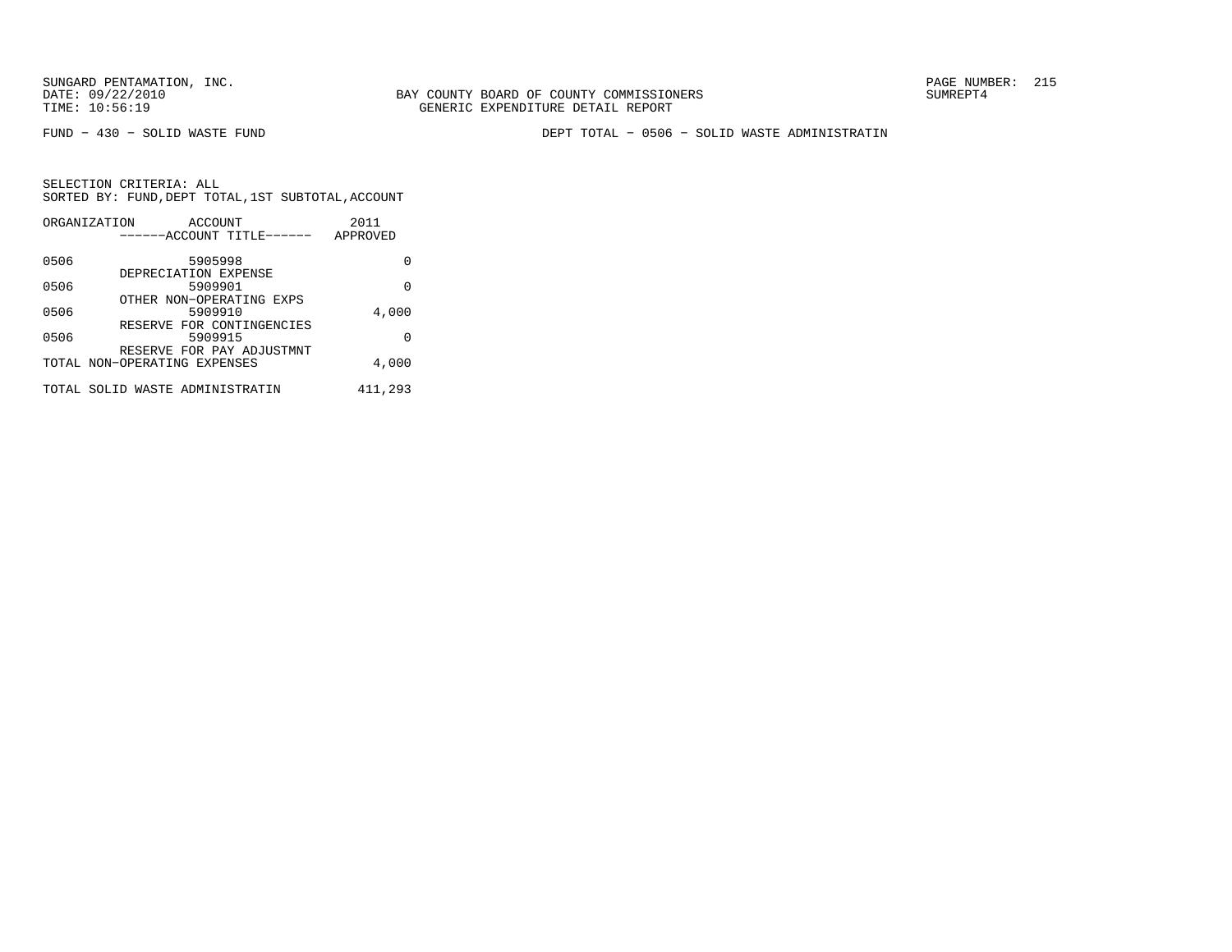SUNGARD PENTAMATION, INC.
DATE: 09/22/2010
TIME: 10:56:19

BAY COUNTY BOARD OF COUNTY COMMISSIONERS
GENERIC EXPENDITURE DETAIL REPORT

SUMREPT4

FUND − 430 − SOLID WASTE FUND

DEPT TOTAL − 0506 − SOLID WASTE ADMINISTRATIN

SELECTION CRITERIA: ALL
SORTED BY: FUND,DEPT TOTAL,1ST SUBTOTAL,ACCOUNT

| ORGANIZATION | ACCOUNT<br>------ACCOUNT TITLE------ | 2011<br>APPROVED |
|---|---|---|
| 0506 | 5905998<br>DEPRECIATION EXPENSE | 0 |
| 0506 | 5909901<br>OTHER NON−OPERATING EXPS | 0 |
| 0506 | 5909910<br>RESERVE FOR CONTINGENCIES | 4,000 |
| 0506 | 5909915<br>RESERVE FOR PAY ADJUSTMNT | 0 |
| TOTAL NON−OPERATING EXPENSES | | 4,000 |
| TOTAL SOLID WASTE ADMINISTRATIN | | 411,293 |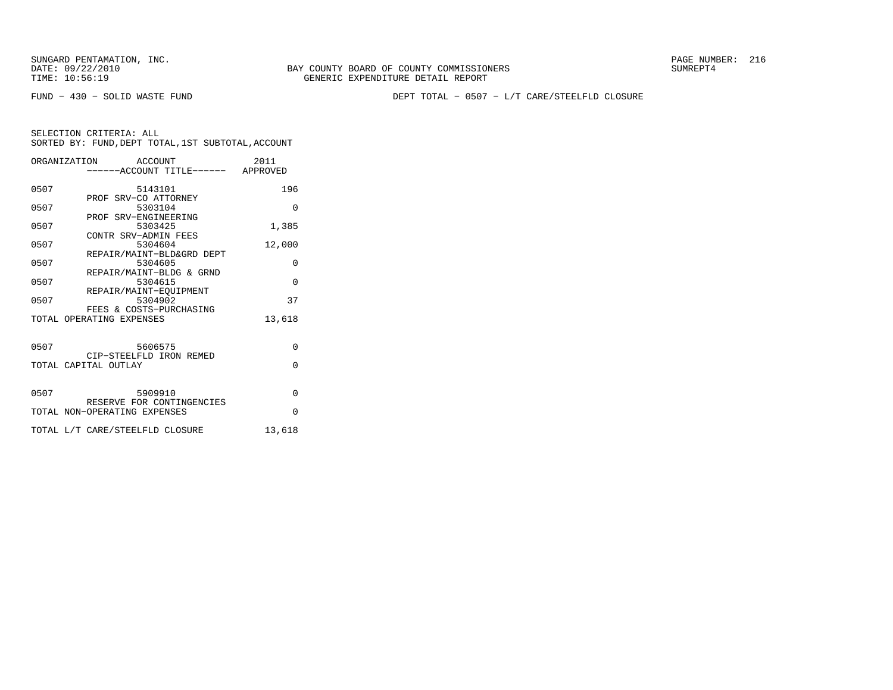SUNGARD PENTAMATION, INC.
DATE: 09/22/2010
TIME: 10:56:19

BAY COUNTY BOARD OF COUNTY COMMISSIONERS
GENERIC EXPENDITURE DETAIL REPORT

SUMREPT4

FUND − 430 − SOLID WASTE FUND

DEPT TOTAL − 0507 − L/T CARE/STEELFLD CLOSURE

SELECTION CRITERIA: ALL
SORTED BY: FUND,DEPT TOTAL,1ST SUBTOTAL,ACCOUNT

| ORGANIZATION | ACCOUNT ------ACCOUNT TITLE------ | 2011 APPROVED |
|---|---|---|
| 0507 | 5143101 PROF SRV−CO ATTORNEY | 196 |
| 0507 | 5303104 PROF SRV−ENGINEERING | 0 |
| 0507 | 5303425 CONTR SRV−ADMIN FEES | 1,385 |
| 0507 | 5304604 REPAIR/MAINT−BLD&GRD DEPT | 12,000 |
| 0507 | 5304605 REPAIR/MAINT−BLDG & GRND | 0 |
| 0507 | 5304615 REPAIR/MAINT−EQUIPMENT | 0 |
| 0507 | 5304902 FEES & COSTS−PURCHASING | 37 |
| TOTAL OPERATING EXPENSES | | 13,618 |
| 0507 | 5606575 CIP−STEELFLD IRON REMED | 0 |
| TOTAL CAPITAL OUTLAY | | 0 |
| 0507 | 5909910 RESERVE FOR CONTINGENCIES | 0 |
| TOTAL NON−OPERATING EXPENSES | | 0 |
| TOTAL L/T CARE/STEELFLD CLOSURE | | 13,618 |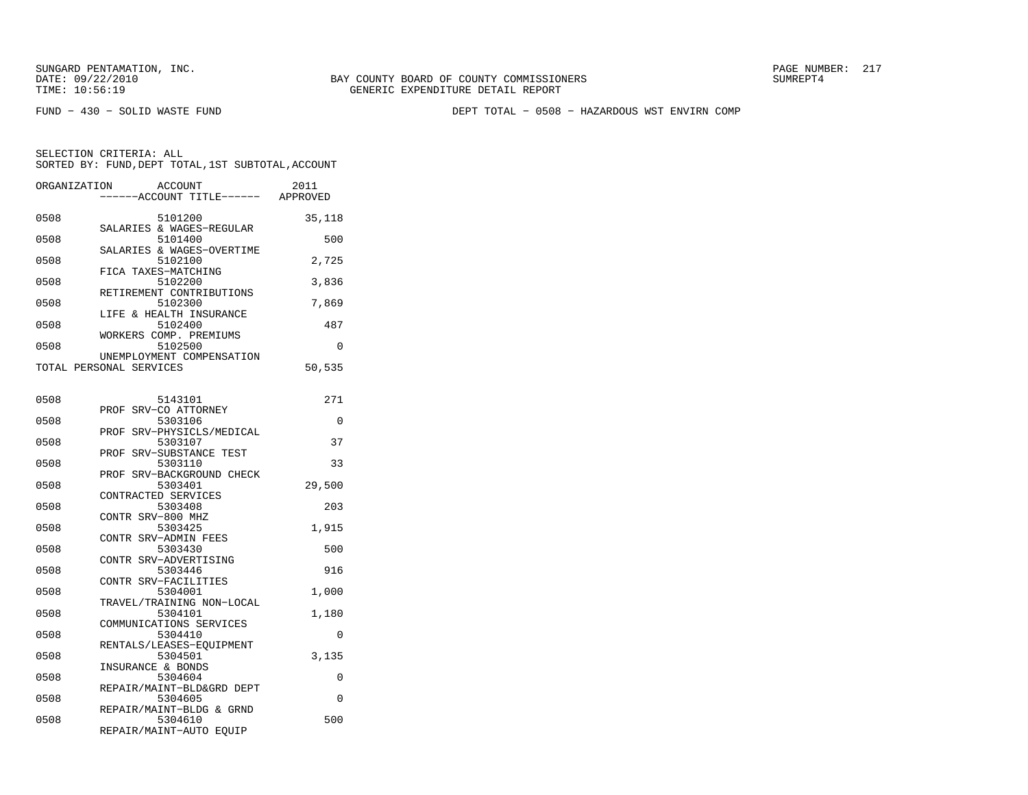SUNGARD PENTAMATION, INC.
DATE: 09/22/2010
TIME: 10:56:19

BAY COUNTY BOARD OF COUNTY COMMISSIONERS
GENERIC EXPENDITURE DETAIL REPORT

SUMREPT4

FUND − 430 − SOLID WASTE FUND

DEPT TOTAL − 0508 − HAZARDOUS WST ENVIRN COMP

SELECTION CRITERIA: ALL
SORTED BY: FUND,DEPT TOTAL,1ST SUBTOTAL,ACCOUNT

| ORGANIZATION | ACCOUNT ------ACCOUNT TITLE------ | 2011 APPROVED |
|---|---|---|
| 0508 | 5101200 SALARIES & WAGES−REGULAR | 35,118 |
| 0508 | 5101400 SALARIES & WAGES−OVERTIME | 500 |
| 0508 | 5102100 FICA TAXES−MATCHING | 2,725 |
| 0508 | 5102200 RETIREMENT CONTRIBUTIONS | 3,836 |
| 0508 | 5102300 LIFE & HEALTH INSURANCE | 7,869 |
| 0508 | 5102400 WORKERS COMP. PREMIUMS | 487 |
| 0508 | 5102500 UNEMPLOYMENT COMPENSATION | 0 |
| TOTAL PERSONAL SERVICES | | 50,535 |
| 0508 | 5143101 PROF SRV−CO ATTORNEY | 271 |
| 0508 | 5303106 PROF SRV−PHYSICLS/MEDICAL | 0 |
| 0508 | 5303107 PROF SRV−SUBSTANCE TEST | 37 |
| 0508 | 5303110 PROF SRV−BACKGROUND CHECK | 33 |
| 0508 | 5303401 CONTRACTED SERVICES | 29,500 |
| 0508 | 5303408 CONTR SRV−800 MHZ | 203 |
| 0508 | 5303425 CONTR SRV−ADMIN FEES | 1,915 |
| 0508 | 5303430 CONTR SRV−ADVERTISING | 500 |
| 0508 | 5303446 CONTR SRV−FACILITIES | 916 |
| 0508 | 5304001 TRAVEL/TRAINING NON−LOCAL | 1,000 |
| 0508 | 5304101 COMMUNICATIONS SERVICES | 1,180 |
| 0508 | 5304410 RENTALS/LEASES−EQUIPMENT | 0 |
| 0508 | 5304501 INSURANCE & BONDS | 3,135 |
| 0508 | 5304604 REPAIR/MAINT−BLD&GRD DEPT | 0 |
| 0508 | 5304605 REPAIR/MAINT−BLDG & GRND | 0 |
| 0508 | 5304610 REPAIR/MAINT−AUTO EQUIP | 500 |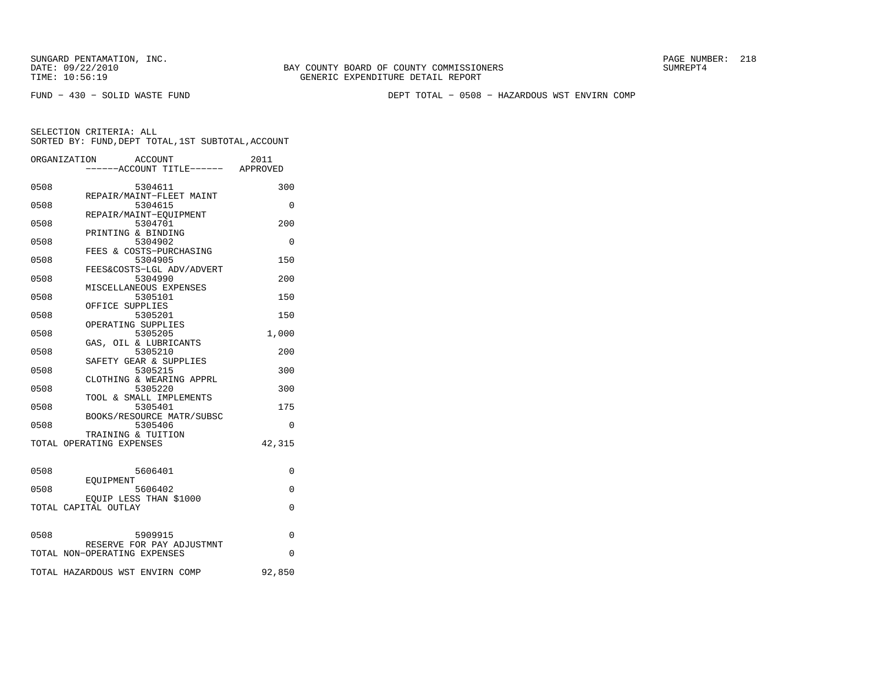SUNGARD PENTAMATION, INC.
DATE: 09/22/2010
TIME: 10:56:19

BAY COUNTY BOARD OF COUNTY COMMISSIONERS
GENERIC EXPENDITURE DETAIL REPORT

SUMREPT4

FUND − 430 − SOLID WASTE FUND

DEPT TOTAL − 0508 − HAZARDOUS WST ENVIRN COMP

SELECTION CRITERIA: ALL
SORTED BY: FUND,DEPT TOTAL,1ST SUBTOTAL,ACCOUNT

| ORGANIZATION | ACCOUNT / ------ACCOUNT TITLE------ | 2011 APPROVED |
|---|---|---|
| 0508 | 5304611 REPAIR/MAINT−FLEET MAINT | 300 |
| 0508 | 5304615 REPAIR/MAINT−EQUIPMENT | 0 |
| 0508 | 5304701 PRINTING & BINDING | 200 |
| 0508 | 5304902 FEES & COSTS−PURCHASING | 0 |
| 0508 | 5304905 FEES&COSTS−LGL ADV/ADVERT | 150 |
| 0508 | 5304990 MISCELLANEOUS EXPENSES | 200 |
| 0508 | 5305101 OFFICE SUPPLIES | 150 |
| 0508 | 5305201 OPERATING SUPPLIES | 150 |
| 0508 | 5305205 GAS, OIL & LUBRICANTS | 1,000 |
| 0508 | 5305210 SAFETY GEAR & SUPPLIES | 200 |
| 0508 | 5305215 CLOTHING & WEARING APPRL | 300 |
| 0508 | 5305220 TOOL & SMALL IMPLEMENTS | 300 |
| 0508 | 5305401 BOOKS/RESOURCE MATR/SUBSC | 175 |
| 0508 | 5305406 TRAINING & TUITION | 0 |
| TOTAL OPERATING EXPENSES | | 42,315 |
| 0508 | 5606401 EQUIPMENT | 0 |
| 0508 | 5606402 EQUIP LESS THAN $1000 | 0 |
| TOTAL CAPITAL OUTLAY | | 0 |
| 0508 | 5909915 RESERVE FOR PAY ADJUSTMNT | 0 |
| TOTAL NON−OPERATING EXPENSES | | 0 |
| TOTAL HAZARDOUS WST ENVIRN COMP | | 92,850 |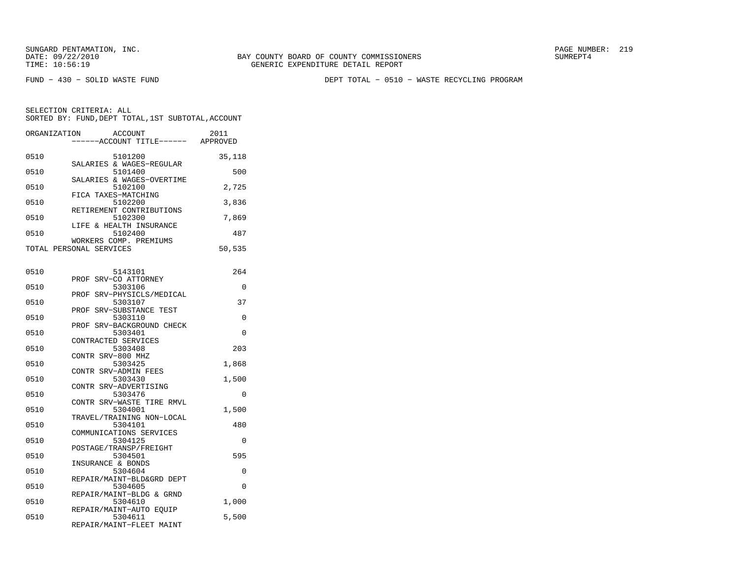SUNGARD PENTAMATION, INC.
DATE: 09/22/2010
TIME: 10:56:19

BAY COUNTY BOARD OF COUNTY COMMISSIONERS
GENERIC EXPENDITURE DETAIL REPORT

PAGE NUMBER: 219
SUMREPT4

FUND - 430 - SOLID WASTE FUND

DEPT TOTAL - 0510 - WASTE RECYCLING PROGRAM

SELECTION CRITERIA: ALL
SORTED BY: FUND,DEPT TOTAL,1ST SUBTOTAL,ACCOUNT

| ORGANIZATION | ACCOUNT / ------ACCOUNT TITLE------ | 2011 APPROVED |
|---|---|---|
| 0510 | 5101200 SALARIES & WAGES-REGULAR | 35,118 |
| 0510 | 5101400 SALARIES & WAGES-OVERTIME | 500 |
| 0510 | 5102100 FICA TAXES-MATCHING | 2,725 |
| 0510 | 5102200 RETIREMENT CONTRIBUTIONS | 3,836 |
| 0510 | 5102300 LIFE & HEALTH INSURANCE | 7,869 |
| 0510 | 5102400 WORKERS COMP. PREMIUMS | 487 |
| TOTAL PERSONAL SERVICES | | 50,535 |
| 0510 | 5143101 PROF SRV-CO ATTORNEY | 264 |
| 0510 | 5303106 PROF SRV-PHYSICLS/MEDICAL | 0 |
| 0510 | 5303107 PROF SRV-SUBSTANCE TEST | 37 |
| 0510 | 5303110 PROF SRV-BACKGROUND CHECK | 0 |
| 0510 | 5303401 CONTRACTED SERVICES | 0 |
| 0510 | 5303408 CONTR SRV-800 MHZ | 203 |
| 0510 | 5303425 CONTR SRV-ADMIN FEES | 1,868 |
| 0510 | 5303430 CONTR SRV-ADVERTISING | 1,500 |
| 0510 | 5303476 CONTR SRV-WASTE TIRE RMVL | 0 |
| 0510 | 5304001 TRAVEL/TRAINING NON-LOCAL | 1,500 |
| 0510 | 5304101 COMMUNICATIONS SERVICES | 480 |
| 0510 | 5304125 POSTAGE/TRANSP/FREIGHT | 0 |
| 0510 | 5304501 INSURANCE & BONDS | 595 |
| 0510 | 5304604 REPAIR/MAINT-BLD&GRD DEPT | 0 |
| 0510 | 5304605 REPAIR/MAINT-BLDG & GRND | 0 |
| 0510 | 5304610 REPAIR/MAINT-AUTO EQUIP | 1,000 |
| 0510 | 5304611 REPAIR/MAINT-FLEET MAINT | 5,500 |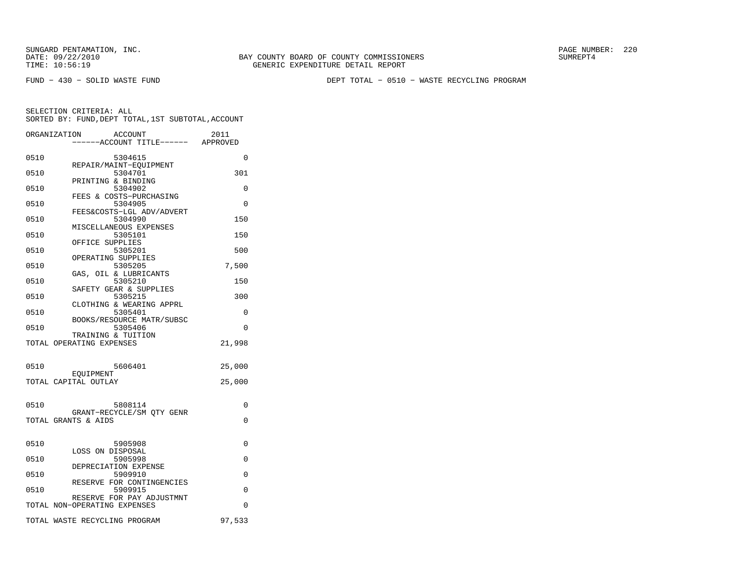SUNGARD PENTAMATION, INC.
DATE: 09/22/2010
TIME: 10:56:19

BAY COUNTY BOARD OF COUNTY COMMISSIONERS
GENERIC EXPENDITURE DETAIL REPORT

PAGE NUMBER: 220
SUMREPT4

FUND − 430 − SOLID WASTE FUND

DEPT TOTAL − 0510 − WASTE RECYCLING PROGRAM

SELECTION CRITERIA: ALL
SORTED BY: FUND,DEPT TOTAL,1ST SUBTOTAL,ACCOUNT

| ORGANIZATION | ACCOUNT ------ACCOUNT TITLE------ | 2011 APPROVED |
|---|---|---|
| 0510 | 5304615 REPAIR/MAINT−EQUIPMENT | 0 |
| 0510 | 5304701 PRINTING & BINDING | 301 |
| 0510 | 5304902 FEES & COSTS−PURCHASING | 0 |
| 0510 | 5304905 FEES&COSTS−LGL ADV/ADVERT | 0 |
| 0510 | 5304990 MISCELLANEOUS EXPENSES | 150 |
| 0510 | 5305101 OFFICE SUPPLIES | 150 |
| 0510 | 5305201 OPERATING SUPPLIES | 500 |
| 0510 | 5305205 GAS, OIL & LUBRICANTS | 7,500 |
| 0510 | 5305210 SAFETY GEAR & SUPPLIES | 150 |
| 0510 | 5305215 CLOTHING & WEARING APPRL | 300 |
| 0510 | 5305401 BOOKS/RESOURCE MATR/SUBSC | 0 |
| 0510 | 5305406 TRAINING & TUITION | 0 |
| TOTAL OPERATING EXPENSES | | 21,998 |
| 0510 | 5606401 EQUIPMENT | 25,000 |
| TOTAL CAPITAL OUTLAY | | 25,000 |
| 0510 | 5808114 GRANT−RECYCLE/SM QTY GENR | 0 |
| TOTAL GRANTS & AIDS | | 0 |
| 0510 | 5905908 LOSS ON DISPOSAL | 0 |
| 0510 | 5905998 DEPRECIATION EXPENSE | 0 |
| 0510 | 5909910 RESERVE FOR CONTINGENCIES | 0 |
| 0510 | 5909915 RESERVE FOR PAY ADJUSTMNT | 0 |
| TOTAL NON−OPERATING EXPENSES | | 0 |
| TOTAL WASTE RECYCLING PROGRAM | | 97,533 |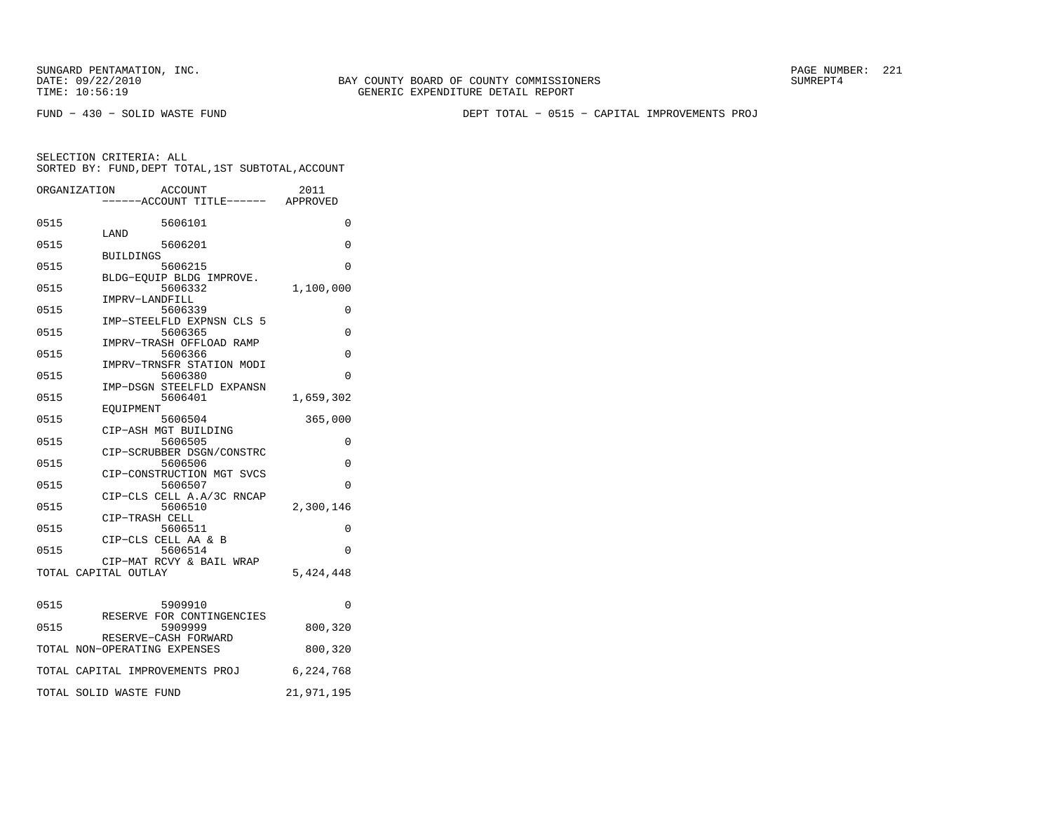SUNGARD PENTAMATION, INC.
DATE: 09/22/2010
TIME: 10:56:19

BAY COUNTY BOARD OF COUNTY COMMISSIONERS
GENERIC EXPENDITURE DETAIL REPORT

SUMREPT4

FUND − 430 − SOLID WASTE FUND

DEPT TOTAL − 0515 − CAPITAL IMPROVEMENTS PROJ

SELECTION CRITERIA: ALL
SORTED BY: FUND,DEPT TOTAL,1ST SUBTOTAL,ACCOUNT

| ORGANIZATION | ACCOUNT / ACCOUNT TITLE | 2011 APPROVED |
|---|---|---|
| 0515 | 5606101 LAND | 0 |
| 0515 | 5606201 BUILDINGS | 0 |
| 0515 | 5606215 BLDG−EQUIP BLDG IMPROVE. | 0 |
| 0515 | 5606332 IMPRV−LANDFILL | 1,100,000 |
| 0515 | 5606339 IMP−STEELFLD EXPNSN CLS 5 | 0 |
| 0515 | 5606365 IMPRV−TRASH OFFLOAD RAMP | 0 |
| 0515 | 5606366 IMPRV−TRNSFR STATION MODI | 0 |
| 0515 | 5606380 IMP−DSGN STEELFLD EXPANSN | 0 |
| 0515 | 5606401 EQUIPMENT | 1,659,302 |
| 0515 | 5606504 CIP−ASH MGT BUILDING | 365,000 |
| 0515 | 5606505 CIP−SCRUBBER DSGN/CONSTRC | 0 |
| 0515 | 5606506 CIP−CONSTRUCTION MGT SVCS | 0 |
| 0515 | 5606507 CIP−CLS CELL A.A/3C RNCAP | 0 |
| 0515 | 5606510 CIP−TRASH CELL | 2,300,146 |
| 0515 | 5606511 CIP−CLS CELL AA & B | 0 |
| 0515 | 5606514 CIP−MAT RCVY & BAIL WRAP | 0 |
| TOTAL CAPITAL OUTLAY | | 5,424,448 |
| 0515 | 5909910 RESERVE FOR CONTINGENCIES | 0 |
| 0515 | 5909999 RESERVE−CASH FORWARD | 800,320 |
| TOTAL NON−OPERATING EXPENSES | | 800,320 |
| TOTAL CAPITAL IMPROVEMENTS PROJ | | 6,224,768 |
| TOTAL SOLID WASTE FUND | | 21,971,195 |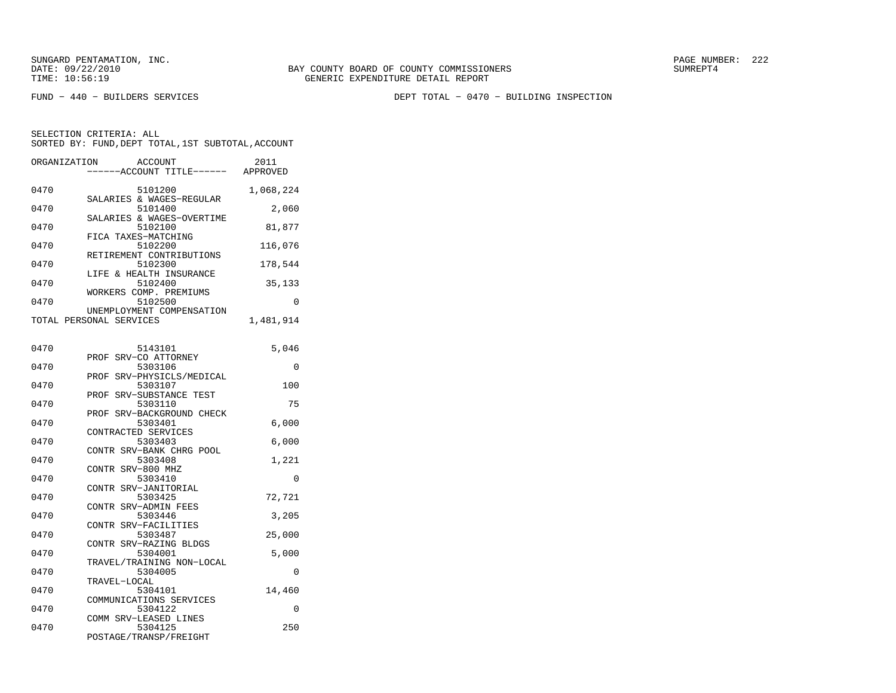SUNGARD PENTAMATION, INC.
DATE: 09/22/2010
TIME: 10:56:19

BAY COUNTY BOARD OF COUNTY COMMISSIONERS
GENERIC EXPENDITURE DETAIL REPORT

PAGE NUMBER: 222
SUMREPT4

FUND - 440 - BUILDERS SERVICES

DEPT TOTAL - 0470 - BUILDING INSPECTION

SELECTION CRITERIA: ALL
SORTED BY: FUND,DEPT TOTAL,1ST SUBTOTAL,ACCOUNT

| ORGANIZATION | ACCOUNT / ACCOUNT TITLE | 2011 APPROVED |
|---|---|---|
| 0470 | 5101200 SALARIES & WAGES-REGULAR | 1,068,224 |
| 0470 | 5101400 SALARIES & WAGES-OVERTIME | 2,060 |
| 0470 | 5102100 FICA TAXES-MATCHING | 81,877 |
| 0470 | 5102200 RETIREMENT CONTRIBUTIONS | 116,076 |
| 0470 | 5102300 LIFE & HEALTH INSURANCE | 178,544 |
| 0470 | 5102400 WORKERS COMP. PREMIUMS | 35,133 |
| 0470 | 5102500 UNEMPLOYMENT COMPENSATION | 0 |
| TOTAL PERSONAL SERVICES | | 1,481,914 |
| 0470 | 5143101 PROF SRV-CO ATTORNEY | 5,046 |
| 0470 | 5303106 PROF SRV-PHYSICLS/MEDICAL | 0 |
| 0470 | 5303107 PROF SRV-SUBSTANCE TEST | 100 |
| 0470 | 5303110 PROF SRV-BACKGROUND CHECK | 75 |
| 0470 | 5303401 CONTRACTED SERVICES | 6,000 |
| 0470 | 5303403 CONTR SRV-BANK CHRG POOL | 6,000 |
| 0470 | 5303408 CONTR SRV-800 MHZ | 1,221 |
| 0470 | 5303410 CONTR SRV-JANITORIAL | 0 |
| 0470 | 5303425 CONTR SRV-ADMIN FEES | 72,721 |
| 0470 | 5303446 CONTR SRV-FACILITIES | 3,205 |
| 0470 | 5303487 CONTR SRV-RAZING BLDGS | 25,000 |
| 0470 | 5304001 TRAVEL/TRAINING NON-LOCAL | 5,000 |
| 0470 | 5304005 TRAVEL-LOCAL | 0 |
| 0470 | 5304101 COMMUNICATIONS SERVICES | 14,460 |
| 0470 | 5304122 COMM SRV-LEASED LINES | 0 |
| 0470 | 5304125 POSTAGE/TRANSP/FREIGHT | 250 |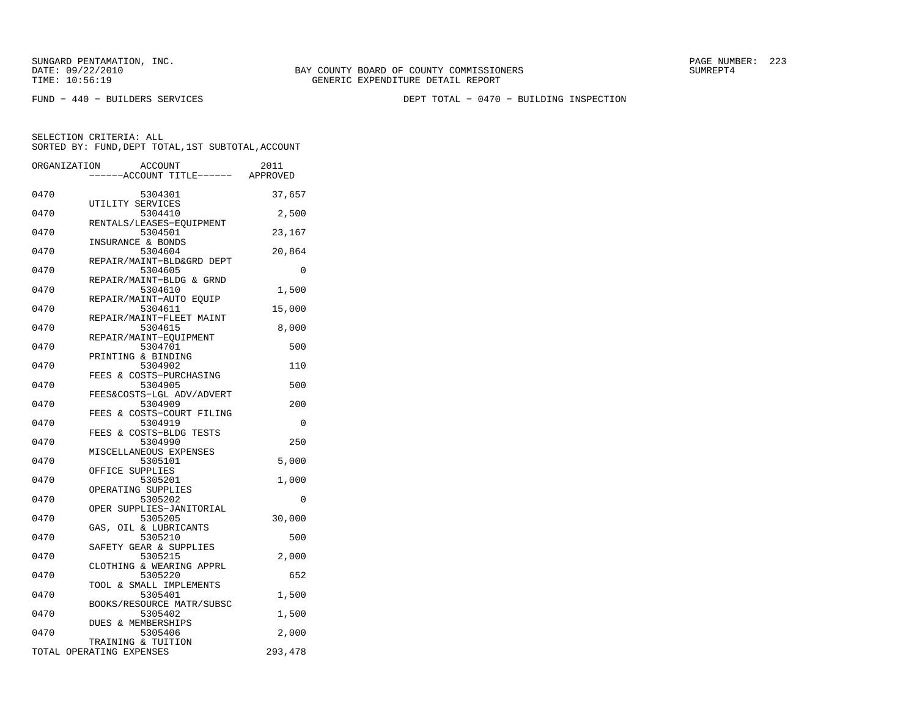SUNGARD PENTAMATION, INC.
DATE: 09/22/2010
TIME: 10:56:19

BAY COUNTY BOARD OF COUNTY COMMISSIONERS
GENERIC EXPENDITURE DETAIL REPORT

SUMREPT4

FUND - 440 - BUILDERS SERVICES

DEPT TOTAL - 0470 - BUILDING INSPECTION

SELECTION CRITERIA: ALL
SORTED BY: FUND,DEPT TOTAL,1ST SUBTOTAL,ACCOUNT

| ORGANIZATION | ACCOUNT / ------ACCOUNT TITLE------ | 2011 APPROVED |
|---|---|---|
| 0470 | 5304301 UTILITY SERVICES | 37,657 |
| 0470 | 5304410 RENTALS/LEASES-EQUIPMENT | 2,500 |
| 0470 | 5304501 INSURANCE & BONDS | 23,167 |
| 0470 | 5304604 REPAIR/MAINT-BLD&GRD DEPT | 20,864 |
| 0470 | 5304605 REPAIR/MAINT-BLDG & GRND | 0 |
| 0470 | 5304610 REPAIR/MAINT-AUTO EQUIP | 1,500 |
| 0470 | 5304611 REPAIR/MAINT-FLEET MAINT | 15,000 |
| 0470 | 5304615 REPAIR/MAINT-EQUIPMENT | 8,000 |
| 0470 | 5304701 PRINTING & BINDING | 500 |
| 0470 | 5304902 FEES & COSTS-PURCHASING | 110 |
| 0470 | 5304905 FEES&COSTS-LGL ADV/ADVERT | 500 |
| 0470 | 5304909 FEES & COSTS-COURT FILING | 200 |
| 0470 | 5304919 FEES & COSTS-BLDG TESTS | 0 |
| 0470 | 5304990 MISCELLANEOUS EXPENSES | 250 |
| 0470 | 5305101 OFFICE SUPPLIES | 5,000 |
| 0470 | 5305201 OPERATING SUPPLIES | 1,000 |
| 0470 | 5305202 OPER SUPPLIES-JANITORIAL | 0 |
| 0470 | 5305205 GAS, OIL & LUBRICANTS | 30,000 |
| 0470 | 5305210 SAFETY GEAR & SUPPLIES | 500 |
| 0470 | 5305215 CLOTHING & WEARING APPRL | 2,000 |
| 0470 | 5305220 TOOL & SMALL IMPLEMENTS | 652 |
| 0470 | 5305401 BOOKS/RESOURCE MATR/SUBSC | 1,500 |
| 0470 | 5305402 DUES & MEMBERSHIPS | 1,500 |
| 0470 | 5305406 TRAINING & TUITION | 2,000 |
| TOTAL OPERATING EXPENSES | | 293,478 |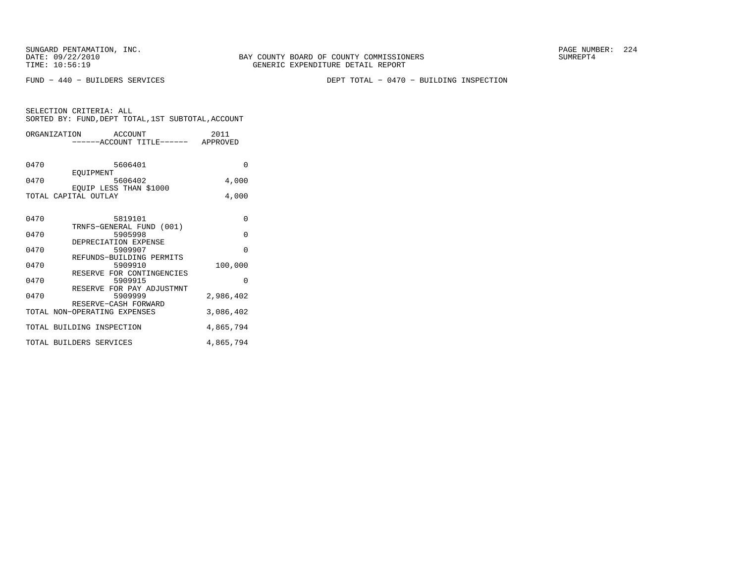SUNGARD PENTAMATION, INC.
DATE: 09/22/2010
TIME: 10:56:19

BAY COUNTY BOARD OF COUNTY COMMISSIONERS
GENERIC EXPENDITURE DETAIL REPORT

SUMREPT4

FUND − 440 − BUILDERS SERVICES

DEPT TOTAL − 0470 − BUILDING INSPECTION

SELECTION CRITERIA: ALL
SORTED BY: FUND,DEPT TOTAL,1ST SUBTOTAL,ACCOUNT

| ORGANIZATION | ACCOUNT / ------ACCOUNT TITLE------ | 2011 APPROVED |
|---|---|---|
| 0470 | 5606401 EQUIPMENT | 0 |
| 0470 | 5606402 EQUIP LESS THAN $1000 | 4,000 |
| TOTAL CAPITAL OUTLAY | | 4,000 |
| 0470 | 5819101 TRNFS−GENERAL FUND (001) | 0 |
| 0470 | 5905998 DEPRECIATION EXPENSE | 0 |
| 0470 | 5909907 REFUNDS−BUILDING PERMITS | 0 |
| 0470 | 5909910 RESERVE FOR CONTINGENCIES | 100,000 |
| 0470 | 5909915 RESERVE FOR PAY ADJUSTMNT | 0 |
| 0470 | 5909999 RESERVE−CASH FORWARD | 2,986,402 |
| TOTAL NON−OPERATING EXPENSES | | 3,086,402 |
| TOTAL BUILDING INSPECTION | | 4,865,794 |
| TOTAL BUILDERS SERVICES | | 4,865,794 |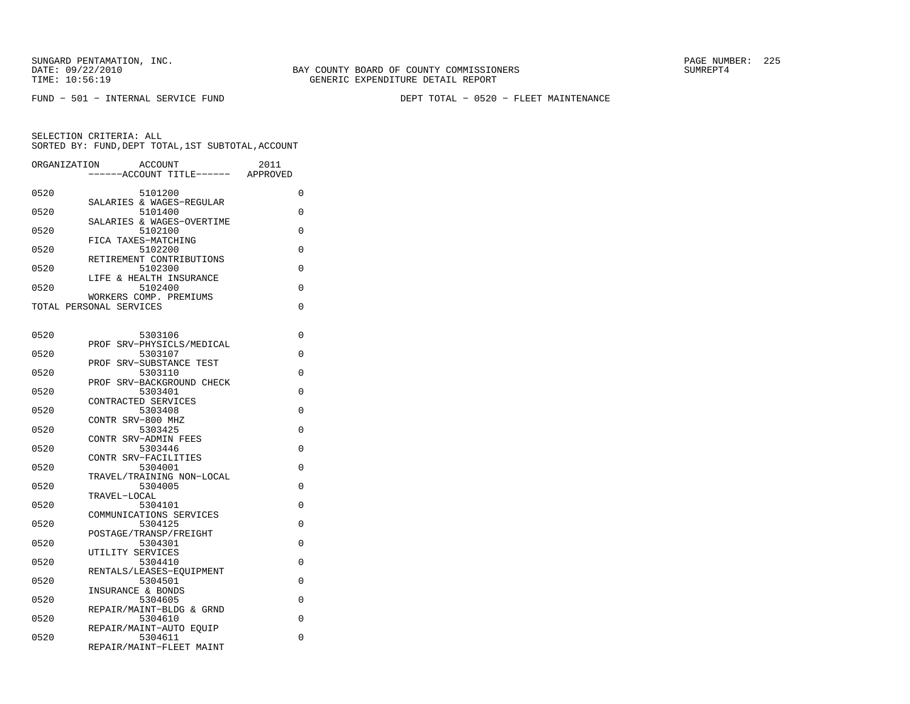SUNGARD PENTAMATION, INC.
DATE: 09/22/2010
TIME: 10:56:19

BAY COUNTY BOARD OF COUNTY COMMISSIONERS
GENERIC EXPENDITURE DETAIL REPORT

SUMREPT4

FUND - 501 - INTERNAL SERVICE FUND

DEPT TOTAL - 0520 - FLEET MAINTENANCE

SELECTION CRITERIA: ALL
SORTED BY: FUND,DEPT TOTAL,1ST SUBTOTAL,ACCOUNT

| ORGANIZATION | ACCOUNT ------ACCOUNT TITLE------ | 2011 APPROVED |
|---|---|---|
| 0520 | 5101200 SALARIES & WAGES-REGULAR | 0 |
| 0520 | 5101400 SALARIES & WAGES-OVERTIME | 0 |
| 0520 | 5102100 FICA TAXES-MATCHING | 0 |
| 0520 | 5102200 RETIREMENT CONTRIBUTIONS | 0 |
| 0520 | 5102300 LIFE & HEALTH INSURANCE | 0 |
| 0520 | 5102400 WORKERS COMP. PREMIUMS | 0 |
| TOTAL PERSONAL SERVICES | | 0 |
| 0520 | 5303106 PROF SRV-PHYSICLS/MEDICAL | 0 |
| 0520 | 5303107 PROF SRV-SUBSTANCE TEST | 0 |
| 0520 | 5303110 PROF SRV-BACKGROUND CHECK | 0 |
| 0520 | 5303401 CONTRACTED SERVICES | 0 |
| 0520 | 5303408 CONTR SRV-800 MHZ | 0 |
| 0520 | 5303425 CONTR SRV-ADMIN FEES | 0 |
| 0520 | 5303446 CONTR SRV-FACILITIES | 0 |
| 0520 | 5304001 TRAVEL/TRAINING NON-LOCAL | 0 |
| 0520 | 5304005 TRAVEL-LOCAL | 0 |
| 0520 | 5304101 COMMUNICATIONS SERVICES | 0 |
| 0520 | 5304125 POSTAGE/TRANSP/FREIGHT | 0 |
| 0520 | 5304301 UTILITY SERVICES | 0 |
| 0520 | 5304410 RENTALS/LEASES-EQUIPMENT | 0 |
| 0520 | 5304501 INSURANCE & BONDS | 0 |
| 0520 | 5304605 REPAIR/MAINT-BLDG & GRND | 0 |
| 0520 | 5304610 REPAIR/MAINT-AUTO EQUIP | 0 |
| 0520 | 5304611 REPAIR/MAINT-FLEET MAINT | 0 |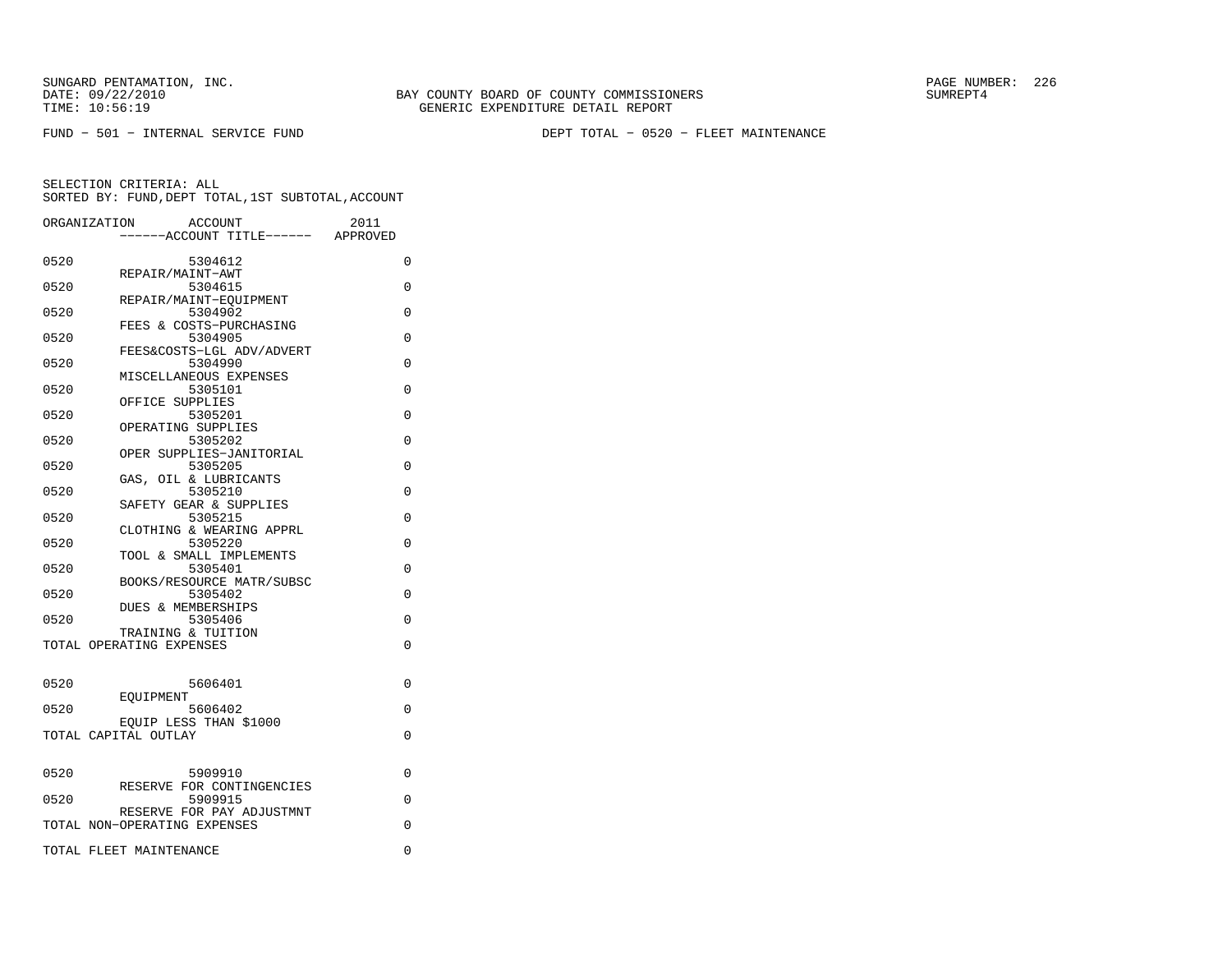SUNGARD PENTAMATION, INC.
DATE: 09/22/2010
TIME: 10:56:19

BAY COUNTY BOARD OF COUNTY COMMISSIONERS
GENERIC EXPENDITURE DETAIL REPORT

SUMREPT4

FUND − 501 − INTERNAL SERVICE FUND

DEPT TOTAL − 0520 − FLEET MAINTENANCE

SELECTION CRITERIA: ALL
SORTED BY: FUND,DEPT TOTAL,1ST SUBTOTAL,ACCOUNT

| ORGANIZATION | ACCOUNT ------ACCOUNT TITLE------ | 2011 APPROVED |
|---|---|---|
| 0520 | 5304612 REPAIR/MAINT−AWT | 0 |
| 0520 | 5304615 REPAIR/MAINT−EQUIPMENT | 0 |
| 0520 | 5304902 FEES & COSTS−PURCHASING | 0 |
| 0520 | 5304905 FEES&COSTS−LGL ADV/ADVERT | 0 |
| 0520 | 5304990 MISCELLANEOUS EXPENSES | 0 |
| 0520 | 5305101 OFFICE SUPPLIES | 0 |
| 0520 | 5305201 OPERATING SUPPLIES | 0 |
| 0520 | 5305202 OPER SUPPLIES−JANITORIAL | 0 |
| 0520 | 5305205 GAS, OIL & LUBRICANTS | 0 |
| 0520 | 5305210 SAFETY GEAR & SUPPLIES | 0 |
| 0520 | 5305215 CLOTHING & WEARING APPRL | 0 |
| 0520 | 5305220 TOOL & SMALL IMPLEMENTS | 0 |
| 0520 | 5305401 BOOKS/RESOURCE MATR/SUBSC | 0 |
| 0520 | 5305402 DUES & MEMBERSHIPS | 0 |
| 0520 | 5305406 TRAINING & TUITION | 0 |
| TOTAL OPERATING EXPENSES | | 0 |
| 0520 | 5606401 EQUIPMENT | 0 |
| 0520 | 5606402 EQUIP LESS THAN $1000 | 0 |
| TOTAL CAPITAL OUTLAY | | 0 |
| 0520 | 5909910 RESERVE FOR CONTINGENCIES | 0 |
| 0520 | 5909915 RESERVE FOR PAY ADJUSTMNT | 0 |
| TOTAL NON−OPERATING EXPENSES | | 0 |
| TOTAL FLEET MAINTENANCE | | 0 |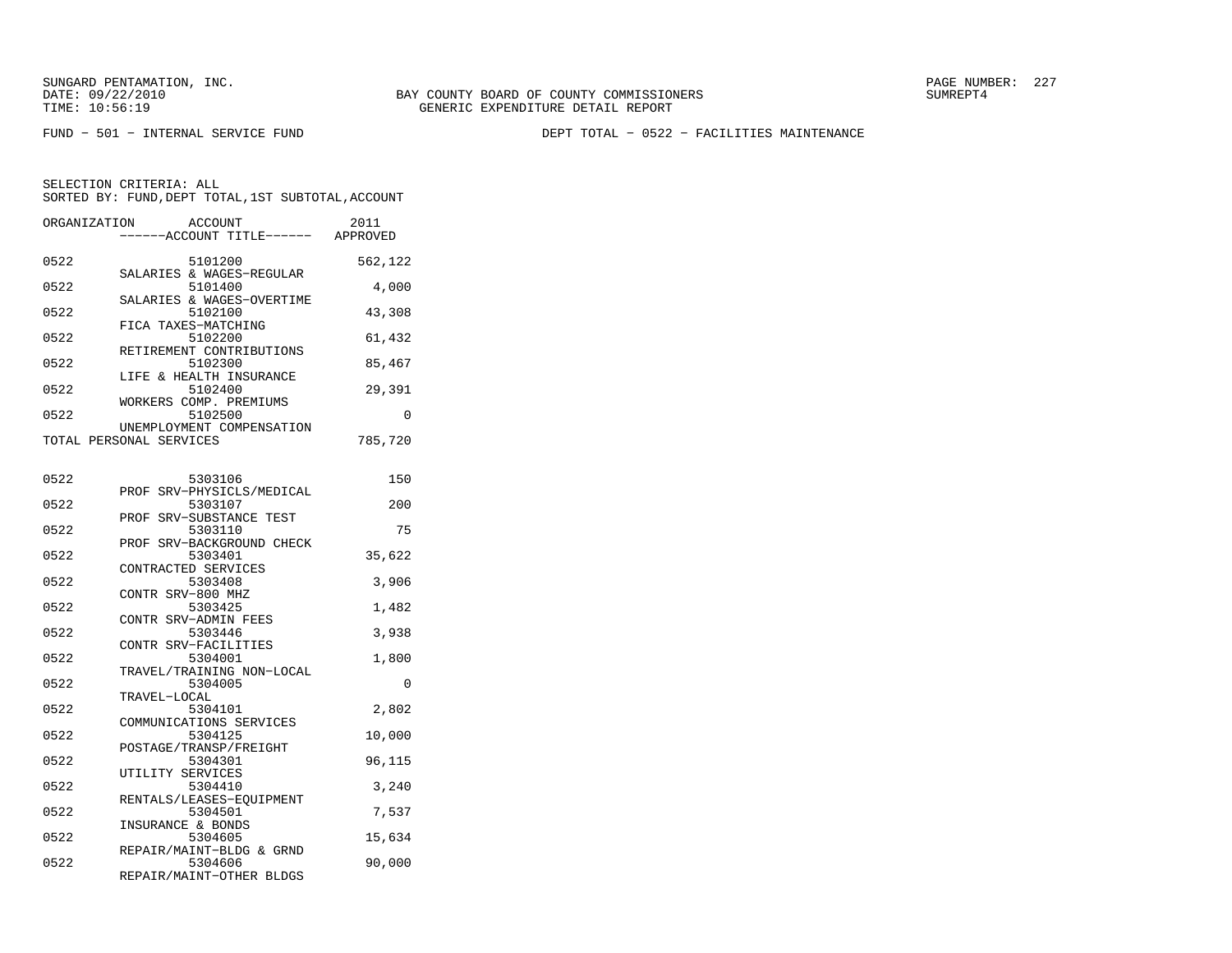SUNGARD PENTAMATION, INC.
DATE: 09/22/2010
TIME: 10:56:19

BAY COUNTY BOARD OF COUNTY COMMISSIONERS
GENERIC EXPENDITURE DETAIL REPORT

SUMREPT4

FUND − 501 − INTERNAL SERVICE FUND

DEPT TOTAL − 0522 − FACILITIES MAINTENANCE

SELECTION CRITERIA: ALL
SORTED BY: FUND,DEPT TOTAL,1ST SUBTOTAL,ACCOUNT

| ORGANIZATION | ACCOUNT / ------ACCOUNT TITLE------ | 2011 APPROVED |
|---|---|---|
| 0522 | 5101200 SALARIES & WAGES−REGULAR | 562,122 |
| 0522 | 5101400 SALARIES & WAGES−OVERTIME | 4,000 |
| 0522 | 5102100 FICA TAXES−MATCHING | 43,308 |
| 0522 | 5102200 RETIREMENT CONTRIBUTIONS | 61,432 |
| 0522 | 5102300 LIFE & HEALTH INSURANCE | 85,467 |
| 0522 | 5102400 WORKERS COMP. PREMIUMS | 29,391 |
| 0522 | 5102500 UNEMPLOYMENT COMPENSATION | 0 |
| TOTAL PERSONAL SERVICES | | 785,720 |
| 0522 | 5303106 PROF SRV−PHYSICLS/MEDICAL | 150 |
| 0522 | 5303107 PROF SRV−SUBSTANCE TEST | 200 |
| 0522 | 5303110 PROF SRV−BACKGROUND CHECK | 75 |
| 0522 | 5303401 CONTRACTED SERVICES | 35,622 |
| 0522 | 5303408 CONTR SRV−800 MHZ | 3,906 |
| 0522 | 5303425 CONTR SRV−ADMIN FEES | 1,482 |
| 0522 | 5303446 CONTR SRV−FACILITIES | 3,938 |
| 0522 | 5304001 TRAVEL/TRAINING NON−LOCAL | 1,800 |
| 0522 | 5304005 TRAVEL−LOCAL | 0 |
| 0522 | 5304101 COMMUNICATIONS SERVICES | 2,802 |
| 0522 | 5304125 POSTAGE/TRANSP/FREIGHT | 10,000 |
| 0522 | 5304301 UTILITY SERVICES | 96,115 |
| 0522 | 5304410 RENTALS/LEASES−EQUIPMENT | 3,240 |
| 0522 | 5304501 INSURANCE & BONDS | 7,537 |
| 0522 | 5304605 REPAIR/MAINT−BLDG & GRND | 15,634 |
| 0522 | 5304606 REPAIR/MAINT−OTHER BLDGS | 90,000 |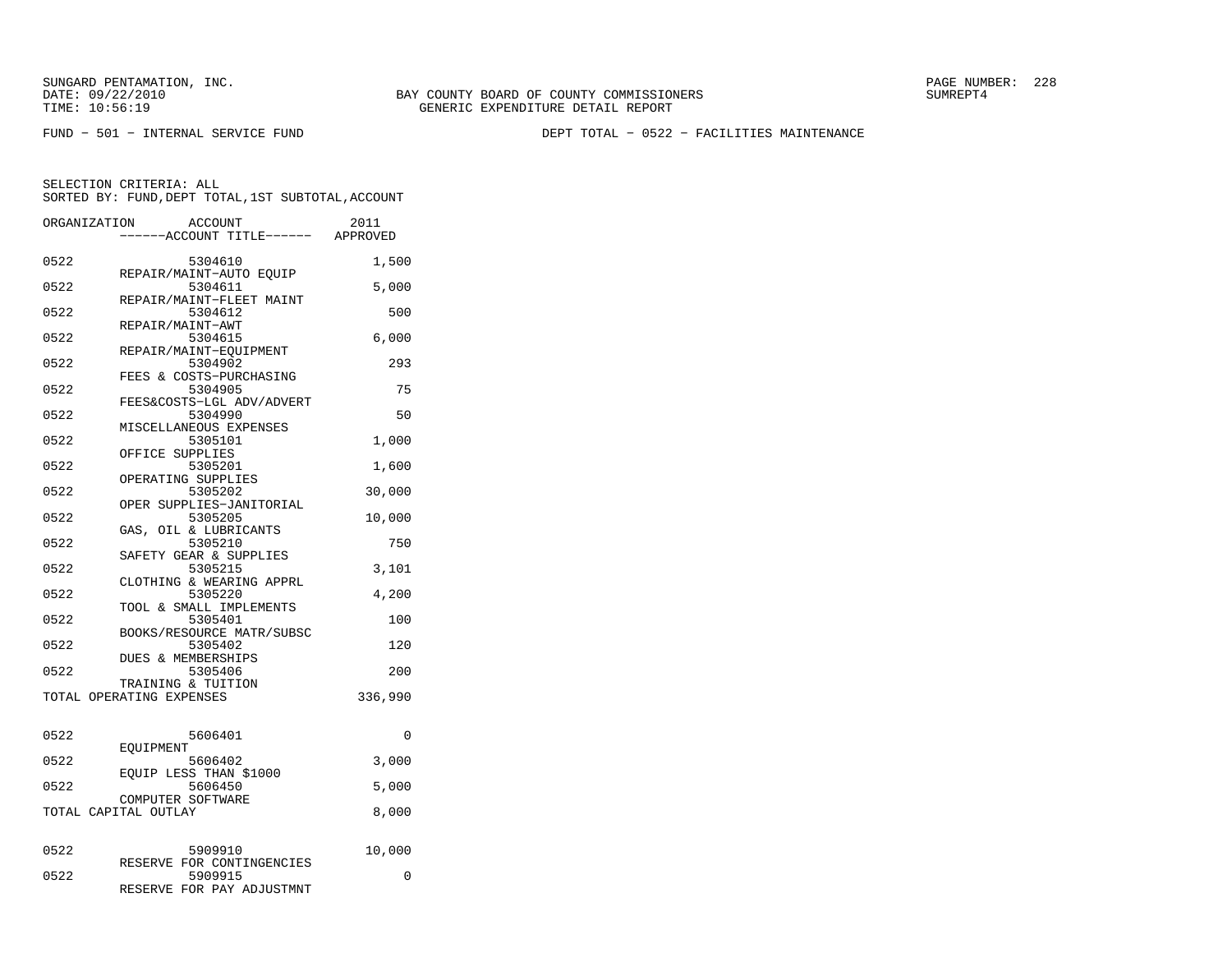SUNGARD PENTAMATION, INC.
DATE: 09/22/2010
TIME: 10:56:19

BAY COUNTY BOARD OF COUNTY COMMISSIONERS
GENERIC EXPENDITURE DETAIL REPORT

SUMREPT4

FUND - 501 - INTERNAL SERVICE FUND

DEPT TOTAL - 0522 - FACILITIES MAINTENANCE

SELECTION CRITERIA: ALL
SORTED BY: FUND,DEPT TOTAL,1ST SUBTOTAL,ACCOUNT

| ORGANIZATION | ACCOUNT / ACCOUNT TITLE | 2011 APPROVED |
|---|---|---|
| 0522 | 5304610 REPAIR/MAINT-AUTO EQUIP | 1,500 |
| 0522 | 5304611 REPAIR/MAINT-FLEET MAINT | 5,000 |
| 0522 | 5304612 REPAIR/MAINT-AWT | 500 |
| 0522 | 5304615 REPAIR/MAINT-EQUIPMENT | 6,000 |
| 0522 | 5304902 FEES & COSTS-PURCHASING | 293 |
| 0522 | 5304905 FEES&COSTS-LGL ADV/ADVERT | 75 |
| 0522 | 5304990 MISCELLANEOUS EXPENSES | 50 |
| 0522 | 5305101 OFFICE SUPPLIES | 1,000 |
| 0522 | 5305201 OPERATING SUPPLIES | 1,600 |
| 0522 | 5305202 OPER SUPPLIES-JANITORIAL | 30,000 |
| 0522 | 5305205 GAS, OIL & LUBRICANTS | 10,000 |
| 0522 | 5305210 SAFETY GEAR & SUPPLIES | 750 |
| 0522 | 5305215 CLOTHING & WEARING APPRL | 3,101 |
| 0522 | 5305220 TOOL & SMALL IMPLEMENTS | 4,200 |
| 0522 | 5305401 BOOKS/RESOURCE MATR/SUBSC | 100 |
| 0522 | 5305402 DUES & MEMBERSHIPS | 120 |
| 0522 | 5305406 TRAINING & TUITION | 200 |
| TOTAL OPERATING EXPENSES | | 336,990 |
| 0522 | 5606401 EQUIPMENT | 0 |
| 0522 | 5606402 EQUIP LESS THAN $1000 | 3,000 |
| 0522 | 5606450 COMPUTER SOFTWARE | 5,000 |
| TOTAL CAPITAL OUTLAY | | 8,000 |
| 0522 | 5909910 RESERVE FOR CONTINGENCIES | 10,000 |
| 0522 | 5909915 RESERVE FOR PAY ADJUSTMNT | 0 |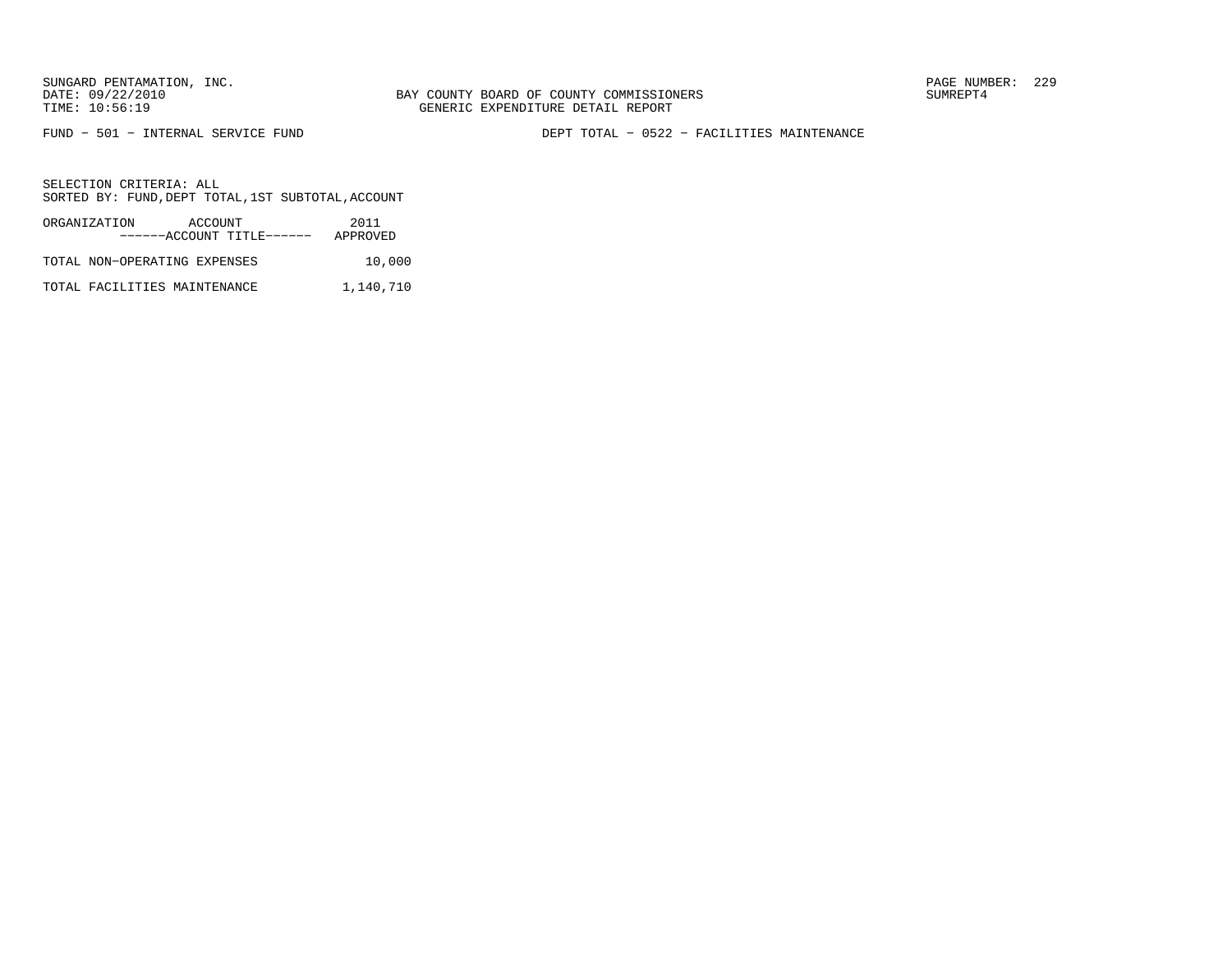SUNGARD PENTAMATION, INC.
DATE: 09/22/2010
TIME: 10:56:19

BAY COUNTY BOARD OF COUNTY COMMISSIONERS
GENERIC EXPENDITURE DETAIL REPORT

SUMREPT4

FUND - 501 - INTERNAL SERVICE FUND

DEPT TOTAL - 0522 - FACILITIES MAINTENANCE

SELECTION CRITERIA: ALL
SORTED BY: FUND,DEPT TOTAL,1ST SUBTOTAL,ACCOUNT

| ORGANIZATION ACCOUNT ------ACCOUNT TITLE------ | 2011 APPROVED |
|---|---|
| TOTAL NON-OPERATING EXPENSES | 10,000 |
| TOTAL FACILITIES MAINTENANCE | 1,140,710 |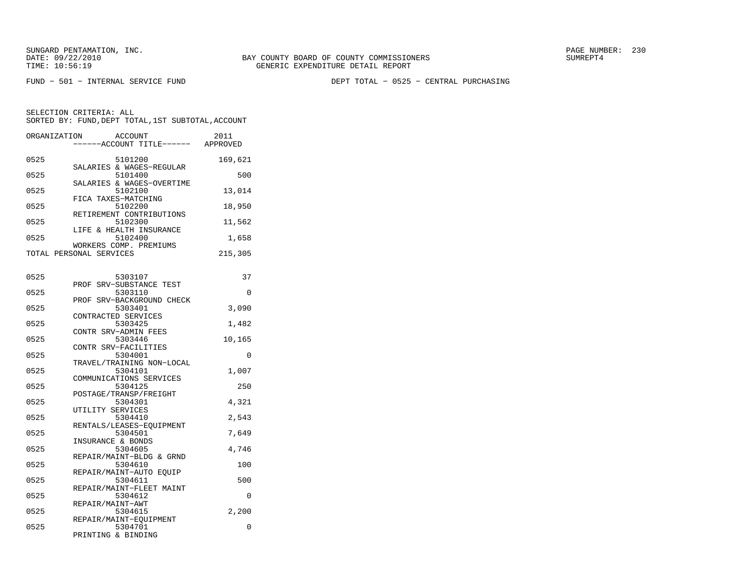SUNGARD PENTAMATION, INC.
DATE: 09/22/2010
TIME: 10:56:19

BAY COUNTY BOARD OF COUNTY COMMISSIONERS
GENERIC EXPENDITURE DETAIL REPORT

PAGE NUMBER: 230
SUMREPT4

FUND - 501 - INTERNAL SERVICE FUND

DEPT TOTAL - 0525 - CENTRAL PURCHASING

SELECTION CRITERIA: ALL
SORTED BY: FUND,DEPT TOTAL,1ST SUBTOTAL,ACCOUNT

| ORGANIZATION | ACCOUNT / ------ACCOUNT TITLE------ | 2011 APPROVED |
|---|---|---|
| 0525 | 5101200 SALARIES & WAGES-REGULAR | 169,621 |
| 0525 | 5101400 SALARIES & WAGES-OVERTIME | 500 |
| 0525 | 5102100 FICA TAXES-MATCHING | 13,014 |
| 0525 | 5102200 RETIREMENT CONTRIBUTIONS | 18,950 |
| 0525 | 5102300 LIFE & HEALTH INSURANCE | 11,562 |
| 0525 | 5102400 WORKERS COMP. PREMIUMS | 1,658 |
| TOTAL PERSONAL SERVICES | | 215,305 |
| 0525 | 5303107 PROF SRV-SUBSTANCE TEST | 37 |
| 0525 | 5303110 PROF SRV-BACKGROUND CHECK | 0 |
| 0525 | 5303401 CONTRACTED SERVICES | 3,090 |
| 0525 | 5303425 CONTR SRV-ADMIN FEES | 1,482 |
| 0525 | 5303446 CONTR SRV-FACILITIES | 10,165 |
| 0525 | 5304001 TRAVEL/TRAINING NON-LOCAL | 0 |
| 0525 | 5304101 COMMUNICATIONS SERVICES | 1,007 |
| 0525 | 5304125 POSTAGE/TRANSP/FREIGHT | 250 |
| 0525 | 5304301 UTILITY SERVICES | 4,321 |
| 0525 | 5304410 RENTALS/LEASES-EQUIPMENT | 2,543 |
| 0525 | 5304501 INSURANCE & BONDS | 7,649 |
| 0525 | 5304605 REPAIR/MAINT-BLDG & GRND | 4,746 |
| 0525 | 5304610 REPAIR/MAINT-AUTO EQUIP | 100 |
| 0525 | 5304611 REPAIR/MAINT-FLEET MAINT | 500 |
| 0525 | 5304612 REPAIR/MAINT-AWT | 0 |
| 0525 | 5304615 REPAIR/MAINT-EQUIPMENT | 2,200 |
| 0525 | 5304701 PRINTING & BINDING | 0 |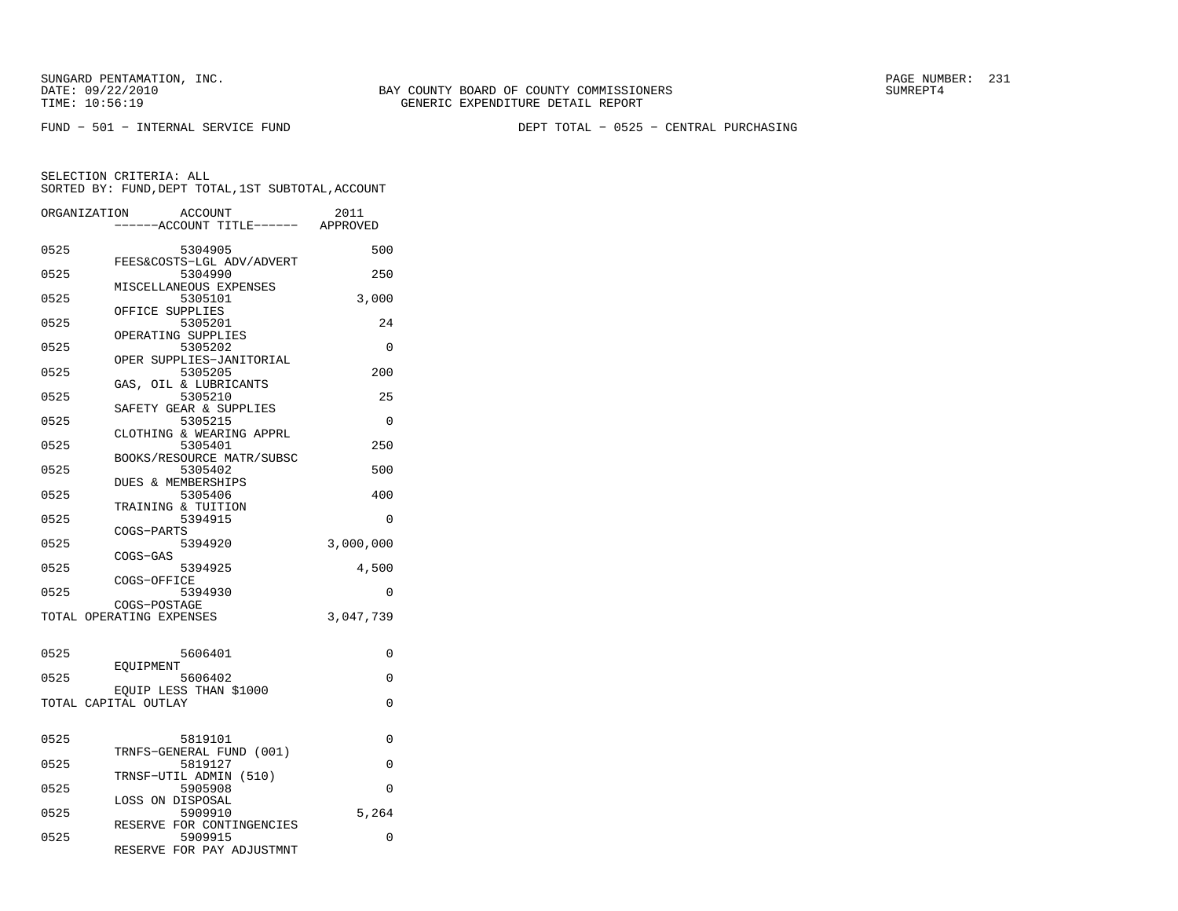SUNGARD PENTAMATION, INC.
DATE: 09/22/2010
TIME: 10:56:19

BAY COUNTY BOARD OF COUNTY COMMISSIONERS
GENERIC EXPENDITURE DETAIL REPORT

PAGE NUMBER: 231
SUMREPT4

FUND - 501 - INTERNAL SERVICE FUND

DEPT TOTAL - 0525 - CENTRAL PURCHASING

SELECTION CRITERIA: ALL
SORTED BY: FUND,DEPT TOTAL,1ST SUBTOTAL,ACCOUNT

| ORGANIZATION | ACCOUNT / ------ACCOUNT TITLE------ | 2011 APPROVED |
|---|---|---|
| 0525 | 5304905 FEES&COSTS-LGL ADV/ADVERT | 500 |
| 0525 | 5304990 MISCELLANEOUS EXPENSES | 250 |
| 0525 | 5305101 OFFICE SUPPLIES | 3,000 |
| 0525 | 5305201 OPERATING SUPPLIES | 24 |
| 0525 | 5305202 OPER SUPPLIES-JANITORIAL | 0 |
| 0525 | 5305205 GAS, OIL & LUBRICANTS | 200 |
| 0525 | 5305210 SAFETY GEAR & SUPPLIES | 25 |
| 0525 | 5305215 CLOTHING & WEARING APPRL | 0 |
| 0525 | 5305401 BOOKS/RESOURCE MATR/SUBSC | 250 |
| 0525 | 5305402 DUES & MEMBERSHIPS | 500 |
| 0525 | 5305406 TRAINING & TUITION | 400 |
| 0525 | 5394915 COGS-PARTS | 0 |
| 0525 | 5394920 COGS-GAS | 3,000,000 |
| 0525 | 5394925 COGS-OFFICE | 4,500 |
| 0525 | 5394930 COGS-POSTAGE | 0 |
| TOTAL OPERATING EXPENSES | | 3,047,739 |
| 0525 | 5606401 EQUIPMENT | 0 |
| 0525 | 5606402 EQUIP LESS THAN $1000 | 0 |
| TOTAL CAPITAL OUTLAY | | 0 |
| 0525 | 5819101 TRNFS-GENERAL FUND (001) | 0 |
| 0525 | 5819127 TRNSF-UTIL ADMIN (510) | 0 |
| 0525 | 5905908 LOSS ON DISPOSAL | 0 |
| 0525 | 5909910 RESERVE FOR CONTINGENCIES | 5,264 |
| 0525 | 5909915 RESERVE FOR PAY ADJUSTMNT | 0 |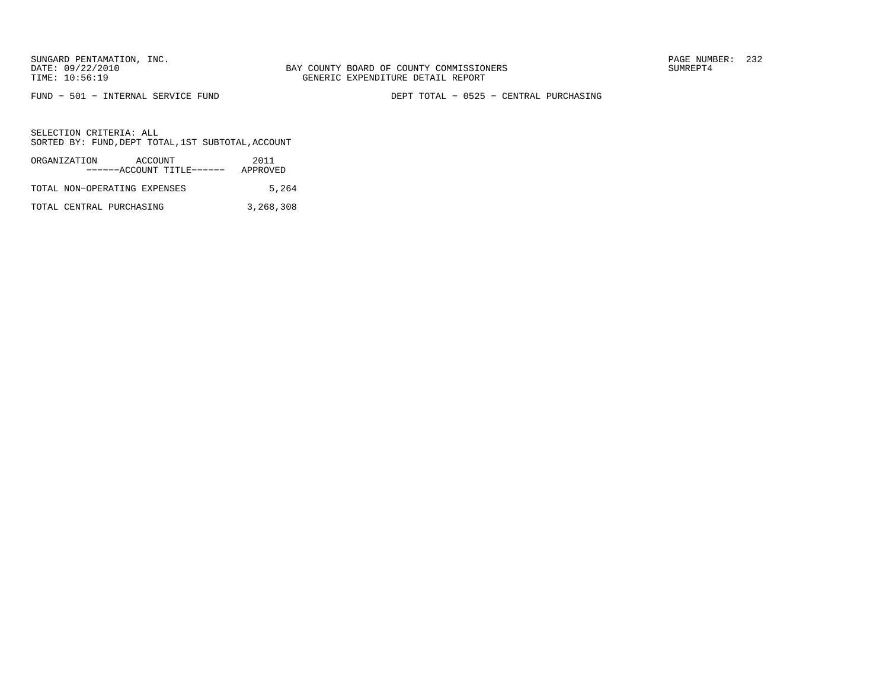SUNGARD PENTAMATION, INC.
DATE: 09/22/2010
TIME: 10:56:19

BAY COUNTY BOARD OF COUNTY COMMISSIONERS
GENERIC EXPENDITURE DETAIL REPORT

SUMREPT4

FUND - 501 - INTERNAL SERVICE FUND

DEPT TOTAL - 0525 - CENTRAL PURCHASING

SELECTION CRITERIA: ALL
SORTED BY: FUND,DEPT TOTAL,1ST SUBTOTAL,ACCOUNT

| ORGANIZATION ACCOUNT ------ACCOUNT TITLE------ | 2011 APPROVED |
|---|---|
| TOTAL NON-OPERATING EXPENSES | 5,264 |
| TOTAL CENTRAL PURCHASING | 3,268,308 |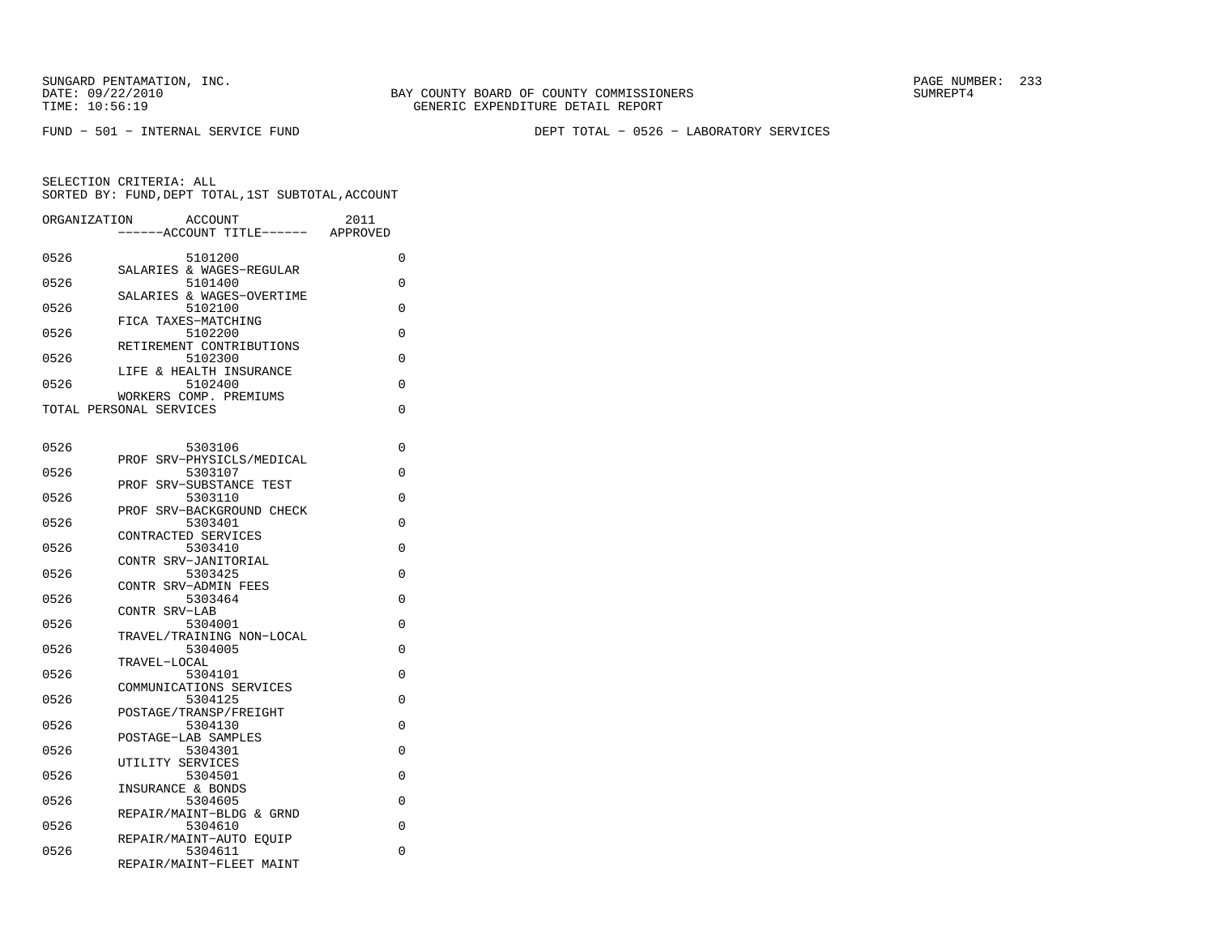FUND − 501 − INTERNAL SERVICE FUND

DEPT TOTAL − 0526 − LABORATORY SERVICES

SELECTION CRITERIA: ALL
SORTED BY: FUND,DEPT TOTAL,1ST SUBTOTAL,ACCOUNT

| ORGANIZATION | ACCOUNT / ACCOUNT TITLE | 2011 APPROVED |
|---|---|---|
| 0526 | 5101200 SALARIES & WAGES−REGULAR | 0 |
| 0526 | 5101400 SALARIES & WAGES−OVERTIME | 0 |
| 0526 | 5102100 FICA TAXES−MATCHING | 0 |
| 0526 | 5102200 RETIREMENT CONTRIBUTIONS | 0 |
| 0526 | 5102300 LIFE & HEALTH INSURANCE | 0 |
| 0526 | 5102400 WORKERS COMP. PREMIUMS | 0 |
| TOTAL PERSONAL SERVICES | | 0 |
| 0526 | 5303106 PROF SRV−PHYSICLS/MEDICAL | 0 |
| 0526 | 5303107 PROF SRV−SUBSTANCE TEST | 0 |
| 0526 | 5303110 PROF SRV−BACKGROUND CHECK | 0 |
| 0526 | 5303401 CONTRACTED SERVICES | 0 |
| 0526 | 5303410 CONTR SRV−JANITORIAL | 0 |
| 0526 | 5303425 CONTR SRV−ADMIN FEES | 0 |
| 0526 | 5303464 CONTR SRV−LAB | 0 |
| 0526 | 5304001 TRAVEL/TRAINING NON−LOCAL | 0 |
| 0526 | 5304005 TRAVEL−LOCAL | 0 |
| 0526 | 5304101 COMMUNICATIONS SERVICES | 0 |
| 0526 | 5304125 POSTAGE/TRANSP/FREIGHT | 0 |
| 0526 | 5304130 POSTAGE−LAB SAMPLES | 0 |
| 0526 | 5304301 UTILITY SERVICES | 0 |
| 0526 | 5304501 INSURANCE & BONDS | 0 |
| 0526 | 5304605 REPAIR/MAINT−BLDG & GRND | 0 |
| 0526 | 5304610 REPAIR/MAINT−AUTO EQUIP | 0 |
| 0526 | 5304611 REPAIR/MAINT−FLEET MAINT | 0 |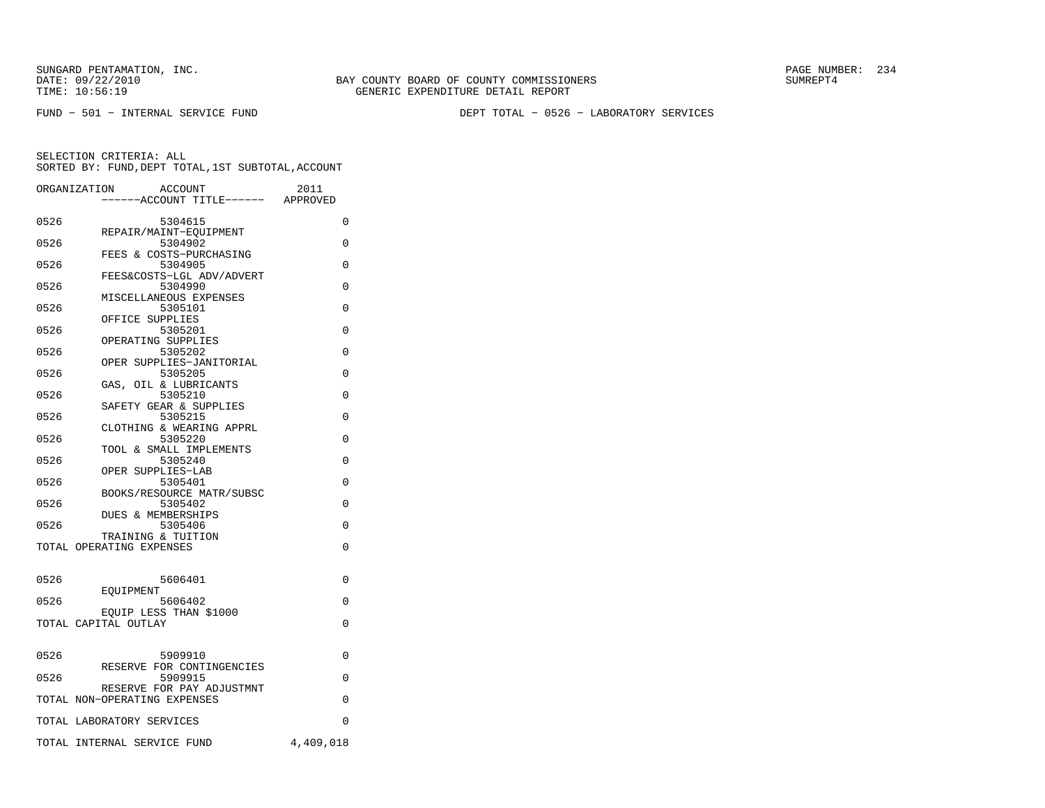SUNGARD PENTAMATION, INC.
DATE: 09/22/2010
TIME: 10:56:19

BAY COUNTY BOARD OF COUNTY COMMISSIONERS
GENERIC EXPENDITURE DETAIL REPORT

SUMREPT4

FUND - 501 - INTERNAL SERVICE FUND

DEPT TOTAL - 0526 - LABORATORY SERVICES

SELECTION CRITERIA: ALL
SORTED BY: FUND,DEPT TOTAL,1ST SUBTOTAL,ACCOUNT

| ORGANIZATION | ACCOUNT ------ACCOUNT TITLE------ | 2011 APPROVED |
|---|---|---|
| 0526 | 5304615 REPAIR/MAINT-EQUIPMENT | 0 |
| 0526 | 5304902 FEES & COSTS-PURCHASING | 0 |
| 0526 | 5304905 FEES&COSTS-LGL ADV/ADVERT | 0 |
| 0526 | 5304990 MISCELLANEOUS EXPENSES | 0 |
| 0526 | 5305101 OFFICE SUPPLIES | 0 |
| 0526 | 5305201 OPERATING SUPPLIES | 0 |
| 0526 | 5305202 OPER SUPPLIES-JANITORIAL | 0 |
| 0526 | 5305205 GAS, OIL & LUBRICANTS | 0 |
| 0526 | 5305210 SAFETY GEAR & SUPPLIES | 0 |
| 0526 | 5305215 CLOTHING & WEARING APPRL | 0 |
| 0526 | 5305220 TOOL & SMALL IMPLEMENTS | 0 |
| 0526 | 5305240 OPER SUPPLIES-LAB | 0 |
| 0526 | 5305401 BOOKS/RESOURCE MATR/SUBSC | 0 |
| 0526 | 5305402 DUES & MEMBERSHIPS | 0 |
| 0526 | 5305406 TRAINING & TUITION | 0 |
| TOTAL OPERATING EXPENSES | | 0 |
| 0526 | 5606401 EQUIPMENT | 0 |
| 0526 | 5606402 EQUIP LESS THAN $1000 | 0 |
| TOTAL CAPITAL OUTLAY | | 0 |
| 0526 | 5909910 RESERVE FOR CONTINGENCIES | 0 |
| 0526 | 5909915 RESERVE FOR PAY ADJUSTMNT | 0 |
| TOTAL NON-OPERATING EXPENSES | | 0 |
| TOTAL LABORATORY SERVICES | | 0 |
| TOTAL INTERNAL SERVICE FUND | | 4,409,018 |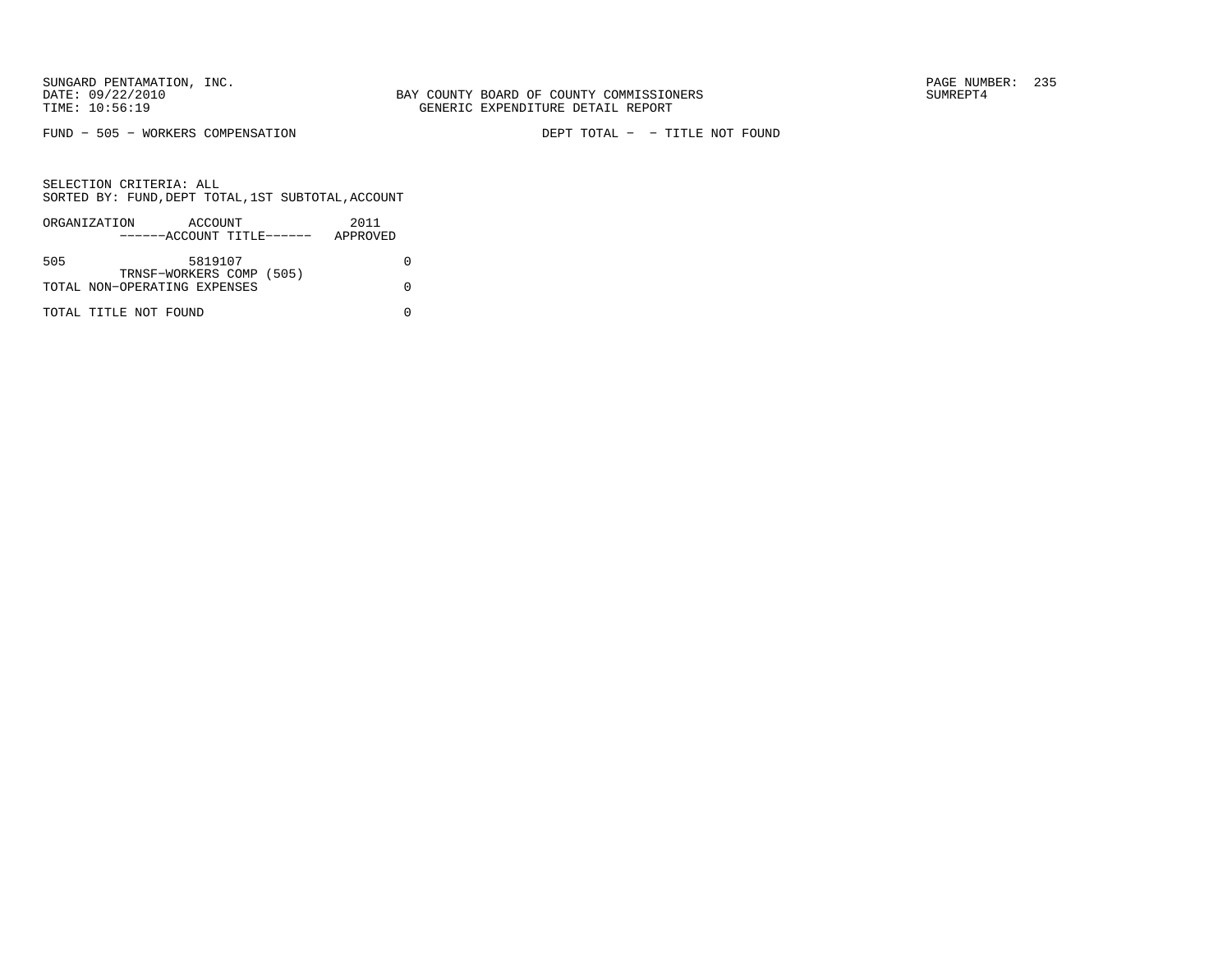SUNGARD PENTAMATION, INC.
DATE: 09/22/2010
TIME: 10:56:19

BAY COUNTY BOARD OF COUNTY COMMISSIONERS
GENERIC EXPENDITURE DETAIL REPORT

PAGE NUMBER: 235
SUMREPT4

FUND - 505 - WORKERS COMPENSATION

DEPT TOTAL - - TITLE NOT FOUND

SELECTION CRITERIA: ALL
SORTED BY: FUND,DEPT TOTAL,1ST SUBTOTAL,ACCOUNT

| ORGANIZATION | ACCOUNT ------ACCOUNT TITLE------ | 2011 APPROVED |
|---|---|---|
| 505 | 5819107 TRNSF-WORKERS COMP (505) | 0 |
| TOTAL NON-OPERATING EXPENSES | | 0 |
| TOTAL TITLE NOT FOUND | | 0 |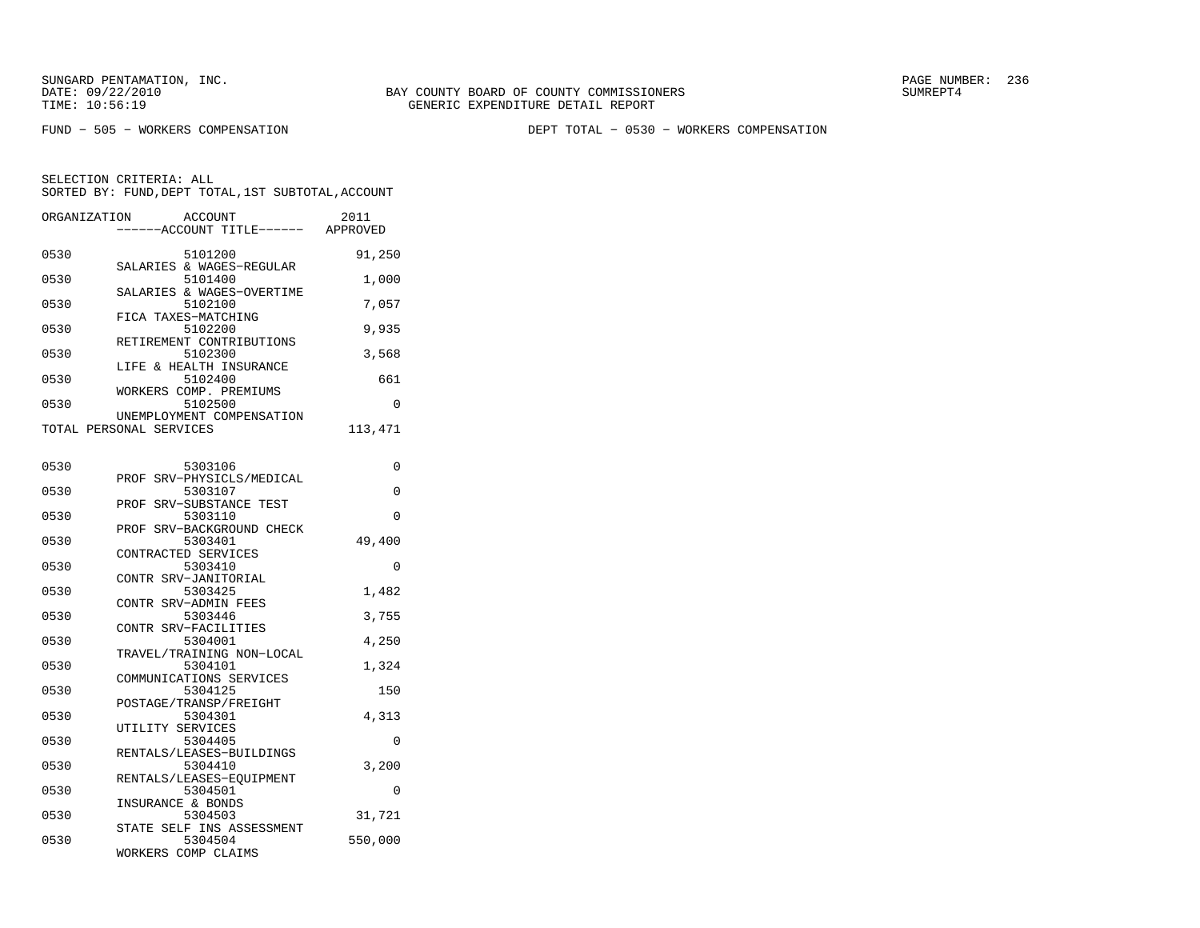SUNGARD PENTAMATION, INC.
DATE: 09/22/2010
TIME: 10:56:19

BAY COUNTY BOARD OF COUNTY COMMISSIONERS
GENERIC EXPENDITURE DETAIL REPORT

SUMREPT4

FUND - 505 - WORKERS COMPENSATION

DEPT TOTAL - 0530 - WORKERS COMPENSATION

SELECTION CRITERIA: ALL
SORTED BY: FUND,DEPT TOTAL,1ST SUBTOTAL,ACCOUNT

| ORGANIZATION | ACCOUNT / ------ACCOUNT TITLE------ | 2011 APPROVED |
|---|---|---|
| 0530 | 5101200 SALARIES & WAGES-REGULAR | 91,250 |
| 0530 | 5101400 SALARIES & WAGES-OVERTIME | 1,000 |
| 0530 | 5102100 FICA TAXES-MATCHING | 7,057 |
| 0530 | 5102200 RETIREMENT CONTRIBUTIONS | 9,935 |
| 0530 | 5102300 LIFE & HEALTH INSURANCE | 3,568 |
| 0530 | 5102400 WORKERS COMP. PREMIUMS | 661 |
| 0530 | 5102500 UNEMPLOYMENT COMPENSATION | 0 |
| TOTAL PERSONAL SERVICES | | 113,471 |
| 0530 | 5303106 PROF SRV-PHYSICLS/MEDICAL | 0 |
| 0530 | 5303107 PROF SRV-SUBSTANCE TEST | 0 |
| 0530 | 5303110 PROF SRV-BACKGROUND CHECK | 0 |
| 0530 | 5303401 CONTRACTED SERVICES | 49,400 |
| 0530 | 5303410 CONTR SRV-JANITORIAL | 0 |
| 0530 | 5303425 CONTR SRV-ADMIN FEES | 1,482 |
| 0530 | 5303446 CONTR SRV-FACILITIES | 3,755 |
| 0530 | 5304001 TRAVEL/TRAINING NON-LOCAL | 4,250 |
| 0530 | 5304101 COMMUNICATIONS SERVICES | 1,324 |
| 0530 | 5304125 POSTAGE/TRANSP/FREIGHT | 150 |
| 0530 | 5304301 UTILITY SERVICES | 4,313 |
| 0530 | 5304405 RENTALS/LEASES-BUILDINGS | 0 |
| 0530 | 5304410 RENTALS/LEASES-EQUIPMENT | 3,200 |
| 0530 | 5304501 INSURANCE & BONDS | 0 |
| 0530 | 5304503 STATE SELF INS ASSESSMENT | 31,721 |
| 0530 | 5304504 WORKERS COMP CLAIMS | 550,000 |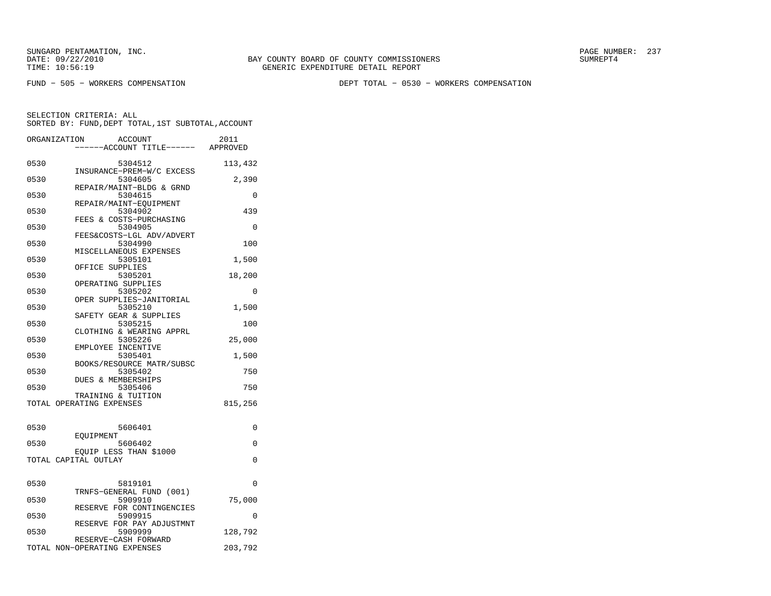SUNGARD PENTAMATION, INC.
DATE: 09/22/2010
TIME: 10:56:19

BAY COUNTY BOARD OF COUNTY COMMISSIONERS
GENERIC EXPENDITURE DETAIL REPORT

SUMREPT4

FUND − 505 − WORKERS COMPENSATION

DEPT TOTAL − 0530 − WORKERS COMPENSATION

SELECTION CRITERIA: ALL
SORTED BY: FUND,DEPT TOTAL,1ST SUBTOTAL,ACCOUNT

| ORGANIZATION | ACCOUNT / ------ACCOUNT TITLE------ | 2011 APPROVED |
|---|---|---|
| 0530 | 5304512 INSURANCE−PREM−W/C EXCESS | 113,432 |
| 0530 | 5304605 REPAIR/MAINT−BLDG & GRND | 2,390 |
| 0530 | 5304615 REPAIR/MAINT−EQUIPMENT | 0 |
| 0530 | 5304902 FEES & COSTS−PURCHASING | 439 |
| 0530 | 5304905 FEES&COSTS−LGL ADV/ADVERT | 0 |
| 0530 | 5304990 MISCELLANEOUS EXPENSES | 100 |
| 0530 | 5305101 OFFICE SUPPLIES | 1,500 |
| 0530 | 5305201 OPERATING SUPPLIES | 18,200 |
| 0530 | 5305202 OPER SUPPLIES−JANITORIAL | 0 |
| 0530 | 5305210 SAFETY GEAR & SUPPLIES | 1,500 |
| 0530 | 5305215 CLOTHING & WEARING APPRL | 100 |
| 0530 | 5305226 EMPLOYEE INCENTIVE | 25,000 |
| 0530 | 5305401 BOOKS/RESOURCE MATR/SUBSC | 1,500 |
| 0530 | 5305402 DUES & MEMBERSHIPS | 750 |
| 0530 | 5305406 TRAINING & TUITION | 750 |
| TOTAL OPERATING EXPENSES | | 815,256 |
| 0530 | 5606401 EQUIPMENT | 0 |
| 0530 | 5606402 EQUIP LESS THAN $1000 | 0 |
| TOTAL CAPITAL OUTLAY | | 0 |
| 0530 | 5819101 TRNFS−GENERAL FUND (001) | 0 |
| 0530 | 5909910 RESERVE FOR CONTINGENCIES | 75,000 |
| 0530 | 5909915 RESERVE FOR PAY ADJUSTMNT | 0 |
| 0530 | 5909999 RESERVE−CASH FORWARD | 128,792 |
| TOTAL NON−OPERATING EXPENSES | | 203,792 |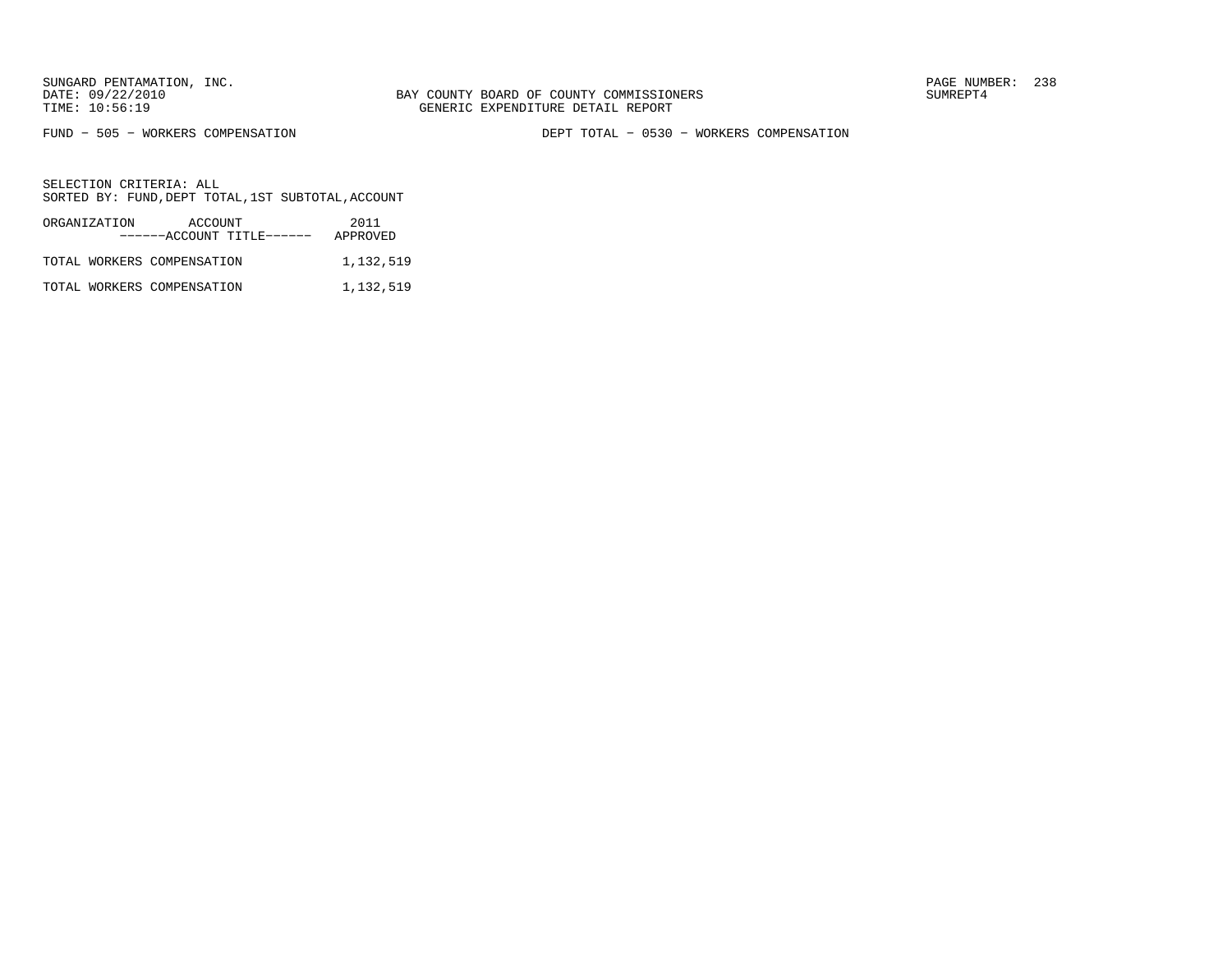SUNGARD PENTAMATION, INC.
DATE: 09/22/2010
TIME: 10:56:19

BAY COUNTY BOARD OF COUNTY COMMISSIONERS
GENERIC EXPENDITURE DETAIL REPORT

SUMREPT4

FUND − 505 − WORKERS COMPENSATION

DEPT TOTAL − 0530 − WORKERS COMPENSATION

SELECTION CRITERIA: ALL
SORTED BY: FUND,DEPT TOTAL,1ST SUBTOTAL,ACCOUNT

| ORGANIZATION ACCOUNT ------ACCOUNT TITLE------ | 2011 APPROVED |
|---|---|
| TOTAL WORKERS COMPENSATION | 1,132,519 |
| TOTAL WORKERS COMPENSATION | 1,132,519 |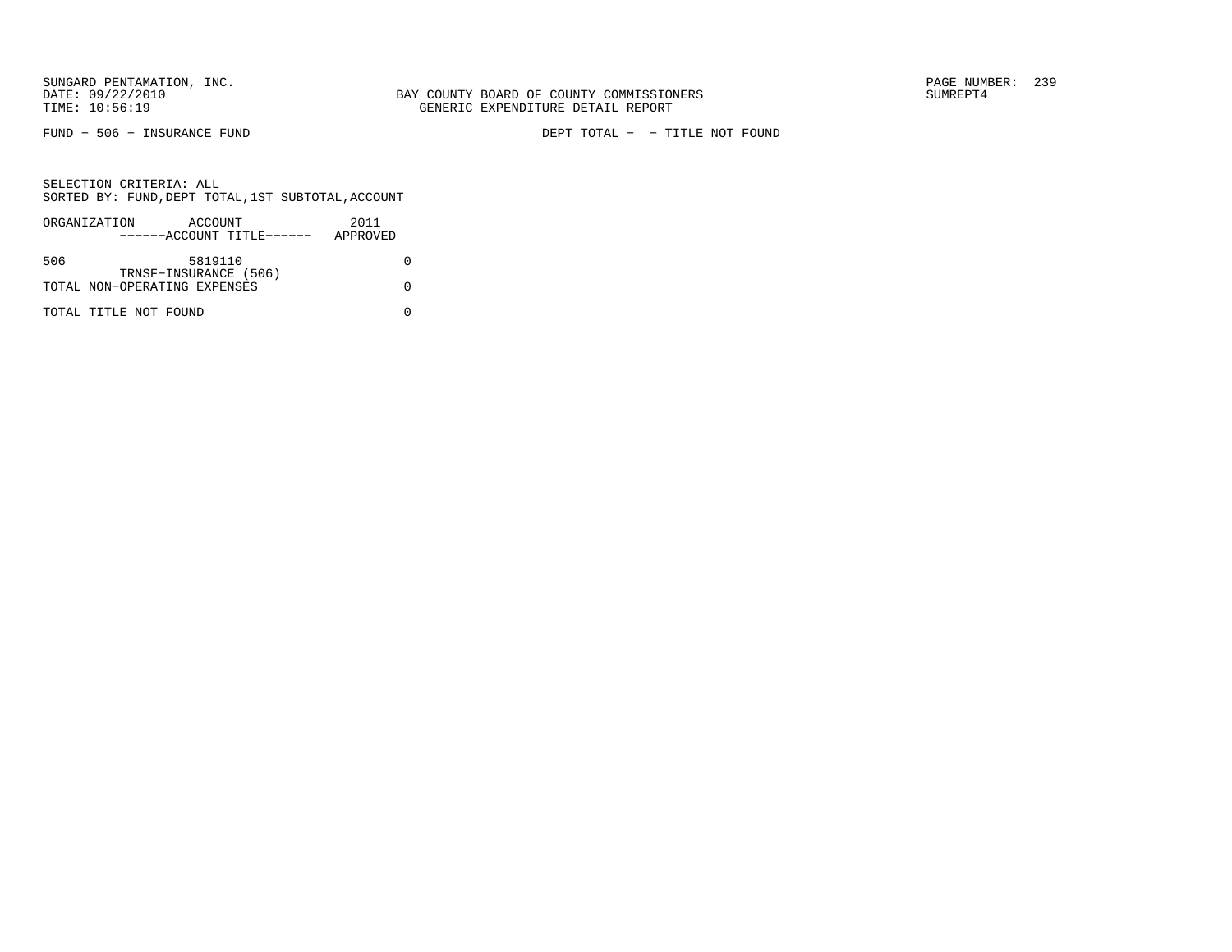FUND − 506 − INSURANCE FUND

DEPT TOTAL − − TITLE NOT FOUND

SELECTION CRITERIA: ALL
SORTED BY: FUND,DEPT TOTAL,1ST SUBTOTAL,ACCOUNT

| ORGANIZATION | ACCOUNT<br>------ACCOUNT TITLE------ | 2011<br>APPROVED |
|---|---|---|
| 506 | 5819110<br>TRNSF−INSURANCE (506) | 0 |
| TOTAL NON−OPERATING EXPENSES | | 0 |
| TOTAL TITLE NOT FOUND | | 0 |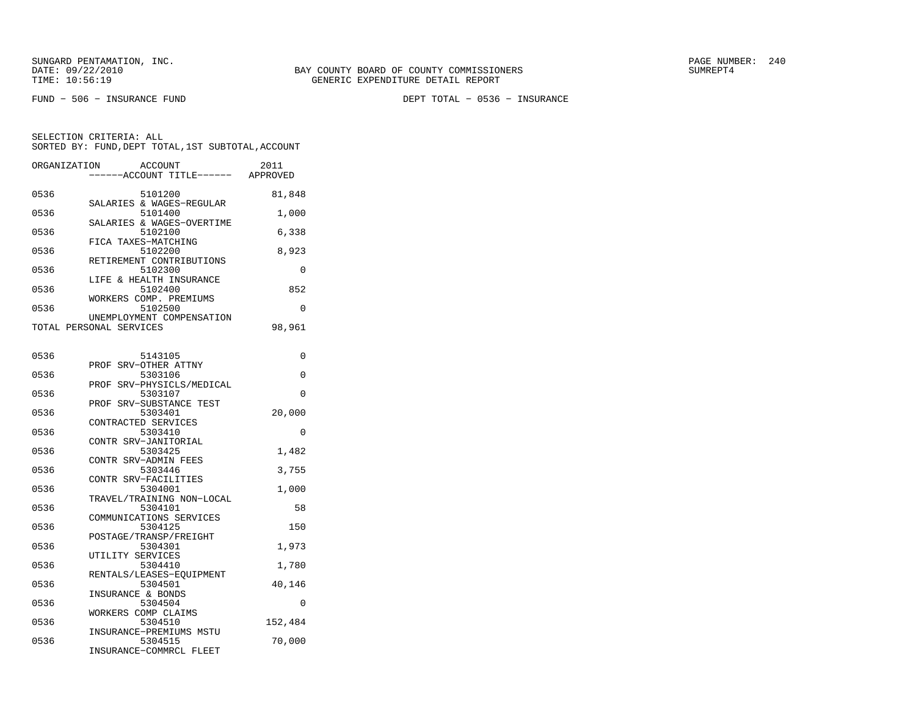SUNGARD PENTAMATION, INC.
DATE: 09/22/2010
TIME: 10:56:19

BAY COUNTY BOARD OF COUNTY COMMISSIONERS
GENERIC EXPENDITURE DETAIL REPORT

PAGE NUMBER: 240
SUMREPT4

FUND - 506 - INSURANCE FUND

DEPT TOTAL - 0536 - INSURANCE

SELECTION CRITERIA: ALL
SORTED BY: FUND,DEPT TOTAL,1ST SUBTOTAL,ACCOUNT

| ORGANIZATION | ACCOUNT / ------ACCOUNT TITLE------ | 2011 APPROVED |
|---|---|---|
| 0536 | 5101200 SALARIES & WAGES-REGULAR | 81,848 |
| 0536 | 5101400 SALARIES & WAGES-OVERTIME | 1,000 |
| 0536 | 5102100 FICA TAXES-MATCHING | 6,338 |
| 0536 | 5102200 RETIREMENT CONTRIBUTIONS | 8,923 |
| 0536 | 5102300 LIFE & HEALTH INSURANCE | 0 |
| 0536 | 5102400 WORKERS COMP. PREMIUMS | 852 |
| 0536 | 5102500 UNEMPLOYMENT COMPENSATION | 0 |
| TOTAL PERSONAL SERVICES | | 98,961 |
| | | |
| 0536 | 5143105 PROF SRV-OTHER ATTNY | 0 |
| 0536 | 5303106 PROF SRV-PHYSICLS/MEDICAL | 0 |
| 0536 | 5303107 PROF SRV-SUBSTANCE TEST | 0 |
| 0536 | 5303401 CONTRACTED SERVICES | 20,000 |
| 0536 | 5303410 CONTR SRV-JANITORIAL | 0 |
| 0536 | 5303425 CONTR SRV-ADMIN FEES | 1,482 |
| 0536 | 5303446 CONTR SRV-FACILITIES | 3,755 |
| 0536 | 5304001 TRAVEL/TRAINING NON-LOCAL | 1,000 |
| 0536 | 5304101 COMMUNICATIONS SERVICES | 58 |
| 0536 | 5304125 POSTAGE/TRANSP/FREIGHT | 150 |
| 0536 | 5304301 UTILITY SERVICES | 1,973 |
| 0536 | 5304410 RENTALS/LEASES-EQUIPMENT | 1,780 |
| 0536 | 5304501 INSURANCE & BONDS | 40,146 |
| 0536 | 5304504 WORKERS COMP CLAIMS | 0 |
| 0536 | 5304510 INSURANCE-PREMIUMS MSTU | 152,484 |
| 0536 | 5304515 INSURANCE-COMMRCL FLEET | 70,000 |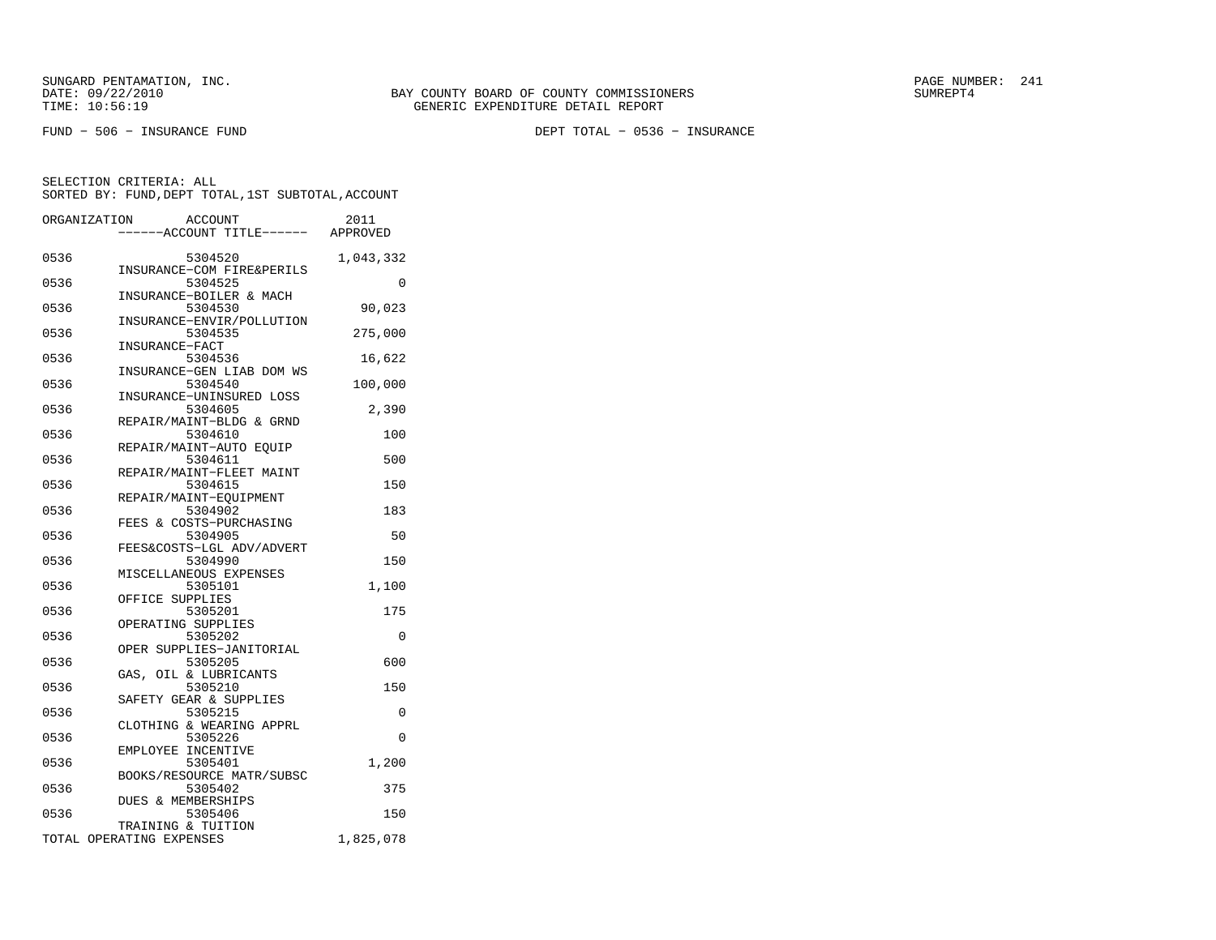SUNGARD PENTAMATION, INC.
DATE: 09/22/2010
TIME: 10:56:19

BAY COUNTY BOARD OF COUNTY COMMISSIONERS
GENERIC EXPENDITURE DETAIL REPORT

SUMREPT4

FUND − 506 − INSURANCE FUND

DEPT TOTAL − 0536 − INSURANCE

SELECTION CRITERIA: ALL
SORTED BY: FUND,DEPT TOTAL,1ST SUBTOTAL,ACCOUNT

| ORGANIZATION | ACCOUNT<br>------ACCOUNT TITLE------ | 2011<br>APPROVED |
|---|---|---|
| 0536 | 5304520<br>INSURANCE−COM FIRE&PERILS | 1,043,332 |
| 0536 | 5304525<br>INSURANCE−BOILER & MACH | 0 |
| 0536 | 5304530<br>INSURANCE−ENVIR/POLLUTION | 90,023 |
| 0536 | 5304535<br>INSURANCE−FACT | 275,000 |
| 0536 | 5304536<br>INSURANCE−GEN LIAB DOM WS | 16,622 |
| 0536 | 5304540<br>INSURANCE−UNINSURED LOSS | 100,000 |
| 0536 | 5304605<br>REPAIR/MAINT−BLDG & GRND | 2,390 |
| 0536 | 5304610<br>REPAIR/MAINT−AUTO EQUIP | 100 |
| 0536 | 5304611<br>REPAIR/MAINT−FLEET MAINT | 500 |
| 0536 | 5304615<br>REPAIR/MAINT−EQUIPMENT | 150 |
| 0536 | 5304902<br>FEES & COSTS−PURCHASING | 183 |
| 0536 | 5304905<br>FEES&COSTS−LGL ADV/ADVERT | 50 |
| 0536 | 5304990<br>MISCELLANEOUS EXPENSES | 150 |
| 0536 | 5305101<br>OFFICE SUPPLIES | 1,100 |
| 0536 | 5305201<br>OPERATING SUPPLIES | 175 |
| 0536 | 5305202<br>OPER SUPPLIES−JANITORIAL | 0 |
| 0536 | 5305205<br>GAS, OIL & LUBRICANTS | 600 |
| 0536 | 5305210<br>SAFETY GEAR & SUPPLIES | 150 |
| 0536 | 5305215<br>CLOTHING & WEARING APPRL | 0 |
| 0536 | 5305226<br>EMPLOYEE INCENTIVE | 0 |
| 0536 | 5305401<br>BOOKS/RESOURCE MATR/SUBSC | 1,200 |
| 0536 | 5305402<br>DUES & MEMBERSHIPS | 375 |
| 0536 | 5305406<br>TRAINING & TUITION | 150 |
| TOTAL OPERATING EXPENSES | | 1,825,078 |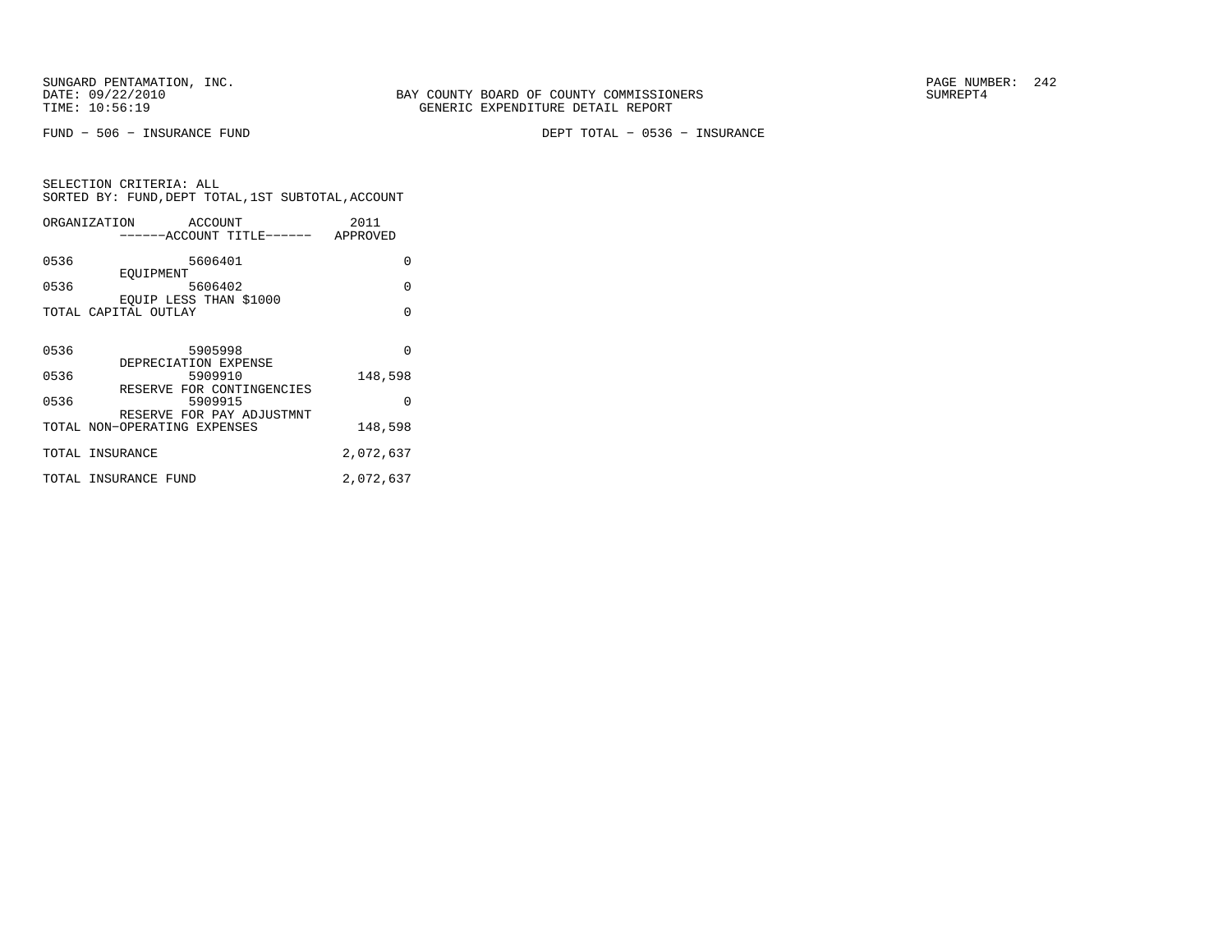FUND − 506 − INSURANCE FUND

DEPT TOTAL − 0536 − INSURANCE

SELECTION CRITERIA: ALL
SORTED BY: FUND,DEPT TOTAL,1ST SUBTOTAL,ACCOUNT

| ORGANIZATION | ACCOUNT / ------ACCOUNT TITLE------ | 2011 APPROVED |
|---|---|---|
| 0536 | 5606401 EQUIPMENT | 0 |
| 0536 | 5606402 EQUIP LESS THAN $1000 | 0 |
| TOTAL CAPITAL OUTLAY | | 0 |
| 0536 | 5905998 DEPRECIATION EXPENSE | 0 |
| 0536 | 5909910 RESERVE FOR CONTINGENCIES | 148,598 |
| 0536 | 5909915 RESERVE FOR PAY ADJUSTMNT | 0 |
| TOTAL NON−OPERATING EXPENSES | | 148,598 |
| TOTAL INSURANCE | | 2,072,637 |
| TOTAL INSURANCE FUND | | 2,072,637 |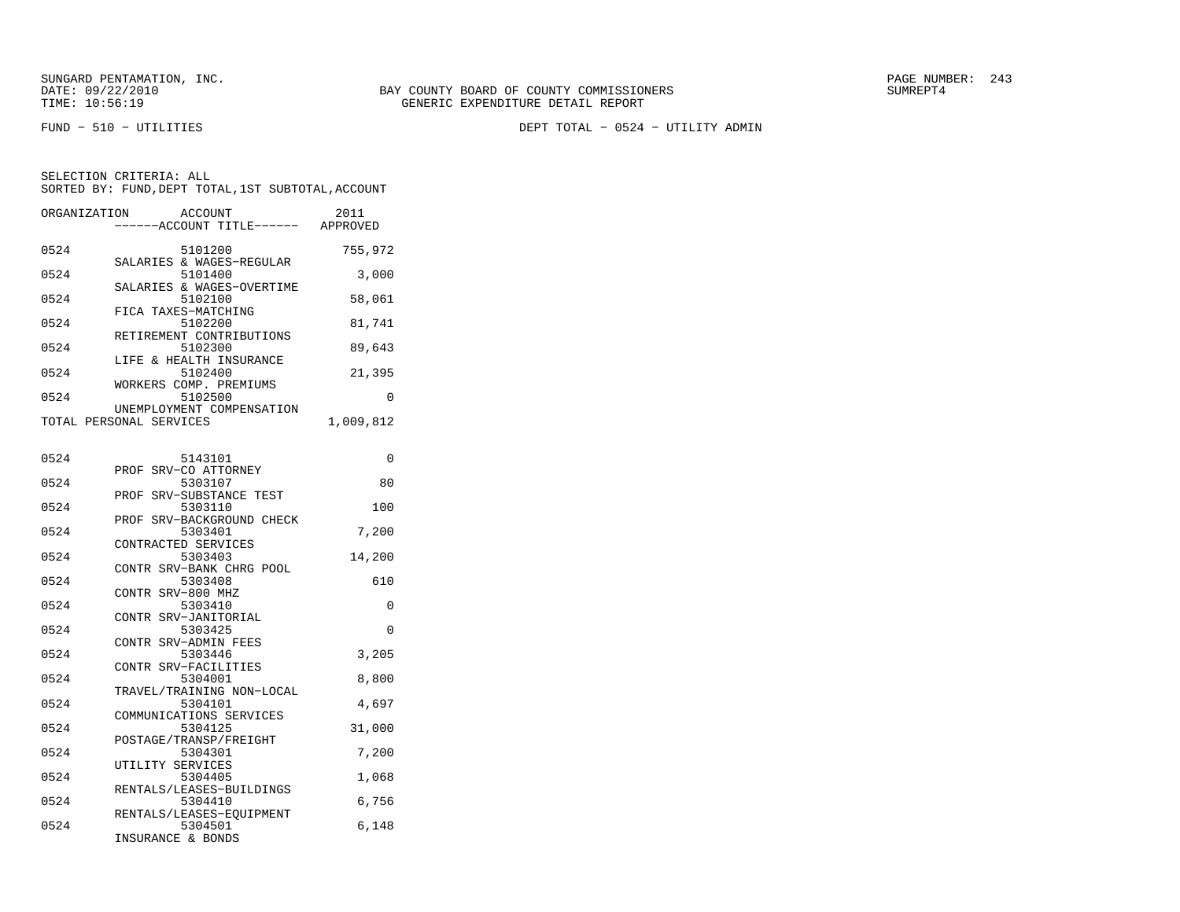SUNGARD PENTAMATION, INC.
DATE: 09/22/2010
TIME: 10:56:19

BAY COUNTY BOARD OF COUNTY COMMISSIONERS
GENERIC EXPENDITURE DETAIL REPORT

SUMREPT4

FUND − 510 − UTILITIES

DEPT TOTAL − 0524 − UTILITY ADMIN

SELECTION CRITERIA: ALL
SORTED BY: FUND,DEPT TOTAL,1ST SUBTOTAL,ACCOUNT

| ORGANIZATION | ACCOUNT / ACCOUNT TITLE | 2011 APPROVED |
|---|---|---|
| 0524 | 5101200 SALARIES & WAGES−REGULAR | 755,972 |
| 0524 | 5101400 SALARIES & WAGES−OVERTIME | 3,000 |
| 0524 | 5102100 FICA TAXES−MATCHING | 58,061 |
| 0524 | 5102200 RETIREMENT CONTRIBUTIONS | 81,741 |
| 0524 | 5102300 LIFE & HEALTH INSURANCE | 89,643 |
| 0524 | 5102400 WORKERS COMP. PREMIUMS | 21,395 |
| 0524 | 5102500 UNEMPLOYMENT COMPENSATION | 0 |
| TOTAL PERSONAL SERVICES | | 1,009,812 |

| ORGANIZATION | ACCOUNT / ACCOUNT TITLE | 2011 APPROVED |
|---|---|---|
| 0524 | 5143101 PROF SRV−CO ATTORNEY | 0 |
| 0524 | 5303107 PROF SRV−SUBSTANCE TEST | 80 |
| 0524 | 5303110 PROF SRV−BACKGROUND CHECK | 100 |
| 0524 | 5303401 CONTRACTED SERVICES | 7,200 |
| 0524 | 5303403 CONTR SRV−BANK CHRG POOL | 14,200 |
| 0524 | 5303408 CONTR SRV−800 MHZ | 610 |
| 0524 | 5303410 CONTR SRV−JANITORIAL | 0 |
| 0524 | 5303425 CONTR SRV−ADMIN FEES | 0 |
| 0524 | 5303446 CONTR SRV−FACILITIES | 3,205 |
| 0524 | 5304001 TRAVEL/TRAINING NON−LOCAL | 8,800 |
| 0524 | 5304101 COMMUNICATIONS SERVICES | 4,697 |
| 0524 | 5304125 POSTAGE/TRANSP/FREIGHT | 31,000 |
| 0524 | 5304301 UTILITY SERVICES | 7,200 |
| 0524 | 5304405 RENTALS/LEASES−BUILDINGS | 1,068 |
| 0524 | 5304410 RENTALS/LEASES−EQUIPMENT | 6,756 |
| 0524 | 5304501 INSURANCE & BONDS | 6,148 |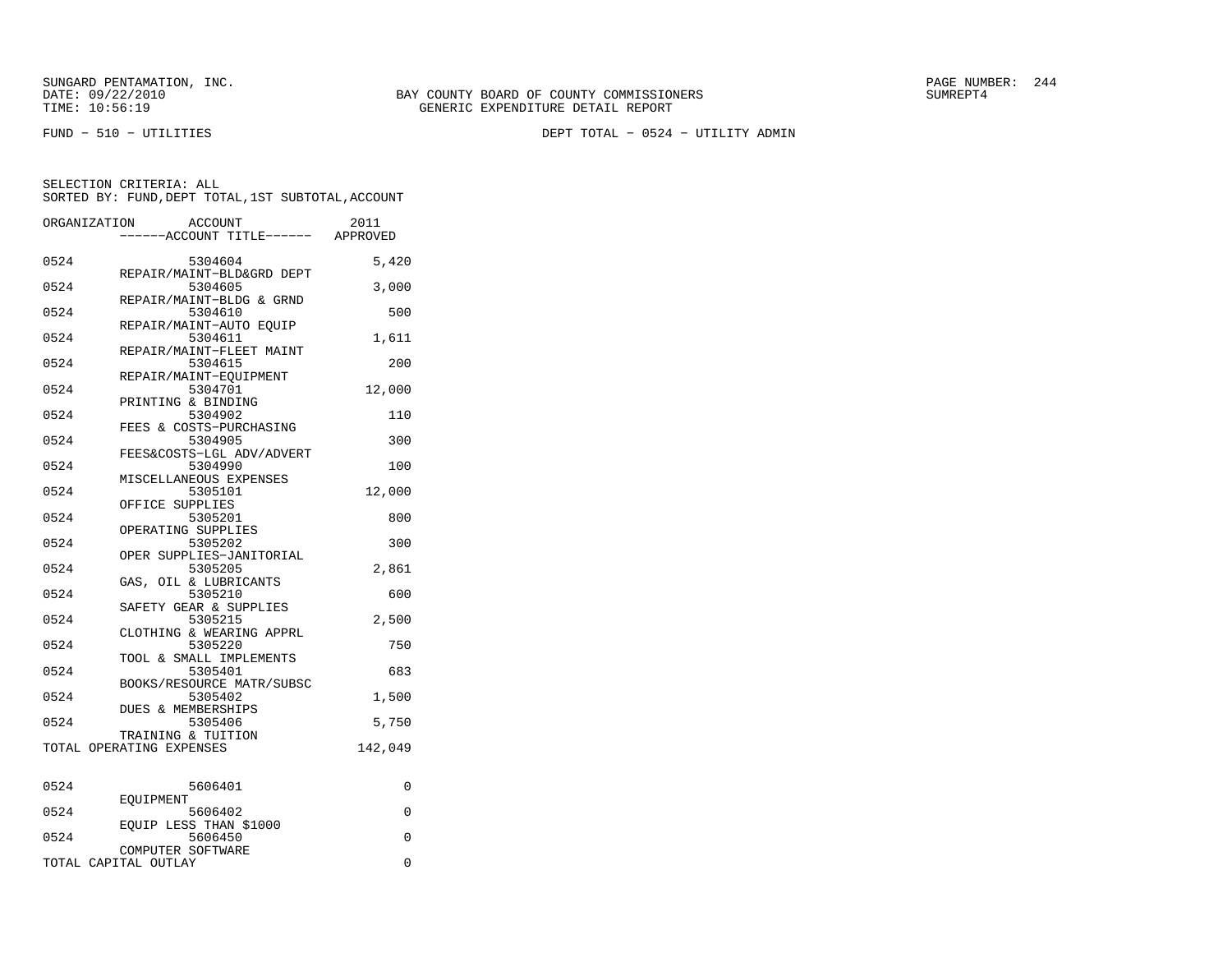SUNGARD PENTAMATION, INC.
DATE: 09/22/2010
TIME: 10:56:19

BAY COUNTY BOARD OF COUNTY COMMISSIONERS
GENERIC EXPENDITURE DETAIL REPORT

PAGE NUMBER: 244
SUMREPT4

FUND − 510 − UTILITIES

DEPT TOTAL − 0524 − UTILITY ADMIN

SELECTION CRITERIA: ALL
SORTED BY: FUND,DEPT TOTAL,1ST SUBTOTAL,ACCOUNT

| ORGANIZATION | ACCOUNT / ------ACCOUNT TITLE------ | 2011 APPROVED |
|---|---|---|
| 0524 | 5304604 REPAIR/MAINT−BLD&GRD DEPT | 5,420 |
| 0524 | 5304605 REPAIR/MAINT−BLDG & GRND | 3,000 |
| 0524 | 5304610 REPAIR/MAINT−AUTO EQUIP | 500 |
| 0524 | 5304611 REPAIR/MAINT−FLEET MAINT | 1,611 |
| 0524 | 5304615 REPAIR/MAINT−EQUIPMENT | 200 |
| 0524 | 5304701 PRINTING & BINDING | 12,000 |
| 0524 | 5304902 FEES & COSTS−PURCHASING | 110 |
| 0524 | 5304905 FEES&COSTS−LGL ADV/ADVERT | 300 |
| 0524 | 5304990 MISCELLANEOUS EXPENSES | 100 |
| 0524 | 5305101 OFFICE SUPPLIES | 12,000 |
| 0524 | 5305201 OPERATING SUPPLIES | 800 |
| 0524 | 5305202 OPER SUPPLIES−JANITORIAL | 300 |
| 0524 | 5305205 GAS, OIL & LUBRICANTS | 2,861 |
| 0524 | 5305210 SAFETY GEAR & SUPPLIES | 600 |
| 0524 | 5305215 CLOTHING & WEARING APPRL | 2,500 |
| 0524 | 5305220 TOOL & SMALL IMPLEMENTS | 750 |
| 0524 | 5305401 BOOKS/RESOURCE MATR/SUBSC | 683 |
| 0524 | 5305402 DUES & MEMBERSHIPS | 1,500 |
| 0524 | 5305406 TRAINING & TUITION | 5,750 |
| TOTAL OPERATING EXPENSES | | 142,049 |
| 0524 | 5606401 EQUIPMENT | 0 |
| 0524 | 5606402 EQUIP LESS THAN $1000 | 0 |
| 0524 | 5606450 COMPUTER SOFTWARE | 0 |
| TOTAL CAPITAL OUTLAY | | 0 |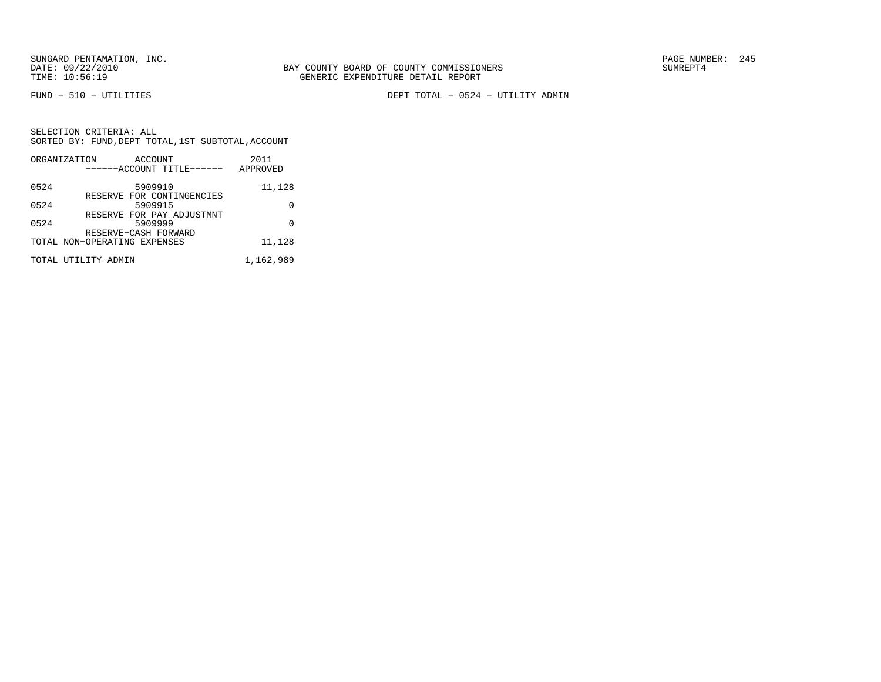FUND − 510 − UTILITIES

DEPT TOTAL − 0524 − UTILITY ADMIN

SELECTION CRITERIA: ALL
SORTED BY: FUND,DEPT TOTAL,1ST SUBTOTAL,ACCOUNT

| ORGANIZATION | ACCOUNT<br>------ACCOUNT TITLE------ | 2011<br>APPROVED |
|---|---|---|
| 0524 | 5909910<br>RESERVE FOR CONTINGENCIES | 11,128 |
| 0524 | 5909915<br>RESERVE FOR PAY ADJUSTMNT | 0 |
| 0524 | 5909999<br>RESERVE−CASH FORWARD | 0 |
| TOTAL NON−OPERATING EXPENSES | | 11,128 |
| TOTAL UTILITY ADMIN | | 1,162,989 |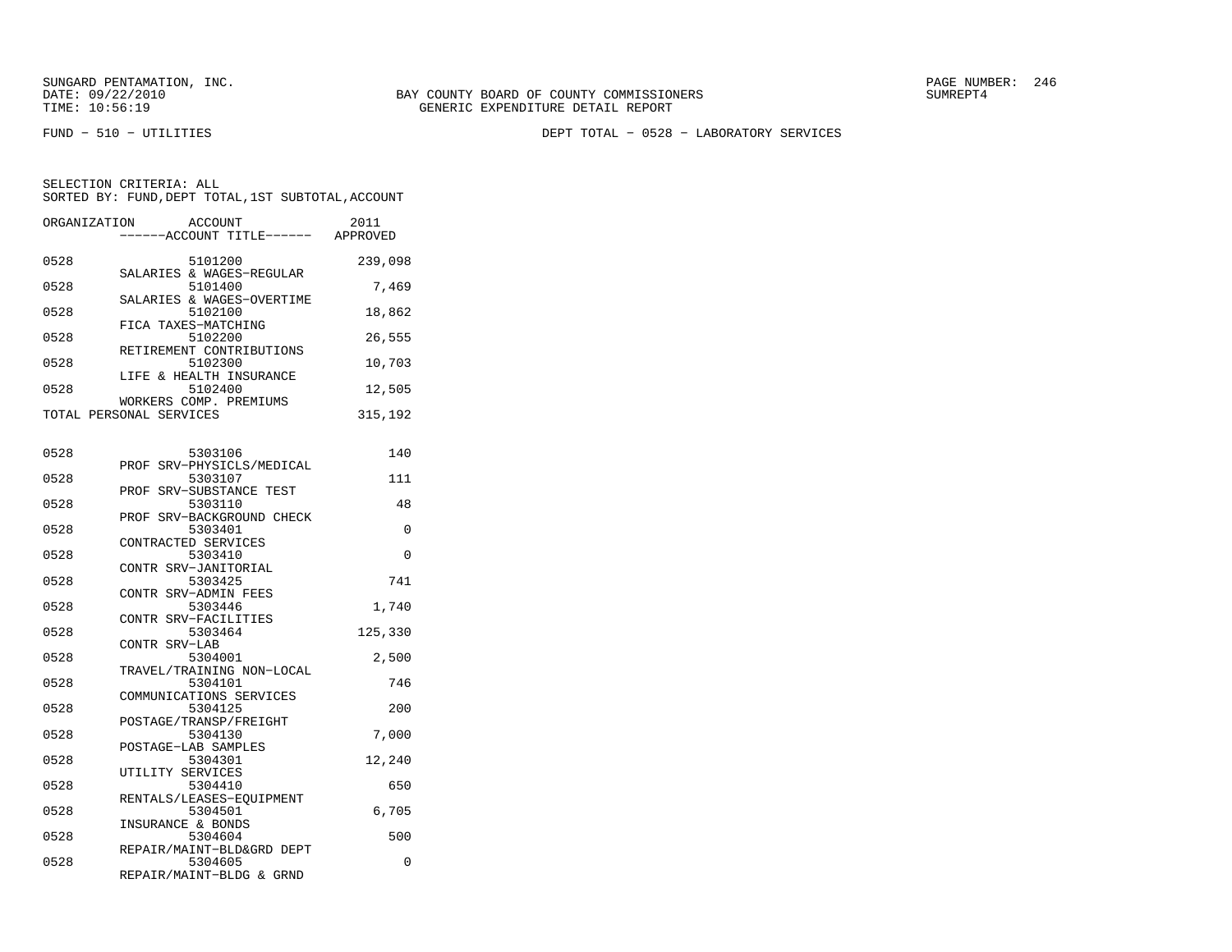SUNGARD PENTAMATION, INC.
DATE: 09/22/2010
TIME: 10:56:19

BAY COUNTY BOARD OF COUNTY COMMISSIONERS
GENERIC EXPENDITURE DETAIL REPORT

SUMREPT4

FUND - 510 - UTILITIES

DEPT TOTAL - 0528 - LABORATORY SERVICES

SELECTION CRITERIA: ALL
SORTED BY: FUND,DEPT TOTAL,1ST SUBTOTAL,ACCOUNT

| ORGANIZATION | ACCOUNT ------ACCOUNT TITLE------ | 2011 APPROVED |
|---|---|---|
| 0528 | 5101200 SALARIES & WAGES-REGULAR | 239,098 |
| 0528 | 5101400 SALARIES & WAGES-OVERTIME | 7,469 |
| 0528 | 5102100 FICA TAXES-MATCHING | 18,862 |
| 0528 | 5102200 RETIREMENT CONTRIBUTIONS | 26,555 |
| 0528 | 5102300 LIFE & HEALTH INSURANCE | 10,703 |
| 0528 | 5102400 WORKERS COMP. PREMIUMS | 12,505 |
| TOTAL PERSONAL SERVICES | | 315,192 |
| 0528 | 5303106 PROF SRV-PHYSICLS/MEDICAL | 140 |
| 0528 | 5303107 PROF SRV-SUBSTANCE TEST | 111 |
| 0528 | 5303110 PROF SRV-BACKGROUND CHECK | 48 |
| 0528 | 5303401 CONTRACTED SERVICES | 0 |
| 0528 | 5303410 CONTR SRV-JANITORIAL | 0 |
| 0528 | 5303425 CONTR SRV-ADMIN FEES | 741 |
| 0528 | 5303446 CONTR SRV-FACILITIES | 1,740 |
| 0528 | 5303464 CONTR SRV-LAB | 125,330 |
| 0528 | 5304001 TRAVEL/TRAINING NON-LOCAL | 2,500 |
| 0528 | 5304101 COMMUNICATIONS SERVICES | 746 |
| 0528 | 5304125 POSTAGE/TRANSP/FREIGHT | 200 |
| 0528 | 5304130 POSTAGE-LAB SAMPLES | 7,000 |
| 0528 | 5304301 UTILITY SERVICES | 12,240 |
| 0528 | 5304410 RENTALS/LEASES-EQUIPMENT | 650 |
| 0528 | 5304501 INSURANCE & BONDS | 6,705 |
| 0528 | 5304604 REPAIR/MAINT-BLD&GRD DEPT | 500 |
| 0528 | 5304605 REPAIR/MAINT-BLDG & GRND | 0 |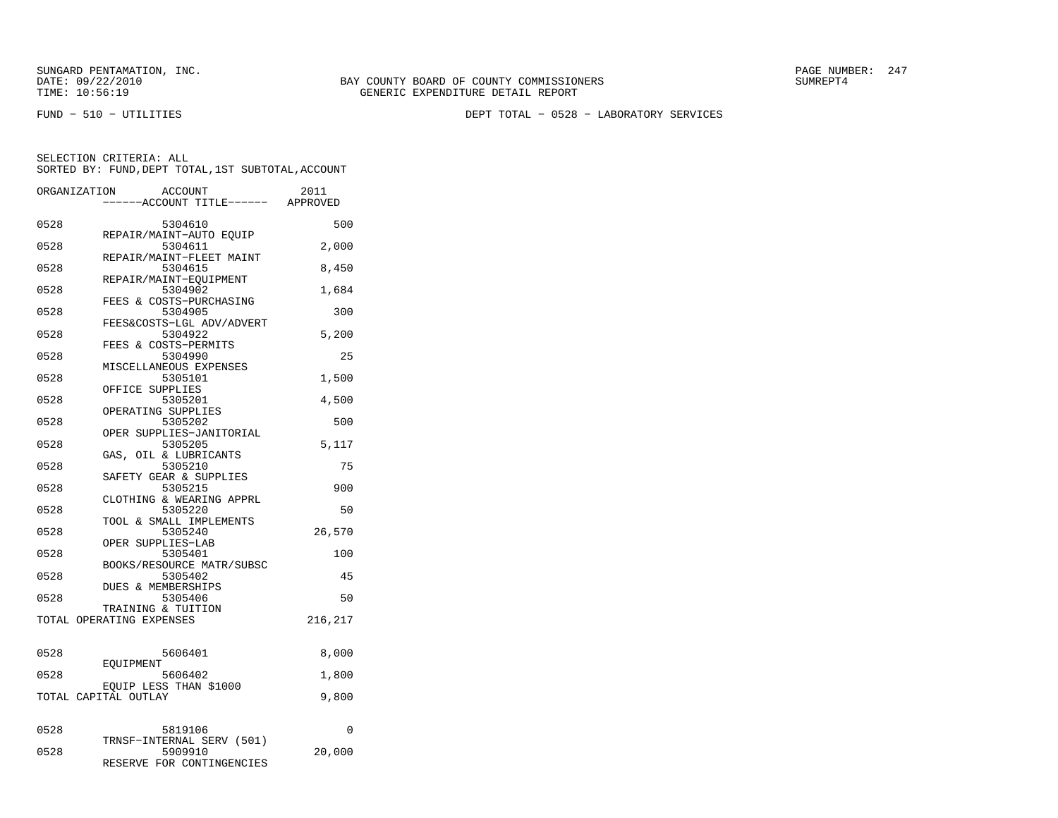SUNGARD PENTAMATION, INC.
DATE: 09/22/2010
TIME: 10:56:19

BAY COUNTY BOARD OF COUNTY COMMISSIONERS
GENERIC EXPENDITURE DETAIL REPORT

SUMREPT4

FUND − 510 − UTILITIES

DEPT TOTAL − 0528 − LABORATORY SERVICES

SELECTION CRITERIA: ALL
SORTED BY: FUND,DEPT TOTAL,1ST SUBTOTAL,ACCOUNT

| ORGANIZATION | ACCOUNT / ------ACCOUNT TITLE------ | 2011 APPROVED |
|---|---|---|
| 0528 | 5304610 REPAIR/MAINT−AUTO EQUIP | 500 |
| 0528 | 5304611 REPAIR/MAINT−FLEET MAINT | 2,000 |
| 0528 | 5304615 REPAIR/MAINT−EQUIPMENT | 8,450 |
| 0528 | 5304902 FEES & COSTS−PURCHASING | 1,684 |
| 0528 | 5304905 FEES&COSTS−LGL ADV/ADVERT | 300 |
| 0528 | 5304922 FEES & COSTS−PERMITS | 5,200 |
| 0528 | 5304990 MISCELLANEOUS EXPENSES | 25 |
| 0528 | 5305101 OFFICE SUPPLIES | 1,500 |
| 0528 | 5305201 OPERATING SUPPLIES | 4,500 |
| 0528 | 5305202 OPER SUPPLIES−JANITORIAL | 500 |
| 0528 | 5305205 GAS, OIL & LUBRICANTS | 5,117 |
| 0528 | 5305210 SAFETY GEAR & SUPPLIES | 75 |
| 0528 | 5305215 CLOTHING & WEARING APPRL | 900 |
| 0528 | 5305220 TOOL & SMALL IMPLEMENTS | 50 |
| 0528 | 5305240 OPER SUPPLIES−LAB | 26,570 |
| 0528 | 5305401 BOOKS/RESOURCE MATR/SUBSC | 100 |
| 0528 | 5305402 DUES & MEMBERSHIPS | 45 |
| 0528 | 5305406 TRAINING & TUITION | 50 |
| TOTAL OPERATING EXPENSES | | 216,217 |
| | | |
| 0528 | 5606401 EQUIPMENT | 8,000 |
| 0528 | 5606402 EQUIP LESS THAN $1000 | 1,800 |
| TOTAL CAPITAL OUTLAY | | 9,800 |
| | | |
| 0528 | 5819106 TRNSF−INTERNAL SERV (501) | 0 |
| 0528 | 5909910 RESERVE FOR CONTINGENCIES | 20,000 |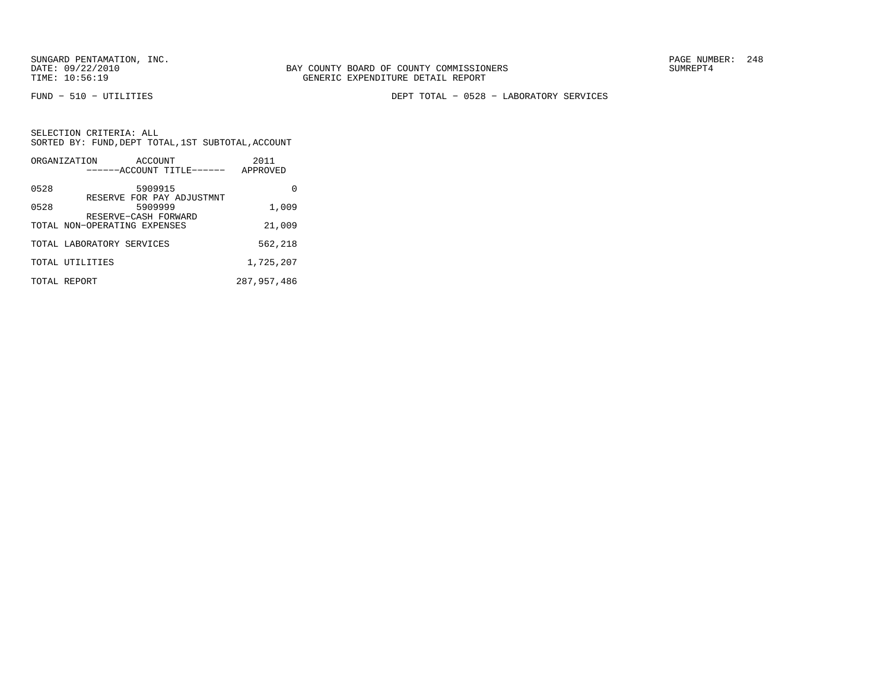FUND − 510 − UTILITIES

DEPT TOTAL − 0528 − LABORATORY SERVICES

SELECTION CRITERIA: ALL
SORTED BY: FUND,DEPT TOTAL,1ST SUBTOTAL,ACCOUNT

| ORGANIZATION | ACCOUNT<br>------ACCOUNT TITLE------ | 2011<br>APPROVED |
|---|---|---|
| 0528 | 5909915<br>RESERVE FOR PAY ADJUSTMNT | 0 |
| 0528 | 5909999<br>RESERVE−CASH FORWARD | 1,009 |
| TOTAL NON−OPERATING EXPENSES | | 21,009 |
| TOTAL LABORATORY SERVICES | | 562,218 |
| TOTAL UTILITIES | | 1,725,207 |
| TOTAL REPORT | | 287,957,486 |